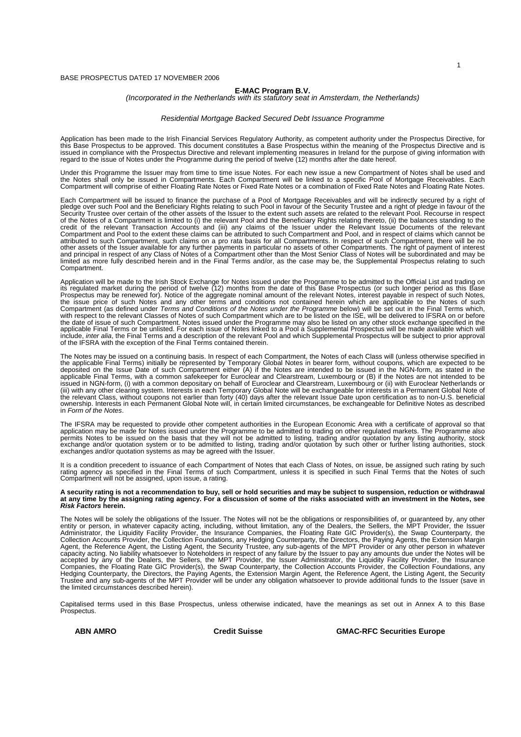BASE PROSPECTUS DATED 17 NOVEMBER 2006

# E-MAC Program B.V.

*(Incorporated in the Netherlands with its statutory seat in Amsterdam, the Netherlands)*

*Residential Mortgage Backed Secured Debt Issuance Programme*

Application has been made to the Irish Financial Services Regulatory Authority, as competent authority under the Prospectus Directive, for this Base Prospectus to be approved. This document constitutes a Base Prospectus within the meaning of the Prospectus Directive and is issued in compliance with the Prospectus Directive and relevant implementing measures in Ireland for the purpose of giving information with regard to the issue of Notes under the Programme during the period of twelve (12) months after the date hereof.

Under this Programme the Issuer may from time to time issue Notes. For each new issue a new Compartment of Notes shall be used and the Notes shall only be issued in Compartments. Each Compartment will be linked to a specific Pool of Mortgage Receivables. Each Compartment will comprise of either Floating Rate Notes or Fixed Rate Notes or a combination of Fixed Rate Notes and Floating Rate Notes.

Each Compartment will be issued to finance the purchase of a Pool of Mortgage Receivables and will be indirectly secured by a right of pledge over such Pool and the Beneficiary Rights relating to such Pool in favour of the Security Trustee and a right of pledge in favour of the Security Trustee over certain of the other assets of the Issuer to the extent such assets are related to the relevant Pool. Recourse in respect of the Notes of a Compartment is limited to (i) the relevant Pool and the Beneficiary Rights relating thereto, (ii) the balances standing to the credit of the relevant Transaction Accounts and (iii) any claims of the Issuer under the Relevant Issue Documents of the relevant Compartment and Pool to the extent these claims can be attributed to such Compartment and Pool, and in respect of claims which cannot be attributed to such Compartment, such claims on a pro rata basis for all Compartments. In respect of such Compartment, there will be no other assets of the Issuer available for any further payments in particular no assets of other Compartments. The right of payment of interest and principal in respect of any Class of Notes of a Compartment other than the Most Senior Class of Notes will be subordinated and may be limited as more fully described herein and in the Final Terms and/or, as the case may be, the Supplemental Prospectus relating to such Compartment.

Application will be made to the Irish Stock Exchange for Notes issued under the Programme to be admitted to the Official List and trading on its regulated market during the period of twelve (12) months from the date of this Base Prospectus (or such longer period as this Base Prospectus may be renewed for). Notice of the aggregate nominal amount of the relevant Notes, interest payable in respect of such Notes, the issue price of such Notes and any other terms and conditions not contained herein which are applicable to the Notes of such Compartment (as defined under *Terms and Conditions of the Notes under the Programme* below) will be set out in the Final Terms which, with respect to the relevant Classes of Notes of such Compartment which are to be listed on the ISE, will be delivered to IFSRA on or before the date of issue of such Compartment. Notes issued under the Programme may also be listed on any other stock exchange specified in the applicable Final Terms or be unlisted. For each issue of Notes linked to a Pool a Supplemental Prospectus will be made available which will include, *inter alia*, the Final Terms and a description of the relevant Pool and which Supplemental Prospectus will be subject to prior approval of the IFSRA with the exception of the Final Terms contained therein.

The Notes may be issued on a continuing basis. In respect of each Compartment, the Notes of each Class will (unless otherwise specified in the applicable Final Terms) initially be represented by Temporary Global Notes in bearer form, without coupons, which are expected to be deposited on the Issue Date of such Compartment either (A) if the Notes are intended to be issued in the NGN-form, as stated in the applicable Final Terms, with a common safekeeper for Euroclear and Clearstream, Luxembourg or (B) if the Notes are not intended to be issued in NGN-form, (i) with a common depositary on behalf of Euroclear and Clearstream, Luxembourg or (ii) with Euroclear Netherlands or (iii) with any other clearing system. Interests in each Temporary Global Note will be exchangeable for interests in a Permanent Global Note of the relevant Class, without coupons not earlier than forty (40) days after the relevant Issue Date upon certification as to non-U.S. beneficial ownership. Interests in each Permanent Global Note will, in certain limited circumstances, be exchangeable for Definitive Notes as described in *Form of the Notes*.

The IFSRA may be requested to provide other competent authorities in the European Economic Area with a certificate of approval so that application may be made for Notes issued under the Programme to be admitted to trading on other regulated markets. The Programme also permits Notes to be issued on the basis that they will not be admitted to listing, trading and/or quotation by any listing authority, stock exchange and/or quotation system or to be admitted to listing, trading and/or quotation by such other or further listing authorities, stock exchanges and/or quotation systems as may be agreed with the Issuer.

It is a condition precedent to issuance of each Compartment of Notes that each Class of Notes, on issue, be assigned such rating by such rating agency as specified in the Final Terms of such Compartment, unless it is specified in such Final Terms that the Notes of such Compartment will not be assigned, upon issue, a rating.

**A security rating is not a recommendation to buy, sell or hold securities and may be subject to suspension, reduction or withdrawal at any time by the assigning rating agency. For a discussion of some of the risks associated with an investment in the Notes, see *Risk Factors* herein.**

The Notes will be solely the obligations of the Issuer. The Notes will not be the obligations or responsibilities of, or guaranteed by, any other entity or person, in whatever capacity acting, including, without limitation, any of the Dealers, the Sellers, the MPT Provider, the Issuer Administrator, the Liquidity Facility Provider, the Insurance Companies, the Floating Rate GIC Provider(s), the Swap Counterparty, the Collection Accounts Provider, the Collection Foundations, any Hedging Counterparty, the Directors, the Paying Agents, the Extension Margin Agent, the Reference Agent, the Listing Agent, the Security Trustee, any sub-agents of the MPT Provider or any other person in whatever capacity acting. No liability whatsoever to Noteholders in respect of any failure by the Issuer to pay any amounts due under the Notes will be accepted by any of the Dealers, the Sellers, the MPT Provider, the Issuer Administrator, the Liquidity Facility Provider, the Insurance Companies, the Floating Rate GIC Provider(s), the Swap Counterparty, the Collection Accounts Provider, the Collection Foundations, any Hedging Counterparty, the Directors, the Paying Agents, the Extension Margin Agent, the Reference Agent, the Listing Agent, the Security Trustee and any sub-agents of the MPT Provider will be under any obligation whatsoever to provide additional funds to the Issuer (save in the limited circumstances described herein).

Capitalised terms used in this Base Prospectus, unless otherwise indicated, have the meanings as set out in Annex A to this Base Prospectus.

**ABN AMRO** **Credit Suisse** **GMAC-RFC Securities Europe**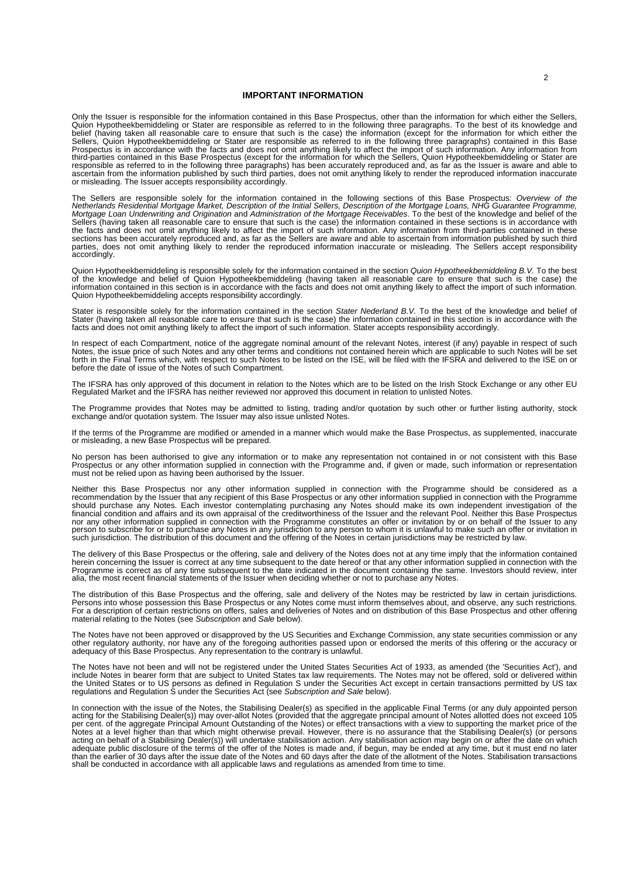## IMPORTANT INFORMATION

Only the Issuer is responsible for the information contained in this Base Prospectus, other than the information for which either the Sellers, Quion Hypotheekbemiddeling or Stater are responsible as referred to in the following three paragraphs. To the best of its knowledge and belief (having taken all reasonable care to ensure that such is the case) the information (except for the information for which either the Sellers, Quion Hypotheekbemiddeling or Stater are responsible as referred to in the following three paragraphs) contained in this Base Prospectus is in accordance with the facts and does not omit anything likely to affect the import of such information. Any information from third-parties contained in this Base Prospectus (except for the information for which the Sellers, Quion Hypotheekbemiddeling or Stater are responsible as referred to in the following three paragraphs) has been accurately reproduced and, as far as the Issuer is aware and able to ascertain from the information published by such third parties, does not omit anything likely to render the reproduced information inaccurate or misleading. The Issuer accepts responsibility accordingly.

The Sellers are responsible solely for the information contained in the following sections of this Base Prospectus: *Overview of the Netherlands Residential Mortgage Market, Description of the Initial Sellers, Description of the Mortgage Loans, NHG Guarantee Programme, Mortgage Loan Underwriting and Origination* and *Administration of the Mortgage Receivables*. To the best of the knowledge and belief of the Sellers (having taken all reasonable care to ensure that such is the case) the information contained in these sections is in accordance with the facts and does not omit anything likely to affect the import of such information. Any information from third-parties contained in these sections has been accurately reproduced and, as far as the Sellers are aware and able to ascertain from information published by such third parties, does not omit anything likely to render the reproduced information inaccurate or misleading. The Sellers accept responsibility accordingly.

Quion Hypotheekbemiddeling is responsible solely for the information contained in the section *Quion Hypotheekbemiddeling B.V.* To the best of the knowledge and belief of Quion Hypotheekbemiddeling (having taken all reasonable care to ensure that such is the case) the information contained in this section is in accordance with the facts and does not omit anything likely to affect the import of such information. Quion Hypotheekbemiddeling accepts responsibility accordingly.

Stater is responsible solely for the information contained in the section *Stater Nederland B.V.* To the best of the knowledge and belief of Stater (having taken all reasonable care to ensure that such is the case) the information contained in this section is in accordance with the facts and does not omit anything likely to affect the import of such information. Stater accepts responsibility accordingly.

In respect of each Compartment, notice of the aggregate nominal amount of the relevant Notes, interest (if any) payable in respect of such Notes, the issue price of such Notes and any other terms and conditions not contained herein which are applicable to such Notes will be set forth in the Final Terms which, with respect to such Notes to be listed on the ISE, will be filed with the IFSRA and delivered to the ISE on or before the date of issue of the Notes of such Compartment.

The IFSRA has only approved of this document in relation to the Notes which are to be listed on the Irish Stock Exchange or any other EU Regulated Market and the IFSRA has neither reviewed nor approved this document in relation to unlisted Notes.

The Programme provides that Notes may be admitted to listing, trading and/or quotation by such other or further listing authority, stock exchange and/or quotation system. The Issuer may also issue unlisted Notes.

If the terms of the Programme are modified or amended in a manner which would make the Base Prospectus, as supplemented, inaccurate or misleading, a new Base Prospectus will be prepared.

No person has been authorised to give any information or to make any representation not contained in or not consistent with this Base Prospectus or any other information supplied in connection with the Programme and, if given or made, such information or representation must not be relied upon as having been authorised by the Issuer.

Neither this Base Prospectus nor any other information supplied in connection with the Programme should be considered as a recommendation by the Issuer that any recipient of this Base Prospectus or any other information supplied in connection with the Programme should purchase any Notes. Each investor contemplating purchasing any Notes should make its own independent investigation of the financial condition and affairs and its own appraisal of the creditworthiness of the Issuer and the relevant Pool. Neither this Base Prospectus nor any other information supplied in connection with the Programme constitutes an offer or invitation by or on behalf of the Issuer to any person to subscribe for or to purchase any Notes in any jurisdiction to any person to whom it is unlawful to make such an offer or invitation in such jurisdiction. The distribution of this document and the offering of the Notes in certain jurisdictions may be restricted by law.

The delivery of this Base Prospectus or the offering, sale and delivery of the Notes does not at any time imply that the information contained herein concerning the Issuer is correct at any time subsequent to the date hereof or that any other information supplied in connection with the Programme is correct as of any time subsequent to the date indicated in the document containing the same. Investors should review, inter alia, the most recent financial statements of the Issuer when deciding whether or not to purchase any Notes.

The distribution of this Base Prospectus and the offering, sale and delivery of the Notes may be restricted by law in certain jurisdictions. Persons into whose possession this Base Prospectus or any Notes come must inform themselves about, and observe, any such restrictions. For a description of certain restrictions on offers, sales and deliveries of Notes and on distribution of this Base Prospectus and other offering material relating to the Notes (see *Subscription* and *Sale* below).

The Notes have not been approved or disapproved by the US Securities and Exchange Commission, any state securities commission or any other regulatory authority, nor have any of the foregoing authorities passed upon or endorsed the merits of this offering or the accuracy or adequacy of this Base Prospectus. Any representation to the contrary is unlawful.

The Notes have not been and will not be registered under the United States Securities Act of 1933, as amended (the 'Securities Act'), and include Notes in bearer form that are subject to United States tax law requirements. The Notes may not be offered, sold or delivered within the United States or to US persons as defined in Regulation S under the Securities Act except in certain transactions permitted by US tax regulations and Regulation S under the Securities Act (see *Subscription and Sale* below).

In connection with the issue of the Notes, the Stabilising Dealer(s) as specified in the applicable Final Terms (or any duly appointed person acting for the Stabilising Dealer(s)) may over-allot Notes (provided that the aggregate principal amount of Notes allotted does not exceed 105 per cent. of the aggregate Principal Amount Outstanding of the Notes) or effect transactions with a view to supporting the market price of the Notes at a level higher than that which might otherwise prevail. However, there is no assurance that the Stabilising Dealer(s) (or persons acting on behalf of a Stabilising Dealer(s)) will undertake stabilisation action. Any stabilisation action may begin on or after the date on which adequate public disclosure of the terms of the offer of the Notes is made and, if begun, may be ended at any time, but it must end no later than the earlier of 30 days after the issue date of the Notes and 60 days after the date of the allotment of the Notes. Stabilisation transactions shall be conducted in accordance with all applicable laws and regulations as amended from time to time.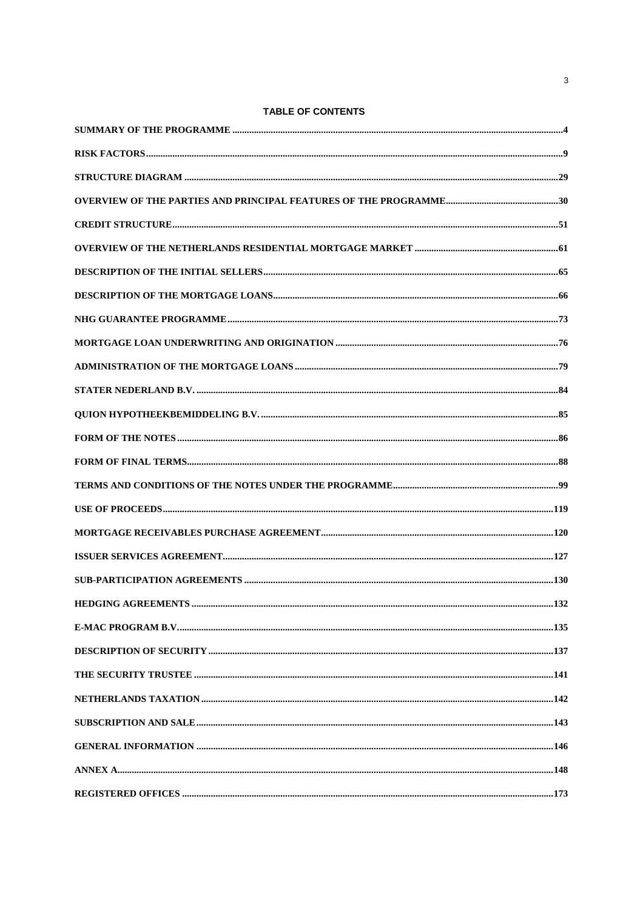# TABLE OF CONTENTS

| | |
|---|---|
| SUMMARY OF THE PROGRAMME | 4 |
| RISK FACTORS | 9 |
| STRUCTURE DIAGRAM | 29 |
| OVERVIEW OF THE PARTIES AND PRINCIPAL FEATURES OF THE PROGRAMME | 30 |
| CREDIT STRUCTURE | 51 |
| OVERVIEW OF THE NETHERLANDS RESIDENTIAL MORTGAGE MARKET | 61 |
| DESCRIPTION OF THE INITIAL SELLERS | 65 |
| DESCRIPTION OF THE MORTGAGE LOANS | 66 |
| NHG GUARANTEE PROGRAMME | 73 |
| MORTGAGE LOAN UNDERWRITING AND ORIGINATION | 76 |
| ADMINISTRATION OF THE MORTGAGE LOANS | 79 |
| STATER NEDERLAND B.V. | 84 |
| QUION HYPOTHEEKBEMIDDELING B.V. | 85 |
| FORM OF THE NOTES | 86 |
| FORM OF FINAL TERMS | 88 |
| TERMS AND CONDITIONS OF THE NOTES UNDER THE PROGRAMME | 99 |
| USE OF PROCEEDS | 119 |
| MORTGAGE RECEIVABLES PURCHASE AGREEMENT | 120 |
| ISSUER SERVICES AGREEMENT | 127 |
| SUB-PARTICIPATION AGREEMENTS | 130 |
| HEDGING AGREEMENTS | 132 |
| E-MAC PROGRAM B.V. | 135 |
| DESCRIPTION OF SECURITY | 137 |
| THE SECURITY TRUSTEE | 141 |
| NETHERLANDS TAXATION | 142 |
| SUBSCRIPTION AND SALE | 143 |
| GENERAL INFORMATION | 146 |
| ANNEX A | 148 |
| REGISTERED OFFICES | 173 |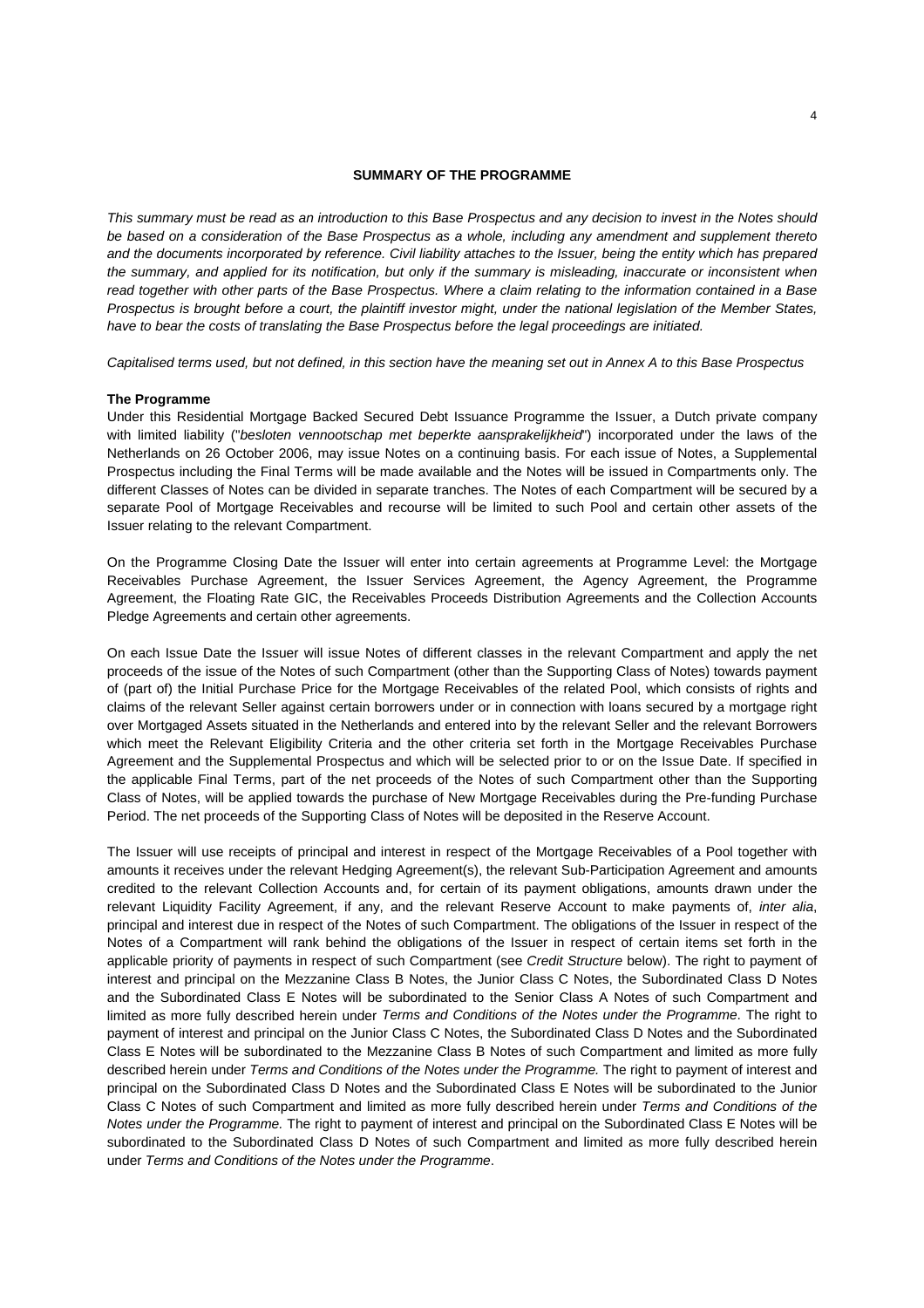## SUMMARY OF THE PROGRAMME

*This summary must be read as an introduction to this Base Prospectus and any decision to invest in the Notes should be based on a consideration of the Base Prospectus as a whole, including any amendment and supplement thereto and the documents incorporated by reference. Civil liability attaches to the Issuer, being the entity which has prepared the summary, and applied for its notification, but only if the summary is misleading, inaccurate or inconsistent when read together with other parts of the Base Prospectus. Where a claim relating to the information contained in a Base Prospectus is brought before a court, the plaintiff investor might, under the national legislation of the Member States, have to bear the costs of translating the Base Prospectus before the legal proceedings are initiated.*

*Capitalised terms used, but not defined, in this section have the meaning set out in Annex A to this Base Prospectus*

**The Programme**

Under this Residential Mortgage Backed Secured Debt Issuance Programme the Issuer, a Dutch private company with limited liability ("*besloten vennootschap met beperkte aansprakelijkheid*") incorporated under the laws of the Netherlands on 26 October 2006, may issue Notes on a continuing basis. For each issue of Notes, a Supplemental Prospectus including the Final Terms will be made available and the Notes will be issued in Compartments only. The different Classes of Notes can be divided in separate tranches. The Notes of each Compartment will be secured by a separate Pool of Mortgage Receivables and recourse will be limited to such Pool and certain other assets of the Issuer relating to the relevant Compartment.

On the Programme Closing Date the Issuer will enter into certain agreements at Programme Level: the Mortgage Receivables Purchase Agreement, the Issuer Services Agreement, the Agency Agreement, the Programme Agreement, the Floating Rate GIC, the Receivables Proceeds Distribution Agreements and the Collection Accounts Pledge Agreements and certain other agreements.

On each Issue Date the Issuer will issue Notes of different classes in the relevant Compartment and apply the net proceeds of the issue of the Notes of such Compartment (other than the Supporting Class of Notes) towards payment of (part of) the Initial Purchase Price for the Mortgage Receivables of the related Pool, which consists of rights and claims of the relevant Seller against certain borrowers under or in connection with loans secured by a mortgage right over Mortgaged Assets situated in the Netherlands and entered into by the relevant Seller and the relevant Borrowers which meet the Relevant Eligibility Criteria and the other criteria set forth in the Mortgage Receivables Purchase Agreement and the Supplemental Prospectus and which will be selected prior to or on the Issue Date. If specified in the applicable Final Terms, part of the net proceeds of the Notes of such Compartment other than the Supporting Class of Notes, will be applied towards the purchase of New Mortgage Receivables during the Pre-funding Purchase Period. The net proceeds of the Supporting Class of Notes will be deposited in the Reserve Account.

The Issuer will use receipts of principal and interest in respect of the Mortgage Receivables of a Pool together with amounts it receives under the relevant Hedging Agreement(s), the relevant Sub-Participation Agreement and amounts credited to the relevant Collection Accounts and, for certain of its payment obligations, amounts drawn under the relevant Liquidity Facility Agreement, if any, and the relevant Reserve Account to make payments of, *inter alia*, principal and interest due in respect of the Notes of such Compartment. The obligations of the Issuer in respect of the Notes of a Compartment will rank behind the obligations of the Issuer in respect of certain items set forth in the applicable priority of payments in respect of such Compartment (see *Credit Structure* below). The right to payment of interest and principal on the Mezzanine Class B Notes, the Junior Class C Notes, the Subordinated Class D Notes and the Subordinated Class E Notes will be subordinated to the Senior Class A Notes of such Compartment and limited as more fully described herein under *Terms and Conditions of the Notes under the Programme*. The right to payment of interest and principal on the Junior Class C Notes, the Subordinated Class D Notes and the Subordinated Class E Notes will be subordinated to the Mezzanine Class B Notes of such Compartment and limited as more fully described herein under *Terms and Conditions of the Notes under the Programme.* The right to payment of interest and principal on the Subordinated Class D Notes and the Subordinated Class E Notes will be subordinated to the Junior Class C Notes of such Compartment and limited as more fully described herein under *Terms and Conditions of the Notes under the Programme.* The right to payment of interest and principal on the Subordinated Class E Notes will be subordinated to the Subordinated Class D Notes of such Compartment and limited as more fully described herein under *Terms and Conditions of the Notes under the Programme*.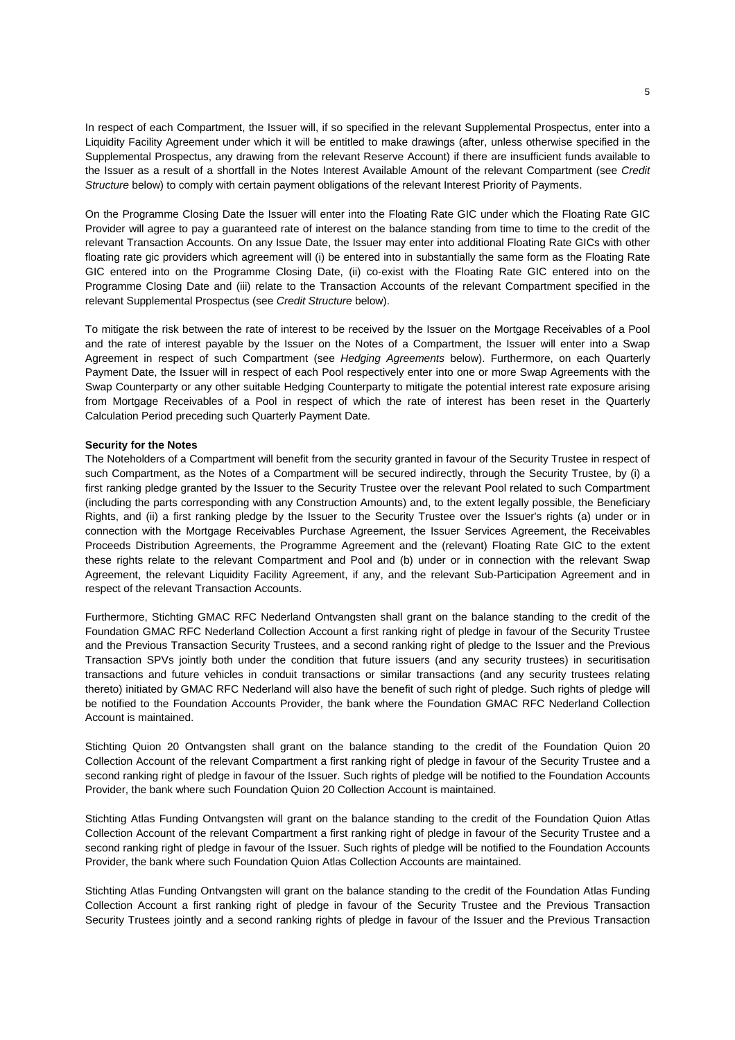In respect of each Compartment, the Issuer will, if so specified in the relevant Supplemental Prospectus, enter into a Liquidity Facility Agreement under which it will be entitled to make drawings (after, unless otherwise specified in the Supplemental Prospectus, any drawing from the relevant Reserve Account) if there are insufficient funds available to the Issuer as a result of a shortfall in the Notes Interest Available Amount of the relevant Compartment (see *Credit Structure* below) to comply with certain payment obligations of the relevant Interest Priority of Payments.

On the Programme Closing Date the Issuer will enter into the Floating Rate GIC under which the Floating Rate GIC Provider will agree to pay a guaranteed rate of interest on the balance standing from time to time to the credit of the relevant Transaction Accounts. On any Issue Date, the Issuer may enter into additional Floating Rate GICs with other floating rate gic providers which agreement will (i) be entered into in substantially the same form as the Floating Rate GIC entered into on the Programme Closing Date, (ii) co-exist with the Floating Rate GIC entered into on the Programme Closing Date and (iii) relate to the Transaction Accounts of the relevant Compartment specified in the relevant Supplemental Prospectus (see *Credit Structure* below).

To mitigate the risk between the rate of interest to be received by the Issuer on the Mortgage Receivables of a Pool and the rate of interest payable by the Issuer on the Notes of a Compartment, the Issuer will enter into a Swap Agreement in respect of such Compartment (see *Hedging Agreements* below). Furthermore, on each Quarterly Payment Date, the Issuer will in respect of each Pool respectively enter into one or more Swap Agreements with the Swap Counterparty or any other suitable Hedging Counterparty to mitigate the potential interest rate exposure arising from Mortgage Receivables of a Pool in respect of which the rate of interest has been reset in the Quarterly Calculation Period preceding such Quarterly Payment Date.

**Security for the Notes**

The Noteholders of a Compartment will benefit from the security granted in favour of the Security Trustee in respect of such Compartment, as the Notes of a Compartment will be secured indirectly, through the Security Trustee, by (i) a first ranking pledge granted by the Issuer to the Security Trustee over the relevant Pool related to such Compartment (including the parts corresponding with any Construction Amounts) and, to the extent legally possible, the Beneficiary Rights, and (ii) a first ranking pledge by the Issuer to the Security Trustee over the Issuer's rights (a) under or in connection with the Mortgage Receivables Purchase Agreement, the Issuer Services Agreement, the Receivables Proceeds Distribution Agreements, the Programme Agreement and the (relevant) Floating Rate GIC to the extent these rights relate to the relevant Compartment and Pool and (b) under or in connection with the relevant Swap Agreement, the relevant Liquidity Facility Agreement, if any, and the relevant Sub-Participation Agreement and in respect of the relevant Transaction Accounts.

Furthermore, Stichting GMAC RFC Nederland Ontvangsten shall grant on the balance standing to the credit of the Foundation GMAC RFC Nederland Collection Account a first ranking right of pledge in favour of the Security Trustee and the Previous Transaction Security Trustees, and a second ranking right of pledge to the Issuer and the Previous Transaction SPVs jointly both under the condition that future issuers (and any security trustees) in securitisation transactions and future vehicles in conduit transactions or similar transactions (and any security trustees relating thereto) initiated by GMAC RFC Nederland will also have the benefit of such right of pledge. Such rights of pledge will be notified to the Foundation Accounts Provider, the bank where the Foundation GMAC RFC Nederland Collection Account is maintained.

Stichting Quion 20 Ontvangsten shall grant on the balance standing to the credit of the Foundation Quion 20 Collection Account of the relevant Compartment a first ranking right of pledge in favour of the Security Trustee and a second ranking right of pledge in favour of the Issuer. Such rights of pledge will be notified to the Foundation Accounts Provider, the bank where such Foundation Quion 20 Collection Account is maintained.

Stichting Atlas Funding Ontvangsten will grant on the balance standing to the credit of the Foundation Quion Atlas Collection Account of the relevant Compartment a first ranking right of pledge in favour of the Security Trustee and a second ranking right of pledge in favour of the Issuer. Such rights of pledge will be notified to the Foundation Accounts Provider, the bank where such Foundation Quion Atlas Collection Accounts are maintained.

Stichting Atlas Funding Ontvangsten will grant on the balance standing to the credit of the Foundation Atlas Funding Collection Account a first ranking right of pledge in favour of the Security Trustee and the Previous Transaction Security Trustees jointly and a second ranking rights of pledge in favour of the Issuer and the Previous Transaction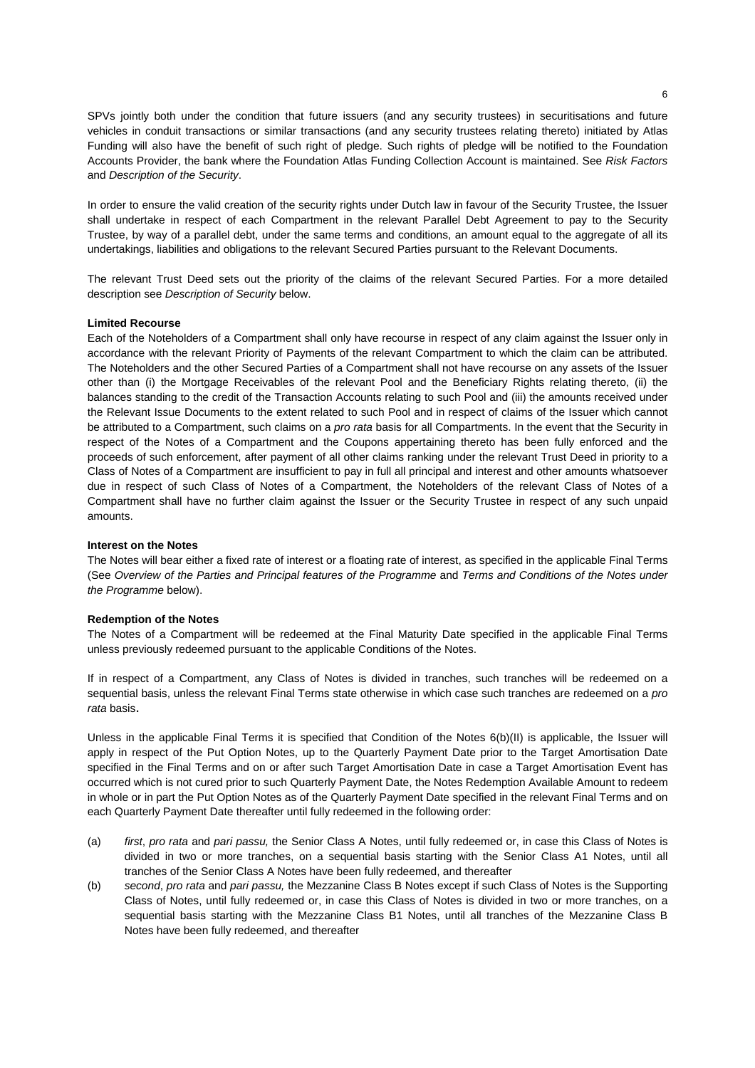SPVs jointly both under the condition that future issuers (and any security trustees) in securitisations and future vehicles in conduit transactions or similar transactions (and any security trustees relating thereto) initiated by Atlas Funding will also have the benefit of such right of pledge. Such rights of pledge will be notified to the Foundation Accounts Provider, the bank where the Foundation Atlas Funding Collection Account is maintained. See *Risk Factors* and *Description of the Security*.

In order to ensure the valid creation of the security rights under Dutch law in favour of the Security Trustee, the Issuer shall undertake in respect of each Compartment in the relevant Parallel Debt Agreement to pay to the Security Trustee, by way of a parallel debt, under the same terms and conditions, an amount equal to the aggregate of all its undertakings, liabilities and obligations to the relevant Secured Parties pursuant to the Relevant Documents.

The relevant Trust Deed sets out the priority of the claims of the relevant Secured Parties. For a more detailed description see *Description of Security* below.

**Limited Recourse**

Each of the Noteholders of a Compartment shall only have recourse in respect of any claim against the Issuer only in accordance with the relevant Priority of Payments of the relevant Compartment to which the claim can be attributed. The Noteholders and the other Secured Parties of a Compartment shall not have recourse on any assets of the Issuer other than (i) the Mortgage Receivables of the relevant Pool and the Beneficiary Rights relating thereto, (ii) the balances standing to the credit of the Transaction Accounts relating to such Pool and (iii) the amounts received under the Relevant Issue Documents to the extent related to such Pool and in respect of claims of the Issuer which cannot be attributed to a Compartment, such claims on a *pro rata* basis for all Compartments. In the event that the Security in respect of the Notes of a Compartment and the Coupons appertaining thereto has been fully enforced and the proceeds of such enforcement, after payment of all other claims ranking under the relevant Trust Deed in priority to a Class of Notes of a Compartment are insufficient to pay in full all principal and interest and other amounts whatsoever due in respect of such Class of Notes of a Compartment, the Noteholders of the relevant Class of Notes of a Compartment shall have no further claim against the Issuer or the Security Trustee in respect of any such unpaid amounts.

**Interest on the Notes**

The Notes will bear either a fixed rate of interest or a floating rate of interest, as specified in the applicable Final Terms (See *Overview of the Parties and Principal features of the Programme* and *Terms and Conditions of the Notes under the Programme* below).

**Redemption of the Notes**

The Notes of a Compartment will be redeemed at the Final Maturity Date specified in the applicable Final Terms unless previously redeemed pursuant to the applicable Conditions of the Notes.

If in respect of a Compartment, any Class of Notes is divided in tranches, such tranches will be redeemed on a sequential basis, unless the relevant Final Terms state otherwise in which case such tranches are redeemed on a *pro rata* basis.

Unless in the applicable Final Terms it is specified that Condition of the Notes 6(b)(II) is applicable, the Issuer will apply in respect of the Put Option Notes, up to the Quarterly Payment Date prior to the Target Amortisation Date specified in the Final Terms and on or after such Target Amortisation Date in case a Target Amortisation Event has occurred which is not cured prior to such Quarterly Payment Date, the Notes Redemption Available Amount to redeem in whole or in part the Put Option Notes as of the Quarterly Payment Date specified in the relevant Final Terms and on each Quarterly Payment Date thereafter until fully redeemed in the following order:

(a) *first*, *pro rata* and *pari passu,* the Senior Class A Notes, until fully redeemed or, in case this Class of Notes is divided in two or more tranches, on a sequential basis starting with the Senior Class A1 Notes, until all tranches of the Senior Class A Notes have been fully redeemed, and thereafter

(b) *second*, *pro rata* and *pari passu,* the Mezzanine Class B Notes except if such Class of Notes is the Supporting Class of Notes, until fully redeemed or, in case this Class of Notes is divided in two or more tranches, on a sequential basis starting with the Mezzanine Class B1 Notes, until all tranches of the Mezzanine Class B Notes have been fully redeemed, and thereafter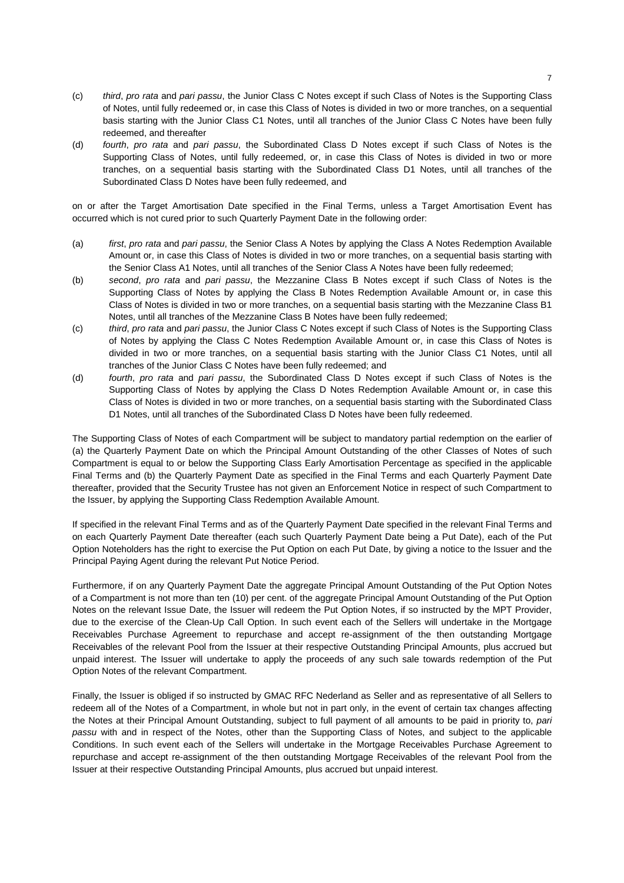(c) *third*, *pro rata* and *pari passu*, the Junior Class C Notes except if such Class of Notes is the Supporting Class of Notes, until fully redeemed or, in case this Class of Notes is divided in two or more tranches, on a sequential basis starting with the Junior Class C1 Notes, until all tranches of the Junior Class C Notes have been fully redeemed, and thereafter

(d) *fourth*, *pro rata* and *pari passu*, the Subordinated Class D Notes except if such Class of Notes is the Supporting Class of Notes, until fully redeemed, or, in case this Class of Notes is divided in two or more tranches, on a sequential basis starting with the Subordinated Class D1 Notes, until all tranches of the Subordinated Class D Notes have been fully redeemed, and

on or after the Target Amortisation Date specified in the Final Terms, unless a Target Amortisation Event has occurred which is not cured prior to such Quarterly Payment Date in the following order:

(a) *first*, *pro rata* and *pari passu*, the Senior Class A Notes by applying the Class A Notes Redemption Available Amount or, in case this Class of Notes is divided in two or more tranches, on a sequential basis starting with the Senior Class A1 Notes, until all tranches of the Senior Class A Notes have been fully redeemed;

(b) *second*, *pro rata* and *pari passu*, the Mezzanine Class B Notes except if such Class of Notes is the Supporting Class of Notes by applying the Class B Notes Redemption Available Amount or, in case this Class of Notes is divided in two or more tranches, on a sequential basis starting with the Mezzanine Class B1 Notes, until all tranches of the Mezzanine Class B Notes have been fully redeemed;

(c) *third*, *pro rata* and *pari passu*, the Junior Class C Notes except if such Class of Notes is the Supporting Class of Notes by applying the Class C Notes Redemption Available Amount or, in case this Class of Notes is divided in two or more tranches, on a sequential basis starting with the Junior Class C1 Notes, until all tranches of the Junior Class C Notes have been fully redeemed; and

(d) *fourth*, *pro rata* and *pari passu*, the Subordinated Class D Notes except if such Class of Notes is the Supporting Class of Notes by applying the Class D Notes Redemption Available Amount or, in case this Class of Notes is divided in two or more tranches, on a sequential basis starting with the Subordinated Class D1 Notes, until all tranches of the Subordinated Class D Notes have been fully redeemed.

The Supporting Class of Notes of each Compartment will be subject to mandatory partial redemption on the earlier of (a) the Quarterly Payment Date on which the Principal Amount Outstanding of the other Classes of Notes of such Compartment is equal to or below the Supporting Class Early Amortisation Percentage as specified in the applicable Final Terms and (b) the Quarterly Payment Date as specified in the Final Terms and each Quarterly Payment Date thereafter, provided that the Security Trustee has not given an Enforcement Notice in respect of such Compartment to the Issuer, by applying the Supporting Class Redemption Available Amount.

If specified in the relevant Final Terms and as of the Quarterly Payment Date specified in the relevant Final Terms and on each Quarterly Payment Date thereafter (each such Quarterly Payment Date being a Put Date), each of the Put Option Noteholders has the right to exercise the Put Option on each Put Date, by giving a notice to the Issuer and the Principal Paying Agent during the relevant Put Notice Period.

Furthermore, if on any Quarterly Payment Date the aggregate Principal Amount Outstanding of the Put Option Notes of a Compartment is not more than ten (10) per cent. of the aggregate Principal Amount Outstanding of the Put Option Notes on the relevant Issue Date, the Issuer will redeem the Put Option Notes, if so instructed by the MPT Provider, due to the exercise of the Clean-Up Call Option. In such event each of the Sellers will undertake in the Mortgage Receivables Purchase Agreement to repurchase and accept re-assignment of the then outstanding Mortgage Receivables of the relevant Pool from the Issuer at their respective Outstanding Principal Amounts, plus accrued but unpaid interest. The Issuer will undertake to apply the proceeds of any such sale towards redemption of the Put Option Notes of the relevant Compartment.

Finally, the Issuer is obliged if so instructed by GMAC RFC Nederland as Seller and as representative of all Sellers to redeem all of the Notes of a Compartment, in whole but not in part only, in the event of certain tax changes affecting the Notes at their Principal Amount Outstanding, subject to full payment of all amounts to be paid in priority to, *pari passu* with and in respect of the Notes, other than the Supporting Class of Notes, and subject to the applicable Conditions. In such event each of the Sellers will undertake in the Mortgage Receivables Purchase Agreement to repurchase and accept re-assignment of the then outstanding Mortgage Receivables of the relevant Pool from the Issuer at their respective Outstanding Principal Amounts, plus accrued but unpaid interest.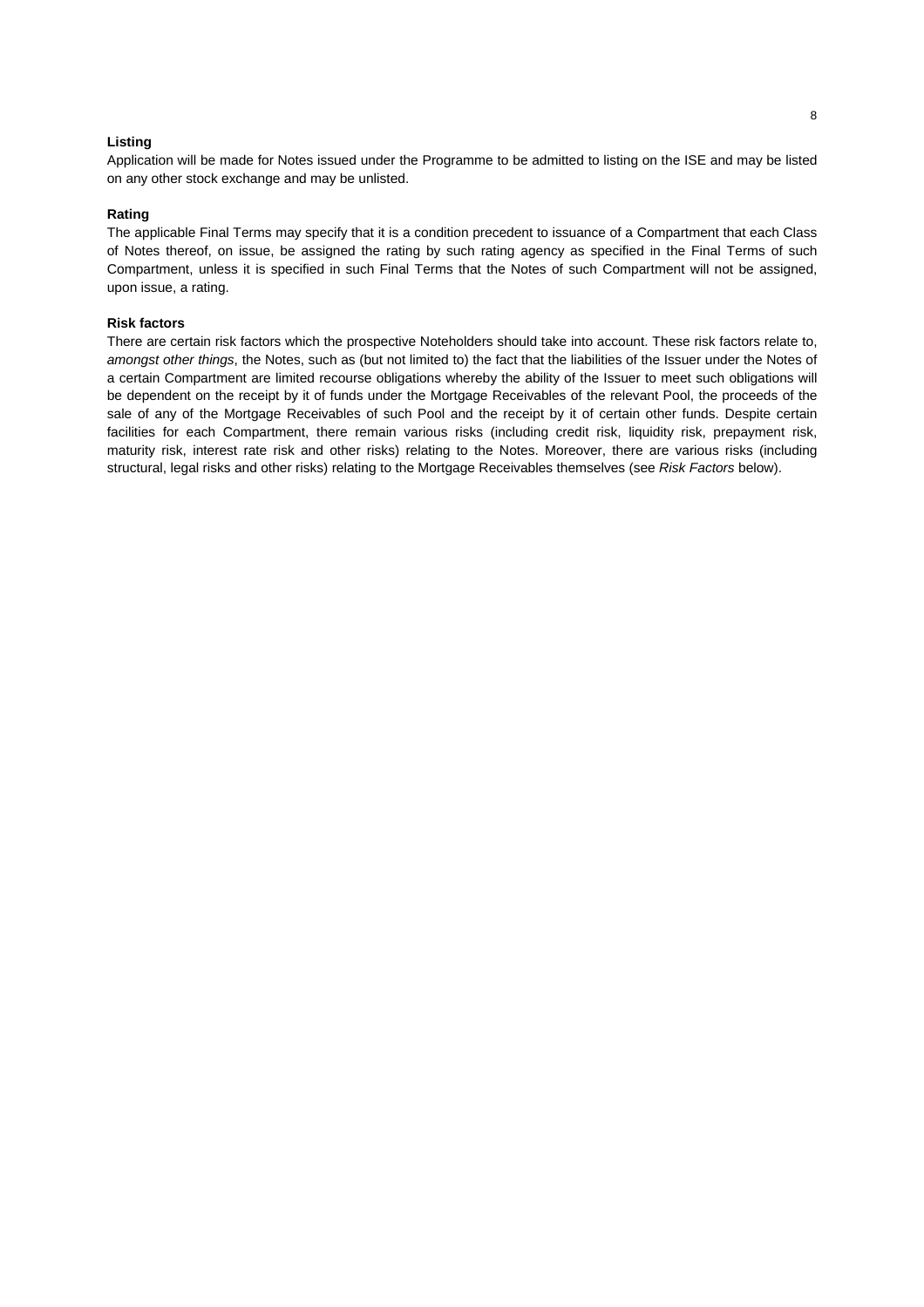**Listing**

Application will be made for Notes issued under the Programme to be admitted to listing on the ISE and may be listed on any other stock exchange and may be unlisted.

**Rating**

The applicable Final Terms may specify that it is a condition precedent to issuance of a Compartment that each Class of Notes thereof, on issue, be assigned the rating by such rating agency as specified in the Final Terms of such Compartment, unless it is specified in such Final Terms that the Notes of such Compartment will not be assigned, upon issue, a rating.

**Risk factors**

There are certain risk factors which the prospective Noteholders should take into account. These risk factors relate to, *amongst other things*, the Notes, such as (but not limited to) the fact that the liabilities of the Issuer under the Notes of a certain Compartment are limited recourse obligations whereby the ability of the Issuer to meet such obligations will be dependent on the receipt by it of funds under the Mortgage Receivables of the relevant Pool, the proceeds of the sale of any of the Mortgage Receivables of such Pool and the receipt by it of certain other funds. Despite certain facilities for each Compartment, there remain various risks (including credit risk, liquidity risk, prepayment risk, maturity risk, interest rate risk and other risks) relating to the Notes. Moreover, there are various risks (including structural, legal risks and other risks) relating to the Mortgage Receivables themselves (see *Risk Factors* below).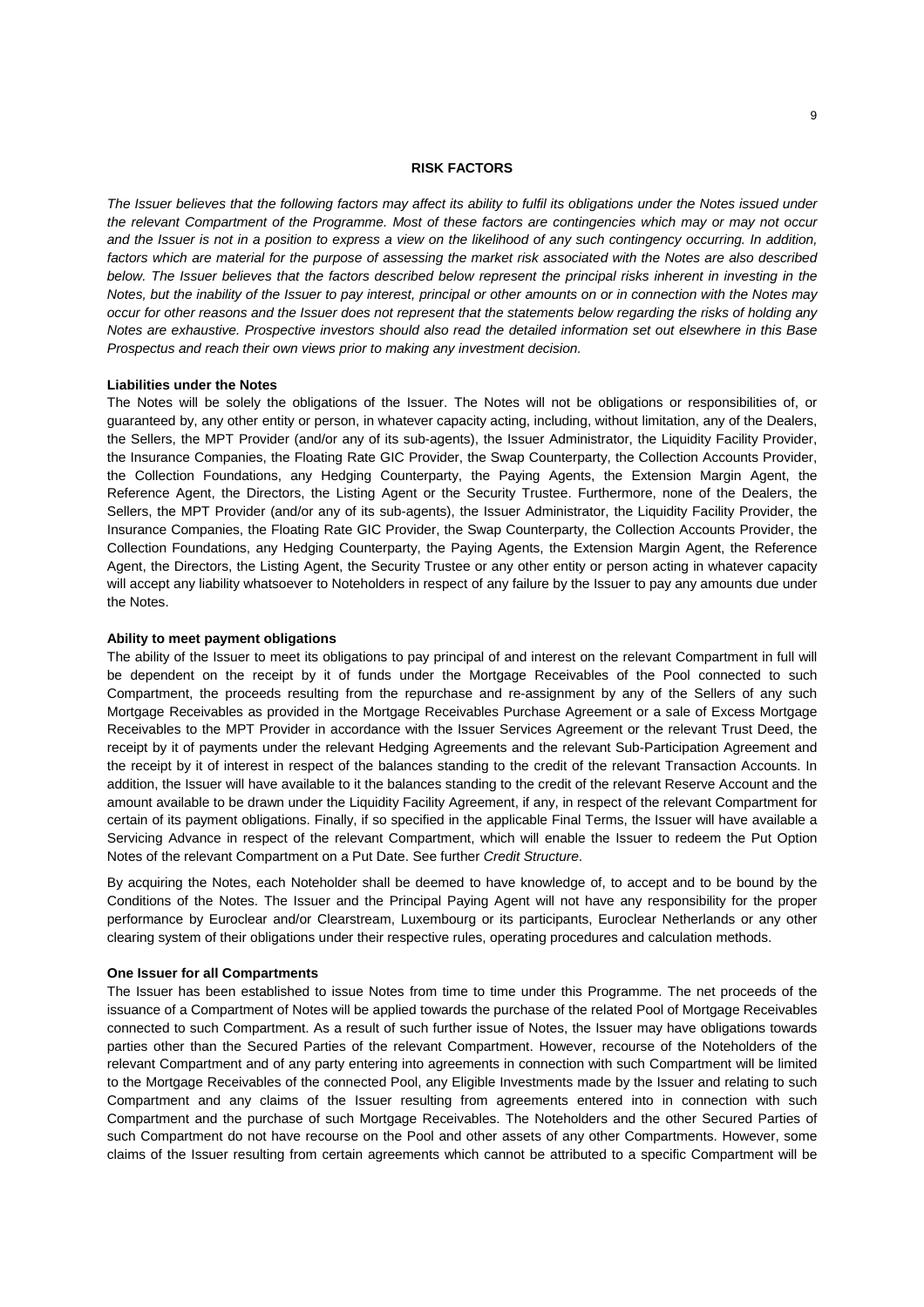## RISK FACTORS

*The Issuer believes that the following factors may affect its ability to fulfil its obligations under the Notes issued under the relevant Compartment of the Programme. Most of these factors are contingencies which may or may not occur and the Issuer is not in a position to express a view on the likelihood of any such contingency occurring. In addition, factors which are material for the purpose of assessing the market risk associated with the Notes are also described below. The Issuer believes that the factors described below represent the principal risks inherent in investing in the Notes, but the inability of the Issuer to pay interest, principal or other amounts on or in connection with the Notes may occur for other reasons and the Issuer does not represent that the statements below regarding the risks of holding any Notes are exhaustive. Prospective investors should also read the detailed information set out elsewhere in this Base Prospectus and reach their own views prior to making any investment decision.*

**Liabilities under the Notes**

The Notes will be solely the obligations of the Issuer. The Notes will not be obligations or responsibilities of, or guaranteed by, any other entity or person, in whatever capacity acting, including, without limitation, any of the Dealers, the Sellers, the MPT Provider (and/or any of its sub-agents), the Issuer Administrator, the Liquidity Facility Provider, the Insurance Companies, the Floating Rate GIC Provider, the Swap Counterparty, the Collection Accounts Provider, the Collection Foundations, any Hedging Counterparty, the Paying Agents, the Extension Margin Agent, the Reference Agent, the Directors, the Listing Agent or the Security Trustee. Furthermore, none of the Dealers, the Sellers, the MPT Provider (and/or any of its sub-agents), the Issuer Administrator, the Liquidity Facility Provider, the Insurance Companies, the Floating Rate GIC Provider, the Swap Counterparty, the Collection Accounts Provider, the Collection Foundations, any Hedging Counterparty, the Paying Agents, the Extension Margin Agent, the Reference Agent, the Directors, the Listing Agent, the Security Trustee or any other entity or person acting in whatever capacity will accept any liability whatsoever to Noteholders in respect of any failure by the Issuer to pay any amounts due under the Notes.

**Ability to meet payment obligations**

The ability of the Issuer to meet its obligations to pay principal of and interest on the relevant Compartment in full will be dependent on the receipt by it of funds under the Mortgage Receivables of the Pool connected to such Compartment, the proceeds resulting from the repurchase and re-assignment by any of the Sellers of any such Mortgage Receivables as provided in the Mortgage Receivables Purchase Agreement or a sale of Excess Mortgage Receivables to the MPT Provider in accordance with the Issuer Services Agreement or the relevant Trust Deed, the receipt by it of payments under the relevant Hedging Agreements and the relevant Sub-Participation Agreement and the receipt by it of interest in respect of the balances standing to the credit of the relevant Transaction Accounts. In addition, the Issuer will have available to it the balances standing to the credit of the relevant Reserve Account and the amount available to be drawn under the Liquidity Facility Agreement, if any, in respect of the relevant Compartment for certain of its payment obligations. Finally, if so specified in the applicable Final Terms, the Issuer will have available a Servicing Advance in respect of the relevant Compartment, which will enable the Issuer to redeem the Put Option Notes of the relevant Compartment on a Put Date. See further *Credit Structure*.

By acquiring the Notes, each Noteholder shall be deemed to have knowledge of, to accept and to be bound by the Conditions of the Notes. The Issuer and the Principal Paying Agent will not have any responsibility for the proper performance by Euroclear and/or Clearstream, Luxembourg or its participants, Euroclear Netherlands or any other clearing system of their obligations under their respective rules, operating procedures and calculation methods.

**One Issuer for all Compartments**

The Issuer has been established to issue Notes from time to time under this Programme. The net proceeds of the issuance of a Compartment of Notes will be applied towards the purchase of the related Pool of Mortgage Receivables connected to such Compartment. As a result of such further issue of Notes, the Issuer may have obligations towards parties other than the Secured Parties of the relevant Compartment. However, recourse of the Noteholders of the relevant Compartment and of any party entering into agreements in connection with such Compartment will be limited to the Mortgage Receivables of the connected Pool, any Eligible Investments made by the Issuer and relating to such Compartment and any claims of the Issuer resulting from agreements entered into in connection with such Compartment and the purchase of such Mortgage Receivables. The Noteholders and the other Secured Parties of such Compartment do not have recourse on the Pool and other assets of any other Compartments. However, some claims of the Issuer resulting from certain agreements which cannot be attributed to a specific Compartment will be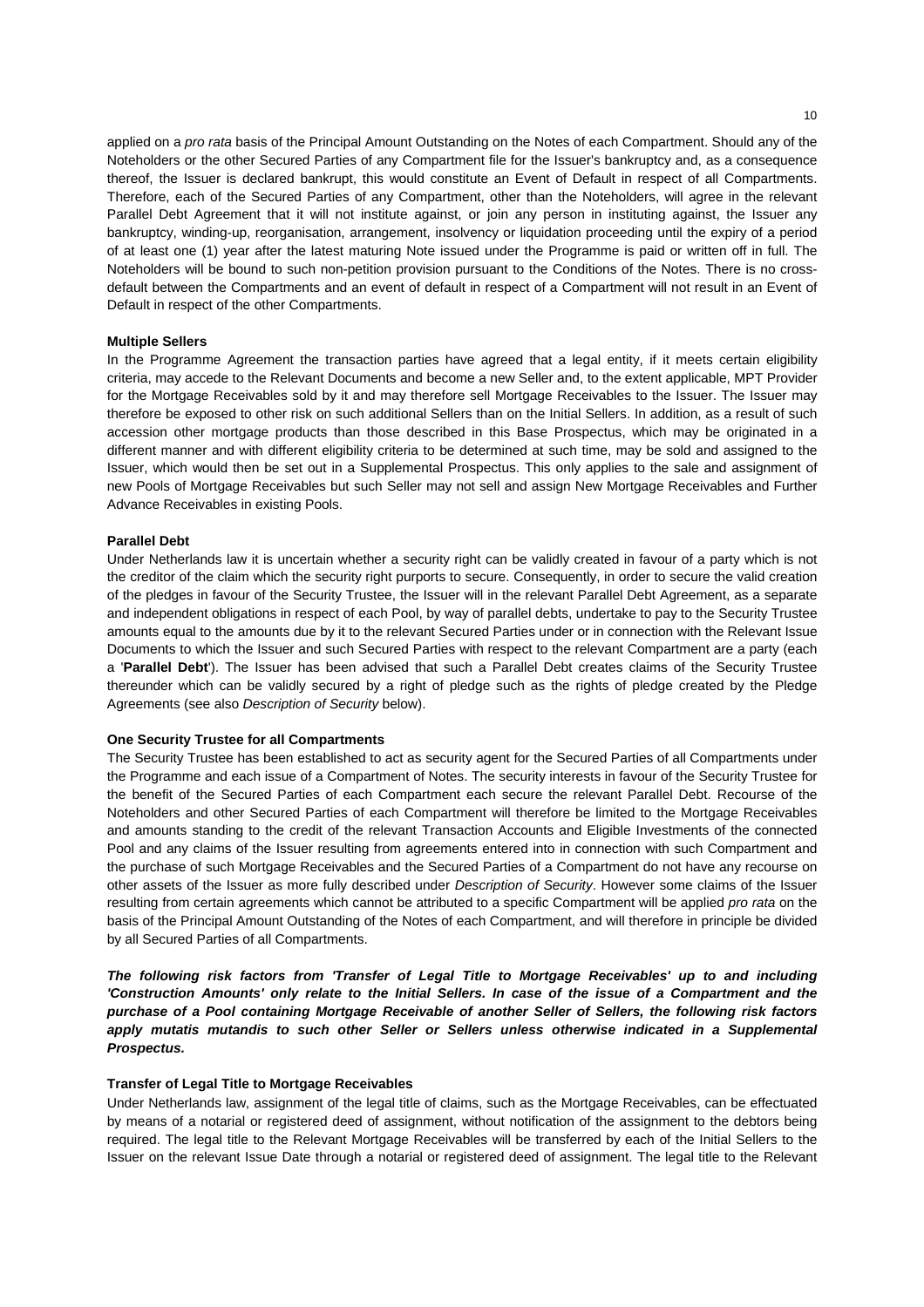applied on a *pro rata* basis of the Principal Amount Outstanding on the Notes of each Compartment. Should any of the Noteholders or the other Secured Parties of any Compartment file for the Issuer's bankruptcy and, as a consequence thereof, the Issuer is declared bankrupt, this would constitute an Event of Default in respect of all Compartments. Therefore, each of the Secured Parties of any Compartment, other than the Noteholders, will agree in the relevant Parallel Debt Agreement that it will not institute against, or join any person in instituting against, the Issuer any bankruptcy, winding-up, reorganisation, arrangement, insolvency or liquidation proceeding until the expiry of a period of at least one (1) year after the latest maturing Note issued under the Programme is paid or written off in full. The Noteholders will be bound to such non-petition provision pursuant to the Conditions of the Notes. There is no cross-default between the Compartments and an event of default in respect of a Compartment will not result in an Event of Default in respect of the other Compartments.

**Multiple Sellers**

In the Programme Agreement the transaction parties have agreed that a legal entity, if it meets certain eligibility criteria, may accede to the Relevant Documents and become a new Seller and, to the extent applicable, MPT Provider for the Mortgage Receivables sold by it and may therefore sell Mortgage Receivables to the Issuer. The Issuer may therefore be exposed to other risk on such additional Sellers than on the Initial Sellers. In addition, as a result of such accession other mortgage products than those described in this Base Prospectus, which may be originated in a different manner and with different eligibility criteria to be determined at such time, may be sold and assigned to the Issuer, which would then be set out in a Supplemental Prospectus. This only applies to the sale and assignment of new Pools of Mortgage Receivables but such Seller may not sell and assign New Mortgage Receivables and Further Advance Receivables in existing Pools.

**Parallel Debt**

Under Netherlands law it is uncertain whether a security right can be validly created in favour of a party which is not the creditor of the claim which the security right purports to secure. Consequently, in order to secure the valid creation of the pledges in favour of the Security Trustee, the Issuer will in the relevant Parallel Debt Agreement, as a separate and independent obligations in respect of each Pool, by way of parallel debts, undertake to pay to the Security Trustee amounts equal to the amounts due by it to the relevant Secured Parties under or in connection with the Relevant Issue Documents to which the Issuer and such Secured Parties with respect to the relevant Compartment are a party (each a '**Parallel Debt**'). The Issuer has been advised that such a Parallel Debt creates claims of the Security Trustee thereunder which can be validly secured by a right of pledge such as the rights of pledge created by the Pledge Agreements (see also *Description of Security* below).

**One Security Trustee for all Compartments**

The Security Trustee has been established to act as security agent for the Secured Parties of all Compartments under the Programme and each issue of a Compartment of Notes. The security interests in favour of the Security Trustee for the benefit of the Secured Parties of each Compartment each secure the relevant Parallel Debt. Recourse of the Noteholders and other Secured Parties of each Compartment will therefore be limited to the Mortgage Receivables and amounts standing to the credit of the relevant Transaction Accounts and Eligible Investments of the connected Pool and any claims of the Issuer resulting from agreements entered into in connection with such Compartment and the purchase of such Mortgage Receivables and the Secured Parties of a Compartment do not have any recourse on other assets of the Issuer as more fully described under *Description of Security*. However some claims of the Issuer resulting from certain agreements which cannot be attributed to a specific Compartment will be applied *pro rata* on the basis of the Principal Amount Outstanding of the Notes of each Compartment, and will therefore in principle be divided by all Secured Parties of all Compartments.

***The following risk factors from 'Transfer of Legal Title to Mortgage Receivables' up to and including 'Construction Amounts' only relate to the Initial Sellers. In case of the issue of a Compartment and the purchase of a Pool containing Mortgage Receivable of another Seller of Sellers, the following risk factors apply mutatis mutandis to such other Seller or Sellers unless otherwise indicated in a Supplemental Prospectus.***

**Transfer of Legal Title to Mortgage Receivables**

Under Netherlands law, assignment of the legal title of claims, such as the Mortgage Receivables, can be effectuated by means of a notarial or registered deed of assignment, without notification of the assignment to the debtors being required. The legal title to the Relevant Mortgage Receivables will be transferred by each of the Initial Sellers to the Issuer on the relevant Issue Date through a notarial or registered deed of assignment. The legal title to the Relevant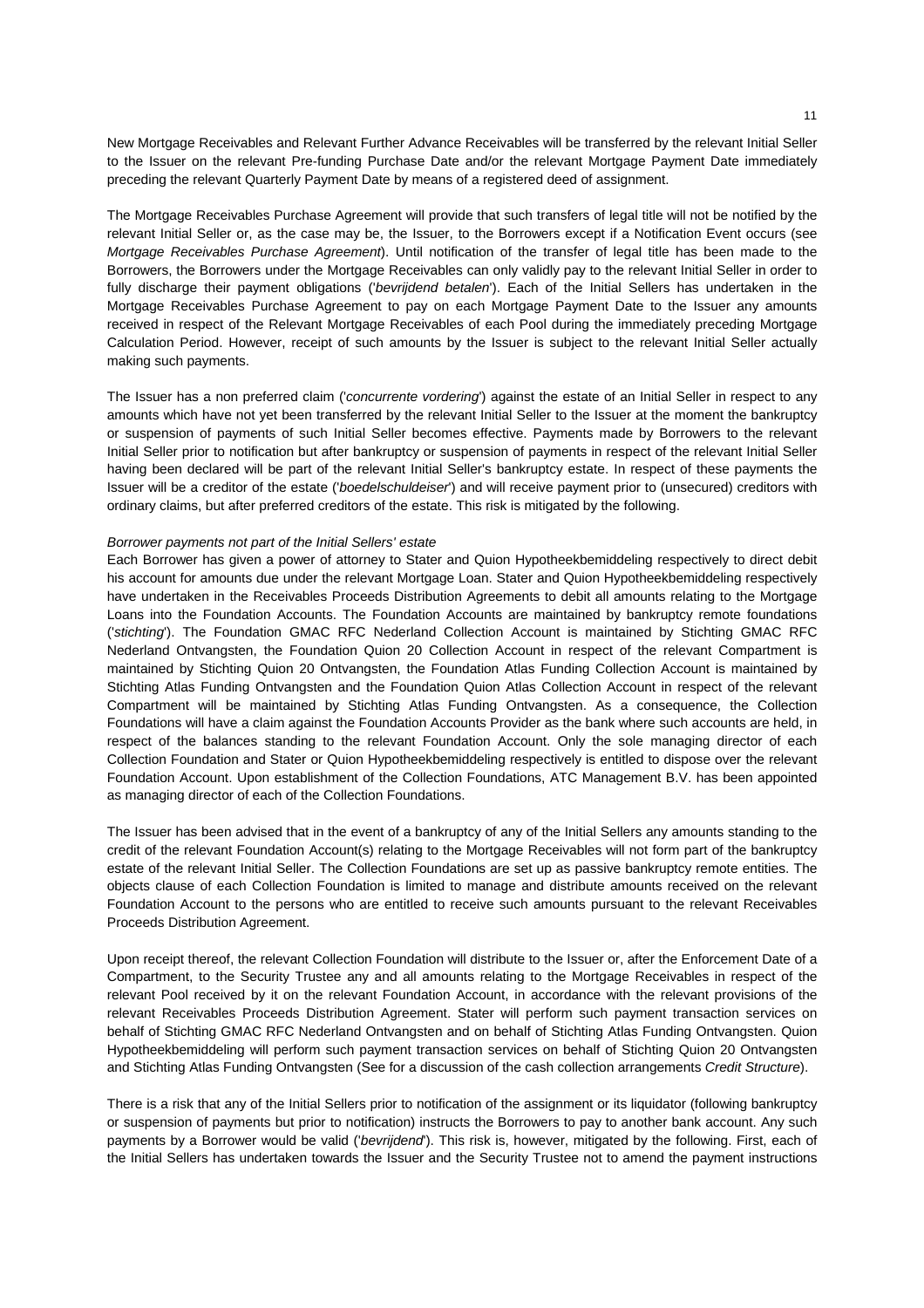New Mortgage Receivables and Relevant Further Advance Receivables will be transferred by the relevant Initial Seller to the Issuer on the relevant Pre-funding Purchase Date and/or the relevant Mortgage Payment Date immediately preceding the relevant Quarterly Payment Date by means of a registered deed of assignment.

The Mortgage Receivables Purchase Agreement will provide that such transfers of legal title will not be notified by the relevant Initial Seller or, as the case may be, the Issuer, to the Borrowers except if a Notification Event occurs (see *Mortgage Receivables Purchase Agreement*). Until notification of the transfer of legal title has been made to the Borrowers, the Borrowers under the Mortgage Receivables can only validly pay to the relevant Initial Seller in order to fully discharge their payment obligations ('*bevrijdend betalen*'). Each of the Initial Sellers has undertaken in the Mortgage Receivables Purchase Agreement to pay on each Mortgage Payment Date to the Issuer any amounts received in respect of the Relevant Mortgage Receivables of each Pool during the immediately preceding Mortgage Calculation Period. However, receipt of such amounts by the Issuer is subject to the relevant Initial Seller actually making such payments.

The Issuer has a non preferred claim ('*concurrente vordering*') against the estate of an Initial Seller in respect to any amounts which have not yet been transferred by the relevant Initial Seller to the Issuer at the moment the bankruptcy or suspension of payments of such Initial Seller becomes effective. Payments made by Borrowers to the relevant Initial Seller prior to notification but after bankruptcy or suspension of payments in respect of the relevant Initial Seller having been declared will be part of the relevant Initial Seller's bankruptcy estate. In respect of these payments the Issuer will be a creditor of the estate ('*boedelschuldeiser*') and will receive payment prior to (unsecured) creditors with ordinary claims, but after preferred creditors of the estate. This risk is mitigated by the following.

*Borrower payments not part of the Initial Sellers' estate*

Each Borrower has given a power of attorney to Stater and Quion Hypotheekbemiddeling respectively to direct debit his account for amounts due under the relevant Mortgage Loan. Stater and Quion Hypotheekbemiddeling respectively have undertaken in the Receivables Proceeds Distribution Agreements to debit all amounts relating to the Mortgage Loans into the Foundation Accounts. The Foundation Accounts are maintained by bankruptcy remote foundations ('*stichting*'). The Foundation GMAC RFC Nederland Collection Account is maintained by Stichting GMAC RFC Nederland Ontvangsten, the Foundation Quion 20 Collection Account in respect of the relevant Compartment is maintained by Stichting Quion 20 Ontvangsten, the Foundation Atlas Funding Collection Account is maintained by Stichting Atlas Funding Ontvangsten and the Foundation Quion Atlas Collection Account in respect of the relevant Compartment will be maintained by Stichting Atlas Funding Ontvangsten. As a consequence, the Collection Foundations will have a claim against the Foundation Accounts Provider as the bank where such accounts are held, in respect of the balances standing to the relevant Foundation Account. Only the sole managing director of each Collection Foundation and Stater or Quion Hypotheekbemiddeling respectively is entitled to dispose over the relevant Foundation Account. Upon establishment of the Collection Foundations, ATC Management B.V. has been appointed as managing director of each of the Collection Foundations.

The Issuer has been advised that in the event of a bankruptcy of any of the Initial Sellers any amounts standing to the credit of the relevant Foundation Account(s) relating to the Mortgage Receivables will not form part of the bankruptcy estate of the relevant Initial Seller. The Collection Foundations are set up as passive bankruptcy remote entities. The objects clause of each Collection Foundation is limited to manage and distribute amounts received on the relevant Foundation Account to the persons who are entitled to receive such amounts pursuant to the relevant Receivables Proceeds Distribution Agreement.

Upon receipt thereof, the relevant Collection Foundation will distribute to the Issuer or, after the Enforcement Date of a Compartment, to the Security Trustee any and all amounts relating to the Mortgage Receivables in respect of the relevant Pool received by it on the relevant Foundation Account, in accordance with the relevant provisions of the relevant Receivables Proceeds Distribution Agreement. Stater will perform such payment transaction services on behalf of Stichting GMAC RFC Nederland Ontvangsten and on behalf of Stichting Atlas Funding Ontvangsten. Quion Hypotheekbemiddeling will perform such payment transaction services on behalf of Stichting Quion 20 Ontvangsten and Stichting Atlas Funding Ontvangsten (See for a discussion of the cash collection arrangements *Credit Structure*).

There is a risk that any of the Initial Sellers prior to notification of the assignment or its liquidator (following bankruptcy or suspension of payments but prior to notification) instructs the Borrowers to pay to another bank account. Any such payments by a Borrower would be valid ('*bevrijdend*'). This risk is, however, mitigated by the following. First, each of the Initial Sellers has undertaken towards the Issuer and the Security Trustee not to amend the payment instructions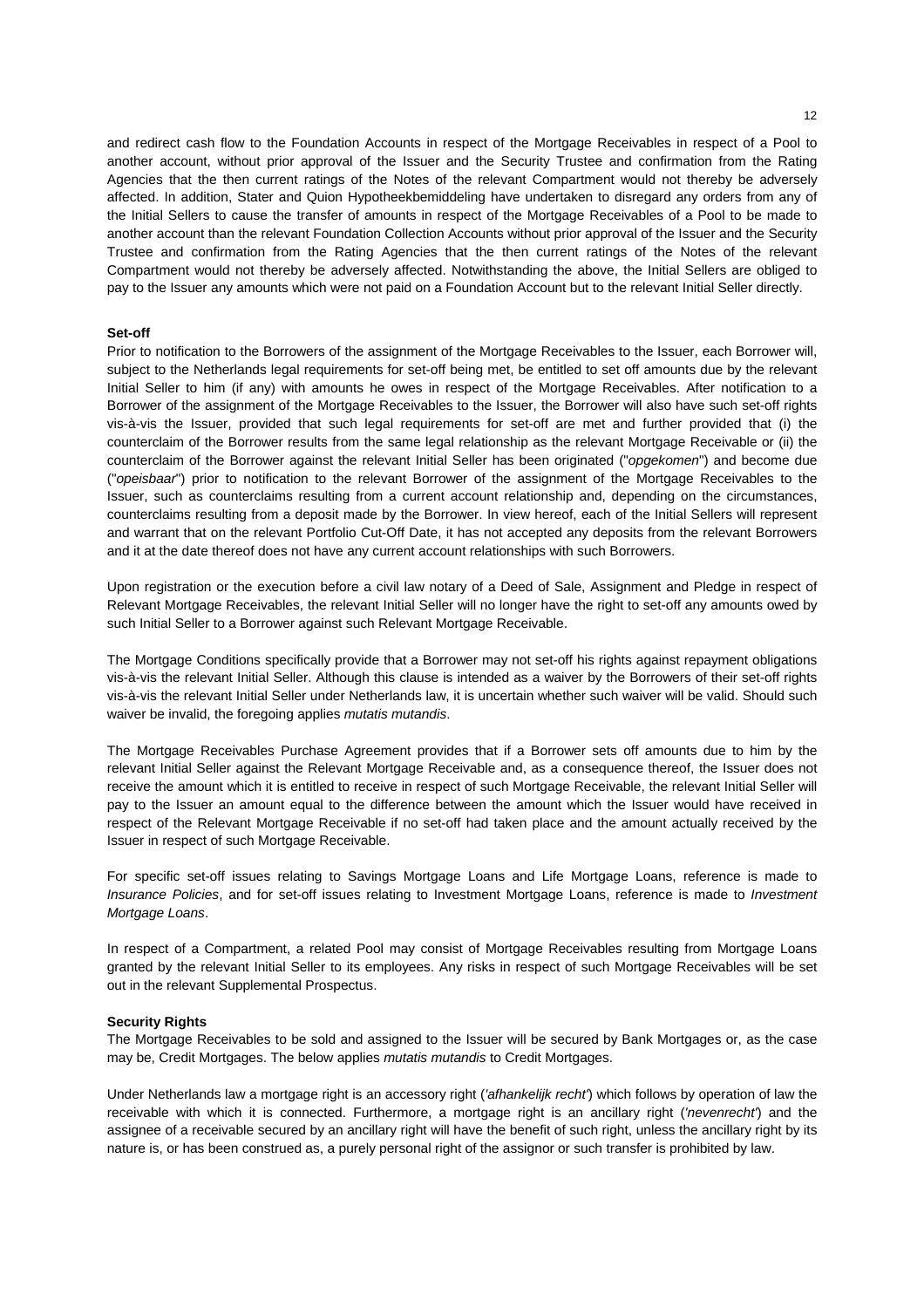and redirect cash flow to the Foundation Accounts in respect of the Mortgage Receivables in respect of a Pool to another account, without prior approval of the Issuer and the Security Trustee and confirmation from the Rating Agencies that the then current ratings of the Notes of the relevant Compartment would not thereby be adversely affected. In addition, Stater and Quion Hypotheekbemiddeling have undertaken to disregard any orders from any of the Initial Sellers to cause the transfer of amounts in respect of the Mortgage Receivables of a Pool to be made to another account than the relevant Foundation Collection Accounts without prior approval of the Issuer and the Security Trustee and confirmation from the Rating Agencies that the then current ratings of the Notes of the relevant Compartment would not thereby be adversely affected. Notwithstanding the above, the Initial Sellers are obliged to pay to the Issuer any amounts which were not paid on a Foundation Account but to the relevant Initial Seller directly.

**Set-off**

Prior to notification to the Borrowers of the assignment of the Mortgage Receivables to the Issuer, each Borrower will, subject to the Netherlands legal requirements for set-off being met, be entitled to set off amounts due by the relevant Initial Seller to him (if any) with amounts he owes in respect of the Mortgage Receivables. After notification to a Borrower of the assignment of the Mortgage Receivables to the Issuer, the Borrower will also have such set-off rights vis-à-vis the Issuer, provided that such legal requirements for set-off are met and further provided that (i) the counterclaim of the Borrower results from the same legal relationship as the relevant Mortgage Receivable or (ii) the counterclaim of the Borrower against the relevant Initial Seller has been originated ("*opgekomen*") and become due ("*opeisbaar*") prior to notification to the relevant Borrower of the assignment of the Mortgage Receivables to the Issuer, such as counterclaims resulting from a current account relationship and, depending on the circumstances, counterclaims resulting from a deposit made by the Borrower. In view hereof, each of the Initial Sellers will represent and warrant that on the relevant Portfolio Cut-Off Date, it has not accepted any deposits from the relevant Borrowers and it at the date thereof does not have any current account relationships with such Borrowers.

Upon registration or the execution before a civil law notary of a Deed of Sale, Assignment and Pledge in respect of Relevant Mortgage Receivables, the relevant Initial Seller will no longer have the right to set-off any amounts owed by such Initial Seller to a Borrower against such Relevant Mortgage Receivable.

The Mortgage Conditions specifically provide that a Borrower may not set-off his rights against repayment obligations vis-à-vis the relevant Initial Seller. Although this clause is intended as a waiver by the Borrowers of their set-off rights vis-à-vis the relevant Initial Seller under Netherlands law, it is uncertain whether such waiver will be valid. Should such waiver be invalid, the foregoing applies *mutatis mutandis*.

The Mortgage Receivables Purchase Agreement provides that if a Borrower sets off amounts due to him by the relevant Initial Seller against the Relevant Mortgage Receivable and, as a consequence thereof, the Issuer does not receive the amount which it is entitled to receive in respect of such Mortgage Receivable, the relevant Initial Seller will pay to the Issuer an amount equal to the difference between the amount which the Issuer would have received in respect of the Relevant Mortgage Receivable if no set-off had taken place and the amount actually received by the Issuer in respect of such Mortgage Receivable.

For specific set-off issues relating to Savings Mortgage Loans and Life Mortgage Loans, reference is made to *Insurance Policies*, and for set-off issues relating to Investment Mortgage Loans, reference is made to *Investment Mortgage Loans*.

In respect of a Compartment, a related Pool may consist of Mortgage Receivables resulting from Mortgage Loans granted by the relevant Initial Seller to its employees. Any risks in respect of such Mortgage Receivables will be set out in the relevant Supplemental Prospectus.

**Security Rights**

The Mortgage Receivables to be sold and assigned to the Issuer will be secured by Bank Mortgages or, as the case may be, Credit Mortgages. The below applies *mutatis mutandis* to Credit Mortgages.

Under Netherlands law a mortgage right is an accessory right ('*afhankelijk recht*') which follows by operation of law the receivable with which it is connected. Furthermore, a mortgage right is an ancillary right ('*nevenrecht*') and the assignee of a receivable secured by an ancillary right will have the benefit of such right, unless the ancillary right by its nature is, or has been construed as, a purely personal right of the assignor or such transfer is prohibited by law.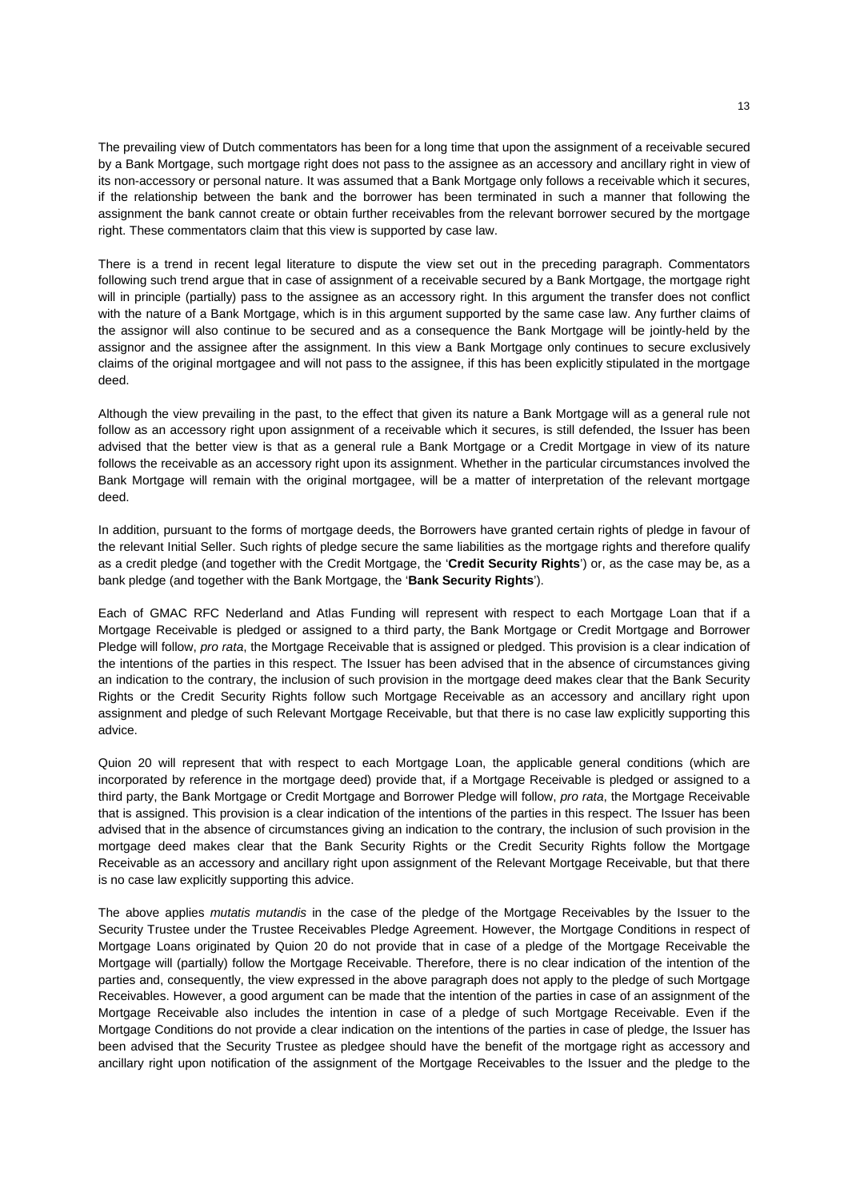The prevailing view of Dutch commentators has been for a long time that upon the assignment of a receivable secured by a Bank Mortgage, such mortgage right does not pass to the assignee as an accessory and ancillary right in view of its non-accessory or personal nature. It was assumed that a Bank Mortgage only follows a receivable which it secures, if the relationship between the bank and the borrower has been terminated in such a manner that following the assignment the bank cannot create or obtain further receivables from the relevant borrower secured by the mortgage right. These commentators claim that this view is supported by case law.

There is a trend in recent legal literature to dispute the view set out in the preceding paragraph. Commentators following such trend argue that in case of assignment of a receivable secured by a Bank Mortgage, the mortgage right will in principle (partially) pass to the assignee as an accessory right. In this argument the transfer does not conflict with the nature of a Bank Mortgage, which is in this argument supported by the same case law. Any further claims of the assignor will also continue to be secured and as a consequence the Bank Mortgage will be jointly-held by the assignor and the assignee after the assignment. In this view a Bank Mortgage only continues to secure exclusively claims of the original mortgagee and will not pass to the assignee, if this has been explicitly stipulated in the mortgage deed.

Although the view prevailing in the past, to the effect that given its nature a Bank Mortgage will as a general rule not follow as an accessory right upon assignment of a receivable which it secures, is still defended, the Issuer has been advised that the better view is that as a general rule a Bank Mortgage or a Credit Mortgage in view of its nature follows the receivable as an accessory right upon its assignment. Whether in the particular circumstances involved the Bank Mortgage will remain with the original mortgagee, will be a matter of interpretation of the relevant mortgage deed.

In addition, pursuant to the forms of mortgage deeds, the Borrowers have granted certain rights of pledge in favour of the relevant Initial Seller. Such rights of pledge secure the same liabilities as the mortgage rights and therefore qualify as a credit pledge (and together with the Credit Mortgage, the '**Credit Security Rights**') or, as the case may be, as a bank pledge (and together with the Bank Mortgage, the '**Bank Security Rights**').

Each of GMAC RFC Nederland and Atlas Funding will represent with respect to each Mortgage Loan that if a Mortgage Receivable is pledged or assigned to a third party, the Bank Mortgage or Credit Mortgage and Borrower Pledge will follow, *pro rata*, the Mortgage Receivable that is assigned or pledged. This provision is a clear indication of the intentions of the parties in this respect. The Issuer has been advised that in the absence of circumstances giving an indication to the contrary, the inclusion of such provision in the mortgage deed makes clear that the Bank Security Rights or the Credit Security Rights follow such Mortgage Receivable as an accessory and ancillary right upon assignment and pledge of such Relevant Mortgage Receivable, but that there is no case law explicitly supporting this advice.

Quion 20 will represent that with respect to each Mortgage Loan, the applicable general conditions (which are incorporated by reference in the mortgage deed) provide that, if a Mortgage Receivable is pledged or assigned to a third party, the Bank Mortgage or Credit Mortgage and Borrower Pledge will follow, *pro rata*, the Mortgage Receivable that is assigned. This provision is a clear indication of the intentions of the parties in this respect. The Issuer has been advised that in the absence of circumstances giving an indication to the contrary, the inclusion of such provision in the mortgage deed makes clear that the Bank Security Rights or the Credit Security Rights follow the Mortgage Receivable as an accessory and ancillary right upon assignment of the Relevant Mortgage Receivable, but that there is no case law explicitly supporting this advice.

The above applies *mutatis mutandis* in the case of the pledge of the Mortgage Receivables by the Issuer to the Security Trustee under the Trustee Receivables Pledge Agreement. However, the Mortgage Conditions in respect of Mortgage Loans originated by Quion 20 do not provide that in case of a pledge of the Mortgage Receivable the Mortgage will (partially) follow the Mortgage Receivable. Therefore, there is no clear indication of the intention of the parties and, consequently, the view expressed in the above paragraph does not apply to the pledge of such Mortgage Receivables. However, a good argument can be made that the intention of the parties in case of an assignment of the Mortgage Receivable also includes the intention in case of a pledge of such Mortgage Receivable. Even if the Mortgage Conditions do not provide a clear indication on the intentions of the parties in case of pledge, the Issuer has been advised that the Security Trustee as pledgee should have the benefit of the mortgage right as accessory and ancillary right upon notification of the assignment of the Mortgage Receivables to the Issuer and the pledge to the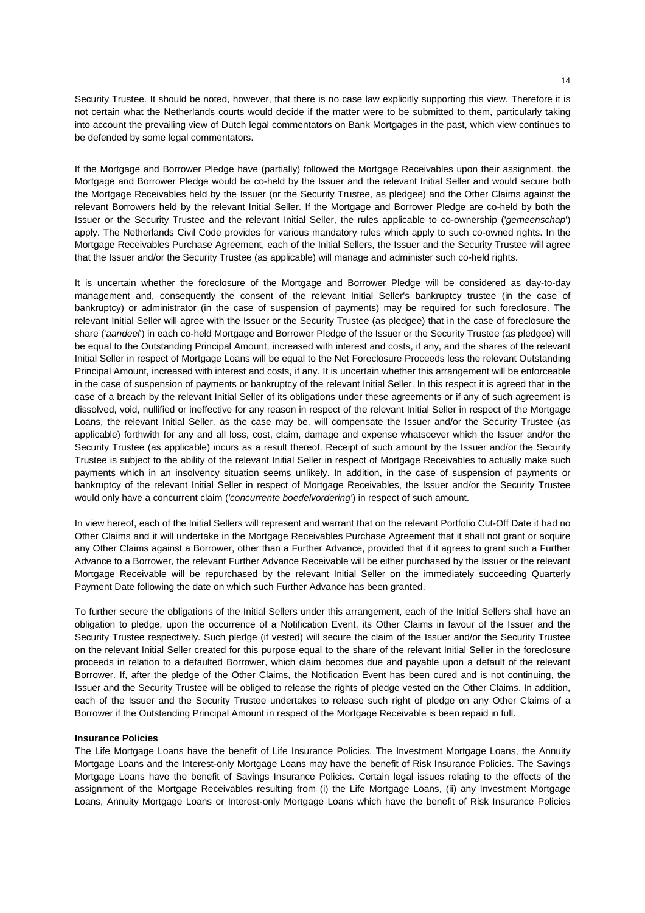Security Trustee. It should be noted, however, that there is no case law explicitly supporting this view. Therefore it is not certain what the Netherlands courts would decide if the matter were to be submitted to them, particularly taking into account the prevailing view of Dutch legal commentators on Bank Mortgages in the past, which view continues to be defended by some legal commentators.

If the Mortgage and Borrower Pledge have (partially) followed the Mortgage Receivables upon their assignment, the Mortgage and Borrower Pledge would be co-held by the Issuer and the relevant Initial Seller and would secure both the Mortgage Receivables held by the Issuer (or the Security Trustee, as pledgee) and the Other Claims against the relevant Borrowers held by the relevant Initial Seller. If the Mortgage and Borrower Pledge are co-held by both the Issuer or the Security Trustee and the relevant Initial Seller, the rules applicable to co-ownership ('*gemeenschap*') apply. The Netherlands Civil Code provides for various mandatory rules which apply to such co-owned rights. In the Mortgage Receivables Purchase Agreement, each of the Initial Sellers, the Issuer and the Security Trustee will agree that the Issuer and/or the Security Trustee (as applicable) will manage and administer such co-held rights.

It is uncertain whether the foreclosure of the Mortgage and Borrower Pledge will be considered as day-to-day management and, consequently the consent of the relevant Initial Seller's bankruptcy trustee (in the case of bankruptcy) or administrator (in the case of suspension of payments) may be required for such foreclosure. The relevant Initial Seller will agree with the Issuer or the Security Trustee (as pledgee) that in the case of foreclosure the share ('*aandeel*') in each co-held Mortgage and Borrower Pledge of the Issuer or the Security Trustee (as pledgee) will be equal to the Outstanding Principal Amount, increased with interest and costs, if any, and the shares of the relevant Initial Seller in respect of Mortgage Loans will be equal to the Net Foreclosure Proceeds less the relevant Outstanding Principal Amount, increased with interest and costs, if any. It is uncertain whether this arrangement will be enforceable in the case of suspension of payments or bankruptcy of the relevant Initial Seller. In this respect it is agreed that in the case of a breach by the relevant Initial Seller of its obligations under these agreements or if any of such agreement is dissolved, void, nullified or ineffective for any reason in respect of the relevant Initial Seller in respect of the Mortgage Loans, the relevant Initial Seller, as the case may be, will compensate the Issuer and/or the Security Trustee (as applicable) forthwith for any and all loss, cost, claim, damage and expense whatsoever which the Issuer and/or the Security Trustee (as applicable) incurs as a result thereof. Receipt of such amount by the Issuer and/or the Security Trustee is subject to the ability of the relevant Initial Seller in respect of Mortgage Receivables to actually make such payments which in an insolvency situation seems unlikely. In addition, in the case of suspension of payments or bankruptcy of the relevant Initial Seller in respect of Mortgage Receivables, the Issuer and/or the Security Trustee would only have a concurrent claim ('*concurrente boedelvordering*') in respect of such amount.

In view hereof, each of the Initial Sellers will represent and warrant that on the relevant Portfolio Cut-Off Date it had no Other Claims and it will undertake in the Mortgage Receivables Purchase Agreement that it shall not grant or acquire any Other Claims against a Borrower, other than a Further Advance, provided that if it agrees to grant such a Further Advance to a Borrower, the relevant Further Advance Receivable will be either purchased by the Issuer or the relevant Mortgage Receivable will be repurchased by the relevant Initial Seller on the immediately succeeding Quarterly Payment Date following the date on which such Further Advance has been granted.

To further secure the obligations of the Initial Sellers under this arrangement, each of the Initial Sellers shall have an obligation to pledge, upon the occurrence of a Notification Event, its Other Claims in favour of the Issuer and the Security Trustee respectively. Such pledge (if vested) will secure the claim of the Issuer and/or the Security Trustee on the relevant Initial Seller created for this purpose equal to the share of the relevant Initial Seller in the foreclosure proceeds in relation to a defaulted Borrower, which claim becomes due and payable upon a default of the relevant Borrower. If, after the pledge of the Other Claims, the Notification Event has been cured and is not continuing, the Issuer and the Security Trustee will be obliged to release the rights of pledge vested on the Other Claims. In addition, each of the Issuer and the Security Trustee undertakes to release such right of pledge on any Other Claims of a Borrower if the Outstanding Principal Amount in respect of the Mortgage Receivable is been repaid in full.

**Insurance Policies**

The Life Mortgage Loans have the benefit of Life Insurance Policies. The Investment Mortgage Loans, the Annuity Mortgage Loans and the Interest-only Mortgage Loans may have the benefit of Risk Insurance Policies. The Savings Mortgage Loans have the benefit of Savings Insurance Policies. Certain legal issues relating to the effects of the assignment of the Mortgage Receivables resulting from (i) the Life Mortgage Loans, (ii) any Investment Mortgage Loans, Annuity Mortgage Loans or Interest-only Mortgage Loans which have the benefit of Risk Insurance Policies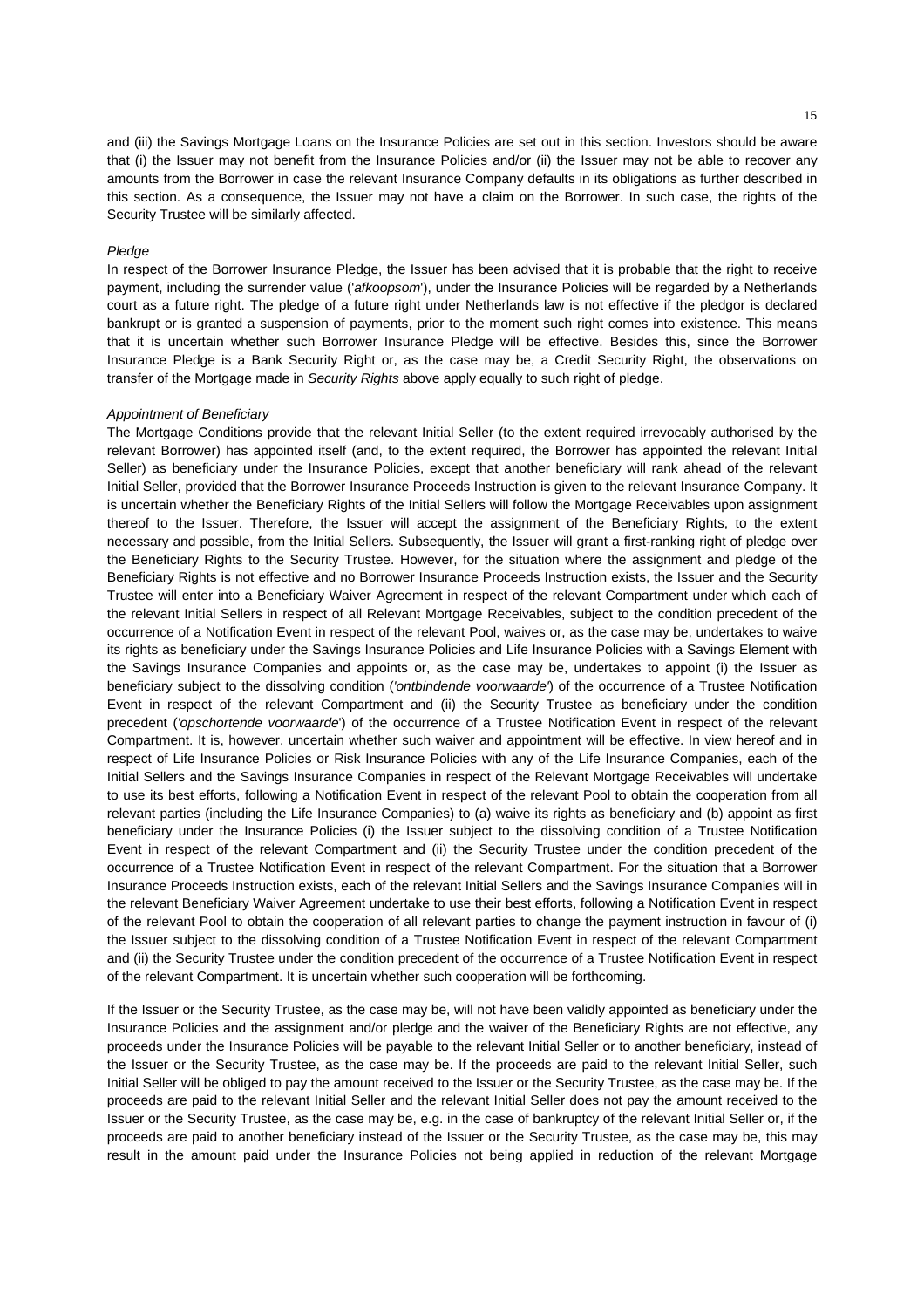and (iii) the Savings Mortgage Loans on the Insurance Policies are set out in this section. Investors should be aware that (i) the Issuer may not benefit from the Insurance Policies and/or (ii) the Issuer may not be able to recover any amounts from the Borrower in case the relevant Insurance Company defaults in its obligations as further described in this section. As a consequence, the Issuer may not have a claim on the Borrower. In such case, the rights of the Security Trustee will be similarly affected.

*Pledge*

In respect of the Borrower Insurance Pledge, the Issuer has been advised that it is probable that the right to receive payment, including the surrender value ('*afkoopsom*'), under the Insurance Policies will be regarded by a Netherlands court as a future right. The pledge of a future right under Netherlands law is not effective if the pledgor is declared bankrupt or is granted a suspension of payments, prior to the moment such right comes into existence. This means that it is uncertain whether such Borrower Insurance Pledge will be effective. Besides this, since the Borrower Insurance Pledge is a Bank Security Right or, as the case may be, a Credit Security Right, the observations on transfer of the Mortgage made in *Security Rights* above apply equally to such right of pledge.

*Appointment of Beneficiary*

The Mortgage Conditions provide that the relevant Initial Seller (to the extent required irrevocably authorised by the relevant Borrower) has appointed itself (and, to the extent required, the Borrower has appointed the relevant Initial Seller) as beneficiary under the Insurance Policies, except that another beneficiary will rank ahead of the relevant Initial Seller, provided that the Borrower Insurance Proceeds Instruction is given to the relevant Insurance Company. It is uncertain whether the Beneficiary Rights of the Initial Sellers will follow the Mortgage Receivables upon assignment thereof to the Issuer. Therefore, the Issuer will accept the assignment of the Beneficiary Rights, to the extent necessary and possible, from the Initial Sellers. Subsequently, the Issuer will grant a first-ranking right of pledge over the Beneficiary Rights to the Security Trustee. However, for the situation where the assignment and pledge of the Beneficiary Rights is not effective and no Borrower Insurance Proceeds Instruction exists, the Issuer and the Security Trustee will enter into a Beneficiary Waiver Agreement in respect of the relevant Compartment under which each of the relevant Initial Sellers in respect of all Relevant Mortgage Receivables, subject to the condition precedent of the occurrence of a Notification Event in respect of the relevant Pool, waives or, as the case may be, undertakes to waive its rights as beneficiary under the Savings Insurance Policies and Life Insurance Policies with a Savings Element with the Savings Insurance Companies and appoints or, as the case may be, undertakes to appoint (i) the Issuer as beneficiary subject to the dissolving condition ('*ontbindende voorwaarde*') of the occurrence of a Trustee Notification Event in respect of the relevant Compartment and (ii) the Security Trustee as beneficiary under the condition precedent ('*opschortende voorwaarde*') of the occurrence of a Trustee Notification Event in respect of the relevant Compartment. It is, however, uncertain whether such waiver and appointment will be effective. In view hereof and in respect of Life Insurance Policies or Risk Insurance Policies with any of the Life Insurance Companies, each of the Initial Sellers and the Savings Insurance Companies in respect of the Relevant Mortgage Receivables will undertake to use its best efforts, following a Notification Event in respect of the relevant Pool to obtain the cooperation from all relevant parties (including the Life Insurance Companies) to (a) waive its rights as beneficiary and (b) appoint as first beneficiary under the Insurance Policies (i) the Issuer subject to the dissolving condition of a Trustee Notification Event in respect of the relevant Compartment and (ii) the Security Trustee under the condition precedent of the occurrence of a Trustee Notification Event in respect of the relevant Compartment. For the situation that a Borrower Insurance Proceeds Instruction exists, each of the relevant Initial Sellers and the Savings Insurance Companies will in the relevant Beneficiary Waiver Agreement undertake to use their best efforts, following a Notification Event in respect of the relevant Pool to obtain the cooperation of all relevant parties to change the payment instruction in favour of (i) the Issuer subject to the dissolving condition of a Trustee Notification Event in respect of the relevant Compartment and (ii) the Security Trustee under the condition precedent of the occurrence of a Trustee Notification Event in respect of the relevant Compartment. It is uncertain whether such cooperation will be forthcoming.

If the Issuer or the Security Trustee, as the case may be, will not have been validly appointed as beneficiary under the Insurance Policies and the assignment and/or pledge and the waiver of the Beneficiary Rights are not effective, any proceeds under the Insurance Policies will be payable to the relevant Initial Seller or to another beneficiary, instead of the Issuer or the Security Trustee, as the case may be. If the proceeds are paid to the relevant Initial Seller, such Initial Seller will be obliged to pay the amount received to the Issuer or the Security Trustee, as the case may be. If the proceeds are paid to the relevant Initial Seller and the relevant Initial Seller does not pay the amount received to the Issuer or the Security Trustee, as the case may be, e.g. in the case of bankruptcy of the relevant Initial Seller or, if the proceeds are paid to another beneficiary instead of the Issuer or the Security Trustee, as the case may be, this may result in the amount paid under the Insurance Policies not being applied in reduction of the relevant Mortgage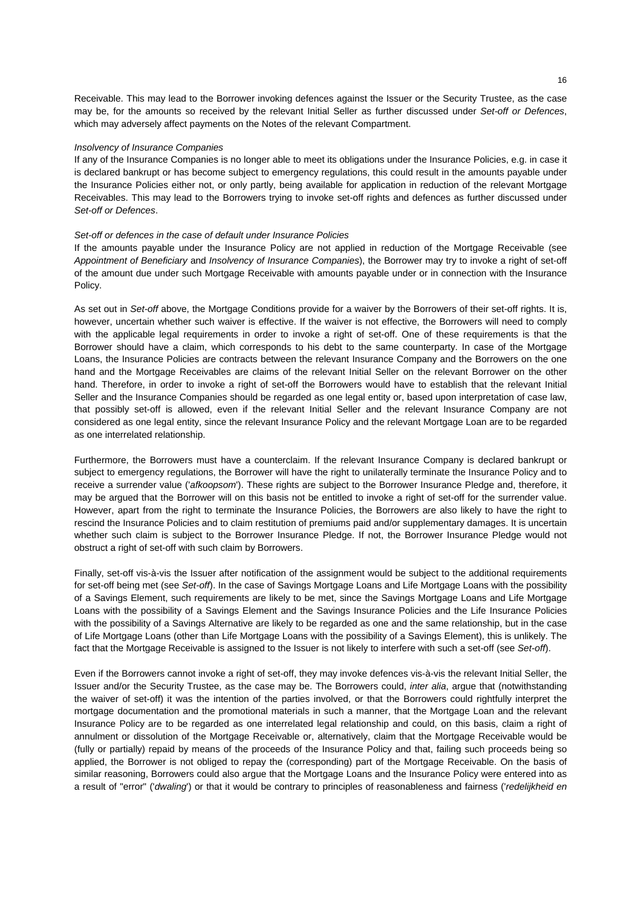Receivable. This may lead to the Borrower invoking defences against the Issuer or the Security Trustee, as the case may be, for the amounts so received by the relevant Initial Seller as further discussed under *Set-off or Defences*, which may adversely affect payments on the Notes of the relevant Compartment.

*Insolvency of Insurance Companies*

If any of the Insurance Companies is no longer able to meet its obligations under the Insurance Policies, e.g. in case it is declared bankrupt or has become subject to emergency regulations, this could result in the amounts payable under the Insurance Policies either not, or only partly, being available for application in reduction of the relevant Mortgage Receivables. This may lead to the Borrowers trying to invoke set-off rights and defences as further discussed under *Set-off or Defences*.

*Set-off or defences in the case of default under Insurance Policies*

If the amounts payable under the Insurance Policy are not applied in reduction of the Mortgage Receivable (see *Appointment of Beneficiary* and *Insolvency of Insurance Companies*), the Borrower may try to invoke a right of set-off of the amount due under such Mortgage Receivable with amounts payable under or in connection with the Insurance Policy.

As set out in *Set-off* above, the Mortgage Conditions provide for a waiver by the Borrowers of their set-off rights. It is, however, uncertain whether such waiver is effective. If the waiver is not effective, the Borrowers will need to comply with the applicable legal requirements in order to invoke a right of set-off. One of these requirements is that the Borrower should have a claim, which corresponds to his debt to the same counterparty. In case of the Mortgage Loans, the Insurance Policies are contracts between the relevant Insurance Company and the Borrowers on the one hand and the Mortgage Receivables are claims of the relevant Initial Seller on the relevant Borrower on the other hand. Therefore, in order to invoke a right of set-off the Borrowers would have to establish that the relevant Initial Seller and the Insurance Companies should be regarded as one legal entity or, based upon interpretation of case law, that possibly set-off is allowed, even if the relevant Initial Seller and the relevant Insurance Company are not considered as one legal entity, since the relevant Insurance Policy and the relevant Mortgage Loan are to be regarded as one interrelated relationship.

Furthermore, the Borrowers must have a counterclaim. If the relevant Insurance Company is declared bankrupt or subject to emergency regulations, the Borrower will have the right to unilaterally terminate the Insurance Policy and to receive a surrender value ('*afkoopsom*'). These rights are subject to the Borrower Insurance Pledge and, therefore, it may be argued that the Borrower will on this basis not be entitled to invoke a right of set-off for the surrender value. However, apart from the right to terminate the Insurance Policies, the Borrowers are also likely to have the right to rescind the Insurance Policies and to claim restitution of premiums paid and/or supplementary damages. It is uncertain whether such claim is subject to the Borrower Insurance Pledge. If not, the Borrower Insurance Pledge would not obstruct a right of set-off with such claim by Borrowers.

Finally, set-off vis-à-vis the Issuer after notification of the assignment would be subject to the additional requirements for set-off being met (see *Set-off*). In the case of Savings Mortgage Loans and Life Mortgage Loans with the possibility of a Savings Element, such requirements are likely to be met, since the Savings Mortgage Loans and Life Mortgage Loans with the possibility of a Savings Element and the Savings Insurance Policies and the Life Insurance Policies with the possibility of a Savings Alternative are likely to be regarded as one and the same relationship, but in the case of Life Mortgage Loans (other than Life Mortgage Loans with the possibility of a Savings Element), this is unlikely. The fact that the Mortgage Receivable is assigned to the Issuer is not likely to interfere with such a set-off (see *Set-off*).

Even if the Borrowers cannot invoke a right of set-off, they may invoke defences vis-à-vis the relevant Initial Seller, the Issuer and/or the Security Trustee, as the case may be. The Borrowers could, *inter alia*, argue that (notwithstanding the waiver of set-off) it was the intention of the parties involved, or that the Borrowers could rightfully interpret the mortgage documentation and the promotional materials in such a manner, that the Mortgage Loan and the relevant Insurance Policy are to be regarded as one interrelated legal relationship and could, on this basis, claim a right of annulment or dissolution of the Mortgage Receivable or, alternatively, claim that the Mortgage Receivable would be (fully or partially) repaid by means of the proceeds of the Insurance Policy and that, failing such proceeds being so applied, the Borrower is not obliged to repay the (corresponding) part of the Mortgage Receivable. On the basis of similar reasoning, Borrowers could also argue that the Mortgage Loans and the Insurance Policy were entered into as a result of "error" ('*dwaling*') or that it would be contrary to principles of reasonableness and fairness ('*redelijkheid en*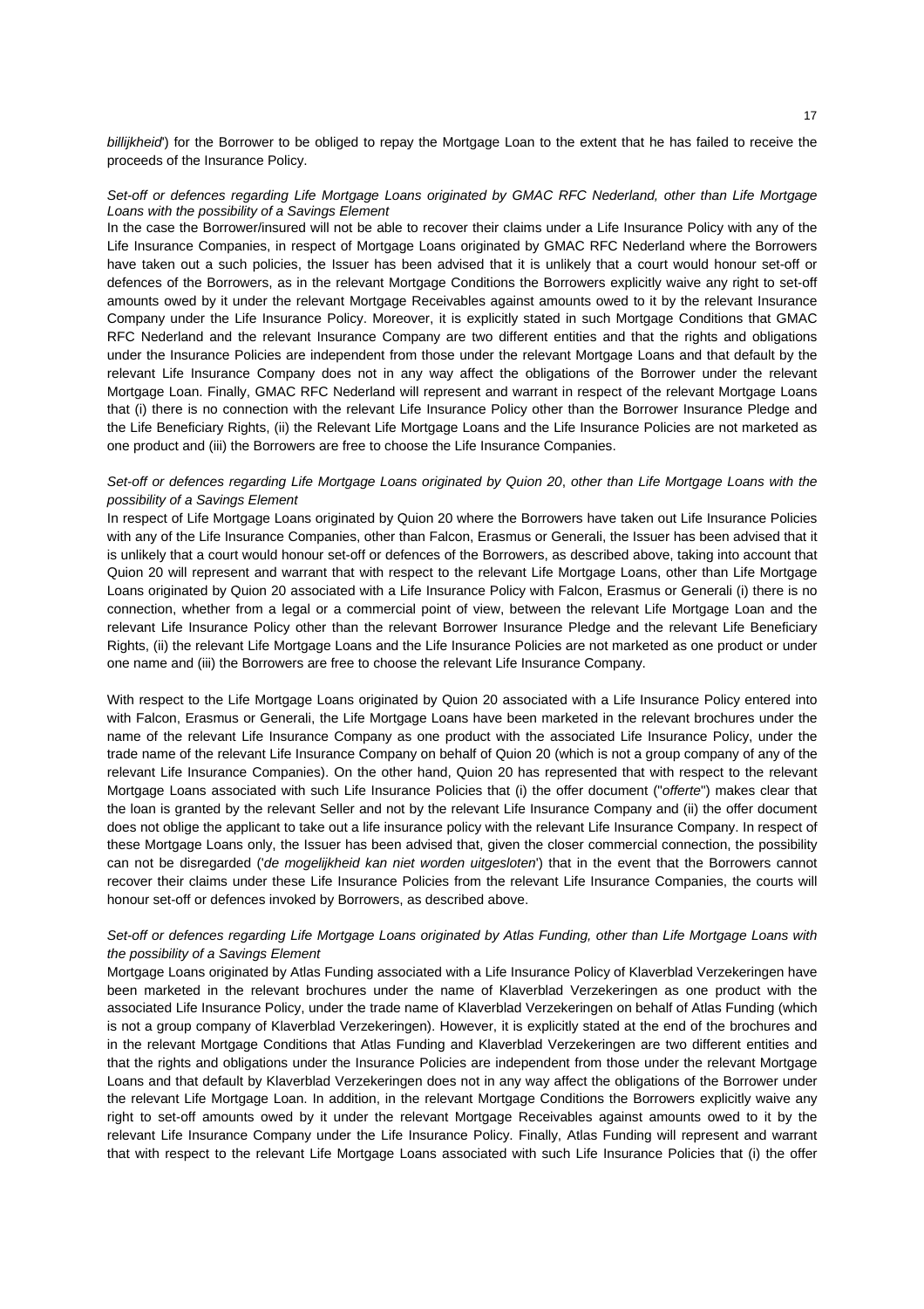*billijkheid*') for the Borrower to be obliged to repay the Mortgage Loan to the extent that he has failed to receive the proceeds of the Insurance Policy.

*Set-off or defences regarding Life Mortgage Loans originated by GMAC RFC Nederland, other than Life Mortgage Loans with the possibility of a Savings Element*

In the case the Borrower/insured will not be able to recover their claims under a Life Insurance Policy with any of the Life Insurance Companies, in respect of Mortgage Loans originated by GMAC RFC Nederland where the Borrowers have taken out a such policies, the Issuer has been advised that it is unlikely that a court would honour set-off or defences of the Borrowers, as in the relevant Mortgage Conditions the Borrowers explicitly waive any right to set-off amounts owed by it under the relevant Mortgage Receivables against amounts owed to it by the relevant Insurance Company under the Life Insurance Policy. Moreover, it is explicitly stated in such Mortgage Conditions that GMAC RFC Nederland and the relevant Insurance Company are two different entities and that the rights and obligations under the Insurance Policies are independent from those under the relevant Mortgage Loans and that default by the relevant Life Insurance Company does not in any way affect the obligations of the Borrower under the relevant Mortgage Loan. Finally, GMAC RFC Nederland will represent and warrant in respect of the relevant Mortgage Loans that (i) there is no connection with the relevant Life Insurance Policy other than the Borrower Insurance Pledge and the Life Beneficiary Rights, (ii) the Relevant Life Mortgage Loans and the Life Insurance Policies are not marketed as one product and (iii) the Borrowers are free to choose the Life Insurance Companies.

*Set-off or defences regarding Life Mortgage Loans originated by Quion 20, other than Life Mortgage Loans with the possibility of a Savings Element*

In respect of Life Mortgage Loans originated by Quion 20 where the Borrowers have taken out Life Insurance Policies with any of the Life Insurance Companies, other than Falcon, Erasmus or Generali, the Issuer has been advised that it is unlikely that a court would honour set-off or defences of the Borrowers, as described above, taking into account that Quion 20 will represent and warrant that with respect to the relevant Life Mortgage Loans, other than Life Mortgage Loans originated by Quion 20 associated with a Life Insurance Policy with Falcon, Erasmus or Generali (i) there is no connection, whether from a legal or a commercial point of view, between the relevant Life Mortgage Loan and the relevant Life Insurance Policy other than the relevant Borrower Insurance Pledge and the relevant Life Beneficiary Rights, (ii) the relevant Life Mortgage Loans and the Life Insurance Policies are not marketed as one product or under one name and (iii) the Borrowers are free to choose the relevant Life Insurance Company.

With respect to the Life Mortgage Loans originated by Quion 20 associated with a Life Insurance Policy entered into with Falcon, Erasmus or Generali, the Life Mortgage Loans have been marketed in the relevant brochures under the name of the relevant Life Insurance Company as one product with the associated Life Insurance Policy, under the trade name of the relevant Life Insurance Company on behalf of Quion 20 (which is not a group company of any of the relevant Life Insurance Companies). On the other hand, Quion 20 has represented that with respect to the relevant Mortgage Loans associated with such Life Insurance Policies that (i) the offer document ("*offerte*") makes clear that the loan is granted by the relevant Seller and not by the relevant Life Insurance Company and (ii) the offer document does not oblige the applicant to take out a life insurance policy with the relevant Life Insurance Company. In respect of these Mortgage Loans only, the Issuer has been advised that, given the closer commercial connection, the possibility can not be disregarded ('*de mogelijkheid kan niet worden uitgesloten*') that in the event that the Borrowers cannot recover their claims under these Life Insurance Policies from the relevant Life Insurance Companies, the courts will honour set-off or defences invoked by Borrowers, as described above.

*Set-off or defences regarding Life Mortgage Loans originated by Atlas Funding, other than Life Mortgage Loans with the possibility of a Savings Element*

Mortgage Loans originated by Atlas Funding associated with a Life Insurance Policy of Klaverblad Verzekeringen have been marketed in the relevant brochures under the name of Klaverblad Verzekeringen as one product with the associated Life Insurance Policy, under the trade name of Klaverblad Verzekeringen on behalf of Atlas Funding (which is not a group company of Klaverblad Verzekeringen). However, it is explicitly stated at the end of the brochures and in the relevant Mortgage Conditions that Atlas Funding and Klaverblad Verzekeringen are two different entities and that the rights and obligations under the Insurance Policies are independent from those under the relevant Mortgage Loans and that default by Klaverblad Verzekeringen does not in any way affect the obligations of the Borrower under the relevant Life Mortgage Loan. In addition, in the relevant Mortgage Conditions the Borrowers explicitly waive any right to set-off amounts owed by it under the relevant Mortgage Receivables against amounts owed to it by the relevant Life Insurance Company under the Life Insurance Policy. Finally, Atlas Funding will represent and warrant that with respect to the relevant Life Mortgage Loans associated with such Life Insurance Policies that (i) the offer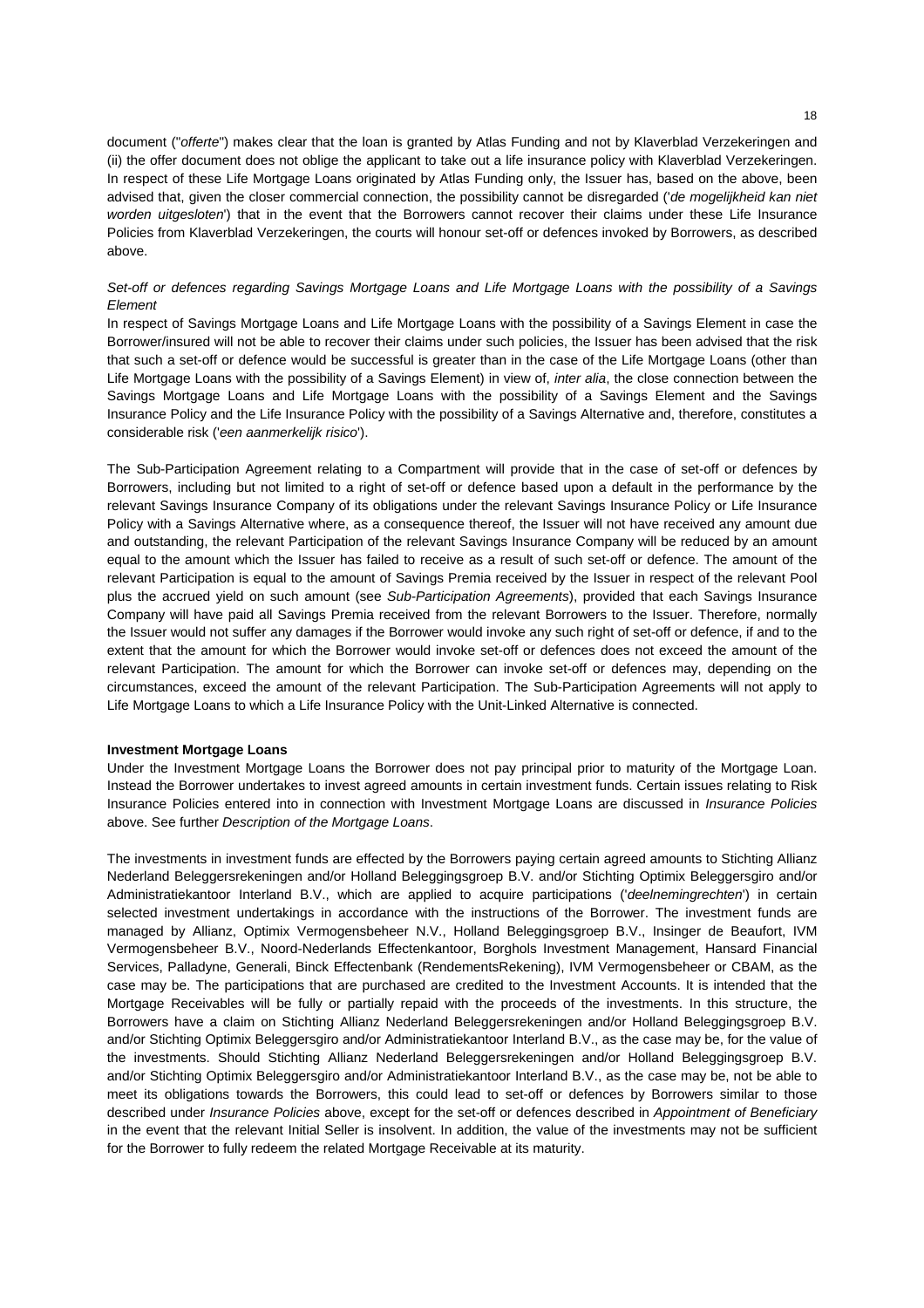document ("*offerte*") makes clear that the loan is granted by Atlas Funding and not by Klaverblad Verzekeringen and (ii) the offer document does not oblige the applicant to take out a life insurance policy with Klaverblad Verzekeringen. In respect of these Life Mortgage Loans originated by Atlas Funding only, the Issuer has, based on the above, been advised that, given the closer commercial connection, the possibility cannot be disregarded ('*de mogelijkheid kan niet worden uitgesloten*') that in the event that the Borrowers cannot recover their claims under these Life Insurance Policies from Klaverblad Verzekeringen, the courts will honour set-off or defences invoked by Borrowers, as described above.

*Set-off or defences regarding Savings Mortgage Loans and Life Mortgage Loans with the possibility of a Savings Element*

In respect of Savings Mortgage Loans and Life Mortgage Loans with the possibility of a Savings Element in case the Borrower/insured will not be able to recover their claims under such policies, the Issuer has been advised that the risk that such a set-off or defence would be successful is greater than in the case of the Life Mortgage Loans (other than Life Mortgage Loans with the possibility of a Savings Element) in view of, *inter alia*, the close connection between the Savings Mortgage Loans and Life Mortgage Loans with the possibility of a Savings Element and the Savings Insurance Policy and the Life Insurance Policy with the possibility of a Savings Alternative and, therefore, constitutes a considerable risk ('*een aanmerkelijk risico*').

The Sub-Participation Agreement relating to a Compartment will provide that in the case of set-off or defences by Borrowers, including but not limited to a right of set-off or defence based upon a default in the performance by the relevant Savings Insurance Company of its obligations under the relevant Savings Insurance Policy or Life Insurance Policy with a Savings Alternative where, as a consequence thereof, the Issuer will not have received any amount due and outstanding, the relevant Participation of the relevant Savings Insurance Company will be reduced by an amount equal to the amount which the Issuer has failed to receive as a result of such set-off or defence. The amount of the relevant Participation is equal to the amount of Savings Premia received by the Issuer in respect of the relevant Pool plus the accrued yield on such amount (see *Sub-Participation Agreements*), provided that each Savings Insurance Company will have paid all Savings Premia received from the relevant Borrowers to the Issuer. Therefore, normally the Issuer would not suffer any damages if the Borrower would invoke any such right of set-off or defence, if and to the extent that the amount for which the Borrower would invoke set-off or defences does not exceed the amount of the relevant Participation. The amount for which the Borrower can invoke set-off or defences may, depending on the circumstances, exceed the amount of the relevant Participation. The Sub-Participation Agreements will not apply to Life Mortgage Loans to which a Life Insurance Policy with the Unit-Linked Alternative is connected.

**Investment Mortgage Loans**

Under the Investment Mortgage Loans the Borrower does not pay principal prior to maturity of the Mortgage Loan. Instead the Borrower undertakes to invest agreed amounts in certain investment funds. Certain issues relating to Risk Insurance Policies entered into in connection with Investment Mortgage Loans are discussed in *Insurance Policies* above. See further *Description of the Mortgage Loans*.

The investments in investment funds are effected by the Borrowers paying certain agreed amounts to Stichting Allianz Nederland Beleggersrekeningen and/or Holland Beleggingsgroep B.V. and/or Stichting Optimix Beleggersgiro and/or Administratiekantoor Interland B.V., which are applied to acquire participations ('*deelnemingrechten*') in certain selected investment undertakings in accordance with the instructions of the Borrower. The investment funds are managed by Allianz, Optimix Vermogensbeheer N.V., Holland Beleggingsgroep B.V., Insinger de Beaufort, IVM Vermogensbeheer B.V., Noord-Nederlands Effectenkantoor, Borghols Investment Management, Hansard Financial Services, Palladyne, Generali, Binck Effectenbank (RendementsRekening), IVM Vermogensbeheer or CBAM, as the case may be. The participations that are purchased are credited to the Investment Accounts. It is intended that the Mortgage Receivables will be fully or partially repaid with the proceeds of the investments. In this structure, the Borrowers have a claim on Stichting Allianz Nederland Beleggersrekeningen and/or Holland Beleggingsgroep B.V. and/or Stichting Optimix Beleggersgiro and/or Administratiekantoor Interland B.V., as the case may be, for the value of the investments. Should Stichting Allianz Nederland Beleggersrekeningen and/or Holland Beleggingsgroep B.V. and/or Stichting Optimix Beleggersgiro and/or Administratiekantoor Interland B.V., as the case may be, not be able to meet its obligations towards the Borrowers, this could lead to set-off or defences by Borrowers similar to those described under *Insurance Policies* above, except for the set-off or defences described in *Appointment of Beneficiary* in the event that the relevant Initial Seller is insolvent. In addition, the value of the investments may not be sufficient for the Borrower to fully redeem the related Mortgage Receivable at its maturity.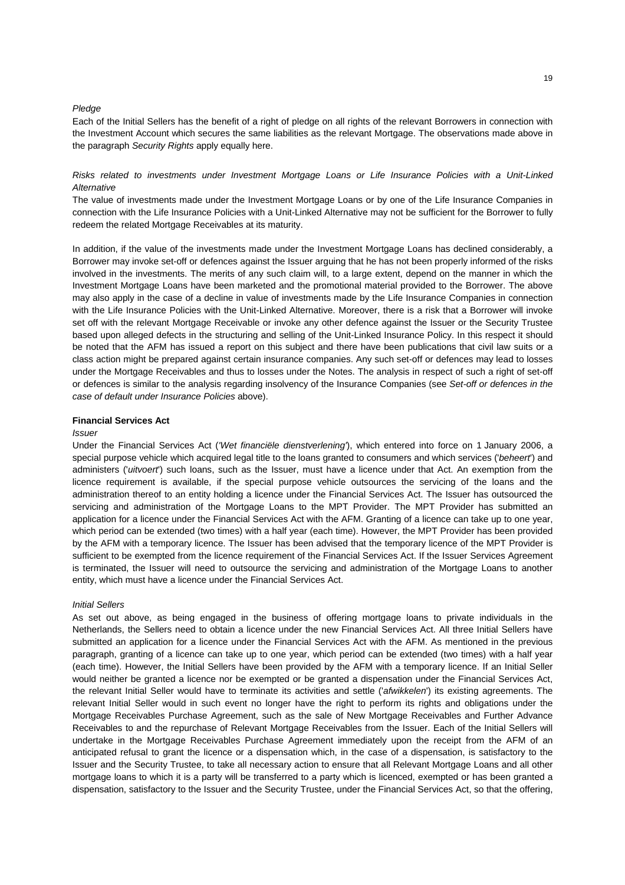*Pledge*

Each of the Initial Sellers has the benefit of a right of pledge on all rights of the relevant Borrowers in connection with the Investment Account which secures the same liabilities as the relevant Mortgage. The observations made above in the paragraph *Security Rights* apply equally here.

*Risks related to investments under Investment Mortgage Loans or Life Insurance Policies with a Unit-Linked Alternative*

The value of investments made under the Investment Mortgage Loans or by one of the Life Insurance Companies in connection with the Life Insurance Policies with a Unit-Linked Alternative may not be sufficient for the Borrower to fully redeem the related Mortgage Receivables at its maturity.

In addition, if the value of the investments made under the Investment Mortgage Loans has declined considerably, a Borrower may invoke set-off or defences against the Issuer arguing that he has not been properly informed of the risks involved in the investments. The merits of any such claim will, to a large extent, depend on the manner in which the Investment Mortgage Loans have been marketed and the promotional material provided to the Borrower. The above may also apply in the case of a decline in value of investments made by the Life Insurance Companies in connection with the Life Insurance Policies with the Unit-Linked Alternative. Moreover, there is a risk that a Borrower will invoke set off with the relevant Mortgage Receivable or invoke any other defence against the Issuer or the Security Trustee based upon alleged defects in the structuring and selling of the Unit-Linked Insurance Policy. In this respect it should be noted that the AFM has issued a report on this subject and there have been publications that civil law suits or a class action might be prepared against certain insurance companies. Any such set-off or defences may lead to losses under the Mortgage Receivables and thus to losses under the Notes. The analysis in respect of such a right of set-off or defences is similar to the analysis regarding insolvency of the Insurance Companies (see *Set-off or defences in the case of default under Insurance Policies* above).

**Financial Services Act**

*Issuer*

Under the Financial Services Act ('*Wet financiële dienstverlening*'), which entered into force on 1 January 2006, a special purpose vehicle which acquired legal title to the loans granted to consumers and which services ('*beheert*') and administers ('*uitvoert*') such loans, such as the Issuer, must have a licence under that Act. An exemption from the licence requirement is available, if the special purpose vehicle outsources the servicing of the loans and the administration thereof to an entity holding a licence under the Financial Services Act. The Issuer has outsourced the servicing and administration of the Mortgage Loans to the MPT Provider. The MPT Provider has submitted an application for a licence under the Financial Services Act with the AFM. Granting of a licence can take up to one year, which period can be extended (two times) with a half year (each time). However, the MPT Provider has been provided by the AFM with a temporary licence. The Issuer has been advised that the temporary licence of the MPT Provider is sufficient to be exempted from the licence requirement of the Financial Services Act. If the Issuer Services Agreement is terminated, the Issuer will need to outsource the servicing and administration of the Mortgage Loans to another entity, which must have a licence under the Financial Services Act.

*Initial Sellers*

As set out above, as being engaged in the business of offering mortgage loans to private individuals in the Netherlands, the Sellers need to obtain a licence under the new Financial Services Act. All three Initial Sellers have submitted an application for a licence under the Financial Services Act with the AFM. As mentioned in the previous paragraph, granting of a licence can take up to one year, which period can be extended (two times) with a half year (each time). However, the Initial Sellers have been provided by the AFM with a temporary licence. If an Initial Seller would neither be granted a licence nor be exempted or be granted a dispensation under the Financial Services Act, the relevant Initial Seller would have to terminate its activities and settle ('*afwikkelen*') its existing agreements. The relevant Initial Seller would in such event no longer have the right to perform its rights and obligations under the Mortgage Receivables Purchase Agreement, such as the sale of New Mortgage Receivables and Further Advance Receivables to and the repurchase of Relevant Mortgage Receivables from the Issuer. Each of the Initial Sellers will undertake in the Mortgage Receivables Purchase Agreement immediately upon the receipt from the AFM of an anticipated refusal to grant the licence or a dispensation which, in the case of a dispensation, is satisfactory to the Issuer and the Security Trustee, to take all necessary action to ensure that all Relevant Mortgage Loans and all other mortgage loans to which it is a party will be transferred to a party which is licenced, exempted or has been granted a dispensation, satisfactory to the Issuer and the Security Trustee, under the Financial Services Act, so that the offering,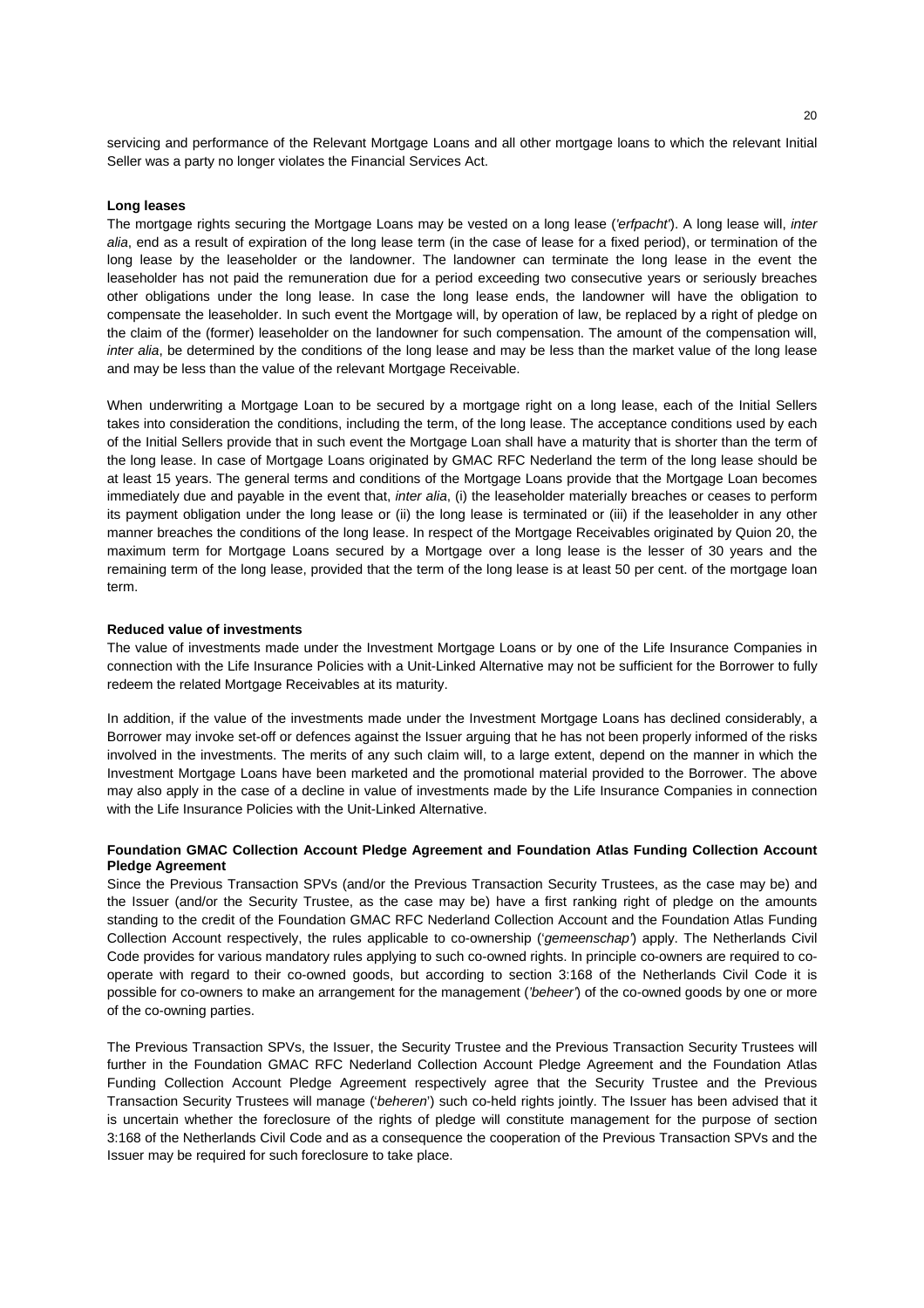servicing and performance of the Relevant Mortgage Loans and all other mortgage loans to which the relevant Initial Seller was a party no longer violates the Financial Services Act.

**Long leases**

The mortgage rights securing the Mortgage Loans may be vested on a long lease ('*erfpacht*'). A long lease will, *inter alia*, end as a result of expiration of the long lease term (in the case of lease for a fixed period), or termination of the long lease by the leaseholder or the landowner. The landowner can terminate the long lease in the event the leaseholder has not paid the remuneration due for a period exceeding two consecutive years or seriously breaches other obligations under the long lease. In case the long lease ends, the landowner will have the obligation to compensate the leaseholder. In such event the Mortgage will, by operation of law, be replaced by a right of pledge on the claim of the (former) leaseholder on the landowner for such compensation. The amount of the compensation will, *inter alia*, be determined by the conditions of the long lease and may be less than the market value of the long lease and may be less than the value of the relevant Mortgage Receivable.

When underwriting a Mortgage Loan to be secured by a mortgage right on a long lease, each of the Initial Sellers takes into consideration the conditions, including the term, of the long lease. The acceptance conditions used by each of the Initial Sellers provide that in such event the Mortgage Loan shall have a maturity that is shorter than the term of the long lease. In case of Mortgage Loans originated by GMAC RFC Nederland the term of the long lease should be at least 15 years. The general terms and conditions of the Mortgage Loans provide that the Mortgage Loan becomes immediately due and payable in the event that, *inter alia*, (i) the leaseholder materially breaches or ceases to perform its payment obligation under the long lease or (ii) the long lease is terminated or (iii) if the leaseholder in any other manner breaches the conditions of the long lease. In respect of the Mortgage Receivables originated by Quion 20, the maximum term for Mortgage Loans secured by a Mortgage over a long lease is the lesser of 30 years and the remaining term of the long lease, provided that the term of the long lease is at least 50 per cent. of the mortgage loan term.

**Reduced value of investments**

The value of investments made under the Investment Mortgage Loans or by one of the Life Insurance Companies in connection with the Life Insurance Policies with a Unit-Linked Alternative may not be sufficient for the Borrower to fully redeem the related Mortgage Receivables at its maturity.

In addition, if the value of the investments made under the Investment Mortgage Loans has declined considerably, a Borrower may invoke set-off or defences against the Issuer arguing that he has not been properly informed of the risks involved in the investments. The merits of any such claim will, to a large extent, depend on the manner in which the Investment Mortgage Loans have been marketed and the promotional material provided to the Borrower. The above may also apply in the case of a decline in value of investments made by the Life Insurance Companies in connection with the Life Insurance Policies with the Unit-Linked Alternative.

**Foundation GMAC Collection Account Pledge Agreement and Foundation Atlas Funding Collection Account Pledge Agreement**

Since the Previous Transaction SPVs (and/or the Previous Transaction Security Trustees, as the case may be) and the Issuer (and/or the Security Trustee, as the case may be) have a first ranking right of pledge on the amounts standing to the credit of the Foundation GMAC RFC Nederland Collection Account and the Foundation Atlas Funding Collection Account respectively, the rules applicable to co-ownership ('*gemeenschap*') apply. The Netherlands Civil Code provides for various mandatory rules applying to such co-owned rights. In principle co-owners are required to co-operate with regard to their co-owned goods, but according to section 3:168 of the Netherlands Civil Code it is possible for co-owners to make an arrangement for the management ('*beheer*') of the co-owned goods by one or more of the co-owning parties.

The Previous Transaction SPVs, the Issuer, the Security Trustee and the Previous Transaction Security Trustees will further in the Foundation GMAC RFC Nederland Collection Account Pledge Agreement and the Foundation Atlas Funding Collection Account Pledge Agreement respectively agree that the Security Trustee and the Previous Transaction Security Trustees will manage ('*beheren*') such co-held rights jointly. The Issuer has been advised that it is uncertain whether the foreclosure of the rights of pledge will constitute management for the purpose of section 3:168 of the Netherlands Civil Code and as a consequence the cooperation of the Previous Transaction SPVs and the Issuer may be required for such foreclosure to take place.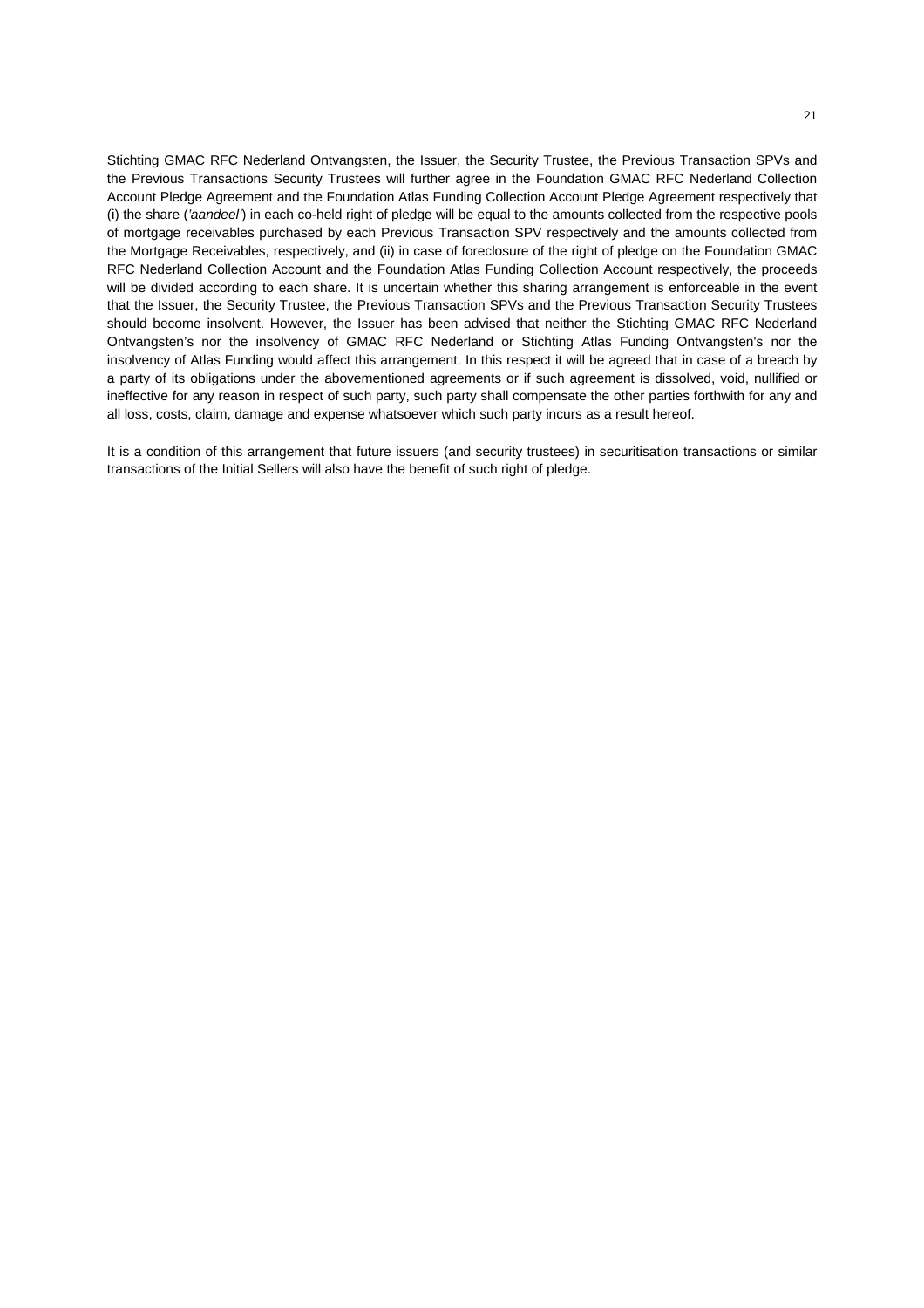Stichting GMAC RFC Nederland Ontvangsten, the Issuer, the Security Trustee, the Previous Transaction SPVs and the Previous Transactions Security Trustees will further agree in the Foundation GMAC RFC Nederland Collection Account Pledge Agreement and the Foundation Atlas Funding Collection Account Pledge Agreement respectively that (i) the share ('*aandeel*') in each co-held right of pledge will be equal to the amounts collected from the respective pools of mortgage receivables purchased by each Previous Transaction SPV respectively and the amounts collected from the Mortgage Receivables, respectively, and (ii) in case of foreclosure of the right of pledge on the Foundation GMAC RFC Nederland Collection Account and the Foundation Atlas Funding Collection Account respectively, the proceeds will be divided according to each share. It is uncertain whether this sharing arrangement is enforceable in the event that the Issuer, the Security Trustee, the Previous Transaction SPVs and the Previous Transaction Security Trustees should become insolvent. However, the Issuer has been advised that neither the Stichting GMAC RFC Nederland Ontvangsten's nor the insolvency of GMAC RFC Nederland or Stichting Atlas Funding Ontvangsten's nor the insolvency of Atlas Funding would affect this arrangement. In this respect it will be agreed that in case of a breach by a party of its obligations under the abovementioned agreements or if such agreement is dissolved, void, nullified or ineffective for any reason in respect of such party, such party shall compensate the other parties forthwith for any and all loss, costs, claim, damage and expense whatsoever which such party incurs as a result hereof.

It is a condition of this arrangement that future issuers (and security trustees) in securitisation transactions or similar transactions of the Initial Sellers will also have the benefit of such right of pledge.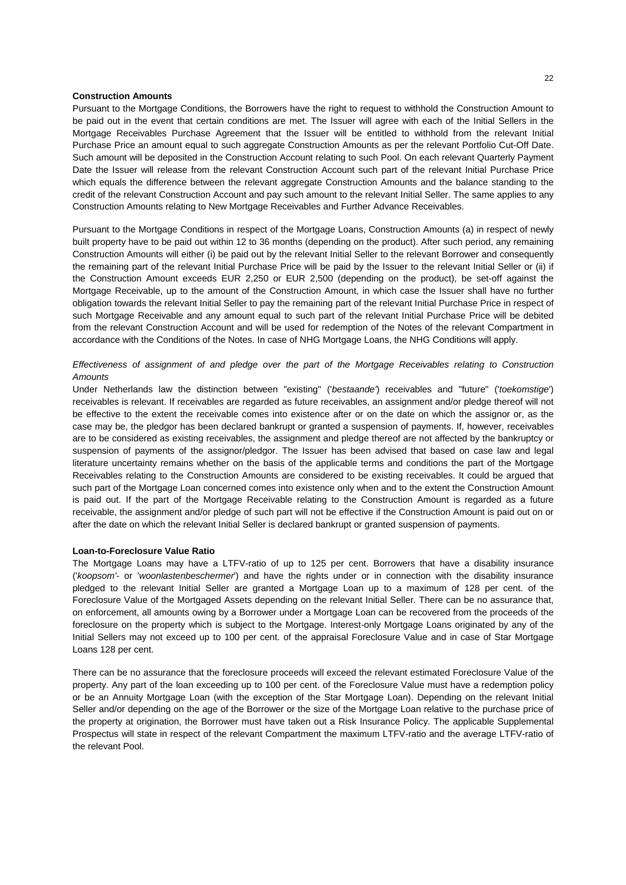**Construction Amounts**

Pursuant to the Mortgage Conditions, the Borrowers have the right to request to withhold the Construction Amount to be paid out in the event that certain conditions are met. The Issuer will agree with each of the Initial Sellers in the Mortgage Receivables Purchase Agreement that the Issuer will be entitled to withhold from the relevant Initial Purchase Price an amount equal to such aggregate Construction Amounts as per the relevant Portfolio Cut-Off Date. Such amount will be deposited in the Construction Account relating to such Pool. On each relevant Quarterly Payment Date the Issuer will release from the relevant Construction Account such part of the relevant Initial Purchase Price which equals the difference between the relevant aggregate Construction Amounts and the balance standing to the credit of the relevant Construction Account and pay such amount to the relevant Initial Seller. The same applies to any Construction Amounts relating to New Mortgage Receivables and Further Advance Receivables.

Pursuant to the Mortgage Conditions in respect of the Mortgage Loans, Construction Amounts (a) in respect of newly built property have to be paid out within 12 to 36 months (depending on the product). After such period, any remaining Construction Amounts will either (i) be paid out by the relevant Initial Seller to the relevant Borrower and consequently the remaining part of the relevant Initial Purchase Price will be paid by the Issuer to the relevant Initial Seller or (ii) if the Construction Amount exceeds EUR 2,250 or EUR 2,500 (depending on the product), be set-off against the Mortgage Receivable, up to the amount of the Construction Amount, in which case the Issuer shall have no further obligation towards the relevant Initial Seller to pay the remaining part of the relevant Initial Purchase Price in respect of such Mortgage Receivable and any amount equal to such part of the relevant Initial Purchase Price will be debited from the relevant Construction Account and will be used for redemption of the Notes of the relevant Compartment in accordance with the Conditions of the Notes. In case of NHG Mortgage Loans, the NHG Conditions will apply.

*Effectiveness of assignment of and pledge over the part of the Mortgage Receivables relating to Construction Amounts*

Under Netherlands law the distinction between "existing" ('*bestaande'*) receivables and "future" ('*toekomstige*') receivables is relevant. If receivables are regarded as future receivables, an assignment and/or pledge thereof will not be effective to the extent the receivable comes into existence after or on the date on which the assignor or, as the case may be, the pledgor has been declared bankrupt or granted a suspension of payments. If, however, receivables are to be considered as existing receivables, the assignment and pledge thereof are not affected by the bankruptcy or suspension of payments of the assignor/pledgor. The Issuer has been advised that based on case law and legal literature uncertainty remains whether on the basis of the applicable terms and conditions the part of the Mortgage Receivables relating to the Construction Amounts are considered to be existing receivables. It could be argued that such part of the Mortgage Loan concerned comes into existence only when and to the extent the Construction Amount is paid out. If the part of the Mortgage Receivable relating to the Construction Amount is regarded as a future receivable, the assignment and/or pledge of such part will not be effective if the Construction Amount is paid out on or after the date on which the relevant Initial Seller is declared bankrupt or granted suspension of payments.

**Loan-to-Foreclosure Value Ratio**

The Mortgage Loans may have a LTFV-ratio of up to 125 per cent. Borrowers that have a disability insurance ('*koopsom'*- or '*woonlastenbeschermer*') and have the rights under or in connection with the disability insurance pledged to the relevant Initial Seller are granted a Mortgage Loan up to a maximum of 128 per cent. of the Foreclosure Value of the Mortgaged Assets depending on the relevant Initial Seller. There can be no assurance that, on enforcement, all amounts owing by a Borrower under a Mortgage Loan can be recovered from the proceeds of the foreclosure on the property which is subject to the Mortgage. Interest-only Mortgage Loans originated by any of the Initial Sellers may not exceed up to 100 per cent. of the appraisal Foreclosure Value and in case of Star Mortgage Loans 128 per cent.

There can be no assurance that the foreclosure proceeds will exceed the relevant estimated Foreclosure Value of the property. Any part of the loan exceeding up to 100 per cent. of the Foreclosure Value must have a redemption policy or be an Annuity Mortgage Loan (with the exception of the Star Mortgage Loan). Depending on the relevant Initial Seller and/or depending on the age of the Borrower or the size of the Mortgage Loan relative to the purchase price of the property at origination, the Borrower must have taken out a Risk Insurance Policy. The applicable Supplemental Prospectus will state in respect of the relevant Compartment the maximum LTFV-ratio and the average LTFV-ratio of the relevant Pool.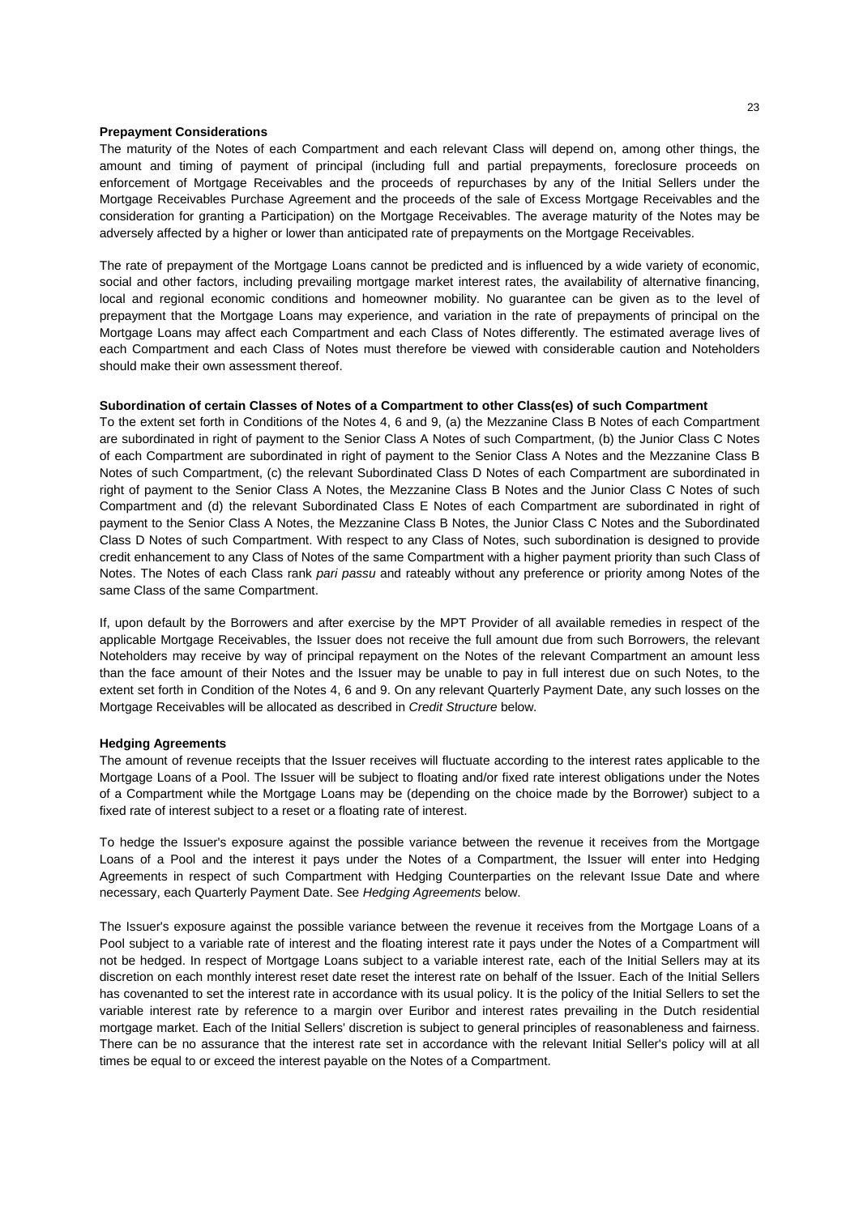**Prepayment Considerations**

The maturity of the Notes of each Compartment and each relevant Class will depend on, among other things, the amount and timing of payment of principal (including full and partial prepayments, foreclosure proceeds on enforcement of Mortgage Receivables and the proceeds of repurchases by any of the Initial Sellers under the Mortgage Receivables Purchase Agreement and the proceeds of the sale of Excess Mortgage Receivables and the consideration for granting a Participation) on the Mortgage Receivables. The average maturity of the Notes may be adversely affected by a higher or lower than anticipated rate of prepayments on the Mortgage Receivables.

The rate of prepayment of the Mortgage Loans cannot be predicted and is influenced by a wide variety of economic, social and other factors, including prevailing mortgage market interest rates, the availability of alternative financing, local and regional economic conditions and homeowner mobility. No guarantee can be given as to the level of prepayment that the Mortgage Loans may experience, and variation in the rate of prepayments of principal on the Mortgage Loans may affect each Compartment and each Class of Notes differently. The estimated average lives of each Compartment and each Class of Notes must therefore be viewed with considerable caution and Noteholders should make their own assessment thereof.

**Subordination of certain Classes of Notes of a Compartment to other Class(es) of such Compartment**

To the extent set forth in Conditions of the Notes 4, 6 and 9, (a) the Mezzanine Class B Notes of each Compartment are subordinated in right of payment to the Senior Class A Notes of such Compartment, (b) the Junior Class C Notes of each Compartment are subordinated in right of payment to the Senior Class A Notes and the Mezzanine Class B Notes of such Compartment, (c) the relevant Subordinated Class D Notes of each Compartment are subordinated in right of payment to the Senior Class A Notes, the Mezzanine Class B Notes and the Junior Class C Notes of such Compartment and (d) the relevant Subordinated Class E Notes of each Compartment are subordinated in right of payment to the Senior Class A Notes, the Mezzanine Class B Notes, the Junior Class C Notes and the Subordinated Class D Notes of such Compartment. With respect to any Class of Notes, such subordination is designed to provide credit enhancement to any Class of Notes of the same Compartment with a higher payment priority than such Class of Notes. The Notes of each Class rank *pari passu* and rateably without any preference or priority among Notes of the same Class of the same Compartment.

If, upon default by the Borrowers and after exercise by the MPT Provider of all available remedies in respect of the applicable Mortgage Receivables, the Issuer does not receive the full amount due from such Borrowers, the relevant Noteholders may receive by way of principal repayment on the Notes of the relevant Compartment an amount less than the face amount of their Notes and the Issuer may be unable to pay in full interest due on such Notes, to the extent set forth in Condition of the Notes 4, 6 and 9. On any relevant Quarterly Payment Date, any such losses on the Mortgage Receivables will be allocated as described in *Credit Structure* below.

**Hedging Agreements**

The amount of revenue receipts that the Issuer receives will fluctuate according to the interest rates applicable to the Mortgage Loans of a Pool. The Issuer will be subject to floating and/or fixed rate interest obligations under the Notes of a Compartment while the Mortgage Loans may be (depending on the choice made by the Borrower) subject to a fixed rate of interest subject to a reset or a floating rate of interest.

To hedge the Issuer's exposure against the possible variance between the revenue it receives from the Mortgage Loans of a Pool and the interest it pays under the Notes of a Compartment, the Issuer will enter into Hedging Agreements in respect of such Compartment with Hedging Counterparties on the relevant Issue Date and where necessary, each Quarterly Payment Date. See *Hedging Agreements* below.

The Issuer's exposure against the possible variance between the revenue it receives from the Mortgage Loans of a Pool subject to a variable rate of interest and the floating interest rate it pays under the Notes of a Compartment will not be hedged. In respect of Mortgage Loans subject to a variable interest rate, each of the Initial Sellers may at its discretion on each monthly interest reset date reset the interest rate on behalf of the Issuer. Each of the Initial Sellers has covenanted to set the interest rate in accordance with its usual policy. It is the policy of the Initial Sellers to set the variable interest rate by reference to a margin over Euribor and interest rates prevailing in the Dutch residential mortgage market. Each of the Initial Sellers' discretion is subject to general principles of reasonableness and fairness. There can be no assurance that the interest rate set in accordance with the relevant Initial Seller's policy will at all times be equal to or exceed the interest payable on the Notes of a Compartment.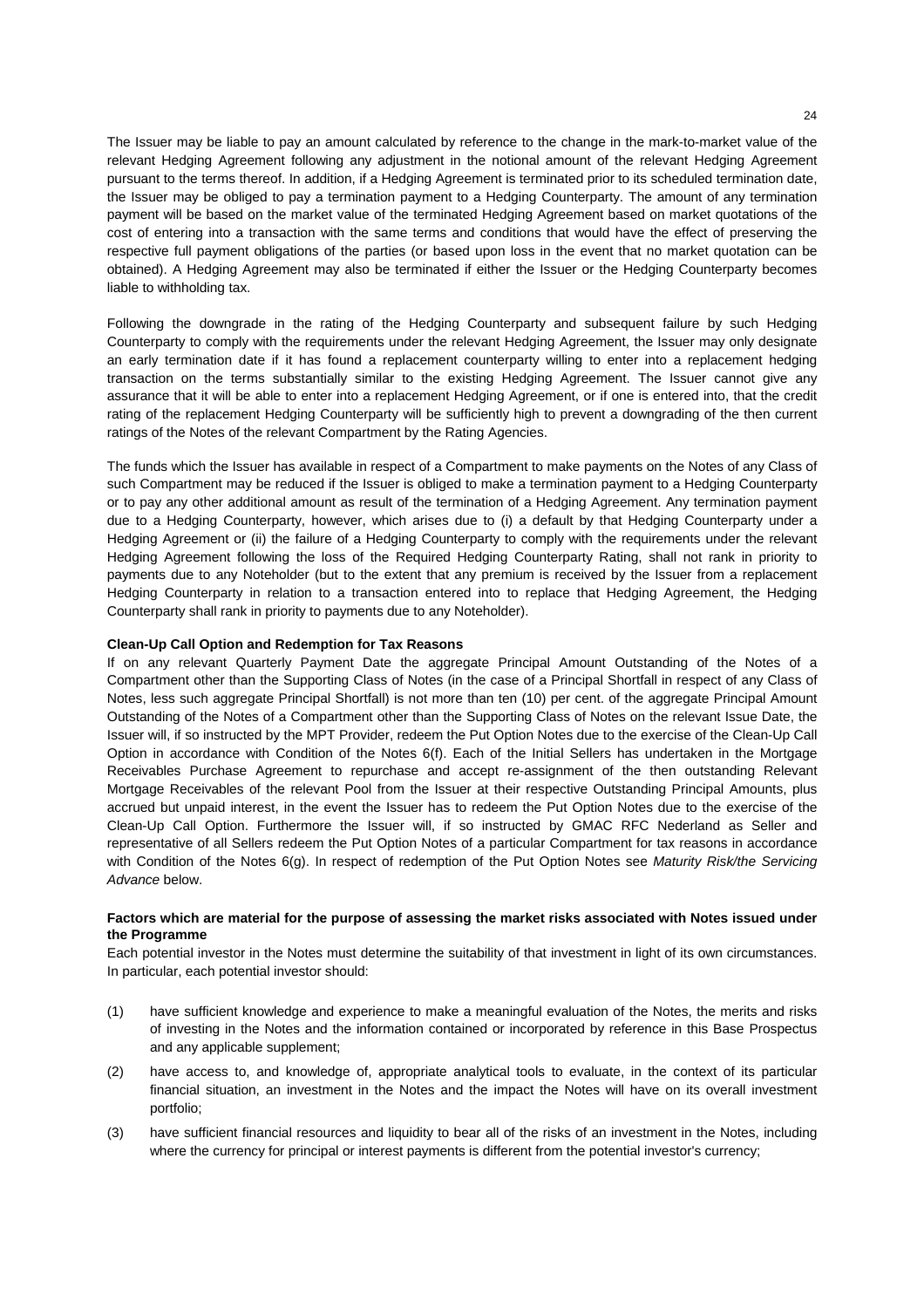The Issuer may be liable to pay an amount calculated by reference to the change in the mark-to-market value of the relevant Hedging Agreement following any adjustment in the notional amount of the relevant Hedging Agreement pursuant to the terms thereof. In addition, if a Hedging Agreement is terminated prior to its scheduled termination date, the Issuer may be obliged to pay a termination payment to a Hedging Counterparty. The amount of any termination payment will be based on the market value of the terminated Hedging Agreement based on market quotations of the cost of entering into a transaction with the same terms and conditions that would have the effect of preserving the respective full payment obligations of the parties (or based upon loss in the event that no market quotation can be obtained). A Hedging Agreement may also be terminated if either the Issuer or the Hedging Counterparty becomes liable to withholding tax.

Following the downgrade in the rating of the Hedging Counterparty and subsequent failure by such Hedging Counterparty to comply with the requirements under the relevant Hedging Agreement, the Issuer may only designate an early termination date if it has found a replacement counterparty willing to enter into a replacement hedging transaction on the terms substantially similar to the existing Hedging Agreement. The Issuer cannot give any assurance that it will be able to enter into a replacement Hedging Agreement, or if one is entered into, that the credit rating of the replacement Hedging Counterparty will be sufficiently high to prevent a downgrading of the then current ratings of the Notes of the relevant Compartment by the Rating Agencies.

The funds which the Issuer has available in respect of a Compartment to make payments on the Notes of any Class of such Compartment may be reduced if the Issuer is obliged to make a termination payment to a Hedging Counterparty or to pay any other additional amount as result of the termination of a Hedging Agreement. Any termination payment due to a Hedging Counterparty, however, which arises due to (i) a default by that Hedging Counterparty under a Hedging Agreement or (ii) the failure of a Hedging Counterparty to comply with the requirements under the relevant Hedging Agreement following the loss of the Required Hedging Counterparty Rating, shall not rank in priority to payments due to any Noteholder (but to the extent that any premium is received by the Issuer from a replacement Hedging Counterparty in relation to a transaction entered into to replace that Hedging Agreement, the Hedging Counterparty shall rank in priority to payments due to any Noteholder).

**Clean-Up Call Option and Redemption for Tax Reasons**

If on any relevant Quarterly Payment Date the aggregate Principal Amount Outstanding of the Notes of a Compartment other than the Supporting Class of Notes (in the case of a Principal Shortfall in respect of any Class of Notes, less such aggregate Principal Shortfall) is not more than ten (10) per cent. of the aggregate Principal Amount Outstanding of the Notes of a Compartment other than the Supporting Class of Notes on the relevant Issue Date, the Issuer will, if so instructed by the MPT Provider, redeem the Put Option Notes due to the exercise of the Clean-Up Call Option in accordance with Condition of the Notes 6(f). Each of the Initial Sellers has undertaken in the Mortgage Receivables Purchase Agreement to repurchase and accept re-assignment of the then outstanding Relevant Mortgage Receivables of the relevant Pool from the Issuer at their respective Outstanding Principal Amounts, plus accrued but unpaid interest, in the event the Issuer has to redeem the Put Option Notes due to the exercise of the Clean-Up Call Option. Furthermore the Issuer will, if so instructed by GMAC RFC Nederland as Seller and representative of all Sellers redeem the Put Option Notes of a particular Compartment for tax reasons in accordance with Condition of the Notes 6(g). In respect of redemption of the Put Option Notes see *Maturity Risk/the Servicing Advance* below.

**Factors which are material for the purpose of assessing the market risks associated with Notes issued under the Programme**

Each potential investor in the Notes must determine the suitability of that investment in light of its own circumstances. In particular, each potential investor should:

(1) have sufficient knowledge and experience to make a meaningful evaluation of the Notes, the merits and risks of investing in the Notes and the information contained or incorporated by reference in this Base Prospectus and any applicable supplement;

(2) have access to, and knowledge of, appropriate analytical tools to evaluate, in the context of its particular financial situation, an investment in the Notes and the impact the Notes will have on its overall investment portfolio;

(3) have sufficient financial resources and liquidity to bear all of the risks of an investment in the Notes, including where the currency for principal or interest payments is different from the potential investor's currency;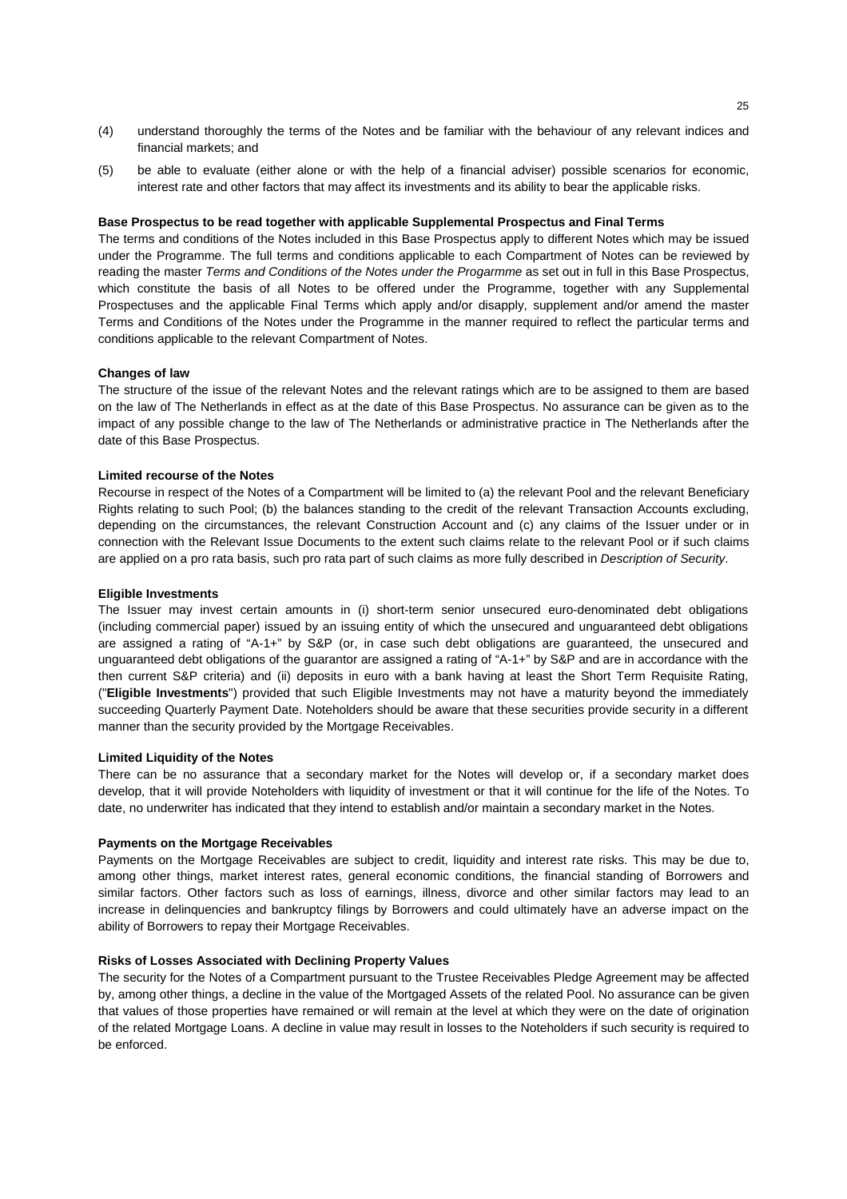(4) understand thoroughly the terms of the Notes and be familiar with the behaviour of any relevant indices and financial markets; and

(5) be able to evaluate (either alone or with the help of a financial adviser) possible scenarios for economic, interest rate and other factors that may affect its investments and its ability to bear the applicable risks.

**Base Prospectus to be read together with applicable Supplemental Prospectus and Final Terms**

The terms and conditions of the Notes included in this Base Prospectus apply to different Notes which may be issued under the Programme. The full terms and conditions applicable to each Compartment of Notes can be reviewed by reading the master *Terms and Conditions of the Notes under the Progarmme* as set out in full in this Base Prospectus, which constitute the basis of all Notes to be offered under the Programme, together with any Supplemental Prospectuses and the applicable Final Terms which apply and/or disapply, supplement and/or amend the master Terms and Conditions of the Notes under the Programme in the manner required to reflect the particular terms and conditions applicable to the relevant Compartment of Notes.

**Changes of law**

The structure of the issue of the relevant Notes and the relevant ratings which are to be assigned to them are based on the law of The Netherlands in effect as at the date of this Base Prospectus. No assurance can be given as to the impact of any possible change to the law of The Netherlands or administrative practice in The Netherlands after the date of this Base Prospectus.

**Limited recourse of the Notes**

Recourse in respect of the Notes of a Compartment will be limited to (a) the relevant Pool and the relevant Beneficiary Rights relating to such Pool; (b) the balances standing to the credit of the relevant Transaction Accounts excluding, depending on the circumstances, the relevant Construction Account and (c) any claims of the Issuer under or in connection with the Relevant Issue Documents to the extent such claims relate to the relevant Pool or if such claims are applied on a pro rata basis, such pro rata part of such claims as more fully described in *Description of Security*.

**Eligible Investments**

The Issuer may invest certain amounts in (i) short-term senior unsecured euro-denominated debt obligations (including commercial paper) issued by an issuing entity of which the unsecured and unguaranteed debt obligations are assigned a rating of "A-1+" by S&P (or, in case such debt obligations are guaranteed, the unsecured and unguaranteed debt obligations of the guarantor are assigned a rating of "A-1+" by S&P and are in accordance with the then current S&P criteria) and (ii) deposits in euro with a bank having at least the Short Term Requisite Rating, ("**Eligible Investments**") provided that such Eligible Investments may not have a maturity beyond the immediately succeeding Quarterly Payment Date. Noteholders should be aware that these securities provide security in a different manner than the security provided by the Mortgage Receivables.

**Limited Liquidity of the Notes**

There can be no assurance that a secondary market for the Notes will develop or, if a secondary market does develop, that it will provide Noteholders with liquidity of investment or that it will continue for the life of the Notes. To date, no underwriter has indicated that they intend to establish and/or maintain a secondary market in the Notes.

**Payments on the Mortgage Receivables**

Payments on the Mortgage Receivables are subject to credit, liquidity and interest rate risks. This may be due to, among other things, market interest rates, general economic conditions, the financial standing of Borrowers and similar factors. Other factors such as loss of earnings, illness, divorce and other similar factors may lead to an increase in delinquencies and bankruptcy filings by Borrowers and could ultimately have an adverse impact on the ability of Borrowers to repay their Mortgage Receivables.

**Risks of Losses Associated with Declining Property Values**

The security for the Notes of a Compartment pursuant to the Trustee Receivables Pledge Agreement may be affected by, among other things, a decline in the value of the Mortgaged Assets of the related Pool. No assurance can be given that values of those properties have remained or will remain at the level at which they were on the date of origination of the related Mortgage Loans. A decline in value may result in losses to the Noteholders if such security is required to be enforced.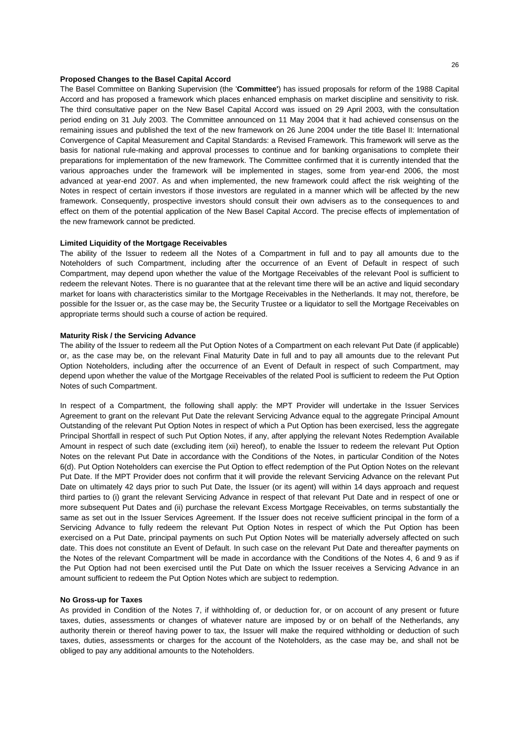### Proposed Changes to the Basel Capital Accord

The Basel Committee on Banking Supervision (the '**Committee'**) has issued proposals for reform of the 1988 Capital Accord and has proposed a framework which places enhanced emphasis on market discipline and sensitivity to risk. The third consultative paper on the New Basel Capital Accord was issued on 29 April 2003, with the consultation period ending on 31 July 2003. The Committee announced on 11 May 2004 that it had achieved consensus on the remaining issues and published the text of the new framework on 26 June 2004 under the title Basel II: International Convergence of Capital Measurement and Capital Standards: a Revised Framework. This framework will serve as the basis for national rule-making and approval processes to continue and for banking organisations to complete their preparations for implementation of the new framework. The Committee confirmed that it is currently intended that the various approaches under the framework will be implemented in stages, some from year-end 2006, the most advanced at year-end 2007. As and when implemented, the new framework could affect the risk weighting of the Notes in respect of certain investors if those investors are regulated in a manner which will be affected by the new framework. Consequently, prospective investors should consult their own advisers as to the consequences to and effect on them of the potential application of the New Basel Capital Accord. The precise effects of implementation of the new framework cannot be predicted.

### Limited Liquidity of the Mortgage Receivables

The ability of the Issuer to redeem all the Notes of a Compartment in full and to pay all amounts due to the Noteholders of such Compartment, including after the occurrence of an Event of Default in respect of such Compartment, may depend upon whether the value of the Mortgage Receivables of the relevant Pool is sufficient to redeem the relevant Notes. There is no guarantee that at the relevant time there will be an active and liquid secondary market for loans with characteristics similar to the Mortgage Receivables in the Netherlands. It may not, therefore, be possible for the Issuer or, as the case may be, the Security Trustee or a liquidator to sell the Mortgage Receivables on appropriate terms should such a course of action be required.

### Maturity Risk / the Servicing Advance

The ability of the Issuer to redeem all the Put Option Notes of a Compartment on each relevant Put Date (if applicable) or, as the case may be, on the relevant Final Maturity Date in full and to pay all amounts due to the relevant Put Option Noteholders, including after the occurrence of an Event of Default in respect of such Compartment, may depend upon whether the value of the Mortgage Receivables of the related Pool is sufficient to redeem the Put Option Notes of such Compartment.

In respect of a Compartment, the following shall apply: the MPT Provider will undertake in the Issuer Services Agreement to grant on the relevant Put Date the relevant Servicing Advance equal to the aggregate Principal Amount Outstanding of the relevant Put Option Notes in respect of which a Put Option has been exercised, less the aggregate Principal Shortfall in respect of such Put Option Notes, if any, after applying the relevant Notes Redemption Available Amount in respect of such date (excluding item (xii) hereof), to enable the Issuer to redeem the relevant Put Option Notes on the relevant Put Date in accordance with the Conditions of the Notes, in particular Condition of the Notes 6(d). Put Option Noteholders can exercise the Put Option to effect redemption of the Put Option Notes on the relevant Put Date. If the MPT Provider does not confirm that it will provide the relevant Servicing Advance on the relevant Put Date on ultimately 42 days prior to such Put Date, the Issuer (or its agent) will within 14 days approach and request third parties to (i) grant the relevant Servicing Advance in respect of that relevant Put Date and in respect of one or more subsequent Put Dates and (ii) purchase the relevant Excess Mortgage Receivables, on terms substantially the same as set out in the Issuer Services Agreement. If the Issuer does not receive sufficient principal in the form of a Servicing Advance to fully redeem the relevant Put Option Notes in respect of which the Put Option has been exercised on a Put Date, principal payments on such Put Option Notes will be materially adversely affected on such date. This does not constitute an Event of Default. In such case on the relevant Put Date and thereafter payments on the Notes of the relevant Compartment will be made in accordance with the Conditions of the Notes 4, 6 and 9 as if the Put Option had not been exercised until the Put Date on which the Issuer receives a Servicing Advance in an amount sufficient to redeem the Put Option Notes which are subject to redemption.

### No Gross-up for Taxes

As provided in Condition of the Notes 7, if withholding of, or deduction for, or on account of any present or future taxes, duties, assessments or changes of whatever nature are imposed by or on behalf of the Netherlands, any authority therein or thereof having power to tax, the Issuer will make the required withholding or deduction of such taxes, duties, assessments or charges for the account of the Noteholders, as the case may be, and shall not be obliged to pay any additional amounts to the Noteholders.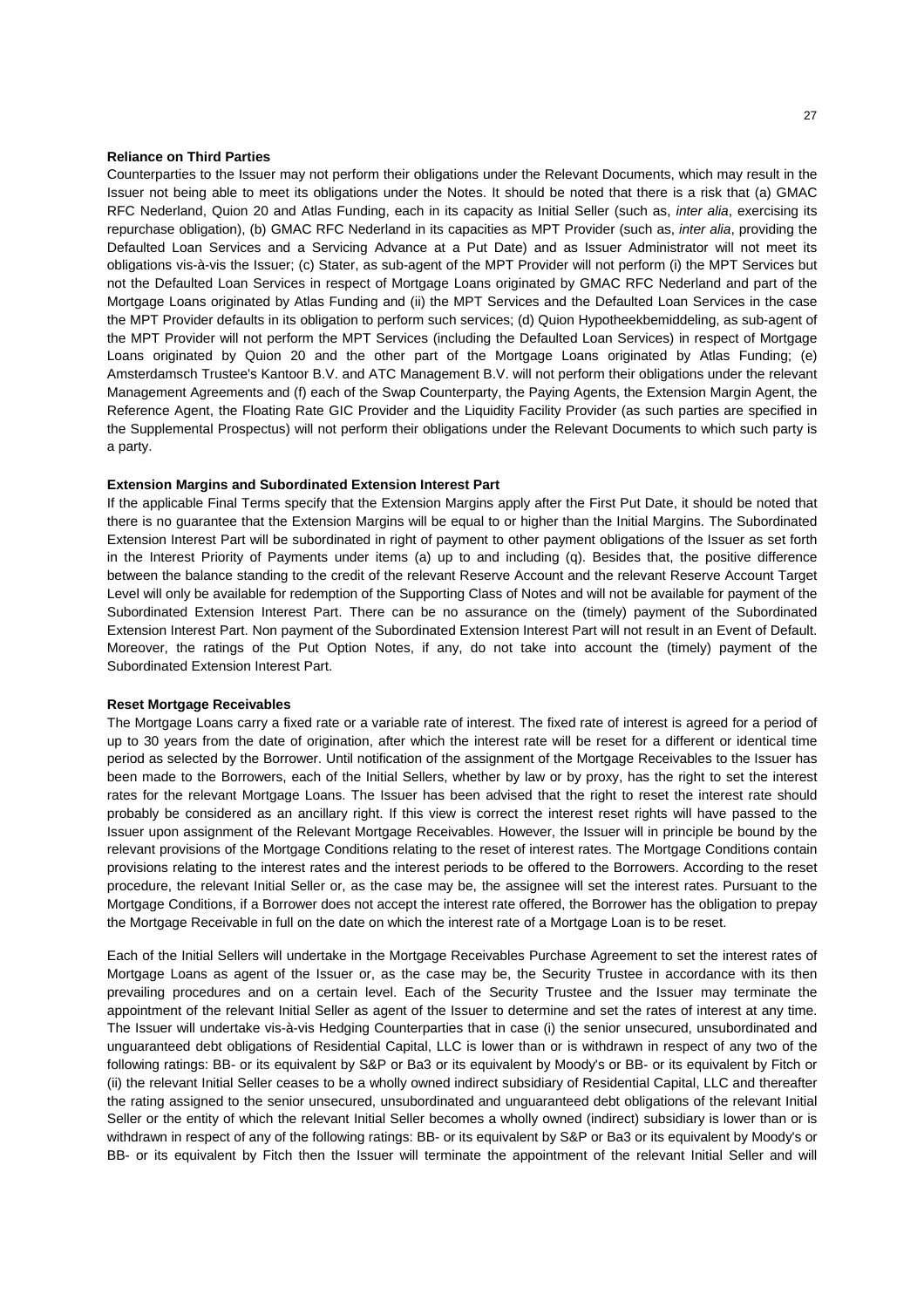**Reliance on Third Parties**

Counterparties to the Issuer may not perform their obligations under the Relevant Documents, which may result in the Issuer not being able to meet its obligations under the Notes. It should be noted that there is a risk that (a) GMAC RFC Nederland, Quion 20 and Atlas Funding, each in its capacity as Initial Seller (such as, *inter alia*, exercising its repurchase obligation), (b) GMAC RFC Nederland in its capacities as MPT Provider (such as, *inter alia*, providing the Defaulted Loan Services and a Servicing Advance at a Put Date) and as Issuer Administrator will not meet its obligations vis-à-vis the Issuer; (c) Stater, as sub-agent of the MPT Provider will not perform (i) the MPT Services but not the Defaulted Loan Services in respect of Mortgage Loans originated by GMAC RFC Nederland and part of the Mortgage Loans originated by Atlas Funding and (ii) the MPT Services and the Defaulted Loan Services in the case the MPT Provider defaults in its obligation to perform such services; (d) Quion Hypotheekbemiddeling, as sub-agent of the MPT Provider will not perform the MPT Services (including the Defaulted Loan Services) in respect of Mortgage Loans originated by Quion 20 and the other part of the Mortgage Loans originated by Atlas Funding; (e) Amsterdamsch Trustee's Kantoor B.V. and ATC Management B.V. will not perform their obligations under the relevant Management Agreements and (f) each of the Swap Counterparty, the Paying Agents, the Extension Margin Agent, the Reference Agent, the Floating Rate GIC Provider and the Liquidity Facility Provider (as such parties are specified in the Supplemental Prospectus) will not perform their obligations under the Relevant Documents to which such party is a party.

**Extension Margins and Subordinated Extension Interest Part**

If the applicable Final Terms specify that the Extension Margins apply after the First Put Date, it should be noted that there is no guarantee that the Extension Margins will be equal to or higher than the Initial Margins. The Subordinated Extension Interest Part will be subordinated in right of payment to other payment obligations of the Issuer as set forth in the Interest Priority of Payments under items (a) up to and including (q). Besides that, the positive difference between the balance standing to the credit of the relevant Reserve Account and the relevant Reserve Account Target Level will only be available for redemption of the Supporting Class of Notes and will not be available for payment of the Subordinated Extension Interest Part. There can be no assurance on the (timely) payment of the Subordinated Extension Interest Part. Non payment of the Subordinated Extension Interest Part will not result in an Event of Default. Moreover, the ratings of the Put Option Notes, if any, do not take into account the (timely) payment of the Subordinated Extension Interest Part.

**Reset Mortgage Receivables**

The Mortgage Loans carry a fixed rate or a variable rate of interest. The fixed rate of interest is agreed for a period of up to 30 years from the date of origination, after which the interest rate will be reset for a different or identical time period as selected by the Borrower. Until notification of the assignment of the Mortgage Receivables to the Issuer has been made to the Borrowers, each of the Initial Sellers, whether by law or by proxy, has the right to set the interest rates for the relevant Mortgage Loans. The Issuer has been advised that the right to reset the interest rate should probably be considered as an ancillary right. If this view is correct the interest reset rights will have passed to the Issuer upon assignment of the Relevant Mortgage Receivables. However, the Issuer will in principle be bound by the relevant provisions of the Mortgage Conditions relating to the reset of interest rates. The Mortgage Conditions contain provisions relating to the interest rates and the interest periods to be offered to the Borrowers. According to the reset procedure, the relevant Initial Seller or, as the case may be, the assignee will set the interest rates. Pursuant to the Mortgage Conditions, if a Borrower does not accept the interest rate offered, the Borrower has the obligation to prepay the Mortgage Receivable in full on the date on which the interest rate of a Mortgage Loan is to be reset.

Each of the Initial Sellers will undertake in the Mortgage Receivables Purchase Agreement to set the interest rates of Mortgage Loans as agent of the Issuer or, as the case may be, the Security Trustee in accordance with its then prevailing procedures and on a certain level. Each of the Security Trustee and the Issuer may terminate the appointment of the relevant Initial Seller as agent of the Issuer to determine and set the rates of interest at any time. The Issuer will undertake vis-à-vis Hedging Counterparties that in case (i) the senior unsecured, unsubordinated and unguaranteed debt obligations of Residential Capital, LLC is lower than or is withdrawn in respect of any two of the following ratings: BB- or its equivalent by S&P or Ba3 or its equivalent by Moody's or BB- or its equivalent by Fitch or (ii) the relevant Initial Seller ceases to be a wholly owned indirect subsidiary of Residential Capital, LLC and thereafter the rating assigned to the senior unsecured, unsubordinated and unguaranteed debt obligations of the relevant Initial Seller or the entity of which the relevant Initial Seller becomes a wholly owned (indirect) subsidiary is lower than or is withdrawn in respect of any of the following ratings: BB- or its equivalent by S&P or Ba3 or its equivalent by Moody's or BB- or its equivalent by Fitch then the Issuer will terminate the appointment of the relevant Initial Seller and will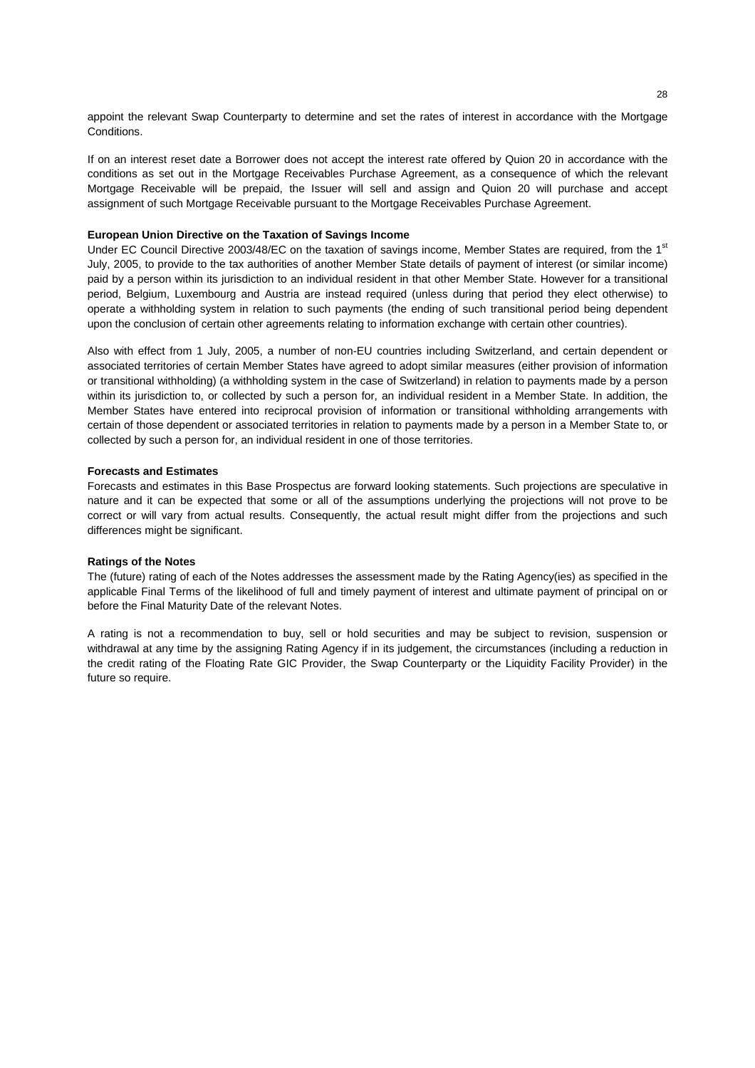appoint the relevant Swap Counterparty to determine and set the rates of interest in accordance with the Mortgage Conditions.

If on an interest reset date a Borrower does not accept the interest rate offered by Quion 20 in accordance with the conditions as set out in the Mortgage Receivables Purchase Agreement, as a consequence of which the relevant Mortgage Receivable will be prepaid, the Issuer will sell and assign and Quion 20 will purchase and accept assignment of such Mortgage Receivable pursuant to the Mortgage Receivables Purchase Agreement.

**European Union Directive on the Taxation of Savings Income**

Under EC Council Directive 2003/48/EC on the taxation of savings income, Member States are required, from the 1st July, 2005, to provide to the tax authorities of another Member State details of payment of interest (or similar income) paid by a person within its jurisdiction to an individual resident in that other Member State. However for a transitional period, Belgium, Luxembourg and Austria are instead required (unless during that period they elect otherwise) to operate a withholding system in relation to such payments (the ending of such transitional period being dependent upon the conclusion of certain other agreements relating to information exchange with certain other countries).

Also with effect from 1 July, 2005, a number of non-EU countries including Switzerland, and certain dependent or associated territories of certain Member States have agreed to adopt similar measures (either provision of information or transitional withholding) (a withholding system in the case of Switzerland) in relation to payments made by a person within its jurisdiction to, or collected by such a person for, an individual resident in a Member State. In addition, the Member States have entered into reciprocal provision of information or transitional withholding arrangements with certain of those dependent or associated territories in relation to payments made by a person in a Member State to, or collected by such a person for, an individual resident in one of those territories.

**Forecasts and Estimates**

Forecasts and estimates in this Base Prospectus are forward looking statements. Such projections are speculative in nature and it can be expected that some or all of the assumptions underlying the projections will not prove to be correct or will vary from actual results. Consequently, the actual result might differ from the projections and such differences might be significant.

**Ratings of the Notes**

The (future) rating of each of the Notes addresses the assessment made by the Rating Agency(ies) as specified in the applicable Final Terms of the likelihood of full and timely payment of interest and ultimate payment of principal on or before the Final Maturity Date of the relevant Notes.

A rating is not a recommendation to buy, sell or hold securities and may be subject to revision, suspension or withdrawal at any time by the assigning Rating Agency if in its judgement, the circumstances (including a reduction in the credit rating of the Floating Rate GIC Provider, the Swap Counterparty or the Liquidity Facility Provider) in the future so require.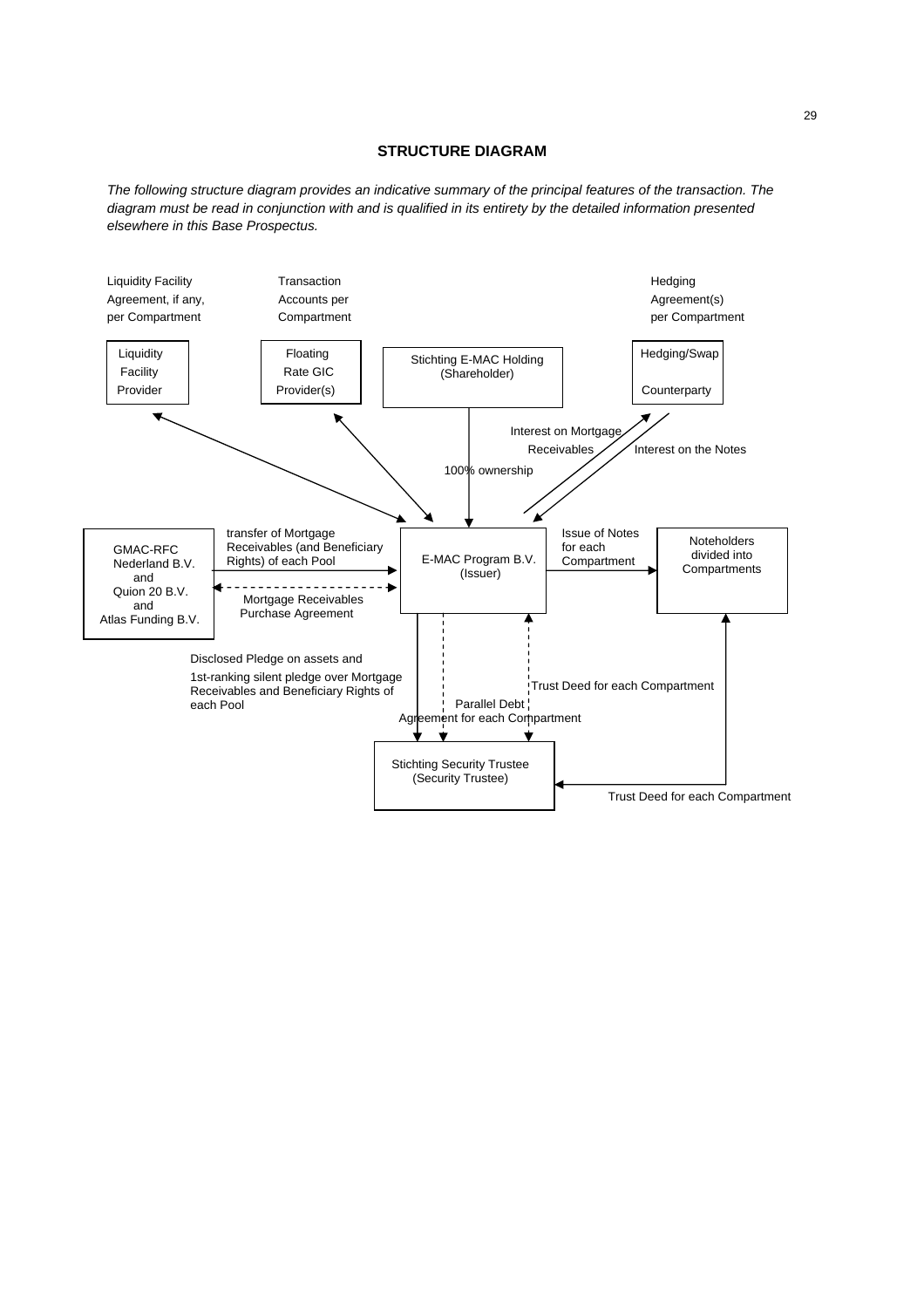## STRUCTURE DIAGRAM

*The following structure diagram provides an indicative summary of the principal features of the transaction. The diagram must be read in conjunction with and is qualified in its entirety by the detailed information presented elsewhere in this Base Prospectus.*

Liquidity Facility Agreement, if any, per Compartment

Transaction Accounts per Compartment

Hedging Agreement(s) per Compartment

Liquidity Facility Provider

Floating Rate GIC Provider(s)

Stichting E-MAC Holding (Shareholder)

Hedging/Swap Counterparty

Interest on Mortgage Receivables

Interest on the Notes

100% ownership

GMAC-RFC Nederland B.V. and Quion 20 B.V. and Atlas Funding B.V.

transfer of Mortgage Receivables (and Beneficiary Rights) of each Pool

Mortgage Receivables Purchase Agreement

E-MAC Program B.V. (Issuer)

Issue of Notes for each Compartment

Noteholders divided into Compartments

Disclosed Pledge on assets and

1st-ranking silent pledge over Mortgage Receivables and Beneficiary Rights of each Pool

Parallel Debt Agreement for each Compartment

Trust Deed for each Compartment

Stichting Security Trustee (Security Trustee)

Trust Deed for each Compartment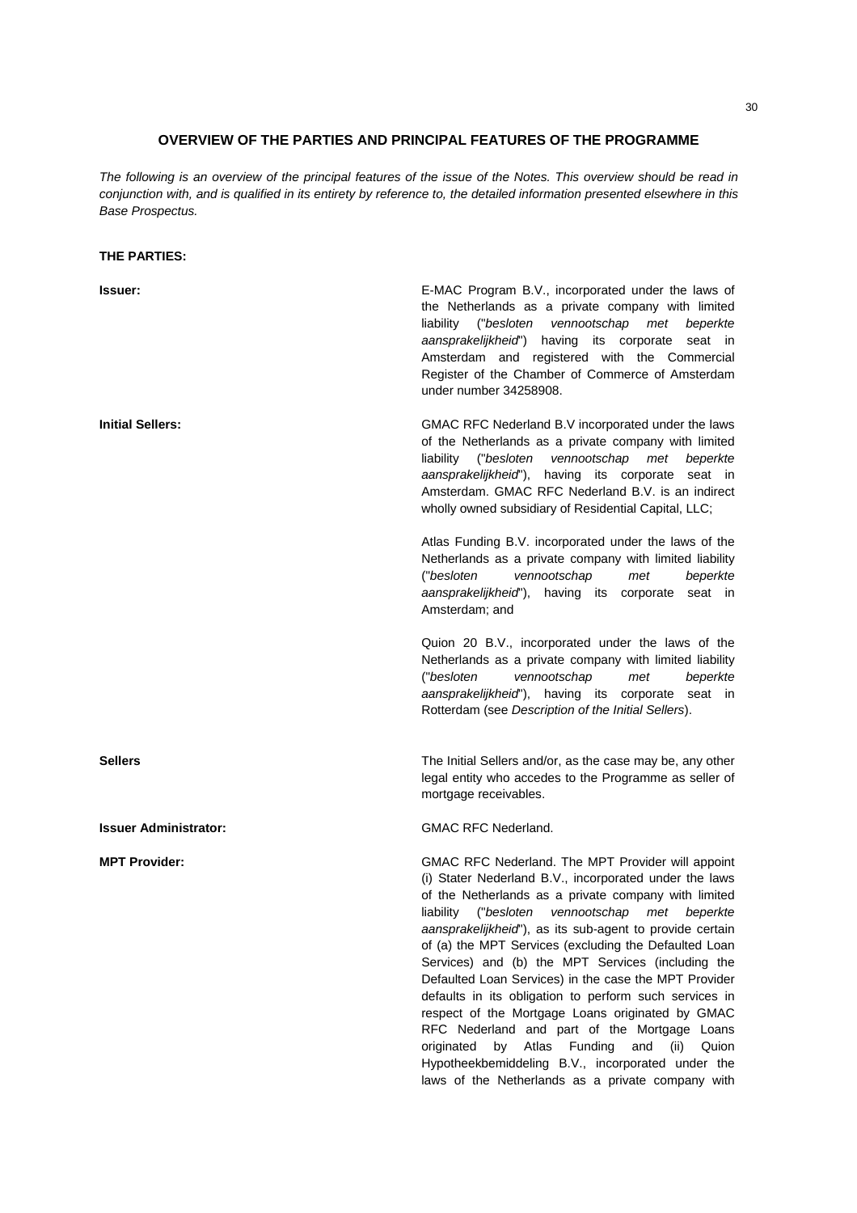## OVERVIEW OF THE PARTIES AND PRINCIPAL FEATURES OF THE PROGRAMME

*The following is an overview of the principal features of the issue of the Notes. This overview should be read in conjunction with, and is qualified in its entirety by reference to, the detailed information presented elsewhere in this Base Prospectus.*

**THE PARTIES:**

**Issuer:**

E-MAC Program B.V., incorporated under the laws of the Netherlands as a private company with limited liability ("*besloten vennootschap met beperkte aansprakelijkheid*") having its corporate seat in Amsterdam and registered with the Commercial Register of the Chamber of Commerce of Amsterdam under number 34258908.

**Initial Sellers:**

GMAC RFC Nederland B.V incorporated under the laws of the Netherlands as a private company with limited liability ("*besloten vennootschap met beperkte aansprakelijkheid*"), having its corporate seat in Amsterdam. GMAC RFC Nederland B.V. is an indirect wholly owned subsidiary of Residential Capital, LLC;

Atlas Funding B.V. incorporated under the laws of the Netherlands as a private company with limited liability ("*besloten vennootschap met beperkte aansprakelijkheid*"), having its corporate seat in Amsterdam; and

Quion 20 B.V., incorporated under the laws of the Netherlands as a private company with limited liability ("*besloten vennootschap met beperkte aansprakelijkheid*"), having its corporate seat in Rotterdam (see *Description of the Initial Sellers*).

**Sellers**

The Initial Sellers and/or, as the case may be, any other legal entity who accedes to the Programme as seller of mortgage receivables.

**Issuer Administrator:**

GMAC RFC Nederland.

**MPT Provider:**

GMAC RFC Nederland. The MPT Provider will appoint (i) Stater Nederland B.V., incorporated under the laws of the Netherlands as a private company with limited liability ("*besloten vennootschap met beperkte aansprakelijkheid*"), as its sub-agent to provide certain of (a) the MPT Services (excluding the Defaulted Loan Services) and (b) the MPT Services (including the Defaulted Loan Services) in the case the MPT Provider defaults in its obligation to perform such services in respect of the Mortgage Loans originated by GMAC RFC Nederland and part of the Mortgage Loans originated by Atlas Funding and (ii) Quion Hypotheekbemiddeling B.V., incorporated under the laws of the Netherlands as a private company with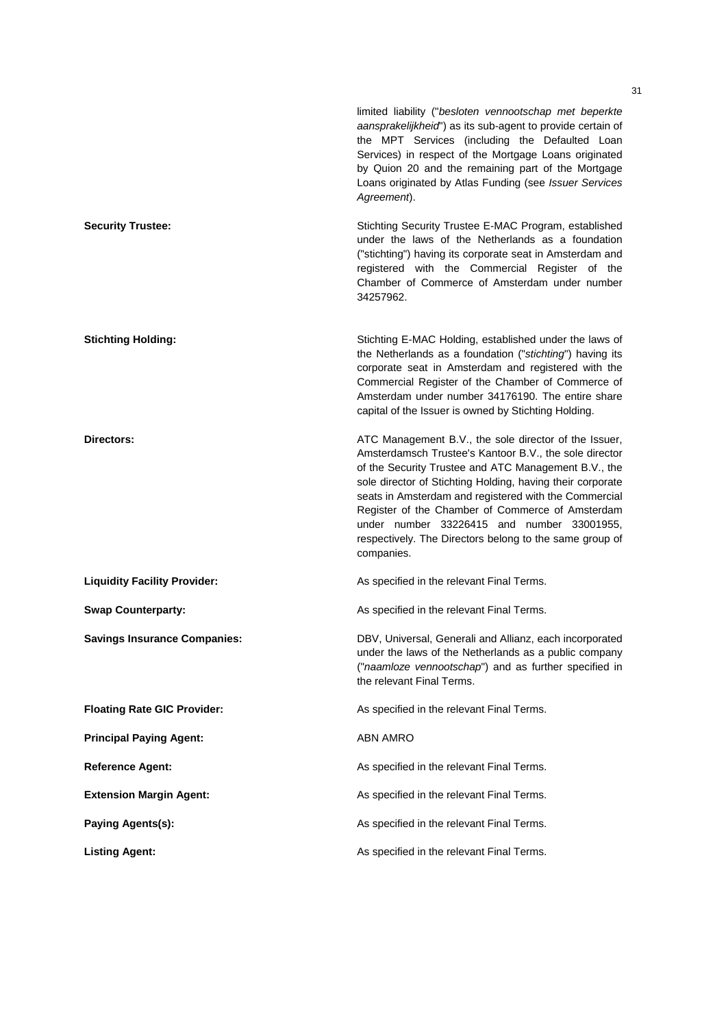limited liability ("*besloten vennootschap met beperkte aansprakelijkheid*") as its sub-agent to provide certain of the MPT Services (including the Defaulted Loan Services) in respect of the Mortgage Loans originated by Quion 20 and the remaining part of the Mortgage Loans originated by Atlas Funding (see *Issuer Services Agreement*).

| | |
|---|---|
| **Security Trustee:** | Stichting Security Trustee E-MAC Program, established under the laws of the Netherlands as a foundation ("stichting") having its corporate seat in Amsterdam and registered with the Commercial Register of the Chamber of Commerce of Amsterdam under number 34257962. |
| **Stichting Holding:** | Stichting E-MAC Holding, established under the laws of the Netherlands as a foundation ("*stichting*") having its corporate seat in Amsterdam and registered with the Commercial Register of the Chamber of Commerce of Amsterdam under number 34176190. The entire share capital of the Issuer is owned by Stichting Holding. |
| **Directors:** | ATC Management B.V., the sole director of the Issuer, Amsterdamsch Trustee's Kantoor B.V., the sole director of the Security Trustee and ATC Management B.V., the sole director of Stichting Holding, having their corporate seats in Amsterdam and registered with the Commercial Register of the Chamber of Commerce of Amsterdam under number 33226415 and number 33001955, respectively. The Directors belong to the same group of companies. |
| **Liquidity Facility Provider:** | As specified in the relevant Final Terms. |
| **Swap Counterparty:** | As specified in the relevant Final Terms. |
| **Savings Insurance Companies:** | DBV, Universal, Generali and Allianz, each incorporated under the laws of the Netherlands as a public company ("*naamloze vennootschap*") and as further specified in the relevant Final Terms. |
| **Floating Rate GIC Provider:** | As specified in the relevant Final Terms. |
| **Principal Paying Agent:** | ABN AMRO |
| **Reference Agent:** | As specified in the relevant Final Terms. |
| **Extension Margin Agent:** | As specified in the relevant Final Terms. |
| **Paying Agents(s):** | As specified in the relevant Final Terms. |
| **Listing Agent:** | As specified in the relevant Final Terms. |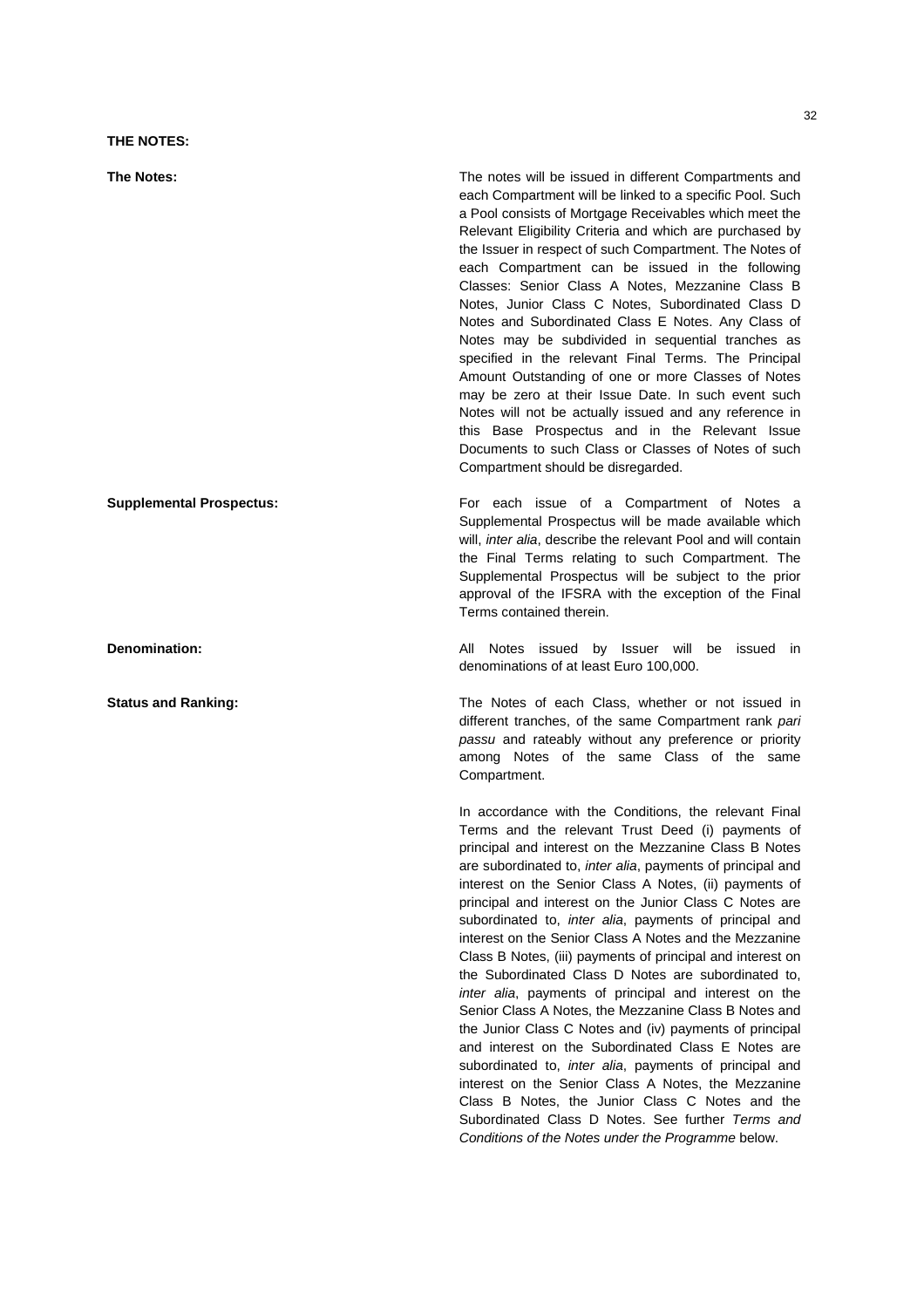**THE NOTES:**

**The Notes:**

The notes will be issued in different Compartments and each Compartment will be linked to a specific Pool. Such a Pool consists of Mortgage Receivables which meet the Relevant Eligibility Criteria and which are purchased by the Issuer in respect of such Compartment. The Notes of each Compartment can be issued in the following Classes: Senior Class A Notes, Mezzanine Class B Notes, Junior Class C Notes, Subordinated Class D Notes and Subordinated Class E Notes. Any Class of Notes may be subdivided in sequential tranches as specified in the relevant Final Terms. The Principal Amount Outstanding of one or more Classes of Notes may be zero at their Issue Date. In such event such Notes will not be actually issued and any reference in this Base Prospectus and in the Relevant Issue Documents to such Class or Classes of Notes of such Compartment should be disregarded.

**Supplemental Prospectus:**

For each issue of a Compartment of Notes a Supplemental Prospectus will be made available which will, *inter alia*, describe the relevant Pool and will contain the Final Terms relating to such Compartment. The Supplemental Prospectus will be subject to the prior approval of the IFSRA with the exception of the Final Terms contained therein.

**Denomination:**

All Notes issued by Issuer will be issued in denominations of at least Euro 100,000.

**Status and Ranking:**

The Notes of each Class, whether or not issued in different tranches, of the same Compartment rank *pari passu* and rateably without any preference or priority among Notes of the same Class of the same Compartment.

In accordance with the Conditions, the relevant Final Terms and the relevant Trust Deed (i) payments of principal and interest on the Mezzanine Class B Notes are subordinated to, *inter alia*, payments of principal and interest on the Senior Class A Notes, (ii) payments of principal and interest on the Junior Class C Notes are subordinated to, *inter alia*, payments of principal and interest on the Senior Class A Notes and the Mezzanine Class B Notes, (iii) payments of principal and interest on the Subordinated Class D Notes are subordinated to, *inter alia*, payments of principal and interest on the Senior Class A Notes, the Mezzanine Class B Notes and the Junior Class C Notes and (iv) payments of principal and interest on the Subordinated Class E Notes are subordinated to, *inter alia*, payments of principal and interest on the Senior Class A Notes, the Mezzanine Class B Notes, the Junior Class C Notes and the Subordinated Class D Notes. See further *Terms and Conditions of the Notes under the Programme* below.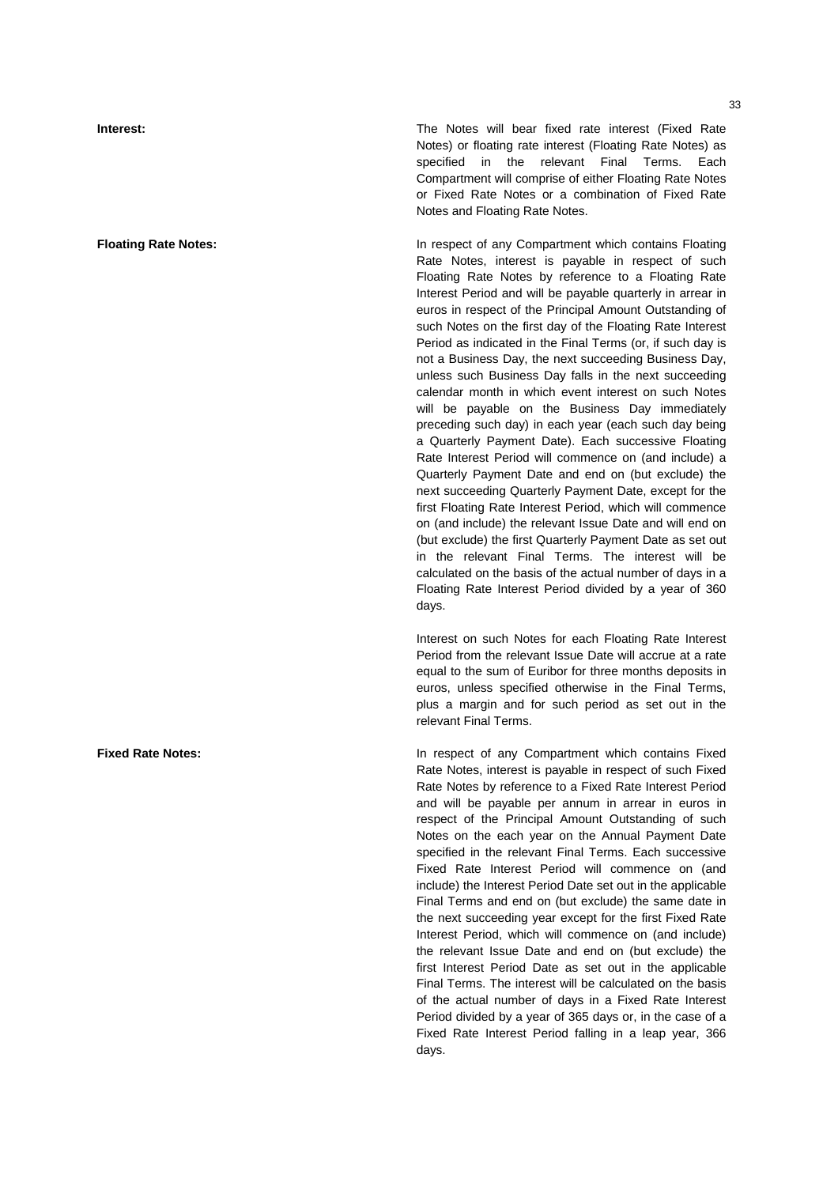**Interest:** The Notes will bear fixed rate interest (Fixed Rate Notes) or floating rate interest (Floating Rate Notes) as specified in the relevant Final Terms. Each Compartment will comprise of either Floating Rate Notes or Fixed Rate Notes or a combination of Fixed Rate Notes and Floating Rate Notes.

**Floating Rate Notes:** In respect of any Compartment which contains Floating Rate Notes, interest is payable in respect of such Floating Rate Notes by reference to a Floating Rate Interest Period and will be payable quarterly in arrear in euros in respect of the Principal Amount Outstanding of such Notes on the first day of the Floating Rate Interest Period as indicated in the Final Terms (or, if such day is not a Business Day, the next succeeding Business Day, unless such Business Day falls in the next succeeding calendar month in which event interest on such Notes will be payable on the Business Day immediately preceding such day) in each year (each such day being a Quarterly Payment Date). Each successive Floating Rate Interest Period will commence on (and include) a Quarterly Payment Date and end on (but exclude) the next succeeding Quarterly Payment Date, except for the first Floating Rate Interest Period, which will commence on (and include) the relevant Issue Date and will end on (but exclude) the first Quarterly Payment Date as set out in the relevant Final Terms. The interest will be calculated on the basis of the actual number of days in a Floating Rate Interest Period divided by a year of 360 days.

Interest on such Notes for each Floating Rate Interest Period from the relevant Issue Date will accrue at a rate equal to the sum of Euribor for three months deposits in euros, unless specified otherwise in the Final Terms, plus a margin and for such period as set out in the relevant Final Terms.

**Fixed Rate Notes:** In respect of any Compartment which contains Fixed Rate Notes, interest is payable in respect of such Fixed Rate Notes by reference to a Fixed Rate Interest Period and will be payable per annum in arrear in euros in respect of the Principal Amount Outstanding of such Notes on the each year on the Annual Payment Date specified in the relevant Final Terms. Each successive Fixed Rate Interest Period will commence on (and include) the Interest Period Date set out in the applicable Final Terms and end on (but exclude) the same date in the next succeeding year except for the first Fixed Rate Interest Period, which will commence on (and include) the relevant Issue Date and end on (but exclude) the first Interest Period Date as set out in the applicable Final Terms. The interest will be calculated on the basis of the actual number of days in a Fixed Rate Interest Period divided by a year of 365 days or, in the case of a Fixed Rate Interest Period falling in a leap year, 366 days.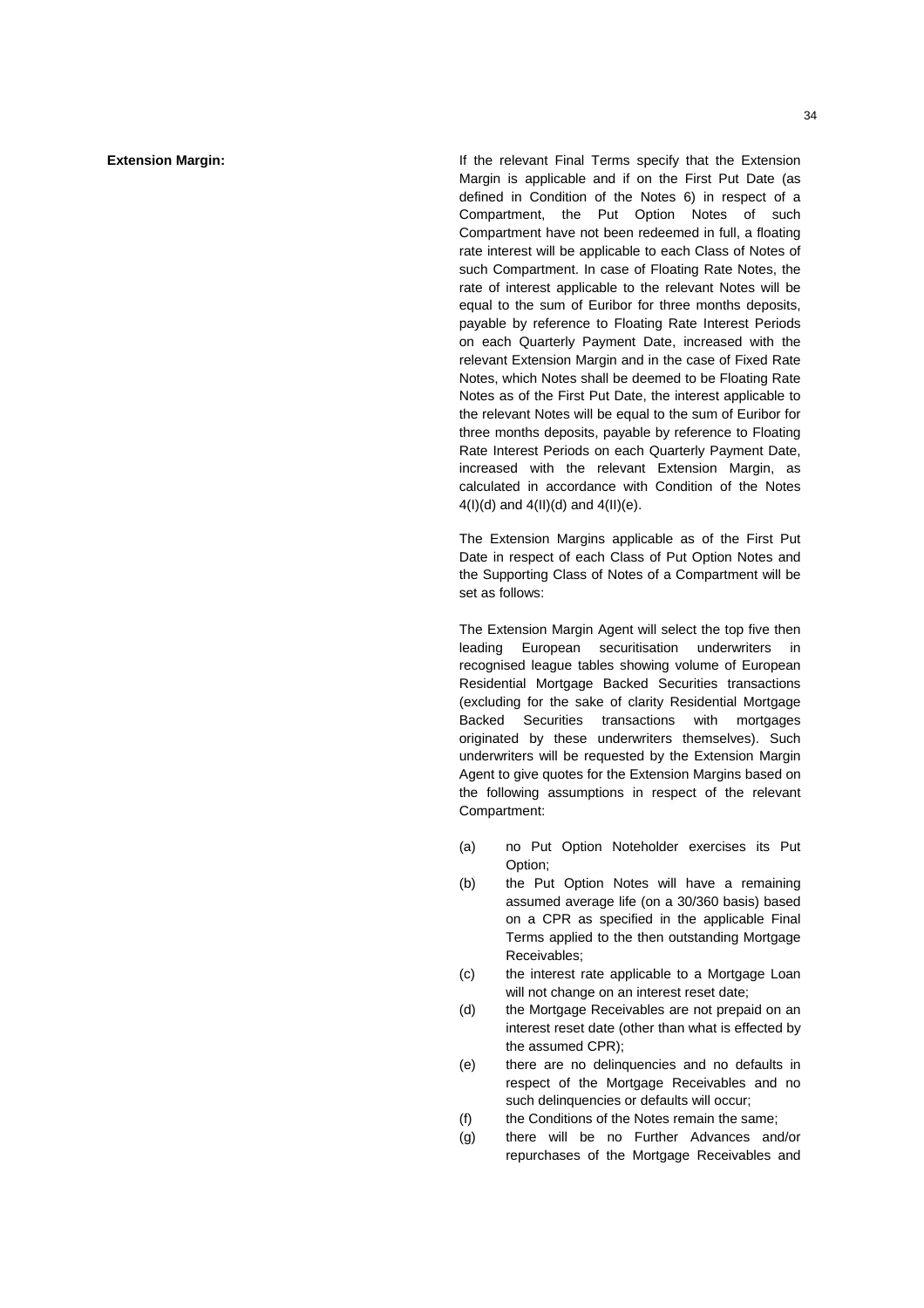**Extension Margin:**

If the relevant Final Terms specify that the Extension Margin is applicable and if on the First Put Date (as defined in Condition of the Notes 6) in respect of a Compartment, the Put Option Notes of such Compartment have not been redeemed in full, a floating rate interest will be applicable to each Class of Notes of such Compartment. In case of Floating Rate Notes, the rate of interest applicable to the relevant Notes will be equal to the sum of Euribor for three months deposits, payable by reference to Floating Rate Interest Periods on each Quarterly Payment Date, increased with the relevant Extension Margin and in the case of Fixed Rate Notes, which Notes shall be deemed to be Floating Rate Notes as of the First Put Date, the interest applicable to the relevant Notes will be equal to the sum of Euribor for three months deposits, payable by reference to Floating Rate Interest Periods on each Quarterly Payment Date, increased with the relevant Extension Margin, as calculated in accordance with Condition of the Notes 4(I)(d) and 4(II)(d) and 4(II)(e).

The Extension Margins applicable as of the First Put Date in respect of each Class of Put Option Notes and the Supporting Class of Notes of a Compartment will be set as follows:

The Extension Margin Agent will select the top five then leading European securitisation underwriters in recognised league tables showing volume of European Residential Mortgage Backed Securities transactions (excluding for the sake of clarity Residential Mortgage Backed Securities transactions with mortgages originated by these underwriters themselves). Such underwriters will be requested by the Extension Margin Agent to give quotes for the Extension Margins based on the following assumptions in respect of the relevant Compartment:

(a) no Put Option Noteholder exercises its Put Option;

(b) the Put Option Notes will have a remaining assumed average life (on a 30/360 basis) based on a CPR as specified in the applicable Final Terms applied to the then outstanding Mortgage Receivables;

(c) the interest rate applicable to a Mortgage Loan will not change on an interest reset date;

(d) the Mortgage Receivables are not prepaid on an interest reset date (other than what is effected by the assumed CPR);

(e) there are no delinquencies and no defaults in respect of the Mortgage Receivables and no such delinquencies or defaults will occur;

(f) the Conditions of the Notes remain the same;

(g) there will be no Further Advances and/or repurchases of the Mortgage Receivables and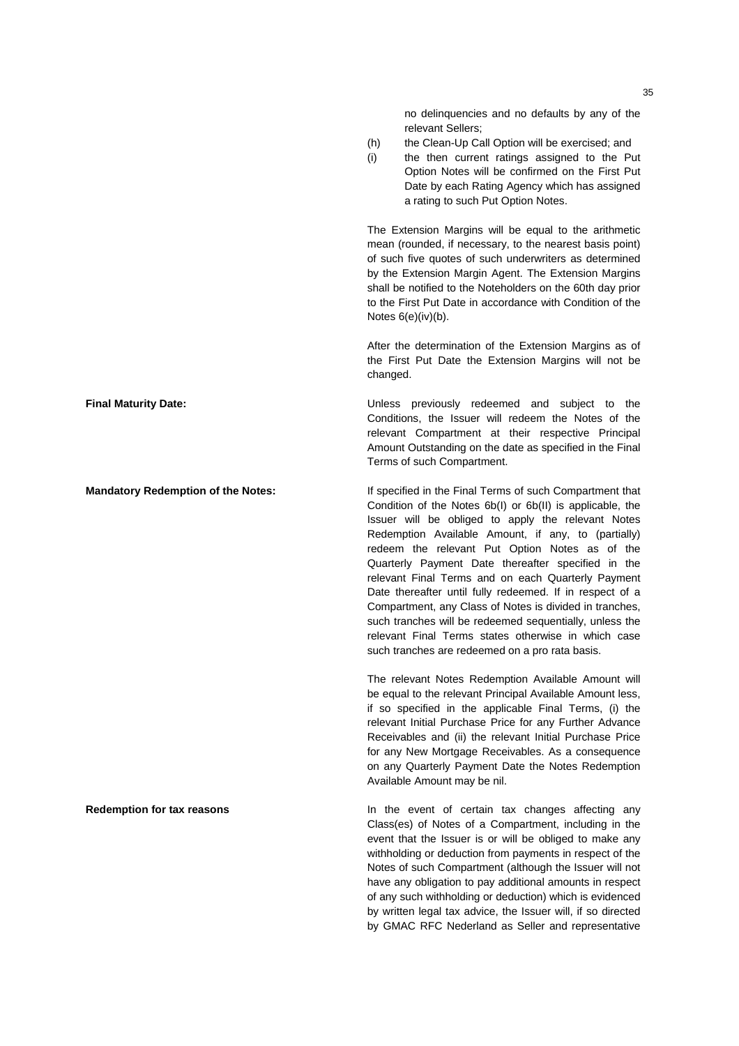no delinquencies and no defaults by any of the relevant Sellers;

(h) the Clean-Up Call Option will be exercised; and

(i) the then current ratings assigned to the Put Option Notes will be confirmed on the First Put Date by each Rating Agency which has assigned a rating to such Put Option Notes.

The Extension Margins will be equal to the arithmetic mean (rounded, if necessary, to the nearest basis point) of such five quotes of such underwriters as determined by the Extension Margin Agent. The Extension Margins shall be notified to the Noteholders on the 60th day prior to the First Put Date in accordance with Condition of the Notes 6(e)(iv)(b).

After the determination of the Extension Margins as of the First Put Date the Extension Margins will not be changed.

**Final Maturity Date:**

Unless previously redeemed and subject to the Conditions, the Issuer will redeem the Notes of the relevant Compartment at their respective Principal Amount Outstanding on the date as specified in the Final Terms of such Compartment.

**Mandatory Redemption of the Notes:**

If specified in the Final Terms of such Compartment that Condition of the Notes 6b(I) or 6b(II) is applicable, the Issuer will be obliged to apply the relevant Notes Redemption Available Amount, if any, to (partially) redeem the relevant Put Option Notes as of the Quarterly Payment Date thereafter specified in the relevant Final Terms and on each Quarterly Payment Date thereafter until fully redeemed. If in respect of a Compartment, any Class of Notes is divided in tranches, such tranches will be redeemed sequentially, unless the relevant Final Terms states otherwise in which case such tranches are redeemed on a pro rata basis.

The relevant Notes Redemption Available Amount will be equal to the relevant Principal Available Amount less, if so specified in the applicable Final Terms, (i) the relevant Initial Purchase Price for any Further Advance Receivables and (ii) the relevant Initial Purchase Price for any New Mortgage Receivables. As a consequence on any Quarterly Payment Date the Notes Redemption Available Amount may be nil.

**Redemption for tax reasons**

In the event of certain tax changes affecting any Class(es) of Notes of a Compartment, including in the event that the Issuer is or will be obliged to make any withholding or deduction from payments in respect of the Notes of such Compartment (although the Issuer will not have any obligation to pay additional amounts in respect of any such withholding or deduction) which is evidenced by written legal tax advice, the Issuer will, if so directed by GMAC RFC Nederland as Seller and representative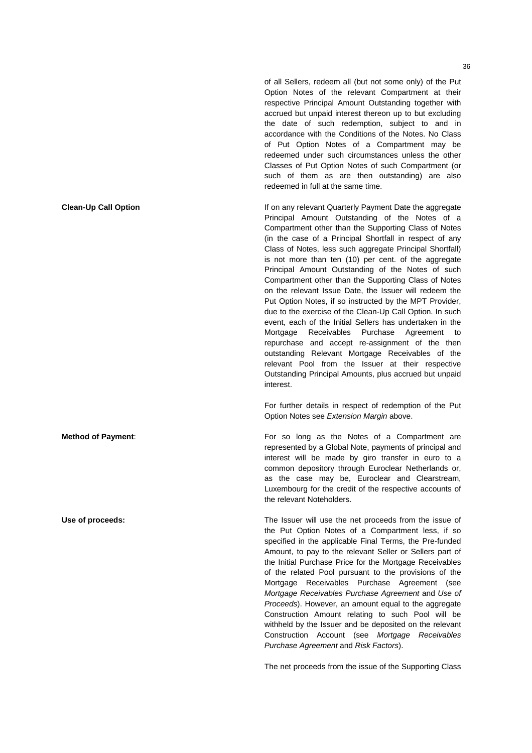of all Sellers, redeem all (but not some only) of the Put Option Notes of the relevant Compartment at their respective Principal Amount Outstanding together with accrued but unpaid interest thereon up to but excluding the date of such redemption, subject to and in accordance with the Conditions of the Notes. No Class of Put Option Notes of a Compartment may be redeemed under such circumstances unless the other Classes of Put Option Notes of such Compartment (or such of them as are then outstanding) are also redeemed in full at the same time.

**Clean-Up Call Option**

If on any relevant Quarterly Payment Date the aggregate Principal Amount Outstanding of the Notes of a Compartment other than the Supporting Class of Notes (in the case of a Principal Shortfall in respect of any Class of Notes, less such aggregate Principal Shortfall) is not more than ten (10) per cent. of the aggregate Principal Amount Outstanding of the Notes of such Compartment other than the Supporting Class of Notes on the relevant Issue Date, the Issuer will redeem the Put Option Notes, if so instructed by the MPT Provider, due to the exercise of the Clean-Up Call Option. In such event, each of the Initial Sellers has undertaken in the Mortgage Receivables Purchase Agreement to repurchase and accept re-assignment of the then outstanding Relevant Mortgage Receivables of the relevant Pool from the Issuer at their respective Outstanding Principal Amounts, plus accrued but unpaid interest.

For further details in respect of redemption of the Put Option Notes see *Extension Margin* above.

**Method of Payment**:

For so long as the Notes of a Compartment are represented by a Global Note, payments of principal and interest will be made by giro transfer in euro to a common depository through Euroclear Netherlands or, as the case may be, Euroclear and Clearstream, Luxembourg for the credit of the respective accounts of the relevant Noteholders.

**Use of proceeds:**

The Issuer will use the net proceeds from the issue of the Put Option Notes of a Compartment less, if so specified in the applicable Final Terms, the Pre-funded Amount, to pay to the relevant Seller or Sellers part of the Initial Purchase Price for the Mortgage Receivables of the related Pool pursuant to the provisions of the Mortgage Receivables Purchase Agreement (see *Mortgage Receivables Purchase Agreement* and *Use of Proceeds*). However, an amount equal to the aggregate Construction Amount relating to such Pool will be withheld by the Issuer and be deposited on the relevant Construction Account (see *Mortgage Receivables Purchase Agreement* and *Risk Factors*).

The net proceeds from the issue of the Supporting Class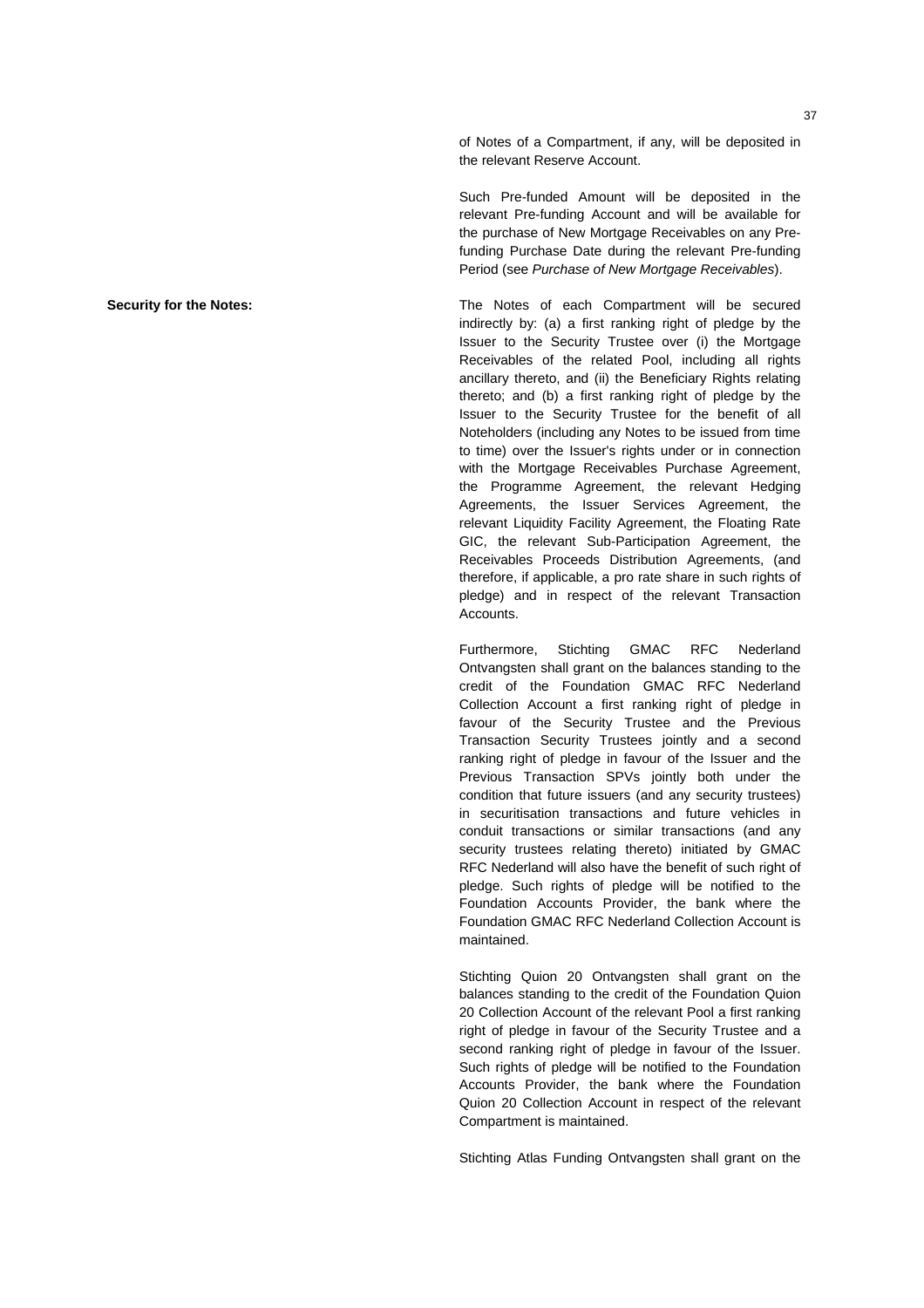of Notes of a Compartment, if any, will be deposited in the relevant Reserve Account.

Such Pre-funded Amount will be deposited in the relevant Pre-funding Account and will be available for the purchase of New Mortgage Receivables on any Pre-funding Purchase Date during the relevant Pre-funding Period (see *Purchase of New Mortgage Receivables*).

**Security for the Notes:**

The Notes of each Compartment will be secured indirectly by: (a) a first ranking right of pledge by the Issuer to the Security Trustee over (i) the Mortgage Receivables of the related Pool, including all rights ancillary thereto, and (ii) the Beneficiary Rights relating thereto; and (b) a first ranking right of pledge by the Issuer to the Security Trustee for the benefit of all Noteholders (including any Notes to be issued from time to time) over the Issuer's rights under or in connection with the Mortgage Receivables Purchase Agreement, the Programme Agreement, the relevant Hedging Agreements, the Issuer Services Agreement, the relevant Liquidity Facility Agreement, the Floating Rate GIC, the relevant Sub-Participation Agreement, the Receivables Proceeds Distribution Agreements, (and therefore, if applicable, a pro rate share in such rights of pledge) and in respect of the relevant Transaction Accounts.

Furthermore, Stichting GMAC RFC Nederland Ontvangsten shall grant on the balances standing to the credit of the Foundation GMAC RFC Nederland Collection Account a first ranking right of pledge in favour of the Security Trustee and the Previous Transaction Security Trustees jointly and a second ranking right of pledge in favour of the Issuer and the Previous Transaction SPVs jointly both under the condition that future issuers (and any security trustees) in securitisation transactions and future vehicles in conduit transactions or similar transactions (and any security trustees relating thereto) initiated by GMAC RFC Nederland will also have the benefit of such right of pledge. Such rights of pledge will be notified to the Foundation Accounts Provider, the bank where the Foundation GMAC RFC Nederland Collection Account is maintained.

Stichting Quion 20 Ontvangsten shall grant on the balances standing to the credit of the Foundation Quion 20 Collection Account of the relevant Pool a first ranking right of pledge in favour of the Security Trustee and a second ranking right of pledge in favour of the Issuer. Such rights of pledge will be notified to the Foundation Accounts Provider, the bank where the Foundation Quion 20 Collection Account in respect of the relevant Compartment is maintained.

Stichting Atlas Funding Ontvangsten shall grant on the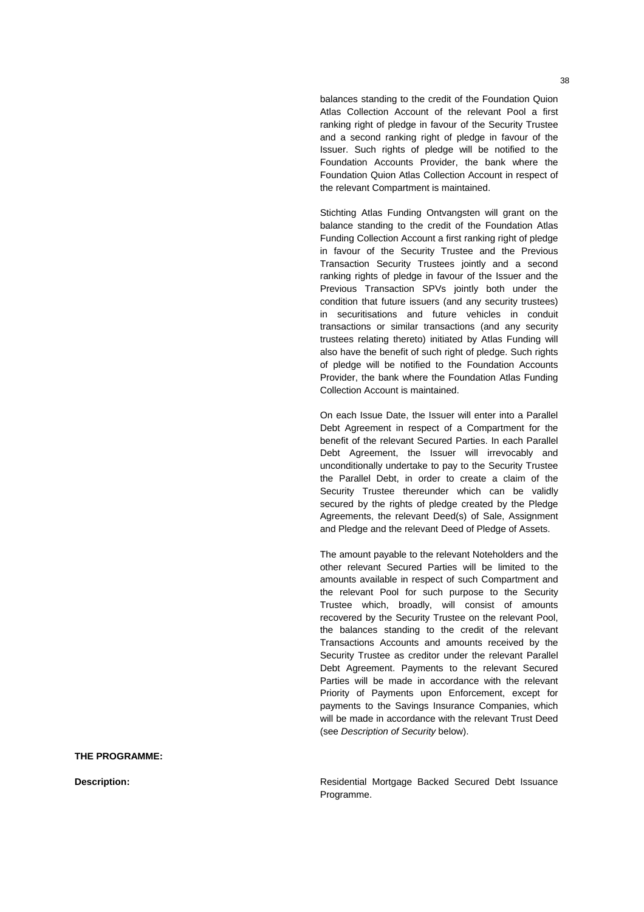balances standing to the credit of the Foundation Quion Atlas Collection Account of the relevant Pool a first ranking right of pledge in favour of the Security Trustee and a second ranking right of pledge in favour of the Issuer. Such rights of pledge will be notified to the Foundation Accounts Provider, the bank where the Foundation Quion Atlas Collection Account in respect of the relevant Compartment is maintained.

Stichting Atlas Funding Ontvangsten will grant on the balance standing to the credit of the Foundation Atlas Funding Collection Account a first ranking right of pledge in favour of the Security Trustee and the Previous Transaction Security Trustees jointly and a second ranking rights of pledge in favour of the Issuer and the Previous Transaction SPVs jointly both under the condition that future issuers (and any security trustees) in securitisations and future vehicles in conduit transactions or similar transactions (and any security trustees relating thereto) initiated by Atlas Funding will also have the benefit of such right of pledge. Such rights of pledge will be notified to the Foundation Accounts Provider, the bank where the Foundation Atlas Funding Collection Account is maintained.

On each Issue Date, the Issuer will enter into a Parallel Debt Agreement in respect of a Compartment for the benefit of the relevant Secured Parties. In each Parallel Debt Agreement, the Issuer will irrevocably and unconditionally undertake to pay to the Security Trustee the Parallel Debt, in order to create a claim of the Security Trustee thereunder which can be validly secured by the rights of pledge created by the Pledge Agreements, the relevant Deed(s) of Sale, Assignment and Pledge and the relevant Deed of Pledge of Assets.

The amount payable to the relevant Noteholders and the other relevant Secured Parties will be limited to the amounts available in respect of such Compartment and the relevant Pool for such purpose to the Security Trustee which, broadly, will consist of amounts recovered by the Security Trustee on the relevant Pool, the balances standing to the credit of the relevant Transactions Accounts and amounts received by the Security Trustee as creditor under the relevant Parallel Debt Agreement. Payments to the relevant Secured Parties will be made in accordance with the relevant Priority of Payments upon Enforcement, except for payments to the Savings Insurance Companies, which will be made in accordance with the relevant Trust Deed (see *Description of Security* below).

**THE PROGRAMME:**

**Description:** Residential Mortgage Backed Secured Debt Issuance Programme.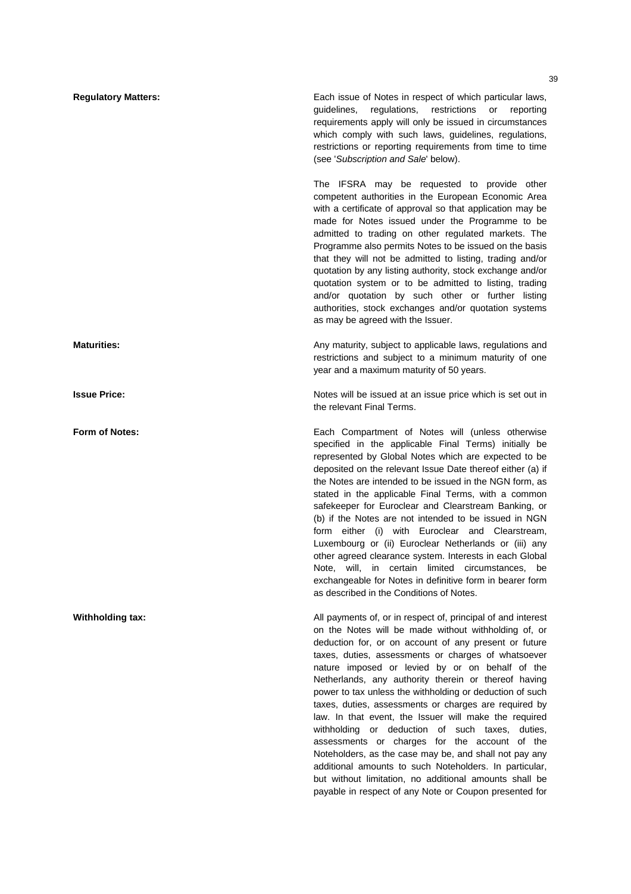**Regulatory Matters:**

Each issue of Notes in respect of which particular laws, guidelines, regulations, restrictions or reporting requirements apply will only be issued in circumstances which comply with such laws, guidelines, regulations, restrictions or reporting requirements from time to time (see '*Subscription and Sale*' below).

The IFSRA may be requested to provide other competent authorities in the European Economic Area with a certificate of approval so that application may be made for Notes issued under the Programme to be admitted to trading on other regulated markets. The Programme also permits Notes to be issued on the basis that they will not be admitted to listing, trading and/or quotation by any listing authority, stock exchange and/or quotation system or to be admitted to listing, trading and/or quotation by such other or further listing authorities, stock exchanges and/or quotation systems as may be agreed with the Issuer.

**Maturities:**

Any maturity, subject to applicable laws, regulations and restrictions and subject to a minimum maturity of one year and a maximum maturity of 50 years.

**Issue Price:**

Notes will be issued at an issue price which is set out in the relevant Final Terms.

**Form of Notes:**

Each Compartment of Notes will (unless otherwise specified in the applicable Final Terms) initially be represented by Global Notes which are expected to be deposited on the relevant Issue Date thereof either (a) if the Notes are intended to be issued in the NGN form, as stated in the applicable Final Terms, with a common safekeeper for Euroclear and Clearstream Banking, or (b) if the Notes are not intended to be issued in NGN form either (i) with Euroclear and Clearstream, Luxembourg or (ii) Euroclear Netherlands or (iii) any other agreed clearance system. Interests in each Global Note, will, in certain limited circumstances, be exchangeable for Notes in definitive form in bearer form as described in the Conditions of Notes.

**Withholding tax:**

All payments of, or in respect of, principal of and interest on the Notes will be made without withholding of, or deduction for, or on account of any present or future taxes, duties, assessments or charges of whatsoever nature imposed or levied by or on behalf of the Netherlands, any authority therein or thereof having power to tax unless the withholding or deduction of such taxes, duties, assessments or charges are required by law. In that event, the Issuer will make the required withholding or deduction of such taxes, duties, assessments or charges for the account of the Noteholders, as the case may be, and shall not pay any additional amounts to such Noteholders. In particular, but without limitation, no additional amounts shall be payable in respect of any Note or Coupon presented for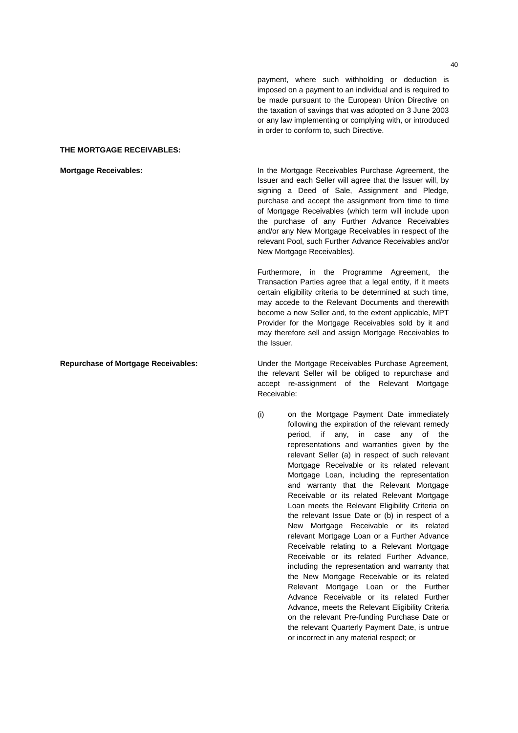payment, where such withholding or deduction is imposed on a payment to an individual and is required to be made pursuant to the European Union Directive on the taxation of savings that was adopted on 3 June 2003 or any law implementing or complying with, or introduced in order to conform to, such Directive.

**THE MORTGAGE RECEIVABLES:**

**Mortgage Receivables:**

In the Mortgage Receivables Purchase Agreement, the Issuer and each Seller will agree that the Issuer will, by signing a Deed of Sale, Assignment and Pledge, purchase and accept the assignment from time to time of Mortgage Receivables (which term will include upon the purchase of any Further Advance Receivables and/or any New Mortgage Receivables in respect of the relevant Pool, such Further Advance Receivables and/or New Mortgage Receivables).

Furthermore, in the Programme Agreement, the Transaction Parties agree that a legal entity, if it meets certain eligibility criteria to be determined at such time, may accede to the Relevant Documents and therewith become a new Seller and, to the extent applicable, MPT Provider for the Mortgage Receivables sold by it and may therefore sell and assign Mortgage Receivables to the Issuer.

**Repurchase of Mortgage Receivables:**

Under the Mortgage Receivables Purchase Agreement, the relevant Seller will be obliged to repurchase and accept re-assignment of the Relevant Mortgage Receivable:

(i) on the Mortgage Payment Date immediately following the expiration of the relevant remedy period, if any, in case any of the representations and warranties given by the relevant Seller (a) in respect of such relevant Mortgage Receivable or its related relevant Mortgage Loan, including the representation and warranty that the Relevant Mortgage Receivable or its related Relevant Mortgage Loan meets the Relevant Eligibility Criteria on the relevant Issue Date or (b) in respect of a New Mortgage Receivable or its related relevant Mortgage Loan or a Further Advance Receivable relating to a Relevant Mortgage Receivable or its related Further Advance, including the representation and warranty that the New Mortgage Receivable or its related Relevant Mortgage Loan or the Further Advance Receivable or its related Further Advance, meets the Relevant Eligibility Criteria on the relevant Pre-funding Purchase Date or the relevant Quarterly Payment Date, is untrue or incorrect in any material respect; or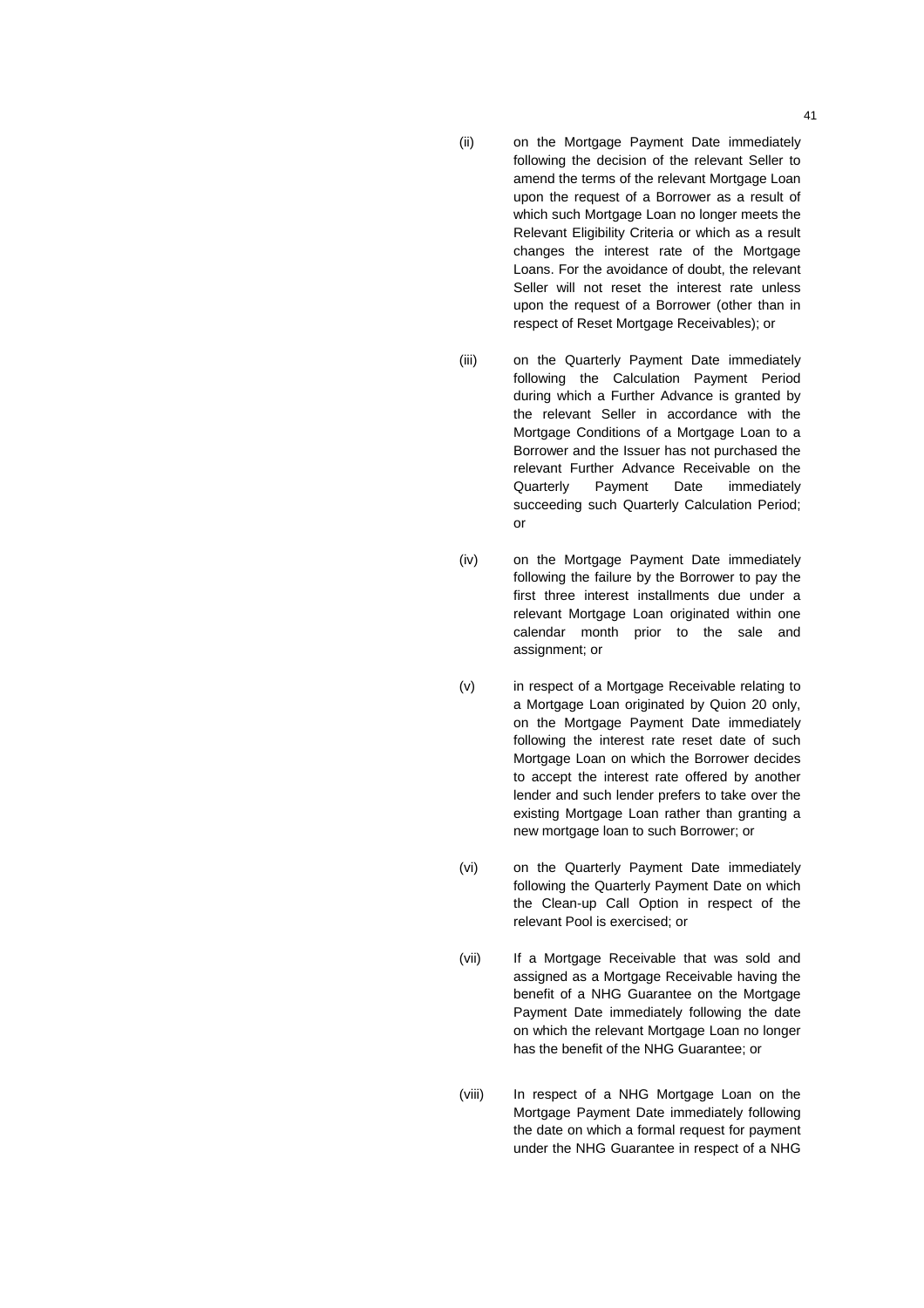(ii) on the Mortgage Payment Date immediately following the decision of the relevant Seller to amend the terms of the relevant Mortgage Loan upon the request of a Borrower as a result of which such Mortgage Loan no longer meets the Relevant Eligibility Criteria or which as a result changes the interest rate of the Mortgage Loans. For the avoidance of doubt, the relevant Seller will not reset the interest rate unless upon the request of a Borrower (other than in respect of Reset Mortgage Receivables); or

(iii) on the Quarterly Payment Date immediately following the Calculation Payment Period during which a Further Advance is granted by the relevant Seller in accordance with the Mortgage Conditions of a Mortgage Loan to a Borrower and the Issuer has not purchased the relevant Further Advance Receivable on the Quarterly Payment Date immediately succeeding such Quarterly Calculation Period; or

(iv) on the Mortgage Payment Date immediately following the failure by the Borrower to pay the first three interest installments due under a relevant Mortgage Loan originated within one calendar month prior to the sale and assignment; or

(v) in respect of a Mortgage Receivable relating to a Mortgage Loan originated by Quion 20 only, on the Mortgage Payment Date immediately following the interest rate reset date of such Mortgage Loan on which the Borrower decides to accept the interest rate offered by another lender and such lender prefers to take over the existing Mortgage Loan rather than granting a new mortgage loan to such Borrower; or

(vi) on the Quarterly Payment Date immediately following the Quarterly Payment Date on which the Clean-up Call Option in respect of the relevant Pool is exercised; or

(vii) If a Mortgage Receivable that was sold and assigned as a Mortgage Receivable having the benefit of a NHG Guarantee on the Mortgage Payment Date immediately following the date on which the relevant Mortgage Loan no longer has the benefit of the NHG Guarantee; or

(viii) In respect of a NHG Mortgage Loan on the Mortgage Payment Date immediately following the date on which a formal request for payment under the NHG Guarantee in respect of a NHG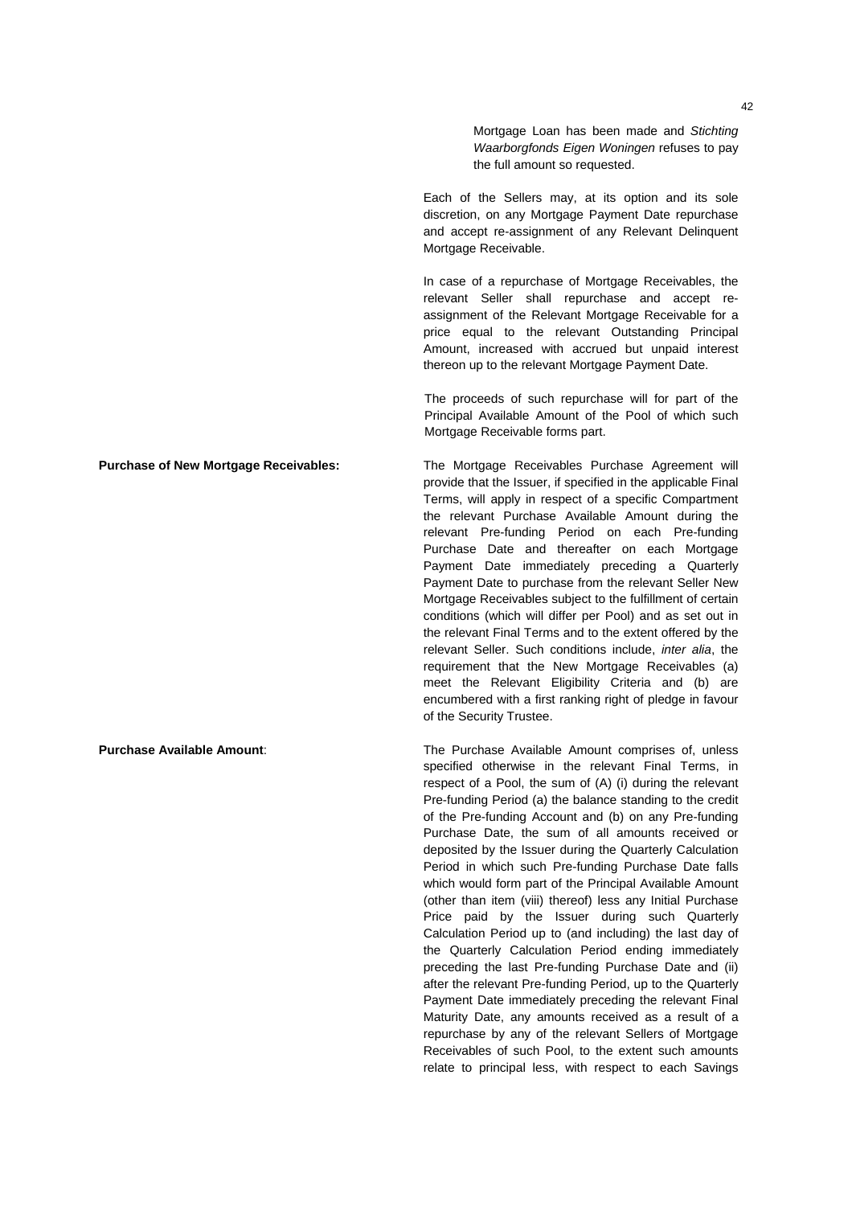Mortgage Loan has been made and *Stichting Waarborgfonds Eigen Woningen* refuses to pay the full amount so requested.

Each of the Sellers may, at its option and its sole discretion, on any Mortgage Payment Date repurchase and accept re-assignment of any Relevant Delinquent Mortgage Receivable.

In case of a repurchase of Mortgage Receivables, the relevant Seller shall repurchase and accept re-assignment of the Relevant Mortgage Receivable for a price equal to the relevant Outstanding Principal Amount, increased with accrued but unpaid interest thereon up to the relevant Mortgage Payment Date.

The proceeds of such repurchase will for part of the Principal Available Amount of the Pool of which such Mortgage Receivable forms part.

**Purchase of New Mortgage Receivables:** The Mortgage Receivables Purchase Agreement will provide that the Issuer, if specified in the applicable Final Terms, will apply in respect of a specific Compartment the relevant Purchase Available Amount during the relevant Pre-funding Period on each Pre-funding Purchase Date and thereafter on each Mortgage Payment Date immediately preceding a Quarterly Payment Date to purchase from the relevant Seller New Mortgage Receivables subject to the fulfillment of certain conditions (which will differ per Pool) and as set out in the relevant Final Terms and to the extent offered by the relevant Seller. Such conditions include, *inter alia*, the requirement that the New Mortgage Receivables (a) meet the Relevant Eligibility Criteria and (b) are encumbered with a first ranking right of pledge in favour of the Security Trustee.

**Purchase Available Amount**: The Purchase Available Amount comprises of, unless specified otherwise in the relevant Final Terms, in respect of a Pool, the sum of (A) (i) during the relevant Pre-funding Period (a) the balance standing to the credit of the Pre-funding Account and (b) on any Pre-funding Purchase Date, the sum of all amounts received or deposited by the Issuer during the Quarterly Calculation Period in which such Pre-funding Purchase Date falls which would form part of the Principal Available Amount (other than item (viii) thereof) less any Initial Purchase Price paid by the Issuer during such Quarterly Calculation Period up to (and including) the last day of the Quarterly Calculation Period ending immediately preceding the last Pre-funding Purchase Date and (ii) after the relevant Pre-funding Period, up to the Quarterly Payment Date immediately preceding the relevant Final Maturity Date, any amounts received as a result of a repurchase by any of the relevant Sellers of Mortgage Receivables of such Pool, to the extent such amounts relate to principal less, with respect to each Savings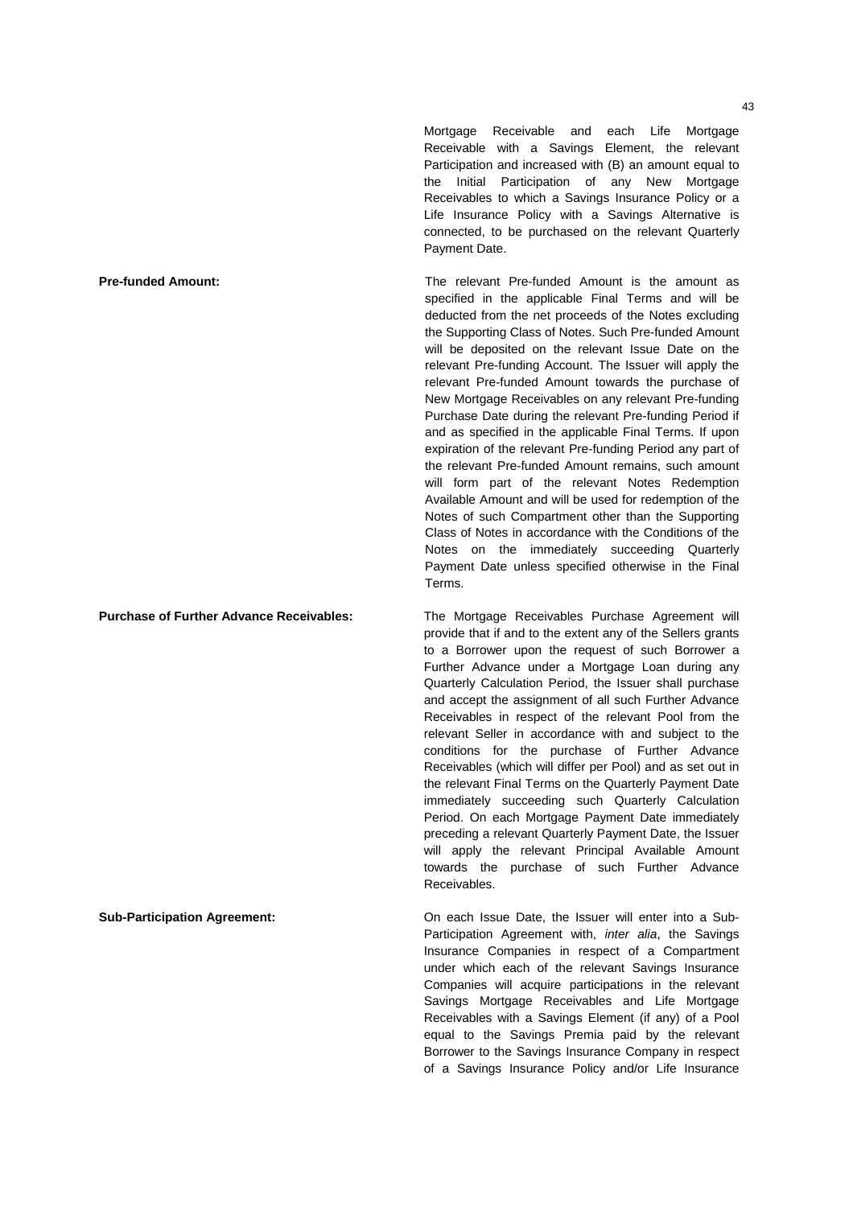Mortgage Receivable and each Life Mortgage Receivable with a Savings Element, the relevant Participation and increased with (B) an amount equal to the Initial Participation of any New Mortgage Receivables to which a Savings Insurance Policy or a Life Insurance Policy with a Savings Alternative is connected, to be purchased on the relevant Quarterly Payment Date.

**Pre-funded Amount:**

The relevant Pre-funded Amount is the amount as specified in the applicable Final Terms and will be deducted from the net proceeds of the Notes excluding the Supporting Class of Notes. Such Pre-funded Amount will be deposited on the relevant Issue Date on the relevant Pre-funding Account. The Issuer will apply the relevant Pre-funded Amount towards the purchase of New Mortgage Receivables on any relevant Pre-funding Purchase Date during the relevant Pre-funding Period if and as specified in the applicable Final Terms. If upon expiration of the relevant Pre-funding Period any part of the relevant Pre-funded Amount remains, such amount will form part of the relevant Notes Redemption Available Amount and will be used for redemption of the Notes of such Compartment other than the Supporting Class of Notes in accordance with the Conditions of the Notes on the immediately succeeding Quarterly Payment Date unless specified otherwise in the Final Terms.

**Purchase of Further Advance Receivables:**

The Mortgage Receivables Purchase Agreement will provide that if and to the extent any of the Sellers grants to a Borrower upon the request of such Borrower a Further Advance under a Mortgage Loan during any Quarterly Calculation Period, the Issuer shall purchase and accept the assignment of all such Further Advance Receivables in respect of the relevant Pool from the relevant Seller in accordance with and subject to the conditions for the purchase of Further Advance Receivables (which will differ per Pool) and as set out in the relevant Final Terms on the Quarterly Payment Date immediately succeeding such Quarterly Calculation Period. On each Mortgage Payment Date immediately preceding a relevant Quarterly Payment Date, the Issuer will apply the relevant Principal Available Amount towards the purchase of such Further Advance Receivables.

**Sub-Participation Agreement:**

On each Issue Date, the Issuer will enter into a Sub-Participation Agreement with, *inter alia*, the Savings Insurance Companies in respect of a Compartment under which each of the relevant Savings Insurance Companies will acquire participations in the relevant Savings Mortgage Receivables and Life Mortgage Receivables with a Savings Element (if any) of a Pool equal to the Savings Premia paid by the relevant Borrower to the Savings Insurance Company in respect of a Savings Insurance Policy and/or Life Insurance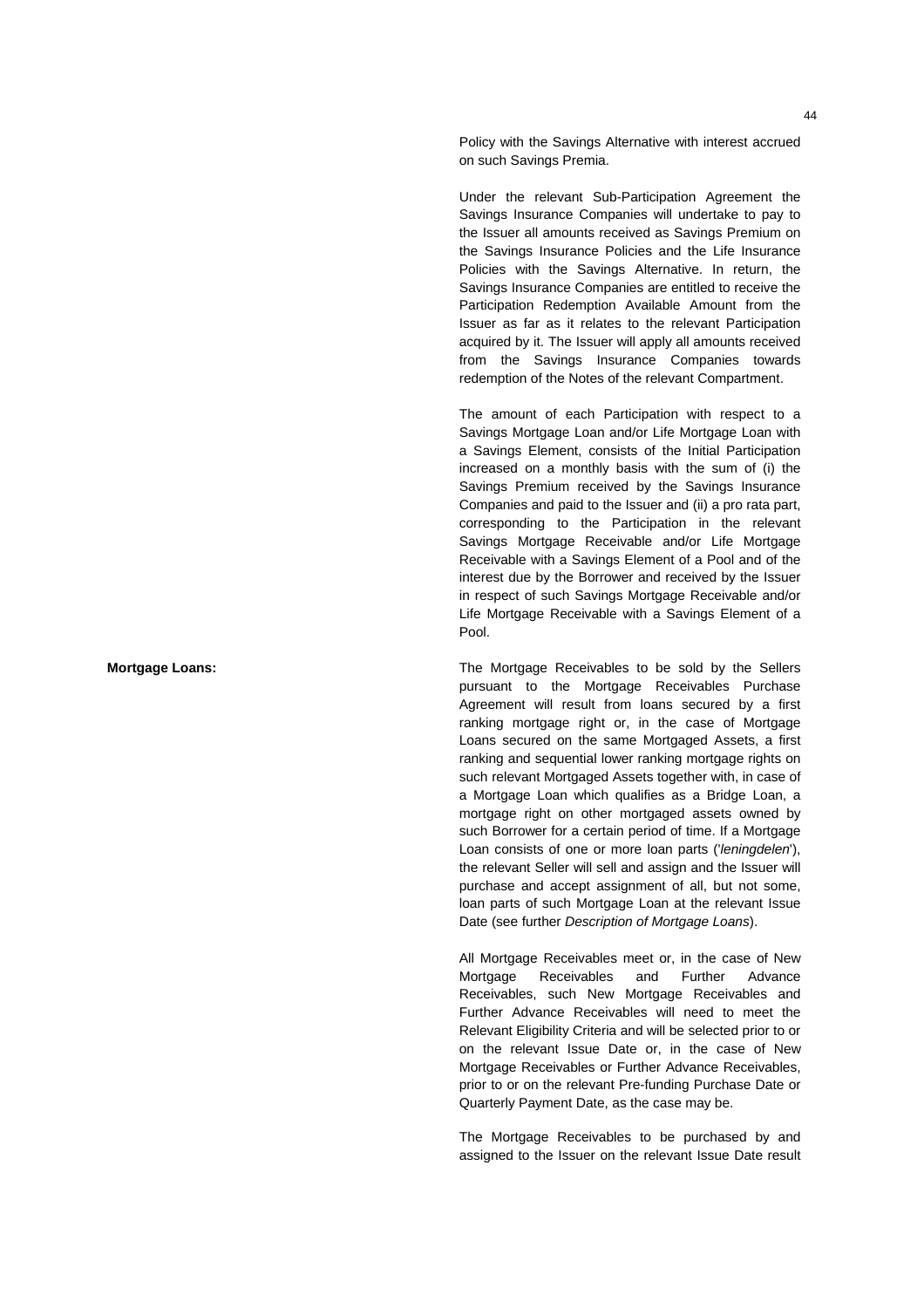Policy with the Savings Alternative with interest accrued on such Savings Premia.

Under the relevant Sub-Participation Agreement the Savings Insurance Companies will undertake to pay to the Issuer all amounts received as Savings Premium on the Savings Insurance Policies and the Life Insurance Policies with the Savings Alternative. In return, the Savings Insurance Companies are entitled to receive the Participation Redemption Available Amount from the Issuer as far as it relates to the relevant Participation acquired by it. The Issuer will apply all amounts received from the Savings Insurance Companies towards redemption of the Notes of the relevant Compartment.

The amount of each Participation with respect to a Savings Mortgage Loan and/or Life Mortgage Loan with a Savings Element, consists of the Initial Participation increased on a monthly basis with the sum of (i) the Savings Premium received by the Savings Insurance Companies and paid to the Issuer and (ii) a pro rata part, corresponding to the Participation in the relevant Savings Mortgage Receivable and/or Life Mortgage Receivable with a Savings Element of a Pool and of the interest due by the Borrower and received by the Issuer in respect of such Savings Mortgage Receivable and/or Life Mortgage Receivable with a Savings Element of a Pool.

**Mortgage Loans:**

The Mortgage Receivables to be sold by the Sellers pursuant to the Mortgage Receivables Purchase Agreement will result from loans secured by a first ranking mortgage right or, in the case of Mortgage Loans secured on the same Mortgaged Assets, a first ranking and sequential lower ranking mortgage rights on such relevant Mortgaged Assets together with, in case of a Mortgage Loan which qualifies as a Bridge Loan, a mortgage right on other mortgaged assets owned by such Borrower for a certain period of time. If a Mortgage Loan consists of one or more loan parts ('*leningdelen*'), the relevant Seller will sell and assign and the Issuer will purchase and accept assignment of all, but not some, loan parts of such Mortgage Loan at the relevant Issue Date (see further *Description of Mortgage Loans*).

All Mortgage Receivables meet or, in the case of New Mortgage Receivables and Further Advance Receivables, such New Mortgage Receivables and Further Advance Receivables will need to meet the Relevant Eligibility Criteria and will be selected prior to or on the relevant Issue Date or, in the case of New Mortgage Receivables or Further Advance Receivables, prior to or on the relevant Pre-funding Purchase Date or Quarterly Payment Date, as the case may be.

The Mortgage Receivables to be purchased by and assigned to the Issuer on the relevant Issue Date result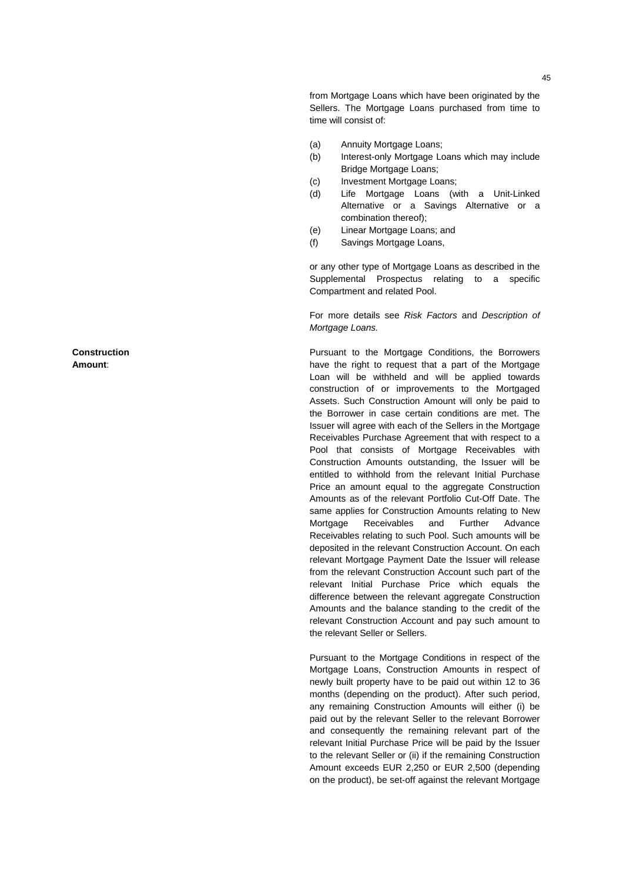from Mortgage Loans which have been originated by the Sellers. The Mortgage Loans purchased from time to time will consist of:

(a) Annuity Mortgage Loans;
(b) Interest-only Mortgage Loans which may include Bridge Mortgage Loans;
(c) Investment Mortgage Loans;
(d) Life Mortgage Loans (with a Unit-Linked Alternative or a Savings Alternative or a combination thereof);
(e) Linear Mortgage Loans; and
(f) Savings Mortgage Loans,

or any other type of Mortgage Loans as described in the Supplemental Prospectus relating to a specific Compartment and related Pool.

For more details see *Risk Factors* and *Description of Mortgage Loans.*

**Construction Amount**: Pursuant to the Mortgage Conditions, the Borrowers have the right to request that a part of the Mortgage Loan will be withheld and will be applied towards construction of or improvements to the Mortgaged Assets. Such Construction Amount will only be paid to the Borrower in case certain conditions are met. The Issuer will agree with each of the Sellers in the Mortgage Receivables Purchase Agreement that with respect to a Pool that consists of Mortgage Receivables with Construction Amounts outstanding, the Issuer will be entitled to withhold from the relevant Initial Purchase Price an amount equal to the aggregate Construction Amounts as of the relevant Portfolio Cut-Off Date. The same applies for Construction Amounts relating to New Mortgage Receivables and Further Advance Receivables relating to such Pool. Such amounts will be deposited in the relevant Construction Account. On each relevant Mortgage Payment Date the Issuer will release from the relevant Construction Account such part of the relevant Initial Purchase Price which equals the difference between the relevant aggregate Construction Amounts and the balance standing to the credit of the relevant Construction Account and pay such amount to the relevant Seller or Sellers.

Pursuant to the Mortgage Conditions in respect of the Mortgage Loans, Construction Amounts in respect of newly built property have to be paid out within 12 to 36 months (depending on the product). After such period, any remaining Construction Amounts will either (i) be paid out by the relevant Seller to the relevant Borrower and consequently the remaining relevant part of the relevant Initial Purchase Price will be paid by the Issuer to the relevant Seller or (ii) if the remaining Construction Amount exceeds EUR 2,250 or EUR 2,500 (depending on the product), be set-off against the relevant Mortgage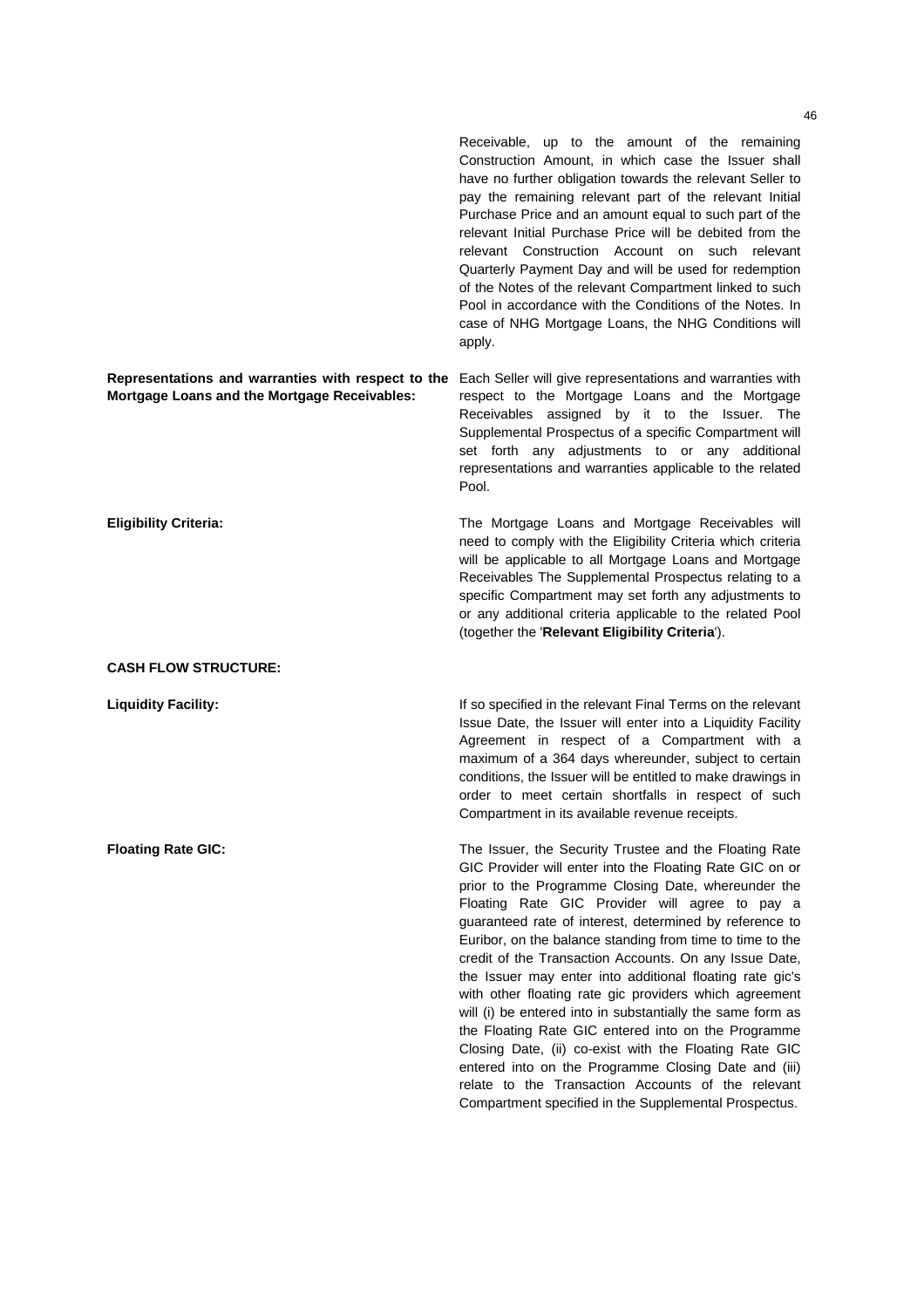Receivable, up to the amount of the remaining Construction Amount, in which case the Issuer shall have no further obligation towards the relevant Seller to pay the remaining relevant part of the relevant Initial Purchase Price and an amount equal to such part of the relevant Initial Purchase Price will be debited from the relevant Construction Account on such relevant Quarterly Payment Day and will be used for redemption of the Notes of the relevant Compartment linked to such Pool in accordance with the Conditions of the Notes. In case of NHG Mortgage Loans, the NHG Conditions will apply.

**Representations and warranties with respect to the Mortgage Loans and the Mortgage Receivables:** Each Seller will give representations and warranties with respect to the Mortgage Loans and the Mortgage Receivables assigned by it to the Issuer. The Supplemental Prospectus of a specific Compartment will set forth any adjustments to or any additional representations and warranties applicable to the related Pool.

**Eligibility Criteria:** The Mortgage Loans and Mortgage Receivables will need to comply with the Eligibility Criteria which criteria will be applicable to all Mortgage Loans and Mortgage Receivables The Supplemental Prospectus relating to a specific Compartment may set forth any adjustments to or any additional criteria applicable to the related Pool (together the '**Relevant Eligibility Criteria**').

**CASH FLOW STRUCTURE:**

**Liquidity Facility:** If so specified in the relevant Final Terms on the relevant Issue Date, the Issuer will enter into a Liquidity Facility Agreement in respect of a Compartment with a maximum of a 364 days whereunder, subject to certain conditions, the Issuer will be entitled to make drawings in order to meet certain shortfalls in respect of such Compartment in its available revenue receipts.

**Floating Rate GIC:** The Issuer, the Security Trustee and the Floating Rate GIC Provider will enter into the Floating Rate GIC on or prior to the Programme Closing Date, whereunder the Floating Rate GIC Provider will agree to pay a guaranteed rate of interest, determined by reference to Euribor, on the balance standing from time to time to the credit of the Transaction Accounts. On any Issue Date, the Issuer may enter into additional floating rate gic's with other floating rate gic providers which agreement will (i) be entered into in substantially the same form as the Floating Rate GIC entered into on the Programme Closing Date, (ii) co-exist with the Floating Rate GIC entered into on the Programme Closing Date and (iii) relate to the Transaction Accounts of the relevant Compartment specified in the Supplemental Prospectus.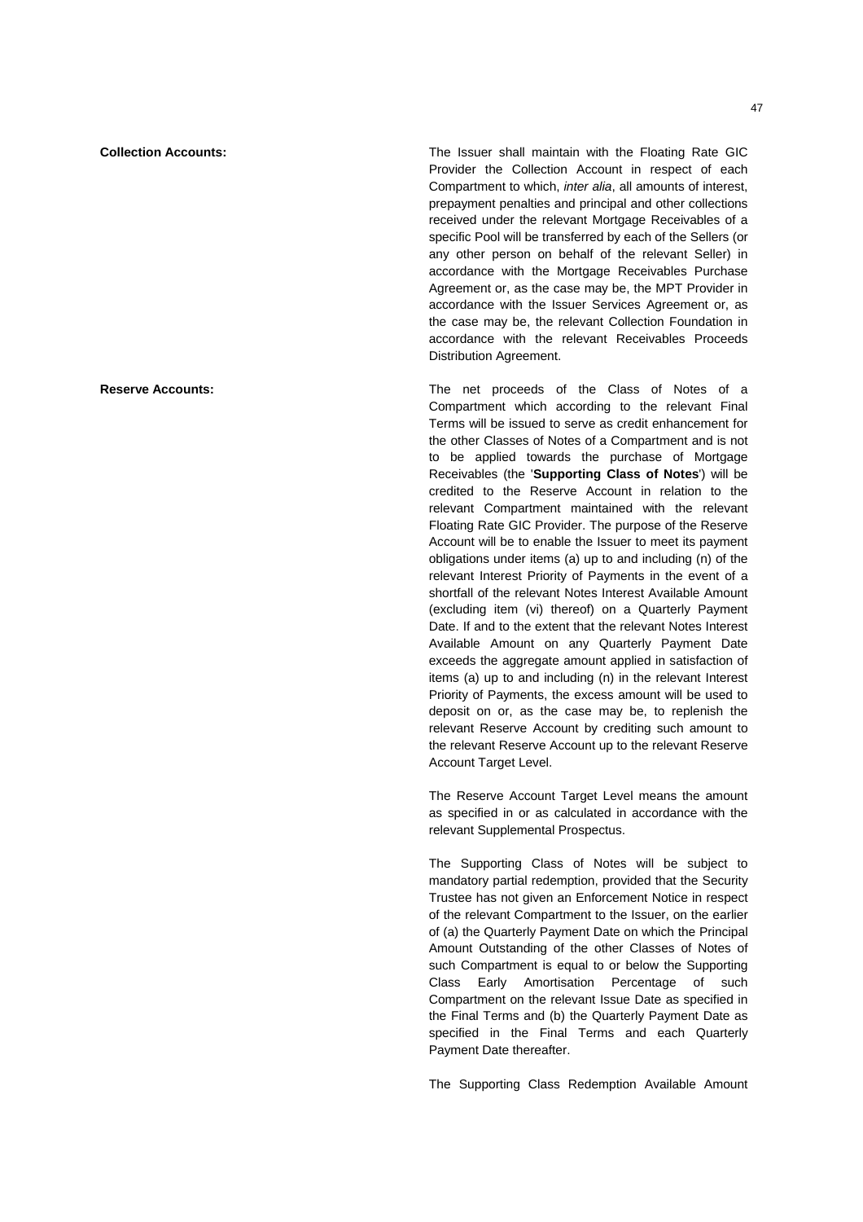**Collection Accounts:**

The Issuer shall maintain with the Floating Rate GIC Provider the Collection Account in respect of each Compartment to which, *inter alia*, all amounts of interest, prepayment penalties and principal and other collections received under the relevant Mortgage Receivables of a specific Pool will be transferred by each of the Sellers (or any other person on behalf of the relevant Seller) in accordance with the Mortgage Receivables Purchase Agreement or, as the case may be, the MPT Provider in accordance with the Issuer Services Agreement or, as the case may be, the relevant Collection Foundation in accordance with the relevant Receivables Proceeds Distribution Agreement.

**Reserve Accounts:**

The net proceeds of the Class of Notes of a Compartment which according to the relevant Final Terms will be issued to serve as credit enhancement for the other Classes of Notes of a Compartment and is not to be applied towards the purchase of Mortgage Receivables (the '**Supporting Class of Notes**') will be credited to the Reserve Account in relation to the relevant Compartment maintained with the relevant Floating Rate GIC Provider. The purpose of the Reserve Account will be to enable the Issuer to meet its payment obligations under items (a) up to and including (n) of the relevant Interest Priority of Payments in the event of a shortfall of the relevant Notes Interest Available Amount (excluding item (vi) thereof) on a Quarterly Payment Date. If and to the extent that the relevant Notes Interest Available Amount on any Quarterly Payment Date exceeds the aggregate amount applied in satisfaction of items (a) up to and including (n) in the relevant Interest Priority of Payments, the excess amount will be used to deposit on or, as the case may be, to replenish the relevant Reserve Account by crediting such amount to the relevant Reserve Account up to the relevant Reserve Account Target Level.

The Reserve Account Target Level means the amount as specified in or as calculated in accordance with the relevant Supplemental Prospectus.

The Supporting Class of Notes will be subject to mandatory partial redemption, provided that the Security Trustee has not given an Enforcement Notice in respect of the relevant Compartment to the Issuer, on the earlier of (a) the Quarterly Payment Date on which the Principal Amount Outstanding of the other Classes of Notes of such Compartment is equal to or below the Supporting Class Early Amortisation Percentage of such Compartment on the relevant Issue Date as specified in the Final Terms and (b) the Quarterly Payment Date as specified in the Final Terms and each Quarterly Payment Date thereafter.

The Supporting Class Redemption Available Amount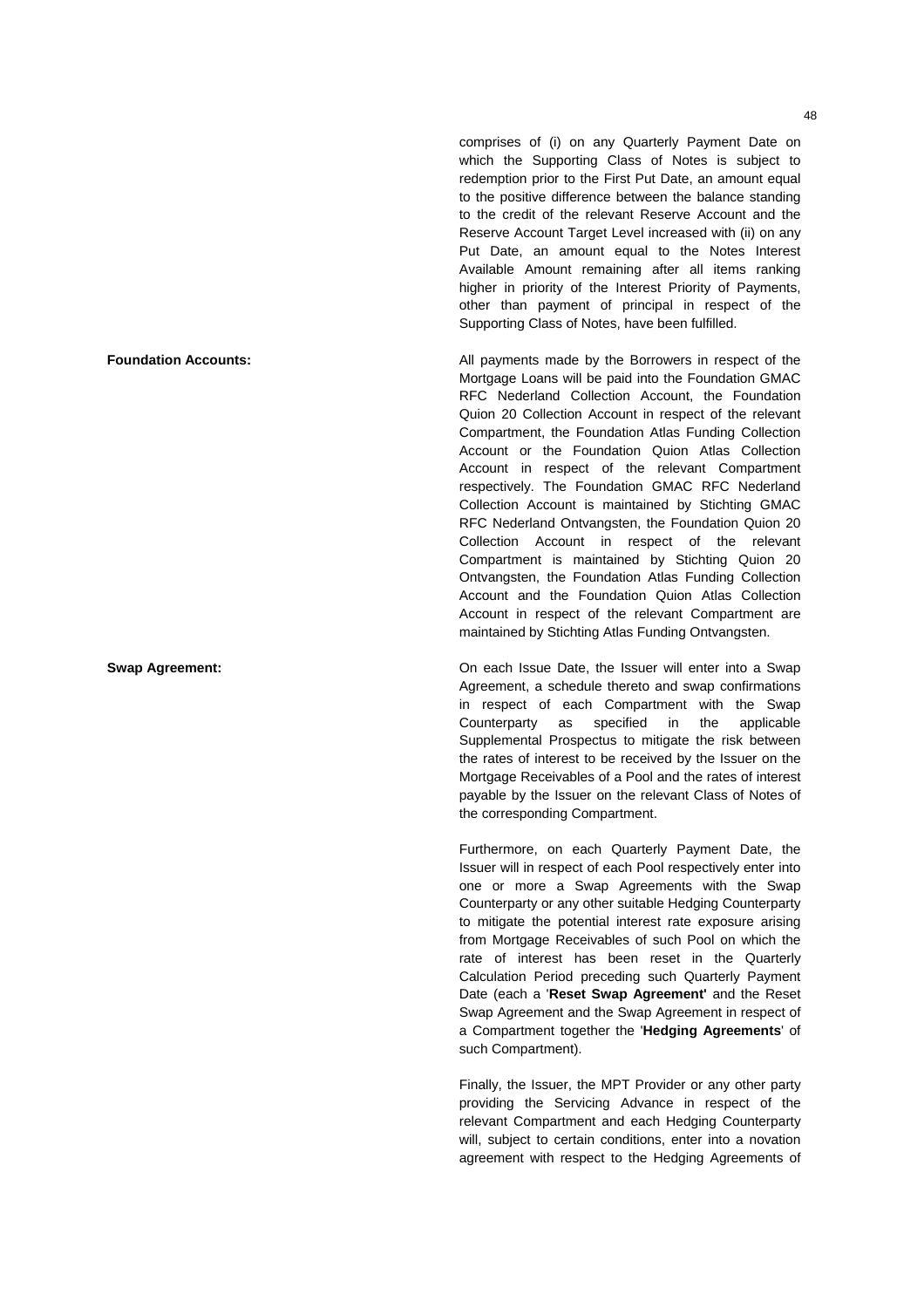comprises of (i) on any Quarterly Payment Date on which the Supporting Class of Notes is subject to redemption prior to the First Put Date, an amount equal to the positive difference between the balance standing to the credit of the relevant Reserve Account and the Reserve Account Target Level increased with (ii) on any Put Date, an amount equal to the Notes Interest Available Amount remaining after all items ranking higher in priority of the Interest Priority of Payments, other than payment of principal in respect of the Supporting Class of Notes, have been fulfilled.

**Foundation Accounts:**

All payments made by the Borrowers in respect of the Mortgage Loans will be paid into the Foundation GMAC RFC Nederland Collection Account, the Foundation Quion 20 Collection Account in respect of the relevant Compartment, the Foundation Atlas Funding Collection Account or the Foundation Quion Atlas Collection Account in respect of the relevant Compartment respectively. The Foundation GMAC RFC Nederland Collection Account is maintained by Stichting GMAC RFC Nederland Ontvangsten, the Foundation Quion 20 Collection Account in respect of the relevant Compartment is maintained by Stichting Quion 20 Ontvangsten, the Foundation Atlas Funding Collection Account and the Foundation Quion Atlas Collection Account in respect of the relevant Compartment are maintained by Stichting Atlas Funding Ontvangsten.

**Swap Agreement:**

On each Issue Date, the Issuer will enter into a Swap Agreement, a schedule thereto and swap confirmations in respect of each Compartment with the Swap Counterparty as specified in the applicable Supplemental Prospectus to mitigate the risk between the rates of interest to be received by the Issuer on the Mortgage Receivables of a Pool and the rates of interest payable by the Issuer on the relevant Class of Notes of the corresponding Compartment.

Furthermore, on each Quarterly Payment Date, the Issuer will in respect of each Pool respectively enter into one or more a Swap Agreements with the Swap Counterparty or any other suitable Hedging Counterparty to mitigate the potential interest rate exposure arising from Mortgage Receivables of such Pool on which the rate of interest has been reset in the Quarterly Calculation Period preceding such Quarterly Payment Date (each a '**Reset Swap Agreement'** and the Reset Swap Agreement and the Swap Agreement in respect of a Compartment together the '**Hedging Agreements**' of such Compartment).

Finally, the Issuer, the MPT Provider or any other party providing the Servicing Advance in respect of the relevant Compartment and each Hedging Counterparty will, subject to certain conditions, enter into a novation agreement with respect to the Hedging Agreements of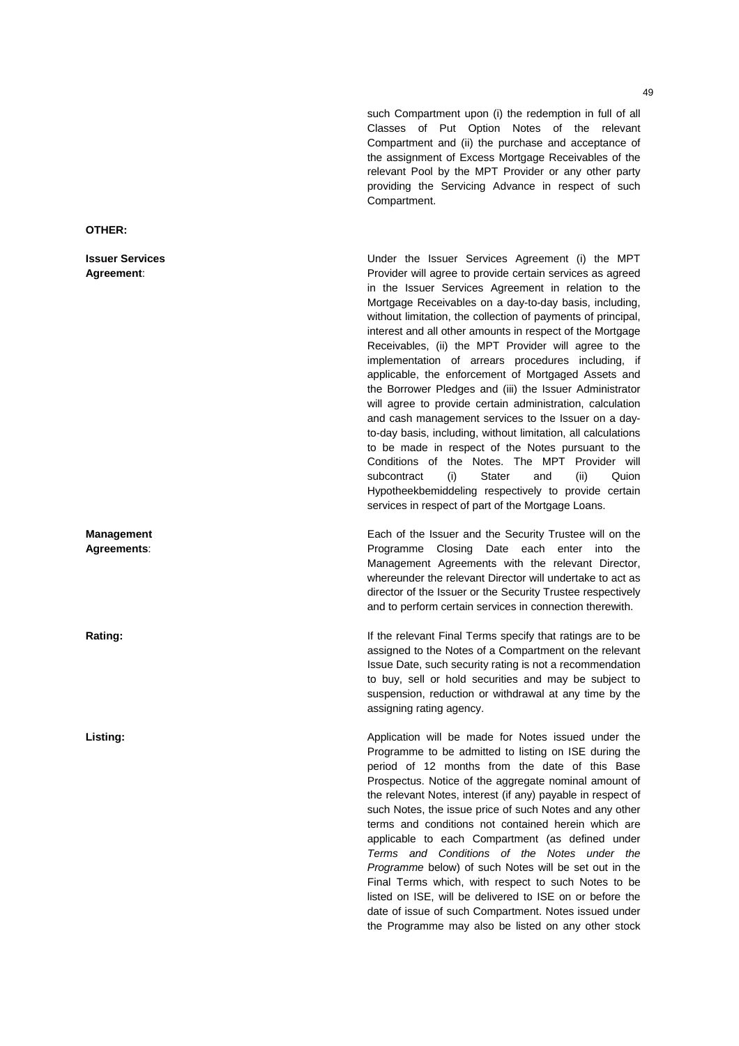such Compartment upon (i) the redemption in full of all Classes of Put Option Notes of the relevant Compartment and (ii) the purchase and acceptance of the assignment of Excess Mortgage Receivables of the relevant Pool by the MPT Provider or any other party providing the Servicing Advance in respect of such Compartment.

**OTHER:**

**Issuer Services Agreement**: Under the Issuer Services Agreement (i) the MPT Provider will agree to provide certain services as agreed in the Issuer Services Agreement in relation to the Mortgage Receivables on a day-to-day basis, including, without limitation, the collection of payments of principal, interest and all other amounts in respect of the Mortgage Receivables, (ii) the MPT Provider will agree to the implementation of arrears procedures including, if applicable, the enforcement of Mortgaged Assets and the Borrower Pledges and (iii) the Issuer Administrator will agree to provide certain administration, calculation and cash management services to the Issuer on a day-to-day basis, including, without limitation, all calculations to be made in respect of the Notes pursuant to the Conditions of the Notes. The MPT Provider will subcontract (i) Stater and (ii) Quion Hypotheekbemiddeling respectively to provide certain services in respect of part of the Mortgage Loans.

**Management Agreements**: Each of the Issuer and the Security Trustee will on the Programme Closing Date each enter into the Management Agreements with the relevant Director, whereunder the relevant Director will undertake to act as director of the Issuer or the Security Trustee respectively and to perform certain services in connection therewith.

**Rating:** If the relevant Final Terms specify that ratings are to be assigned to the Notes of a Compartment on the relevant Issue Date, such security rating is not a recommendation to buy, sell or hold securities and may be subject to suspension, reduction or withdrawal at any time by the assigning rating agency.

**Listing:** Application will be made for Notes issued under the Programme to be admitted to listing on ISE during the period of 12 months from the date of this Base Prospectus. Notice of the aggregate nominal amount of the relevant Notes, interest (if any) payable in respect of such Notes, the issue price of such Notes and any other terms and conditions not contained herein which are applicable to each Compartment (as defined under *Terms and Conditions of the Notes under the Programme* below) of such Notes will be set out in the Final Terms which, with respect to such Notes to be listed on ISE, will be delivered to ISE on or before the date of issue of such Compartment. Notes issued under the Programme may also be listed on any other stock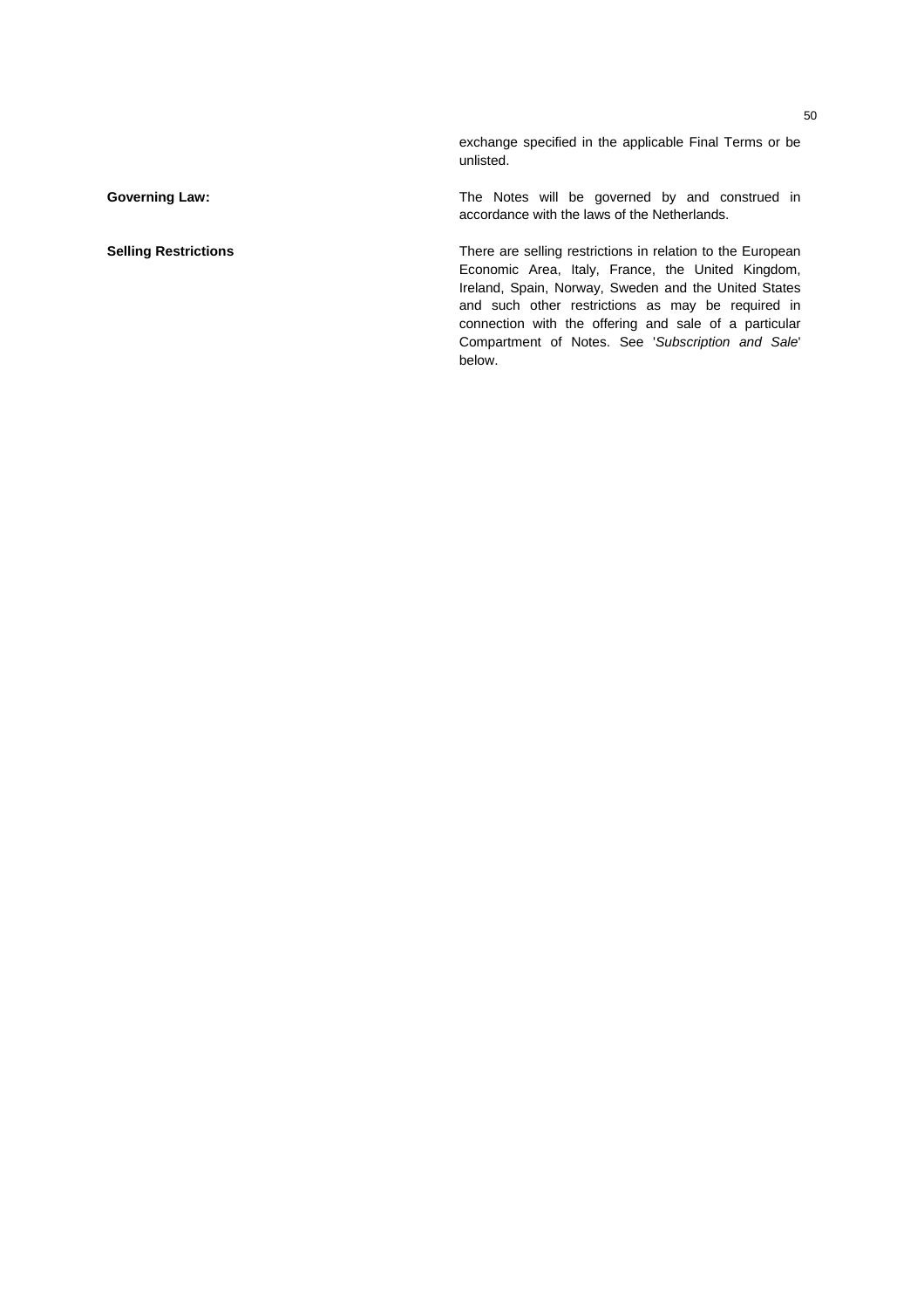exchange specified in the applicable Final Terms or be unlisted.

**Governing Law:** The Notes will be governed by and construed in accordance with the laws of the Netherlands.

**Selling Restrictions** There are selling restrictions in relation to the European Economic Area, Italy, France, the United Kingdom, Ireland, Spain, Norway, Sweden and the United States and such other restrictions as may be required in connection with the offering and sale of a particular Compartment of Notes. See '*Subscription and Sale*' below.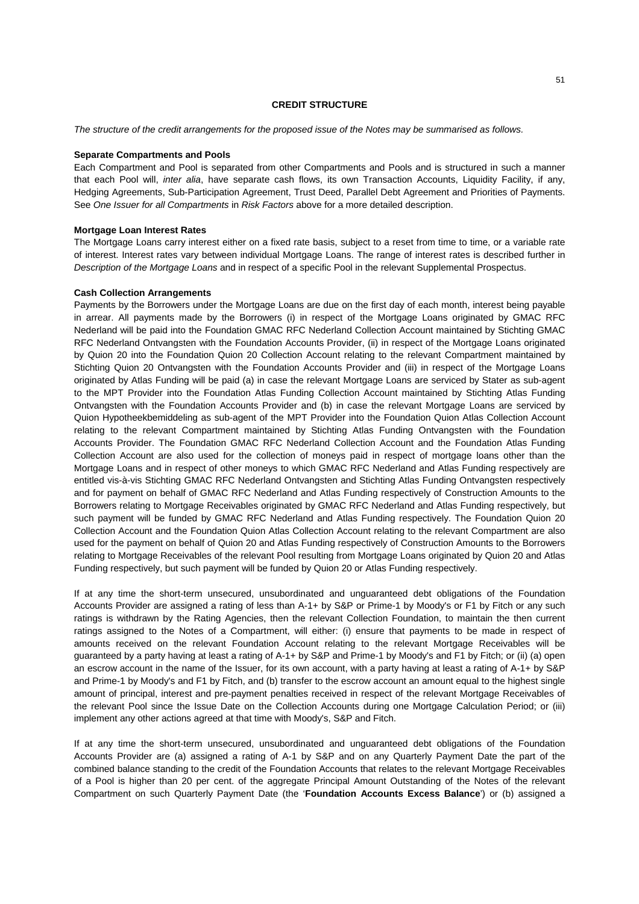## CREDIT STRUCTURE

*The structure of the credit arrangements for the proposed issue of the Notes may be summarised as follows.*

**Separate Compartments and Pools**

Each Compartment and Pool is separated from other Compartments and Pools and is structured in such a manner that each Pool will, *inter alia*, have separate cash flows, its own Transaction Accounts, Liquidity Facility, if any, Hedging Agreements, Sub-Participation Agreement, Trust Deed, Parallel Debt Agreement and Priorities of Payments. See *One Issuer for all Compartments* in *Risk Factors* above for a more detailed description.

**Mortgage Loan Interest Rates**

The Mortgage Loans carry interest either on a fixed rate basis, subject to a reset from time to time, or a variable rate of interest. Interest rates vary between individual Mortgage Loans. The range of interest rates is described further in *Description of the Mortgage Loans* and in respect of a specific Pool in the relevant Supplemental Prospectus.

**Cash Collection Arrangements**

Payments by the Borrowers under the Mortgage Loans are due on the first day of each month, interest being payable in arrear. All payments made by the Borrowers (i) in respect of the Mortgage Loans originated by GMAC RFC Nederland will be paid into the Foundation GMAC RFC Nederland Collection Account maintained by Stichting GMAC RFC Nederland Ontvangsten with the Foundation Accounts Provider, (ii) in respect of the Mortgage Loans originated by Quion 20 into the Foundation Quion 20 Collection Account relating to the relevant Compartment maintained by Stichting Quion 20 Ontvangsten with the Foundation Accounts Provider and (iii) in respect of the Mortgage Loans originated by Atlas Funding will be paid (a) in case the relevant Mortgage Loans are serviced by Stater as sub-agent to the MPT Provider into the Foundation Atlas Funding Collection Account maintained by Stichting Atlas Funding Ontvangsten with the Foundation Accounts Provider and (b) in case the relevant Mortgage Loans are serviced by Quion Hypotheekbemiddeling as sub-agent of the MPT Provider into the Foundation Quion Atlas Collection Account relating to the relevant Compartment maintained by Stichting Atlas Funding Ontvangsten with the Foundation Accounts Provider. The Foundation GMAC RFC Nederland Collection Account and the Foundation Atlas Funding Collection Account are also used for the collection of moneys paid in respect of mortgage loans other than the Mortgage Loans and in respect of other moneys to which GMAC RFC Nederland and Atlas Funding respectively are entitled vis-à-vis Stichting GMAC RFC Nederland Ontvangsten and Stichting Atlas Funding Ontvangsten respectively and for payment on behalf of GMAC RFC Nederland and Atlas Funding respectively of Construction Amounts to the Borrowers relating to Mortgage Receivables originated by GMAC RFC Nederland and Atlas Funding respectively, but such payment will be funded by GMAC RFC Nederland and Atlas Funding respectively. The Foundation Quion 20 Collection Account and the Foundation Quion Atlas Collection Account relating to the relevant Compartment are also used for the payment on behalf of Quion 20 and Atlas Funding respectively of Construction Amounts to the Borrowers relating to Mortgage Receivables of the relevant Pool resulting from Mortgage Loans originated by Quion 20 and Atlas Funding respectively, but such payment will be funded by Quion 20 or Atlas Funding respectively.

If at any time the short-term unsecured, unsubordinated and unguaranteed debt obligations of the Foundation Accounts Provider are assigned a rating of less than A-1+ by S&P or Prime-1 by Moody's or F1 by Fitch or any such ratings is withdrawn by the Rating Agencies, then the relevant Collection Foundation, to maintain the then current ratings assigned to the Notes of a Compartment, will either: (i) ensure that payments to be made in respect of amounts received on the relevant Foundation Account relating to the relevant Mortgage Receivables will be guaranteed by a party having at least a rating of A-1+ by S&P and Prime-1 by Moody's and F1 by Fitch; or (ii) (a) open an escrow account in the name of the Issuer, for its own account, with a party having at least a rating of A-1+ by S&P and Prime-1 by Moody's and F1 by Fitch, and (b) transfer to the escrow account an amount equal to the highest single amount of principal, interest and pre-payment penalties received in respect of the relevant Mortgage Receivables of the relevant Pool since the Issue Date on the Collection Accounts during one Mortgage Calculation Period; or (iii) implement any other actions agreed at that time with Moody's, S&P and Fitch.

If at any time the short-term unsecured, unsubordinated and unguaranteed debt obligations of the Foundation Accounts Provider are (a) assigned a rating of A-1 by S&P and on any Quarterly Payment Date the part of the combined balance standing to the credit of the Foundation Accounts that relates to the relevant Mortgage Receivables of a Pool is higher than 20 per cent. of the aggregate Principal Amount Outstanding of the Notes of the relevant Compartment on such Quarterly Payment Date (the '**Foundation Accounts Excess Balance**') or (b) assigned a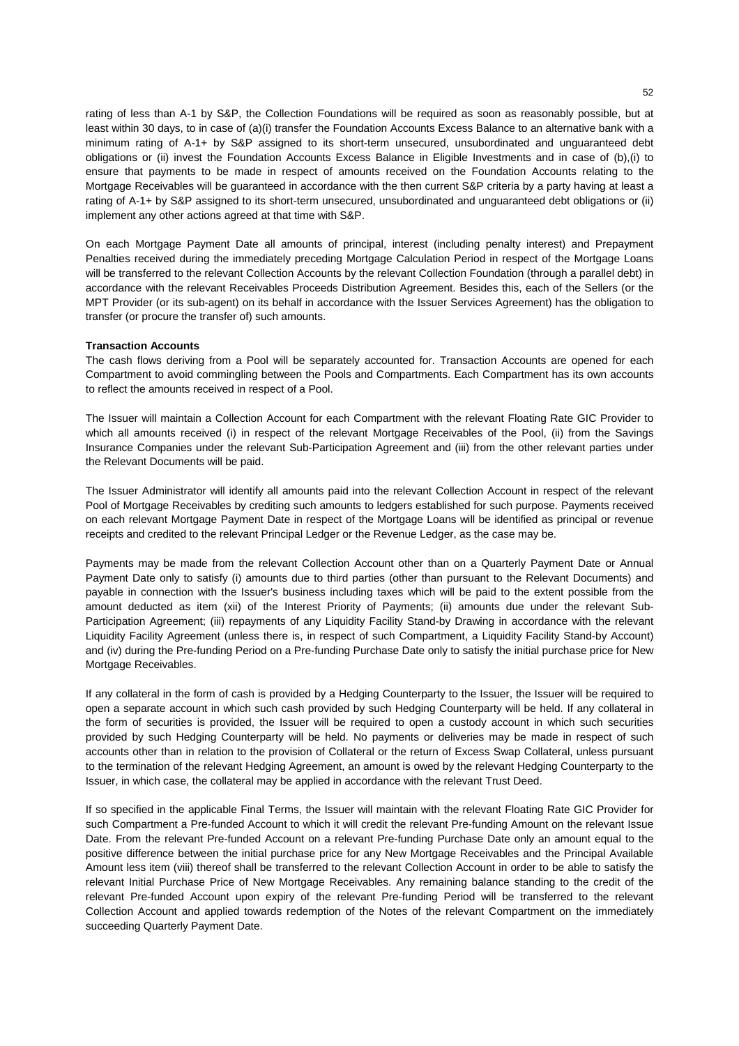rating of less than A-1 by S&P, the Collection Foundations will be required as soon as reasonably possible, but at least within 30 days, to in case of (a)(i) transfer the Foundation Accounts Excess Balance to an alternative bank with a minimum rating of A-1+ by S&P assigned to its short-term unsecured, unsubordinated and unguaranteed debt obligations or (ii) invest the Foundation Accounts Excess Balance in Eligible Investments and in case of (b),(i) to ensure that payments to be made in respect of amounts received on the Foundation Accounts relating to the Mortgage Receivables will be guaranteed in accordance with the then current S&P criteria by a party having at least a rating of A-1+ by S&P assigned to its short-term unsecured, unsubordinated and unguaranteed debt obligations or (ii) implement any other actions agreed at that time with S&P.

On each Mortgage Payment Date all amounts of principal, interest (including penalty interest) and Prepayment Penalties received during the immediately preceding Mortgage Calculation Period in respect of the Mortgage Loans will be transferred to the relevant Collection Accounts by the relevant Collection Foundation (through a parallel debt) in accordance with the relevant Receivables Proceeds Distribution Agreement. Besides this, each of the Sellers (or the MPT Provider (or its sub-agent) on its behalf in accordance with the Issuer Services Agreement) has the obligation to transfer (or procure the transfer of) such amounts.

**Transaction Accounts**

The cash flows deriving from a Pool will be separately accounted for. Transaction Accounts are opened for each Compartment to avoid commingling between the Pools and Compartments. Each Compartment has its own accounts to reflect the amounts received in respect of a Pool.

The Issuer will maintain a Collection Account for each Compartment with the relevant Floating Rate GIC Provider to which all amounts received (i) in respect of the relevant Mortgage Receivables of the Pool, (ii) from the Savings Insurance Companies under the relevant Sub-Participation Agreement and (iii) from the other relevant parties under the Relevant Documents will be paid.

The Issuer Administrator will identify all amounts paid into the relevant Collection Account in respect of the relevant Pool of Mortgage Receivables by crediting such amounts to ledgers established for such purpose. Payments received on each relevant Mortgage Payment Date in respect of the Mortgage Loans will be identified as principal or revenue receipts and credited to the relevant Principal Ledger or the Revenue Ledger, as the case may be.

Payments may be made from the relevant Collection Account other than on a Quarterly Payment Date or Annual Payment Date only to satisfy (i) amounts due to third parties (other than pursuant to the Relevant Documents) and payable in connection with the Issuer's business including taxes which will be paid to the extent possible from the amount deducted as item (xii) of the Interest Priority of Payments; (ii) amounts due under the relevant Sub-Participation Agreement; (iii) repayments of any Liquidity Facility Stand-by Drawing in accordance with the relevant Liquidity Facility Agreement (unless there is, in respect of such Compartment, a Liquidity Facility Stand-by Account) and (iv) during the Pre-funding Period on a Pre-funding Purchase Date only to satisfy the initial purchase price for New Mortgage Receivables.

If any collateral in the form of cash is provided by a Hedging Counterparty to the Issuer, the Issuer will be required to open a separate account in which such cash provided by such Hedging Counterparty will be held. If any collateral in the form of securities is provided, the Issuer will be required to open a custody account in which such securities provided by such Hedging Counterparty will be held. No payments or deliveries may be made in respect of such accounts other than in relation to the provision of Collateral or the return of Excess Swap Collateral, unless pursuant to the termination of the relevant Hedging Agreement, an amount is owed by the relevant Hedging Counterparty to the Issuer, in which case, the collateral may be applied in accordance with the relevant Trust Deed.

If so specified in the applicable Final Terms, the Issuer will maintain with the relevant Floating Rate GIC Provider for such Compartment a Pre-funded Account to which it will credit the relevant Pre-funding Amount on the relevant Issue Date. From the relevant Pre-funded Account on a relevant Pre-funding Purchase Date only an amount equal to the positive difference between the initial purchase price for any New Mortgage Receivables and the Principal Available Amount less item (viii) thereof shall be transferred to the relevant Collection Account in order to be able to satisfy the relevant Initial Purchase Price of New Mortgage Receivables. Any remaining balance standing to the credit of the relevant Pre-funded Account upon expiry of the relevant Pre-funding Period will be transferred to the relevant Collection Account and applied towards redemption of the Notes of the relevant Compartment on the immediately succeeding Quarterly Payment Date.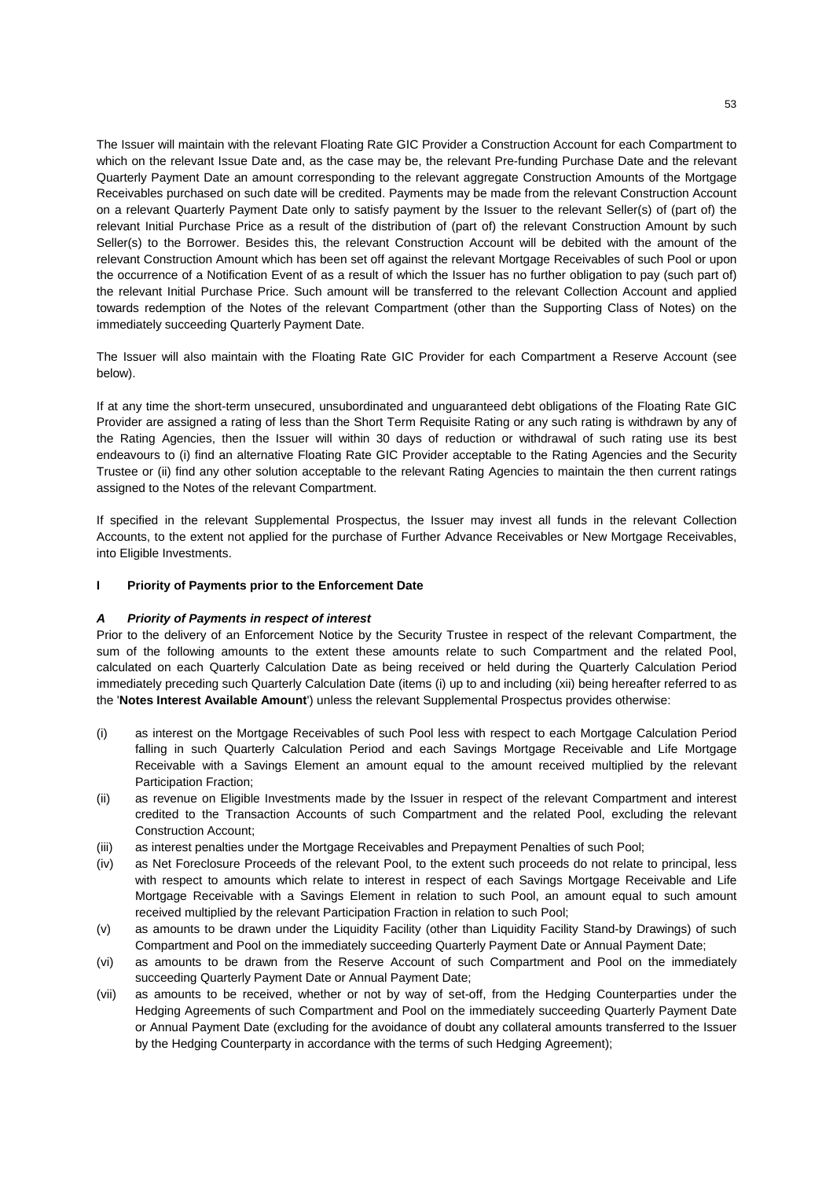The Issuer will maintain with the relevant Floating Rate GIC Provider a Construction Account for each Compartment to which on the relevant Issue Date and, as the case may be, the relevant Pre-funding Purchase Date and the relevant Quarterly Payment Date an amount corresponding to the relevant aggregate Construction Amounts of the Mortgage Receivables purchased on such date will be credited. Payments may be made from the relevant Construction Account on a relevant Quarterly Payment Date only to satisfy payment by the Issuer to the relevant Seller(s) of (part of) the relevant Initial Purchase Price as a result of the distribution of (part of) the relevant Construction Amount by such Seller(s) to the Borrower. Besides this, the relevant Construction Account will be debited with the amount of the relevant Construction Amount which has been set off against the relevant Mortgage Receivables of such Pool or upon the occurrence of a Notification Event of as a result of which the Issuer has no further obligation to pay (such part of) the relevant Initial Purchase Price. Such amount will be transferred to the relevant Collection Account and applied towards redemption of the Notes of the relevant Compartment (other than the Supporting Class of Notes) on the immediately succeeding Quarterly Payment Date.

The Issuer will also maintain with the Floating Rate GIC Provider for each Compartment a Reserve Account (see below).

If at any time the short-term unsecured, unsubordinated and unguaranteed debt obligations of the Floating Rate GIC Provider are assigned a rating of less than the Short Term Requisite Rating or any such rating is withdrawn by any of the Rating Agencies, then the Issuer will within 30 days of reduction or withdrawal of such rating use its best endeavours to (i) find an alternative Floating Rate GIC Provider acceptable to the Rating Agencies and the Security Trustee or (ii) find any other solution acceptable to the relevant Rating Agencies to maintain the then current ratings assigned to the Notes of the relevant Compartment.

If specified in the relevant Supplemental Prospectus, the Issuer may invest all funds in the relevant Collection Accounts, to the extent not applied for the purchase of Further Advance Receivables or New Mortgage Receivables, into Eligible Investments.

## I Priority of Payments prior to the Enforcement Date

### *A Priority of Payments in respect of interest*

Prior to the delivery of an Enforcement Notice by the Security Trustee in respect of the relevant Compartment, the sum of the following amounts to the extent these amounts relate to such Compartment and the related Pool, calculated on each Quarterly Calculation Date as being received or held during the Quarterly Calculation Period immediately preceding such Quarterly Calculation Date (items (i) up to and including (xii) being hereafter referred to as the '**Notes Interest Available Amount**') unless the relevant Supplemental Prospectus provides otherwise:

(i) as interest on the Mortgage Receivables of such Pool less with respect to each Mortgage Calculation Period falling in such Quarterly Calculation Period and each Savings Mortgage Receivable and Life Mortgage Receivable with a Savings Element an amount equal to the amount received multiplied by the relevant Participation Fraction;

(ii) as revenue on Eligible Investments made by the Issuer in respect of the relevant Compartment and interest credited to the Transaction Accounts of such Compartment and the related Pool, excluding the relevant Construction Account;

(iii) as interest penalties under the Mortgage Receivables and Prepayment Penalties of such Pool;

(iv) as Net Foreclosure Proceeds of the relevant Pool, to the extent such proceeds do not relate to principal, less with respect to amounts which relate to interest in respect of each Savings Mortgage Receivable and Life Mortgage Receivable with a Savings Element in relation to such Pool, an amount equal to such amount received multiplied by the relevant Participation Fraction in relation to such Pool;

(v) as amounts to be drawn under the Liquidity Facility (other than Liquidity Facility Stand-by Drawings) of such Compartment and Pool on the immediately succeeding Quarterly Payment Date or Annual Payment Date;

(vi) as amounts to be drawn from the Reserve Account of such Compartment and Pool on the immediately succeeding Quarterly Payment Date or Annual Payment Date;

(vii) as amounts to be received, whether or not by way of set-off, from the Hedging Counterparties under the Hedging Agreements of such Compartment and Pool on the immediately succeeding Quarterly Payment Date or Annual Payment Date (excluding for the avoidance of doubt any collateral amounts transferred to the Issuer by the Hedging Counterparty in accordance with the terms of such Hedging Agreement);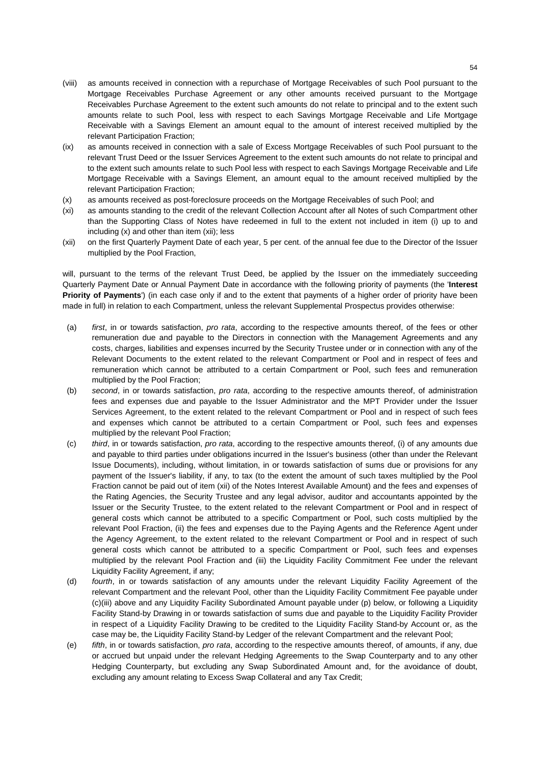(viii) as amounts received in connection with a repurchase of Mortgage Receivables of such Pool pursuant to the Mortgage Receivables Purchase Agreement or any other amounts received pursuant to the Mortgage Receivables Purchase Agreement to the extent such amounts do not relate to principal and to the extent such amounts relate to such Pool, less with respect to each Savings Mortgage Receivable and Life Mortgage Receivable with a Savings Element an amount equal to the amount of interest received multiplied by the relevant Participation Fraction;

(ix) as amounts received in connection with a sale of Excess Mortgage Receivables of such Pool pursuant to the relevant Trust Deed or the Issuer Services Agreement to the extent such amounts do not relate to principal and to the extent such amounts relate to such Pool less with respect to each Savings Mortgage Receivable and Life Mortgage Receivable with a Savings Element, an amount equal to the amount received multiplied by the relevant Participation Fraction;

(x) as amounts received as post-foreclosure proceeds on the Mortgage Receivables of such Pool; and

(xi) as amounts standing to the credit of the relevant Collection Account after all Notes of such Compartment other than the Supporting Class of Notes have redeemed in full to the extent not included in item (i) up to and including (x) and other than item (xii); less

(xii) on the first Quarterly Payment Date of each year, 5 per cent. of the annual fee due to the Director of the Issuer multiplied by the Pool Fraction,

will, pursuant to the terms of the relevant Trust Deed, be applied by the Issuer on the immediately succeeding Quarterly Payment Date or Annual Payment Date in accordance with the following priority of payments (the '**Interest Priority of Payments**') (in each case only if and to the extent that payments of a higher order of priority have been made in full) in relation to each Compartment, unless the relevant Supplemental Prospectus provides otherwise:

(a) *first*, in or towards satisfaction, *pro rata*, according to the respective amounts thereof, of the fees or other remuneration due and payable to the Directors in connection with the Management Agreements and any costs, charges, liabilities and expenses incurred by the Security Trustee under or in connection with any of the Relevant Documents to the extent related to the relevant Compartment or Pool and in respect of fees and remuneration which cannot be attributed to a certain Compartment or Pool, such fees and remuneration multiplied by the Pool Fraction;

(b) *second*, in or towards satisfaction, *pro rata*, according to the respective amounts thereof, of administration fees and expenses due and payable to the Issuer Administrator and the MPT Provider under the Issuer Services Agreement, to the extent related to the relevant Compartment or Pool and in respect of such fees and expenses which cannot be attributed to a certain Compartment or Pool, such fees and expenses multiplied by the relevant Pool Fraction;

(c) *third*, in or towards satisfaction, *pro rata*, according to the respective amounts thereof, (i) of any amounts due and payable to third parties under obligations incurred in the Issuer's business (other than under the Relevant Issue Documents), including, without limitation, in or towards satisfaction of sums due or provisions for any payment of the Issuer's liability, if any, to tax (to the extent the amount of such taxes multiplied by the Pool Fraction cannot be paid out of item (xii) of the Notes Interest Available Amount) and the fees and expenses of the Rating Agencies, the Security Trustee and any legal advisor, auditor and accountants appointed by the Issuer or the Security Trustee, to the extent related to the relevant Compartment or Pool and in respect of general costs which cannot be attributed to a specific Compartment or Pool, such costs multiplied by the relevant Pool Fraction, (ii) the fees and expenses due to the Paying Agents and the Reference Agent under the Agency Agreement, to the extent related to the relevant Compartment or Pool and in respect of such general costs which cannot be attributed to a specific Compartment or Pool, such fees and expenses multiplied by the relevant Pool Fraction and (iii) the Liquidity Facility Commitment Fee under the relevant Liquidity Facility Agreement, if any;

(d) *fourth*, in or towards satisfaction of any amounts under the relevant Liquidity Facility Agreement of the relevant Compartment and the relevant Pool, other than the Liquidity Facility Commitment Fee payable under (c)(iii) above and any Liquidity Facility Subordinated Amount payable under (p) below, or following a Liquidity Facility Stand-by Drawing in or towards satisfaction of sums due and payable to the Liquidity Facility Provider in respect of a Liquidity Facility Drawing to be credited to the Liquidity Facility Stand-by Account or, as the case may be, the Liquidity Facility Stand-by Ledger of the relevant Compartment and the relevant Pool;

(e) *fifth*, in or towards satisfaction, *pro rata*, according to the respective amounts thereof, of amounts, if any, due or accrued but unpaid under the relevant Hedging Agreements to the Swap Counterparty and to any other Hedging Counterparty, but excluding any Swap Subordinated Amount and, for the avoidance of doubt, excluding any amount relating to Excess Swap Collateral and any Tax Credit;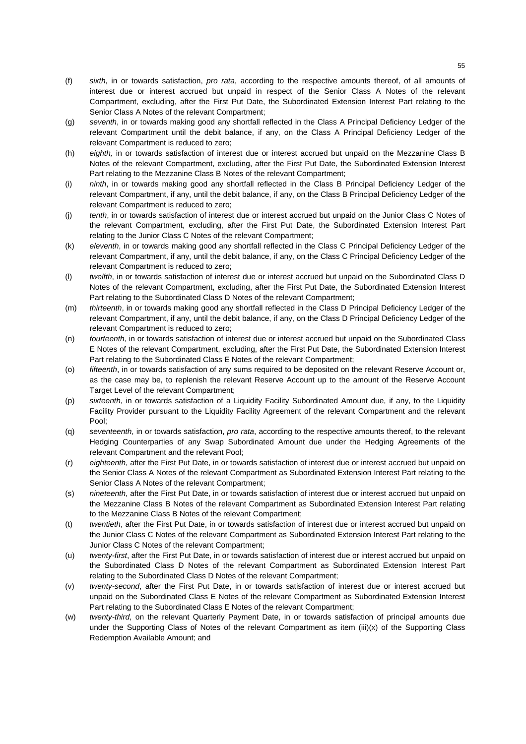(f) *sixth*, in or towards satisfaction, *pro rata*, according to the respective amounts thereof, of all amounts of interest due or interest accrued but unpaid in respect of the Senior Class A Notes of the relevant Compartment, excluding, after the First Put Date, the Subordinated Extension Interest Part relating to the Senior Class A Notes of the relevant Compartment;

(g) *seventh*, in or towards making good any shortfall reflected in the Class A Principal Deficiency Ledger of the relevant Compartment until the debit balance, if any, on the Class A Principal Deficiency Ledger of the relevant Compartment is reduced to zero;

(h) *eighth,* in or towards satisfaction of interest due or interest accrued but unpaid on the Mezzanine Class B Notes of the relevant Compartment, excluding, after the First Put Date, the Subordinated Extension Interest Part relating to the Mezzanine Class B Notes of the relevant Compartment;

(i) *ninth*, in or towards making good any shortfall reflected in the Class B Principal Deficiency Ledger of the relevant Compartment, if any, until the debit balance, if any, on the Class B Principal Deficiency Ledger of the relevant Compartment is reduced to zero;

(j) *tenth*, in or towards satisfaction of interest due or interest accrued but unpaid on the Junior Class C Notes of the relevant Compartment, excluding, after the First Put Date, the Subordinated Extension Interest Part relating to the Junior Class C Notes of the relevant Compartment;

(k) *eleventh*, in or towards making good any shortfall reflected in the Class C Principal Deficiency Ledger of the relevant Compartment, if any, until the debit balance, if any, on the Class C Principal Deficiency Ledger of the relevant Compartment is reduced to zero;

(l) *twelfth*, in or towards satisfaction of interest due or interest accrued but unpaid on the Subordinated Class D Notes of the relevant Compartment, excluding, after the First Put Date, the Subordinated Extension Interest Part relating to the Subordinated Class D Notes of the relevant Compartment;

(m) *thirteenth*, in or towards making good any shortfall reflected in the Class D Principal Deficiency Ledger of the relevant Compartment, if any, until the debit balance, if any, on the Class D Principal Deficiency Ledger of the relevant Compartment is reduced to zero;

(n) *fourteenth*, in or towards satisfaction of interest due or interest accrued but unpaid on the Subordinated Class E Notes of the relevant Compartment, excluding, after the First Put Date, the Subordinated Extension Interest Part relating to the Subordinated Class E Notes of the relevant Compartment;

(o) *fifteenth*, in or towards satisfaction of any sums required to be deposited on the relevant Reserve Account or, as the case may be, to replenish the relevant Reserve Account up to the amount of the Reserve Account Target Level of the relevant Compartment;

(p) *sixteenth*, in or towards satisfaction of a Liquidity Facility Subordinated Amount due, if any, to the Liquidity Facility Provider pursuant to the Liquidity Facility Agreement of the relevant Compartment and the relevant Pool;

(q) *seventeenth*, in or towards satisfaction, *pro rata*, according to the respective amounts thereof, to the relevant Hedging Counterparties of any Swap Subordinated Amount due under the Hedging Agreements of the relevant Compartment and the relevant Pool;

(r) *eighteenth*, after the First Put Date, in or towards satisfaction of interest due or interest accrued but unpaid on the Senior Class A Notes of the relevant Compartment as Subordinated Extension Interest Part relating to the Senior Class A Notes of the relevant Compartment;

(s) *nineteenth*, after the First Put Date, in or towards satisfaction of interest due or interest accrued but unpaid on the Mezzanine Class B Notes of the relevant Compartment as Subordinated Extension Interest Part relating to the Mezzanine Class B Notes of the relevant Compartment;

(t) *twentieth*, after the First Put Date, in or towards satisfaction of interest due or interest accrued but unpaid on the Junior Class C Notes of the relevant Compartment as Subordinated Extension Interest Part relating to the Junior Class C Notes of the relevant Compartment;

(u) *twenty-first*, after the First Put Date, in or towards satisfaction of interest due or interest accrued but unpaid on the Subordinated Class D Notes of the relevant Compartment as Subordinated Extension Interest Part relating to the Subordinated Class D Notes of the relevant Compartment;

(v) *twenty-second*, after the First Put Date, in or towards satisfaction of interest due or interest accrued but unpaid on the Subordinated Class E Notes of the relevant Compartment as Subordinated Extension Interest Part relating to the Subordinated Class E Notes of the relevant Compartment;

(w) *twenty-third*, on the relevant Quarterly Payment Date, in or towards satisfaction of principal amounts due under the Supporting Class of Notes of the relevant Compartment as item (iii)(x) of the Supporting Class Redemption Available Amount; and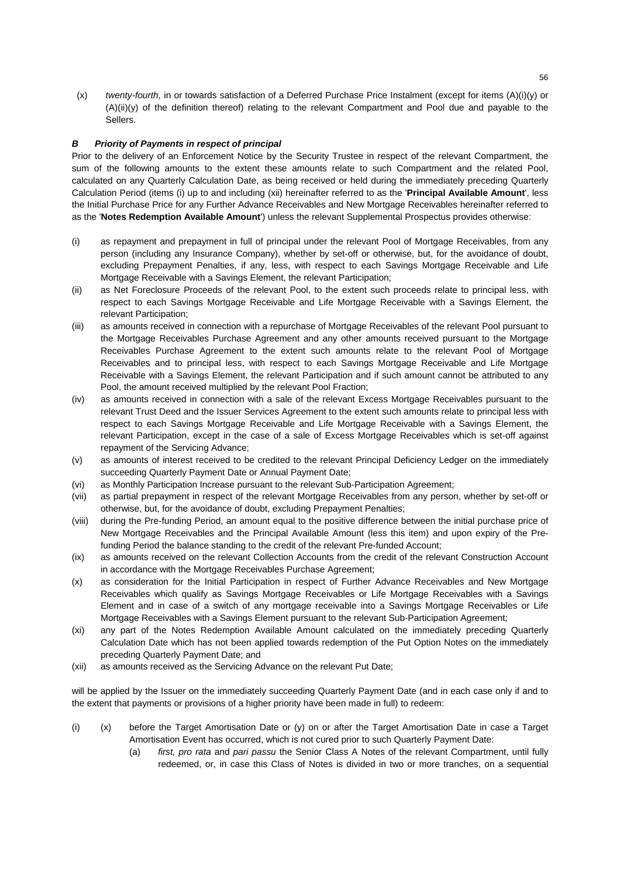(x) *twenty-fourth*, in or towards satisfaction of a Deferred Purchase Price Instalment (except for items (A)(i)(y) or (A)(ii)(y) of the definition thereof) relating to the relevant Compartment and Pool due and payable to the Sellers.

***B Priority of Payments in respect of principal***

Prior to the delivery of an Enforcement Notice by the Security Trustee in respect of the relevant Compartment, the sum of the following amounts to the extent these amounts relate to such Compartment and the related Pool, calculated on any Quarterly Calculation Date, as being received or held during the immediately preceding Quarterly Calculation Period (items (i) up to and including (xii) hereinafter referred to as the '**Principal Available Amount**', less the Initial Purchase Price for any Further Advance Receivables and New Mortgage Receivables hereinafter referred to as the '**Notes Redemption Available Amount**') unless the relevant Supplemental Prospectus provides otherwise:

(i) as repayment and prepayment in full of principal under the relevant Pool of Mortgage Receivables, from any person (including any Insurance Company), whether by set-off or otherwise, but, for the avoidance of doubt, excluding Prepayment Penalties, if any, less, with respect to each Savings Mortgage Receivable and Life Mortgage Receivable with a Savings Element, the relevant Participation;

(ii) as Net Foreclosure Proceeds of the relevant Pool, to the extent such proceeds relate to principal less, with respect to each Savings Mortgage Receivable and Life Mortgage Receivable with a Savings Element, the relevant Participation;

(iii) as amounts received in connection with a repurchase of Mortgage Receivables of the relevant Pool pursuant to the Mortgage Receivables Purchase Agreement and any other amounts received pursuant to the Mortgage Receivables Purchase Agreement to the extent such amounts relate to the relevant Pool of Mortgage Receivables and to principal less, with respect to each Savings Mortgage Receivable and Life Mortgage Receivable with a Savings Element, the relevant Participation and if such amount cannot be attributed to any Pool, the amount received multiplied by the relevant Pool Fraction;

(iv) as amounts received in connection with a sale of the relevant Excess Mortgage Receivables pursuant to the relevant Trust Deed and the Issuer Services Agreement to the extent such amounts relate to principal less with respect to each Savings Mortgage Receivable and Life Mortgage Receivable with a Savings Element, the relevant Participation, except in the case of a sale of Excess Mortgage Receivables which is set-off against repayment of the Servicing Advance;

(v) as amounts of interest received to be credited to the relevant Principal Deficiency Ledger on the immediately succeeding Quarterly Payment Date or Annual Payment Date;

(vi) as Monthly Participation Increase pursuant to the relevant Sub-Participation Agreement;

(vii) as partial prepayment in respect of the relevant Mortgage Receivables from any person, whether by set-off or otherwise, but, for the avoidance of doubt, excluding Prepayment Penalties;

(viii) during the Pre-funding Period, an amount equal to the positive difference between the initial purchase price of New Mortgage Receivables and the Principal Available Amount (less this item) and upon expiry of the Pre-funding Period the balance standing to the credit of the relevant Pre-funded Account;

(ix) as amounts received on the relevant Collection Accounts from the credit of the relevant Construction Account in accordance with the Mortgage Receivables Purchase Agreement;

(x) as consideration for the Initial Participation in respect of Further Advance Receivables and New Mortgage Receivables which qualify as Savings Mortgage Receivables or Life Mortgage Receivables with a Savings Element and in case of a switch of any mortgage receivable into a Savings Mortgage Receivables or Life Mortgage Receivables with a Savings Element pursuant to the relevant Sub-Participation Agreement;

(xi) any part of the Notes Redemption Available Amount calculated on the immediately preceding Quarterly Calculation Date which has not been applied towards redemption of the Put Option Notes on the immediately preceding Quarterly Payment Date; and

(xii) as amounts received as the Servicing Advance on the relevant Put Date;

will be applied by the Issuer on the immediately succeeding Quarterly Payment Date (and in each case only if and to the extent that payments or provisions of a higher priority have been made in full) to redeem:

(i) (x) before the Target Amortisation Date or (y) on or after the Target Amortisation Date in case a Target Amortisation Event has occurred, which is not cured prior to such Quarterly Payment Date:

(a) *first, pro rata* and *pari passu* the Senior Class A Notes of the relevant Compartment, until fully redeemed, or, in case this Class of Notes is divided in two or more tranches, on a sequential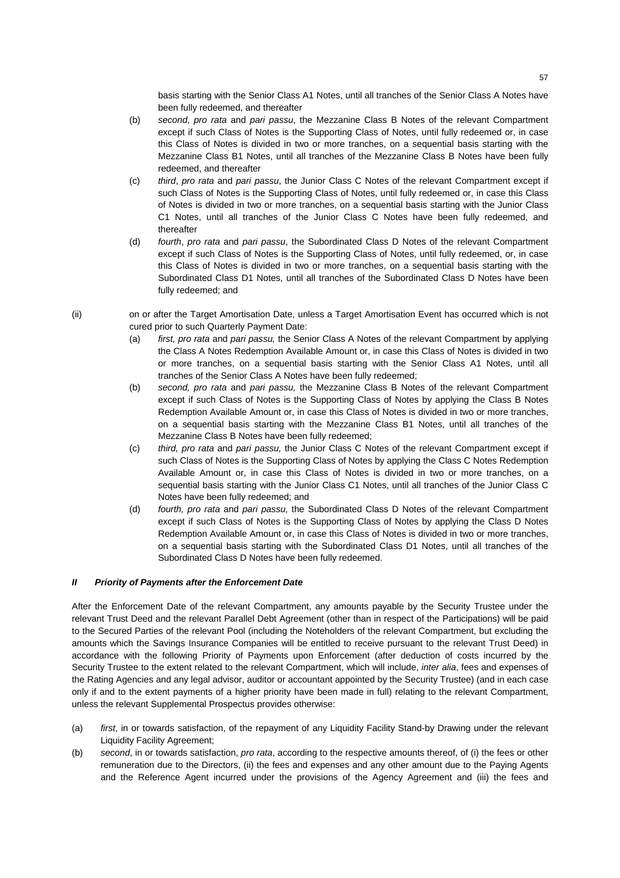basis starting with the Senior Class A1 Notes, until all tranches of the Senior Class A Notes have been fully redeemed, and thereafter

(b) *second*, *pro rata* and *pari passu*, the Mezzanine Class B Notes of the relevant Compartment except if such Class of Notes is the Supporting Class of Notes, until fully redeemed or, in case this Class of Notes is divided in two or more tranches, on a sequential basis starting with the Mezzanine Class B1 Notes, until all tranches of the Mezzanine Class B Notes have been fully redeemed, and thereafter

(c) *third*, *pro rata* and *pari passu*, the Junior Class C Notes of the relevant Compartment except if such Class of Notes is the Supporting Class of Notes, until fully redeemed or, in case this Class of Notes is divided in two or more tranches, on a sequential basis starting with the Junior Class C1 Notes, until all tranches of the Junior Class C Notes have been fully redeemed, and thereafter

(d) *fourth*, *pro rata* and *pari passu*, the Subordinated Class D Notes of the relevant Compartment except if such Class of Notes is the Supporting Class of Notes, until fully redeemed, or, in case this Class of Notes is divided in two or more tranches, on a sequential basis starting with the Subordinated Class D1 Notes, until all tranches of the Subordinated Class D Notes have been fully redeemed; and

(ii) on or after the Target Amortisation Date, unless a Target Amortisation Event has occurred which is not cured prior to such Quarterly Payment Date:

(a) *first, pro rata* and *pari passu,* the Senior Class A Notes of the relevant Compartment by applying the Class A Notes Redemption Available Amount or, in case this Class of Notes is divided in two or more tranches, on a sequential basis starting with the Senior Class A1 Notes, until all tranches of the Senior Class A Notes have been fully redeemed;

(b) *second, pro rata* and *pari passu,* the Mezzanine Class B Notes of the relevant Compartment except if such Class of Notes is the Supporting Class of Notes by applying the Class B Notes Redemption Available Amount or, in case this Class of Notes is divided in two or more tranches, on a sequential basis starting with the Mezzanine Class B1 Notes, until all tranches of the Mezzanine Class B Notes have been fully redeemed;

(c) *third, pro rata* and *pari passu,* the Junior Class C Notes of the relevant Compartment except if such Class of Notes is the Supporting Class of Notes by applying the Class C Notes Redemption Available Amount or, in case this Class of Notes is divided in two or more tranches, on a sequential basis starting with the Junior Class C1 Notes, until all tranches of the Junior Class C Notes have been fully redeemed; and

(d) *fourth, pro rata* and *pari passu,* the Subordinated Class D Notes of the relevant Compartment except if such Class of Notes is the Supporting Class of Notes by applying the Class D Notes Redemption Available Amount or, in case this Class of Notes is divided in two or more tranches, on a sequential basis starting with the Subordinated Class D1 Notes, until all tranches of the Subordinated Class D Notes have been fully redeemed.

### *II Priority of Payments after the Enforcement Date*

After the Enforcement Date of the relevant Compartment, any amounts payable by the Security Trustee under the relevant Trust Deed and the relevant Parallel Debt Agreement (other than in respect of the Participations) will be paid to the Secured Parties of the relevant Pool (including the Noteholders of the relevant Compartment, but excluding the amounts which the Savings Insurance Companies will be entitled to receive pursuant to the relevant Trust Deed) in accordance with the following Priority of Payments upon Enforcement (after deduction of costs incurred by the Security Trustee to the extent related to the relevant Compartment, which will include, *inter alia*, fees and expenses of the Rating Agencies and any legal advisor, auditor or accountant appointed by the Security Trustee) (and in each case only if and to the extent payments of a higher priority have been made in full) relating to the relevant Compartment, unless the relevant Supplemental Prospectus provides otherwise:

(a) *first*, in or towards satisfaction, of the repayment of any Liquidity Facility Stand-by Drawing under the relevant Liquidity Facility Agreement;

(b) *second*, in or towards satisfaction, *pro rata*, according to the respective amounts thereof, of (i) the fees or other remuneration due to the Directors, (ii) the fees and expenses and any other amount due to the Paying Agents and the Reference Agent incurred under the provisions of the Agency Agreement and (iii) the fees and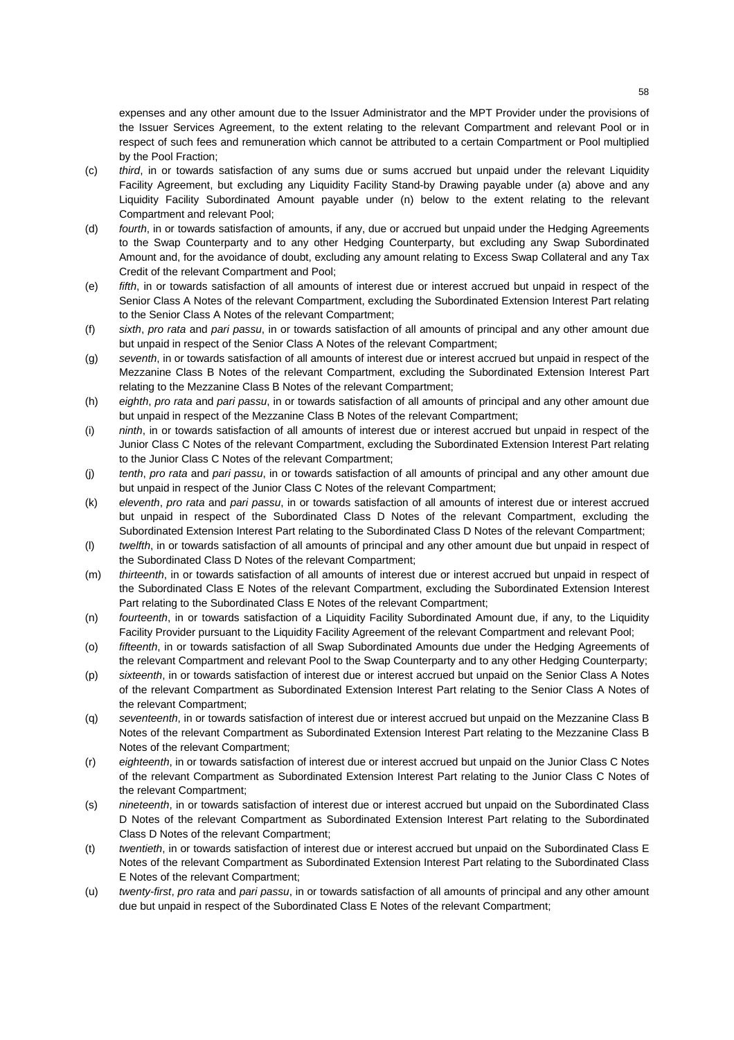expenses and any other amount due to the Issuer Administrator and the MPT Provider under the provisions of the Issuer Services Agreement, to the extent relating to the relevant Compartment and relevant Pool or in respect of such fees and remuneration which cannot be attributed to a certain Compartment or Pool multiplied by the Pool Fraction;

(c) *third*, in or towards satisfaction of any sums due or sums accrued but unpaid under the relevant Liquidity Facility Agreement, but excluding any Liquidity Facility Stand-by Drawing payable under (a) above and any Liquidity Facility Subordinated Amount payable under (n) below to the extent relating to the relevant Compartment and relevant Pool;

(d) *fourth*, in or towards satisfaction of amounts, if any, due or accrued but unpaid under the Hedging Agreements to the Swap Counterparty and to any other Hedging Counterparty, but excluding any Swap Subordinated Amount and, for the avoidance of doubt, excluding any amount relating to Excess Swap Collateral and any Tax Credit of the relevant Compartment and Pool;

(e) *fifth*, in or towards satisfaction of all amounts of interest due or interest accrued but unpaid in respect of the Senior Class A Notes of the relevant Compartment, excluding the Subordinated Extension Interest Part relating to the Senior Class A Notes of the relevant Compartment;

(f) *sixth*, *pro rata* and *pari passu*, in or towards satisfaction of all amounts of principal and any other amount due but unpaid in respect of the Senior Class A Notes of the relevant Compartment;

(g) *seventh*, in or towards satisfaction of all amounts of interest due or interest accrued but unpaid in respect of the Mezzanine Class B Notes of the relevant Compartment, excluding the Subordinated Extension Interest Part relating to the Mezzanine Class B Notes of the relevant Compartment;

(h) *eighth*, *pro rata* and *pari passu*, in or towards satisfaction of all amounts of principal and any other amount due but unpaid in respect of the Mezzanine Class B Notes of the relevant Compartment;

(i) *ninth*, in or towards satisfaction of all amounts of interest due or interest accrued but unpaid in respect of the Junior Class C Notes of the relevant Compartment, excluding the Subordinated Extension Interest Part relating to the Junior Class C Notes of the relevant Compartment;

(j) *tenth*, *pro rata* and *pari passu*, in or towards satisfaction of all amounts of principal and any other amount due but unpaid in respect of the Junior Class C Notes of the relevant Compartment;

(k) *eleventh*, *pro rata* and *pari passu*, in or towards satisfaction of all amounts of interest due or interest accrued but unpaid in respect of the Subordinated Class D Notes of the relevant Compartment, excluding the Subordinated Extension Interest Part relating to the Subordinated Class D Notes of the relevant Compartment;

(l) *twelfth*, in or towards satisfaction of all amounts of principal and any other amount due but unpaid in respect of the Subordinated Class D Notes of the relevant Compartment;

(m) *thirteenth*, in or towards satisfaction of all amounts of interest due or interest accrued but unpaid in respect of the Subordinated Class E Notes of the relevant Compartment, excluding the Subordinated Extension Interest Part relating to the Subordinated Class E Notes of the relevant Compartment;

(n) *fourteenth*, in or towards satisfaction of a Liquidity Facility Subordinated Amount due, if any, to the Liquidity Facility Provider pursuant to the Liquidity Facility Agreement of the relevant Compartment and relevant Pool;

(o) *fifteenth*, in or towards satisfaction of all Swap Subordinated Amounts due under the Hedging Agreements of the relevant Compartment and relevant Pool to the Swap Counterparty and to any other Hedging Counterparty;

(p) *sixteenth*, in or towards satisfaction of interest due or interest accrued but unpaid on the Senior Class A Notes of the relevant Compartment as Subordinated Extension Interest Part relating to the Senior Class A Notes of the relevant Compartment;

(q) *seventeenth*, in or towards satisfaction of interest due or interest accrued but unpaid on the Mezzanine Class B Notes of the relevant Compartment as Subordinated Extension Interest Part relating to the Mezzanine Class B Notes of the relevant Compartment;

(r) *eighteenth*, in or towards satisfaction of interest due or interest accrued but unpaid on the Junior Class C Notes of the relevant Compartment as Subordinated Extension Interest Part relating to the Junior Class C Notes of the relevant Compartment;

(s) *nineteenth*, in or towards satisfaction of interest due or interest accrued but unpaid on the Subordinated Class D Notes of the relevant Compartment as Subordinated Extension Interest Part relating to the Subordinated Class D Notes of the relevant Compartment;

(t) *twentieth*, in or towards satisfaction of interest due or interest accrued but unpaid on the Subordinated Class E Notes of the relevant Compartment as Subordinated Extension Interest Part relating to the Subordinated Class E Notes of the relevant Compartment;

(u) *twenty-first*, *pro rata* and *pari passu*, in or towards satisfaction of all amounts of principal and any other amount due but unpaid in respect of the Subordinated Class E Notes of the relevant Compartment;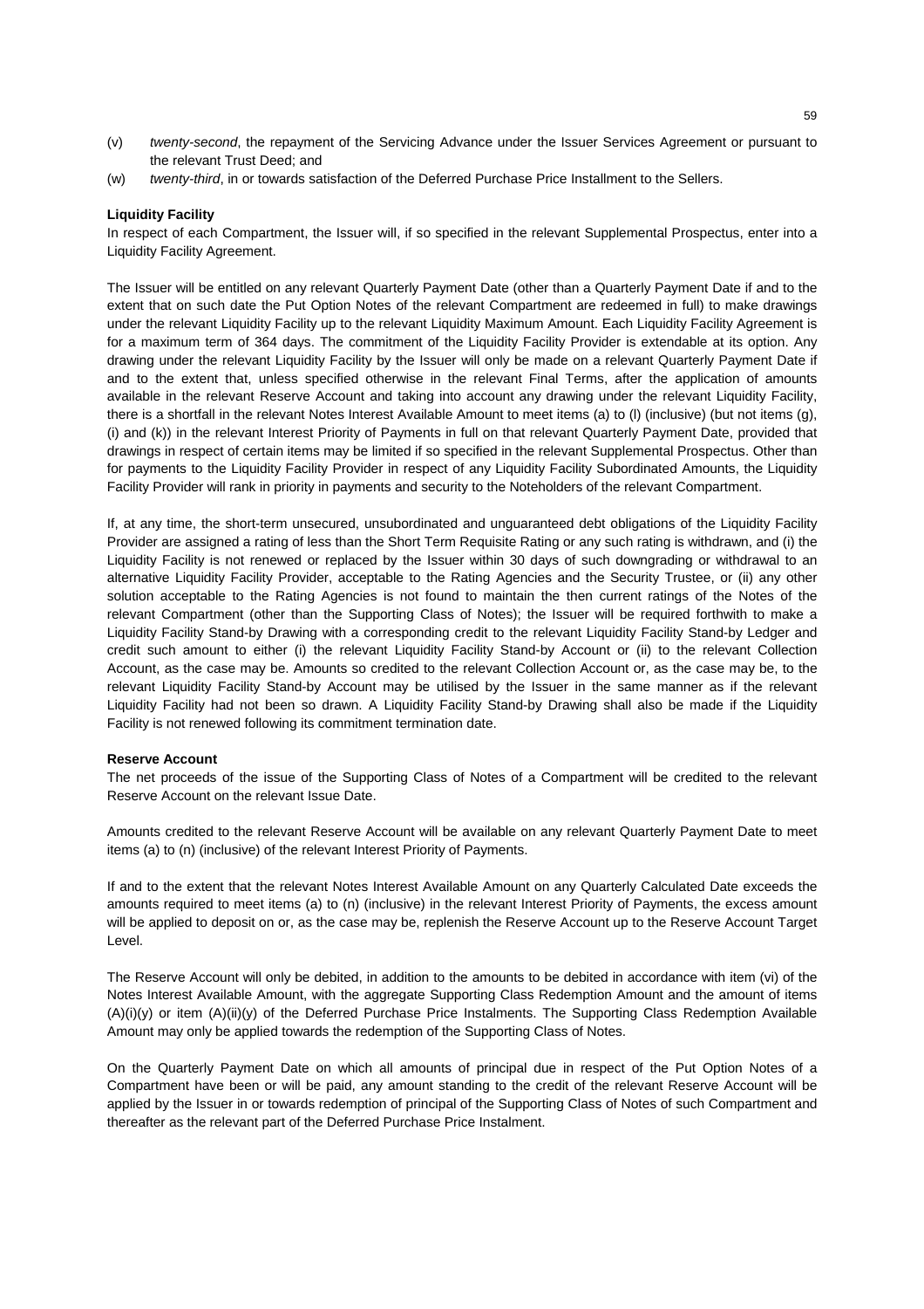(v) *twenty-second*, the repayment of the Servicing Advance under the Issuer Services Agreement or pursuant to the relevant Trust Deed; and

(w) *twenty-third*, in or towards satisfaction of the Deferred Purchase Price Installment to the Sellers.

**Liquidity Facility**

In respect of each Compartment, the Issuer will, if so specified in the relevant Supplemental Prospectus, enter into a Liquidity Facility Agreement.

The Issuer will be entitled on any relevant Quarterly Payment Date (other than a Quarterly Payment Date if and to the extent that on such date the Put Option Notes of the relevant Compartment are redeemed in full) to make drawings under the relevant Liquidity Facility up to the relevant Liquidity Maximum Amount. Each Liquidity Facility Agreement is for a maximum term of 364 days. The commitment of the Liquidity Facility Provider is extendable at its option. Any drawing under the relevant Liquidity Facility by the Issuer will only be made on a relevant Quarterly Payment Date if and to the extent that, unless specified otherwise in the relevant Final Terms, after the application of amounts available in the relevant Reserve Account and taking into account any drawing under the relevant Liquidity Facility, there is a shortfall in the relevant Notes Interest Available Amount to meet items (a) to (l) (inclusive) (but not items (g), (i) and (k)) in the relevant Interest Priority of Payments in full on that relevant Quarterly Payment Date, provided that drawings in respect of certain items may be limited if so specified in the relevant Supplemental Prospectus. Other than for payments to the Liquidity Facility Provider in respect of any Liquidity Facility Subordinated Amounts, the Liquidity Facility Provider will rank in priority in payments and security to the Noteholders of the relevant Compartment.

If, at any time, the short-term unsecured, unsubordinated and unguaranteed debt obligations of the Liquidity Facility Provider are assigned a rating of less than the Short Term Requisite Rating or any such rating is withdrawn, and (i) the Liquidity Facility is not renewed or replaced by the Issuer within 30 days of such downgrading or withdrawal to an alternative Liquidity Facility Provider, acceptable to the Rating Agencies and the Security Trustee, or (ii) any other solution acceptable to the Rating Agencies is not found to maintain the then current ratings of the Notes of the relevant Compartment (other than the Supporting Class of Notes); the Issuer will be required forthwith to make a Liquidity Facility Stand-by Drawing with a corresponding credit to the relevant Liquidity Facility Stand-by Ledger and credit such amount to either (i) the relevant Liquidity Facility Stand-by Account or (ii) to the relevant Collection Account, as the case may be. Amounts so credited to the relevant Collection Account or, as the case may be, to the relevant Liquidity Facility Stand-by Account may be utilised by the Issuer in the same manner as if the relevant Liquidity Facility had not been so drawn. A Liquidity Facility Stand-by Drawing shall also be made if the Liquidity Facility is not renewed following its commitment termination date.

**Reserve Account**

The net proceeds of the issue of the Supporting Class of Notes of a Compartment will be credited to the relevant Reserve Account on the relevant Issue Date.

Amounts credited to the relevant Reserve Account will be available on any relevant Quarterly Payment Date to meet items (a) to (n) (inclusive) of the relevant Interest Priority of Payments.

If and to the extent that the relevant Notes Interest Available Amount on any Quarterly Calculated Date exceeds the amounts required to meet items (a) to (n) (inclusive) in the relevant Interest Priority of Payments, the excess amount will be applied to deposit on or, as the case may be, replenish the Reserve Account up to the Reserve Account Target Level.

The Reserve Account will only be debited, in addition to the amounts to be debited in accordance with item (vi) of the Notes Interest Available Amount, with the aggregate Supporting Class Redemption Amount and the amount of items (A)(i)(y) or item (A)(ii)(y) of the Deferred Purchase Price Instalments. The Supporting Class Redemption Available Amount may only be applied towards the redemption of the Supporting Class of Notes.

On the Quarterly Payment Date on which all amounts of principal due in respect of the Put Option Notes of a Compartment have been or will be paid, any amount standing to the credit of the relevant Reserve Account will be applied by the Issuer in or towards redemption of principal of the Supporting Class of Notes of such Compartment and thereafter as the relevant part of the Deferred Purchase Price Instalment.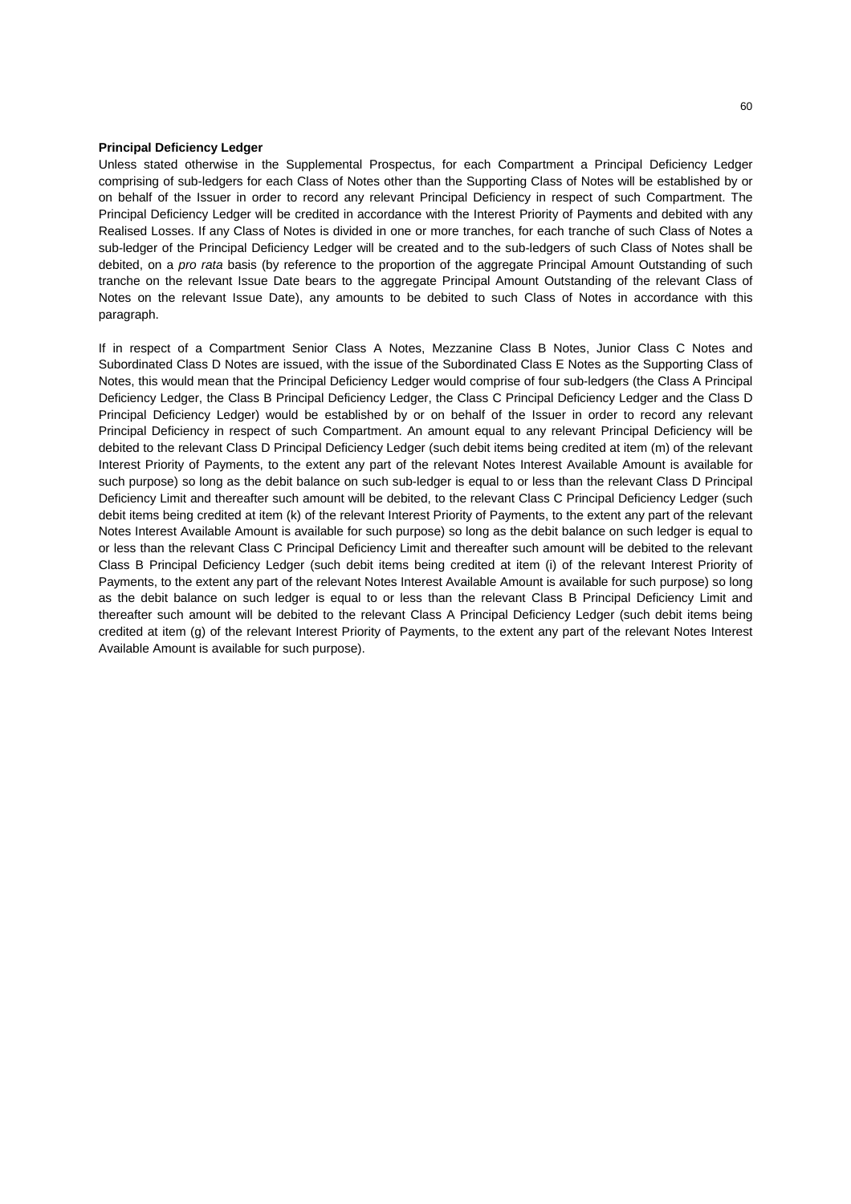**Principal Deficiency Ledger**

Unless stated otherwise in the Supplemental Prospectus, for each Compartment a Principal Deficiency Ledger comprising of sub-ledgers for each Class of Notes other than the Supporting Class of Notes will be established by or on behalf of the Issuer in order to record any relevant Principal Deficiency in respect of such Compartment. The Principal Deficiency Ledger will be credited in accordance with the Interest Priority of Payments and debited with any Realised Losses. If any Class of Notes is divided in one or more tranches, for each tranche of such Class of Notes a sub-ledger of the Principal Deficiency Ledger will be created and to the sub-ledgers of such Class of Notes shall be debited, on a *pro rata* basis (by reference to the proportion of the aggregate Principal Amount Outstanding of such tranche on the relevant Issue Date bears to the aggregate Principal Amount Outstanding of the relevant Class of Notes on the relevant Issue Date), any amounts to be debited to such Class of Notes in accordance with this paragraph.

If in respect of a Compartment Senior Class A Notes, Mezzanine Class B Notes, Junior Class C Notes and Subordinated Class D Notes are issued, with the issue of the Subordinated Class E Notes as the Supporting Class of Notes, this would mean that the Principal Deficiency Ledger would comprise of four sub-ledgers (the Class A Principal Deficiency Ledger, the Class B Principal Deficiency Ledger, the Class C Principal Deficiency Ledger and the Class D Principal Deficiency Ledger) would be established by or on behalf of the Issuer in order to record any relevant Principal Deficiency in respect of such Compartment. An amount equal to any relevant Principal Deficiency will be debited to the relevant Class D Principal Deficiency Ledger (such debit items being credited at item (m) of the relevant Interest Priority of Payments, to the extent any part of the relevant Notes Interest Available Amount is available for such purpose) so long as the debit balance on such sub-ledger is equal to or less than the relevant Class D Principal Deficiency Limit and thereafter such amount will be debited, to the relevant Class C Principal Deficiency Ledger (such debit items being credited at item (k) of the relevant Interest Priority of Payments, to the extent any part of the relevant Notes Interest Available Amount is available for such purpose) so long as the debit balance on such ledger is equal to or less than the relevant Class C Principal Deficiency Limit and thereafter such amount will be debited to the relevant Class B Principal Deficiency Ledger (such debit items being credited at item (i) of the relevant Interest Priority of Payments, to the extent any part of the relevant Notes Interest Available Amount is available for such purpose) so long as the debit balance on such ledger is equal to or less than the relevant Class B Principal Deficiency Limit and thereafter such amount will be debited to the relevant Class A Principal Deficiency Ledger (such debit items being credited at item (g) of the relevant Interest Priority of Payments, to the extent any part of the relevant Notes Interest Available Amount is available for such purpose).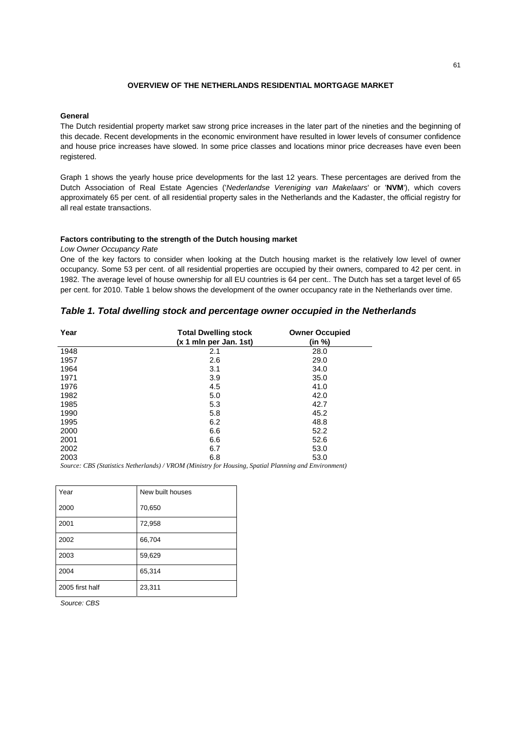## OVERVIEW OF THE NETHERLANDS RESIDENTIAL MORTGAGE MARKET

### General

The Dutch residential property market saw strong price increases in the later part of the nineties and the beginning of this decade. Recent developments in the economic environment have resulted in lower levels of consumer confidence and house price increases have slowed. In some price classes and locations minor price decreases have even been registered.

Graph 1 shows the yearly house price developments for the last 12 years. These percentages are derived from the Dutch Association of Real Estate Agencies ('*Nederlandse Vereniging van Makelaars*' or '**NVM**'), which covers approximately 65 per cent. of all residential property sales in the Netherlands and the Kadaster, the official registry for all real estate transactions.

### Factors contributing to the strength of the Dutch housing market

*Low Owner Occupancy Rate*

One of the key factors to consider when looking at the Dutch housing market is the relatively low level of owner occupancy. Some 53 per cent. of all residential properties are occupied by their owners, compared to 42 per cent. in 1982. The average level of house ownership for all EU countries is 64 per cent.. The Dutch has set a target level of 65 per cent. for 2010. Table 1 below shows the development of the owner occupancy rate in the Netherlands over time.

### *Table 1. Total dwelling stock and percentage owner occupied in the Netherlands*

| Year | Total Dwelling stock (x 1 mln per Jan. 1st) | Owner Occupied (in %) |
|---|---|---|
| 1948 | 2.1 | 28.0 |
| 1957 | 2.6 | 29.0 |
| 1964 | 3.1 | 34.0 |
| 1971 | 3.9 | 35.0 |
| 1976 | 4.5 | 41.0 |
| 1982 | 5.0 | 42.0 |
| 1985 | 5.3 | 42.7 |
| 1990 | 5.8 | 45.2 |
| 1995 | 6.2 | 48.8 |
| 2000 | 6.6 | 52.2 |
| 2001 | 6.6 | 52.6 |
| 2002 | 6.7 | 53.0 |
| 2003 | 6.8 | 53.0 |

*Source: CBS (Statistics Netherlands) / VROM (Ministry for Housing, Spatial Planning and Environment)*

| Year | New built houses |
|---|---|
| 2000 | 70,650 |
| 2001 | 72,958 |
| 2002 | 66,704 |
| 2003 | 59,629 |
| 2004 | 65,314 |
| 2005 first half | 23,311 |

*Source: CBS*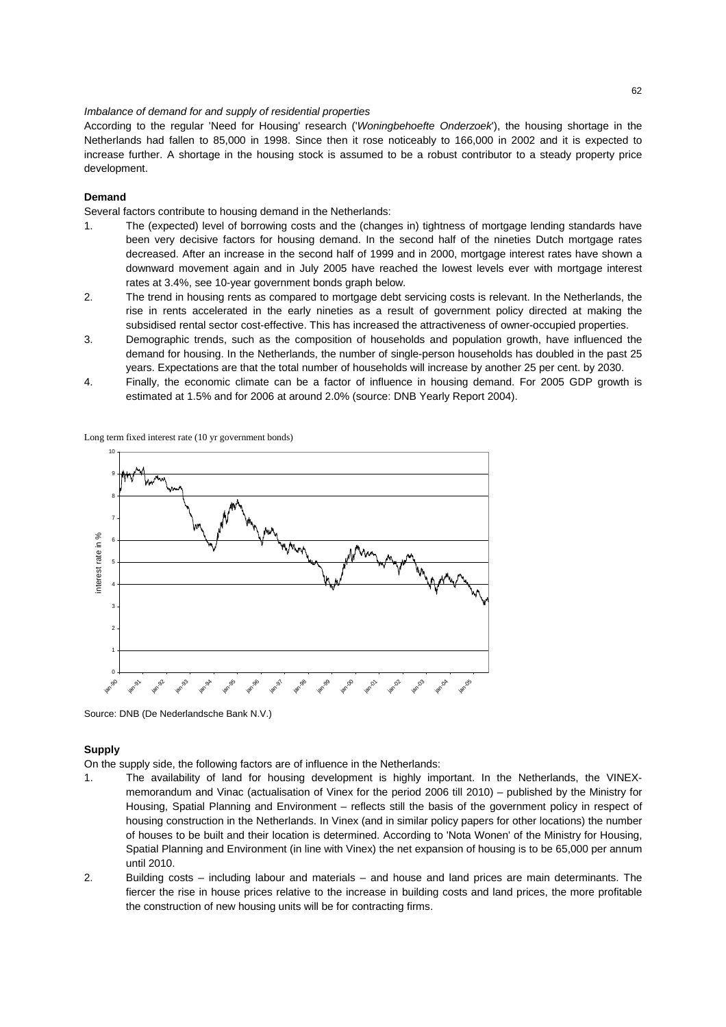*Imbalance of demand for and supply of residential properties*

According to the regular 'Need for Housing' research ('*Woningbehoefte Onderzoek*'), the housing shortage in the Netherlands had fallen to 85,000 in 1998. Since then it rose noticeably to 166,000 in 2002 and it is expected to increase further. A shortage in the housing stock is assumed to be a robust contributor to a steady property price development.

**Demand**

Several factors contribute to housing demand in the Netherlands:

1. The (expected) level of borrowing costs and the (changes in) tightness of mortgage lending standards have been very decisive factors for housing demand. In the second half of the nineties Dutch mortgage rates decreased. After an increase in the second half of 1999 and in 2000, mortgage interest rates have shown a downward movement again and in July 2005 have reached the lowest levels ever with mortgage interest rates at 3.4%, see 10-year government bonds graph below.
2. The trend in housing rents as compared to mortgage debt servicing costs is relevant. In the Netherlands, the rise in rents accelerated in the early nineties as a result of government policy directed at making the subsidised rental sector cost-effective. This has increased the attractiveness of owner-occupied properties.
3. Demographic trends, such as the composition of households and population growth, have influenced the demand for housing. In the Netherlands, the number of single-person households has doubled in the past 25 years. Expectations are that the total number of households will increase by another 25 per cent. by 2030.
4. Finally, the economic climate can be a factor of influence in housing demand. For 2005 GDP growth is estimated at 1.5% and for 2006 at around 2.0% (source: DNB Yearly Report 2004).

Long term fixed interest rate (10 yr government bonds)

Source: DNB (De Nederlandsche Bank N.V.)

**Supply**

On the supply side, the following factors are of influence in the Netherlands:

1. The availability of land for housing development is highly important. In the Netherlands, the VINEX-memorandum and Vinac (actualisation of Vinex for the period 2006 till 2010) – published by the Ministry for Housing, Spatial Planning and Environment – reflects still the basis of the government policy in respect of housing construction in the Netherlands. In Vinex (and in similar policy papers for other locations) the number of houses to be built and their location is determined. According to 'Nota Wonen' of the Ministry for Housing, Spatial Planning and Environment (in line with Vinex) the net expansion of housing is to be 65,000 per annum until 2010.
2. Building costs – including labour and materials – and house and land prices are main determinants. The fiercer the rise in house prices relative to the increase in building costs and land prices, the more profitable the construction of new housing units will be for contracting firms.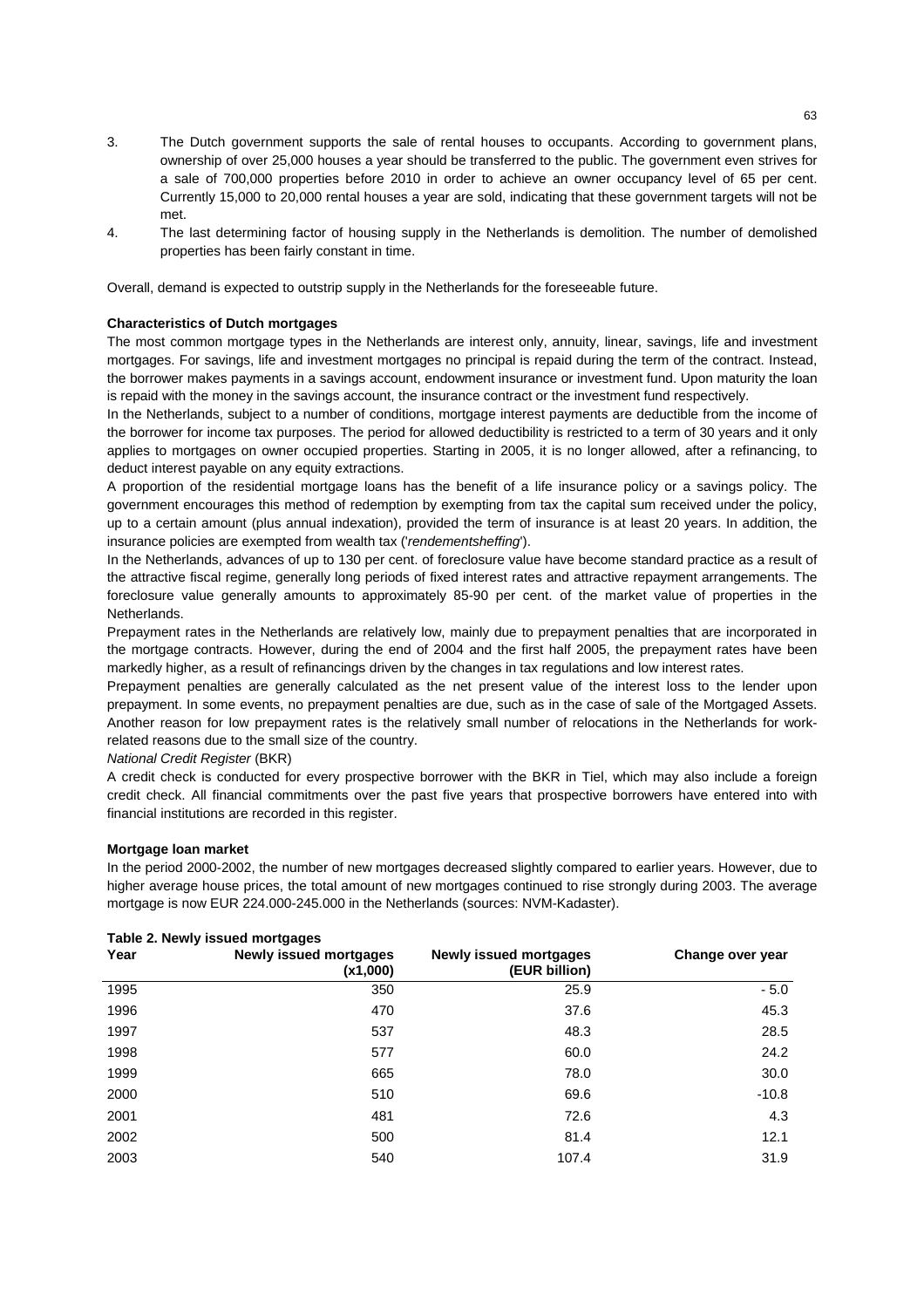3. The Dutch government supports the sale of rental houses to occupants. According to government plans, ownership of over 25,000 houses a year should be transferred to the public. The government even strives for a sale of 700,000 properties before 2010 in order to achieve an owner occupancy level of 65 per cent. Currently 15,000 to 20,000 rental houses a year are sold, indicating that these government targets will not be met.
4. The last determining factor of housing supply in the Netherlands is demolition. The number of demolished properties has been fairly constant in time.

Overall, demand is expected to outstrip supply in the Netherlands for the foreseeable future.

**Characteristics of Dutch mortgages**

The most common mortgage types in the Netherlands are interest only, annuity, linear, savings, life and investment mortgages. For savings, life and investment mortgages no principal is repaid during the term of the contract. Instead, the borrower makes payments in a savings account, endowment insurance or investment fund. Upon maturity the loan is repaid with the money in the savings account, the insurance contract or the investment fund respectively.

In the Netherlands, subject to a number of conditions, mortgage interest payments are deductible from the income of the borrower for income tax purposes. The period for allowed deductibility is restricted to a term of 30 years and it only applies to mortgages on owner occupied properties. Starting in 2005, it is no longer allowed, after a refinancing, to deduct interest payable on any equity extractions.

A proportion of the residential mortgage loans has the benefit of a life insurance policy or a savings policy. The government encourages this method of redemption by exempting from tax the capital sum received under the policy, up to a certain amount (plus annual indexation), provided the term of insurance is at least 20 years. In addition, the insurance policies are exempted from wealth tax ('*rendementsheffing*').

In the Netherlands, advances of up to 130 per cent. of foreclosure value have become standard practice as a result of the attractive fiscal regime, generally long periods of fixed interest rates and attractive repayment arrangements. The foreclosure value generally amounts to approximately 85-90 per cent. of the market value of properties in the Netherlands.

Prepayment rates in the Netherlands are relatively low, mainly due to prepayment penalties that are incorporated in the mortgage contracts. However, during the end of 2004 and the first half 2005, the prepayment rates have been markedly higher, as a result of refinancings driven by the changes in tax regulations and low interest rates.

Prepayment penalties are generally calculated as the net present value of the interest loss to the lender upon prepayment. In some events, no prepayment penalties are due, such as in the case of sale of the Mortgaged Assets. Another reason for low prepayment rates is the relatively small number of relocations in the Netherlands for work-related reasons due to the small size of the country.

*National Credit Register* (BKR)

A credit check is conducted for every prospective borrower with the BKR in Tiel, which may also include a foreign credit check. All financial commitments over the past five years that prospective borrowers have entered into with financial institutions are recorded in this register.

**Mortgage loan market**

In the period 2000-2002, the number of new mortgages decreased slightly compared to earlier years. However, due to higher average house prices, the total amount of new mortgages continued to rise strongly during 2003. The average mortgage is now EUR 224.000-245.000 in the Netherlands (sources: NVM-Kadaster).

**Table 2. Newly issued mortgages**

| Year | Newly issued mortgages (x1,000) | Newly issued mortgages (EUR billion) | Change over year |
|---|---|---|---|
| 1995 | 350 | 25.9 | - 5.0 |
| 1996 | 470 | 37.6 | 45.3 |
| 1997 | 537 | 48.3 | 28.5 |
| 1998 | 577 | 60.0 | 24.2 |
| 1999 | 665 | 78.0 | 30.0 |
| 2000 | 510 | 69.6 | -10.8 |
| 2001 | 481 | 72.6 | 4.3 |
| 2002 | 500 | 81.4 | 12.1 |
| 2003 | 540 | 107.4 | 31.9 |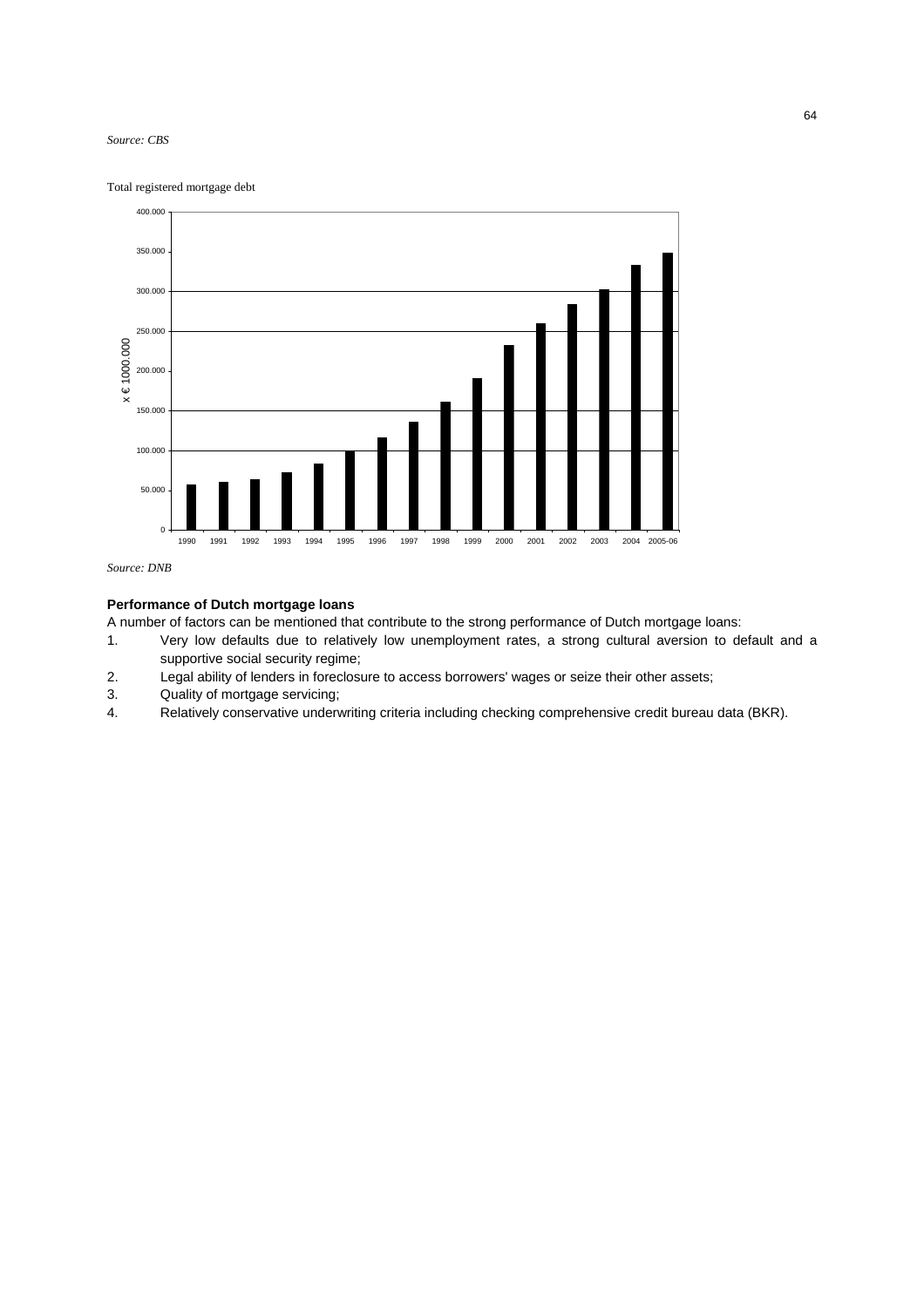*Source: CBS*

Total registered mortgage debt

*Source: DNB*

**Performance of Dutch mortgage loans**

A number of factors can be mentioned that contribute to the strong performance of Dutch mortgage loans:

1. Very low defaults due to relatively low unemployment rates, a strong cultural aversion to default and a supportive social security regime;
2. Legal ability of lenders in foreclosure to access borrowers' wages or seize their other assets;
3. Quality of mortgage servicing;
4. Relatively conservative underwriting criteria including checking comprehensive credit bureau data (BKR).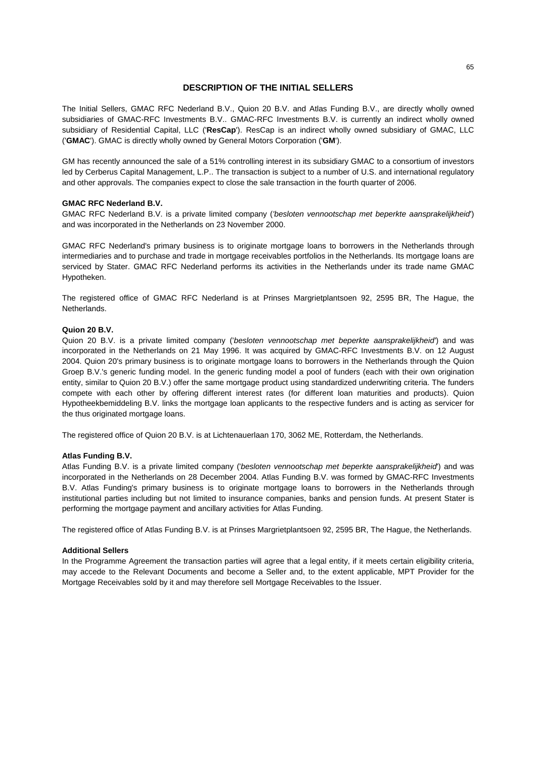## DESCRIPTION OF THE INITIAL SELLERS

The Initial Sellers, GMAC RFC Nederland B.V., Quion 20 B.V. and Atlas Funding B.V., are directly wholly owned subsidiaries of GMAC-RFC Investments B.V.. GMAC-RFC Investments B.V. is currently an indirect wholly owned subsidiary of Residential Capital, LLC ('**ResCap**'). ResCap is an indirect wholly owned subsidiary of GMAC, LLC ('**GMAC**'). GMAC is directly wholly owned by General Motors Corporation ('**GM**').

GM has recently announced the sale of a 51% controlling interest in its subsidiary GMAC to a consortium of investors led by Cerberus Capital Management, L.P.. The transaction is subject to a number of U.S. and international regulatory and other approvals. The companies expect to close the sale transaction in the fourth quarter of 2006.

**GMAC RFC Nederland B.V.**

GMAC RFC Nederland B.V. is a private limited company ('*besloten vennootschap met beperkte aansprakelijkheid*') and was incorporated in the Netherlands on 23 November 2000.

GMAC RFC Nederland's primary business is to originate mortgage loans to borrowers in the Netherlands through intermediaries and to purchase and trade in mortgage receivables portfolios in the Netherlands. Its mortgage loans are serviced by Stater. GMAC RFC Nederland performs its activities in the Netherlands under its trade name GMAC Hypotheken.

The registered office of GMAC RFC Nederland is at Prinses Margrietplantsoen 92, 2595 BR, The Hague, the Netherlands.

**Quion 20 B.V.**

Quion 20 B.V. is a private limited company ('*besloten vennootschap met beperkte aansprakelijkheid*') and was incorporated in the Netherlands on 21 May 1996. It was acquired by GMAC-RFC Investments B.V. on 12 August 2004. Quion 20's primary business is to originate mortgage loans to borrowers in the Netherlands through the Quion Groep B.V.'s generic funding model. In the generic funding model a pool of funders (each with their own origination entity, similar to Quion 20 B.V.) offer the same mortgage product using standardized underwriting criteria. The funders compete with each other by offering different interest rates (for different loan maturities and products). Quion Hypotheekbemiddeling B.V. links the mortgage loan applicants to the respective funders and is acting as servicer for the thus originated mortgage loans.

The registered office of Quion 20 B.V. is at Lichtenauerlaan 170, 3062 ME, Rotterdam, the Netherlands.

**Atlas Funding B.V.**

Atlas Funding B.V. is a private limited company ('*besloten vennootschap met beperkte aansprakelijkheid*') and was incorporated in the Netherlands on 28 December 2004. Atlas Funding B.V. was formed by GMAC-RFC Investments B.V. Atlas Funding's primary business is to originate mortgage loans to borrowers in the Netherlands through institutional parties including but not limited to insurance companies, banks and pension funds. At present Stater is performing the mortgage payment and ancillary activities for Atlas Funding.

The registered office of Atlas Funding B.V. is at Prinses Margrietplantsoen 92, 2595 BR, The Hague, the Netherlands.

**Additional Sellers**

In the Programme Agreement the transaction parties will agree that a legal entity, if it meets certain eligibility criteria, may accede to the Relevant Documents and become a Seller and, to the extent applicable, MPT Provider for the Mortgage Receivables sold by it and may therefore sell Mortgage Receivables to the Issuer.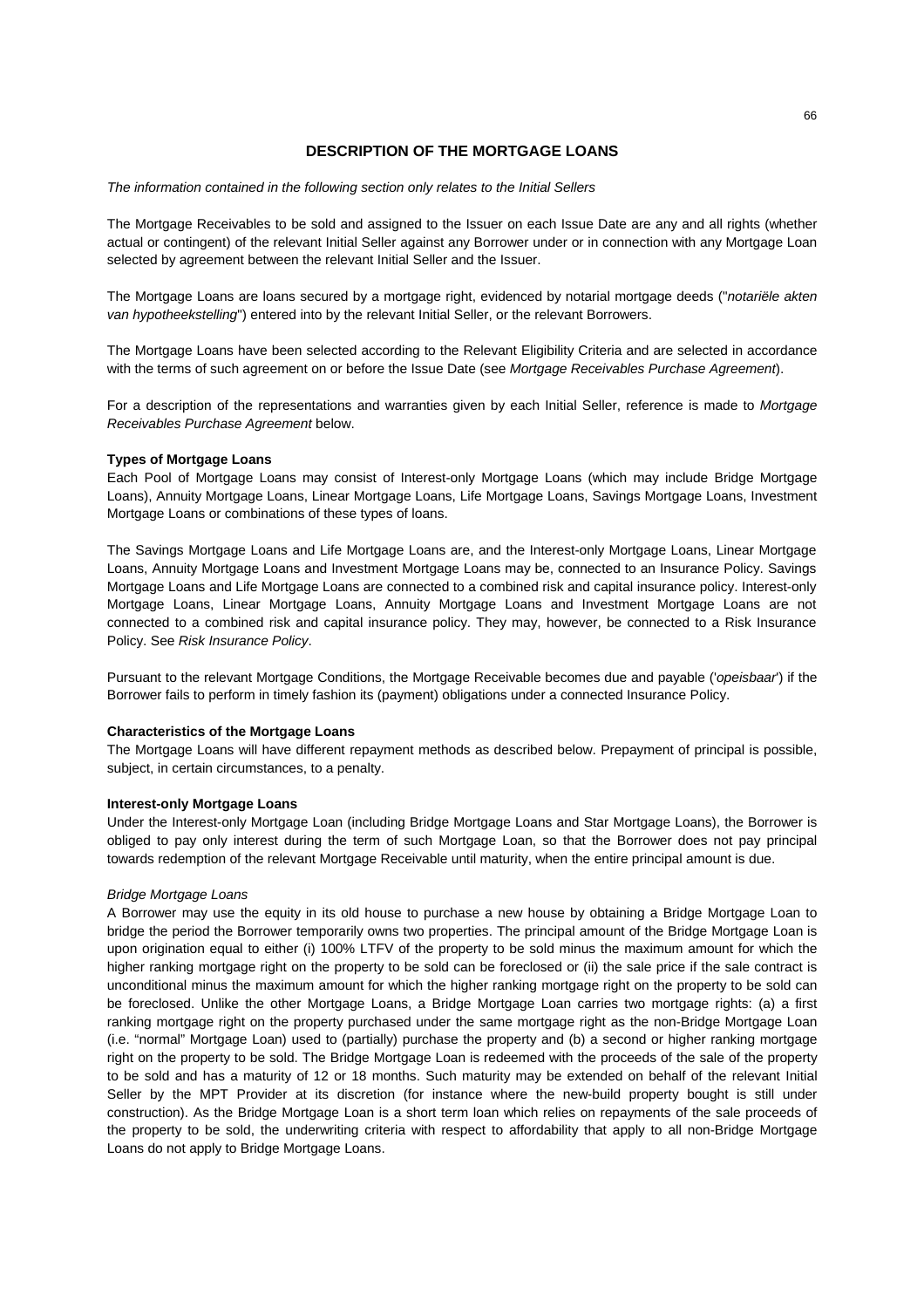## DESCRIPTION OF THE MORTGAGE LOANS

*The information contained in the following section only relates to the Initial Sellers*

The Mortgage Receivables to be sold and assigned to the Issuer on each Issue Date are any and all rights (whether actual or contingent) of the relevant Initial Seller against any Borrower under or in connection with any Mortgage Loan selected by agreement between the relevant Initial Seller and the Issuer.

The Mortgage Loans are loans secured by a mortgage right, evidenced by notarial mortgage deeds ("*notariële akten van hypotheekstelling*") entered into by the relevant Initial Seller, or the relevant Borrowers.

The Mortgage Loans have been selected according to the Relevant Eligibility Criteria and are selected in accordance with the terms of such agreement on or before the Issue Date (see *Mortgage Receivables Purchase Agreement*).

For a description of the representations and warranties given by each Initial Seller, reference is made to *Mortgage Receivables Purchase Agreement* below.

### Types of Mortgage Loans

Each Pool of Mortgage Loans may consist of Interest-only Mortgage Loans (which may include Bridge Mortgage Loans), Annuity Mortgage Loans, Linear Mortgage Loans, Life Mortgage Loans, Savings Mortgage Loans, Investment Mortgage Loans or combinations of these types of loans.

The Savings Mortgage Loans and Life Mortgage Loans are, and the Interest-only Mortgage Loans, Linear Mortgage Loans, Annuity Mortgage Loans and Investment Mortgage Loans may be, connected to an Insurance Policy. Savings Mortgage Loans and Life Mortgage Loans are connected to a combined risk and capital insurance policy. Interest-only Mortgage Loans, Linear Mortgage Loans, Annuity Mortgage Loans and Investment Mortgage Loans are not connected to a combined risk and capital insurance policy. They may, however, be connected to a Risk Insurance Policy. See *Risk Insurance Policy*.

Pursuant to the relevant Mortgage Conditions, the Mortgage Receivable becomes due and payable ('*opeisbaar*') if the Borrower fails to perform in timely fashion its (payment) obligations under a connected Insurance Policy.

### Characteristics of the Mortgage Loans

The Mortgage Loans will have different repayment methods as described below. Prepayment of principal is possible, subject, in certain circumstances, to a penalty.

### Interest-only Mortgage Loans

Under the Interest-only Mortgage Loan (including Bridge Mortgage Loans and Star Mortgage Loans), the Borrower is obliged to pay only interest during the term of such Mortgage Loan, so that the Borrower does not pay principal towards redemption of the relevant Mortgage Receivable until maturity, when the entire principal amount is due.

*Bridge Mortgage Loans*

A Borrower may use the equity in its old house to purchase a new house by obtaining a Bridge Mortgage Loan to bridge the period the Borrower temporarily owns two properties. The principal amount of the Bridge Mortgage Loan is upon origination equal to either (i) 100% LTFV of the property to be sold minus the maximum amount for which the higher ranking mortgage right on the property to be sold can be foreclosed or (ii) the sale price if the sale contract is unconditional minus the maximum amount for which the higher ranking mortgage right on the property to be sold can be foreclosed. Unlike the other Mortgage Loans, a Bridge Mortgage Loan carries two mortgage rights: (a) a first ranking mortgage right on the property purchased under the same mortgage right as the non-Bridge Mortgage Loan (i.e. "normal" Mortgage Loan) used to (partially) purchase the property and (b) a second or higher ranking mortgage right on the property to be sold. The Bridge Mortgage Loan is redeemed with the proceeds of the sale of the property to be sold and has a maturity of 12 or 18 months. Such maturity may be extended on behalf of the relevant Initial Seller by the MPT Provider at its discretion (for instance where the new-build property bought is still under construction). As the Bridge Mortgage Loan is a short term loan which relies on repayments of the sale proceeds of the property to be sold, the underwriting criteria with respect to affordability that apply to all non-Bridge Mortgage Loans do not apply to Bridge Mortgage Loans.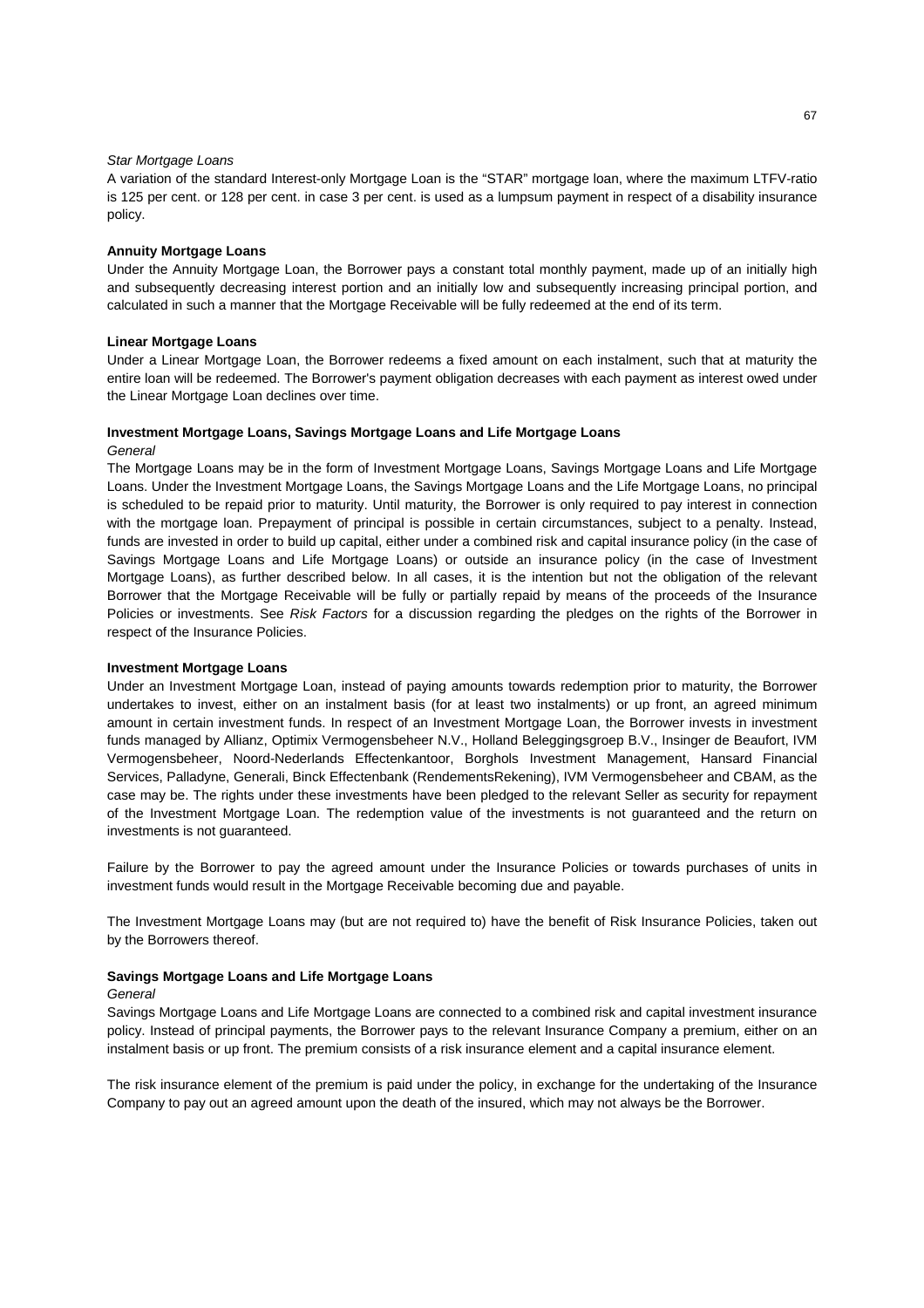*Star Mortgage Loans*

A variation of the standard Interest-only Mortgage Loan is the "STAR" mortgage loan, where the maximum LTFV-ratio is 125 per cent. or 128 per cent. in case 3 per cent. is used as a lumpsum payment in respect of a disability insurance policy.

**Annuity Mortgage Loans**

Under the Annuity Mortgage Loan, the Borrower pays a constant total monthly payment, made up of an initially high and subsequently decreasing interest portion and an initially low and subsequently increasing principal portion, and calculated in such a manner that the Mortgage Receivable will be fully redeemed at the end of its term.

**Linear Mortgage Loans**

Under a Linear Mortgage Loan, the Borrower redeems a fixed amount on each instalment, such that at maturity the entire loan will be redeemed. The Borrower's payment obligation decreases with each payment as interest owed under the Linear Mortgage Loan declines over time.

**Investment Mortgage Loans, Savings Mortgage Loans and Life Mortgage Loans**

*General*

The Mortgage Loans may be in the form of Investment Mortgage Loans, Savings Mortgage Loans and Life Mortgage Loans. Under the Investment Mortgage Loans, the Savings Mortgage Loans and the Life Mortgage Loans, no principal is scheduled to be repaid prior to maturity. Until maturity, the Borrower is only required to pay interest in connection with the mortgage loan. Prepayment of principal is possible in certain circumstances, subject to a penalty. Instead, funds are invested in order to build up capital, either under a combined risk and capital insurance policy (in the case of Savings Mortgage Loans and Life Mortgage Loans) or outside an insurance policy (in the case of Investment Mortgage Loans), as further described below. In all cases, it is the intention but not the obligation of the relevant Borrower that the Mortgage Receivable will be fully or partially repaid by means of the proceeds of the Insurance Policies or investments. See *Risk Factors* for a discussion regarding the pledges on the rights of the Borrower in respect of the Insurance Policies.

**Investment Mortgage Loans**

Under an Investment Mortgage Loan, instead of paying amounts towards redemption prior to maturity, the Borrower undertakes to invest, either on an instalment basis (for at least two instalments) or up front, an agreed minimum amount in certain investment funds. In respect of an Investment Mortgage Loan, the Borrower invests in investment funds managed by Allianz, Optimix Vermogensbeheer N.V., Holland Beleggingsgroep B.V., Insinger de Beaufort, IVM Vermogensbeheer, Noord-Nederlands Effectenkantoor, Borghols Investment Management, Hansard Financial Services, Palladyne, Generali, Binck Effectenbank (RendementsRekening), IVM Vermogensbeheer and CBAM, as the case may be. The rights under these investments have been pledged to the relevant Seller as security for repayment of the Investment Mortgage Loan. The redemption value of the investments is not guaranteed and the return on investments is not guaranteed.

Failure by the Borrower to pay the agreed amount under the Insurance Policies or towards purchases of units in investment funds would result in the Mortgage Receivable becoming due and payable.

The Investment Mortgage Loans may (but are not required to) have the benefit of Risk Insurance Policies, taken out by the Borrowers thereof.

**Savings Mortgage Loans and Life Mortgage Loans**

*General*

Savings Mortgage Loans and Life Mortgage Loans are connected to a combined risk and capital investment insurance policy. Instead of principal payments, the Borrower pays to the relevant Insurance Company a premium, either on an instalment basis or up front. The premium consists of a risk insurance element and a capital insurance element.

The risk insurance element of the premium is paid under the policy, in exchange for the undertaking of the Insurance Company to pay out an agreed amount upon the death of the insured, which may not always be the Borrower.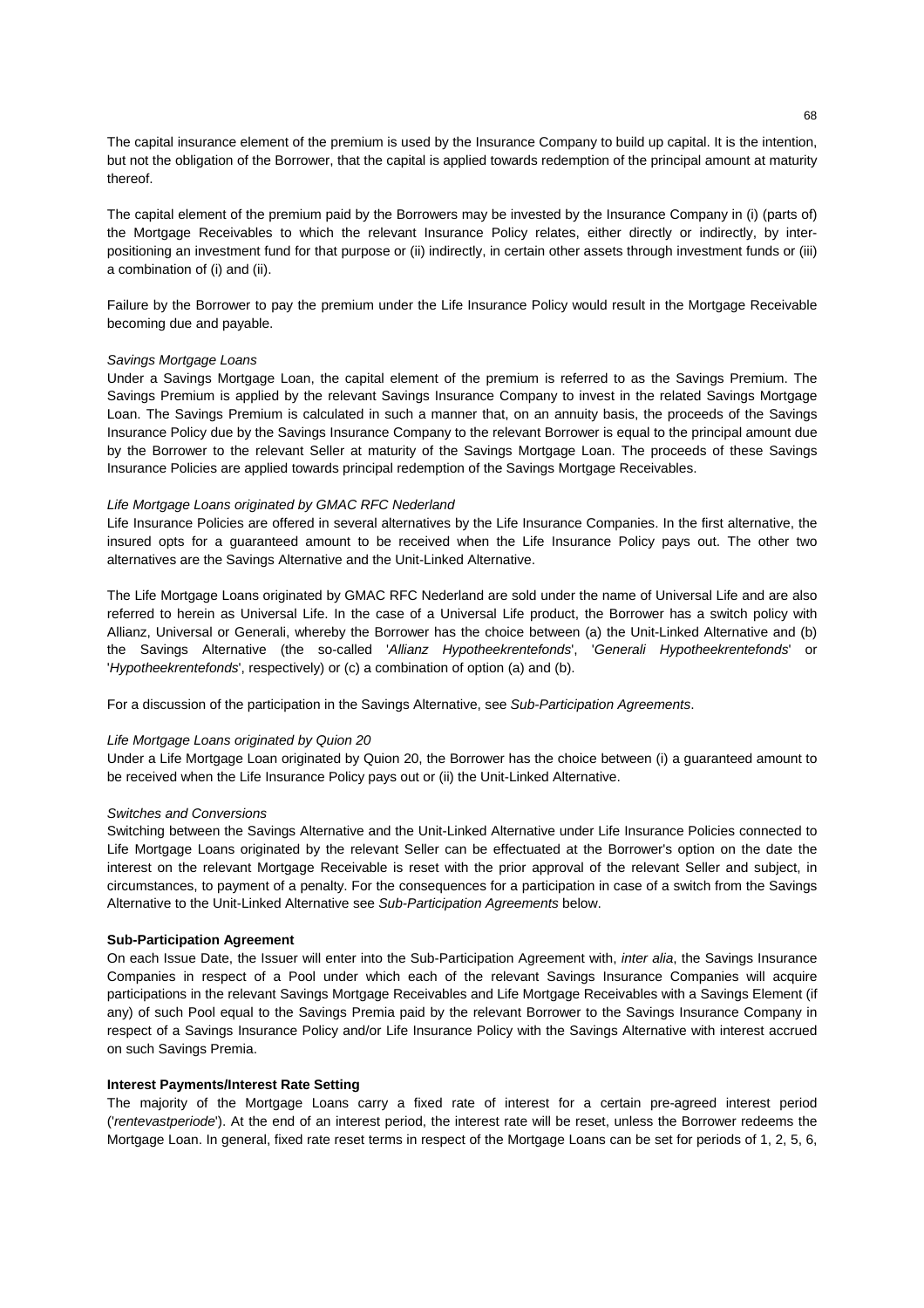The capital insurance element of the premium is used by the Insurance Company to build up capital. It is the intention, but not the obligation of the Borrower, that the capital is applied towards redemption of the principal amount at maturity thereof.

The capital element of the premium paid by the Borrowers may be invested by the Insurance Company in (i) (parts of) the Mortgage Receivables to which the relevant Insurance Policy relates, either directly or indirectly, by inter-positioning an investment fund for that purpose or (ii) indirectly, in certain other assets through investment funds or (iii) a combination of (i) and (ii).

Failure by the Borrower to pay the premium under the Life Insurance Policy would result in the Mortgage Receivable becoming due and payable.

*Savings Mortgage Loans*
Under a Savings Mortgage Loan, the capital element of the premium is referred to as the Savings Premium. The Savings Premium is applied by the relevant Savings Insurance Company to invest in the related Savings Mortgage Loan. The Savings Premium is calculated in such a manner that, on an annuity basis, the proceeds of the Savings Insurance Policy due by the Savings Insurance Company to the relevant Borrower is equal to the principal amount due by the Borrower to the relevant Seller at maturity of the Savings Mortgage Loan. The proceeds of these Savings Insurance Policies are applied towards principal redemption of the Savings Mortgage Receivables.

*Life Mortgage Loans originated by GMAC RFC Nederland*
Life Insurance Policies are offered in several alternatives by the Life Insurance Companies. In the first alternative, the insured opts for a guaranteed amount to be received when the Life Insurance Policy pays out. The other two alternatives are the Savings Alternative and the Unit-Linked Alternative.

The Life Mortgage Loans originated by GMAC RFC Nederland are sold under the name of Universal Life and are also referred to herein as Universal Life. In the case of a Universal Life product, the Borrower has a switch policy with Allianz, Universal or Generali, whereby the Borrower has the choice between (a) the Unit-Linked Alternative and (b) the Savings Alternative (the so-called '*Allianz Hypotheekrentefonds*', '*Generali Hypotheekrentefonds*' or '*Hypotheekrentefonds*', respectively) or (c) a combination of option (a) and (b).

For a discussion of the participation in the Savings Alternative, see *Sub-Participation Agreements*.

*Life Mortgage Loans originated by Quion 20*
Under a Life Mortgage Loan originated by Quion 20, the Borrower has the choice between (i) a guaranteed amount to be received when the Life Insurance Policy pays out or (ii) the Unit-Linked Alternative.

*Switches and Conversions*
Switching between the Savings Alternative and the Unit-Linked Alternative under Life Insurance Policies connected to Life Mortgage Loans originated by the relevant Seller can be effectuated at the Borrower's option on the date the interest on the relevant Mortgage Receivable is reset with the prior approval of the relevant Seller and subject, in circumstances, to payment of a penalty. For the consequences for a participation in case of a switch from the Savings Alternative to the Unit-Linked Alternative see *Sub-Participation Agreements* below.

**Sub-Participation Agreement**
On each Issue Date, the Issuer will enter into the Sub-Participation Agreement with, *inter alia*, the Savings Insurance Companies in respect of a Pool under which each of the relevant Savings Insurance Companies will acquire participations in the relevant Savings Mortgage Receivables and Life Mortgage Receivables with a Savings Element (if any) of such Pool equal to the Savings Premia paid by the relevant Borrower to the Savings Insurance Company in respect of a Savings Insurance Policy and/or Life Insurance Policy with the Savings Alternative with interest accrued on such Savings Premia.

**Interest Payments/Interest Rate Setting**
The majority of the Mortgage Loans carry a fixed rate of interest for a certain pre-agreed interest period ('*rentevastperiode*'). At the end of an interest period, the interest rate will be reset, unless the Borrower redeems the Mortgage Loan. In general, fixed rate reset terms in respect of the Mortgage Loans can be set for periods of 1, 2, 5, 6,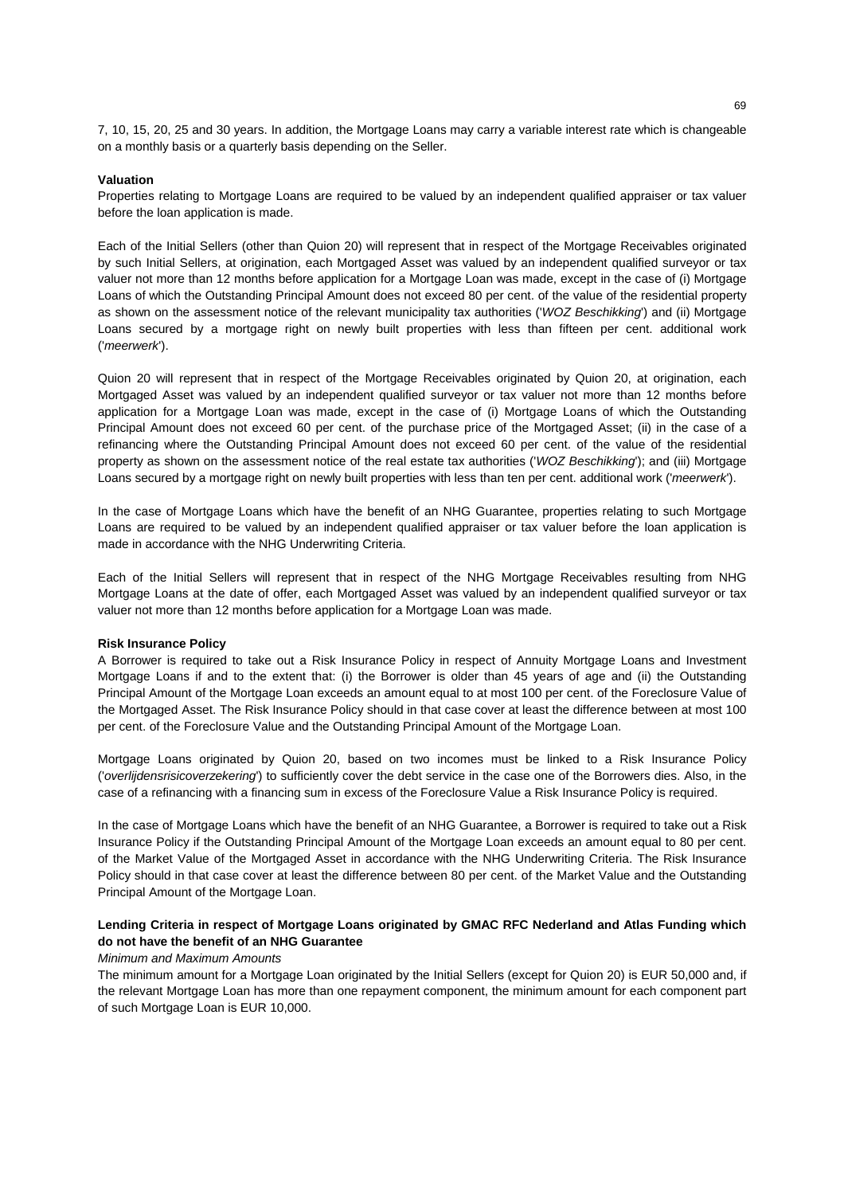7, 10, 15, 20, 25 and 30 years. In addition, the Mortgage Loans may carry a variable interest rate which is changeable on a monthly basis or a quarterly basis depending on the Seller.

**Valuation**

Properties relating to Mortgage Loans are required to be valued by an independent qualified appraiser or tax valuer before the loan application is made.

Each of the Initial Sellers (other than Quion 20) will represent that in respect of the Mortgage Receivables originated by such Initial Sellers, at origination, each Mortgaged Asset was valued by an independent qualified surveyor or tax valuer not more than 12 months before application for a Mortgage Loan was made, except in the case of (i) Mortgage Loans of which the Outstanding Principal Amount does not exceed 80 per cent. of the value of the residential property as shown on the assessment notice of the relevant municipality tax authorities ('*WOZ Beschikking*') and (ii) Mortgage Loans secured by a mortgage right on newly built properties with less than fifteen per cent. additional work ('*meerwerk*').

Quion 20 will represent that in respect of the Mortgage Receivables originated by Quion 20, at origination, each Mortgaged Asset was valued by an independent qualified surveyor or tax valuer not more than 12 months before application for a Mortgage Loan was made, except in the case of (i) Mortgage Loans of which the Outstanding Principal Amount does not exceed 60 per cent. of the purchase price of the Mortgaged Asset; (ii) in the case of a refinancing where the Outstanding Principal Amount does not exceed 60 per cent. of the value of the residential property as shown on the assessment notice of the real estate tax authorities ('*WOZ Beschikking*'); and (iii) Mortgage Loans secured by a mortgage right on newly built properties with less than ten per cent. additional work ('*meerwerk*').

In the case of Mortgage Loans which have the benefit of an NHG Guarantee, properties relating to such Mortgage Loans are required to be valued by an independent qualified appraiser or tax valuer before the loan application is made in accordance with the NHG Underwriting Criteria.

Each of the Initial Sellers will represent that in respect of the NHG Mortgage Receivables resulting from NHG Mortgage Loans at the date of offer, each Mortgaged Asset was valued by an independent qualified surveyor or tax valuer not more than 12 months before application for a Mortgage Loan was made.

**Risk Insurance Policy**

A Borrower is required to take out a Risk Insurance Policy in respect of Annuity Mortgage Loans and Investment Mortgage Loans if and to the extent that: (i) the Borrower is older than 45 years of age and (ii) the Outstanding Principal Amount of the Mortgage Loan exceeds an amount equal to at most 100 per cent. of the Foreclosure Value of the Mortgaged Asset. The Risk Insurance Policy should in that case cover at least the difference between at most 100 per cent. of the Foreclosure Value and the Outstanding Principal Amount of the Mortgage Loan.

Mortgage Loans originated by Quion 20, based on two incomes must be linked to a Risk Insurance Policy ('*overlijdensrisicoverzekering*') to sufficiently cover the debt service in the case one of the Borrowers dies. Also, in the case of a refinancing with a financing sum in excess of the Foreclosure Value a Risk Insurance Policy is required.

In the case of Mortgage Loans which have the benefit of an NHG Guarantee, a Borrower is required to take out a Risk Insurance Policy if the Outstanding Principal Amount of the Mortgage Loan exceeds an amount equal to 80 per cent. of the Market Value of the Mortgaged Asset in accordance with the NHG Underwriting Criteria. The Risk Insurance Policy should in that case cover at least the difference between 80 per cent. of the Market Value and the Outstanding Principal Amount of the Mortgage Loan.

**Lending Criteria in respect of Mortgage Loans originated by GMAC RFC Nederland and Atlas Funding which do not have the benefit of an NHG Guarantee**

*Minimum and Maximum Amounts*

The minimum amount for a Mortgage Loan originated by the Initial Sellers (except for Quion 20) is EUR 50,000 and, if the relevant Mortgage Loan has more than one repayment component, the minimum amount for each component part of such Mortgage Loan is EUR 10,000.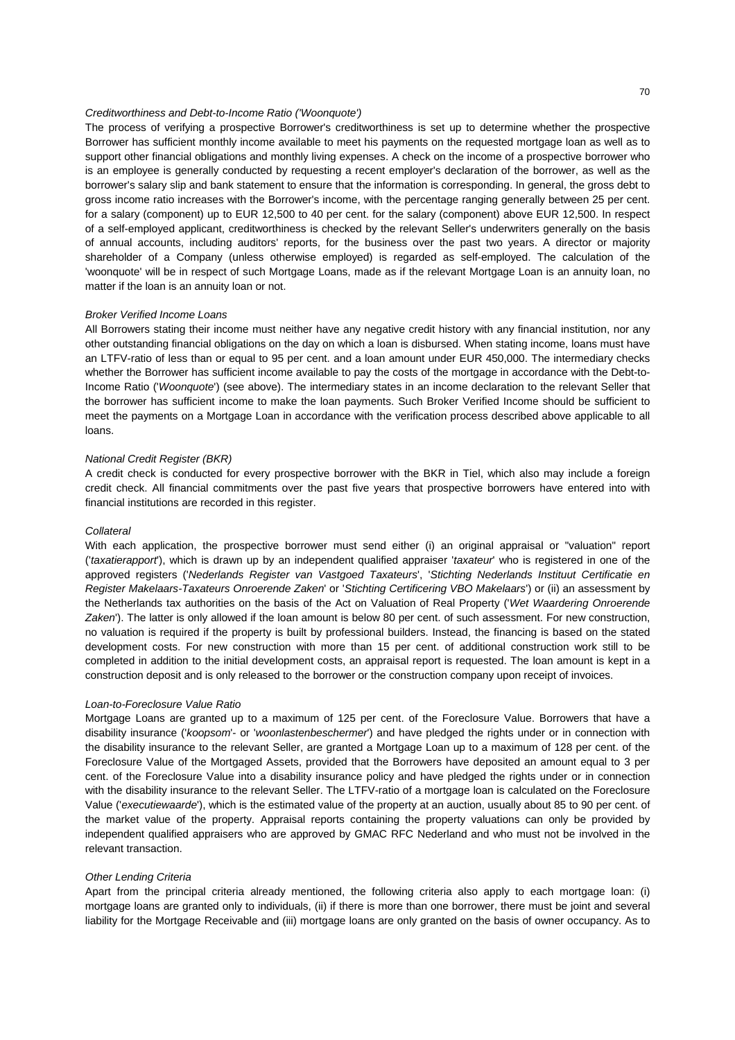*Creditworthiness and Debt-to-Income Ratio ('Woonquote')*

The process of verifying a prospective Borrower's creditworthiness is set up to determine whether the prospective Borrower has sufficient monthly income available to meet his payments on the requested mortgage loan as well as to support other financial obligations and monthly living expenses. A check on the income of a prospective borrower who is an employee is generally conducted by requesting a recent employer's declaration of the borrower, as well as the borrower's salary slip and bank statement to ensure that the information is corresponding. In general, the gross debt to gross income ratio increases with the Borrower's income, with the percentage ranging generally between 25 per cent. for a salary (component) up to EUR 12,500 to 40 per cent. for the salary (component) above EUR 12,500. In respect of a self-employed applicant, creditworthiness is checked by the relevant Seller's underwriters generally on the basis of annual accounts, including auditors' reports, for the business over the past two years. A director or majority shareholder of a Company (unless otherwise employed) is regarded as self-employed. The calculation of the 'woonquote' will be in respect of such Mortgage Loans, made as if the relevant Mortgage Loan is an annuity loan, no matter if the loan is an annuity loan or not.

*Broker Verified Income Loans*

All Borrowers stating their income must neither have any negative credit history with any financial institution, nor any other outstanding financial obligations on the day on which a loan is disbursed. When stating income, loans must have an LTFV-ratio of less than or equal to 95 per cent. and a loan amount under EUR 450,000. The intermediary checks whether the Borrower has sufficient income available to pay the costs of the mortgage in accordance with the Debt-to-Income Ratio ('*Woonquote*') (see above). The intermediary states in an income declaration to the relevant Seller that the borrower has sufficient income to make the loan payments. Such Broker Verified Income should be sufficient to meet the payments on a Mortgage Loan in accordance with the verification process described above applicable to all loans.

*National Credit Register (BKR)*

A credit check is conducted for every prospective borrower with the BKR in Tiel, which also may include a foreign credit check. All financial commitments over the past five years that prospective borrowers have entered into with financial institutions are recorded in this register.

*Collateral*

With each application, the prospective borrower must send either (i) an original appraisal or "valuation" report ('*taxatierapport*'), which is drawn up by an independent qualified appraiser '*taxateur*' who is registered in one of the approved registers ('*Nederlands Register van Vastgoed Taxateurs*', '*Stichting Nederlands Instituut Certificatie en Register Makelaars-Taxateurs Onroerende Zaken*' or '*Stichting Certificering VBO Makelaars*') or (ii) an assessment by the Netherlands tax authorities on the basis of the Act on Valuation of Real Property ('*Wet Waardering Onroerende Zaken*'). The latter is only allowed if the loan amount is below 80 per cent. of such assessment. For new construction, no valuation is required if the property is built by professional builders. Instead, the financing is based on the stated development costs. For new construction with more than 15 per cent. of additional construction work still to be completed in addition to the initial development costs, an appraisal report is requested. The loan amount is kept in a construction deposit and is only released to the borrower or the construction company upon receipt of invoices.

*Loan-to-Foreclosure Value Ratio*

Mortgage Loans are granted up to a maximum of 125 per cent. of the Foreclosure Value. Borrowers that have a disability insurance ('*koopsom*'- or '*woonlastenbeschermer*') and have pledged the rights under or in connection with the disability insurance to the relevant Seller, are granted a Mortgage Loan up to a maximum of 128 per cent. of the Foreclosure Value of the Mortgaged Assets, provided that the Borrowers have deposited an amount equal to 3 per cent. of the Foreclosure Value into a disability insurance policy and have pledged the rights under or in connection with the disability insurance to the relevant Seller. The LTFV-ratio of a mortgage loan is calculated on the Foreclosure Value ('*executiewaarde*'), which is the estimated value of the property at an auction, usually about 85 to 90 per cent. of the market value of the property. Appraisal reports containing the property valuations can only be provided by independent qualified appraisers who are approved by GMAC RFC Nederland and who must not be involved in the relevant transaction.

*Other Lending Criteria*

Apart from the principal criteria already mentioned, the following criteria also apply to each mortgage loan: (i) mortgage loans are granted only to individuals, (ii) if there is more than one borrower, there must be joint and several liability for the Mortgage Receivable and (iii) mortgage loans are only granted on the basis of owner occupancy. As to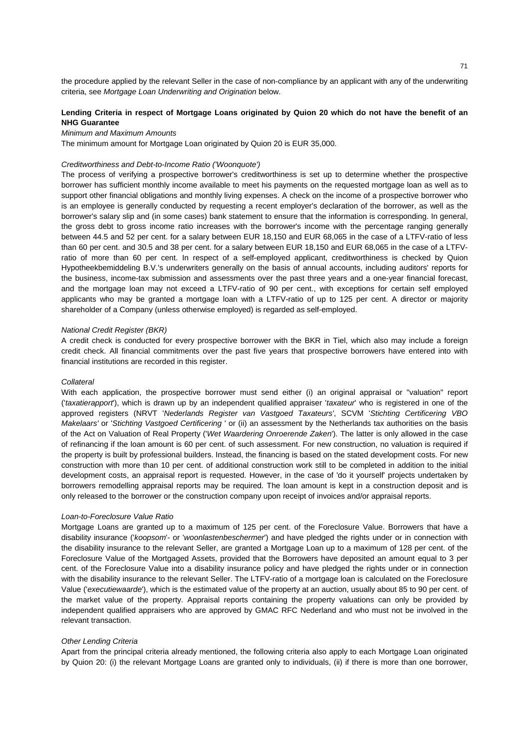the procedure applied by the relevant Seller in the case of non-compliance by an applicant with any of the underwriting criteria, see *Mortgage Loan Underwriting and Origination* below.

**Lending Criteria in respect of Mortgage Loans originated by Quion 20 which do not have the benefit of an NHG Guarantee**

*Minimum and Maximum Amounts*

The minimum amount for Mortgage Loan originated by Quion 20 is EUR 35,000.

*Creditworthiness and Debt-to-Income Ratio ('Woonquote')*

The process of verifying a prospective borrower's creditworthiness is set up to determine whether the prospective borrower has sufficient monthly income available to meet his payments on the requested mortgage loan as well as to support other financial obligations and monthly living expenses. A check on the income of a prospective borrower who is an employee is generally conducted by requesting a recent employer's declaration of the borrower, as well as the borrower's salary slip and (in some cases) bank statement to ensure that the information is corresponding. In general, the gross debt to gross income ratio increases with the borrower's income with the percentage ranging generally between 44.5 and 52 per cent. for a salary between EUR 18,150 and EUR 68,065 in the case of a LTFV-ratio of less than 60 per cent. and 30.5 and 38 per cent. for a salary between EUR 18,150 and EUR 68,065 in the case of a LTFV-ratio of more than 60 per cent. In respect of a self-employed applicant, creditworthiness is checked by Quion Hypotheekbemiddeling B.V.'s underwriters generally on the basis of annual accounts, including auditors' reports for the business, income-tax submission and assessments over the past three years and a one-year financial forecast, and the mortgage loan may not exceed a LTFV-ratio of 90 per cent., with exceptions for certain self employed applicants who may be granted a mortgage loan with a LTFV-ratio of up to 125 per cent. A director or majority shareholder of a Company (unless otherwise employed) is regarded as self-employed.

*National Credit Register (BKR)*

A credit check is conducted for every prospective borrower with the BKR in Tiel, which also may include a foreign credit check. All financial commitments over the past five years that prospective borrowers have entered into with financial institutions are recorded in this register.

*Collateral*

With each application, the prospective borrower must send either (i) an original appraisal or "valuation" report ('*taxatierapport*'), which is drawn up by an independent qualified appraiser '*taxateur*' who is registered in one of the approved registers (NRVT '*Nederlands Register van Vastgoed Taxateurs'*, SCVM '*Stichting Certificering VBO Makelaars'* or '*Stichting Vastgoed Certificering* ' or (ii) an assessment by the Netherlands tax authorities on the basis of the Act on Valuation of Real Property ('*Wet Waardering Onroerende Zaken*'). The latter is only allowed in the case of refinancing if the loan amount is 60 per cent. of such assessment. For new construction, no valuation is required if the property is built by professional builders. Instead, the financing is based on the stated development costs. For new construction with more than 10 per cent. of additional construction work still to be completed in addition to the initial development costs, an appraisal report is requested. However, in the case of 'do it yourself' projects undertaken by borrowers remodelling appraisal reports may be required. The loan amount is kept in a construction deposit and is only released to the borrower or the construction company upon receipt of invoices and/or appraisal reports.

*Loan-to-Foreclosure Value Ratio*

Mortgage Loans are granted up to a maximum of 125 per cent. of the Foreclosure Value. Borrowers that have a disability insurance ('*koopsom*'- or '*woonlastenbeschermer*') and have pledged the rights under or in connection with the disability insurance to the relevant Seller, are granted a Mortgage Loan up to a maximum of 128 per cent. of the Foreclosure Value of the Mortgaged Assets, provided that the Borrowers have deposited an amount equal to 3 per cent. of the Foreclosure Value into a disability insurance policy and have pledged the rights under or in connection with the disability insurance to the relevant Seller. The LTFV-ratio of a mortgage loan is calculated on the Foreclosure Value ('*executiewaarde*'), which is the estimated value of the property at an auction, usually about 85 to 90 per cent. of the market value of the property. Appraisal reports containing the property valuations can only be provided by independent qualified appraisers who are approved by GMAC RFC Nederland and who must not be involved in the relevant transaction.

*Other Lending Criteria*

Apart from the principal criteria already mentioned, the following criteria also apply to each Mortgage Loan originated by Quion 20: (i) the relevant Mortgage Loans are granted only to individuals, (ii) if there is more than one borrower,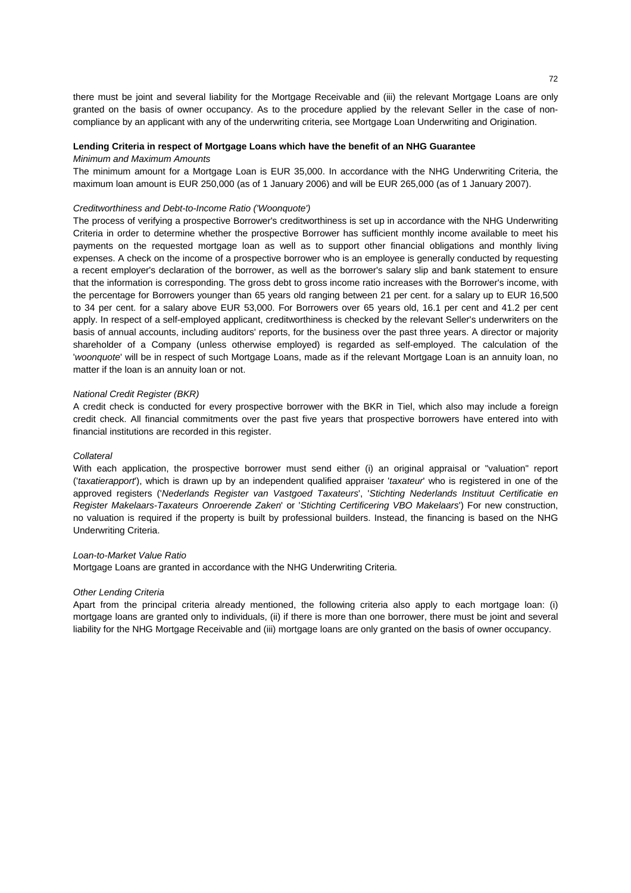there must be joint and several liability for the Mortgage Receivable and (iii) the relevant Mortgage Loans are only granted on the basis of owner occupancy. As to the procedure applied by the relevant Seller in the case of non-compliance by an applicant with any of the underwriting criteria, see Mortgage Loan Underwriting and Origination.

**Lending Criteria in respect of Mortgage Loans which have the benefit of an NHG Guarantee**

*Minimum and Maximum Amounts*

The minimum amount for a Mortgage Loan is EUR 35,000. In accordance with the NHG Underwriting Criteria, the maximum loan amount is EUR 250,000 (as of 1 January 2006) and will be EUR 265,000 (as of 1 January 2007).

*Creditworthiness and Debt-to-Income Ratio ('Woonquote')*

The process of verifying a prospective Borrower's creditworthiness is set up in accordance with the NHG Underwriting Criteria in order to determine whether the prospective Borrower has sufficient monthly income available to meet his payments on the requested mortgage loan as well as to support other financial obligations and monthly living expenses. A check on the income of a prospective borrower who is an employee is generally conducted by requesting a recent employer's declaration of the borrower, as well as the borrower's salary slip and bank statement to ensure that the information is corresponding. The gross debt to gross income ratio increases with the Borrower's income, with the percentage for Borrowers younger than 65 years old ranging between 21 per cent. for a salary up to EUR 16,500 to 34 per cent. for a salary above EUR 53,000. For Borrowers over 65 years old, 16.1 per cent and 41.2 per cent apply. In respect of a self-employed applicant, creditworthiness is checked by the relevant Seller's underwriters on the basis of annual accounts, including auditors' reports, for the business over the past three years. A director or majority shareholder of a Company (unless otherwise employed) is regarded as self-employed. The calculation of the '*woonquote*' will be in respect of such Mortgage Loans, made as if the relevant Mortgage Loan is an annuity loan, no matter if the loan is an annuity loan or not.

*National Credit Register (BKR)*

A credit check is conducted for every prospective borrower with the BKR in Tiel, which also may include a foreign credit check. All financial commitments over the past five years that prospective borrowers have entered into with financial institutions are recorded in this register.

*Collateral*

With each application, the prospective borrower must send either (i) an original appraisal or "valuation" report ('*taxatierapport*'), which is drawn up by an independent qualified appraiser '*taxateur*' who is registered in one of the approved registers ('*Nederlands Register van Vastgoed Taxateurs*', '*Stichting Nederlands Instituut Certificatie en Register Makelaars-Taxateurs Onroerende Zaken*' or '*Stichting Certificering VBO Makelaars*') For new construction, no valuation is required if the property is built by professional builders. Instead, the financing is based on the NHG Underwriting Criteria.

*Loan-to-Market Value Ratio*

Mortgage Loans are granted in accordance with the NHG Underwriting Criteria.

*Other Lending Criteria*

Apart from the principal criteria already mentioned, the following criteria also apply to each mortgage loan: (i) mortgage loans are granted only to individuals, (ii) if there is more than one borrower, there must be joint and several liability for the NHG Mortgage Receivable and (iii) mortgage loans are only granted on the basis of owner occupancy.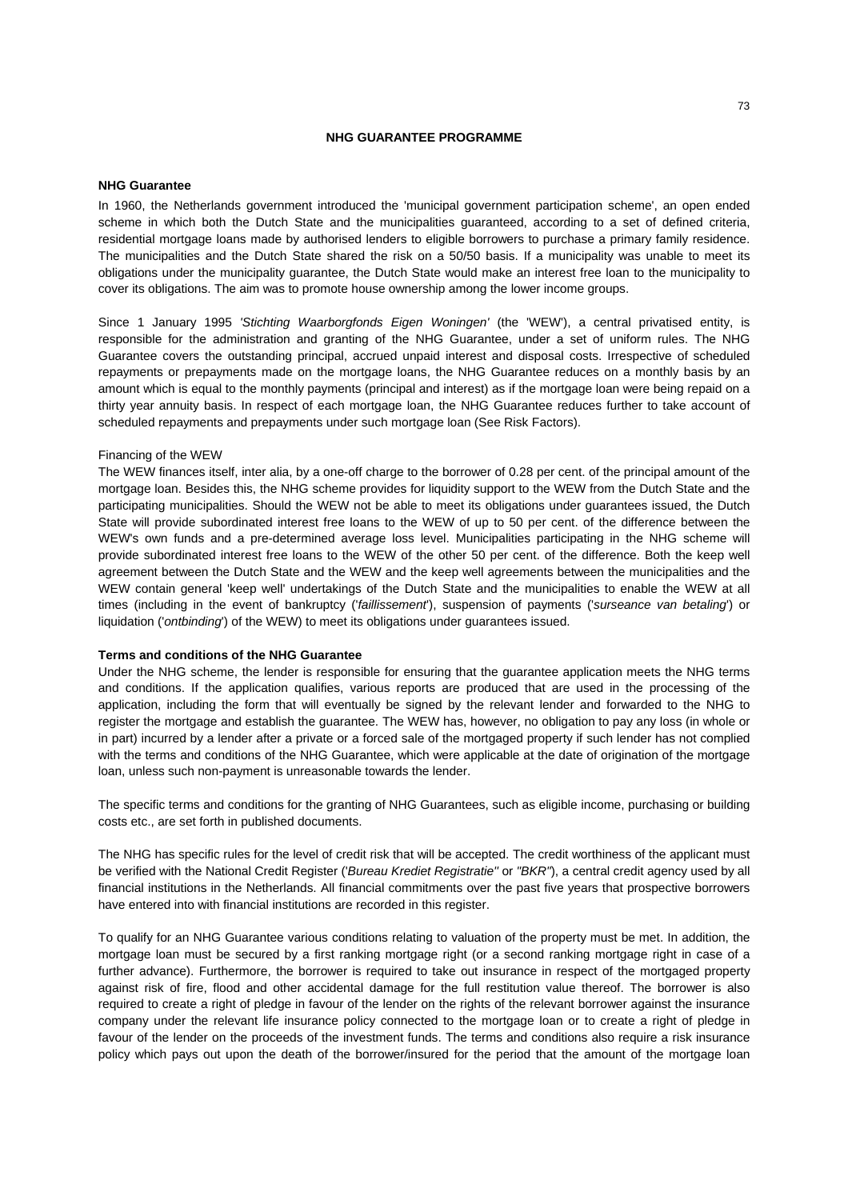## NHG GUARANTEE PROGRAMME

**NHG Guarantee**

In 1960, the Netherlands government introduced the 'municipal government participation scheme', an open ended scheme in which both the Dutch State and the municipalities guaranteed, according to a set of defined criteria, residential mortgage loans made by authorised lenders to eligible borrowers to purchase a primary family residence. The municipalities and the Dutch State shared the risk on a 50/50 basis. If a municipality was unable to meet its obligations under the municipality guarantee, the Dutch State would make an interest free loan to the municipality to cover its obligations. The aim was to promote house ownership among the lower income groups.

Since 1 January 1995 *'Stichting Waarborgfonds Eigen Woningen'* (the 'WEW'), a central privatised entity, is responsible for the administration and granting of the NHG Guarantee, under a set of uniform rules. The NHG Guarantee covers the outstanding principal, accrued unpaid interest and disposal costs. Irrespective of scheduled repayments or prepayments made on the mortgage loans, the NHG Guarantee reduces on a monthly basis by an amount which is equal to the monthly payments (principal and interest) as if the mortgage loan were being repaid on a thirty year annuity basis. In respect of each mortgage loan, the NHG Guarantee reduces further to take account of scheduled repayments and prepayments under such mortgage loan (See Risk Factors).

Financing of the WEW

The WEW finances itself, inter alia, by a one-off charge to the borrower of 0.28 per cent. of the principal amount of the mortgage loan. Besides this, the NHG scheme provides for liquidity support to the WEW from the Dutch State and the participating municipalities. Should the WEW not be able to meet its obligations under guarantees issued, the Dutch State will provide subordinated interest free loans to the WEW of up to 50 per cent. of the difference between the WEW's own funds and a pre-determined average loss level. Municipalities participating in the NHG scheme will provide subordinated interest free loans to the WEW of the other 50 per cent. of the difference. Both the keep well agreement between the Dutch State and the WEW and the keep well agreements between the municipalities and the WEW contain general 'keep well' undertakings of the Dutch State and the municipalities to enable the WEW at all times (including in the event of bankruptcy ('*faillissement*'), suspension of payments ('*surseance van betaling*') or liquidation ('*ontbinding*') of the WEW) to meet its obligations under guarantees issued.

**Terms and conditions of the NHG Guarantee**

Under the NHG scheme, the lender is responsible for ensuring that the guarantee application meets the NHG terms and conditions. If the application qualifies, various reports are produced that are used in the processing of the application, including the form that will eventually be signed by the relevant lender and forwarded to the NHG to register the mortgage and establish the guarantee. The WEW has, however, no obligation to pay any loss (in whole or in part) incurred by a lender after a private or a forced sale of the mortgaged property if such lender has not complied with the terms and conditions of the NHG Guarantee, which were applicable at the date of origination of the mortgage loan, unless such non-payment is unreasonable towards the lender.

The specific terms and conditions for the granting of NHG Guarantees, such as eligible income, purchasing or building costs etc., are set forth in published documents.

The NHG has specific rules for the level of credit risk that will be accepted. The credit worthiness of the applicant must be verified with the National Credit Register ('*Bureau Krediet Registratie"* or *"BKR"*), a central credit agency used by all financial institutions in the Netherlands. All financial commitments over the past five years that prospective borrowers have entered into with financial institutions are recorded in this register.

To qualify for an NHG Guarantee various conditions relating to valuation of the property must be met. In addition, the mortgage loan must be secured by a first ranking mortgage right (or a second ranking mortgage right in case of a further advance). Furthermore, the borrower is required to take out insurance in respect of the mortgaged property against risk of fire, flood and other accidental damage for the full restitution value thereof. The borrower is also required to create a right of pledge in favour of the lender on the rights of the relevant borrower against the insurance company under the relevant life insurance policy connected to the mortgage loan or to create a right of pledge in favour of the lender on the proceeds of the investment funds. The terms and conditions also require a risk insurance policy which pays out upon the death of the borrower/insured for the period that the amount of the mortgage loan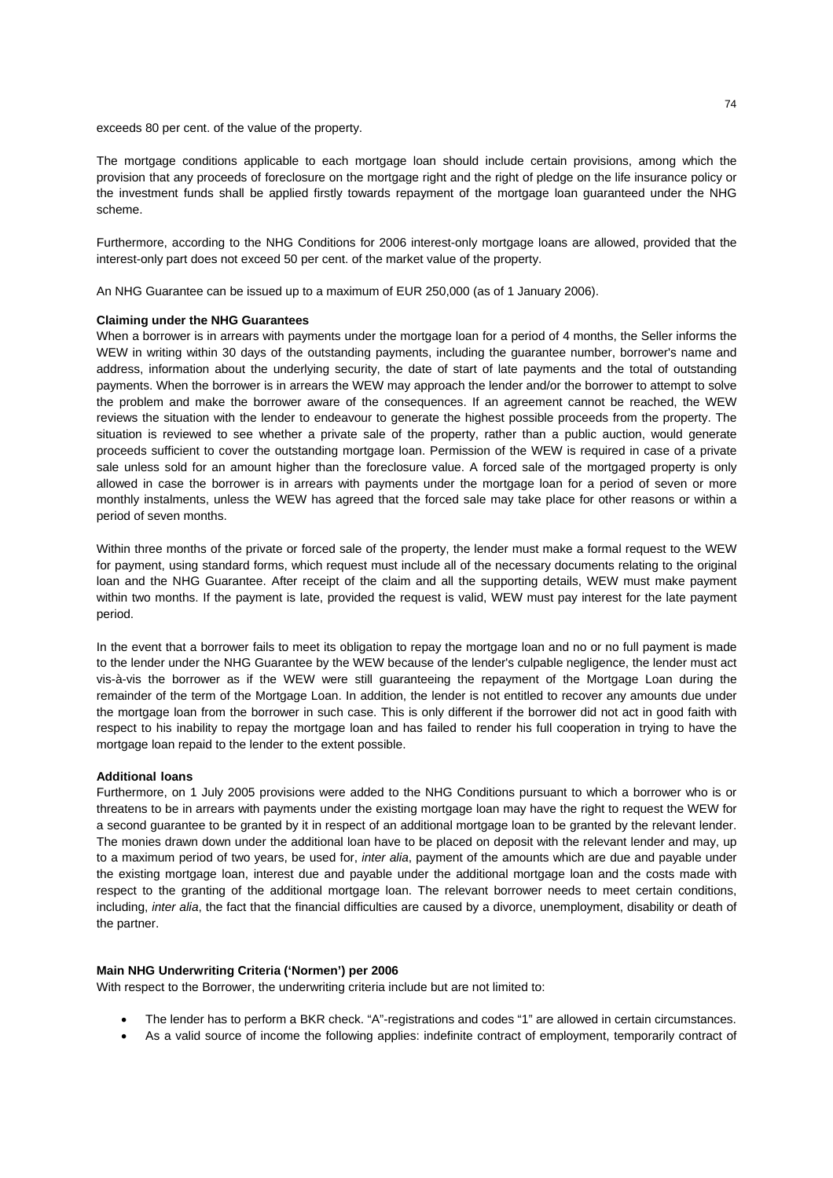exceeds 80 per cent. of the value of the property.

The mortgage conditions applicable to each mortgage loan should include certain provisions, among which the provision that any proceeds of foreclosure on the mortgage right and the right of pledge on the life insurance policy or the investment funds shall be applied firstly towards repayment of the mortgage loan guaranteed under the NHG scheme.

Furthermore, according to the NHG Conditions for 2006 interest-only mortgage loans are allowed, provided that the interest-only part does not exceed 50 per cent. of the market value of the property.

An NHG Guarantee can be issued up to a maximum of EUR 250,000 (as of 1 January 2006).

**Claiming under the NHG Guarantees**

When a borrower is in arrears with payments under the mortgage loan for a period of 4 months, the Seller informs the WEW in writing within 30 days of the outstanding payments, including the guarantee number, borrower's name and address, information about the underlying security, the date of start of late payments and the total of outstanding payments. When the borrower is in arrears the WEW may approach the lender and/or the borrower to attempt to solve the problem and make the borrower aware of the consequences. If an agreement cannot be reached, the WEW reviews the situation with the lender to endeavour to generate the highest possible proceeds from the property. The situation is reviewed to see whether a private sale of the property, rather than a public auction, would generate proceeds sufficient to cover the outstanding mortgage loan. Permission of the WEW is required in case of a private sale unless sold for an amount higher than the foreclosure value. A forced sale of the mortgaged property is only allowed in case the borrower is in arrears with payments under the mortgage loan for a period of seven or more monthly instalments, unless the WEW has agreed that the forced sale may take place for other reasons or within a period of seven months.

Within three months of the private or forced sale of the property, the lender must make a formal request to the WEW for payment, using standard forms, which request must include all of the necessary documents relating to the original loan and the NHG Guarantee. After receipt of the claim and all the supporting details, WEW must make payment within two months. If the payment is late, provided the request is valid, WEW must pay interest for the late payment period.

In the event that a borrower fails to meet its obligation to repay the mortgage loan and no or no full payment is made to the lender under the NHG Guarantee by the WEW because of the lender's culpable negligence, the lender must act vis-à-vis the borrower as if the WEW were still guaranteeing the repayment of the Mortgage Loan during the remainder of the term of the Mortgage Loan. In addition, the lender is not entitled to recover any amounts due under the mortgage loan from the borrower in such case. This is only different if the borrower did not act in good faith with respect to his inability to repay the mortgage loan and has failed to render his full cooperation in trying to have the mortgage loan repaid to the lender to the extent possible.

**Additional loans**

Furthermore, on 1 July 2005 provisions were added to the NHG Conditions pursuant to which a borrower who is or threatens to be in arrears with payments under the existing mortgage loan may have the right to request the WEW for a second guarantee to be granted by it in respect of an additional mortgage loan to be granted by the relevant lender. The monies drawn down under the additional loan have to be placed on deposit with the relevant lender and may, up to a maximum period of two years, be used for, *inter alia*, payment of the amounts which are due and payable under the existing mortgage loan, interest due and payable under the additional mortgage loan and the costs made with respect to the granting of the additional mortgage loan. The relevant borrower needs to meet certain conditions, including, *inter alia*, the fact that the financial difficulties are caused by a divorce, unemployment, disability or death of the partner.

**Main NHG Underwriting Criteria ('Normen') per 2006**

With respect to the Borrower, the underwriting criteria include but are not limited to:

- The lender has to perform a BKR check. "A"-registrations and codes "1" are allowed in certain circumstances.
- As a valid source of income the following applies: indefinite contract of employment, temporarily contract of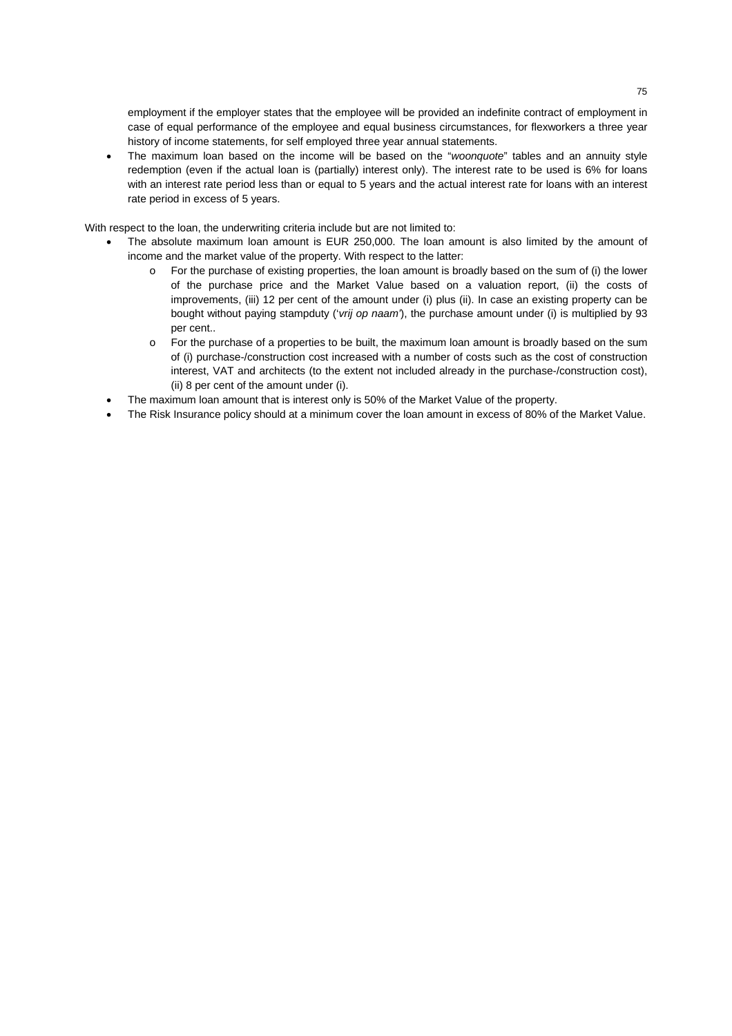employment if the employer states that the employee will be provided an indefinite contract of employment in case of equal performance of the employee and equal business circumstances, for flexworkers a three year history of income statements, for self employed three year annual statements.

- The maximum loan based on the income will be based on the "*woonquote*" tables and an annuity style redemption (even if the actual loan is (partially) interest only). The interest rate to be used is 6% for loans with an interest rate period less than or equal to 5 years and the actual interest rate for loans with an interest rate period in excess of 5 years.

With respect to the loan, the underwriting criteria include but are not limited to:

- The absolute maximum loan amount is EUR 250,000. The loan amount is also limited by the amount of income and the market value of the property. With respect to the latter:
    - For the purchase of existing properties, the loan amount is broadly based on the sum of (i) the lower of the purchase price and the Market Value based on a valuation report, (ii) the costs of improvements, (iii) 12 per cent of the amount under (i) plus (ii). In case an existing property can be bought without paying stampduty ('*vrij op naam*'), the purchase amount under (i) is multiplied by 93 per cent..
    - For the purchase of a properties to be built, the maximum loan amount is broadly based on the sum of (i) purchase-/construction cost increased with a number of costs such as the cost of construction interest, VAT and architects (to the extent not included already in the purchase-/construction cost), (ii) 8 per cent of the amount under (i).
- The maximum loan amount that is interest only is 50% of the Market Value of the property.
- The Risk Insurance policy should at a minimum cover the loan amount in excess of 80% of the Market Value.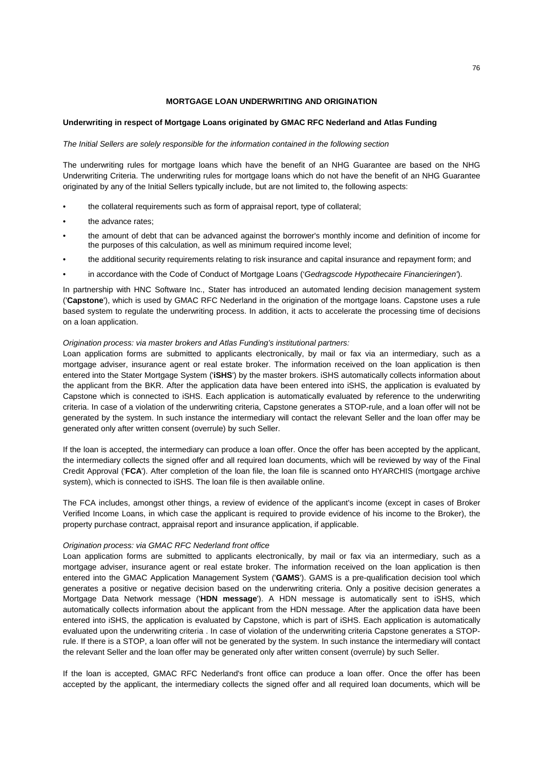## MORTGAGE LOAN UNDERWRITING AND ORIGINATION

### Underwriting in respect of Mortgage Loans originated by GMAC RFC Nederland and Atlas Funding

*The Initial Sellers are solely responsible for the information contained in the following section*

The underwriting rules for mortgage loans which have the benefit of an NHG Guarantee are based on the NHG Underwriting Criteria. The underwriting rules for mortgage loans which do not have the benefit of an NHG Guarantee originated by any of the Initial Sellers typically include, but are not limited to, the following aspects:

- the collateral requirements such as form of appraisal report, type of collateral;
- the advance rates;
- the amount of debt that can be advanced against the borrower's monthly income and definition of income for the purposes of this calculation, as well as minimum required income level;
- the additional security requirements relating to risk insurance and capital insurance and repayment form; and
- in accordance with the Code of Conduct of Mortgage Loans ('*Gedragscode Hypothecaire Financieringen*').

In partnership with HNC Software Inc., Stater has introduced an automated lending decision management system ('**Capstone**'), which is used by GMAC RFC Nederland in the origination of the mortgage loans. Capstone uses a rule based system to regulate the underwriting process. In addition, it acts to accelerate the processing time of decisions on a loan application.

*Origination process: via master brokers and Atlas Funding's institutional partners:*
Loan application forms are submitted to applicants electronically, by mail or fax via an intermediary, such as a mortgage adviser, insurance agent or real estate broker. The information received on the loan application is then entered into the Stater Mortgage System ('**iSHS**') by the master brokers. iSHS automatically collects information about the applicant from the BKR. After the application data have been entered into iSHS, the application is evaluated by Capstone which is connected to iSHS. Each application is automatically evaluated by reference to the underwriting criteria. In case of a violation of the underwriting criteria, Capstone generates a STOP-rule, and a loan offer will not be generated by the system. In such instance the intermediary will contact the relevant Seller and the loan offer may be generated only after written consent (overrule) by such Seller.

If the loan is accepted, the intermediary can produce a loan offer. Once the offer has been accepted by the applicant, the intermediary collects the signed offer and all required loan documents, which will be reviewed by way of the Final Credit Approval ('**FCA**'). After completion of the loan file, the loan file is scanned onto HYARCHIS (mortgage archive system), which is connected to iSHS. The loan file is then available online.

The FCA includes, amongst other things, a review of evidence of the applicant's income (except in cases of Broker Verified Income Loans, in which case the applicant is required to provide evidence of his income to the Broker), the property purchase contract, appraisal report and insurance application, if applicable.

*Origination process: via GMAC RFC Nederland front office*
Loan application forms are submitted to applicants electronically, by mail or fax via an intermediary, such as a mortgage adviser, insurance agent or real estate broker. The information received on the loan application is then entered into the GMAC Application Management System ('**GAMS**'). GAMS is a pre-qualification decision tool which generates a positive or negative decision based on the underwriting criteria. Only a positive decision generates a Mortgage Data Network message ('**HDN message**'). A HDN message is automatically sent to iSHS, which automatically collects information about the applicant from the HDN message. After the application data have been entered into iSHS, the application is evaluated by Capstone, which is part of iSHS. Each application is automatically evaluated upon the underwriting criteria . In case of violation of the underwriting criteria Capstone generates a STOP-rule. If there is a STOP, a loan offer will not be generated by the system. In such instance the intermediary will contact the relevant Seller and the loan offer may be generated only after written consent (overrule) by such Seller.

If the loan is accepted, GMAC RFC Nederland's front office can produce a loan offer. Once the offer has been accepted by the applicant, the intermediary collects the signed offer and all required loan documents, which will be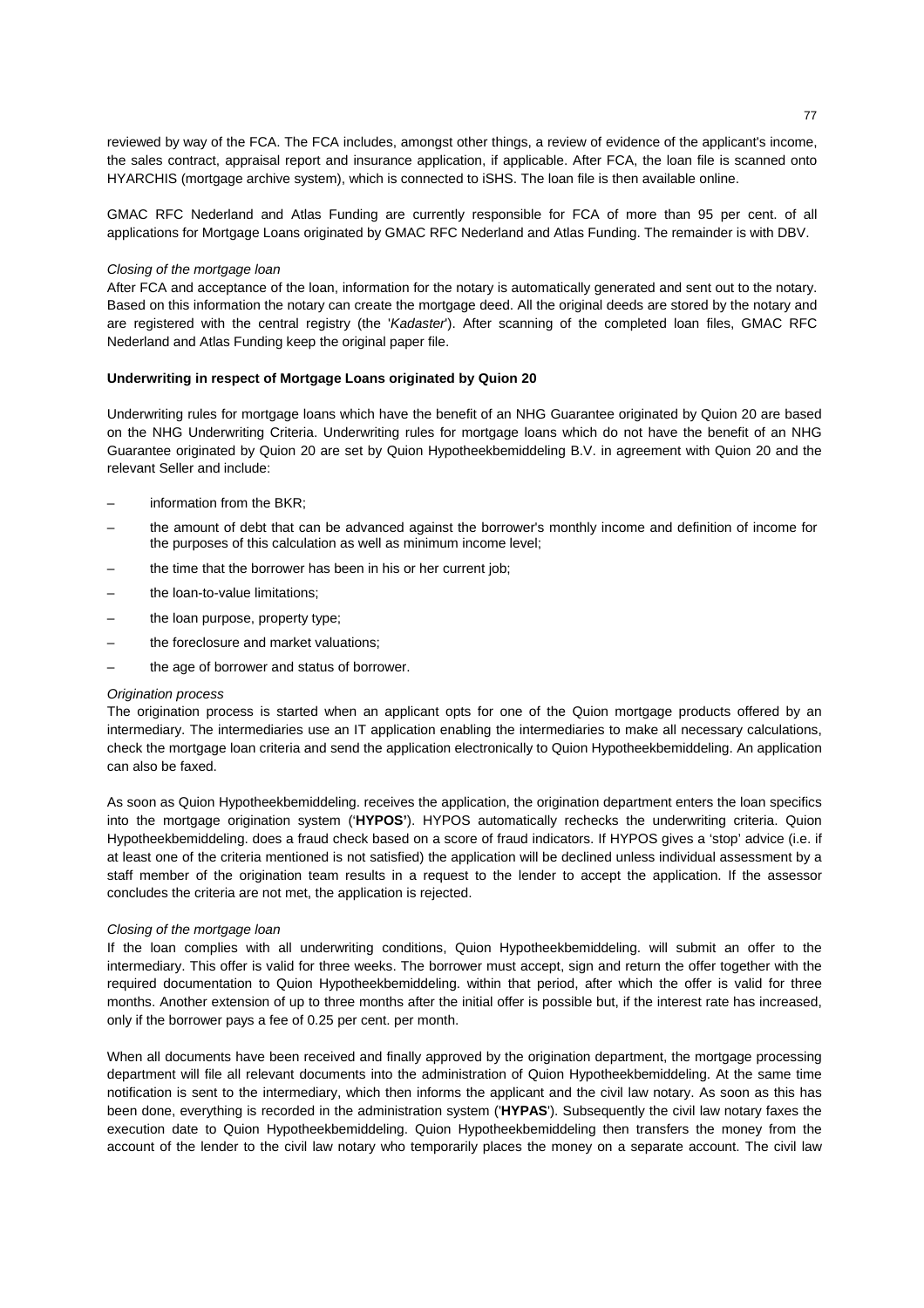reviewed by way of the FCA. The FCA includes, amongst other things, a review of evidence of the applicant's income, the sales contract, appraisal report and insurance application, if applicable. After FCA, the loan file is scanned onto HYARCHIS (mortgage archive system), which is connected to iSHS. The loan file is then available online.

GMAC RFC Nederland and Atlas Funding are currently responsible for FCA of more than 95 per cent. of all applications for Mortgage Loans originated by GMAC RFC Nederland and Atlas Funding. The remainder is with DBV.

*Closing of the mortgage loan*

After FCA and acceptance of the loan, information for the notary is automatically generated and sent out to the notary. Based on this information the notary can create the mortgage deed. All the original deeds are stored by the notary and are registered with the central registry (the '*Kadaster*'). After scanning of the completed loan files, GMAC RFC Nederland and Atlas Funding keep the original paper file.

**Underwriting in respect of Mortgage Loans originated by Quion 20**

Underwriting rules for mortgage loans which have the benefit of an NHG Guarantee originated by Quion 20 are based on the NHG Underwriting Criteria. Underwriting rules for mortgage loans which do not have the benefit of an NHG Guarantee originated by Quion 20 are set by Quion Hypotheekbemiddeling B.V. in agreement with Quion 20 and the relevant Seller and include:

- information from the BKR;
- the amount of debt that can be advanced against the borrower's monthly income and definition of income for the purposes of this calculation as well as minimum income level;
- the time that the borrower has been in his or her current job;
- the loan-to-value limitations;
- the loan purpose, property type;
- the foreclosure and market valuations;
- the age of borrower and status of borrower.

*Origination process*

The origination process is started when an applicant opts for one of the Quion mortgage products offered by an intermediary. The intermediaries use an IT application enabling the intermediaries to make all necessary calculations, check the mortgage loan criteria and send the application electronically to Quion Hypotheekbemiddeling. An application can also be faxed.

As soon as Quion Hypotheekbemiddeling. receives the application, the origination department enters the loan specifics into the mortgage origination system ('**HYPOS'**). HYPOS automatically rechecks the underwriting criteria. Quion Hypotheekbemiddeling. does a fraud check based on a score of fraud indicators. If HYPOS gives a 'stop' advice (i.e. if at least one of the criteria mentioned is not satisfied) the application will be declined unless individual assessment by a staff member of the origination team results in a request to the lender to accept the application. If the assessor concludes the criteria are not met, the application is rejected.

*Closing of the mortgage loan*

If the loan complies with all underwriting conditions, Quion Hypotheekbemiddeling. will submit an offer to the intermediary. This offer is valid for three weeks. The borrower must accept, sign and return the offer together with the required documentation to Quion Hypotheekbemiddeling. within that period, after which the offer is valid for three months. Another extension of up to three months after the initial offer is possible but, if the interest rate has increased, only if the borrower pays a fee of 0.25 per cent. per month.

When all documents have been received and finally approved by the origination department, the mortgage processing department will file all relevant documents into the administration of Quion Hypotheekbemiddeling. At the same time notification is sent to the intermediary, which then informs the applicant and the civil law notary. As soon as this has been done, everything is recorded in the administration system ('**HYPAS**'). Subsequently the civil law notary faxes the execution date to Quion Hypotheekbemiddeling. Quion Hypotheekbemiddeling then transfers the money from the account of the lender to the civil law notary who temporarily places the money on a separate account. The civil law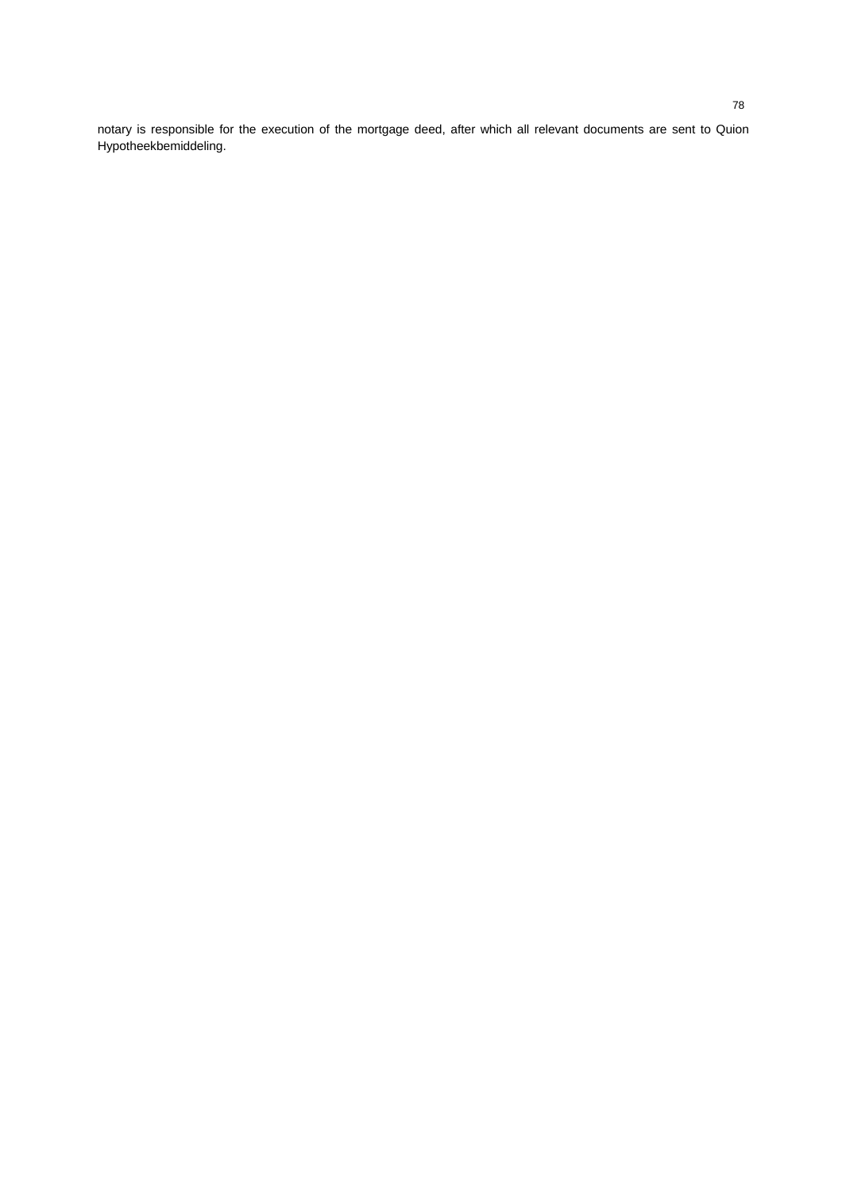notary is responsible for the execution of the mortgage deed, after which all relevant documents are sent to Quion Hypotheekbemiddeling.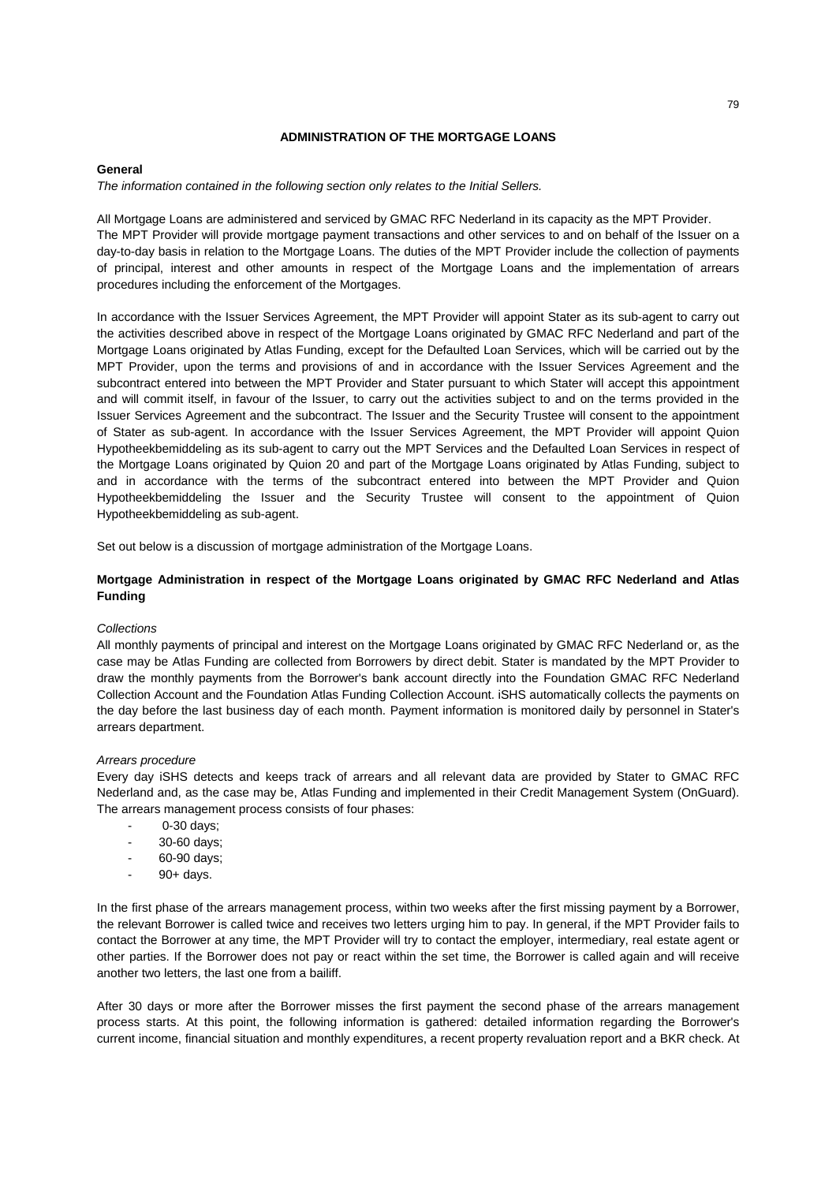## ADMINISTRATION OF THE MORTGAGE LOANS

**General**

*The information contained in the following section only relates to the Initial Sellers.*

All Mortgage Loans are administered and serviced by GMAC RFC Nederland in its capacity as the MPT Provider. The MPT Provider will provide mortgage payment transactions and other services to and on behalf of the Issuer on a day-to-day basis in relation to the Mortgage Loans. The duties of the MPT Provider include the collection of payments of principal, interest and other amounts in respect of the Mortgage Loans and the implementation of arrears procedures including the enforcement of the Mortgages.

In accordance with the Issuer Services Agreement, the MPT Provider will appoint Stater as its sub-agent to carry out the activities described above in respect of the Mortgage Loans originated by GMAC RFC Nederland and part of the Mortgage Loans originated by Atlas Funding, except for the Defaulted Loan Services, which will be carried out by the MPT Provider, upon the terms and provisions of and in accordance with the Issuer Services Agreement and the subcontract entered into between the MPT Provider and Stater pursuant to which Stater will accept this appointment and will commit itself, in favour of the Issuer, to carry out the activities subject to and on the terms provided in the Issuer Services Agreement and the subcontract. The Issuer and the Security Trustee will consent to the appointment of Stater as sub-agent. In accordance with the Issuer Services Agreement, the MPT Provider will appoint Quion Hypotheekbemiddeling as its sub-agent to carry out the MPT Services and the Defaulted Loan Services in respect of the Mortgage Loans originated by Quion 20 and part of the Mortgage Loans originated by Atlas Funding, subject to and in accordance with the terms of the subcontract entered into between the MPT Provider and Quion Hypotheekbemiddeling the Issuer and the Security Trustee will consent to the appointment of Quion Hypotheekbemiddeling as sub-agent.

Set out below is a discussion of mortgage administration of the Mortgage Loans.

**Mortgage Administration in respect of the Mortgage Loans originated by GMAC RFC Nederland and Atlas Funding**

*Collections*

All monthly payments of principal and interest on the Mortgage Loans originated by GMAC RFC Nederland or, as the case may be Atlas Funding are collected from Borrowers by direct debit. Stater is mandated by the MPT Provider to draw the monthly payments from the Borrower's bank account directly into the Foundation GMAC RFC Nederland Collection Account and the Foundation Atlas Funding Collection Account. iSHS automatically collects the payments on the day before the last business day of each month. Payment information is monitored daily by personnel in Stater's arrears department.

*Arrears procedure*

Every day iSHS detects and keeps track of arrears and all relevant data are provided by Stater to GMAC RFC Nederland and, as the case may be, Atlas Funding and implemented in their Credit Management System (OnGuard). The arrears management process consists of four phases:

- 0-30 days;
- 30-60 days;
- 60-90 days;
- 90+ days.

In the first phase of the arrears management process, within two weeks after the first missing payment by a Borrower, the relevant Borrower is called twice and receives two letters urging him to pay. In general, if the MPT Provider fails to contact the Borrower at any time, the MPT Provider will try to contact the employer, intermediary, real estate agent or other parties. If the Borrower does not pay or react within the set time, the Borrower is called again and will receive another two letters, the last one from a bailiff.

After 30 days or more after the Borrower misses the first payment the second phase of the arrears management process starts. At this point, the following information is gathered: detailed information regarding the Borrower's current income, financial situation and monthly expenditures, a recent property revaluation report and a BKR check. At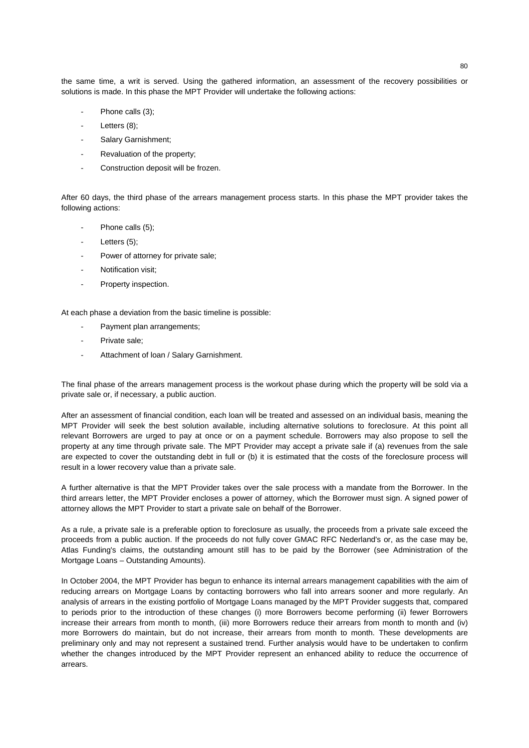the same time, a writ is served. Using the gathered information, an assessment of the recovery possibilities or solutions is made. In this phase the MPT Provider will undertake the following actions:

- Phone calls (3);
- Letters (8);
- Salary Garnishment;
- Revaluation of the property;
- Construction deposit will be frozen.

After 60 days, the third phase of the arrears management process starts. In this phase the MPT provider takes the following actions:

- Phone calls (5);
- Letters (5);
- Power of attorney for private sale;
- Notification visit;
- Property inspection.

At each phase a deviation from the basic timeline is possible:

- Payment plan arrangements;
- Private sale;
- Attachment of loan / Salary Garnishment.

The final phase of the arrears management process is the workout phase during which the property will be sold via a private sale or, if necessary, a public auction.

After an assessment of financial condition, each loan will be treated and assessed on an individual basis, meaning the MPT Provider will seek the best solution available, including alternative solutions to foreclosure. At this point all relevant Borrowers are urged to pay at once or on a payment schedule. Borrowers may also propose to sell the property at any time through private sale. The MPT Provider may accept a private sale if (a) revenues from the sale are expected to cover the outstanding debt in full or (b) it is estimated that the costs of the foreclosure process will result in a lower recovery value than a private sale.

A further alternative is that the MPT Provider takes over the sale process with a mandate from the Borrower. In the third arrears letter, the MPT Provider encloses a power of attorney, which the Borrower must sign. A signed power of attorney allows the MPT Provider to start a private sale on behalf of the Borrower.

As a rule, a private sale is a preferable option to foreclosure as usually, the proceeds from a private sale exceed the proceeds from a public auction. If the proceeds do not fully cover GMAC RFC Nederland's or, as the case may be, Atlas Funding's claims, the outstanding amount still has to be paid by the Borrower (see Administration of the Mortgage Loans – Outstanding Amounts).

In October 2004, the MPT Provider has begun to enhance its internal arrears management capabilities with the aim of reducing arrears on Mortgage Loans by contacting borrowers who fall into arrears sooner and more regularly. An analysis of arrears in the existing portfolio of Mortgage Loans managed by the MPT Provider suggests that, compared to periods prior to the introduction of these changes (i) more Borrowers become performing (ii) fewer Borrowers increase their arrears from month to month, (iii) more Borrowers reduce their arrears from month to month and (iv) more Borrowers do maintain, but do not increase, their arrears from month to month. These developments are preliminary only and may not represent a sustained trend. Further analysis would have to be undertaken to confirm whether the changes introduced by the MPT Provider represent an enhanced ability to reduce the occurrence of arrears.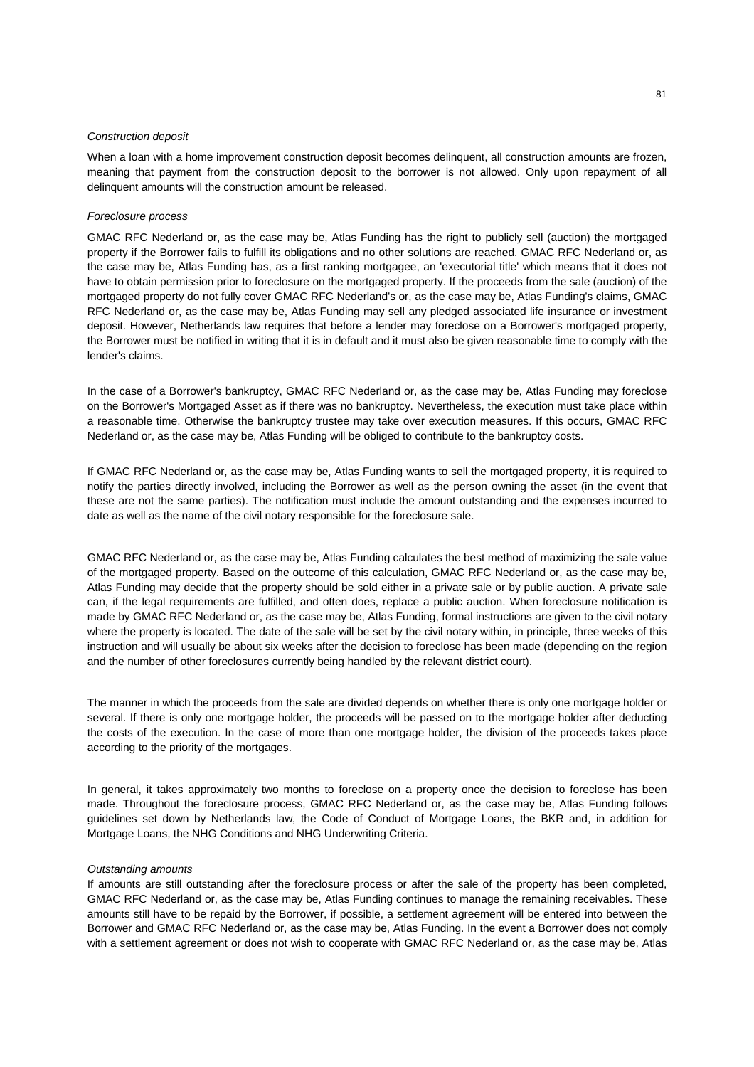*Construction deposit*

When a loan with a home improvement construction deposit becomes delinquent, all construction amounts are frozen, meaning that payment from the construction deposit to the borrower is not allowed. Only upon repayment of all delinquent amounts will the construction amount be released.

*Foreclosure process*

GMAC RFC Nederland or, as the case may be, Atlas Funding has the right to publicly sell (auction) the mortgaged property if the Borrower fails to fulfill its obligations and no other solutions are reached. GMAC RFC Nederland or, as the case may be, Atlas Funding has, as a first ranking mortgagee, an 'executorial title' which means that it does not have to obtain permission prior to foreclosure on the mortgaged property. If the proceeds from the sale (auction) of the mortgaged property do not fully cover GMAC RFC Nederland's or, as the case may be, Atlas Funding's claims, GMAC RFC Nederland or, as the case may be, Atlas Funding may sell any pledged associated life insurance or investment deposit. However, Netherlands law requires that before a lender may foreclose on a Borrower's mortgaged property, the Borrower must be notified in writing that it is in default and it must also be given reasonable time to comply with the lender's claims.

In the case of a Borrower's bankruptcy, GMAC RFC Nederland or, as the case may be, Atlas Funding may foreclose on the Borrower's Mortgaged Asset as if there was no bankruptcy. Nevertheless, the execution must take place within a reasonable time. Otherwise the bankruptcy trustee may take over execution measures. If this occurs, GMAC RFC Nederland or, as the case may be, Atlas Funding will be obliged to contribute to the bankruptcy costs.

If GMAC RFC Nederland or, as the case may be, Atlas Funding wants to sell the mortgaged property, it is required to notify the parties directly involved, including the Borrower as well as the person owning the asset (in the event that these are not the same parties). The notification must include the amount outstanding and the expenses incurred to date as well as the name of the civil notary responsible for the foreclosure sale.

GMAC RFC Nederland or, as the case may be, Atlas Funding calculates the best method of maximizing the sale value of the mortgaged property. Based on the outcome of this calculation, GMAC RFC Nederland or, as the case may be, Atlas Funding may decide that the property should be sold either in a private sale or by public auction. A private sale can, if the legal requirements are fulfilled, and often does, replace a public auction. When foreclosure notification is made by GMAC RFC Nederland or, as the case may be, Atlas Funding, formal instructions are given to the civil notary where the property is located. The date of the sale will be set by the civil notary within, in principle, three weeks of this instruction and will usually be about six weeks after the decision to foreclose has been made (depending on the region and the number of other foreclosures currently being handled by the relevant district court).

The manner in which the proceeds from the sale are divided depends on whether there is only one mortgage holder or several. If there is only one mortgage holder, the proceeds will be passed on to the mortgage holder after deducting the costs of the execution. In the case of more than one mortgage holder, the division of the proceeds takes place according to the priority of the mortgages.

In general, it takes approximately two months to foreclose on a property once the decision to foreclose has been made. Throughout the foreclosure process, GMAC RFC Nederland or, as the case may be, Atlas Funding follows guidelines set down by Netherlands law, the Code of Conduct of Mortgage Loans, the BKR and, in addition for Mortgage Loans, the NHG Conditions and NHG Underwriting Criteria.

*Outstanding amounts*

If amounts are still outstanding after the foreclosure process or after the sale of the property has been completed, GMAC RFC Nederland or, as the case may be, Atlas Funding continues to manage the remaining receivables. These amounts still have to be repaid by the Borrower, if possible, a settlement agreement will be entered into between the Borrower and GMAC RFC Nederland or, as the case may be, Atlas Funding. In the event a Borrower does not comply with a settlement agreement or does not wish to cooperate with GMAC RFC Nederland or, as the case may be, Atlas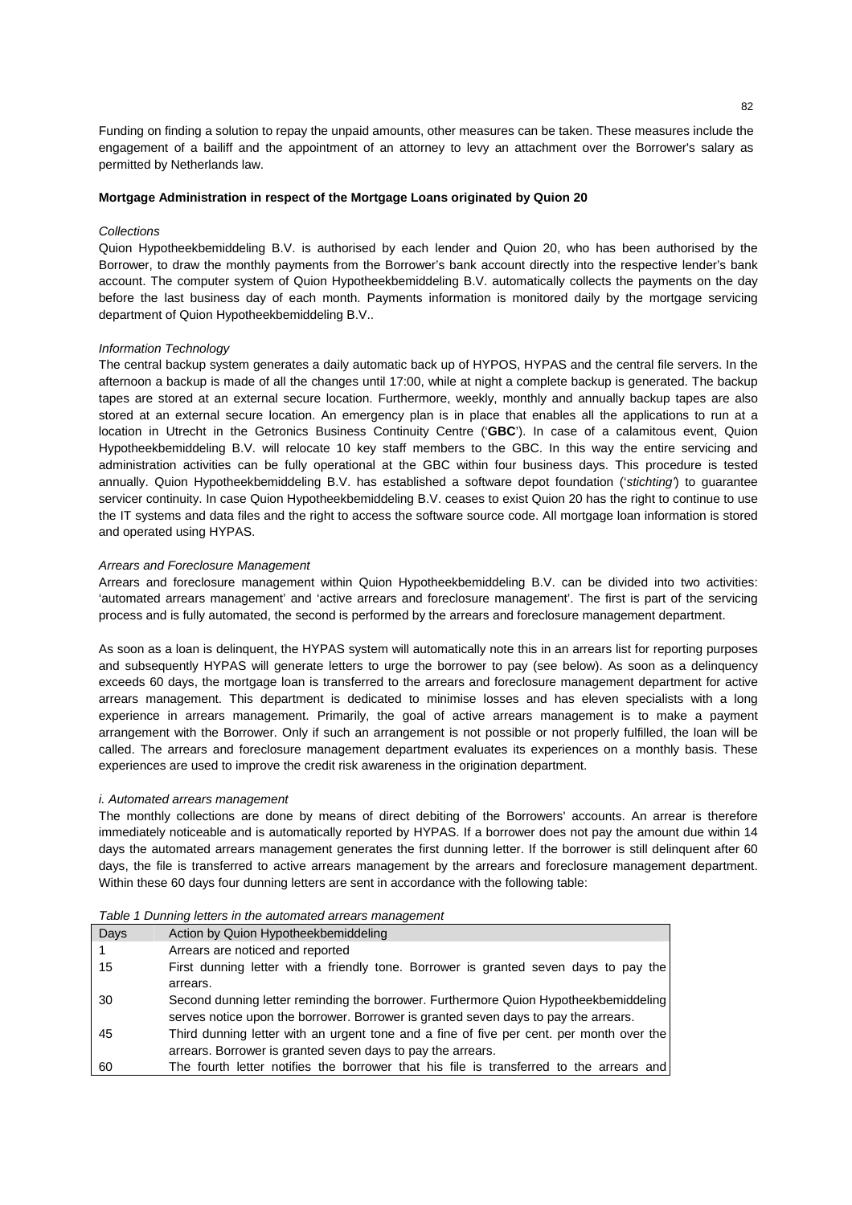Funding on finding a solution to repay the unpaid amounts, other measures can be taken. These measures include the engagement of a bailiff and the appointment of an attorney to levy an attachment over the Borrower's salary as permitted by Netherlands law.

**Mortgage Administration in respect of the Mortgage Loans originated by Quion 20**

*Collections*

Quion Hypotheekbemiddeling B.V. is authorised by each lender and Quion 20, who has been authorised by the Borrower, to draw the monthly payments from the Borrower's bank account directly into the respective lender's bank account. The computer system of Quion Hypotheekbemiddeling B.V. automatically collects the payments on the day before the last business day of each month. Payments information is monitored daily by the mortgage servicing department of Quion Hypotheekbemiddeling B.V..

*Information Technology*

The central backup system generates a daily automatic back up of HYPOS, HYPAS and the central file servers. In the afternoon a backup is made of all the changes until 17:00, while at night a complete backup is generated. The backup tapes are stored at an external secure location. Furthermore, weekly, monthly and annually backup tapes are also stored at an external secure location. An emergency plan is in place that enables all the applications to run at a location in Utrecht in the Getronics Business Continuity Centre ('**GBC**'). In case of a calamitous event, Quion Hypotheekbemiddeling B.V. will relocate 10 key staff members to the GBC. In this way the entire servicing and administration activities can be fully operational at the GBC within four business days. This procedure is tested annually. Quion Hypotheekbemiddeling B.V. has established a software depot foundation ('*stichting*') to guarantee servicer continuity. In case Quion Hypotheekbemiddeling B.V. ceases to exist Quion 20 has the right to continue to use the IT systems and data files and the right to access the software source code. All mortgage loan information is stored and operated using HYPAS.

*Arrears and Foreclosure Management*

Arrears and foreclosure management within Quion Hypotheekbemiddeling B.V. can be divided into two activities: 'automated arrears management' and 'active arrears and foreclosure management'. The first is part of the servicing process and is fully automated, the second is performed by the arrears and foreclosure management department.

As soon as a loan is delinquent, the HYPAS system will automatically note this in an arrears list for reporting purposes and subsequently HYPAS will generate letters to urge the borrower to pay (see below). As soon as a delinquency exceeds 60 days, the mortgage loan is transferred to the arrears and foreclosure management department for active arrears management. This department is dedicated to minimise losses and has eleven specialists with a long experience in arrears management. Primarily, the goal of active arrears management is to make a payment arrangement with the Borrower. Only if such an arrangement is not possible or not properly fulfilled, the loan will be called. The arrears and foreclosure management department evaluates its experiences on a monthly basis. These experiences are used to improve the credit risk awareness in the origination department.

*i. Automated arrears management*

The monthly collections are done by means of direct debiting of the Borrowers' accounts. An arrear is therefore immediately noticeable and is automatically reported by HYPAS. If a borrower does not pay the amount due within 14 days the automated arrears management generates the first dunning letter. If the borrower is still delinquent after 60 days, the file is transferred to active arrears management by the arrears and foreclosure management department. Within these 60 days four dunning letters are sent in accordance with the following table:

*Table 1 Dunning letters in the automated arrears management*

| Days | Action by Quion Hypotheekbemiddeling |
|---|---|
| 1 | Arrears are noticed and reported |
| 15 | First dunning letter with a friendly tone. Borrower is granted seven days to pay the arrears. |
| 30 | Second dunning letter reminding the borrower. Furthermore Quion Hypotheekbemiddeling serves notice upon the borrower. Borrower is granted seven days to pay the arrears. |
| 45 | Third dunning letter with an urgent tone and a fine of five per cent. per month over the arrears. Borrower is granted seven days to pay the arrears. |
| 60 | The fourth letter notifies the borrower that his file is transferred to the arrears and |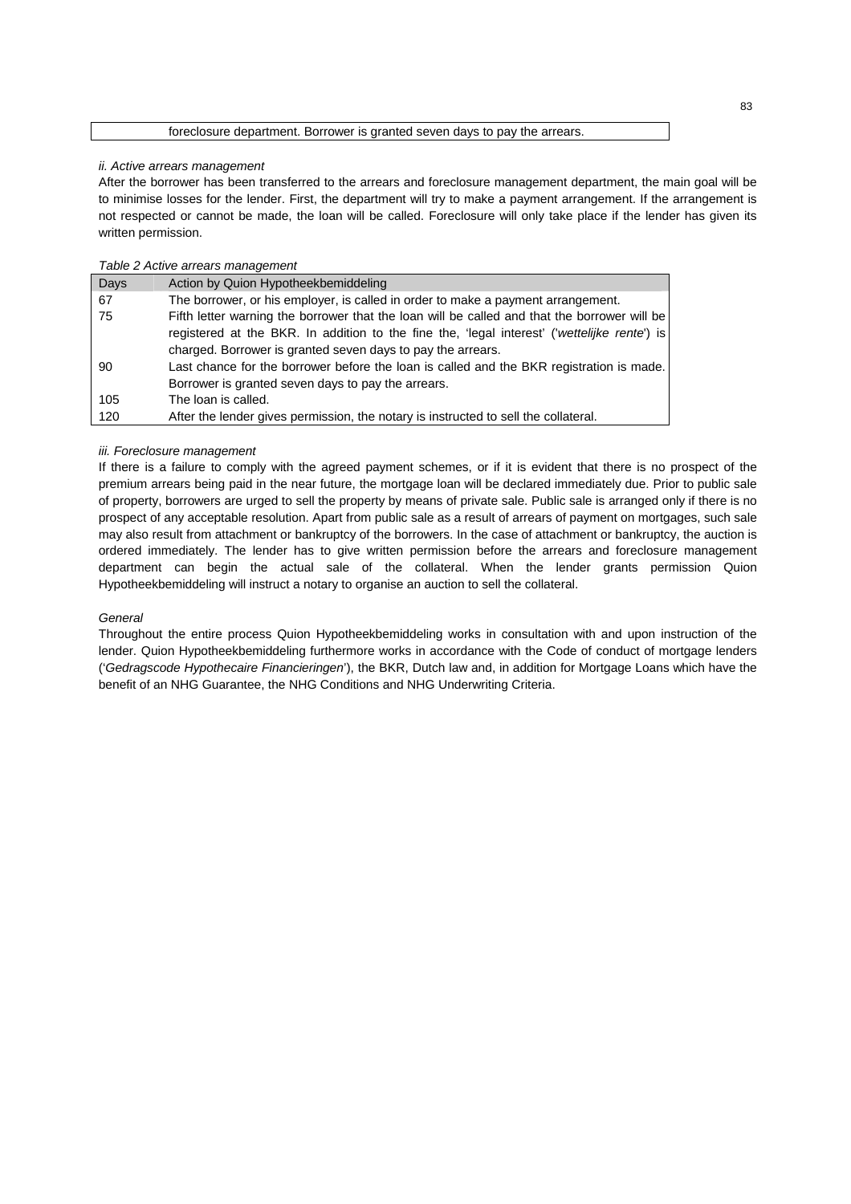| | foreclosure department. Borrower is granted seven days to pay the arrears. |
|---|---|

*ii. Active arrears management*

After the borrower has been transferred to the arrears and foreclosure management department, the main goal will be to minimise losses for the lender. First, the department will try to make a payment arrangement. If the arrangement is not respected or cannot be made, the loan will be called. Foreclosure will only take place if the lender has given its written permission.

*Table 2 Active arrears management*

| Days | Action by Quion Hypotheekbemiddeling |
|---|---|
| 67 | The borrower, or his employer, is called in order to make a payment arrangement. |
| 75 | Fifth letter warning the borrower that the loan will be called and that the borrower will be registered at the BKR. In addition to the fine the, 'legal interest' ('*wettelijke rente*') is charged. Borrower is granted seven days to pay the arrears. |
| 90 | Last chance for the borrower before the loan is called and the BKR registration is made. Borrower is granted seven days to pay the arrears. |
| 105 | The loan is called. |
| 120 | After the lender gives permission, the notary is instructed to sell the collateral. |

*iii. Foreclosure management*

If there is a failure to comply with the agreed payment schemes, or if it is evident that there is no prospect of the premium arrears being paid in the near future, the mortgage loan will be declared immediately due. Prior to public sale of property, borrowers are urged to sell the property by means of private sale. Public sale is arranged only if there is no prospect of any acceptable resolution. Apart from public sale as a result of arrears of payment on mortgages, such sale may also result from attachment or bankruptcy of the borrowers. In the case of attachment or bankruptcy, the auction is ordered immediately. The lender has to give written permission before the arrears and foreclosure management department can begin the actual sale of the collateral. When the lender grants permission Quion Hypotheekbemiddeling will instruct a notary to organise an auction to sell the collateral.

*General*

Throughout the entire process Quion Hypotheekbemiddeling works in consultation with and upon instruction of the lender. Quion Hypotheekbemiddeling furthermore works in accordance with the Code of conduct of mortgage lenders ('*Gedragscode Hypothecaire Financieringen*'), the BKR, Dutch law and, in addition for Mortgage Loans which have the benefit of an NHG Guarantee, the NHG Conditions and NHG Underwriting Criteria.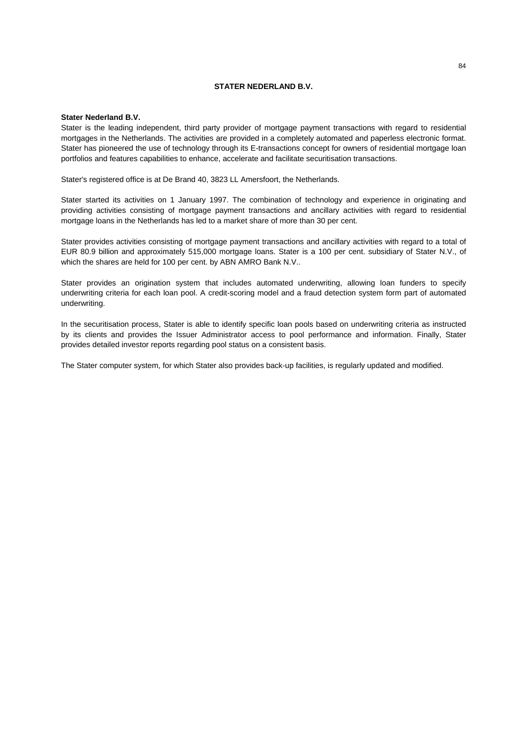## STATER NEDERLAND B.V.

**Stater Nederland B.V.**

Stater is the leading independent, third party provider of mortgage payment transactions with regard to residential mortgages in the Netherlands. The activities are provided in a completely automated and paperless electronic format. Stater has pioneered the use of technology through its E-transactions concept for owners of residential mortgage loan portfolios and features capabilities to enhance, accelerate and facilitate securitisation transactions.

Stater's registered office is at De Brand 40, 3823 LL Amersfoort, the Netherlands.

Stater started its activities on 1 January 1997. The combination of technology and experience in originating and providing activities consisting of mortgage payment transactions and ancillary activities with regard to residential mortgage loans in the Netherlands has led to a market share of more than 30 per cent.

Stater provides activities consisting of mortgage payment transactions and ancillary activities with regard to a total of EUR 80.9 billion and approximately 515,000 mortgage loans. Stater is a 100 per cent. subsidiary of Stater N.V., of which the shares are held for 100 per cent. by ABN AMRO Bank N.V..

Stater provides an origination system that includes automated underwriting, allowing loan funders to specify underwriting criteria for each loan pool. A credit-scoring model and a fraud detection system form part of automated underwriting.

In the securitisation process, Stater is able to identify specific loan pools based on underwriting criteria as instructed by its clients and provides the Issuer Administrator access to pool performance and information. Finally, Stater provides detailed investor reports regarding pool status on a consistent basis.

The Stater computer system, for which Stater also provides back-up facilities, is regularly updated and modified.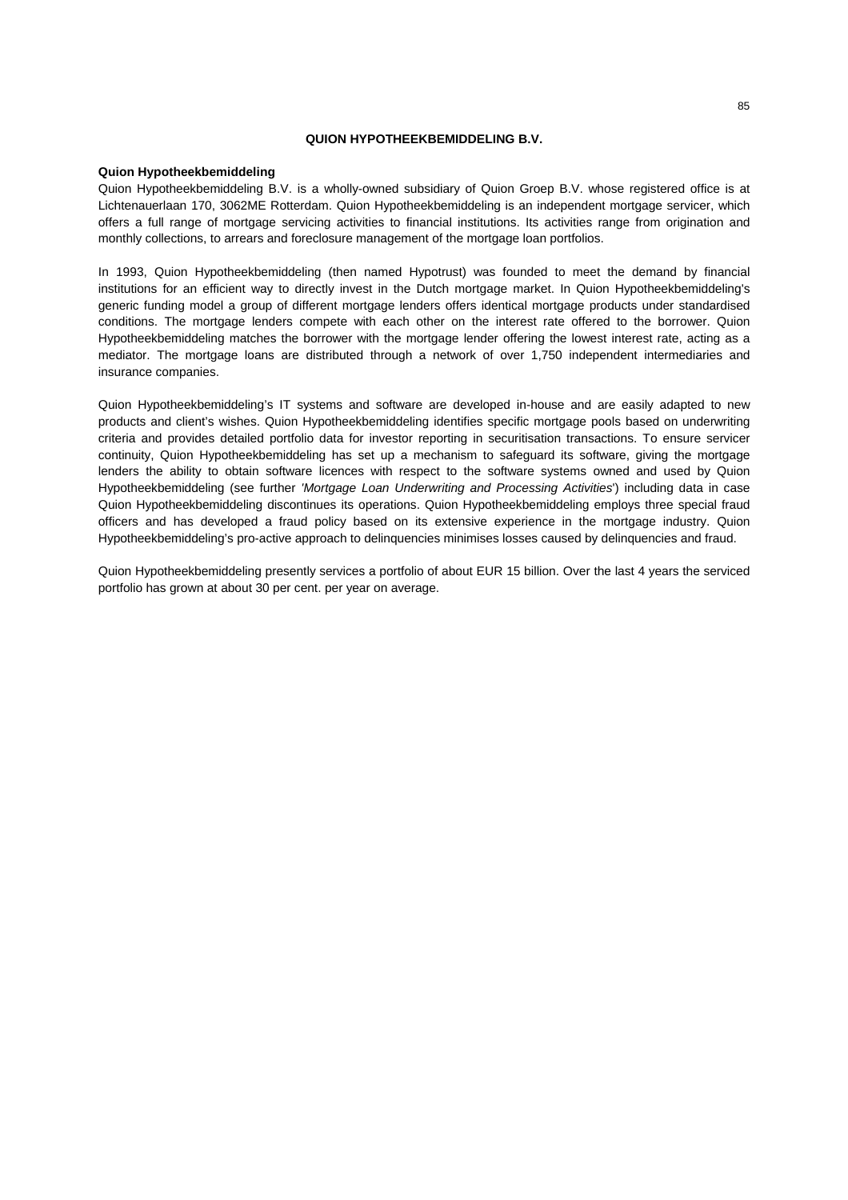## QUION HYPOTHEEKBEMIDDELING B.V.

**Quion Hypotheekbemiddeling**

Quion Hypotheekbemiddeling B.V. is a wholly-owned subsidiary of Quion Groep B.V. whose registered office is at Lichtenauerlaan 170, 3062ME Rotterdam. Quion Hypotheekbemiddeling is an independent mortgage servicer, which offers a full range of mortgage servicing activities to financial institutions. Its activities range from origination and monthly collections, to arrears and foreclosure management of the mortgage loan portfolios.

In 1993, Quion Hypotheekbemiddeling (then named Hypotrust) was founded to meet the demand by financial institutions for an efficient way to directly invest in the Dutch mortgage market. In Quion Hypotheekbemiddeling's generic funding model a group of different mortgage lenders offers identical mortgage products under standardised conditions. The mortgage lenders compete with each other on the interest rate offered to the borrower. Quion Hypotheekbemiddeling matches the borrower with the mortgage lender offering the lowest interest rate, acting as a mediator. The mortgage loans are distributed through a network of over 1,750 independent intermediaries and insurance companies.

Quion Hypotheekbemiddeling's IT systems and software are developed in-house and are easily adapted to new products and client's wishes. Quion Hypotheekbemiddeling identifies specific mortgage pools based on underwriting criteria and provides detailed portfolio data for investor reporting in securitisation transactions. To ensure servicer continuity, Quion Hypotheekbemiddeling has set up a mechanism to safeguard its software, giving the mortgage lenders the ability to obtain software licences with respect to the software systems owned and used by Quion Hypotheekbemiddeling (see further '*Mortgage Loan Underwriting and Processing Activities*') including data in case Quion Hypotheekbemiddeling discontinues its operations. Quion Hypotheekbemiddeling employs three special fraud officers and has developed a fraud policy based on its extensive experience in the mortgage industry. Quion Hypotheekbemiddeling's pro-active approach to delinquencies minimises losses caused by delinquencies and fraud.

Quion Hypotheekbemiddeling presently services a portfolio of about EUR 15 billion. Over the last 4 years the serviced portfolio has grown at about 30 per cent. per year on average.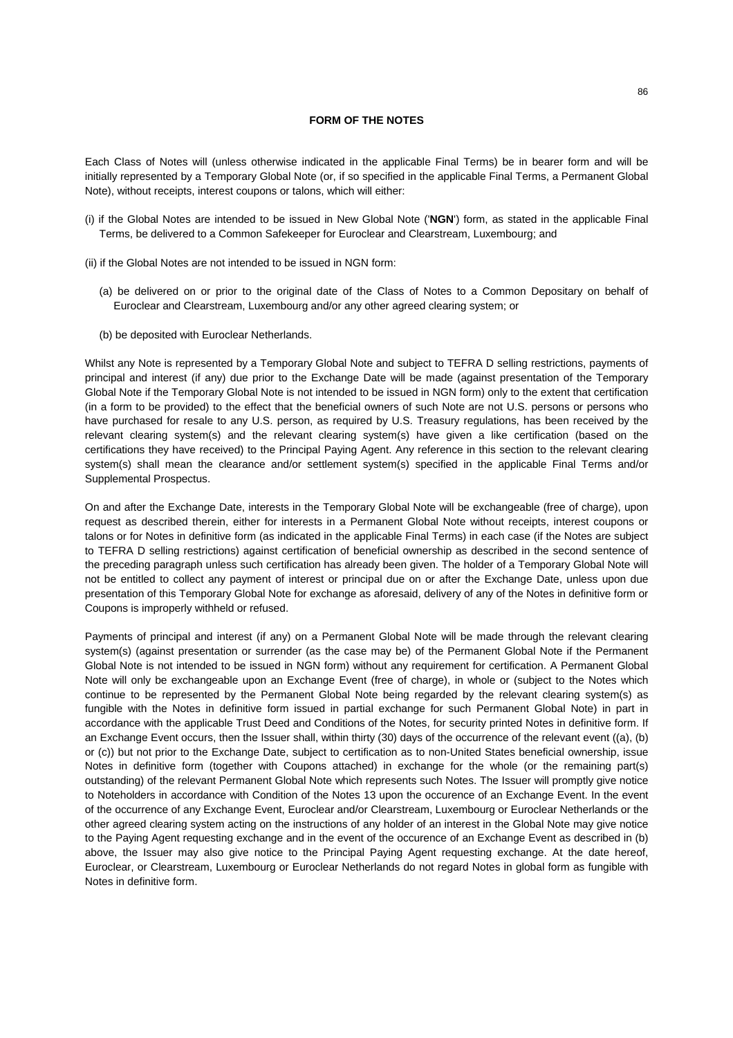## FORM OF THE NOTES

Each Class of Notes will (unless otherwise indicated in the applicable Final Terms) be in bearer form and will be initially represented by a Temporary Global Note (or, if so specified in the applicable Final Terms, a Permanent Global Note), without receipts, interest coupons or talons, which will either:

(i) if the Global Notes are intended to be issued in New Global Note ('**NGN**') form, as stated in the applicable Final Terms, be delivered to a Common Safekeeper for Euroclear and Clearstream, Luxembourg; and

(ii) if the Global Notes are not intended to be issued in NGN form:

(a) be delivered on or prior to the original date of the Class of Notes to a Common Depositary on behalf of Euroclear and Clearstream, Luxembourg and/or any other agreed clearing system; or

(b) be deposited with Euroclear Netherlands.

Whilst any Note is represented by a Temporary Global Note and subject to TEFRA D selling restrictions, payments of principal and interest (if any) due prior to the Exchange Date will be made (against presentation of the Temporary Global Note if the Temporary Global Note is not intended to be issued in NGN form) only to the extent that certification (in a form to be provided) to the effect that the beneficial owners of such Note are not U.S. persons or persons who have purchased for resale to any U.S. person, as required by U.S. Treasury regulations, has been received by the relevant clearing system(s) and the relevant clearing system(s) have given a like certification (based on the certifications they have received) to the Principal Paying Agent. Any reference in this section to the relevant clearing system(s) shall mean the clearance and/or settlement system(s) specified in the applicable Final Terms and/or Supplemental Prospectus.

On and after the Exchange Date, interests in the Temporary Global Note will be exchangeable (free of charge), upon request as described therein, either for interests in a Permanent Global Note without receipts, interest coupons or talons or for Notes in definitive form (as indicated in the applicable Final Terms) in each case (if the Notes are subject to TEFRA D selling restrictions) against certification of beneficial ownership as described in the second sentence of the preceding paragraph unless such certification has already been given. The holder of a Temporary Global Note will not be entitled to collect any payment of interest or principal due on or after the Exchange Date, unless upon due presentation of this Temporary Global Note for exchange as aforesaid, delivery of any of the Notes in definitive form or Coupons is improperly withheld or refused.

Payments of principal and interest (if any) on a Permanent Global Note will be made through the relevant clearing system(s) (against presentation or surrender (as the case may be) of the Permanent Global Note if the Permanent Global Note is not intended to be issued in NGN form) without any requirement for certification. A Permanent Global Note will only be exchangeable upon an Exchange Event (free of charge), in whole or (subject to the Notes which continue to be represented by the Permanent Global Note being regarded by the relevant clearing system(s) as fungible with the Notes in definitive form issued in partial exchange for such Permanent Global Note) in part in accordance with the applicable Trust Deed and Conditions of the Notes, for security printed Notes in definitive form. If an Exchange Event occurs, then the Issuer shall, within thirty (30) days of the occurrence of the relevant event ((a), (b) or (c)) but not prior to the Exchange Date, subject to certification as to non-United States beneficial ownership, issue Notes in definitive form (together with Coupons attached) in exchange for the whole (or the remaining part(s) outstanding) of the relevant Permanent Global Note which represents such Notes. The Issuer will promptly give notice to Noteholders in accordance with Condition of the Notes 13 upon the occurence of an Exchange Event. In the event of the occurrence of any Exchange Event, Euroclear and/or Clearstream, Luxembourg or Euroclear Netherlands or the other agreed clearing system acting on the instructions of any holder of an interest in the Global Note may give notice to the Paying Agent requesting exchange and in the event of the occurence of an Exchange Event as described in (b) above, the Issuer may also give notice to the Principal Paying Agent requesting exchange. At the date hereof, Euroclear, or Clearstream, Luxembourg or Euroclear Netherlands do not regard Notes in global form as fungible with Notes in definitive form.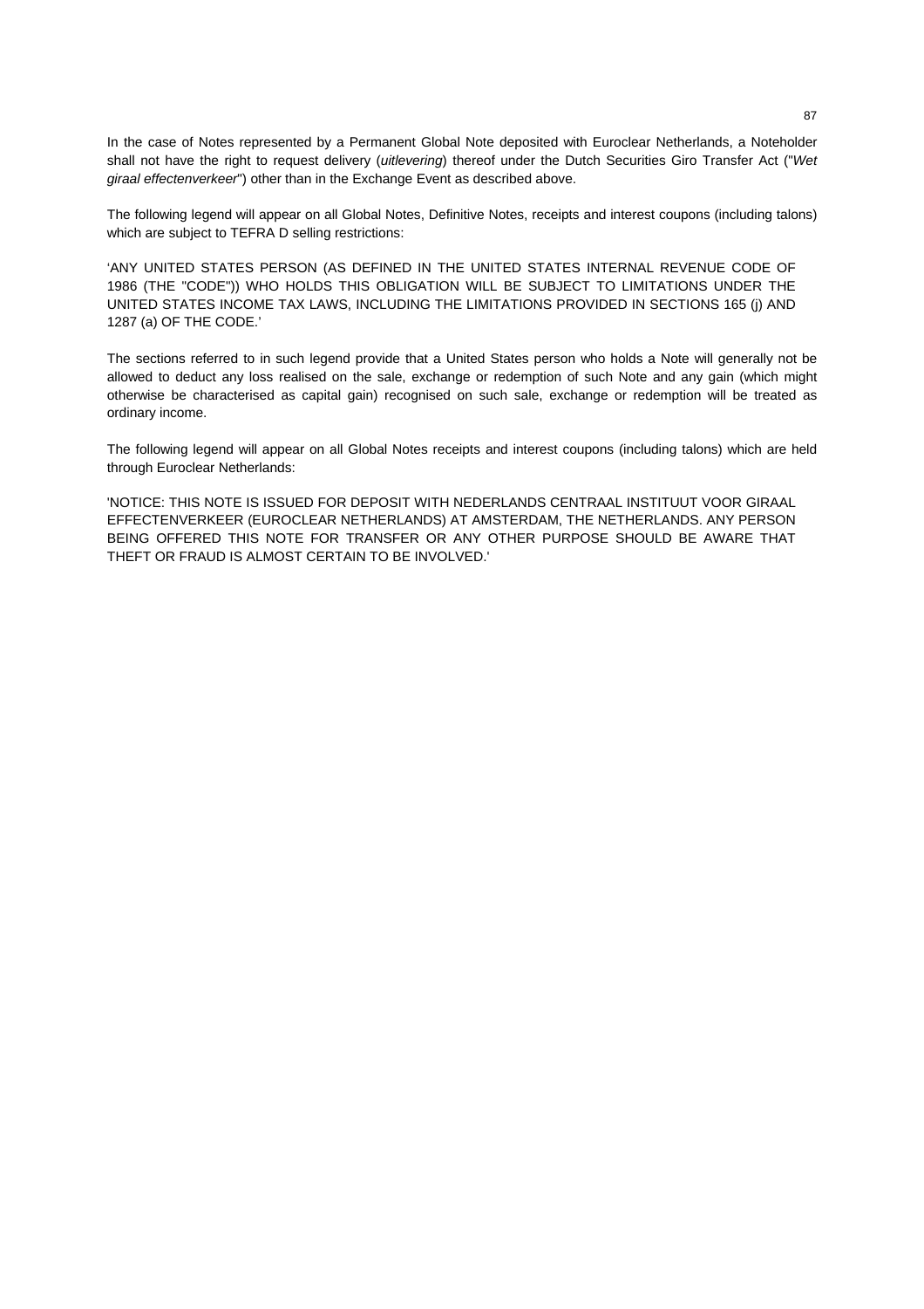In the case of Notes represented by a Permanent Global Note deposited with Euroclear Netherlands, a Noteholder shall not have the right to request delivery (*uitlevering*) thereof under the Dutch Securities Giro Transfer Act ("*Wet giraal effectenverkeer*") other than in the Exchange Event as described above.

The following legend will appear on all Global Notes, Definitive Notes, receipts and interest coupons (including talons) which are subject to TEFRA D selling restrictions:

'ANY UNITED STATES PERSON (AS DEFINED IN THE UNITED STATES INTERNAL REVENUE CODE OF 1986 (THE "CODE")) WHO HOLDS THIS OBLIGATION WILL BE SUBJECT TO LIMITATIONS UNDER THE UNITED STATES INCOME TAX LAWS, INCLUDING THE LIMITATIONS PROVIDED IN SECTIONS 165 (j) AND 1287 (a) OF THE CODE.'

The sections referred to in such legend provide that a United States person who holds a Note will generally not be allowed to deduct any loss realised on the sale, exchange or redemption of such Note and any gain (which might otherwise be characterised as capital gain) recognised on such sale, exchange or redemption will be treated as ordinary income.

The following legend will appear on all Global Notes receipts and interest coupons (including talons) which are held through Euroclear Netherlands:

'NOTICE: THIS NOTE IS ISSUED FOR DEPOSIT WITH NEDERLANDS CENTRAAL INSTITUUT VOOR GIRAAL EFFECTENVERKEER (EUROCLEAR NETHERLANDS) AT AMSTERDAM, THE NETHERLANDS. ANY PERSON BEING OFFERED THIS NOTE FOR TRANSFER OR ANY OTHER PURPOSE SHOULD BE AWARE THAT THEFT OR FRAUD IS ALMOST CERTAIN TO BE INVOLVED.'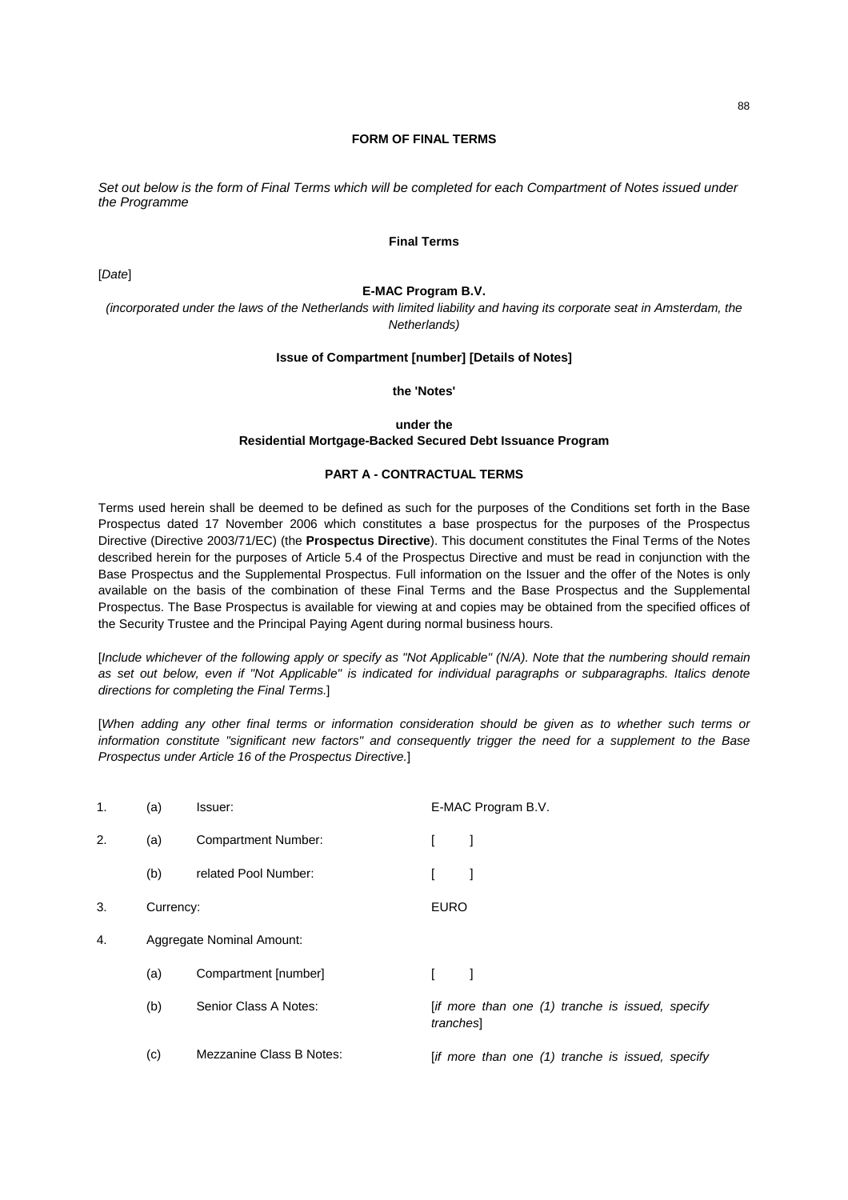## FORM OF FINAL TERMS

*Set out below is the form of Final Terms which will be completed for each Compartment of Notes issued under the Programme*

**Final Terms**

[*Date*]

**E-MAC Program B.V.**

*(incorporated under the laws of the Netherlands with limited liability and having its corporate seat in Amsterdam, the Netherlands)*

**Issue of Compartment [number] [Details of Notes]**

**the 'Notes'**

**under the**
**Residential Mortgage-Backed Secured Debt Issuance Program**

**PART A - CONTRACTUAL TERMS**

Terms used herein shall be deemed to be defined as such for the purposes of the Conditions set forth in the Base Prospectus dated 17 November 2006 which constitutes a base prospectus for the purposes of the Prospectus Directive (Directive 2003/71/EC) (the **Prospectus Directive**). This document constitutes the Final Terms of the Notes described herein for the purposes of Article 5.4 of the Prospectus Directive and must be read in conjunction with the Base Prospectus and the Supplemental Prospectus. Full information on the Issuer and the offer of the Notes is only available on the basis of the combination of these Final Terms and the Base Prospectus and the Supplemental Prospectus. The Base Prospectus is available for viewing at and copies may be obtained from the specified offices of the Security Trustee and the Principal Paying Agent during normal business hours.

[*Include whichever of the following apply or specify as "Not Applicable" (N/A). Note that the numbering should remain as set out below, even if "Not Applicable" is indicated for individual paragraphs or subparagraphs. Italics denote directions for completing the Final Terms.*]

[*When adding any other final terms or information consideration should be given as to whether such terms or information constitute "significant new factors" and consequently trigger the need for a supplement to the Base Prospectus under Article 16 of the Prospectus Directive.*]

| | | | |
|---|---|---|---|
| 1. | (a) | Issuer: | E-MAC Program B.V. |
| 2. | (a) | Compartment Number: | [ ] |
| | (b) | related Pool Number: | [ ] |
| 3. | Currency: | | EURO |
| 4. | Aggregate Nominal Amount: | | |
| | (a) | Compartment [number] | [ ] |
| | (b) | Senior Class A Notes: | [*if more than one (1) tranche is issued, specify tranches*] |
| | (c) | Mezzanine Class B Notes: | [*if more than one (1) tranche is issued, specify* |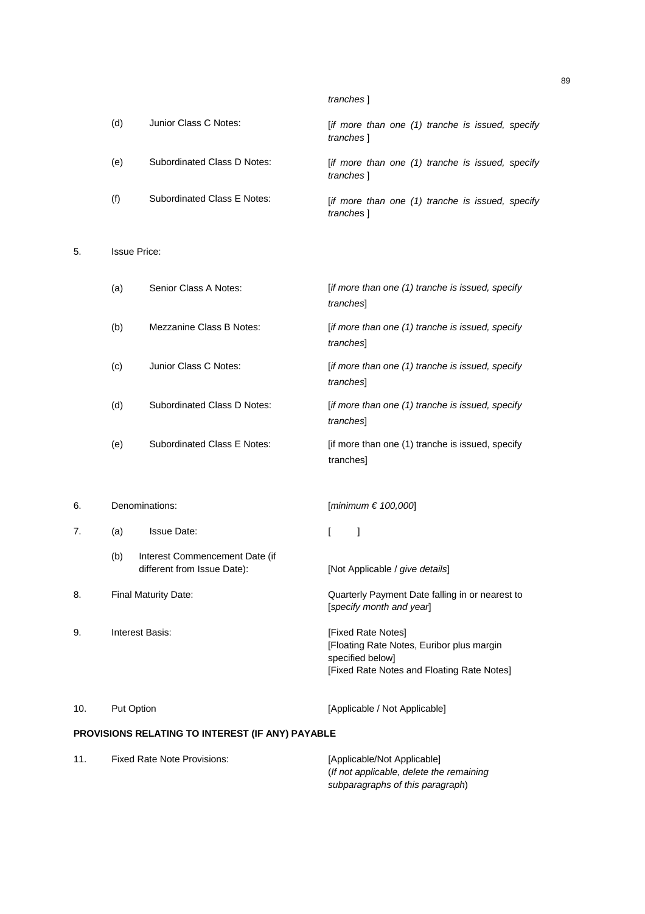*tranches* ]

| | | |
|---|---|---|
| (d) | Junior Class C Notes: | [*if more than one (1) tranche is issued, specify tranches* ] |
| (e) | Subordinated Class D Notes: | [*if more than one (1) tranche is issued, specify tranches* ] |
| (f) | Subordinated Class E Notes: | [*if more than one (1) tranche is issued, specify tranches* ] |

5. Issue Price:

| | | |
|---|---|---|
| (a) | Senior Class A Notes: | [*if more than one (1) tranche is issued, specify tranches*] |
| (b) | Mezzanine Class B Notes: | [*if more than one (1) tranche is issued, specify tranches*] |
| (c) | Junior Class C Notes: | [*if more than one (1) tranche is issued, specify tranches*] |
| (d) | Subordinated Class D Notes: | [*if more than one (1) tranche is issued, specify tranches*] |
| (e) | Subordinated Class E Notes: | [if more than one (1) tranche is issued, specify tranches] |

6. Denominations: [*minimum € 100,000*]

7. (a) Issue Date: [ ]

   (b) Interest Commencement Date (if different from Issue Date): [Not Applicable / *give details*]

8. Final Maturity Date: Quarterly Payment Date falling in or nearest to [*specify month and year*]

9. Interest Basis: [Fixed Rate Notes]
   [Floating Rate Notes, Euribor plus margin specified below]
   [Fixed Rate Notes and Floating Rate Notes]

10. Put Option [Applicable / Not Applicable]

**PROVISIONS RELATING TO INTEREST (IF ANY) PAYABLE**

11. Fixed Rate Note Provisions: [Applicable/Not Applicable]
    (*If not applicable, delete the remaining subparagraphs of this paragraph*)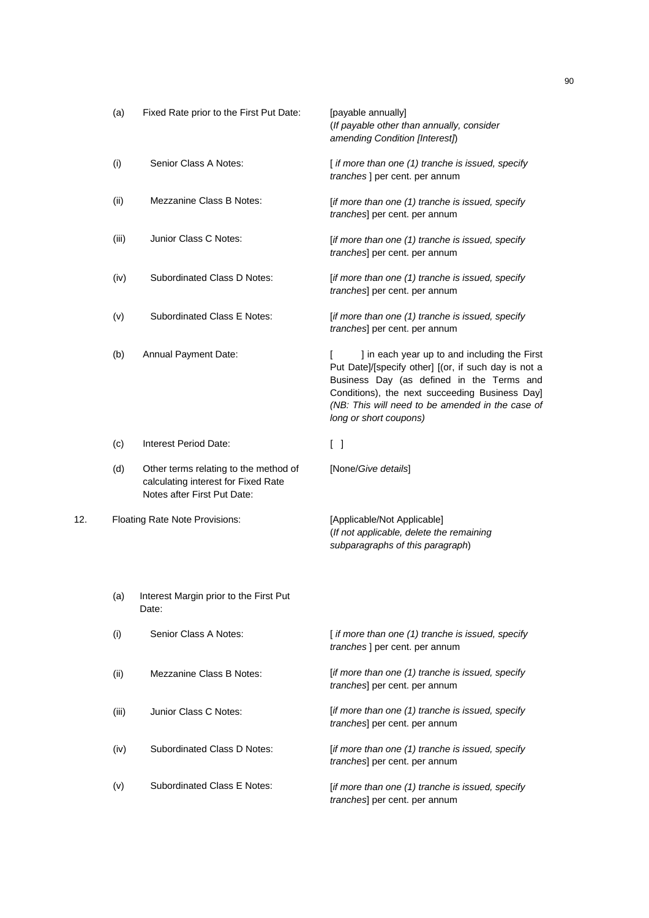| | | |
|---|---|---|
| (a) | Fixed Rate prior to the First Put Date: | [payable annually] (*If payable other than annually, consider amending Condition [Interest]*) |
| (i) | Senior Class A Notes: | [ *if more than one (1) tranche is issued, specify tranches* ] per cent. per annum |
| (ii) | Mezzanine Class B Notes: | [*if more than one (1) tranche is issued, specify tranches*] per cent. per annum |
| (iii) | Junior Class C Notes: | [*if more than one (1) tranche is issued, specify tranches*] per cent. per annum |
| (iv) | Subordinated Class D Notes: | [*if more than one (1) tranche is issued, specify tranches*] per cent. per annum |
| (v) | Subordinated Class E Notes: | [*if more than one (1) tranche is issued, specify tranches*] per cent. per annum |
| (b) | Annual Payment Date: | [ ] in each year up to and including the First Put Date]/[specify other] [(or, if such day is not a Business Day (as defined in the Terms and Conditions), the next succeeding Business Day] *(NB: This will need to be amended in the case of long or short coupons)* |
| (c) | Interest Period Date: | [ ] |
| (d) | Other terms relating to the method of calculating interest for Fixed Rate Notes after First Put Date: | [None/*Give details*] |

12. Floating Rate Note Provisions: [Applicable/Not Applicable] (*If not applicable, delete the remaining subparagraphs of this paragraph*)

| | | |
|---|---|---|
| (a) | Interest Margin prior to the First Put Date: | |
| (i) | Senior Class A Notes: | [ *if more than one (1) tranche is issued, specify tranches* ] per cent. per annum |
| (ii) | Mezzanine Class B Notes: | [*if more than one (1) tranche is issued, specify tranches*] per cent. per annum |
| (iii) | Junior Class C Notes: | [*if more than one (1) tranche is issued, specify tranches*] per cent. per annum |
| (iv) | Subordinated Class D Notes: | [*if more than one (1) tranche is issued, specify tranches*] per cent. per annum |
| (v) | Subordinated Class E Notes: | [*if more than one (1) tranche is issued, specify tranches*] per cent. per annum |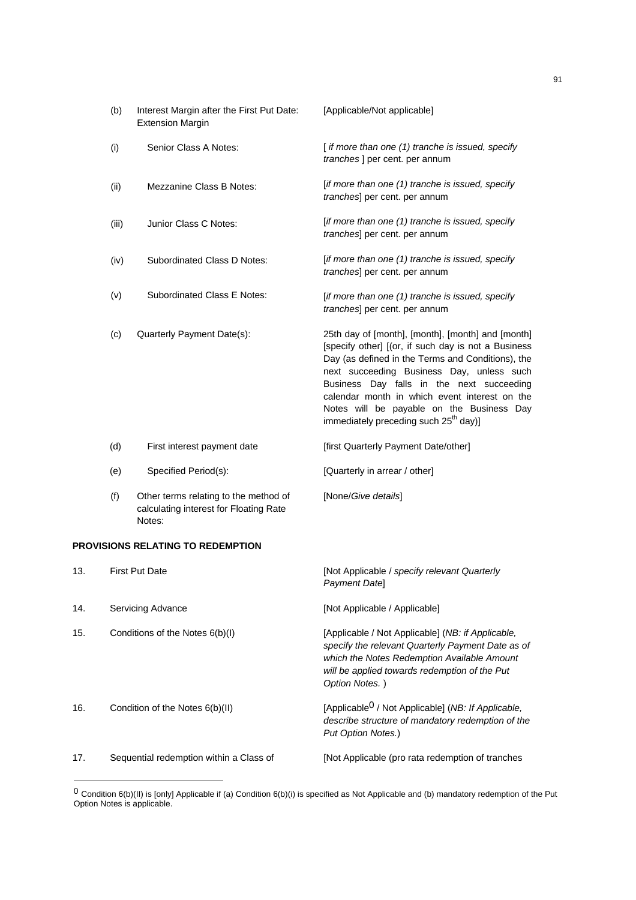| | | |
|---|---|---|
| (b) | Interest Margin after the First Put Date: Extension Margin | [Applicable/Not applicable] |
| (i) | Senior Class A Notes: | [ *if more than one (1) tranche is issued, specify tranches* ] per cent. per annum |
| (ii) | Mezzanine Class B Notes: | [*if more than one (1) tranche is issued, specify tranches*] per cent. per annum |
| (iii) | Junior Class C Notes: | [*if more than one (1) tranche is issued, specify tranches*] per cent. per annum |
| (iv) | Subordinated Class D Notes: | [*if more than one (1) tranche is issued, specify tranches*] per cent. per annum |
| (v) | Subordinated Class E Notes: | [*if more than one (1) tranche is issued, specify tranches*] per cent. per annum |
| (c) | Quarterly Payment Date(s): | 25th day of [month], [month], [month] and [month] [specify other] [(or, if such day is not a Business Day (as defined in the Terms and Conditions), the next succeeding Business Day, unless such Business Day falls in the next succeeding calendar month in which event interest on the Notes will be payable on the Business Day immediately preceding such 25th day)] |
| (d) | First interest payment date | [first Quarterly Payment Date/other] |
| (e) | Specified Period(s): | [Quarterly in arrear / other] |
| (f) | Other terms relating to the method of calculating interest for Floating Rate Notes: | [None/*Give details*] |

**PROVISIONS RELATING TO REDEMPTION**

| | | |
|---|---|---|
| 13. | First Put Date | [Not Applicable / *specify relevant Quarterly Payment Date*] |
| 14. | Servicing Advance | [Not Applicable / Applicable] |
| 15. | Conditions of the Notes 6(b)(I) | [Applicable / Not Applicable] (*NB: if Applicable, specify the relevant Quarterly Payment Date as of which the Notes Redemption Available Amount will be applied towards redemption of the Put Option Notes.* ) |
| 16. | Condition of the Notes 6(b)(II) | [Applicable[0] / Not Applicable] (*NB: If Applicable, describe structure of mandatory redemption of the Put Option Notes.*) |
| 17. | Sequential redemption within a Class of | [Not Applicable (pro rata redemption of tranches |

[0] Condition 6(b)(II) is [only] Applicable if (a) Condition 6(b)(i) is specified as Not Applicable and (b) mandatory redemption of the Put Option Notes is applicable.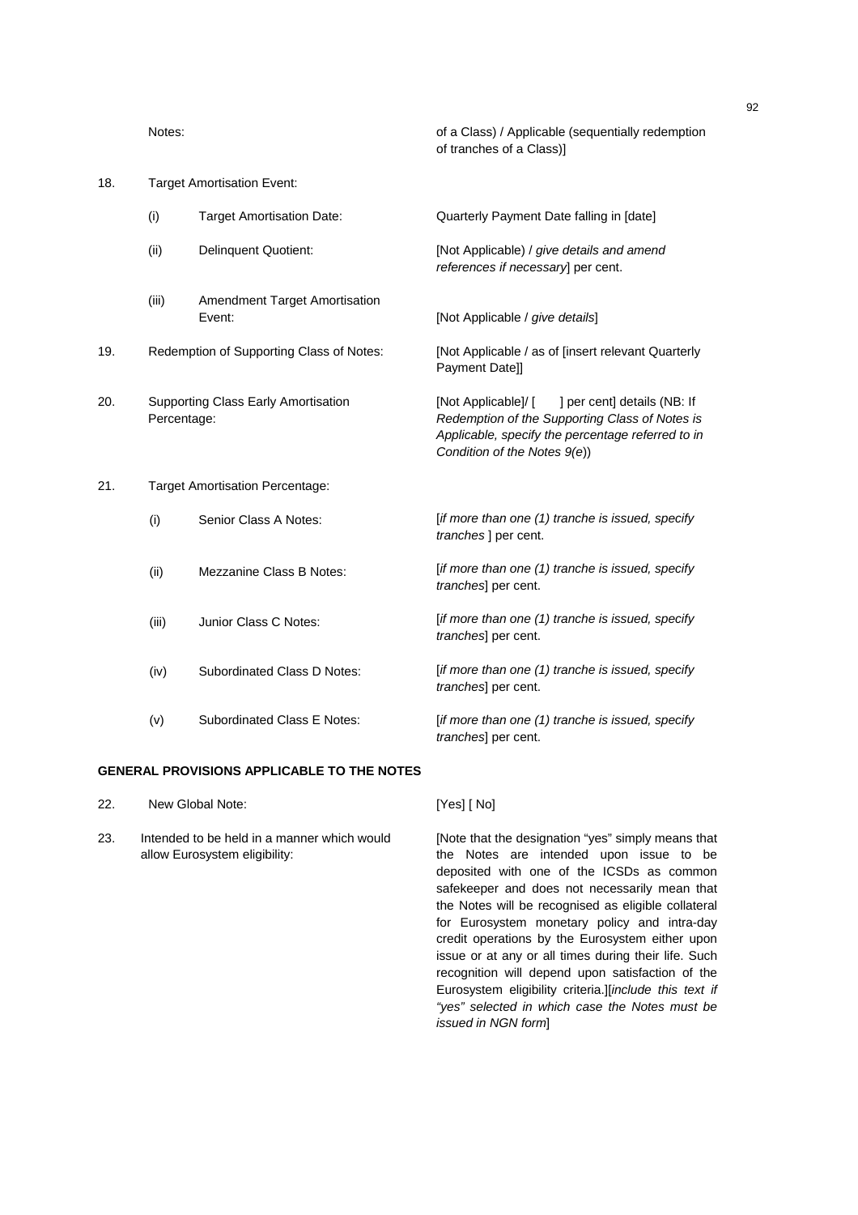| | | | |
|---|---|---|---|
| | Notes: | | of a Class) / Applicable (sequentially redemption of tranches of a Class)] |
| 18. | Target Amortisation Event: | | |
| | (i) | Target Amortisation Date: | Quarterly Payment Date falling in [date] |
| | (ii) | Delinquent Quotient: | [Not Applicable) / *give details and amend references if necessary*] per cent. |
| | (iii) | Amendment Target Amortisation Event: | [Not Applicable / *give details*] |
| 19. | Redemption of Supporting Class of Notes: | | [Not Applicable / as of [insert relevant Quarterly Payment Date]] |
| 20. | Supporting Class Early Amortisation Percentage: | | [Not Applicable]/ [ ] per cent] details (NB: If *Redemption of the Supporting Class of Notes is Applicable, specify the percentage referred to in Condition of the Notes 9(e)*) |
| 21. | Target Amortisation Percentage: | | |
| | (i) | Senior Class A Notes: | [*if more than one (1) tranche is issued, specify tranches* ] per cent. |
| | (ii) | Mezzanine Class B Notes: | [*if more than one (1) tranche is issued, specify tranches*] per cent. |
| | (iii) | Junior Class C Notes: | [*if more than one (1) tranche is issued, specify tranches*] per cent. |
| | (iv) | Subordinated Class D Notes: | [*if more than one (1) tranche is issued, specify tranches*] per cent. |
| | (v) | Subordinated Class E Notes: | [*if more than one (1) tranche is issued, specify tranches*] per cent. |

**GENERAL PROVISIONS APPLICABLE TO THE NOTES**

| | | |
|---|---|---|
| 22. | New Global Note: | [Yes] [ No] |
| 23. | Intended to be held in a manner which would allow Eurosystem eligibility: | [Note that the designation "yes" simply means that the Notes are intended upon issue to be deposited with one of the ICSDs as common safekeeper and does not necessarily mean that the Notes will be recognised as eligible collateral for Eurosystem monetary policy and intra-day credit operations by the Eurosystem either upon issue or at any or all times during their life. Such recognition will depend upon satisfaction of the Eurosystem eligibility criteria.][*include this text if "yes" selected in which case the Notes must be issued in NGN form*] |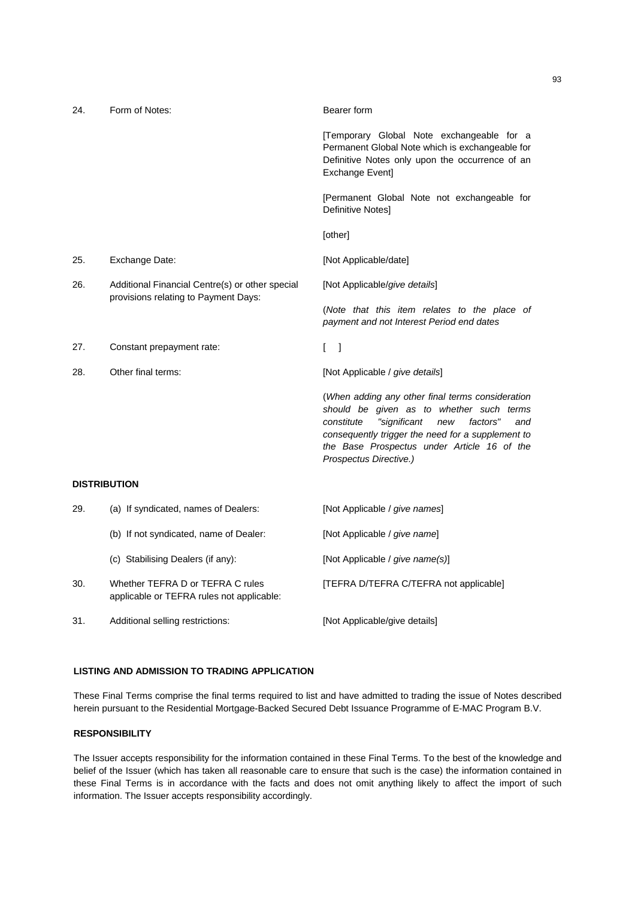| | | |
|---|---|---|
| 24. | Form of Notes: | Bearer form<br><br>[Temporary Global Note exchangeable for a Permanent Global Note which is exchangeable for Definitive Notes only upon the occurrence of an Exchange Event]<br><br>[Permanent Global Note not exchangeable for Definitive Notes]<br><br>[other] |
| 25. | Exchange Date: | [Not Applicable/date] |
| 26. | Additional Financial Centre(s) or other special provisions relating to Payment Days: | [Not Applicable/*give details*]<br><br>(*Note that this item relates to the place of payment and not Interest Period end dates* |
| 27. | Constant prepayment rate: | [ ] |
| 28. | Other final terms: | [Not Applicable / *give details*]<br><br>(*When adding any other final terms consideration should be given as to whether such terms constitute "significant new factors" and consequently trigger the need for a supplement to the Base Prospectus under Article 16 of the Prospectus Directive.)* |

**DISTRIBUTION**

| | | |
|---|---|---|
| 29. | (a) If syndicated, names of Dealers: | [Not Applicable / *give names*] |
| | (b) If not syndicated, name of Dealer: | [Not Applicable / *give name*] |
| | (c) Stabilising Dealers (if any): | [Not Applicable / *give name(s)*] |
| 30. | Whether TEFRA D or TEFRA C rules applicable or TEFRA rules not applicable: | [TEFRA D/TEFRA C/TEFRA not applicable] |
| 31. | Additional selling restrictions: | [Not Applicable/give details] |

**LISTING AND ADMISSION TO TRADING APPLICATION**

These Final Terms comprise the final terms required to list and have admitted to trading the issue of Notes described herein pursuant to the Residential Mortgage-Backed Secured Debt Issuance Programme of E-MAC Program B.V.

**RESPONSIBILITY**

The Issuer accepts responsibility for the information contained in these Final Terms. To the best of the knowledge and belief of the Issuer (which has taken all reasonable care to ensure that such is the case) the information contained in these Final Terms is in accordance with the facts and does not omit anything likely to affect the import of such information. The Issuer accepts responsibility accordingly.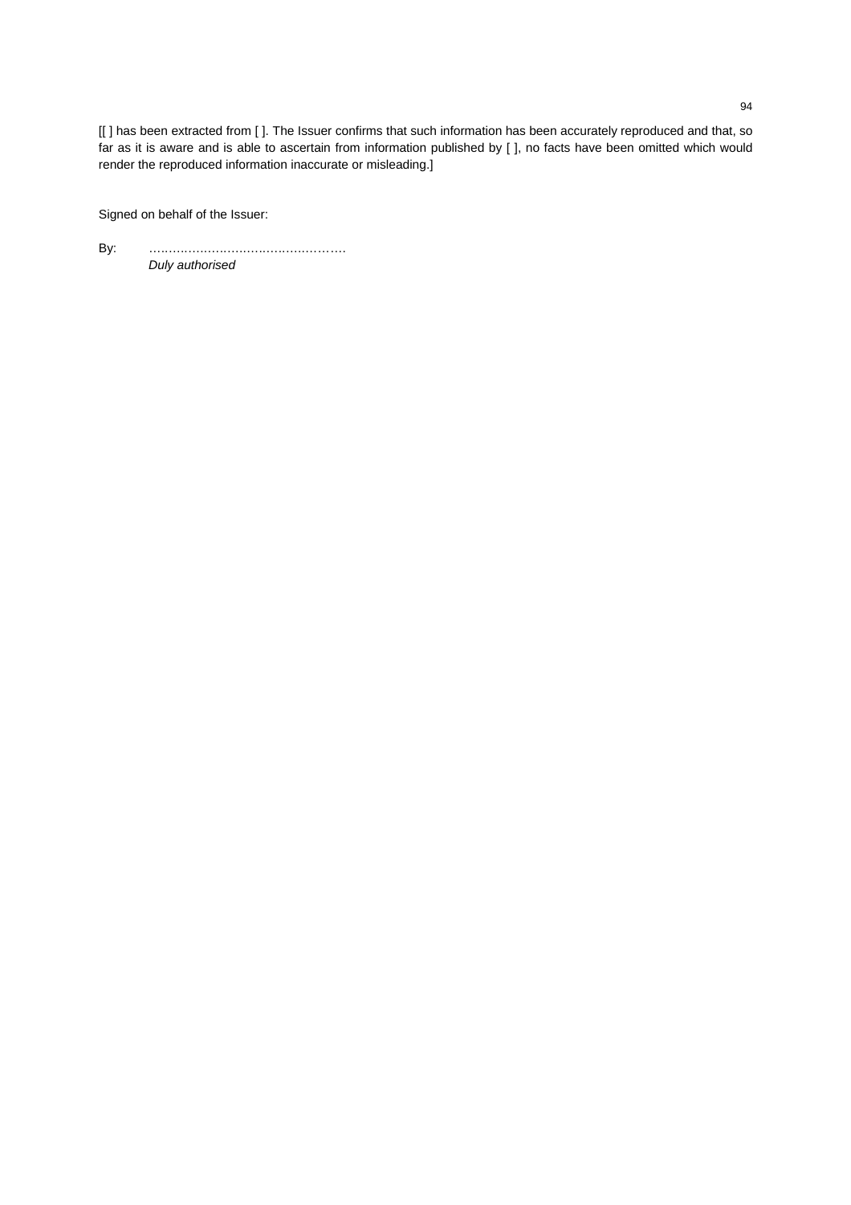[[ ] has been extracted from [ ]. The Issuer confirms that such information has been accurately reproduced and that, so far as it is aware and is able to ascertain from information published by [ ], no facts have been omitted which would render the reproduced information inaccurate or misleading.]

Signed on behalf of the Issuer:

By: ………………………………………….
*Duly authorised*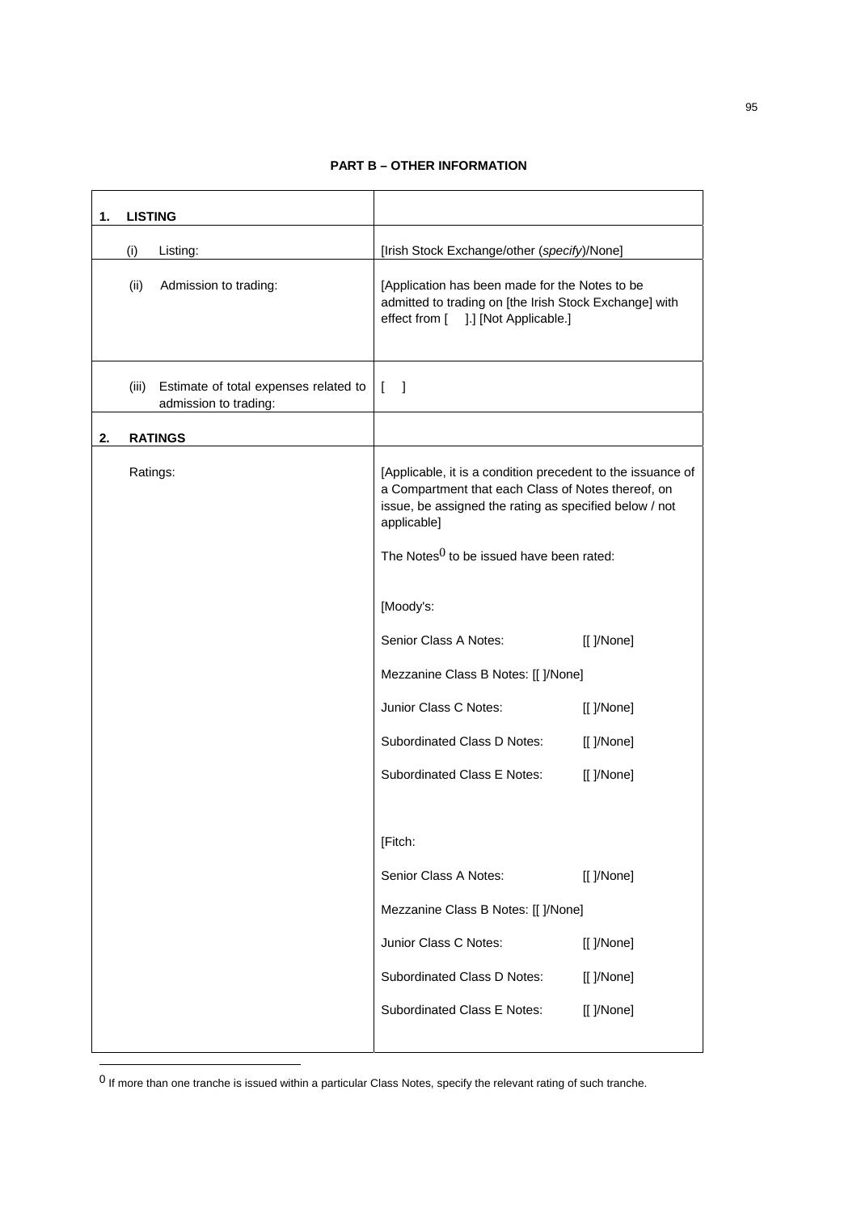## PART B – OTHER INFORMATION

| **1. LISTING** | |
|---|---|
| (i) Listing: | [Irish Stock Exchange/other (*specify*)/None] |
| (ii) Admission to trading: | [Application has been made for the Notes to be admitted to trading on [the Irish Stock Exchange] with effect from [ ].] [Not Applicable.] |
| (iii) Estimate of total expenses related to admission to trading: | [ ] |
| **2. RATINGS** | |
| Ratings: | [Applicable, it is a condition precedent to the issuance of a Compartment that each Class of Notes thereof, on issue, be assigned the rating as specified below / not applicable]<br><br>The Notes[0] to be issued have been rated:<br><br>[Moody's:<br><br>Senior Class A Notes: [[ ]/None]<br><br>Mezzanine Class B Notes: [[ ]/None]<br><br>Junior Class C Notes: [[ ]/None]<br><br>Subordinated Class D Notes: [[ ]/None]<br><br>Subordinated Class E Notes: [[ ]/None]<br><br>[Fitch:<br><br>Senior Class A Notes: [[ ]/None]<br><br>Mezzanine Class B Notes: [[ ]/None]<br><br>Junior Class C Notes: [[ ]/None]<br><br>Subordinated Class D Notes: [[ ]/None]<br><br>Subordinated Class E Notes: [[ ]/None] |

[0] If more than one tranche is issued within a particular Class Notes, specify the relevant rating of such tranche.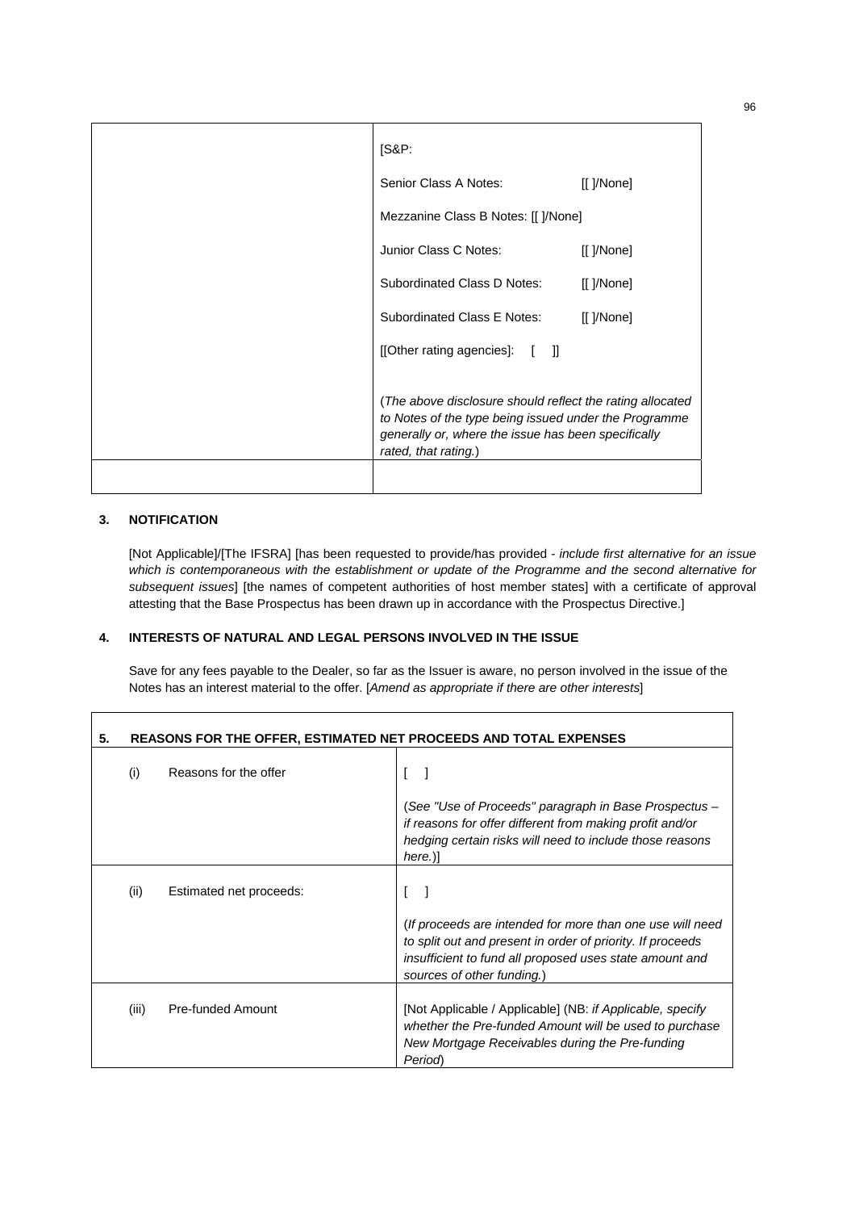| | [S&P:<br><br>Senior Class A Notes: [[ ]/None]<br><br>Mezzanine Class B Notes: [[ ]/None]<br><br>Junior Class C Notes: [[ ]/None]<br><br>Subordinated Class D Notes: [[ ]/None]<br><br>Subordinated Class E Notes: [[ ]/None]<br><br>[[Other rating agencies]: [ ]]<br><br>(*The above disclosure should reflect the rating allocated to Notes of the type being issued under the Programme generally or, where the issue has been specifically rated, that rating.*) |
|---|---|
| | |

**3. NOTIFICATION**

[Not Applicable]/[The IFSRA] [has been requested to provide/has provided - *include first alternative for an issue which is contemporaneous with the establishment or update of the Programme and the second alternative for subsequent issues*] [the names of competent authorities of host member states] with a certificate of approval attesting that the Base Prospectus has been drawn up in accordance with the Prospectus Directive.]

**4. INTERESTS OF NATURAL AND LEGAL PERSONS INVOLVED IN THE ISSUE**

Save for any fees payable to the Dealer, so far as the Issuer is aware, no person involved in the issue of the Notes has an interest material to the offer. [*Amend as appropriate if there are other interests*]

| **5. REASONS FOR THE OFFER, ESTIMATED NET PROCEEDS AND TOTAL EXPENSES** | |
|---|---|
| (i) Reasons for the offer | [ ]<br><br>(*See "Use of Proceeds" paragraph in Base Prospectus – if reasons for offer different from making profit and/or hedging certain risks will need to include those reasons here.*)] |
| (ii) Estimated net proceeds: | [ ]<br><br>(*If proceeds are intended for more than one use will need to split out and present in order of priority. If proceeds insufficient to fund all proposed uses state amount and sources of other funding.*) |
| (iii) Pre-funded Amount | [Not Applicable / Applicable] (NB: *if Applicable, specify whether the Pre-funded Amount will be used to purchase New Mortgage Receivables during the Pre-funding Period*) |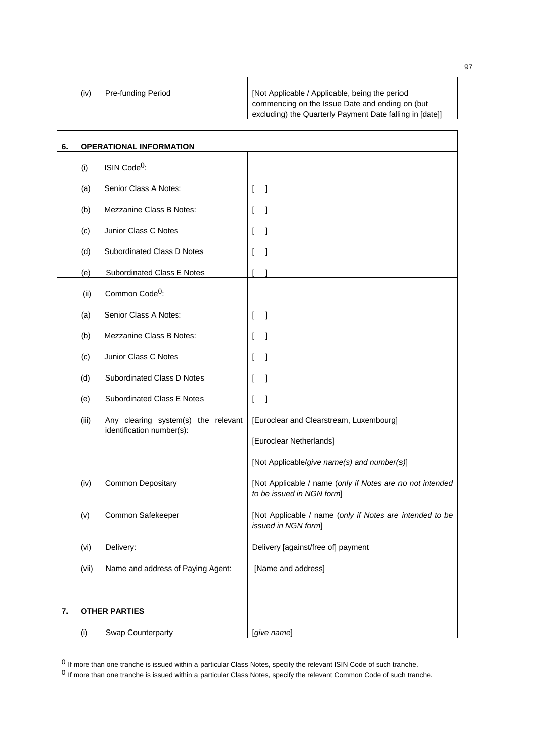| | | |
|---|---|---|
| (iv) | Pre-funding Period | [Not Applicable / Applicable, being the period commencing on the Issue Date and ending on (but excluding) the Quarterly Payment Date falling in [date]] |

| | | |
|---|---|---|
| **6.** | **OPERATIONAL INFORMATION** | |
| (i) | ISIN Code[0]: | |
| (a) | Senior Class A Notes: | [ ] |
| (b) | Mezzanine Class B Notes: | [ ] |
| (c) | Junior Class C Notes | [ ] |
| (d) | Subordinated Class D Notes | [ ] |
| (e) | Subordinated Class E Notes | [ ] |
| (ii) | Common Code[0]: | |
| (a) | Senior Class A Notes: | [ ] |
| (b) | Mezzanine Class B Notes: | [ ] |
| (c) | Junior Class C Notes | [ ] |
| (d) | Subordinated Class D Notes | [ ] |
| (e) | Subordinated Class E Notes | [ ] |
| (iii) | Any clearing system(s) the relevant identification number(s): | [Euroclear and Clearstream, Luxembourg]<br><br>[Euroclear Netherlands]<br><br>[Not Applicable/*give name(s) and number(s)*] |
| (iv) | Common Depositary | [Not Applicable / name (*only if Notes are no not intended to be issued in NGN form*] |
| (v) | Common Safekeeper | [Not Applicable / name (*only if Notes are intended to be issued in NGN form*] |
| (vi) | Delivery: | Delivery [against/free of] payment |
| (vii) | Name and address of Paying Agent: | [Name and address] |
| | | |
| **7.** | **OTHER PARTIES** | |
| (i) | Swap Counterparty | [*give name*] |

[0] If more than one tranche is issued within a particular Class Notes, specify the relevant ISIN Code of such tranche.

[0] If more than one tranche is issued within a particular Class Notes, specify the relevant Common Code of such tranche.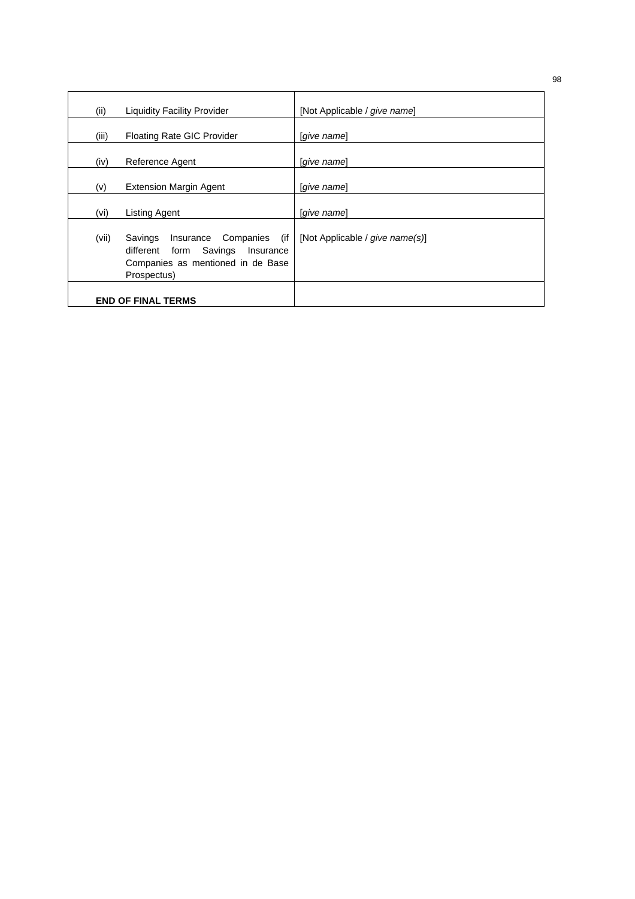| | |
|---|---|
| (ii) Liquidity Facility Provider | [Not Applicable / *give name*] |
| (iii) Floating Rate GIC Provider | [*give name*] |
| (iv) Reference Agent | [*give name*] |
| (v) Extension Margin Agent | [*give name*] |
| (vi) Listing Agent | [*give name*] |
| (vii) Savings Insurance Companies (if different form Savings Insurance Companies as mentioned in de Base Prospectus) | [Not Applicable / *give name(s)*] |
| **END OF FINAL TERMS** | |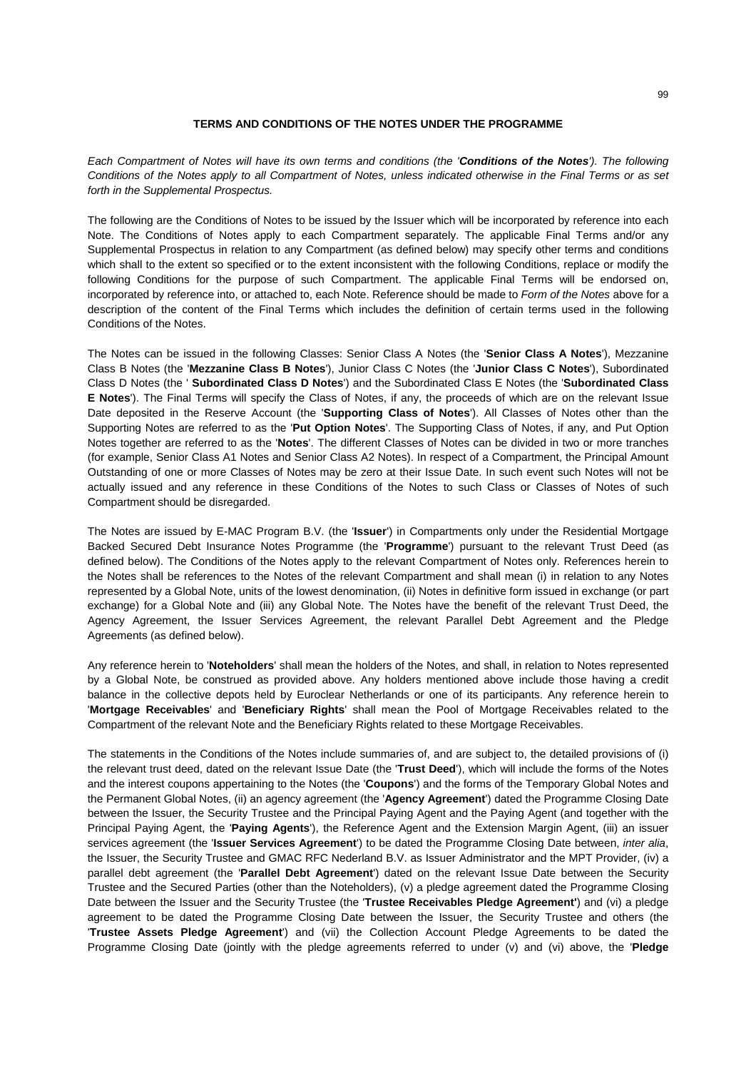## TERMS AND CONDITIONS OF THE NOTES UNDER THE PROGRAMME

*Each Compartment of Notes will have its own terms and conditions (the '**Conditions of the Notes**'). The following Conditions of the Notes apply to all Compartment of Notes, unless indicated otherwise in the Final Terms or as set forth in the Supplemental Prospectus.*

The following are the Conditions of Notes to be issued by the Issuer which will be incorporated by reference into each Note. The Conditions of Notes apply to each Compartment separately. The applicable Final Terms and/or any Supplemental Prospectus in relation to any Compartment (as defined below) may specify other terms and conditions which shall to the extent so specified or to the extent inconsistent with the following Conditions, replace or modify the following Conditions for the purpose of such Compartment. The applicable Final Terms will be endorsed on, incorporated by reference into, or attached to, each Note. Reference should be made to *Form of the Notes* above for a description of the content of the Final Terms which includes the definition of certain terms used in the following Conditions of the Notes.

The Notes can be issued in the following Classes: Senior Class A Notes (the '**Senior Class A Notes**'), Mezzanine Class B Notes (the '**Mezzanine Class B Notes**'), Junior Class C Notes (the '**Junior Class C Notes**'), Subordinated Class D Notes (the ' **Subordinated Class D Notes**') and the Subordinated Class E Notes (the '**Subordinated Class E Notes**'). The Final Terms will specify the Class of Notes, if any, the proceeds of which are on the relevant Issue Date deposited in the Reserve Account (the '**Supporting Class of Notes**'). All Classes of Notes other than the Supporting Notes are referred to as the '**Put Option Notes**'. The Supporting Class of Notes, if any, and Put Option Notes together are referred to as the '**Notes**'. The different Classes of Notes can be divided in two or more tranches (for example, Senior Class A1 Notes and Senior Class A2 Notes). In respect of a Compartment, the Principal Amount Outstanding of one or more Classes of Notes may be zero at their Issue Date. In such event such Notes will not be actually issued and any reference in these Conditions of the Notes to such Class or Classes of Notes of such Compartment should be disregarded.

The Notes are issued by E-MAC Program B.V. (the '**Issuer**') in Compartments only under the Residential Mortgage Backed Secured Debt Insurance Notes Programme (the '**Programme**') pursuant to the relevant Trust Deed (as defined below). The Conditions of the Notes apply to the relevant Compartment of Notes only. References herein to the Notes shall be references to the Notes of the relevant Compartment and shall mean (i) in relation to any Notes represented by a Global Note, units of the lowest denomination, (ii) Notes in definitive form issued in exchange (or part exchange) for a Global Note and (iii) any Global Note. The Notes have the benefit of the relevant Trust Deed, the Agency Agreement, the Issuer Services Agreement, the relevant Parallel Debt Agreement and the Pledge Agreements (as defined below).

Any reference herein to '**Noteholders**' shall mean the holders of the Notes, and shall, in relation to Notes represented by a Global Note, be construed as provided above. Any holders mentioned above include those having a credit balance in the collective depots held by Euroclear Netherlands or one of its participants. Any reference herein to '**Mortgage Receivables**' and '**Beneficiary Rights**' shall mean the Pool of Mortgage Receivables related to the Compartment of the relevant Note and the Beneficiary Rights related to these Mortgage Receivables.

The statements in the Conditions of the Notes include summaries of, and are subject to, the detailed provisions of (i) the relevant trust deed, dated on the relevant Issue Date (the '**Trust Deed**'), which will include the forms of the Notes and the interest coupons appertaining to the Notes (the '**Coupons**') and the forms of the Temporary Global Notes and the Permanent Global Notes, (ii) an agency agreement (the '**Agency Agreement**') dated the Programme Closing Date between the Issuer, the Security Trustee and the Principal Paying Agent and the Paying Agent (and together with the Principal Paying Agent, the '**Paying Agents**'), the Reference Agent and the Extension Margin Agent, (iii) an issuer services agreement (the '**Issuer Services Agreement**') to be dated the Programme Closing Date between, *inter alia*, the Issuer, the Security Trustee and GMAC RFC Nederland B.V. as Issuer Administrator and the MPT Provider, (iv) a parallel debt agreement (the '**Parallel Debt Agreement**') dated on the relevant Issue Date between the Security Trustee and the Secured Parties (other than the Noteholders), (v) a pledge agreement dated the Programme Closing Date between the Issuer and the Security Trustee (the '**Trustee Receivables Pledge Agreement'**) and (vi) a pledge agreement to be dated the Programme Closing Date between the Issuer, the Security Trustee and others (the '**Trustee Assets Pledge Agreement**') and (vii) the Collection Account Pledge Agreements to be dated the Programme Closing Date (jointly with the pledge agreements referred to under (v) and (vi) above, the '**Pledge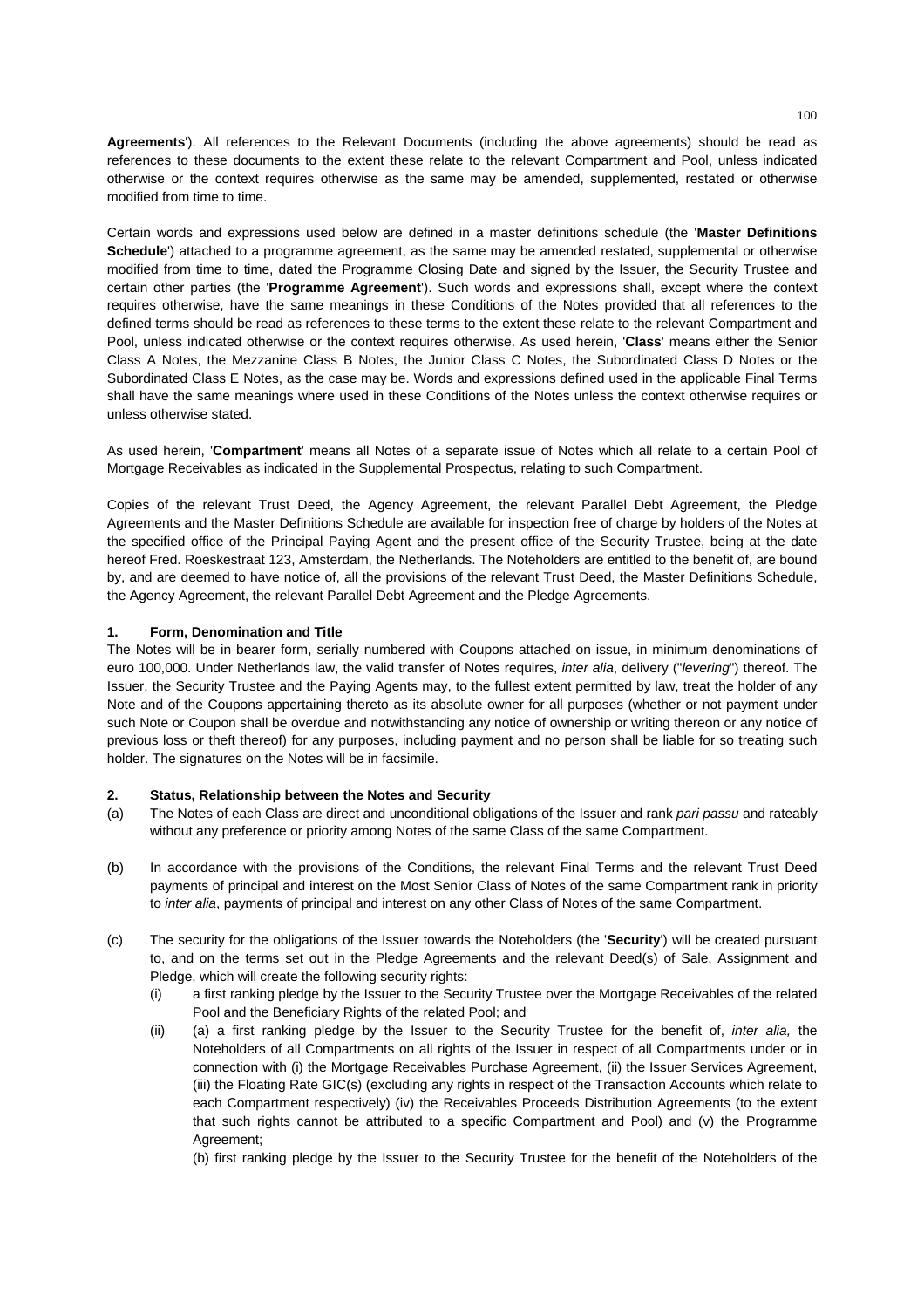**Agreements**'). All references to the Relevant Documents (including the above agreements) should be read as references to these documents to the extent these relate to the relevant Compartment and Pool, unless indicated otherwise or the context requires otherwise as the same may be amended, supplemented, restated or otherwise modified from time to time.

Certain words and expressions used below are defined in a master definitions schedule (the '**Master Definitions Schedule**') attached to a programme agreement, as the same may be amended restated, supplemental or otherwise modified from time to time, dated the Programme Closing Date and signed by the Issuer, the Security Trustee and certain other parties (the '**Programme Agreement**'). Such words and expressions shall, except where the context requires otherwise, have the same meanings in these Conditions of the Notes provided that all references to the defined terms should be read as references to these terms to the extent these relate to the relevant Compartment and Pool, unless indicated otherwise or the context requires otherwise. As used herein, '**Class**' means either the Senior Class A Notes, the Mezzanine Class B Notes, the Junior Class C Notes, the Subordinated Class D Notes or the Subordinated Class E Notes, as the case may be. Words and expressions defined used in the applicable Final Terms shall have the same meanings where used in these Conditions of the Notes unless the context otherwise requires or unless otherwise stated.

As used herein, '**Compartment**' means all Notes of a separate issue of Notes which all relate to a certain Pool of Mortgage Receivables as indicated in the Supplemental Prospectus, relating to such Compartment.

Copies of the relevant Trust Deed, the Agency Agreement, the relevant Parallel Debt Agreement, the Pledge Agreements and the Master Definitions Schedule are available for inspection free of charge by holders of the Notes at the specified office of the Principal Paying Agent and the present office of the Security Trustee, being at the date hereof Fred. Roeskestraat 123, Amsterdam, the Netherlands. The Noteholders are entitled to the benefit of, are bound by, and are deemed to have notice of, all the provisions of the relevant Trust Deed, the Master Definitions Schedule, the Agency Agreement, the relevant Parallel Debt Agreement and the Pledge Agreements.

**1. Form, Denomination and Title**

The Notes will be in bearer form, serially numbered with Coupons attached on issue, in minimum denominations of euro 100,000. Under Netherlands law, the valid transfer of Notes requires, *inter alia*, delivery ("*levering*") thereof. The Issuer, the Security Trustee and the Paying Agents may, to the fullest extent permitted by law, treat the holder of any Note and of the Coupons appertaining thereto as its absolute owner for all purposes (whether or not payment under such Note or Coupon shall be overdue and notwithstanding any notice of ownership or writing thereon or any notice of previous loss or theft thereof) for any purposes, including payment and no person shall be liable for so treating such holder. The signatures on the Notes will be in facsimile.

**2. Status, Relationship between the Notes and Security**

(a) The Notes of each Class are direct and unconditional obligations of the Issuer and rank *pari passu* and rateably without any preference or priority among Notes of the same Class of the same Compartment.

(b) In accordance with the provisions of the Conditions, the relevant Final Terms and the relevant Trust Deed payments of principal and interest on the Most Senior Class of Notes of the same Compartment rank in priority to *inter alia*, payments of principal and interest on any other Class of Notes of the same Compartment.

(c) The security for the obligations of the Issuer towards the Noteholders (the '**Security**') will be created pursuant to, and on the terms set out in the Pledge Agreements and the relevant Deed(s) of Sale, Assignment and Pledge, which will create the following security rights:

   (i) a first ranking pledge by the Issuer to the Security Trustee over the Mortgage Receivables of the related Pool and the Beneficiary Rights of the related Pool; and

   (ii) (a) a first ranking pledge by the Issuer to the Security Trustee for the benefit of, *inter alia,* the Noteholders of all Compartments on all rights of the Issuer in respect of all Compartments under or in connection with (i) the Mortgage Receivables Purchase Agreement, (ii) the Issuer Services Agreement, (iii) the Floating Rate GIC(s) (excluding any rights in respect of the Transaction Accounts which relate to each Compartment respectively) (iv) the Receivables Proceeds Distribution Agreements (to the extent that such rights cannot be attributed to a specific Compartment and Pool) and (v) the Programme Agreement;

   (b) first ranking pledge by the Issuer to the Security Trustee for the benefit of the Noteholders of the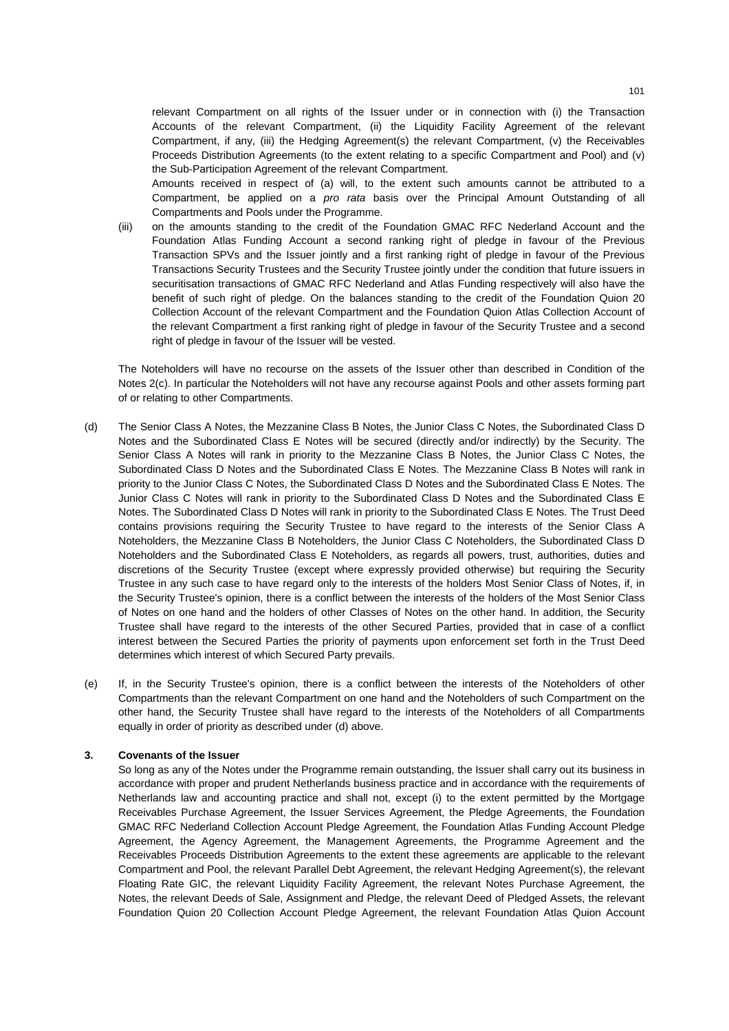relevant Compartment on all rights of the Issuer under or in connection with (i) the Transaction Accounts of the relevant Compartment, (ii) the Liquidity Facility Agreement of the relevant Compartment, if any, (iii) the Hedging Agreement(s) the relevant Compartment, (v) the Receivables Proceeds Distribution Agreements (to the extent relating to a specific Compartment and Pool) and (v) the Sub-Participation Agreement of the relevant Compartment.

Amounts received in respect of (a) will, to the extent such amounts cannot be attributed to a Compartment, be applied on a *pro rata* basis over the Principal Amount Outstanding of all Compartments and Pools under the Programme.

(iii) on the amounts standing to the credit of the Foundation GMAC RFC Nederland Account and the Foundation Atlas Funding Account a second ranking right of pledge in favour of the Previous Transaction SPVs and the Issuer jointly and a first ranking right of pledge in favour of the Previous Transactions Security Trustees and the Security Trustee jointly under the condition that future issuers in securitisation transactions of GMAC RFC Nederland and Atlas Funding respectively will also have the benefit of such right of pledge. On the balances standing to the credit of the Foundation Quion 20 Collection Account of the relevant Compartment and the Foundation Quion Atlas Collection Account of the relevant Compartment a first ranking right of pledge in favour of the Security Trustee and a second right of pledge in favour of the Issuer will be vested.

The Noteholders will have no recourse on the assets of the Issuer other than described in Condition of the Notes 2(c). In particular the Noteholders will not have any recourse against Pools and other assets forming part of or relating to other Compartments.

(d) The Senior Class A Notes, the Mezzanine Class B Notes, the Junior Class C Notes, the Subordinated Class D Notes and the Subordinated Class E Notes will be secured (directly and/or indirectly) by the Security. The Senior Class A Notes will rank in priority to the Mezzanine Class B Notes, the Junior Class C Notes, the Subordinated Class D Notes and the Subordinated Class E Notes. The Mezzanine Class B Notes will rank in priority to the Junior Class C Notes, the Subordinated Class D Notes and the Subordinated Class E Notes. The Junior Class C Notes will rank in priority to the Subordinated Class D Notes and the Subordinated Class E Notes. The Subordinated Class D Notes will rank in priority to the Subordinated Class E Notes. The Trust Deed contains provisions requiring the Security Trustee to have regard to the interests of the Senior Class A Noteholders, the Mezzanine Class B Noteholders, the Junior Class C Noteholders, the Subordinated Class D Noteholders and the Subordinated Class E Noteholders, as regards all powers, trust, authorities, duties and discretions of the Security Trustee (except where expressly provided otherwise) but requiring the Security Trustee in any such case to have regard only to the interests of the holders Most Senior Class of Notes, if, in the Security Trustee's opinion, there is a conflict between the interests of the holders of the Most Senior Class of Notes on one hand and the holders of other Classes of Notes on the other hand. In addition, the Security Trustee shall have regard to the interests of the other Secured Parties, provided that in case of a conflict interest between the Secured Parties the priority of payments upon enforcement set forth in the Trust Deed determines which interest of which Secured Party prevails.

(e) If, in the Security Trustee's opinion, there is a conflict between the interests of the Noteholders of other Compartments than the relevant Compartment on one hand and the Noteholders of such Compartment on the other hand, the Security Trustee shall have regard to the interests of the Noteholders of all Compartments equally in order of priority as described under (d) above.

### 3. Covenants of the Issuer

So long as any of the Notes under the Programme remain outstanding, the Issuer shall carry out its business in accordance with proper and prudent Netherlands business practice and in accordance with the requirements of Netherlands law and accounting practice and shall not, except (i) to the extent permitted by the Mortgage Receivables Purchase Agreement, the Issuer Services Agreement, the Pledge Agreements, the Foundation GMAC RFC Nederland Collection Account Pledge Agreement, the Foundation Atlas Funding Account Pledge Agreement, the Agency Agreement, the Management Agreements, the Programme Agreement and the Receivables Proceeds Distribution Agreements to the extent these agreements are applicable to the relevant Compartment and Pool, the relevant Parallel Debt Agreement, the relevant Hedging Agreement(s), the relevant Floating Rate GIC, the relevant Liquidity Facility Agreement, the relevant Notes Purchase Agreement, the Notes, the relevant Deeds of Sale, Assignment and Pledge, the relevant Deed of Pledged Assets, the relevant Foundation Quion 20 Collection Account Pledge Agreement, the relevant Foundation Atlas Quion Account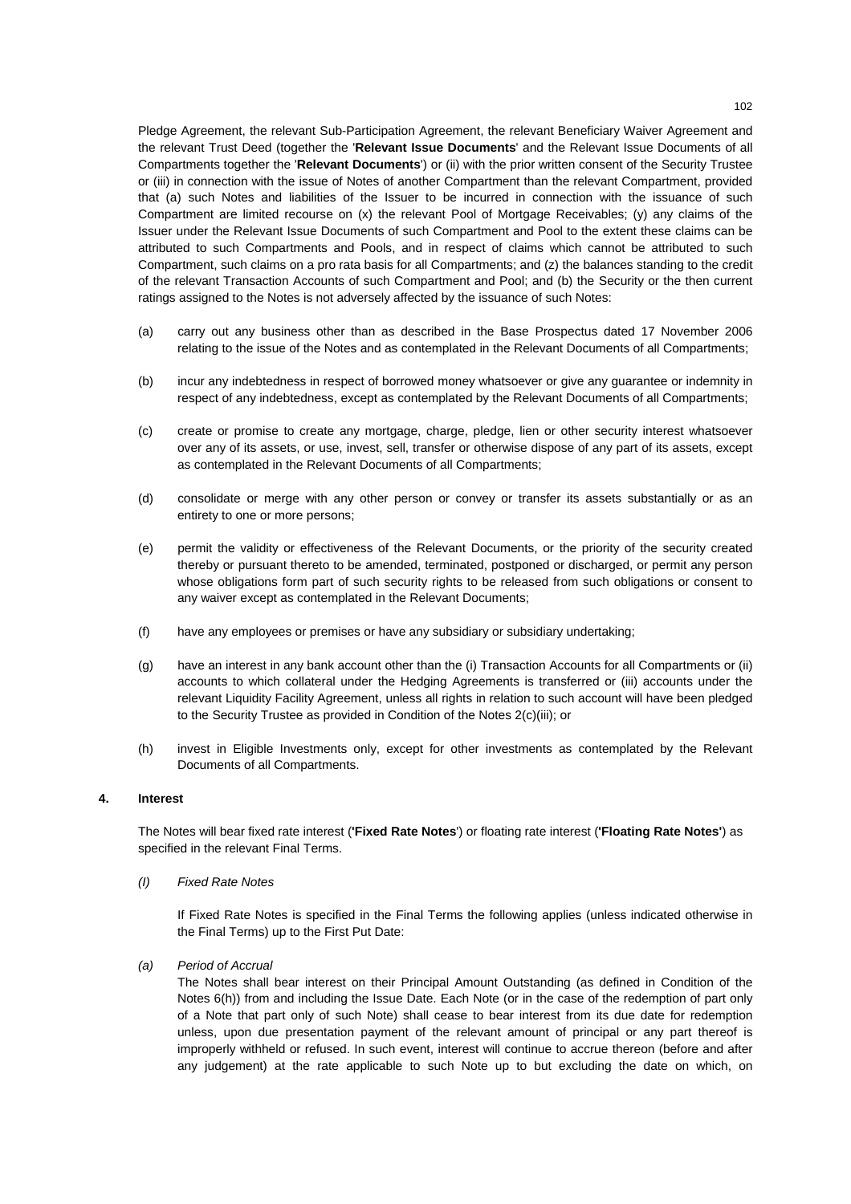Pledge Agreement, the relevant Sub-Participation Agreement, the relevant Beneficiary Waiver Agreement and the relevant Trust Deed (together the '**Relevant Issue Documents**' and the Relevant Issue Documents of all Compartments together the '**Relevant Documents**') or (ii) with the prior written consent of the Security Trustee or (iii) in connection with the issue of Notes of another Compartment than the relevant Compartment, provided that (a) such Notes and liabilities of the Issuer to be incurred in connection with the issuance of such Compartment are limited recourse on (x) the relevant Pool of Mortgage Receivables; (y) any claims of the Issuer under the Relevant Issue Documents of such Compartment and Pool to the extent these claims can be attributed to such Compartments and Pools, and in respect of claims which cannot be attributed to such Compartment, such claims on a pro rata basis for all Compartments; and (z) the balances standing to the credit of the relevant Transaction Accounts of such Compartment and Pool; and (b) the Security or the then current ratings assigned to the Notes is not adversely affected by the issuance of such Notes:

(a) carry out any business other than as described in the Base Prospectus dated 17 November 2006 relating to the issue of the Notes and as contemplated in the Relevant Documents of all Compartments;

(b) incur any indebtedness in respect of borrowed money whatsoever or give any guarantee or indemnity in respect of any indebtedness, except as contemplated by the Relevant Documents of all Compartments;

(c) create or promise to create any mortgage, charge, pledge, lien or other security interest whatsoever over any of its assets, or use, invest, sell, transfer or otherwise dispose of any part of its assets, except as contemplated in the Relevant Documents of all Compartments;

(d) consolidate or merge with any other person or convey or transfer its assets substantially or as an entirety to one or more persons;

(e) permit the validity or effectiveness of the Relevant Documents, or the priority of the security created thereby or pursuant thereto to be amended, terminated, postponed or discharged, or permit any person whose obligations form part of such security rights to be released from such obligations or consent to any waiver except as contemplated in the Relevant Documents;

(f) have any employees or premises or have any subsidiary or subsidiary undertaking;

(g) have an interest in any bank account other than the (i) Transaction Accounts for all Compartments or (ii) accounts to which collateral under the Hedging Agreements is transferred or (iii) accounts under the relevant Liquidity Facility Agreement, unless all rights in relation to such account will have been pledged to the Security Trustee as provided in Condition of the Notes 2(c)(iii); or

(h) invest in Eligible Investments only, except for other investments as contemplated by the Relevant Documents of all Compartments.

## 4. Interest

The Notes will bear fixed rate interest ('**Fixed Rate Notes**') or floating rate interest ('**Floating Rate Notes**') as specified in the relevant Final Terms.

*(I) Fixed Rate Notes*

If Fixed Rate Notes is specified in the Final Terms the following applies (unless indicated otherwise in the Final Terms) up to the First Put Date:

*(a) Period of Accrual*

The Notes shall bear interest on their Principal Amount Outstanding (as defined in Condition of the Notes 6(h)) from and including the Issue Date. Each Note (or in the case of the redemption of part only of a Note that part only of such Note) shall cease to bear interest from its due date for redemption unless, upon due presentation payment of the relevant amount of principal or any part thereof is improperly withheld or refused. In such event, interest will continue to accrue thereon (before and after any judgement) at the rate applicable to such Note up to but excluding the date on which, on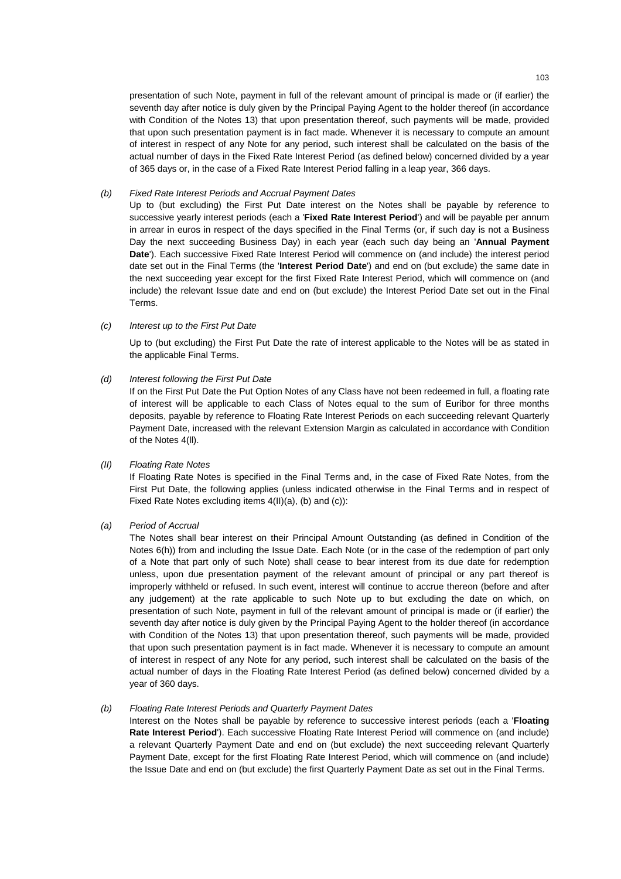presentation of such Note, payment in full of the relevant amount of principal is made or (if earlier) the seventh day after notice is duly given by the Principal Paying Agent to the holder thereof (in accordance with Condition of the Notes 13) that upon presentation thereof, such payments will be made, provided that upon such presentation payment is in fact made. Whenever it is necessary to compute an amount of interest in respect of any Note for any period, such interest shall be calculated on the basis of the actual number of days in the Fixed Rate Interest Period (as defined below) concerned divided by a year of 365 days or, in the case of a Fixed Rate Interest Period falling in a leap year, 366 days.

*(b) Fixed Rate Interest Periods and Accrual Payment Dates*

Up to (but excluding) the First Put Date interest on the Notes shall be payable by reference to successive yearly interest periods (each a '**Fixed Rate Interest Period**') and will be payable per annum in arrear in euros in respect of the days specified in the Final Terms (or, if such day is not a Business Day the next succeeding Business Day) in each year (each such day being an '**Annual Payment Date**'). Each successive Fixed Rate Interest Period will commence on (and include) the interest period date set out in the Final Terms (the '**Interest Period Date**') and end on (but exclude) the same date in the next succeeding year except for the first Fixed Rate Interest Period, which will commence on (and include) the relevant Issue date and end on (but exclude) the Interest Period Date set out in the Final Terms.

*(c) Interest up to the First Put Date*

Up to (but excluding) the First Put Date the rate of interest applicable to the Notes will be as stated in the applicable Final Terms.

*(d) Interest following the First Put Date*

If on the First Put Date the Put Option Notes of any Class have not been redeemed in full, a floating rate of interest will be applicable to each Class of Notes equal to the sum of Euribor for three months deposits, payable by reference to Floating Rate Interest Periods on each succeeding relevant Quarterly Payment Date, increased with the relevant Extension Margin as calculated in accordance with Condition of the Notes 4(ll).

*(II) Floating Rate Notes*

If Floating Rate Notes is specified in the Final Terms and, in the case of Fixed Rate Notes, from the First Put Date, the following applies (unless indicated otherwise in the Final Terms and in respect of Fixed Rate Notes excluding items 4(II)(a), (b) and (c)):

*(a) Period of Accrual*

The Notes shall bear interest on their Principal Amount Outstanding (as defined in Condition of the Notes 6(h)) from and including the Issue Date. Each Note (or in the case of the redemption of part only of a Note that part only of such Note) shall cease to bear interest from its due date for redemption unless, upon due presentation payment of the relevant amount of principal or any part thereof is improperly withheld or refused. In such event, interest will continue to accrue thereon (before and after any judgement) at the rate applicable to such Note up to but excluding the date on which, on presentation of such Note, payment in full of the relevant amount of principal is made or (if earlier) the seventh day after notice is duly given by the Principal Paying Agent to the holder thereof (in accordance with Condition of the Notes 13) that upon presentation thereof, such payments will be made, provided that upon such presentation payment is in fact made. Whenever it is necessary to compute an amount of interest in respect of any Note for any period, such interest shall be calculated on the basis of the actual number of days in the Floating Rate Interest Period (as defined below) concerned divided by a year of 360 days.

*(b) Floating Rate Interest Periods and Quarterly Payment Dates*

Interest on the Notes shall be payable by reference to successive interest periods (each a '**Floating Rate Interest Period**'). Each successive Floating Rate Interest Period will commence on (and include) a relevant Quarterly Payment Date and end on (but exclude) the next succeeding relevant Quarterly Payment Date, except for the first Floating Rate Interest Period, which will commence on (and include) the Issue Date and end on (but exclude) the first Quarterly Payment Date as set out in the Final Terms.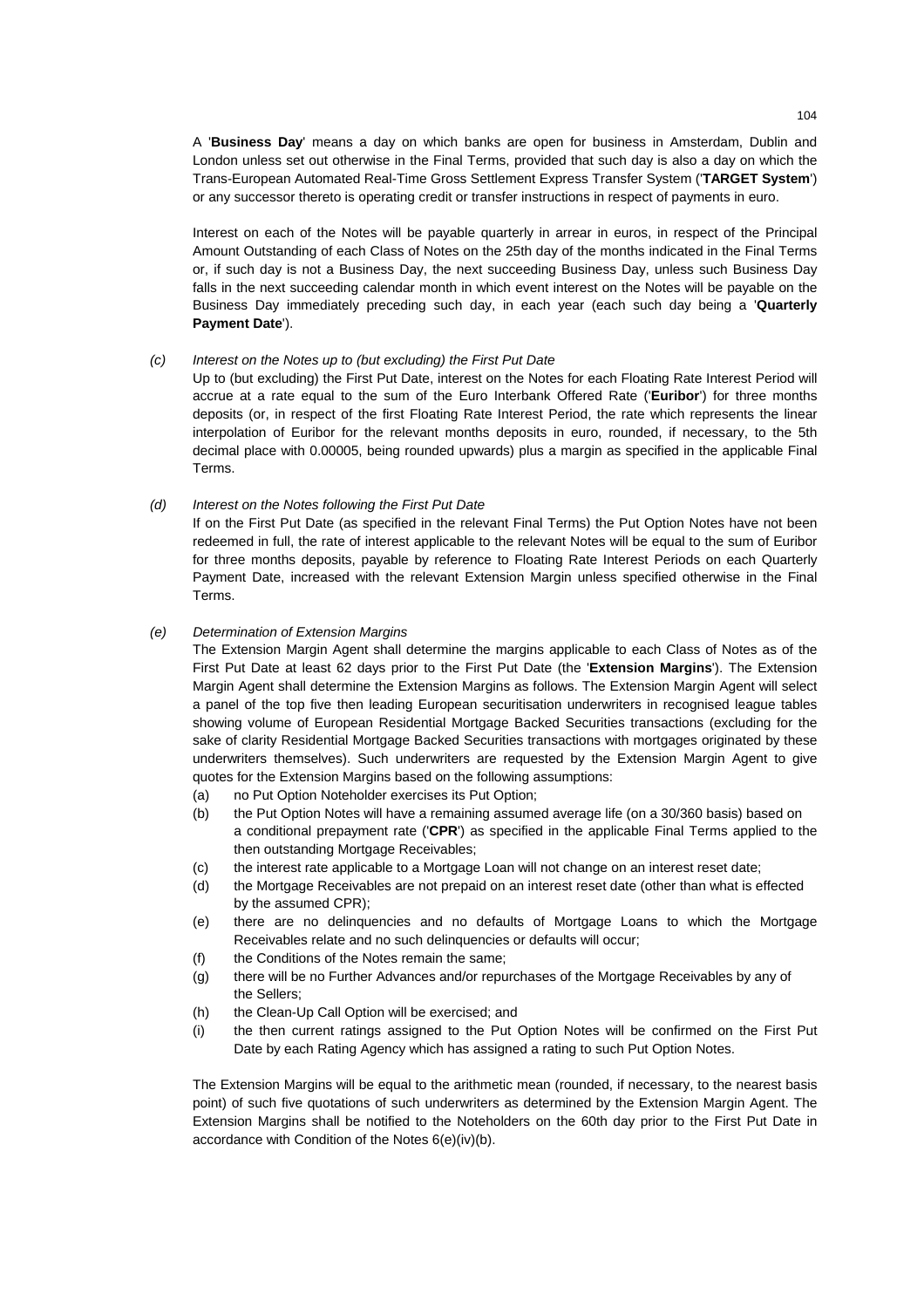A '**Business Day**' means a day on which banks are open for business in Amsterdam, Dublin and London unless set out otherwise in the Final Terms, provided that such day is also a day on which the Trans-European Automated Real-Time Gross Settlement Express Transfer System ('**TARGET System**') or any successor thereto is operating credit or transfer instructions in respect of payments in euro.

Interest on each of the Notes will be payable quarterly in arrear in euros, in respect of the Principal Amount Outstanding of each Class of Notes on the 25th day of the months indicated in the Final Terms or, if such day is not a Business Day, the next succeeding Business Day, unless such Business Day falls in the next succeeding calendar month in which event interest on the Notes will be payable on the Business Day immediately preceding such day, in each year (each such day being a '**Quarterly Payment Date**').

(c) *Interest on the Notes up to (but excluding) the First Put Date*

Up to (but excluding) the First Put Date, interest on the Notes for each Floating Rate Interest Period will accrue at a rate equal to the sum of the Euro Interbank Offered Rate ('**Euribor**') for three months deposits (or, in respect of the first Floating Rate Interest Period, the rate which represents the linear interpolation of Euribor for the relevant months deposits in euro, rounded, if necessary, to the 5th decimal place with 0.00005, being rounded upwards) plus a margin as specified in the applicable Final Terms.

(d) *Interest on the Notes following the First Put Date*

If on the First Put Date (as specified in the relevant Final Terms) the Put Option Notes have not been redeemed in full, the rate of interest applicable to the relevant Notes will be equal to the sum of Euribor for three months deposits, payable by reference to Floating Rate Interest Periods on each Quarterly Payment Date, increased with the relevant Extension Margin unless specified otherwise in the Final Terms.

(e) *Determination of Extension Margins*

The Extension Margin Agent shall determine the margins applicable to each Class of Notes as of the First Put Date at least 62 days prior to the First Put Date (the '**Extension Margins**'). The Extension Margin Agent shall determine the Extension Margins as follows. The Extension Margin Agent will select a panel of the top five then leading European securitisation underwriters in recognised league tables showing volume of European Residential Mortgage Backed Securities transactions (excluding for the sake of clarity Residential Mortgage Backed Securities transactions with mortgages originated by these underwriters themselves). Such underwriters are requested by the Extension Margin Agent to give quotes for the Extension Margins based on the following assumptions:

(a) no Put Option Noteholder exercises its Put Option;
(b) the Put Option Notes will have a remaining assumed average life (on a 30/360 basis) based on a conditional prepayment rate ('**CPR**') as specified in the applicable Final Terms applied to the then outstanding Mortgage Receivables;
(c) the interest rate applicable to a Mortgage Loan will not change on an interest reset date;
(d) the Mortgage Receivables are not prepaid on an interest reset date (other than what is effected by the assumed CPR);
(e) there are no delinquencies and no defaults of Mortgage Loans to which the Mortgage Receivables relate and no such delinquencies or defaults will occur;
(f) the Conditions of the Notes remain the same;
(g) there will be no Further Advances and/or repurchases of the Mortgage Receivables by any of the Sellers;
(h) the Clean-Up Call Option will be exercised; and
(i) the then current ratings assigned to the Put Option Notes will be confirmed on the First Put Date by each Rating Agency which has assigned a rating to such Put Option Notes.

The Extension Margins will be equal to the arithmetic mean (rounded, if necessary, to the nearest basis point) of such five quotations of such underwriters as determined by the Extension Margin Agent. The Extension Margins shall be notified to the Noteholders on the 60th day prior to the First Put Date in accordance with Condition of the Notes 6(e)(iv)(b).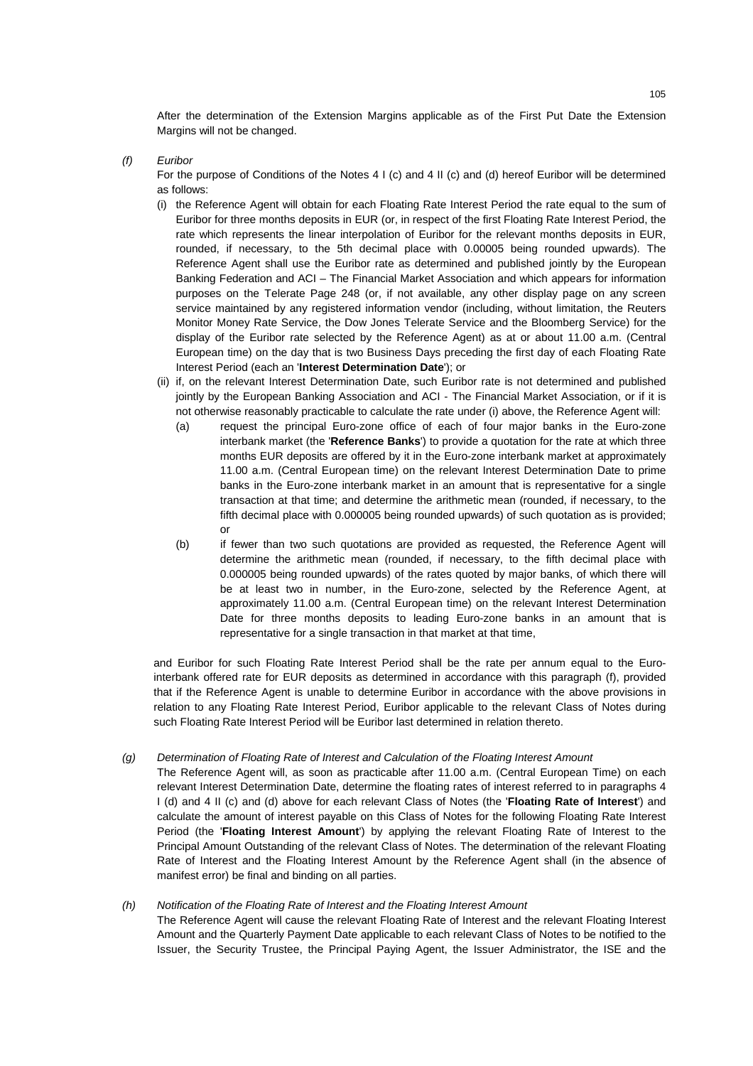After the determination of the Extension Margins applicable as of the First Put Date the Extension Margins will not be changed.

*(f)* *Euribor*

For the purpose of Conditions of the Notes 4 I (c) and 4 II (c) and (d) hereof Euribor will be determined as follows:

(i) the Reference Agent will obtain for each Floating Rate Interest Period the rate equal to the sum of Euribor for three months deposits in EUR (or, in respect of the first Floating Rate Interest Period, the rate which represents the linear interpolation of Euribor for the relevant months deposits in EUR, rounded, if necessary, to the 5th decimal place with 0.00005 being rounded upwards). The Reference Agent shall use the Euribor rate as determined and published jointly by the European Banking Federation and ACI – The Financial Market Association and which appears for information purposes on the Telerate Page 248 (or, if not available, any other display page on any screen service maintained by any registered information vendor (including, without limitation, the Reuters Monitor Money Rate Service, the Dow Jones Telerate Service and the Bloomberg Service) for the display of the Euribor rate selected by the Reference Agent) as at or about 11.00 a.m. (Central European time) on the day that is two Business Days preceding the first day of each Floating Rate Interest Period (each an '**Interest Determination Date**'); or

(ii) if, on the relevant Interest Determination Date, such Euribor rate is not determined and published jointly by the European Banking Association and ACI - The Financial Market Association, or if it is not otherwise reasonably practicable to calculate the rate under (i) above, the Reference Agent will:

   (a) request the principal Euro-zone office of each of four major banks in the Euro-zone interbank market (the '**Reference Banks**') to provide a quotation for the rate at which three months EUR deposits are offered by it in the Euro-zone interbank market at approximately 11.00 a.m. (Central European time) on the relevant Interest Determination Date to prime banks in the Euro-zone interbank market in an amount that is representative for a single transaction at that time; and determine the arithmetic mean (rounded, if necessary, to the fifth decimal place with 0.000005 being rounded upwards) of such quotation as is provided; or

   (b) if fewer than two such quotations are provided as requested, the Reference Agent will determine the arithmetic mean (rounded, if necessary, to the fifth decimal place with 0.000005 being rounded upwards) of the rates quoted by major banks, of which there will be at least two in number, in the Euro-zone, selected by the Reference Agent, at approximately 11.00 a.m. (Central European time) on the relevant Interest Determination Date for three months deposits to leading Euro-zone banks in an amount that is representative for a single transaction in that market at that time,

and Euribor for such Floating Rate Interest Period shall be the rate per annum equal to the Euro-interbank offered rate for EUR deposits as determined in accordance with this paragraph (f), provided that if the Reference Agent is unable to determine Euribor in accordance with the above provisions in relation to any Floating Rate Interest Period, Euribor applicable to the relevant Class of Notes during such Floating Rate Interest Period will be Euribor last determined in relation thereto.

*(g)* *Determination of Floating Rate of Interest and Calculation of the Floating Interest Amount*

The Reference Agent will, as soon as practicable after 11.00 a.m. (Central European Time) on each relevant Interest Determination Date, determine the floating rates of interest referred to in paragraphs 4 I (d) and 4 II (c) and (d) above for each relevant Class of Notes (the '**Floating Rate of Interest**') and calculate the amount of interest payable on this Class of Notes for the following Floating Rate Interest Period (the '**Floating Interest Amount**') by applying the relevant Floating Rate of Interest to the Principal Amount Outstanding of the relevant Class of Notes. The determination of the relevant Floating Rate of Interest and the Floating Interest Amount by the Reference Agent shall (in the absence of manifest error) be final and binding on all parties.

*(h)* *Notification of the Floating Rate of Interest and the Floating Interest Amount*

The Reference Agent will cause the relevant Floating Rate of Interest and the relevant Floating Interest Amount and the Quarterly Payment Date applicable to each relevant Class of Notes to be notified to the Issuer, the Security Trustee, the Principal Paying Agent, the Issuer Administrator, the ISE and the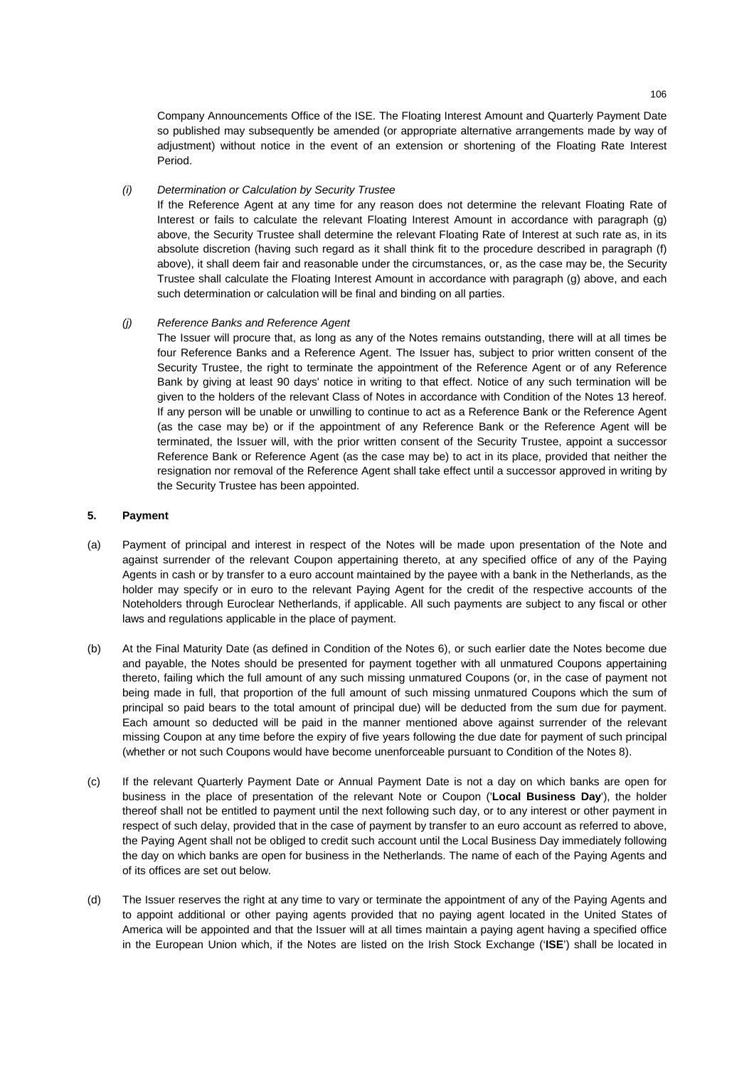Company Announcements Office of the ISE. The Floating Interest Amount and Quarterly Payment Date so published may subsequently be amended (or appropriate alternative arrangements made by way of adjustment) without notice in the event of an extension or shortening of the Floating Rate Interest Period.

(i) *Determination or Calculation by Security Trustee*

If the Reference Agent at any time for any reason does not determine the relevant Floating Rate of Interest or fails to calculate the relevant Floating Interest Amount in accordance with paragraph (g) above, the Security Trustee shall determine the relevant Floating Rate of Interest at such rate as, in its absolute discretion (having such regard as it shall think fit to the procedure described in paragraph (f) above), it shall deem fair and reasonable under the circumstances, or, as the case may be, the Security Trustee shall calculate the Floating Interest Amount in accordance with paragraph (g) above, and each such determination or calculation will be final and binding on all parties.

(j) *Reference Banks and Reference Agent*

The Issuer will procure that, as long as any of the Notes remains outstanding, there will at all times be four Reference Banks and a Reference Agent. The Issuer has, subject to prior written consent of the Security Trustee, the right to terminate the appointment of the Reference Agent or of any Reference Bank by giving at least 90 days' notice in writing to that effect. Notice of any such termination will be given to the holders of the relevant Class of Notes in accordance with Condition of the Notes 13 hereof. If any person will be unable or unwilling to continue to act as a Reference Bank or the Reference Agent (as the case may be) or if the appointment of any Reference Bank or the Reference Agent will be terminated, the Issuer will, with the prior written consent of the Security Trustee, appoint a successor Reference Bank or Reference Agent (as the case may be) to act in its place, provided that neither the resignation nor removal of the Reference Agent shall take effect until a successor approved in writing by the Security Trustee has been appointed.

**5. Payment**

(a) Payment of principal and interest in respect of the Notes will be made upon presentation of the Note and against surrender of the relevant Coupon appertaining thereto, at any specified office of any of the Paying Agents in cash or by transfer to a euro account maintained by the payee with a bank in the Netherlands, as the holder may specify or in euro to the relevant Paying Agent for the credit of the respective accounts of the Noteholders through Euroclear Netherlands, if applicable. All such payments are subject to any fiscal or other laws and regulations applicable in the place of payment.

(b) At the Final Maturity Date (as defined in Condition of the Notes 6), or such earlier date the Notes become due and payable, the Notes should be presented for payment together with all unmatured Coupons appertaining thereto, failing which the full amount of any such missing unmatured Coupons (or, in the case of payment not being made in full, that proportion of the full amount of such missing unmatured Coupons which the sum of principal so paid bears to the total amount of principal due) will be deducted from the sum due for payment. Each amount so deducted will be paid in the manner mentioned above against surrender of the relevant missing Coupon at any time before the expiry of five years following the due date for payment of such principal (whether or not such Coupons would have become unenforceable pursuant to Condition of the Notes 8).

(c) If the relevant Quarterly Payment Date or Annual Payment Date is not a day on which banks are open for business in the place of presentation of the relevant Note or Coupon ('**Local Business Day**'), the holder thereof shall not be entitled to payment until the next following such day, or to any interest or other payment in respect of such delay, provided that in the case of payment by transfer to an euro account as referred to above, the Paying Agent shall not be obliged to credit such account until the Local Business Day immediately following the day on which banks are open for business in the Netherlands. The name of each of the Paying Agents and of its offices are set out below.

(d) The Issuer reserves the right at any time to vary or terminate the appointment of any of the Paying Agents and to appoint additional or other paying agents provided that no paying agent located in the United States of America will be appointed and that the Issuer will at all times maintain a paying agent having a specified office in the European Union which, if the Notes are listed on the Irish Stock Exchange ('**ISE**') shall be located in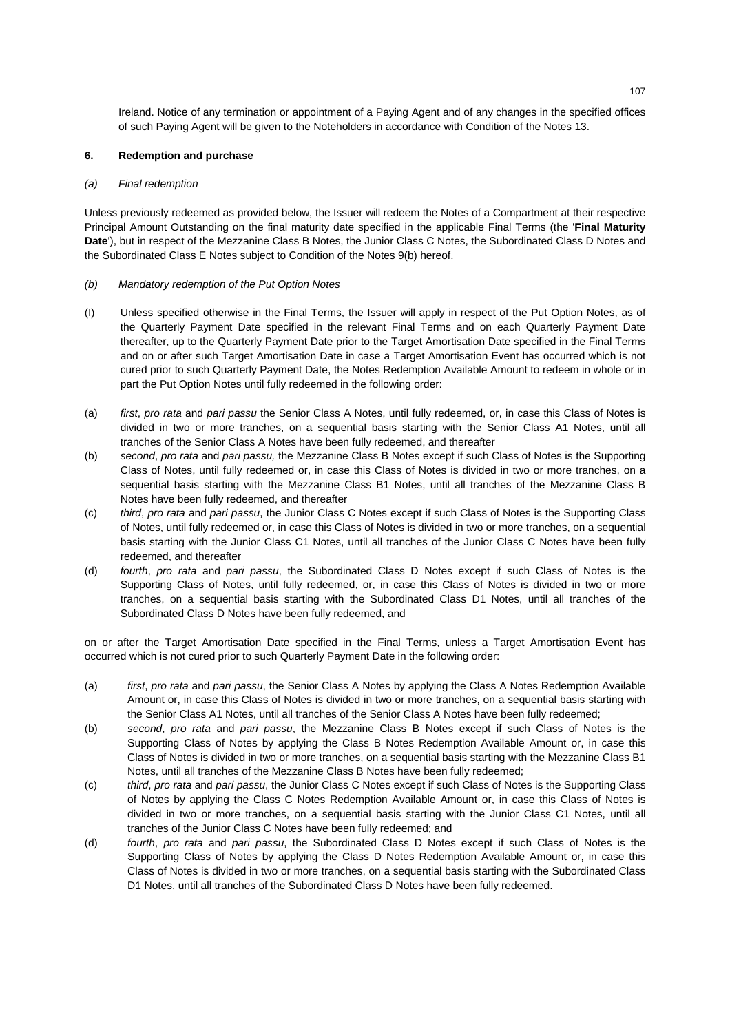Ireland. Notice of any termination or appointment of a Paying Agent and of any changes in the specified offices of such Paying Agent will be given to the Noteholders in accordance with Condition of the Notes 13.

**6. Redemption and purchase**

*(a) Final redemption*

Unless previously redeemed as provided below, the Issuer will redeem the Notes of a Compartment at their respective Principal Amount Outstanding on the final maturity date specified in the applicable Final Terms (the '**Final Maturity Date**'), but in respect of the Mezzanine Class B Notes, the Junior Class C Notes, the Subordinated Class D Notes and the Subordinated Class E Notes subject to Condition of the Notes 9(b) hereof.

*(b) Mandatory redemption of the Put Option Notes*

(I) Unless specified otherwise in the Final Terms, the Issuer will apply in respect of the Put Option Notes, as of the Quarterly Payment Date specified in the relevant Final Terms and on each Quarterly Payment Date thereafter, up to the Quarterly Payment Date prior to the Target Amortisation Date specified in the Final Terms and on or after such Target Amortisation Date in case a Target Amortisation Event has occurred which is not cured prior to such Quarterly Payment Date, the Notes Redemption Available Amount to redeem in whole or in part the Put Option Notes until fully redeemed in the following order:

(a) *first*, *pro rata* and *pari passu* the Senior Class A Notes, until fully redeemed, or, in case this Class of Notes is divided in two or more tranches, on a sequential basis starting with the Senior Class A1 Notes, until all tranches of the Senior Class A Notes have been fully redeemed, and thereafter

(b) *second*, *pro rata* and *pari passu,* the Mezzanine Class B Notes except if such Class of Notes is the Supporting Class of Notes, until fully redeemed or, in case this Class of Notes is divided in two or more tranches, on a sequential basis starting with the Mezzanine Class B1 Notes, until all tranches of the Mezzanine Class B Notes have been fully redeemed, and thereafter

(c) *third*, *pro rata* and *pari passu*, the Junior Class C Notes except if such Class of Notes is the Supporting Class of Notes, until fully redeemed or, in case this Class of Notes is divided in two or more tranches, on a sequential basis starting with the Junior Class C1 Notes, until all tranches of the Junior Class C Notes have been fully redeemed, and thereafter

(d) *fourth*, *pro rata* and *pari passu*, the Subordinated Class D Notes except if such Class of Notes is the Supporting Class of Notes, until fully redeemed, or, in case this Class of Notes is divided in two or more tranches, on a sequential basis starting with the Subordinated Class D1 Notes, until all tranches of the Subordinated Class D Notes have been fully redeemed, and

on or after the Target Amortisation Date specified in the Final Terms, unless a Target Amortisation Event has occurred which is not cured prior to such Quarterly Payment Date in the following order:

(a) *first*, *pro rata* and *pari passu*, the Senior Class A Notes by applying the Class A Notes Redemption Available Amount or, in case this Class of Notes is divided in two or more tranches, on a sequential basis starting with the Senior Class A1 Notes, until all tranches of the Senior Class A Notes have been fully redeemed;

(b) *second*, *pro rata* and *pari passu*, the Mezzanine Class B Notes except if such Class of Notes is the Supporting Class of Notes by applying the Class B Notes Redemption Available Amount or, in case this Class of Notes is divided in two or more tranches, on a sequential basis starting with the Mezzanine Class B1 Notes, until all tranches of the Mezzanine Class B Notes have been fully redeemed;

(c) *third*, *pro rata* and *pari passu*, the Junior Class C Notes except if such Class of Notes is the Supporting Class of Notes by applying the Class C Notes Redemption Available Amount or, in case this Class of Notes is divided in two or more tranches, on a sequential basis starting with the Junior Class C1 Notes, until all tranches of the Junior Class C Notes have been fully redeemed; and

(d) *fourth*, *pro rata* and *pari passu*, the Subordinated Class D Notes except if such Class of Notes is the Supporting Class of Notes by applying the Class D Notes Redemption Available Amount or, in case this Class of Notes is divided in two or more tranches, on a sequential basis starting with the Subordinated Class D1 Notes, until all tranches of the Subordinated Class D Notes have been fully redeemed.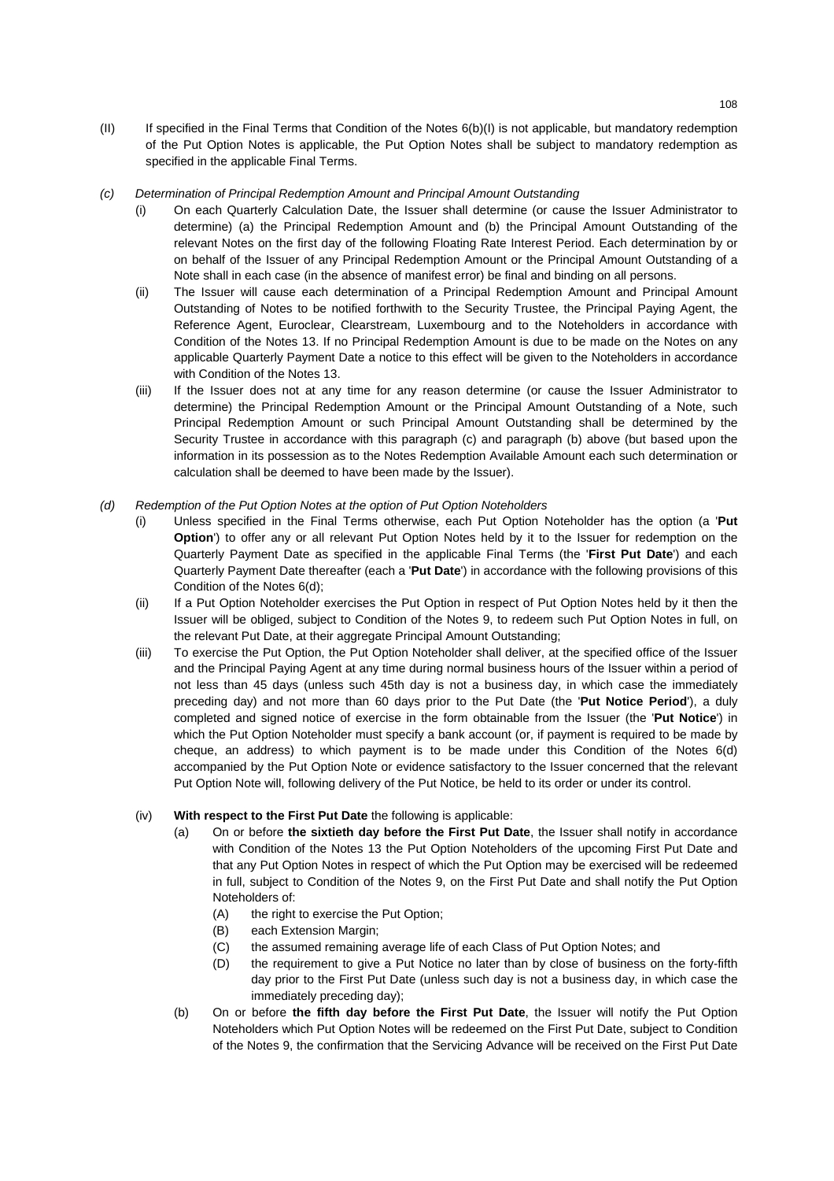(II) If specified in the Final Terms that Condition of the Notes 6(b)(I) is not applicable, but mandatory redemption of the Put Option Notes is applicable, the Put Option Notes shall be subject to mandatory redemption as specified in the applicable Final Terms.

*(c) Determination of Principal Redemption Amount and Principal Amount Outstanding*

(i) On each Quarterly Calculation Date, the Issuer shall determine (or cause the Issuer Administrator to determine) (a) the Principal Redemption Amount and (b) the Principal Amount Outstanding of the relevant Notes on the first day of the following Floating Rate Interest Period. Each determination by or on behalf of the Issuer of any Principal Redemption Amount or the Principal Amount Outstanding of a Note shall in each case (in the absence of manifest error) be final and binding on all persons.

(ii) The Issuer will cause each determination of a Principal Redemption Amount and Principal Amount Outstanding of Notes to be notified forthwith to the Security Trustee, the Principal Paying Agent, the Reference Agent, Euroclear, Clearstream, Luxembourg and to the Noteholders in accordance with Condition of the Notes 13. If no Principal Redemption Amount is due to be made on the Notes on any applicable Quarterly Payment Date a notice to this effect will be given to the Noteholders in accordance with Condition of the Notes 13.

(iii) If the Issuer does not at any time for any reason determine (or cause the Issuer Administrator to determine) the Principal Redemption Amount or the Principal Amount Outstanding of a Note, such Principal Redemption Amount or such Principal Amount Outstanding shall be determined by the Security Trustee in accordance with this paragraph (c) and paragraph (b) above (but based upon the information in its possession as to the Notes Redemption Available Amount each such determination or calculation shall be deemed to have been made by the Issuer).

*(d) Redemption of the Put Option Notes at the option of Put Option Noteholders*

(i) Unless specified in the Final Terms otherwise, each Put Option Noteholder has the option (a '**Put Option**') to offer any or all relevant Put Option Notes held by it to the Issuer for redemption on the Quarterly Payment Date as specified in the applicable Final Terms (the '**First Put Date**') and each Quarterly Payment Date thereafter (each a '**Put Date**') in accordance with the following provisions of this Condition of the Notes 6(d);

(ii) If a Put Option Noteholder exercises the Put Option in respect of Put Option Notes held by it then the Issuer will be obliged, subject to Condition of the Notes 9, to redeem such Put Option Notes in full, on the relevant Put Date, at their aggregate Principal Amount Outstanding;

(iii) To exercise the Put Option, the Put Option Noteholder shall deliver, at the specified office of the Issuer and the Principal Paying Agent at any time during normal business hours of the Issuer within a period of not less than 45 days (unless such 45th day is not a business day, in which case the immediately preceding day) and not more than 60 days prior to the Put Date (the '**Put Notice Period**'), a duly completed and signed notice of exercise in the form obtainable from the Issuer (the '**Put Notice**') in which the Put Option Noteholder must specify a bank account (or, if payment is required to be made by cheque, an address) to which payment is to be made under this Condition of the Notes 6(d) accompanied by the Put Option Note or evidence satisfactory to the Issuer concerned that the relevant Put Option Note will, following delivery of the Put Notice, be held to its order or under its control.

(iv) **With respect to the First Put Date** the following is applicable:

(a) On or before **the sixtieth day before the First Put Date**, the Issuer shall notify in accordance with Condition of the Notes 13 the Put Option Noteholders of the upcoming First Put Date and that any Put Option Notes in respect of which the Put Option may be exercised will be redeemed in full, subject to Condition of the Notes 9, on the First Put Date and shall notify the Put Option Noteholders of:

(A) the right to exercise the Put Option;

(B) each Extension Margin;

(C) the assumed remaining average life of each Class of Put Option Notes; and

(D) the requirement to give a Put Notice no later than by close of business on the forty-fifth day prior to the First Put Date (unless such day is not a business day, in which case the immediately preceding day);

(b) On or before **the fifth day before the First Put Date**, the Issuer will notify the Put Option Noteholders which Put Option Notes will be redeemed on the First Put Date, subject to Condition of the Notes 9, the confirmation that the Servicing Advance will be received on the First Put Date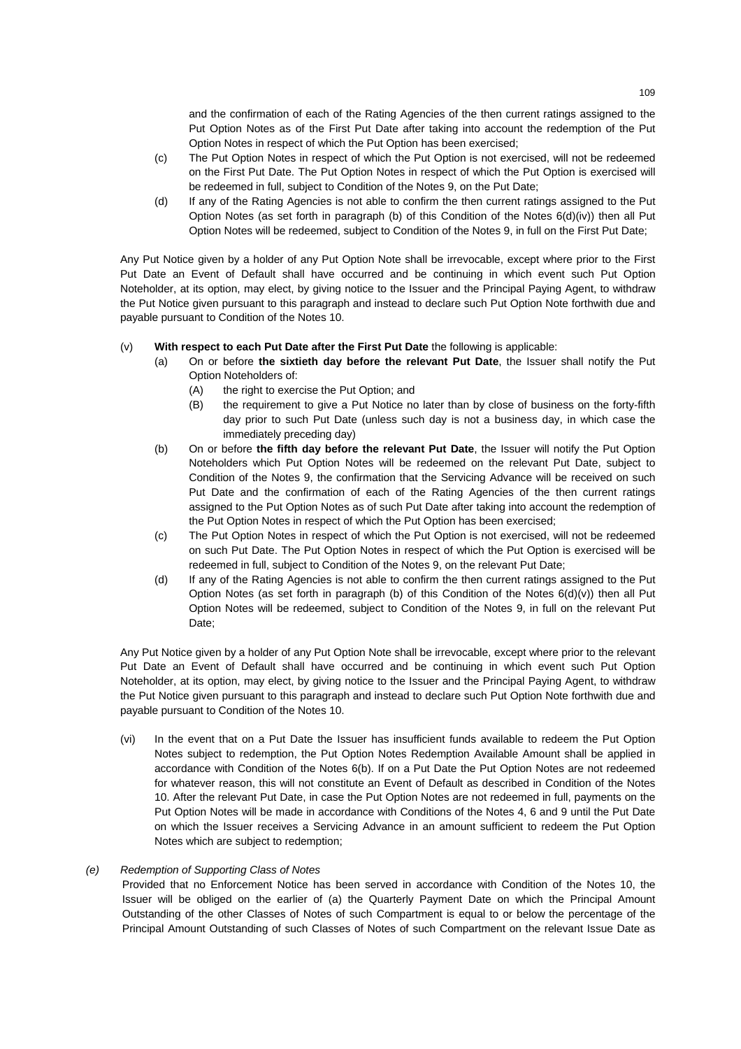and the confirmation of each of the Rating Agencies of the then current ratings assigned to the Put Option Notes as of the First Put Date after taking into account the redemption of the Put Option Notes in respect of which the Put Option has been exercised;

(c) The Put Option Notes in respect of which the Put Option is not exercised, will not be redeemed on the First Put Date. The Put Option Notes in respect of which the Put Option is exercised will be redeemed in full, subject to Condition of the Notes 9, on the Put Date;

(d) If any of the Rating Agencies is not able to confirm the then current ratings assigned to the Put Option Notes (as set forth in paragraph (b) of this Condition of the Notes 6(d)(iv)) then all Put Option Notes will be redeemed, subject to Condition of the Notes 9, in full on the First Put Date;

Any Put Notice given by a holder of any Put Option Note shall be irrevocable, except where prior to the First Put Date an Event of Default shall have occurred and be continuing in which event such Put Option Noteholder, at its option, may elect, by giving notice to the Issuer and the Principal Paying Agent, to withdraw the Put Notice given pursuant to this paragraph and instead to declare such Put Option Note forthwith due and payable pursuant to Condition of the Notes 10.

(v) **With respect to each Put Date after the First Put Date** the following is applicable:

(a) On or before **the sixtieth day before the relevant Put Date**, the Issuer shall notify the Put Option Noteholders of:

(A) the right to exercise the Put Option; and

(B) the requirement to give a Put Notice no later than by close of business on the forty-fifth day prior to such Put Date (unless such day is not a business day, in which case the immediately preceding day)

(b) On or before **the fifth day before the relevant Put Date**, the Issuer will notify the Put Option Noteholders which Put Option Notes will be redeemed on the relevant Put Date, subject to Condition of the Notes 9, the confirmation that the Servicing Advance will be received on such Put Date and the confirmation of each of the Rating Agencies of the then current ratings assigned to the Put Option Notes as of such Put Date after taking into account the redemption of the Put Option Notes in respect of which the Put Option has been exercised;

(c) The Put Option Notes in respect of which the Put Option is not exercised, will not be redeemed on such Put Date. The Put Option Notes in respect of which the Put Option is exercised will be redeemed in full, subject to Condition of the Notes 9, on the relevant Put Date;

(d) If any of the Rating Agencies is not able to confirm the then current ratings assigned to the Put Option Notes (as set forth in paragraph (b) of this Condition of the Notes 6(d)(v)) then all Put Option Notes will be redeemed, subject to Condition of the Notes 9, in full on the relevant Put Date;

Any Put Notice given by a holder of any Put Option Note shall be irrevocable, except where prior to the relevant Put Date an Event of Default shall have occurred and be continuing in which event such Put Option Noteholder, at its option, may elect, by giving notice to the Issuer and the Principal Paying Agent, to withdraw the Put Notice given pursuant to this paragraph and instead to declare such Put Option Note forthwith due and payable pursuant to Condition of the Notes 10.

(vi) In the event that on a Put Date the Issuer has insufficient funds available to redeem the Put Option Notes subject to redemption, the Put Option Notes Redemption Available Amount shall be applied in accordance with Condition of the Notes 6(b). If on a Put Date the Put Option Notes are not redeemed for whatever reason, this will not constitute an Event of Default as described in Condition of the Notes 10. After the relevant Put Date, in case the Put Option Notes are not redeemed in full, payments on the Put Option Notes will be made in accordance with Conditions of the Notes 4, 6 and 9 until the Put Date on which the Issuer receives a Servicing Advance in an amount sufficient to redeem the Put Option Notes which are subject to redemption;

*(e) Redemption of Supporting Class of Notes*

Provided that no Enforcement Notice has been served in accordance with Condition of the Notes 10, the Issuer will be obliged on the earlier of (a) the Quarterly Payment Date on which the Principal Amount Outstanding of the other Classes of Notes of such Compartment is equal to or below the percentage of the Principal Amount Outstanding of such Classes of Notes of such Compartment on the relevant Issue Date as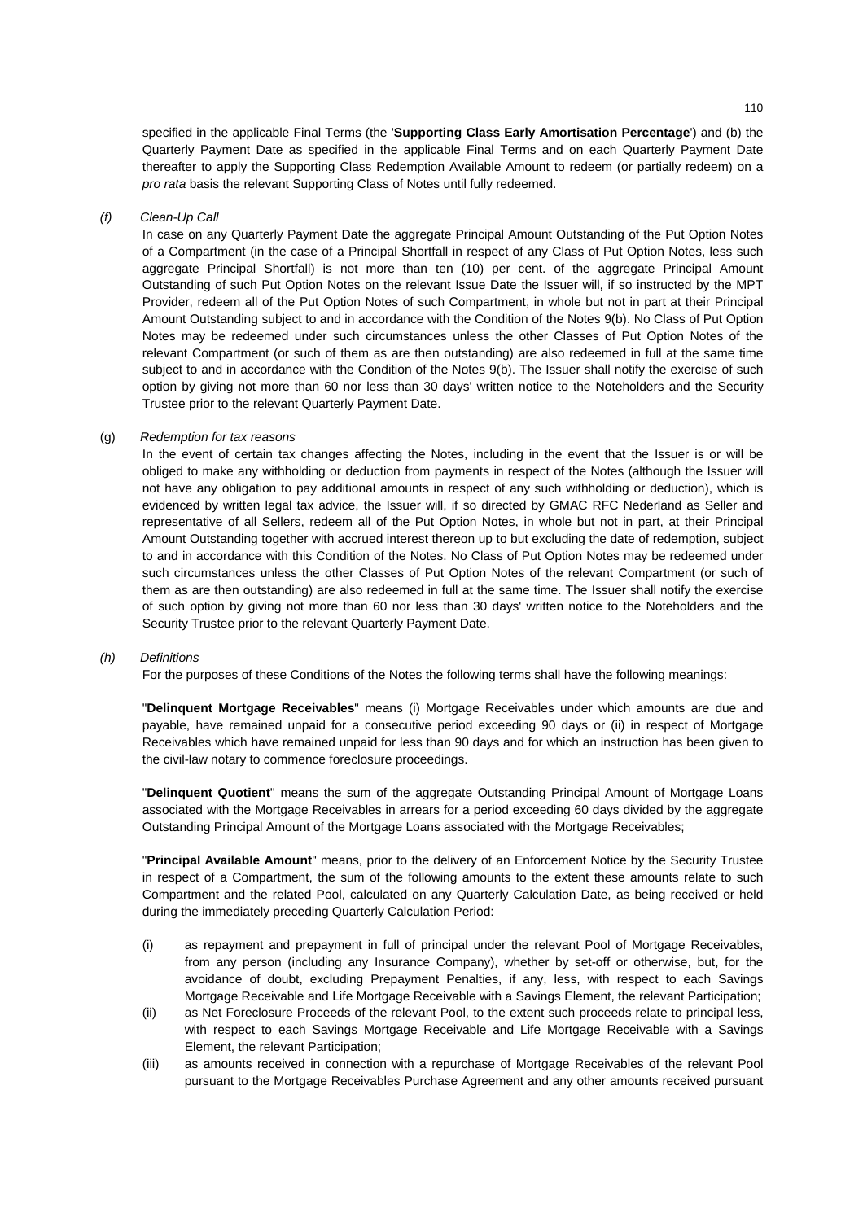specified in the applicable Final Terms (the '**Supporting Class Early Amortisation Percentage**') and (b) the Quarterly Payment Date as specified in the applicable Final Terms and on each Quarterly Payment Date thereafter to apply the Supporting Class Redemption Available Amount to redeem (or partially redeem) on a *pro rata* basis the relevant Supporting Class of Notes until fully redeemed.

*(f) Clean-Up Call*

In case on any Quarterly Payment Date the aggregate Principal Amount Outstanding of the Put Option Notes of a Compartment (in the case of a Principal Shortfall in respect of any Class of Put Option Notes, less such aggregate Principal Shortfall) is not more than ten (10) per cent. of the aggregate Principal Amount Outstanding of such Put Option Notes on the relevant Issue Date the Issuer will, if so instructed by the MPT Provider, redeem all of the Put Option Notes of such Compartment, in whole but not in part at their Principal Amount Outstanding subject to and in accordance with the Condition of the Notes 9(b). No Class of Put Option Notes may be redeemed under such circumstances unless the other Classes of Put Option Notes of the relevant Compartment (or such of them as are then outstanding) are also redeemed in full at the same time subject to and in accordance with the Condition of the Notes 9(b). The Issuer shall notify the exercise of such option by giving not more than 60 nor less than 30 days' written notice to the Noteholders and the Security Trustee prior to the relevant Quarterly Payment Date.

(g) *Redemption for tax reasons*

In the event of certain tax changes affecting the Notes, including in the event that the Issuer is or will be obliged to make any withholding or deduction from payments in respect of the Notes (although the Issuer will not have any obligation to pay additional amounts in respect of any such withholding or deduction), which is evidenced by written legal tax advice, the Issuer will, if so directed by GMAC RFC Nederland as Seller and representative of all Sellers, redeem all of the Put Option Notes, in whole but not in part, at their Principal Amount Outstanding together with accrued interest thereon up to but excluding the date of redemption, subject to and in accordance with this Condition of the Notes. No Class of Put Option Notes may be redeemed under such circumstances unless the other Classes of Put Option Notes of the relevant Compartment (or such of them as are then outstanding) are also redeemed in full at the same time. The Issuer shall notify the exercise of such option by giving not more than 60 nor less than 30 days' written notice to the Noteholders and the Security Trustee prior to the relevant Quarterly Payment Date.

*(h) Definitions*

For the purposes of these Conditions of the Notes the following terms shall have the following meanings:

"**Delinquent Mortgage Receivables**" means (i) Mortgage Receivables under which amounts are due and payable, have remained unpaid for a consecutive period exceeding 90 days or (ii) in respect of Mortgage Receivables which have remained unpaid for less than 90 days and for which an instruction has been given to the civil-law notary to commence foreclosure proceedings.

"**Delinquent Quotient**" means the sum of the aggregate Outstanding Principal Amount of Mortgage Loans associated with the Mortgage Receivables in arrears for a period exceeding 60 days divided by the aggregate Outstanding Principal Amount of the Mortgage Loans associated with the Mortgage Receivables;

"**Principal Available Amount**" means, prior to the delivery of an Enforcement Notice by the Security Trustee in respect of a Compartment, the sum of the following amounts to the extent these amounts relate to such Compartment and the related Pool, calculated on any Quarterly Calculation Date, as being received or held during the immediately preceding Quarterly Calculation Period:

(i) as repayment and prepayment in full of principal under the relevant Pool of Mortgage Receivables, from any person (including any Insurance Company), whether by set-off or otherwise, but, for the avoidance of doubt, excluding Prepayment Penalties, if any, less, with respect to each Savings Mortgage Receivable and Life Mortgage Receivable with a Savings Element, the relevant Participation;

(ii) as Net Foreclosure Proceeds of the relevant Pool, to the extent such proceeds relate to principal less, with respect to each Savings Mortgage Receivable and Life Mortgage Receivable with a Savings Element, the relevant Participation;

(iii) as amounts received in connection with a repurchase of Mortgage Receivables of the relevant Pool pursuant to the Mortgage Receivables Purchase Agreement and any other amounts received pursuant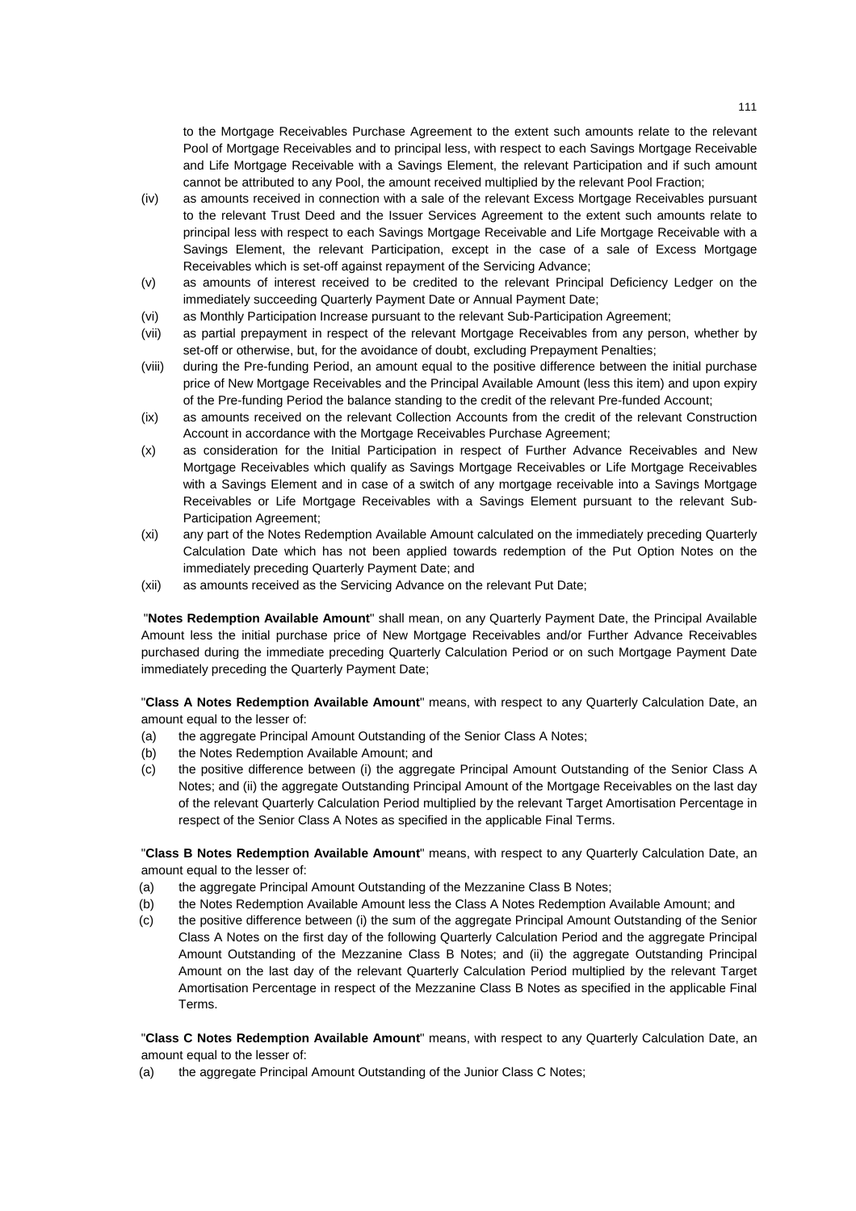to the Mortgage Receivables Purchase Agreement to the extent such amounts relate to the relevant Pool of Mortgage Receivables and to principal less, with respect to each Savings Mortgage Receivable and Life Mortgage Receivable with a Savings Element, the relevant Participation and if such amount cannot be attributed to any Pool, the amount received multiplied by the relevant Pool Fraction;

(iv) as amounts received in connection with a sale of the relevant Excess Mortgage Receivables pursuant to the relevant Trust Deed and the Issuer Services Agreement to the extent such amounts relate to principal less with respect to each Savings Mortgage Receivable and Life Mortgage Receivable with a Savings Element, the relevant Participation, except in the case of a sale of Excess Mortgage Receivables which is set-off against repayment of the Servicing Advance;

(v) as amounts of interest received to be credited to the relevant Principal Deficiency Ledger on the immediately succeeding Quarterly Payment Date or Annual Payment Date;

(vi) as Monthly Participation Increase pursuant to the relevant Sub-Participation Agreement;

(vii) as partial prepayment in respect of the relevant Mortgage Receivables from any person, whether by set-off or otherwise, but, for the avoidance of doubt, excluding Prepayment Penalties;

(viii) during the Pre-funding Period, an amount equal to the positive difference between the initial purchase price of New Mortgage Receivables and the Principal Available Amount (less this item) and upon expiry of the Pre-funding Period the balance standing to the credit of the relevant Pre-funded Account;

(ix) as amounts received on the relevant Collection Accounts from the credit of the relevant Construction Account in accordance with the Mortgage Receivables Purchase Agreement;

(x) as consideration for the Initial Participation in respect of Further Advance Receivables and New Mortgage Receivables which qualify as Savings Mortgage Receivables or Life Mortgage Receivables with a Savings Element and in case of a switch of any mortgage receivable into a Savings Mortgage Receivables or Life Mortgage Receivables with a Savings Element pursuant to the relevant Sub-Participation Agreement;

(xi) any part of the Notes Redemption Available Amount calculated on the immediately preceding Quarterly Calculation Date which has not been applied towards redemption of the Put Option Notes on the immediately preceding Quarterly Payment Date; and

(xii) as amounts received as the Servicing Advance on the relevant Put Date;

"**Notes Redemption Available Amount**" shall mean, on any Quarterly Payment Date, the Principal Available Amount less the initial purchase price of New Mortgage Receivables and/or Further Advance Receivables purchased during the immediate preceding Quarterly Calculation Period or on such Mortgage Payment Date immediately preceding the Quarterly Payment Date;

"**Class A Notes Redemption Available Amount**" means, with respect to any Quarterly Calculation Date, an amount equal to the lesser of:

(a) the aggregate Principal Amount Outstanding of the Senior Class A Notes;

(b) the Notes Redemption Available Amount; and

(c) the positive difference between (i) the aggregate Principal Amount Outstanding of the Senior Class A Notes; and (ii) the aggregate Outstanding Principal Amount of the Mortgage Receivables on the last day of the relevant Quarterly Calculation Period multiplied by the relevant Target Amortisation Percentage in respect of the Senior Class A Notes as specified in the applicable Final Terms.

"**Class B Notes Redemption Available Amount**" means, with respect to any Quarterly Calculation Date, an amount equal to the lesser of:

(a) the aggregate Principal Amount Outstanding of the Mezzanine Class B Notes;

(b) the Notes Redemption Available Amount less the Class A Notes Redemption Available Amount; and

(c) the positive difference between (i) the sum of the aggregate Principal Amount Outstanding of the Senior Class A Notes on the first day of the following Quarterly Calculation Period and the aggregate Principal Amount Outstanding of the Mezzanine Class B Notes; and (ii) the aggregate Outstanding Principal Amount on the last day of the relevant Quarterly Calculation Period multiplied by the relevant Target Amortisation Percentage in respect of the Mezzanine Class B Notes as specified in the applicable Final Terms.

"**Class C Notes Redemption Available Amount**" means, with respect to any Quarterly Calculation Date, an amount equal to the lesser of:

(a) the aggregate Principal Amount Outstanding of the Junior Class C Notes;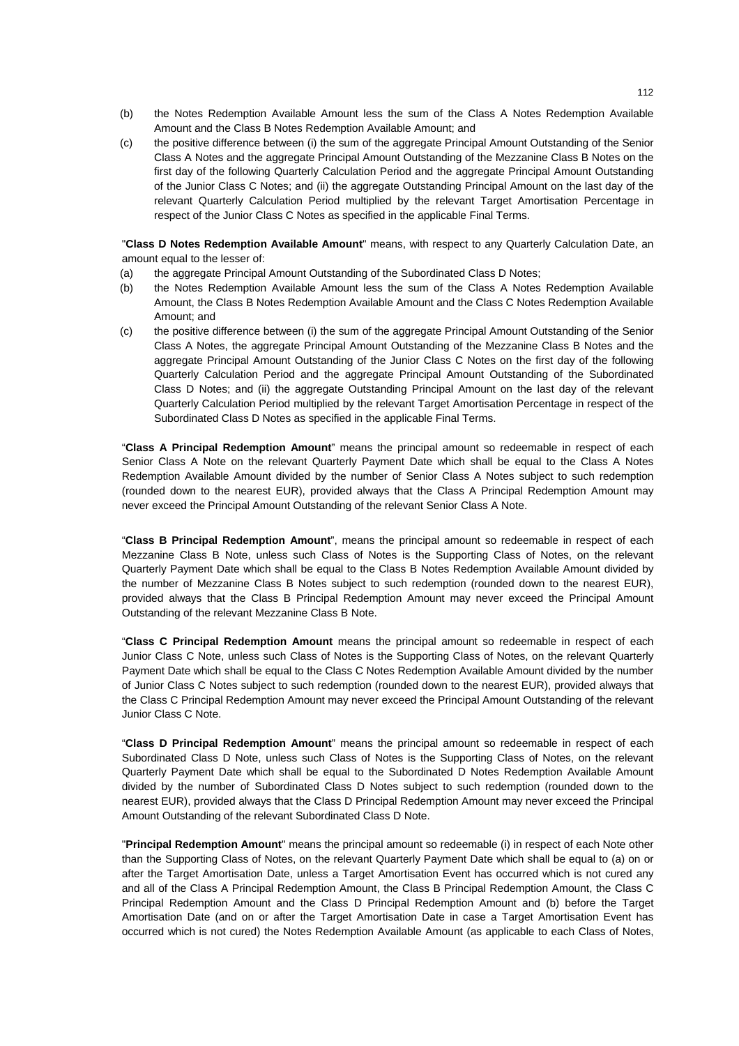(b) the Notes Redemption Available Amount less the sum of the Class A Notes Redemption Available Amount and the Class B Notes Redemption Available Amount; and

(c) the positive difference between (i) the sum of the aggregate Principal Amount Outstanding of the Senior Class A Notes and the aggregate Principal Amount Outstanding of the Mezzanine Class B Notes on the first day of the following Quarterly Calculation Period and the aggregate Principal Amount Outstanding of the Junior Class C Notes; and (ii) the aggregate Outstanding Principal Amount on the last day of the relevant Quarterly Calculation Period multiplied by the relevant Target Amortisation Percentage in respect of the Junior Class C Notes as specified in the applicable Final Terms.

"**Class D Notes Redemption Available Amount**" means, with respect to any Quarterly Calculation Date, an amount equal to the lesser of:

(a) the aggregate Principal Amount Outstanding of the Subordinated Class D Notes;

(b) the Notes Redemption Available Amount less the sum of the Class A Notes Redemption Available Amount, the Class B Notes Redemption Available Amount and the Class C Notes Redemption Available Amount; and

(c) the positive difference between (i) the sum of the aggregate Principal Amount Outstanding of the Senior Class A Notes, the aggregate Principal Amount Outstanding of the Mezzanine Class B Notes and the aggregate Principal Amount Outstanding of the Junior Class C Notes on the first day of the following Quarterly Calculation Period and the aggregate Principal Amount Outstanding of the Subordinated Class D Notes; and (ii) the aggregate Outstanding Principal Amount on the last day of the relevant Quarterly Calculation Period multiplied by the relevant Target Amortisation Percentage in respect of the Subordinated Class D Notes as specified in the applicable Final Terms.

"**Class A Principal Redemption Amount**" means the principal amount so redeemable in respect of each Senior Class A Note on the relevant Quarterly Payment Date which shall be equal to the Class A Notes Redemption Available Amount divided by the number of Senior Class A Notes subject to such redemption (rounded down to the nearest EUR), provided always that the Class A Principal Redemption Amount may never exceed the Principal Amount Outstanding of the relevant Senior Class A Note.

"**Class B Principal Redemption Amount**", means the principal amount so redeemable in respect of each Mezzanine Class B Note, unless such Class of Notes is the Supporting Class of Notes, on the relevant Quarterly Payment Date which shall be equal to the Class B Notes Redemption Available Amount divided by the number of Mezzanine Class B Notes subject to such redemption (rounded down to the nearest EUR), provided always that the Class B Principal Redemption Amount may never exceed the Principal Amount Outstanding of the relevant Mezzanine Class B Note.

"**Class C Principal Redemption Amount** means the principal amount so redeemable in respect of each Junior Class C Note, unless such Class of Notes is the Supporting Class of Notes, on the relevant Quarterly Payment Date which shall be equal to the Class C Notes Redemption Available Amount divided by the number of Junior Class C Notes subject to such redemption (rounded down to the nearest EUR), provided always that the Class C Principal Redemption Amount may never exceed the Principal Amount Outstanding of the relevant Junior Class C Note.

"**Class D Principal Redemption Amount**" means the principal amount so redeemable in respect of each Subordinated Class D Note, unless such Class of Notes is the Supporting Class of Notes, on the relevant Quarterly Payment Date which shall be equal to the Subordinated D Notes Redemption Available Amount divided by the number of Subordinated Class D Notes subject to such redemption (rounded down to the nearest EUR), provided always that the Class D Principal Redemption Amount may never exceed the Principal Amount Outstanding of the relevant Subordinated Class D Note.

"**Principal Redemption Amount**" means the principal amount so redeemable (i) in respect of each Note other than the Supporting Class of Notes, on the relevant Quarterly Payment Date which shall be equal to (a) on or after the Target Amortisation Date, unless a Target Amortisation Event has occurred which is not cured any and all of the Class A Principal Redemption Amount, the Class B Principal Redemption Amount, the Class C Principal Redemption Amount and the Class D Principal Redemption Amount and (b) before the Target Amortisation Date (and on or after the Target Amortisation Date in case a Target Amortisation Event has occurred which is not cured) the Notes Redemption Available Amount (as applicable to each Class of Notes,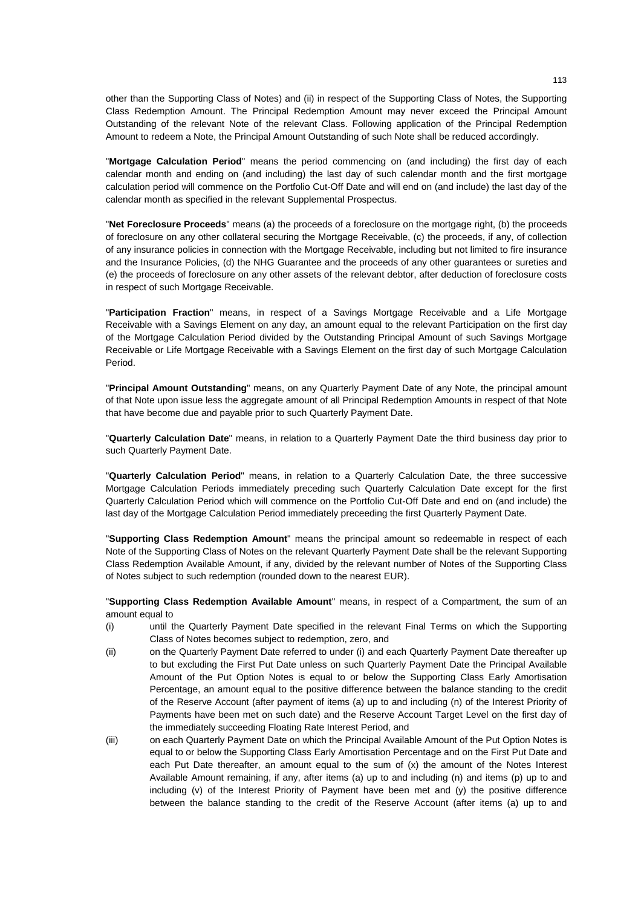other than the Supporting Class of Notes) and (ii) in respect of the Supporting Class of Notes, the Supporting Class Redemption Amount. The Principal Redemption Amount may never exceed the Principal Amount Outstanding of the relevant Note of the relevant Class. Following application of the Principal Redemption Amount to redeem a Note, the Principal Amount Outstanding of such Note shall be reduced accordingly.

"**Mortgage Calculation Period**" means the period commencing on (and including) the first day of each calendar month and ending on (and including) the last day of such calendar month and the first mortgage calculation period will commence on the Portfolio Cut-Off Date and will end on (and include) the last day of the calendar month as specified in the relevant Supplemental Prospectus.

"**Net Foreclosure Proceeds**" means (a) the proceeds of a foreclosure on the mortgage right, (b) the proceeds of foreclosure on any other collateral securing the Mortgage Receivable, (c) the proceeds, if any, of collection of any insurance policies in connection with the Mortgage Receivable, including but not limited to fire insurance and the Insurance Policies, (d) the NHG Guarantee and the proceeds of any other guarantees or sureties and (e) the proceeds of foreclosure on any other assets of the relevant debtor, after deduction of foreclosure costs in respect of such Mortgage Receivable.

"**Participation Fraction**" means, in respect of a Savings Mortgage Receivable and a Life Mortgage Receivable with a Savings Element on any day, an amount equal to the relevant Participation on the first day of the Mortgage Calculation Period divided by the Outstanding Principal Amount of such Savings Mortgage Receivable or Life Mortgage Receivable with a Savings Element on the first day of such Mortgage Calculation Period.

"**Principal Amount Outstanding**" means, on any Quarterly Payment Date of any Note, the principal amount of that Note upon issue less the aggregate amount of all Principal Redemption Amounts in respect of that Note that have become due and payable prior to such Quarterly Payment Date.

"**Quarterly Calculation Date**" means, in relation to a Quarterly Payment Date the third business day prior to such Quarterly Payment Date.

"**Quarterly Calculation Period**" means, in relation to a Quarterly Calculation Date, the three successive Mortgage Calculation Periods immediately preceding such Quarterly Calculation Date except for the first Quarterly Calculation Period which will commence on the Portfolio Cut-Off Date and end on (and include) the last day of the Mortgage Calculation Period immediately preceeding the first Quarterly Payment Date.

"**Supporting Class Redemption Amount**" means the principal amount so redeemable in respect of each Note of the Supporting Class of Notes on the relevant Quarterly Payment Date shall be the relevant Supporting Class Redemption Available Amount, if any, divided by the relevant number of Notes of the Supporting Class of Notes subject to such redemption (rounded down to the nearest EUR).

"**Supporting Class Redemption Available Amount**" means, in respect of a Compartment, the sum of an amount equal to

(i) until the Quarterly Payment Date specified in the relevant Final Terms on which the Supporting Class of Notes becomes subject to redemption, zero, and

(ii) on the Quarterly Payment Date referred to under (i) and each Quarterly Payment Date thereafter up to but excluding the First Put Date unless on such Quarterly Payment Date the Principal Available Amount of the Put Option Notes is equal to or below the Supporting Class Early Amortisation Percentage, an amount equal to the positive difference between the balance standing to the credit of the Reserve Account (after payment of items (a) up to and including (n) of the Interest Priority of Payments have been met on such date) and the Reserve Account Target Level on the first day of the immediately succeeding Floating Rate Interest Period, and

(iii) on each Quarterly Payment Date on which the Principal Available Amount of the Put Option Notes is equal to or below the Supporting Class Early Amortisation Percentage and on the First Put Date and each Put Date thereafter, an amount equal to the sum of (x) the amount of the Notes Interest Available Amount remaining, if any, after items (a) up to and including (n) and items (p) up to and including (v) of the Interest Priority of Payment have been met and (y) the positive difference between the balance standing to the credit of the Reserve Account (after items (a) up to and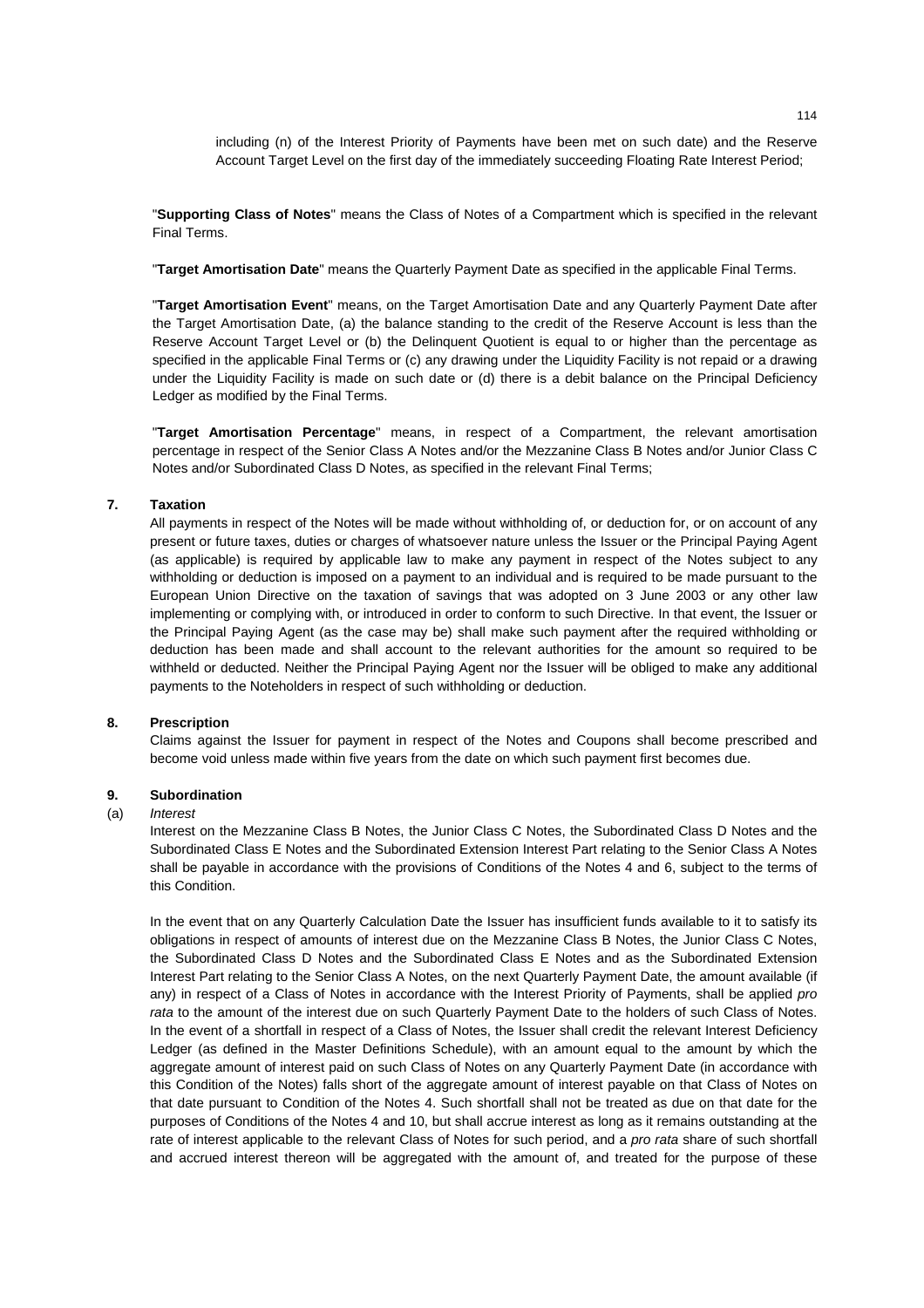including (n) of the Interest Priority of Payments have been met on such date) and the Reserve Account Target Level on the first day of the immediately succeeding Floating Rate Interest Period;

"**Supporting Class of Notes**" means the Class of Notes of a Compartment which is specified in the relevant Final Terms.

"**Target Amortisation Date**" means the Quarterly Payment Date as specified in the applicable Final Terms.

"**Target Amortisation Event**" means, on the Target Amortisation Date and any Quarterly Payment Date after the Target Amortisation Date, (a) the balance standing to the credit of the Reserve Account is less than the Reserve Account Target Level or (b) the Delinquent Quotient is equal to or higher than the percentage as specified in the applicable Final Terms or (c) any drawing under the Liquidity Facility is not repaid or a drawing under the Liquidity Facility is made on such date or (d) there is a debit balance on the Principal Deficiency Ledger as modified by the Final Terms.

"**Target Amortisation Percentage**" means, in respect of a Compartment, the relevant amortisation percentage in respect of the Senior Class A Notes and/or the Mezzanine Class B Notes and/or Junior Class C Notes and/or Subordinated Class D Notes, as specified in the relevant Final Terms;

## 7. Taxation

All payments in respect of the Notes will be made without withholding of, or deduction for, or on account of any present or future taxes, duties or charges of whatsoever nature unless the Issuer or the Principal Paying Agent (as applicable) is required by applicable law to make any payment in respect of the Notes subject to any withholding or deduction is imposed on a payment to an individual and is required to be made pursuant to the European Union Directive on the taxation of savings that was adopted on 3 June 2003 or any other law implementing or complying with, or introduced in order to conform to such Directive. In that event, the Issuer or the Principal Paying Agent (as the case may be) shall make such payment after the required withholding or deduction has been made and shall account to the relevant authorities for the amount so required to be withheld or deducted. Neither the Principal Paying Agent nor the Issuer will be obliged to make any additional payments to the Noteholders in respect of such withholding or deduction.

## 8. Prescription

Claims against the Issuer for payment in respect of the Notes and Coupons shall become prescribed and become void unless made within five years from the date on which such payment first becomes due.

## 9. Subordination

(a) *Interest*

Interest on the Mezzanine Class B Notes, the Junior Class C Notes, the Subordinated Class D Notes and the Subordinated Class E Notes and the Subordinated Extension Interest Part relating to the Senior Class A Notes shall be payable in accordance with the provisions of Conditions of the Notes 4 and 6, subject to the terms of this Condition.

In the event that on any Quarterly Calculation Date the Issuer has insufficient funds available to it to satisfy its obligations in respect of amounts of interest due on the Mezzanine Class B Notes, the Junior Class C Notes, the Subordinated Class D Notes and the Subordinated Class E Notes and as the Subordinated Extension Interest Part relating to the Senior Class A Notes, on the next Quarterly Payment Date, the amount available (if any) in respect of a Class of Notes in accordance with the Interest Priority of Payments, shall be applied *pro rata* to the amount of the interest due on such Quarterly Payment Date to the holders of such Class of Notes. In the event of a shortfall in respect of a Class of Notes, the Issuer shall credit the relevant Interest Deficiency Ledger (as defined in the Master Definitions Schedule), with an amount equal to the amount by which the aggregate amount of interest paid on such Class of Notes on any Quarterly Payment Date (in accordance with this Condition of the Notes) falls short of the aggregate amount of interest payable on that Class of Notes on that date pursuant to Condition of the Notes 4. Such shortfall shall not be treated as due on that date for the purposes of Conditions of the Notes 4 and 10, but shall accrue interest as long as it remains outstanding at the rate of interest applicable to the relevant Class of Notes for such period, and a *pro rata* share of such shortfall and accrued interest thereon will be aggregated with the amount of, and treated for the purpose of these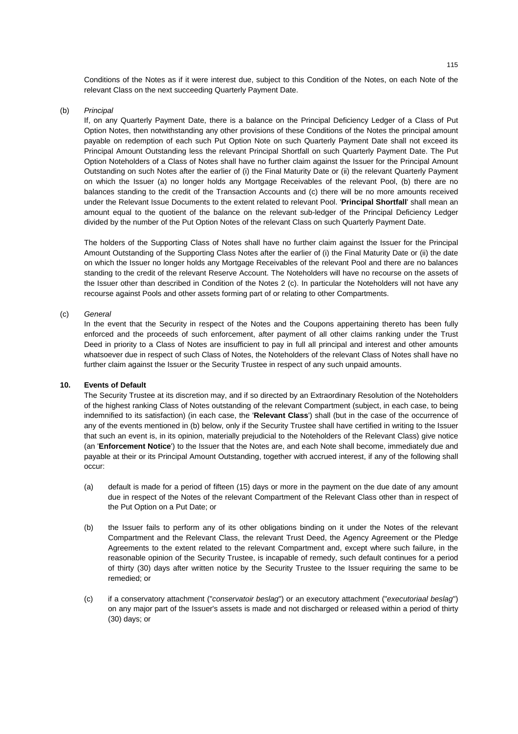Conditions of the Notes as if it were interest due, subject to this Condition of the Notes, on each Note of the relevant Class on the next succeeding Quarterly Payment Date.

(b) *Principal*

If, on any Quarterly Payment Date, there is a balance on the Principal Deficiency Ledger of a Class of Put Option Notes, then notwithstanding any other provisions of these Conditions of the Notes the principal amount payable on redemption of each such Put Option Note on such Quarterly Payment Date shall not exceed its Principal Amount Outstanding less the relevant Principal Shortfall on such Quarterly Payment Date. The Put Option Noteholders of a Class of Notes shall have no further claim against the Issuer for the Principal Amount Outstanding on such Notes after the earlier of (i) the Final Maturity Date or (ii) the relevant Quarterly Payment on which the Issuer (a) no longer holds any Mortgage Receivables of the relevant Pool, (b) there are no balances standing to the credit of the Transaction Accounts and (c) there will be no more amounts received under the Relevant Issue Documents to the extent related to relevant Pool. '**Principal Shortfall**' shall mean an amount equal to the quotient of the balance on the relevant sub-ledger of the Principal Deficiency Ledger divided by the number of the Put Option Notes of the relevant Class on such Quarterly Payment Date.

The holders of the Supporting Class of Notes shall have no further claim against the Issuer for the Principal Amount Outstanding of the Supporting Class Notes after the earlier of (i) the Final Maturity Date or (ii) the date on which the Issuer no longer holds any Mortgage Receivables of the relevant Pool and there are no balances standing to the credit of the relevant Reserve Account. The Noteholders will have no recourse on the assets of the Issuer other than described in Condition of the Notes 2 (c). In particular the Noteholders will not have any recourse against Pools and other assets forming part of or relating to other Compartments.

(c) *General*

In the event that the Security in respect of the Notes and the Coupons appertaining thereto has been fully enforced and the proceeds of such enforcement, after payment of all other claims ranking under the Trust Deed in priority to a Class of Notes are insufficient to pay in full all principal and interest and other amounts whatsoever due in respect of such Class of Notes, the Noteholders of the relevant Class of Notes shall have no further claim against the Issuer or the Security Trustee in respect of any such unpaid amounts.

## 10. Events of Default

The Security Trustee at its discretion may, and if so directed by an Extraordinary Resolution of the Noteholders of the highest ranking Class of Notes outstanding of the relevant Compartment (subject, in each case, to being indemnified to its satisfaction) (in each case, the '**Relevant Class**') shall (but in the case of the occurrence of any of the events mentioned in (b) below, only if the Security Trustee shall have certified in writing to the Issuer that such an event is, in its opinion, materially prejudicial to the Noteholders of the Relevant Class) give notice (an '**Enforcement Notice**') to the Issuer that the Notes are, and each Note shall become, immediately due and payable at their or its Principal Amount Outstanding, together with accrued interest, if any of the following shall occur:

(a) default is made for a period of fifteen (15) days or more in the payment on the due date of any amount due in respect of the Notes of the relevant Compartment of the Relevant Class other than in respect of the Put Option on a Put Date; or

(b) the Issuer fails to perform any of its other obligations binding on it under the Notes of the relevant Compartment and the Relevant Class, the relevant Trust Deed, the Agency Agreement or the Pledge Agreements to the extent related to the relevant Compartment and, except where such failure, in the reasonable opinion of the Security Trustee, is incapable of remedy, such default continues for a period of thirty (30) days after written notice by the Security Trustee to the Issuer requiring the same to be remedied; or

(c) if a conservatory attachment ("*conservatoir beslag*") or an executory attachment ("*executoriaal beslag*") on any major part of the Issuer's assets is made and not discharged or released within a period of thirty (30) days; or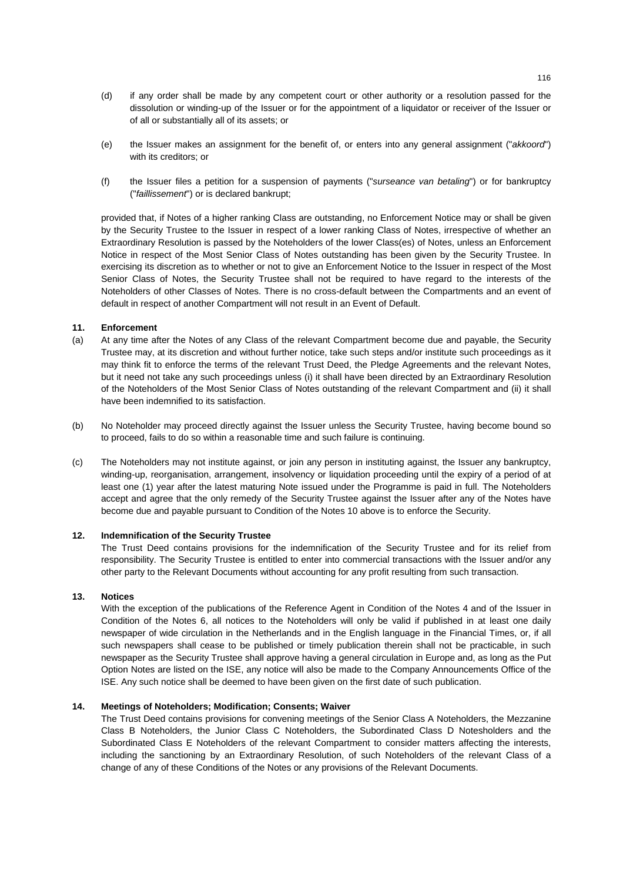(d) if any order shall be made by any competent court or other authority or a resolution passed for the dissolution or winding-up of the Issuer or for the appointment of a liquidator or receiver of the Issuer or of all or substantially all of its assets; or

(e) the Issuer makes an assignment for the benefit of, or enters into any general assignment ("*akkoord*") with its creditors; or

(f) the Issuer files a petition for a suspension of payments ("*surseance van betaling*") or for bankruptcy ("*faillissement*") or is declared bankrupt;

provided that, if Notes of a higher ranking Class are outstanding, no Enforcement Notice may or shall be given by the Security Trustee to the Issuer in respect of a lower ranking Class of Notes, irrespective of whether an Extraordinary Resolution is passed by the Noteholders of the lower Class(es) of Notes, unless an Enforcement Notice in respect of the Most Senior Class of Notes outstanding has been given by the Security Trustee. In exercising its discretion as to whether or not to give an Enforcement Notice to the Issuer in respect of the Most Senior Class of Notes, the Security Trustee shall not be required to have regard to the interests of the Noteholders of other Classes of Notes. There is no cross-default between the Compartments and an event of default in respect of another Compartment will not result in an Event of Default.

**11. Enforcement**

(a) At any time after the Notes of any Class of the relevant Compartment become due and payable, the Security Trustee may, at its discretion and without further notice, take such steps and/or institute such proceedings as it may think fit to enforce the terms of the relevant Trust Deed, the Pledge Agreements and the relevant Notes, but it need not take any such proceedings unless (i) it shall have been directed by an Extraordinary Resolution of the Noteholders of the Most Senior Class of Notes outstanding of the relevant Compartment and (ii) it shall have been indemnified to its satisfaction.

(b) No Noteholder may proceed directly against the Issuer unless the Security Trustee, having become bound so to proceed, fails to do so within a reasonable time and such failure is continuing.

(c) The Noteholders may not institute against, or join any person in instituting against, the Issuer any bankruptcy, winding-up, reorganisation, arrangement, insolvency or liquidation proceeding until the expiry of a period of at least one (1) year after the latest maturing Note issued under the Programme is paid in full. The Noteholders accept and agree that the only remedy of the Security Trustee against the Issuer after any of the Notes have become due and payable pursuant to Condition of the Notes 10 above is to enforce the Security.

**12. Indemnification of the Security Trustee**

The Trust Deed contains provisions for the indemnification of the Security Trustee and for its relief from responsibility. The Security Trustee is entitled to enter into commercial transactions with the Issuer and/or any other party to the Relevant Documents without accounting for any profit resulting from such transaction.

**13. Notices**

With the exception of the publications of the Reference Agent in Condition of the Notes 4 and of the Issuer in Condition of the Notes 6, all notices to the Noteholders will only be valid if published in at least one daily newspaper of wide circulation in the Netherlands and in the English language in the Financial Times, or, if all such newspapers shall cease to be published or timely publication therein shall not be practicable, in such newspaper as the Security Trustee shall approve having a general circulation in Europe and, as long as the Put Option Notes are listed on the ISE, any notice will also be made to the Company Announcements Office of the ISE. Any such notice shall be deemed to have been given on the first date of such publication.

**14. Meetings of Noteholders; Modification; Consents; Waiver**

The Trust Deed contains provisions for convening meetings of the Senior Class A Noteholders, the Mezzanine Class B Noteholders, the Junior Class C Noteholders, the Subordinated Class D Notesholders and the Subordinated Class E Noteholders of the relevant Compartment to consider matters affecting the interests, including the sanctioning by an Extraordinary Resolution, of such Noteholders of the relevant Class of a change of any of these Conditions of the Notes or any provisions of the Relevant Documents.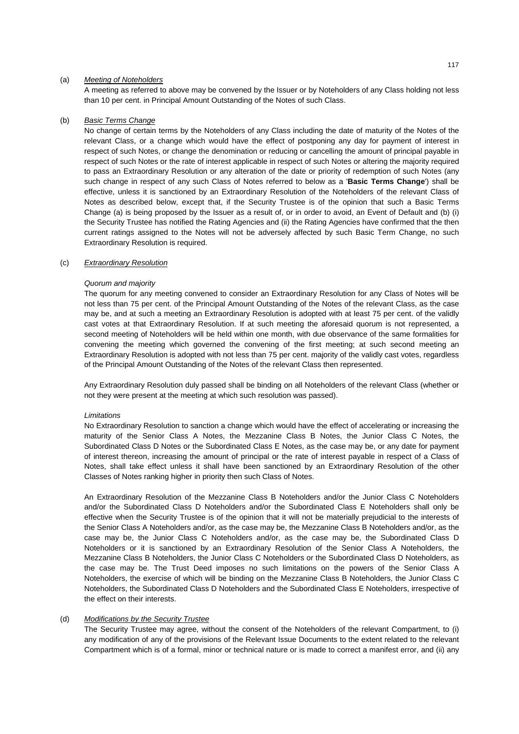(a) *Meeting of Noteholders*

A meeting as referred to above may be convened by the Issuer or by Noteholders of any Class holding not less than 10 per cent. in Principal Amount Outstanding of the Notes of such Class.

(b) *Basic Terms Change*

No change of certain terms by the Noteholders of any Class including the date of maturity of the Notes of the relevant Class, or a change which would have the effect of postponing any day for payment of interest in respect of such Notes, or change the denomination or reducing or cancelling the amount of principal payable in respect of such Notes or the rate of interest applicable in respect of such Notes or altering the majority required to pass an Extraordinary Resolution or any alteration of the date or priority of redemption of such Notes (any such change in respect of any such Class of Notes referred to below as a '**Basic Terms Change**') shall be effective, unless it is sanctioned by an Extraordinary Resolution of the Noteholders of the relevant Class of Notes as described below, except that, if the Security Trustee is of the opinion that such a Basic Terms Change (a) is being proposed by the Issuer as a result of, or in order to avoid, an Event of Default and (b) (i) the Security Trustee has notified the Rating Agencies and (ii) the Rating Agencies have confirmed that the then current ratings assigned to the Notes will not be adversely affected by such Basic Term Change, no such Extraordinary Resolution is required.

(c) *Extraordinary Resolution*

*Quorum and majority*

The quorum for any meeting convened to consider an Extraordinary Resolution for any Class of Notes will be not less than 75 per cent. of the Principal Amount Outstanding of the Notes of the relevant Class, as the case may be, and at such a meeting an Extraordinary Resolution is adopted with at least 75 per cent. of the validly cast votes at that Extraordinary Resolution. If at such meeting the aforesaid quorum is not represented, a second meeting of Noteholders will be held within one month, with due observance of the same formalities for convening the meeting which governed the convening of the first meeting; at such second meeting an Extraordinary Resolution is adopted with not less than 75 per cent. majority of the validly cast votes, regardless of the Principal Amount Outstanding of the Notes of the relevant Class then represented.

Any Extraordinary Resolution duly passed shall be binding on all Noteholders of the relevant Class (whether or not they were present at the meeting at which such resolution was passed).

*Limitations*

No Extraordinary Resolution to sanction a change which would have the effect of accelerating or increasing the maturity of the Senior Class A Notes, the Mezzanine Class B Notes, the Junior Class C Notes, the Subordinated Class D Notes or the Subordinated Class E Notes, as the case may be, or any date for payment of interest thereon, increasing the amount of principal or the rate of interest payable in respect of a Class of Notes, shall take effect unless it shall have been sanctioned by an Extraordinary Resolution of the other Classes of Notes ranking higher in priority then such Class of Notes.

An Extraordinary Resolution of the Mezzanine Class B Noteholders and/or the Junior Class C Noteholders and/or the Subordinated Class D Noteholders and/or the Subordinated Class E Noteholders shall only be effective when the Security Trustee is of the opinion that it will not be materially prejudicial to the interests of the Senior Class A Noteholders and/or, as the case may be, the Mezzanine Class B Noteholders and/or, as the case may be, the Junior Class C Noteholders and/or, as the case may be, the Subordinated Class D Noteholders or it is sanctioned by an Extraordinary Resolution of the Senior Class A Noteholders, the Mezzanine Class B Noteholders, the Junior Class C Noteholders or the Subordinated Class D Noteholders, as the case may be. The Trust Deed imposes no such limitations on the powers of the Senior Class A Noteholders, the exercise of which will be binding on the Mezzanine Class B Noteholders, the Junior Class C Noteholders, the Subordinated Class D Noteholders and the Subordinated Class E Noteholders, irrespective of the effect on their interests.

(d) *Modifications by the Security Trustee*

The Security Trustee may agree, without the consent of the Noteholders of the relevant Compartment, to (i) any modification of any of the provisions of the Relevant Issue Documents to the extent related to the relevant Compartment which is of a formal, minor or technical nature or is made to correct a manifest error, and (ii) any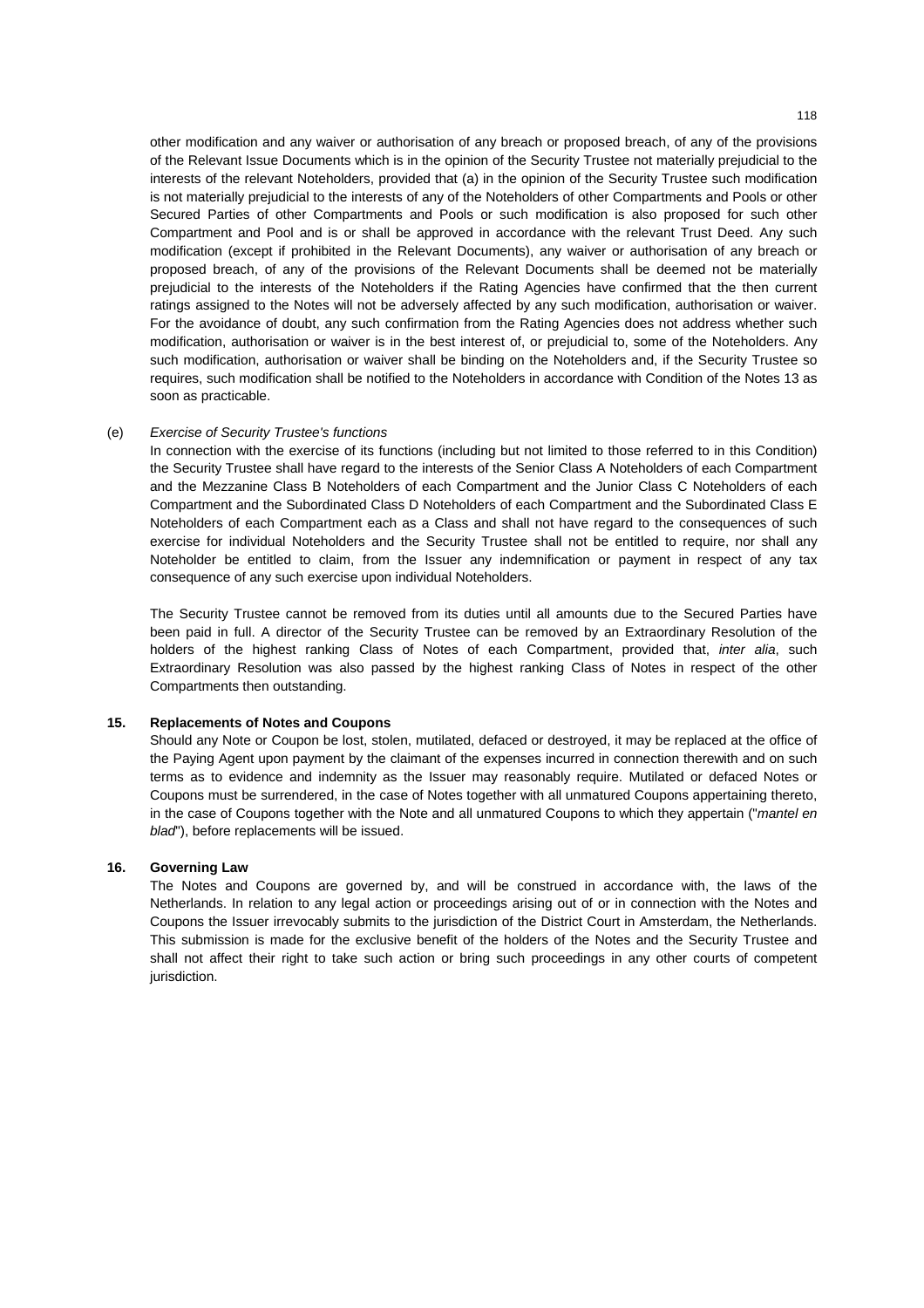other modification and any waiver or authorisation of any breach or proposed breach, of any of the provisions of the Relevant Issue Documents which is in the opinion of the Security Trustee not materially prejudicial to the interests of the relevant Noteholders, provided that (a) in the opinion of the Security Trustee such modification is not materially prejudicial to the interests of any of the Noteholders of other Compartments and Pools or other Secured Parties of other Compartments and Pools or such modification is also proposed for such other Compartment and Pool and is or shall be approved in accordance with the relevant Trust Deed. Any such modification (except if prohibited in the Relevant Documents), any waiver or authorisation of any breach or proposed breach, of any of the provisions of the Relevant Documents shall be deemed not be materially prejudicial to the interests of the Noteholders if the Rating Agencies have confirmed that the then current ratings assigned to the Notes will not be adversely affected by any such modification, authorisation or waiver. For the avoidance of doubt, any such confirmation from the Rating Agencies does not address whether such modification, authorisation or waiver is in the best interest of, or prejudicial to, some of the Noteholders. Any such modification, authorisation or waiver shall be binding on the Noteholders and, if the Security Trustee so requires, such modification shall be notified to the Noteholders in accordance with Condition of the Notes 13 as soon as practicable.

(e) *Exercise of Security Trustee's functions*

In connection with the exercise of its functions (including but not limited to those referred to in this Condition) the Security Trustee shall have regard to the interests of the Senior Class A Noteholders of each Compartment and the Mezzanine Class B Noteholders of each Compartment and the Junior Class C Noteholders of each Compartment and the Subordinated Class D Noteholders of each Compartment and the Subordinated Class E Noteholders of each Compartment each as a Class and shall not have regard to the consequences of such exercise for individual Noteholders and the Security Trustee shall not be entitled to require, nor shall any Noteholder be entitled to claim, from the Issuer any indemnification or payment in respect of any tax consequence of any such exercise upon individual Noteholders.

The Security Trustee cannot be removed from its duties until all amounts due to the Secured Parties have been paid in full. A director of the Security Trustee can be removed by an Extraordinary Resolution of the holders of the highest ranking Class of Notes of each Compartment, provided that, *inter alia*, such Extraordinary Resolution was also passed by the highest ranking Class of Notes in respect of the other Compartments then outstanding.

## 15. Replacements of Notes and Coupons

Should any Note or Coupon be lost, stolen, mutilated, defaced or destroyed, it may be replaced at the office of the Paying Agent upon payment by the claimant of the expenses incurred in connection therewith and on such terms as to evidence and indemnity as the Issuer may reasonably require. Mutilated or defaced Notes or Coupons must be surrendered, in the case of Notes together with all unmatured Coupons appertaining thereto, in the case of Coupons together with the Note and all unmatured Coupons to which they appertain ("*mantel en blad*"), before replacements will be issued.

## 16. Governing Law

The Notes and Coupons are governed by, and will be construed in accordance with, the laws of the Netherlands. In relation to any legal action or proceedings arising out of or in connection with the Notes and Coupons the Issuer irrevocably submits to the jurisdiction of the District Court in Amsterdam, the Netherlands. This submission is made for the exclusive benefit of the holders of the Notes and the Security Trustee and shall not affect their right to take such action or bring such proceedings in any other courts of competent jurisdiction.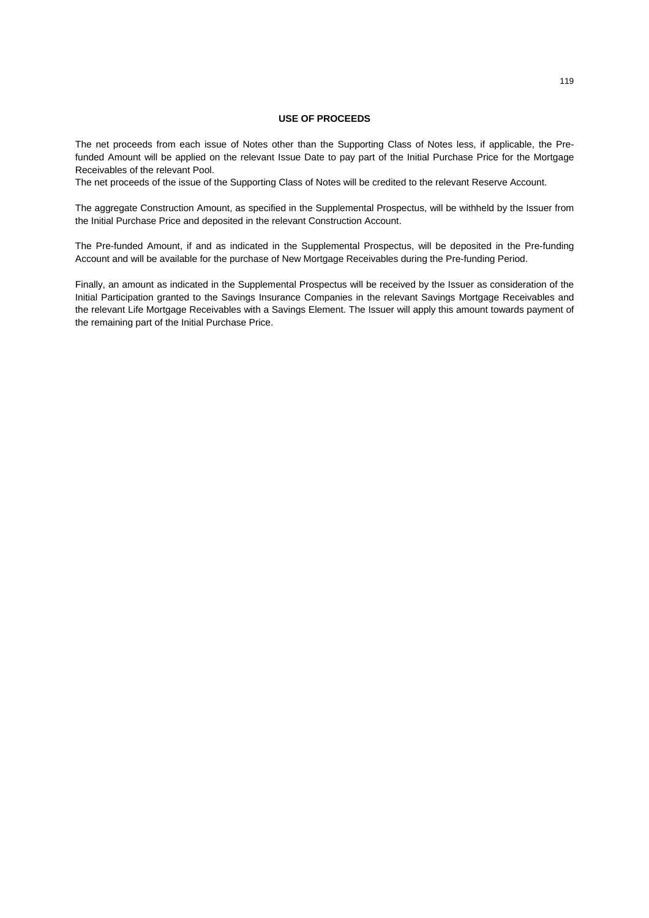## USE OF PROCEEDS

The net proceeds from each issue of Notes other than the Supporting Class of Notes less, if applicable, the Pre-funded Amount will be applied on the relevant Issue Date to pay part of the Initial Purchase Price for the Mortgage Receivables of the relevant Pool.
The net proceeds of the issue of the Supporting Class of Notes will be credited to the relevant Reserve Account.

The aggregate Construction Amount, as specified in the Supplemental Prospectus, will be withheld by the Issuer from the Initial Purchase Price and deposited in the relevant Construction Account.

The Pre-funded Amount, if and as indicated in the Supplemental Prospectus, will be deposited in the Pre-funding Account and will be available for the purchase of New Mortgage Receivables during the Pre-funding Period.

Finally, an amount as indicated in the Supplemental Prospectus will be received by the Issuer as consideration of the Initial Participation granted to the Savings Insurance Companies in the relevant Savings Mortgage Receivables and the relevant Life Mortgage Receivables with a Savings Element. The Issuer will apply this amount towards payment of the remaining part of the Initial Purchase Price.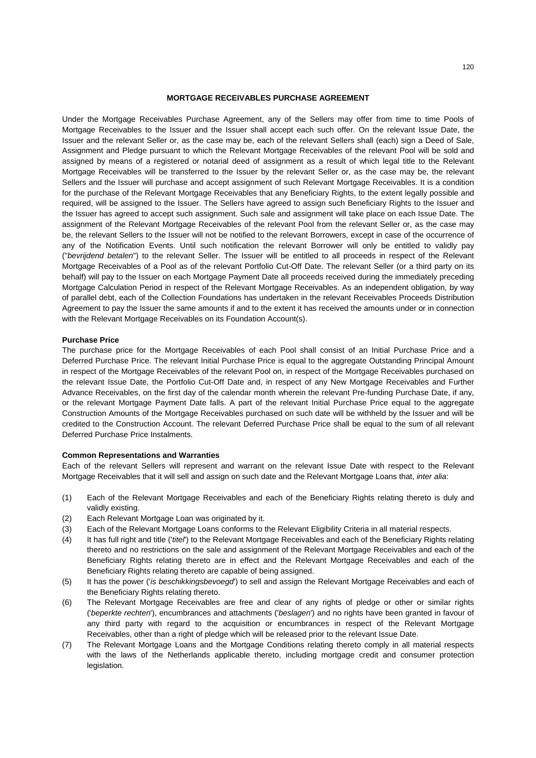## MORTGAGE RECEIVABLES PURCHASE AGREEMENT

Under the Mortgage Receivables Purchase Agreement, any of the Sellers may offer from time to time Pools of Mortgage Receivables to the Issuer and the Issuer shall accept each such offer. On the relevant Issue Date, the Issuer and the relevant Seller or, as the case may be, each of the relevant Sellers shall (each) sign a Deed of Sale, Assignment and Pledge pursuant to which the Relevant Mortgage Receivables of the relevant Pool will be sold and assigned by means of a registered or notarial deed of assignment as a result of which legal title to the Relevant Mortgage Receivables will be transferred to the Issuer by the relevant Seller or, as the case may be, the relevant Sellers and the Issuer will purchase and accept assignment of such Relevant Mortgage Receivables. It is a condition for the purchase of the Relevant Mortgage Receivables that any Beneficiary Rights, to the extent legally possible and required, will be assigned to the Issuer. The Sellers have agreed to assign such Beneficiary Rights to the Issuer and the Issuer has agreed to accept such assignment. Such sale and assignment will take place on each Issue Date. The assignment of the Relevant Mortgage Receivables of the relevant Pool from the relevant Seller or, as the case may be, the relevant Sellers to the Issuer will not be notified to the relevant Borrowers, except in case of the occurrence of any of the Notification Events. Until such notification the relevant Borrower will only be entitled to validly pay ("*bevrijdend betalen*") to the relevant Seller. The Issuer will be entitled to all proceeds in respect of the Relevant Mortgage Receivables of a Pool as of the relevant Portfolio Cut-Off Date. The relevant Seller (or a third party on its behalf) will pay to the Issuer on each Mortgage Payment Date all proceeds received during the immediately preceding Mortgage Calculation Period in respect of the Relevant Mortgage Receivables. As an independent obligation, by way of parallel debt, each of the Collection Foundations has undertaken in the relevant Receivables Proceeds Distribution Agreement to pay the Issuer the same amounts if and to the extent it has received the amounts under or in connection with the Relevant Mortgage Receivables on its Foundation Account(s).

**Purchase Price**

The purchase price for the Mortgage Receivables of each Pool shall consist of an Initial Purchase Price and a Deferred Purchase Price. The relevant Initial Purchase Price is equal to the aggregate Outstanding Principal Amount in respect of the Mortgage Receivables of the relevant Pool on, in respect of the Mortgage Receivables purchased on the relevant Issue Date, the Portfolio Cut-Off Date and, in respect of any New Mortgage Receivables and Further Advance Receivables, on the first day of the calendar month wherein the relevant Pre-funding Purchase Date, if any, or the relevant Mortgage Payment Date falls. A part of the relevant Initial Purchase Price equal to the aggregate Construction Amounts of the Mortgage Receivables purchased on such date will be withheld by the Issuer and will be credited to the Construction Account. The relevant Deferred Purchase Price shall be equal to the sum of all relevant Deferred Purchase Price Instalments.

**Common Representations and Warranties**

Each of the relevant Sellers will represent and warrant on the relevant Issue Date with respect to the Relevant Mortgage Receivables that it will sell and assign on such date and the Relevant Mortgage Loans that, *inter alia*:

(1) Each of the Relevant Mortgage Receivables and each of the Beneficiary Rights relating thereto is duly and validly existing.

(2) Each Relevant Mortgage Loan was originated by it.

(3) Each of the Relevant Mortgage Loans conforms to the Relevant Eligibility Criteria in all material respects.

(4) It has full right and title ('*titel*') to the Relevant Mortgage Receivables and each of the Beneficiary Rights relating thereto and no restrictions on the sale and assignment of the Relevant Mortgage Receivables and each of the Beneficiary Rights relating thereto are in effect and the Relevant Mortgage Receivables and each of the Beneficiary Rights relating thereto are capable of being assigned.

(5) It has the power ('*is beschikkingsbevoegd*') to sell and assign the Relevant Mortgage Receivables and each of the Beneficiary Rights relating thereto.

(6) The Relevant Mortgage Receivables are free and clear of any rights of pledge or other or similar rights ('*beperkte rechten*'), encumbrances and attachments ('*beslagen*') and no rights have been granted in favour of any third party with regard to the acquisition or encumbrances in respect of the Relevant Mortgage Receivables, other than a right of pledge which will be released prior to the relevant Issue Date.

(7) The Relevant Mortgage Loans and the Mortgage Conditions relating thereto comply in all material respects with the laws of the Netherlands applicable thereto, including mortgage credit and consumer protection legislation.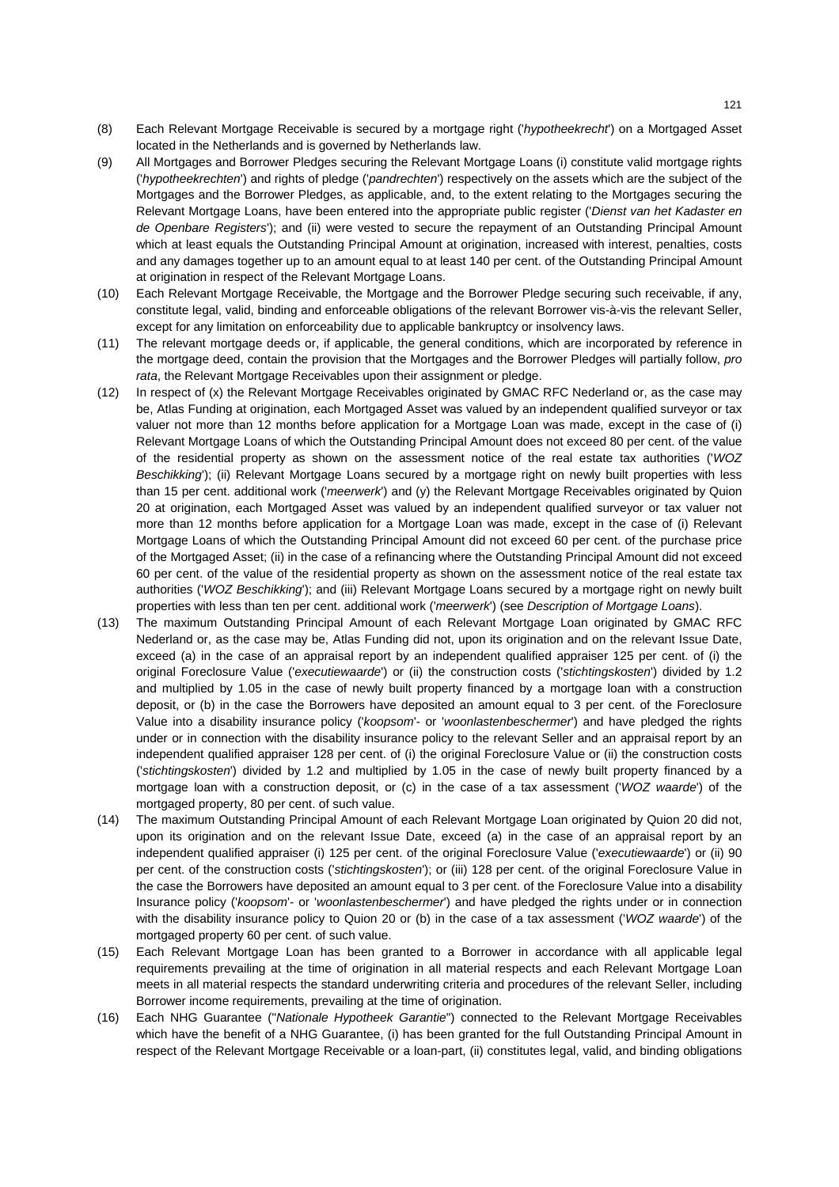(8) Each Relevant Mortgage Receivable is secured by a mortgage right ('*hypotheekrecht*') on a Mortgaged Asset located in the Netherlands and is governed by Netherlands law.

(9) All Mortgages and Borrower Pledges securing the Relevant Mortgage Loans (i) constitute valid mortgage rights ('*hypotheekrechten*') and rights of pledge ('*pandrechten*') respectively on the assets which are the subject of the Mortgages and the Borrower Pledges, as applicable, and, to the extent relating to the Mortgages securing the Relevant Mortgage Loans, have been entered into the appropriate public register ('*Dienst van het Kadaster en de Openbare Registers*'); and (ii) were vested to secure the repayment of an Outstanding Principal Amount which at least equals the Outstanding Principal Amount at origination, increased with interest, penalties, costs and any damages together up to an amount equal to at least 140 per cent. of the Outstanding Principal Amount at origination in respect of the Relevant Mortgage Loans.

(10) Each Relevant Mortgage Receivable, the Mortgage and the Borrower Pledge securing such receivable, if any, constitute legal, valid, binding and enforceable obligations of the relevant Borrower vis-à-vis the relevant Seller, except for any limitation on enforceability due to applicable bankruptcy or insolvency laws.

(11) The relevant mortgage deeds or, if applicable, the general conditions, which are incorporated by reference in the mortgage deed, contain the provision that the Mortgages and the Borrower Pledges will partially follow, *pro rata*, the Relevant Mortgage Receivables upon their assignment or pledge.

(12) In respect of (x) the Relevant Mortgage Receivables originated by GMAC RFC Nederland or, as the case may be, Atlas Funding at origination, each Mortgaged Asset was valued by an independent qualified surveyor or tax valuer not more than 12 months before application for a Mortgage Loan was made, except in the case of (i) Relevant Mortgage Loans of which the Outstanding Principal Amount does not exceed 80 per cent. of the value of the residential property as shown on the assessment notice of the real estate tax authorities ('*WOZ Beschikking*'); (ii) Relevant Mortgage Loans secured by a mortgage right on newly built properties with less than 15 per cent. additional work ('*meerwerk*') and (y) the Relevant Mortgage Receivables originated by Quion 20 at origination, each Mortgaged Asset was valued by an independent qualified surveyor or tax valuer not more than 12 months before application for a Mortgage Loan was made, except in the case of (i) Relevant Mortgage Loans of which the Outstanding Principal Amount did not exceed 60 per cent. of the purchase price of the Mortgaged Asset; (ii) in the case of a refinancing where the Outstanding Principal Amount did not exceed 60 per cent. of the value of the residential property as shown on the assessment notice of the real estate tax authorities ('*WOZ Beschikking*'); and (iii) Relevant Mortgage Loans secured by a mortgage right on newly built properties with less than ten per cent. additional work ('*meerwerk*') (see *Description of Mortgage Loans*).

(13) The maximum Outstanding Principal Amount of each Relevant Mortgage Loan originated by GMAC RFC Nederland or, as the case may be, Atlas Funding did not, upon its origination and on the relevant Issue Date, exceed (a) in the case of an appraisal report by an independent qualified appraiser 125 per cent. of (i) the original Foreclosure Value ('*executiewaarde*') or (ii) the construction costs ('*stichtingskosten*') divided by 1.2 and multiplied by 1.05 in the case of newly built property financed by a mortgage loan with a construction deposit, or (b) in the case the Borrowers have deposited an amount equal to 3 per cent. of the Foreclosure Value into a disability insurance policy ('*koopsom*'- or '*woonlastenbeschermer*') and have pledged the rights under or in connection with the disability insurance policy to the relevant Seller and an appraisal report by an independent qualified appraiser 128 per cent. of (i) the original Foreclosure Value or (ii) the construction costs ('*stichtingskosten*') divided by 1.2 and multiplied by 1.05 in the case of newly built property financed by a mortgage loan with a construction deposit, or (c) in the case of a tax assessment ('*WOZ waarde*') of the mortgaged property, 80 per cent. of such value.

(14) The maximum Outstanding Principal Amount of each Relevant Mortgage Loan originated by Quion 20 did not, upon its origination and on the relevant Issue Date, exceed (a) in the case of an appraisal report by an independent qualified appraiser (i) 125 per cent. of the original Foreclosure Value ('*executiewaarde*') or (ii) 90 per cent. of the construction costs ('*stichtingskosten*'); or (iii) 128 per cent. of the original Foreclosure Value in the case the Borrowers have deposited an amount equal to 3 per cent. of the Foreclosure Value into a disability Insurance policy ('*koopsom*'- or '*woonlastenbeschermer*') and have pledged the rights under or in connection with the disability insurance policy to Quion 20 or (b) in the case of a tax assessment ('*WOZ waarde*') of the mortgaged property 60 per cent. of such value.

(15) Each Relevant Mortgage Loan has been granted to a Borrower in accordance with all applicable legal requirements prevailing at the time of origination in all material respects and each Relevant Mortgage Loan meets in all material respects the standard underwriting criteria and procedures of the relevant Seller, including Borrower income requirements, prevailing at the time of origination.

(16) Each NHG Guarantee ("*Nationale Hypotheek Garantie*") connected to the Relevant Mortgage Receivables which have the benefit of a NHG Guarantee, (i) has been granted for the full Outstanding Principal Amount in respect of the Relevant Mortgage Receivable or a loan-part, (ii) constitutes legal, valid, and binding obligations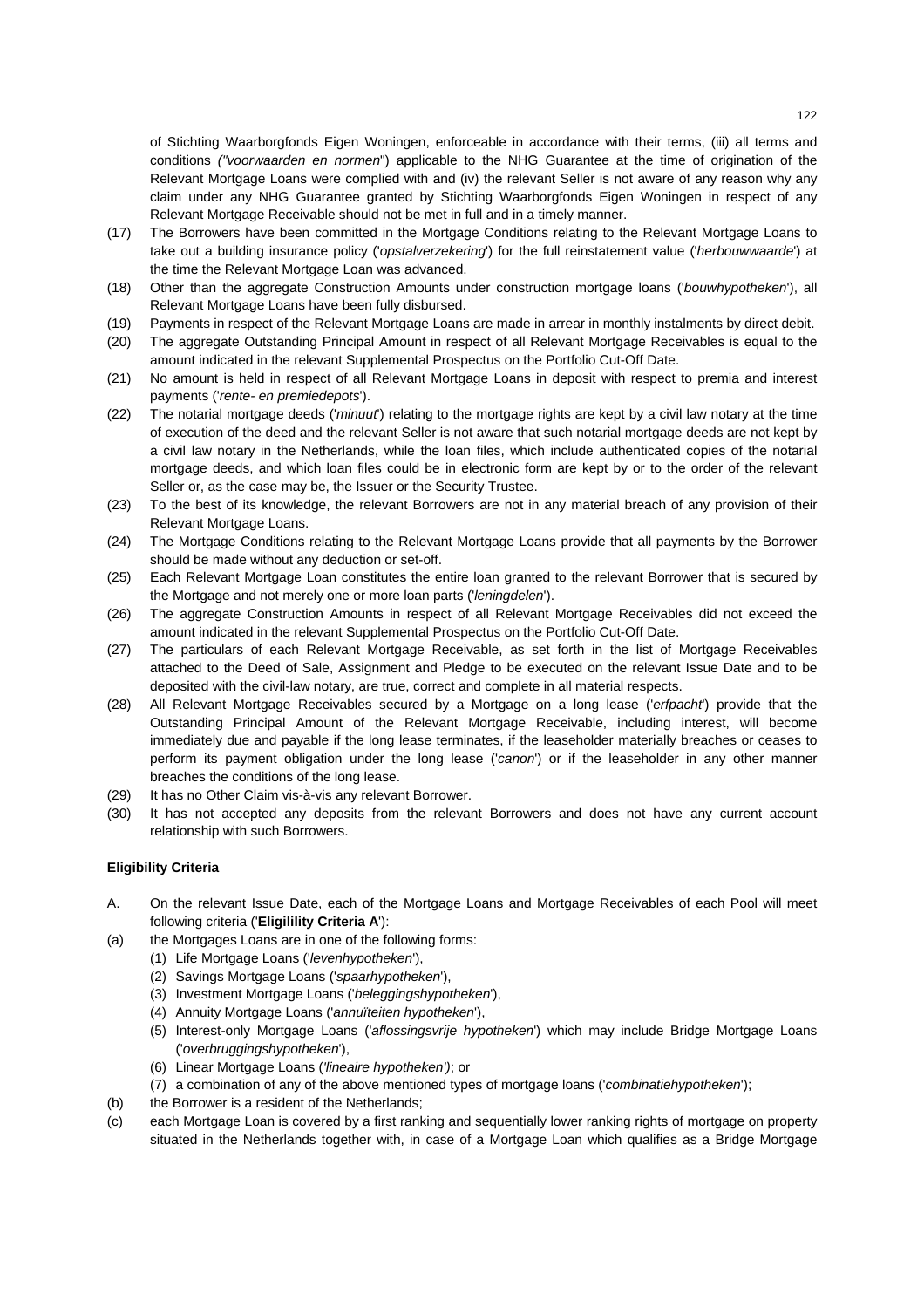of Stichting Waarborgfonds Eigen Woningen, enforceable in accordance with their terms, (iii) all terms and conditions *("voorwaarden en normen*") applicable to the NHG Guarantee at the time of origination of the Relevant Mortgage Loans were complied with and (iv) the relevant Seller is not aware of any reason why any claim under any NHG Guarantee granted by Stichting Waarborgfonds Eigen Woningen in respect of any Relevant Mortgage Receivable should not be met in full and in a timely manner.

(17) The Borrowers have been committed in the Mortgage Conditions relating to the Relevant Mortgage Loans to take out a building insurance policy ('*opstalverzekering*') for the full reinstatement value ('*herbouwwaarde*') at the time the Relevant Mortgage Loan was advanced.

(18) Other than the aggregate Construction Amounts under construction mortgage loans ('*bouwhypotheken*'), all Relevant Mortgage Loans have been fully disbursed.

(19) Payments in respect of the Relevant Mortgage Loans are made in arrear in monthly instalments by direct debit.

(20) The aggregate Outstanding Principal Amount in respect of all Relevant Mortgage Receivables is equal to the amount indicated in the relevant Supplemental Prospectus on the Portfolio Cut-Off Date.

(21) No amount is held in respect of all Relevant Mortgage Loans in deposit with respect to premia and interest payments ('*rente- en premiedepots*').

(22) The notarial mortgage deeds ('*minuut*') relating to the mortgage rights are kept by a civil law notary at the time of execution of the deed and the relevant Seller is not aware that such notarial mortgage deeds are not kept by a civil law notary in the Netherlands, while the loan files, which include authenticated copies of the notarial mortgage deeds, and which loan files could be in electronic form are kept by or to the order of the relevant Seller or, as the case may be, the Issuer or the Security Trustee.

(23) To the best of its knowledge, the relevant Borrowers are not in any material breach of any provision of their Relevant Mortgage Loans.

(24) The Mortgage Conditions relating to the Relevant Mortgage Loans provide that all payments by the Borrower should be made without any deduction or set-off.

(25) Each Relevant Mortgage Loan constitutes the entire loan granted to the relevant Borrower that is secured by the Mortgage and not merely one or more loan parts ('*leningdelen*').

(26) The aggregate Construction Amounts in respect of all Relevant Mortgage Receivables did not exceed the amount indicated in the relevant Supplemental Prospectus on the Portfolio Cut-Off Date.

(27) The particulars of each Relevant Mortgage Receivable, as set forth in the list of Mortgage Receivables attached to the Deed of Sale, Assignment and Pledge to be executed on the relevant Issue Date and to be deposited with the civil-law notary, are true, correct and complete in all material respects.

(28) All Relevant Mortgage Receivables secured by a Mortgage on a long lease ('*erfpacht*') provide that the Outstanding Principal Amount of the Relevant Mortgage Receivable, including interest, will become immediately due and payable if the long lease terminates, if the leaseholder materially breaches or ceases to perform its payment obligation under the long lease ('*canon*') or if the leaseholder in any other manner breaches the conditions of the long lease.

(29) It has no Other Claim vis-à-vis any relevant Borrower.

(30) It has not accepted any deposits from the relevant Borrowers and does not have any current account relationship with such Borrowers.

**Eligibility Criteria**

A. On the relevant Issue Date, each of the Mortgage Loans and Mortgage Receivables of each Pool will meet following criteria ('**Eligilility Criteria A**'):

(a) the Mortgages Loans are in one of the following forms:
  (1) Life Mortgage Loans ('*levenhypotheken*'),
  (2) Savings Mortgage Loans ('*spaarhypotheken*'),
  (3) Investment Mortgage Loans ('*beleggingshypotheken*'),
  (4) Annuity Mortgage Loans ('*annuïteiten hypotheken*'),
  (5) Interest-only Mortgage Loans ('*aflossingsvrije hypotheken*') which may include Bridge Mortgage Loans ('*overbruggingshypotheken*'),
  (6) Linear Mortgage Loans ('*lineaire hypotheken')*; or
  (7) a combination of any of the above mentioned types of mortgage loans ('*combinatiehypotheken*');

(b) the Borrower is a resident of the Netherlands;

(c) each Mortgage Loan is covered by a first ranking and sequentially lower ranking rights of mortgage on property situated in the Netherlands together with, in case of a Mortgage Loan which qualifies as a Bridge Mortgage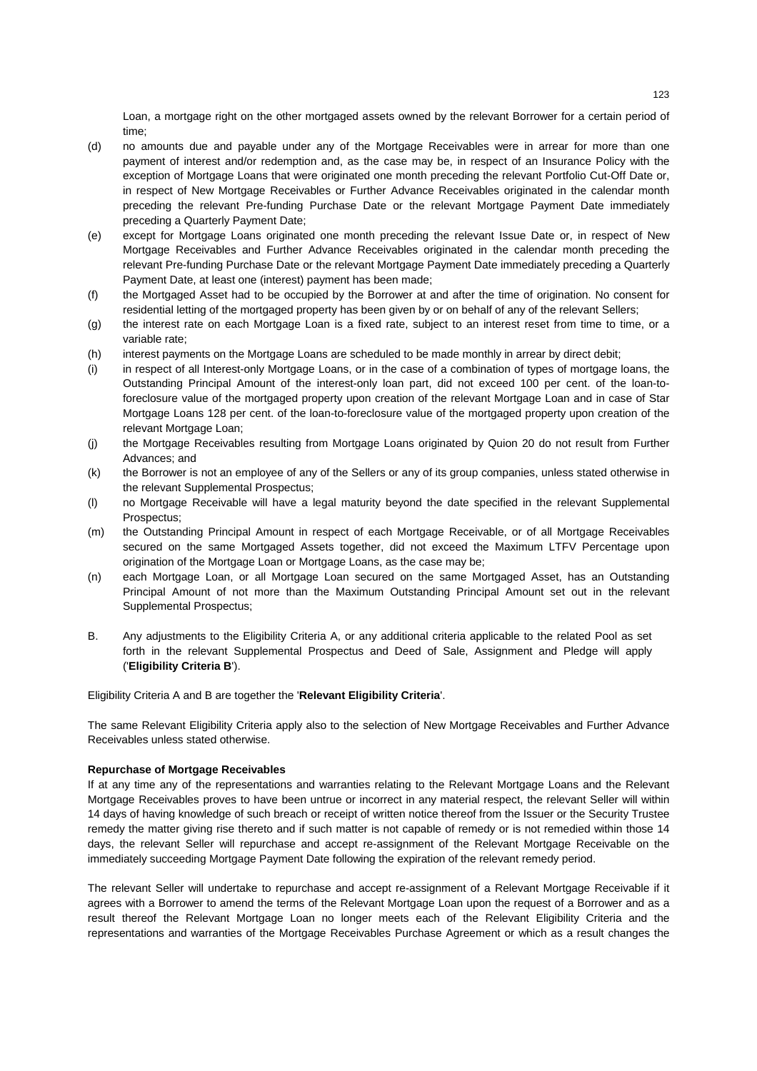Loan, a mortgage right on the other mortgaged assets owned by the relevant Borrower for a certain period of time;

(d) no amounts due and payable under any of the Mortgage Receivables were in arrear for more than one payment of interest and/or redemption and, as the case may be, in respect of an Insurance Policy with the exception of Mortgage Loans that were originated one month preceding the relevant Portfolio Cut-Off Date or, in respect of New Mortgage Receivables or Further Advance Receivables originated in the calendar month preceding the relevant Pre-funding Purchase Date or the relevant Mortgage Payment Date immediately preceding a Quarterly Payment Date;

(e) except for Mortgage Loans originated one month preceding the relevant Issue Date or, in respect of New Mortgage Receivables and Further Advance Receivables originated in the calendar month preceding the relevant Pre-funding Purchase Date or the relevant Mortgage Payment Date immediately preceding a Quarterly Payment Date, at least one (interest) payment has been made;

(f) the Mortgaged Asset had to be occupied by the Borrower at and after the time of origination. No consent for residential letting of the mortgaged property has been given by or on behalf of any of the relevant Sellers;

(g) the interest rate on each Mortgage Loan is a fixed rate, subject to an interest reset from time to time, or a variable rate;

(h) interest payments on the Mortgage Loans are scheduled to be made monthly in arrear by direct debit;

(i) in respect of all Interest-only Mortgage Loans, or in the case of a combination of types of mortgage loans, the Outstanding Principal Amount of the interest-only loan part, did not exceed 100 per cent. of the loan-to-foreclosure value of the mortgaged property upon creation of the relevant Mortgage Loan and in case of Star Mortgage Loans 128 per cent. of the loan-to-foreclosure value of the mortgaged property upon creation of the relevant Mortgage Loan;

(j) the Mortgage Receivables resulting from Mortgage Loans originated by Quion 20 do not result from Further Advances; and

(k) the Borrower is not an employee of any of the Sellers or any of its group companies, unless stated otherwise in the relevant Supplemental Prospectus;

(l) no Mortgage Receivable will have a legal maturity beyond the date specified in the relevant Supplemental Prospectus;

(m) the Outstanding Principal Amount in respect of each Mortgage Receivable, or of all Mortgage Receivables secured on the same Mortgaged Assets together, did not exceed the Maximum LTFV Percentage upon origination of the Mortgage Loan or Mortgage Loans, as the case may be;

(n) each Mortgage Loan, or all Mortgage Loan secured on the same Mortgaged Asset, has an Outstanding Principal Amount of not more than the Maximum Outstanding Principal Amount set out in the relevant Supplemental Prospectus;

B. Any adjustments to the Eligibility Criteria A, or any additional criteria applicable to the related Pool as set forth in the relevant Supplemental Prospectus and Deed of Sale, Assignment and Pledge will apply ('**Eligibility Criteria B**').

Eligibility Criteria A and B are together the '**Relevant Eligibility Criteria**'.

The same Relevant Eligibility Criteria apply also to the selection of New Mortgage Receivables and Further Advance Receivables unless stated otherwise.

**Repurchase of Mortgage Receivables**

If at any time any of the representations and warranties relating to the Relevant Mortgage Loans and the Relevant Mortgage Receivables proves to have been untrue or incorrect in any material respect, the relevant Seller will within 14 days of having knowledge of such breach or receipt of written notice thereof from the Issuer or the Security Trustee remedy the matter giving rise thereto and if such matter is not capable of remedy or is not remedied within those 14 days, the relevant Seller will repurchase and accept re-assignment of the Relevant Mortgage Receivable on the immediately succeeding Mortgage Payment Date following the expiration of the relevant remedy period.

The relevant Seller will undertake to repurchase and accept re-assignment of a Relevant Mortgage Receivable if it agrees with a Borrower to amend the terms of the Relevant Mortgage Loan upon the request of a Borrower and as a result thereof the Relevant Mortgage Loan no longer meets each of the Relevant Eligibility Criteria and the representations and warranties of the Mortgage Receivables Purchase Agreement or which as a result changes the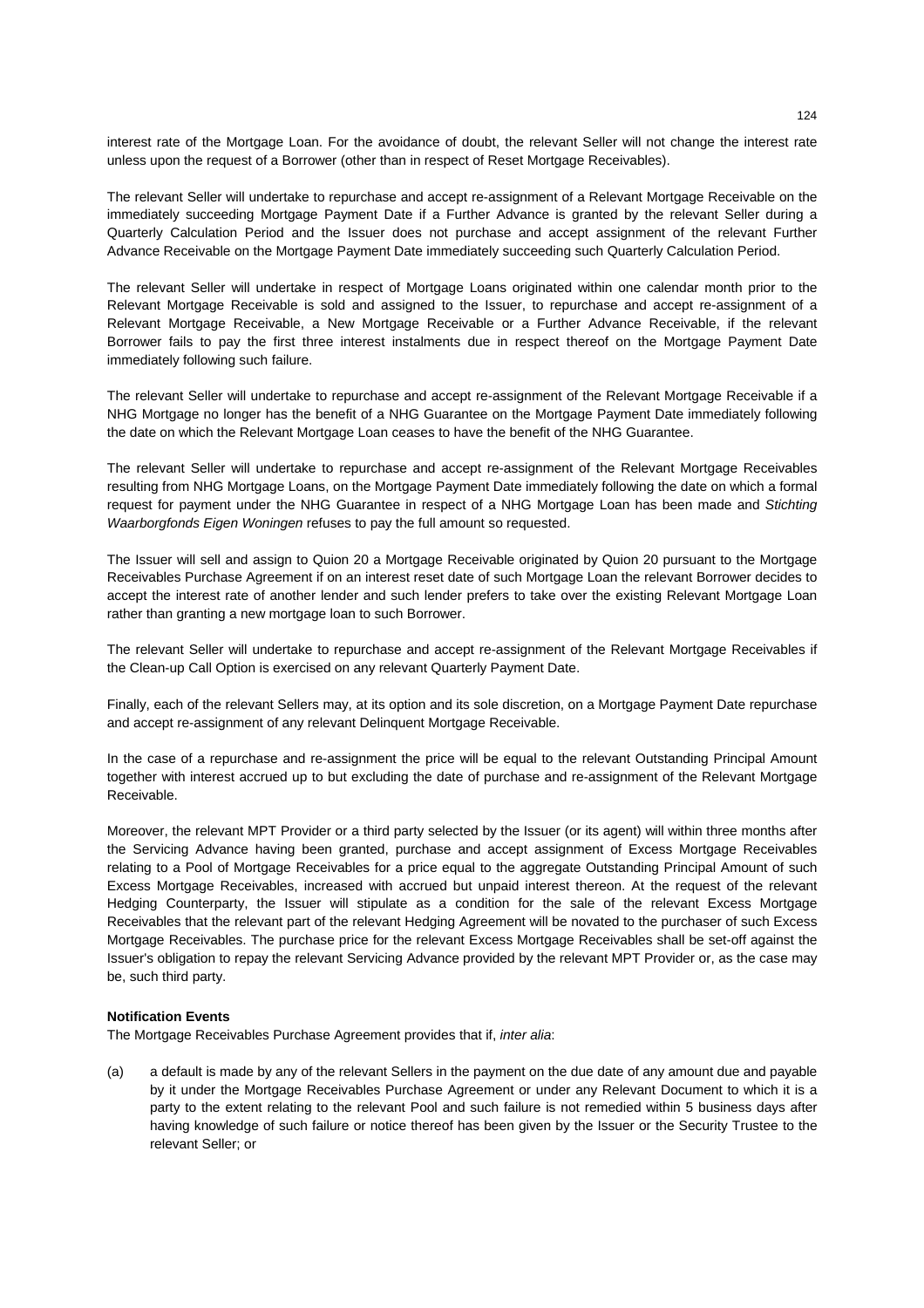interest rate of the Mortgage Loan. For the avoidance of doubt, the relevant Seller will not change the interest rate unless upon the request of a Borrower (other than in respect of Reset Mortgage Receivables).

The relevant Seller will undertake to repurchase and accept re-assignment of a Relevant Mortgage Receivable on the immediately succeeding Mortgage Payment Date if a Further Advance is granted by the relevant Seller during a Quarterly Calculation Period and the Issuer does not purchase and accept assignment of the relevant Further Advance Receivable on the Mortgage Payment Date immediately succeeding such Quarterly Calculation Period.

The relevant Seller will undertake in respect of Mortgage Loans originated within one calendar month prior to the Relevant Mortgage Receivable is sold and assigned to the Issuer, to repurchase and accept re-assignment of a Relevant Mortgage Receivable, a New Mortgage Receivable or a Further Advance Receivable, if the relevant Borrower fails to pay the first three interest instalments due in respect thereof on the Mortgage Payment Date immediately following such failure.

The relevant Seller will undertake to repurchase and accept re-assignment of the Relevant Mortgage Receivable if a NHG Mortgage no longer has the benefit of a NHG Guarantee on the Mortgage Payment Date immediately following the date on which the Relevant Mortgage Loan ceases to have the benefit of the NHG Guarantee.

The relevant Seller will undertake to repurchase and accept re-assignment of the Relevant Mortgage Receivables resulting from NHG Mortgage Loans, on the Mortgage Payment Date immediately following the date on which a formal request for payment under the NHG Guarantee in respect of a NHG Mortgage Loan has been made and *Stichting Waarborgfonds Eigen Woningen* refuses to pay the full amount so requested.

The Issuer will sell and assign to Quion 20 a Mortgage Receivable originated by Quion 20 pursuant to the Mortgage Receivables Purchase Agreement if on an interest reset date of such Mortgage Loan the relevant Borrower decides to accept the interest rate of another lender and such lender prefers to take over the existing Relevant Mortgage Loan rather than granting a new mortgage loan to such Borrower.

The relevant Seller will undertake to repurchase and accept re-assignment of the Relevant Mortgage Receivables if the Clean-up Call Option is exercised on any relevant Quarterly Payment Date.

Finally, each of the relevant Sellers may, at its option and its sole discretion, on a Mortgage Payment Date repurchase and accept re-assignment of any relevant Delinquent Mortgage Receivable.

In the case of a repurchase and re-assignment the price will be equal to the relevant Outstanding Principal Amount together with interest accrued up to but excluding the date of purchase and re-assignment of the Relevant Mortgage Receivable.

Moreover, the relevant MPT Provider or a third party selected by the Issuer (or its agent) will within three months after the Servicing Advance having been granted, purchase and accept assignment of Excess Mortgage Receivables relating to a Pool of Mortgage Receivables for a price equal to the aggregate Outstanding Principal Amount of such Excess Mortgage Receivables, increased with accrued but unpaid interest thereon. At the request of the relevant Hedging Counterparty, the Issuer will stipulate as a condition for the sale of the relevant Excess Mortgage Receivables that the relevant part of the relevant Hedging Agreement will be novated to the purchaser of such Excess Mortgage Receivables. The purchase price for the relevant Excess Mortgage Receivables shall be set-off against the Issuer's obligation to repay the relevant Servicing Advance provided by the relevant MPT Provider or, as the case may be, such third party.

**Notification Events**

The Mortgage Receivables Purchase Agreement provides that if, *inter alia*:

(a) a default is made by any of the relevant Sellers in the payment on the due date of any amount due and payable by it under the Mortgage Receivables Purchase Agreement or under any Relevant Document to which it is a party to the extent relating to the relevant Pool and such failure is not remedied within 5 business days after having knowledge of such failure or notice thereof has been given by the Issuer or the Security Trustee to the relevant Seller; or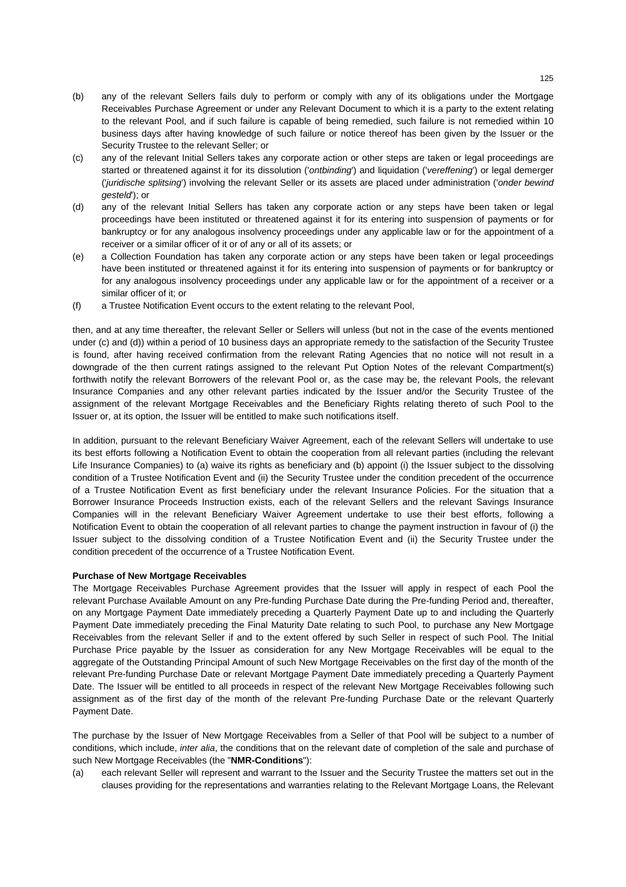(b) any of the relevant Sellers fails duly to perform or comply with any of its obligations under the Mortgage Receivables Purchase Agreement or under any Relevant Document to which it is a party to the extent relating to the relevant Pool, and if such failure is capable of being remedied, such failure is not remedied within 10 business days after having knowledge of such failure or notice thereof has been given by the Issuer or the Security Trustee to the relevant Seller; or

(c) any of the relevant Initial Sellers takes any corporate action or other steps are taken or legal proceedings are started or threatened against it for its dissolution ('*ontbinding*') and liquidation ('*vereffening*') or legal demerger ('*juridische splitsing*') involving the relevant Seller or its assets are placed under administration ('*onder bewind gesteld*'); or

(d) any of the relevant Initial Sellers has taken any corporate action or any steps have been taken or legal proceedings have been instituted or threatened against it for its entering into suspension of payments or for bankruptcy or for any analogous insolvency proceedings under any applicable law or for the appointment of a receiver or a similar officer of it or of any or all of its assets; or

(e) a Collection Foundation has taken any corporate action or any steps have been taken or legal proceedings have been instituted or threatened against it for its entering into suspension of payments or for bankruptcy or for any analogous insolvency proceedings under any applicable law or for the appointment of a receiver or a similar officer of it; or

(f) a Trustee Notification Event occurs to the extent relating to the relevant Pool,

then, and at any time thereafter, the relevant Seller or Sellers will unless (but not in the case of the events mentioned under (c) and (d)) within a period of 10 business days an appropriate remedy to the satisfaction of the Security Trustee is found, after having received confirmation from the relevant Rating Agencies that no notice will not result in a downgrade of the then current ratings assigned to the relevant Put Option Notes of the relevant Compartment(s) forthwith notify the relevant Borrowers of the relevant Pool or, as the case may be, the relevant Pools, the relevant Insurance Companies and any other relevant parties indicated by the Issuer and/or the Security Trustee of the assignment of the relevant Mortgage Receivables and the Beneficiary Rights relating thereto of such Pool to the Issuer or, at its option, the Issuer will be entitled to make such notifications itself.

In addition, pursuant to the relevant Beneficiary Waiver Agreement, each of the relevant Sellers will undertake to use its best efforts following a Notification Event to obtain the cooperation from all relevant parties (including the relevant Life Insurance Companies) to (a) waive its rights as beneficiary and (b) appoint (i) the Issuer subject to the dissolving condition of a Trustee Notification Event and (ii) the Security Trustee under the condition precedent of the occurrence of a Trustee Notification Event as first beneficiary under the relevant Insurance Policies. For the situation that a Borrower Insurance Proceeds Instruction exists, each of the relevant Sellers and the relevant Savings Insurance Companies will in the relevant Beneficiary Waiver Agreement undertake to use their best efforts, following a Notification Event to obtain the cooperation of all relevant parties to change the payment instruction in favour of (i) the Issuer subject to the dissolving condition of a Trustee Notification Event and (ii) the Security Trustee under the condition precedent of the occurrence of a Trustee Notification Event.

**Purchase of New Mortgage Receivables**

The Mortgage Receivables Purchase Agreement provides that the Issuer will apply in respect of each Pool the relevant Purchase Available Amount on any Pre-funding Purchase Date during the Pre-funding Period and, thereafter, on any Mortgage Payment Date immediately preceding a Quarterly Payment Date up to and including the Quarterly Payment Date immediately preceding the Final Maturity Date relating to such Pool, to purchase any New Mortgage Receivables from the relevant Seller if and to the extent offered by such Seller in respect of such Pool. The Initial Purchase Price payable by the Issuer as consideration for any New Mortgage Receivables will be equal to the aggregate of the Outstanding Principal Amount of such New Mortgage Receivables on the first day of the month of the relevant Pre-funding Purchase Date or relevant Mortgage Payment Date immediately preceding a Quarterly Payment Date. The Issuer will be entitled to all proceeds in respect of the relevant New Mortgage Receivables following such assignment as of the first day of the month of the relevant Pre-funding Purchase Date or the relevant Quarterly Payment Date.

The purchase by the Issuer of New Mortgage Receivables from a Seller of that Pool will be subject to a number of conditions, which include, *inter alia*, the conditions that on the relevant date of completion of the sale and purchase of such New Mortgage Receivables (the "**NMR-Conditions**"):

(a) each relevant Seller will represent and warrant to the Issuer and the Security Trustee the matters set out in the clauses providing for the representations and warranties relating to the Relevant Mortgage Loans, the Relevant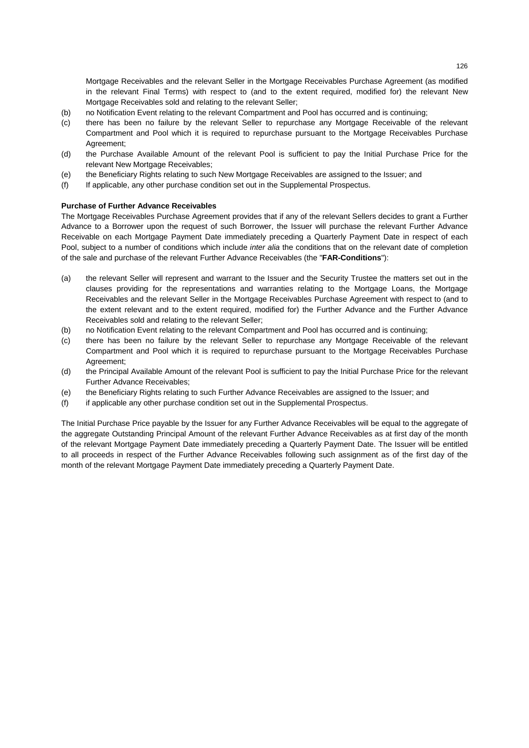Mortgage Receivables and the relevant Seller in the Mortgage Receivables Purchase Agreement (as modified in the relevant Final Terms) with respect to (and to the extent required, modified for) the relevant New Mortgage Receivables sold and relating to the relevant Seller;

(b) no Notification Event relating to the relevant Compartment and Pool has occurred and is continuing;

(c) there has been no failure by the relevant Seller to repurchase any Mortgage Receivable of the relevant Compartment and Pool which it is required to repurchase pursuant to the Mortgage Receivables Purchase Agreement;

(d) the Purchase Available Amount of the relevant Pool is sufficient to pay the Initial Purchase Price for the relevant New Mortgage Receivables;

(e) the Beneficiary Rights relating to such New Mortgage Receivables are assigned to the Issuer; and

(f) If applicable, any other purchase condition set out in the Supplemental Prospectus.

**Purchase of Further Advance Receivables**

The Mortgage Receivables Purchase Agreement provides that if any of the relevant Sellers decides to grant a Further Advance to a Borrower upon the request of such Borrower, the Issuer will purchase the relevant Further Advance Receivable on each Mortgage Payment Date immediately preceding a Quarterly Payment Date in respect of each Pool, subject to a number of conditions which include *inter alia* the conditions that on the relevant date of completion of the sale and purchase of the relevant Further Advance Receivables (the "**FAR-Conditions**"):

(a) the relevant Seller will represent and warrant to the Issuer and the Security Trustee the matters set out in the clauses providing for the representations and warranties relating to the Mortgage Loans, the Mortgage Receivables and the relevant Seller in the Mortgage Receivables Purchase Agreement with respect to (and to the extent relevant and to the extent required, modified for) the Further Advance and the Further Advance Receivables sold and relating to the relevant Seller;

(b) no Notification Event relating to the relevant Compartment and Pool has occurred and is continuing;

(c) there has been no failure by the relevant Seller to repurchase any Mortgage Receivable of the relevant Compartment and Pool which it is required to repurchase pursuant to the Mortgage Receivables Purchase Agreement;

(d) the Principal Available Amount of the relevant Pool is sufficient to pay the Initial Purchase Price for the relevant Further Advance Receivables;

(e) the Beneficiary Rights relating to such Further Advance Receivables are assigned to the Issuer; and

(f) if applicable any other purchase condition set out in the Supplemental Prospectus.

The Initial Purchase Price payable by the Issuer for any Further Advance Receivables will be equal to the aggregate of the aggregate Outstanding Principal Amount of the relevant Further Advance Receivables as at first day of the month of the relevant Mortgage Payment Date immediately preceding a Quarterly Payment Date. The Issuer will be entitled to all proceeds in respect of the Further Advance Receivables following such assignment as of the first day of the month of the relevant Mortgage Payment Date immediately preceding a Quarterly Payment Date.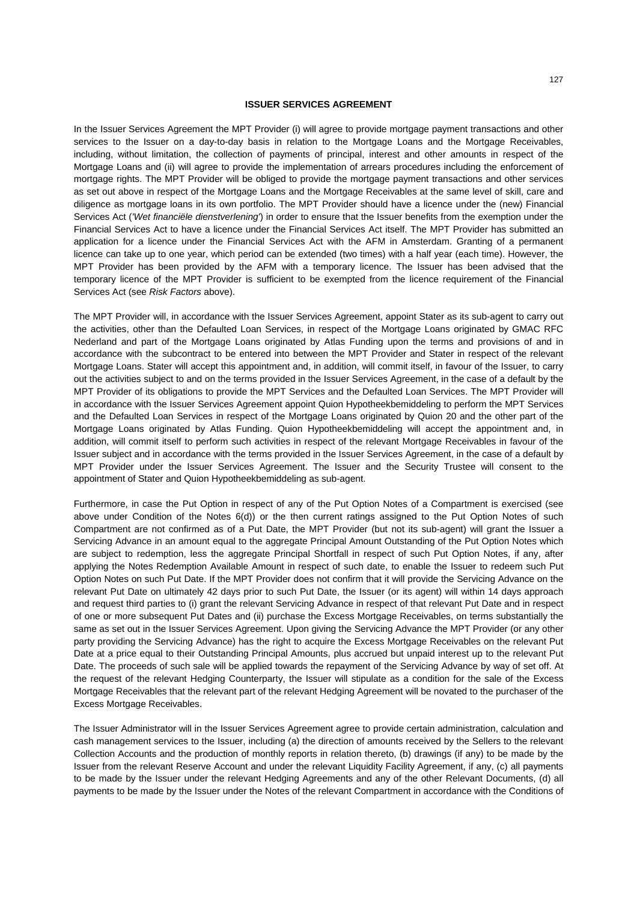## ISSUER SERVICES AGREEMENT

In the Issuer Services Agreement the MPT Provider (i) will agree to provide mortgage payment transactions and other services to the Issuer on a day-to-day basis in relation to the Mortgage Loans and the Mortgage Receivables, including, without limitation, the collection of payments of principal, interest and other amounts in respect of the Mortgage Loans and (ii) will agree to provide the implementation of arrears procedures including the enforcement of mortgage rights. The MPT Provider will be obliged to provide the mortgage payment transactions and other services as set out above in respect of the Mortgage Loans and the Mortgage Receivables at the same level of skill, care and diligence as mortgage loans in its own portfolio. The MPT Provider should have a licence under the (new) Financial Services Act (*'Wet financiële dienstverlening'*) in order to ensure that the Issuer benefits from the exemption under the Financial Services Act to have a licence under the Financial Services Act itself. The MPT Provider has submitted an application for a licence under the Financial Services Act with the AFM in Amsterdam. Granting of a permanent licence can take up to one year, which period can be extended (two times) with a half year (each time). However, the MPT Provider has been provided by the AFM with a temporary licence. The Issuer has been advised that the temporary licence of the MPT Provider is sufficient to be exempted from the licence requirement of the Financial Services Act (see *Risk Factors* above).

The MPT Provider will, in accordance with the Issuer Services Agreement, appoint Stater as its sub-agent to carry out the activities, other than the Defaulted Loan Services, in respect of the Mortgage Loans originated by GMAC RFC Nederland and part of the Mortgage Loans originated by Atlas Funding upon the terms and provisions of and in accordance with the subcontract to be entered into between the MPT Provider and Stater in respect of the relevant Mortgage Loans. Stater will accept this appointment and, in addition, will commit itself, in favour of the Issuer, to carry out the activities subject to and on the terms provided in the Issuer Services Agreement, in the case of a default by the MPT Provider of its obligations to provide the MPT Services and the Defaulted Loan Services. The MPT Provider will in accordance with the Issuer Services Agreement appoint Quion Hypotheekbemiddeling to perform the MPT Services and the Defaulted Loan Services in respect of the Mortgage Loans originated by Quion 20 and the other part of the Mortgage Loans originated by Atlas Funding. Quion Hypotheekbemiddeling will accept the appointment and, in addition, will commit itself to perform such activities in respect of the relevant Mortgage Receivables in favour of the Issuer subject and in accordance with the terms provided in the Issuer Services Agreement, in the case of a default by MPT Provider under the Issuer Services Agreement. The Issuer and the Security Trustee will consent to the appointment of Stater and Quion Hypotheekbemiddeling as sub-agent.

Furthermore, in case the Put Option in respect of any of the Put Option Notes of a Compartment is exercised (see above under Condition of the Notes 6(d)) or the then current ratings assigned to the Put Option Notes of such Compartment are not confirmed as of a Put Date, the MPT Provider (but not its sub-agent) will grant the Issuer a Servicing Advance in an amount equal to the aggregate Principal Amount Outstanding of the Put Option Notes which are subject to redemption, less the aggregate Principal Shortfall in respect of such Put Option Notes, if any, after applying the Notes Redemption Available Amount in respect of such date, to enable the Issuer to redeem such Put Option Notes on such Put Date. If the MPT Provider does not confirm that it will provide the Servicing Advance on the relevant Put Date on ultimately 42 days prior to such Put Date, the Issuer (or its agent) will within 14 days approach and request third parties to (i) grant the relevant Servicing Advance in respect of that relevant Put Date and in respect of one or more subsequent Put Dates and (ii) purchase the Excess Mortgage Receivables, on terms substantially the same as set out in the Issuer Services Agreement. Upon giving the Servicing Advance the MPT Provider (or any other party providing the Servicing Advance) has the right to acquire the Excess Mortgage Receivables on the relevant Put Date at a price equal to their Outstanding Principal Amounts, plus accrued but unpaid interest up to the relevant Put Date. The proceeds of such sale will be applied towards the repayment of the Servicing Advance by way of set off. At the request of the relevant Hedging Counterparty, the Issuer will stipulate as a condition for the sale of the Excess Mortgage Receivables that the relevant part of the relevant Hedging Agreement will be novated to the purchaser of the Excess Mortgage Receivables.

The Issuer Administrator will in the Issuer Services Agreement agree to provide certain administration, calculation and cash management services to the Issuer, including (a) the direction of amounts received by the Sellers to the relevant Collection Accounts and the production of monthly reports in relation thereto, (b) drawings (if any) to be made by the Issuer from the relevant Reserve Account and under the relevant Liquidity Facility Agreement, if any, (c) all payments to be made by the Issuer under the relevant Hedging Agreements and any of the other Relevant Documents, (d) all payments to be made by the Issuer under the Notes of the relevant Compartment in accordance with the Conditions of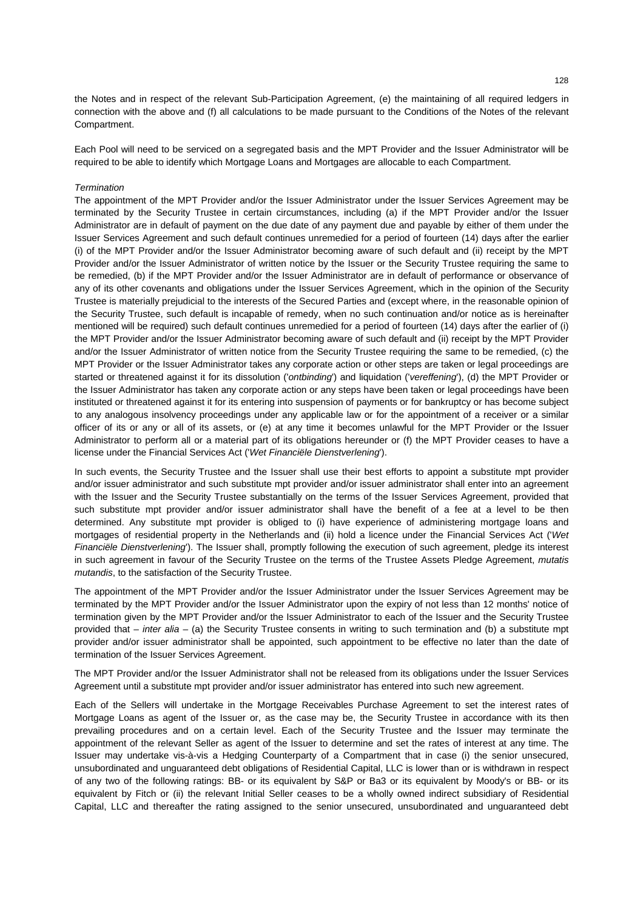the Notes and in respect of the relevant Sub-Participation Agreement, (e) the maintaining of all required ledgers in connection with the above and (f) all calculations to be made pursuant to the Conditions of the Notes of the relevant Compartment.

Each Pool will need to be serviced on a segregated basis and the MPT Provider and the Issuer Administrator will be required to be able to identify which Mortgage Loans and Mortgages are allocable to each Compartment.

*Termination*

The appointment of the MPT Provider and/or the Issuer Administrator under the Issuer Services Agreement may be terminated by the Security Trustee in certain circumstances, including (a) if the MPT Provider and/or the Issuer Administrator are in default of payment on the due date of any payment due and payable by either of them under the Issuer Services Agreement and such default continues unremedied for a period of fourteen (14) days after the earlier (i) of the MPT Provider and/or the Issuer Administrator becoming aware of such default and (ii) receipt by the MPT Provider and/or the Issuer Administrator of written notice by the Issuer or the Security Trustee requiring the same to be remedied, (b) if the MPT Provider and/or the Issuer Administrator are in default of performance or observance of any of its other covenants and obligations under the Issuer Services Agreement, which in the opinion of the Security Trustee is materially prejudicial to the interests of the Secured Parties and (except where, in the reasonable opinion of the Security Trustee, such default is incapable of remedy, when no such continuation and/or notice as is hereinafter mentioned will be required) such default continues unremedied for a period of fourteen (14) days after the earlier of (i) the MPT Provider and/or the Issuer Administrator becoming aware of such default and (ii) receipt by the MPT Provider and/or the Issuer Administrator of written notice from the Security Trustee requiring the same to be remedied, (c) the MPT Provider or the Issuer Administrator takes any corporate action or other steps are taken or legal proceedings are started or threatened against it for its dissolution ('*ontbinding*') and liquidation ('*vereffening*'), (d) the MPT Provider or the Issuer Administrator has taken any corporate action or any steps have been taken or legal proceedings have been instituted or threatened against it for its entering into suspension of payments or for bankruptcy or has become subject to any analogous insolvency proceedings under any applicable law or for the appointment of a receiver or a similar officer of its or any or all of its assets, or (e) at any time it becomes unlawful for the MPT Provider or the Issuer Administrator to perform all or a material part of its obligations hereunder or (f) the MPT Provider ceases to have a license under the Financial Services Act ('*Wet Financiële Dienstverlening*').

In such events, the Security Trustee and the Issuer shall use their best efforts to appoint a substitute mpt provider and/or issuer administrator and such substitute mpt provider and/or issuer administrator shall enter into an agreement with the Issuer and the Security Trustee substantially on the terms of the Issuer Services Agreement, provided that such substitute mpt provider and/or issuer administrator shall have the benefit of a fee at a level to be then determined. Any substitute mpt provider is obliged to (i) have experience of administering mortgage loans and mortgages of residential property in the Netherlands and (ii) hold a licence under the Financial Services Act ('*Wet Financiële Dienstverlening*'). The Issuer shall, promptly following the execution of such agreement, pledge its interest in such agreement in favour of the Security Trustee on the terms of the Trustee Assets Pledge Agreement, *mutatis mutandis*, to the satisfaction of the Security Trustee.

The appointment of the MPT Provider and/or the Issuer Administrator under the Issuer Services Agreement may be terminated by the MPT Provider and/or the Issuer Administrator upon the expiry of not less than 12 months' notice of termination given by the MPT Provider and/or the Issuer Administrator to each of the Issuer and the Security Trustee provided that – *inter alia* – (a) the Security Trustee consents in writing to such termination and (b) a substitute mpt provider and/or issuer administrator shall be appointed, such appointment to be effective no later than the date of termination of the Issuer Services Agreement.

The MPT Provider and/or the Issuer Administrator shall not be released from its obligations under the Issuer Services Agreement until a substitute mpt provider and/or issuer administrator has entered into such new agreement.

Each of the Sellers will undertake in the Mortgage Receivables Purchase Agreement to set the interest rates of Mortgage Loans as agent of the Issuer or, as the case may be, the Security Trustee in accordance with its then prevailing procedures and on a certain level. Each of the Security Trustee and the Issuer may terminate the appointment of the relevant Seller as agent of the Issuer to determine and set the rates of interest at any time. The Issuer may undertake vis-à-vis a Hedging Counterparty of a Compartment that in case (i) the senior unsecured, unsubordinated and unguaranteed debt obligations of Residential Capital, LLC is lower than or is withdrawn in respect of any two of the following ratings: BB- or its equivalent by S&P or Ba3 or its equivalent by Moody's or BB- or its equivalent by Fitch or (ii) the relevant Initial Seller ceases to be a wholly owned indirect subsidiary of Residential Capital, LLC and thereafter the rating assigned to the senior unsecured, unsubordinated and unguaranteed debt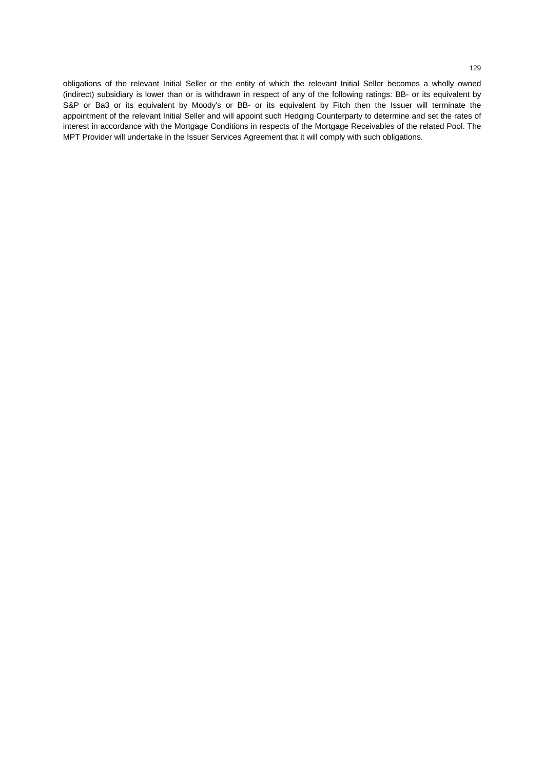obligations of the relevant Initial Seller or the entity of which the relevant Initial Seller becomes a wholly owned (indirect) subsidiary is lower than or is withdrawn in respect of any of the following ratings: BB- or its equivalent by S&P or Ba3 or its equivalent by Moody's or BB- or its equivalent by Fitch then the Issuer will terminate the appointment of the relevant Initial Seller and will appoint such Hedging Counterparty to determine and set the rates of interest in accordance with the Mortgage Conditions in respects of the Mortgage Receivables of the related Pool. The MPT Provider will undertake in the Issuer Services Agreement that it will comply with such obligations.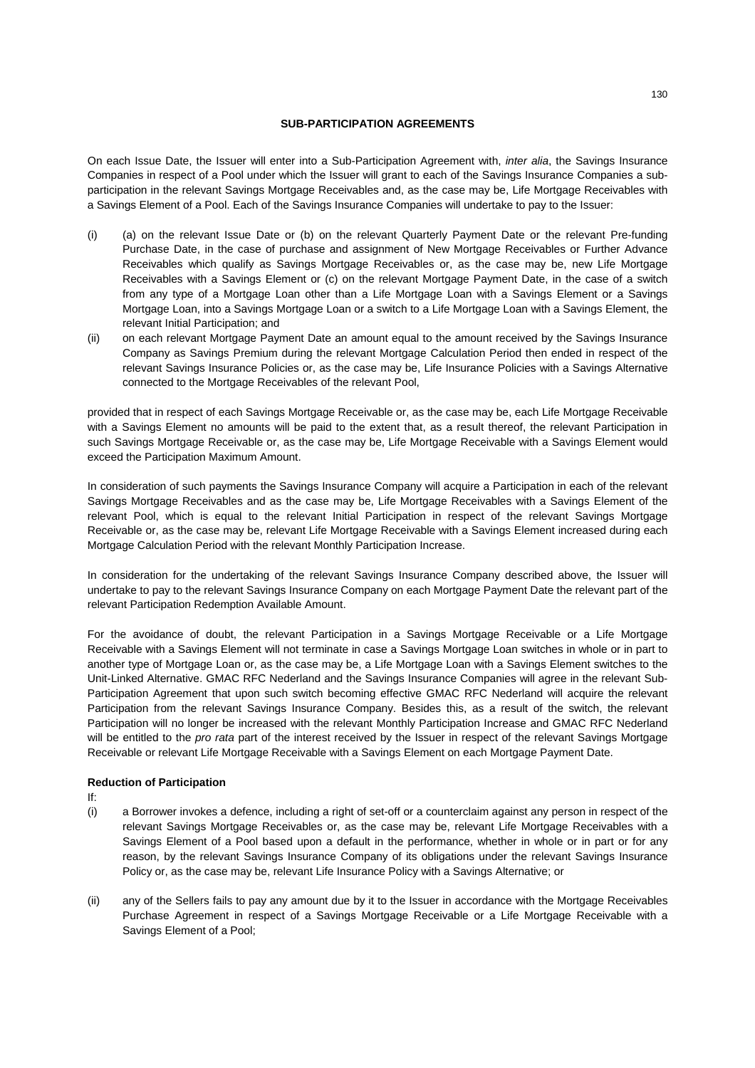## SUB-PARTICIPATION AGREEMENTS

On each Issue Date, the Issuer will enter into a Sub-Participation Agreement with, *inter alia*, the Savings Insurance Companies in respect of a Pool under which the Issuer will grant to each of the Savings Insurance Companies a sub-participation in the relevant Savings Mortgage Receivables and, as the case may be, Life Mortgage Receivables with a Savings Element of a Pool. Each of the Savings Insurance Companies will undertake to pay to the Issuer:

(i) (a) on the relevant Issue Date or (b) on the relevant Quarterly Payment Date or the relevant Pre-funding Purchase Date, in the case of purchase and assignment of New Mortgage Receivables or Further Advance Receivables which qualify as Savings Mortgage Receivables or, as the case may be, new Life Mortgage Receivables with a Savings Element or (c) on the relevant Mortgage Payment Date, in the case of a switch from any type of a Mortgage Loan other than a Life Mortgage Loan with a Savings Element or a Savings Mortgage Loan, into a Savings Mortgage Loan or a switch to a Life Mortgage Loan with a Savings Element, the relevant Initial Participation; and

(ii) on each relevant Mortgage Payment Date an amount equal to the amount received by the Savings Insurance Company as Savings Premium during the relevant Mortgage Calculation Period then ended in respect of the relevant Savings Insurance Policies or, as the case may be, Life Insurance Policies with a Savings Alternative connected to the Mortgage Receivables of the relevant Pool,

provided that in respect of each Savings Mortgage Receivable or, as the case may be, each Life Mortgage Receivable with a Savings Element no amounts will be paid to the extent that, as a result thereof, the relevant Participation in such Savings Mortgage Receivable or, as the case may be, Life Mortgage Receivable with a Savings Element would exceed the Participation Maximum Amount.

In consideration of such payments the Savings Insurance Company will acquire a Participation in each of the relevant Savings Mortgage Receivables and as the case may be, Life Mortgage Receivables with a Savings Element of the relevant Pool, which is equal to the relevant Initial Participation in respect of the relevant Savings Mortgage Receivable or, as the case may be, relevant Life Mortgage Receivable with a Savings Element increased during each Mortgage Calculation Period with the relevant Monthly Participation Increase.

In consideration for the undertaking of the relevant Savings Insurance Company described above, the Issuer will undertake to pay to the relevant Savings Insurance Company on each Mortgage Payment Date the relevant part of the relevant Participation Redemption Available Amount.

For the avoidance of doubt, the relevant Participation in a Savings Mortgage Receivable or a Life Mortgage Receivable with a Savings Element will not terminate in case a Savings Mortgage Loan switches in whole or in part to another type of Mortgage Loan or, as the case may be, a Life Mortgage Loan with a Savings Element switches to the Unit-Linked Alternative. GMAC RFC Nederland and the Savings Insurance Companies will agree in the relevant Sub-Participation Agreement that upon such switch becoming effective GMAC RFC Nederland will acquire the relevant Participation from the relevant Savings Insurance Company. Besides this, as a result of the switch, the relevant Participation will no longer be increased with the relevant Monthly Participation Increase and GMAC RFC Nederland will be entitled to the *pro rata* part of the interest received by the Issuer in respect of the relevant Savings Mortgage Receivable or relevant Life Mortgage Receivable with a Savings Element on each Mortgage Payment Date.

**Reduction of Participation**

If:

(i) a Borrower invokes a defence, including a right of set-off or a counterclaim against any person in respect of the relevant Savings Mortgage Receivables or, as the case may be, relevant Life Mortgage Receivables with a Savings Element of a Pool based upon a default in the performance, whether in whole or in part or for any reason, by the relevant Savings Insurance Company of its obligations under the relevant Savings Insurance Policy or, as the case may be, relevant Life Insurance Policy with a Savings Alternative; or

(ii) any of the Sellers fails to pay any amount due by it to the Issuer in accordance with the Mortgage Receivables Purchase Agreement in respect of a Savings Mortgage Receivable or a Life Mortgage Receivable with a Savings Element of a Pool;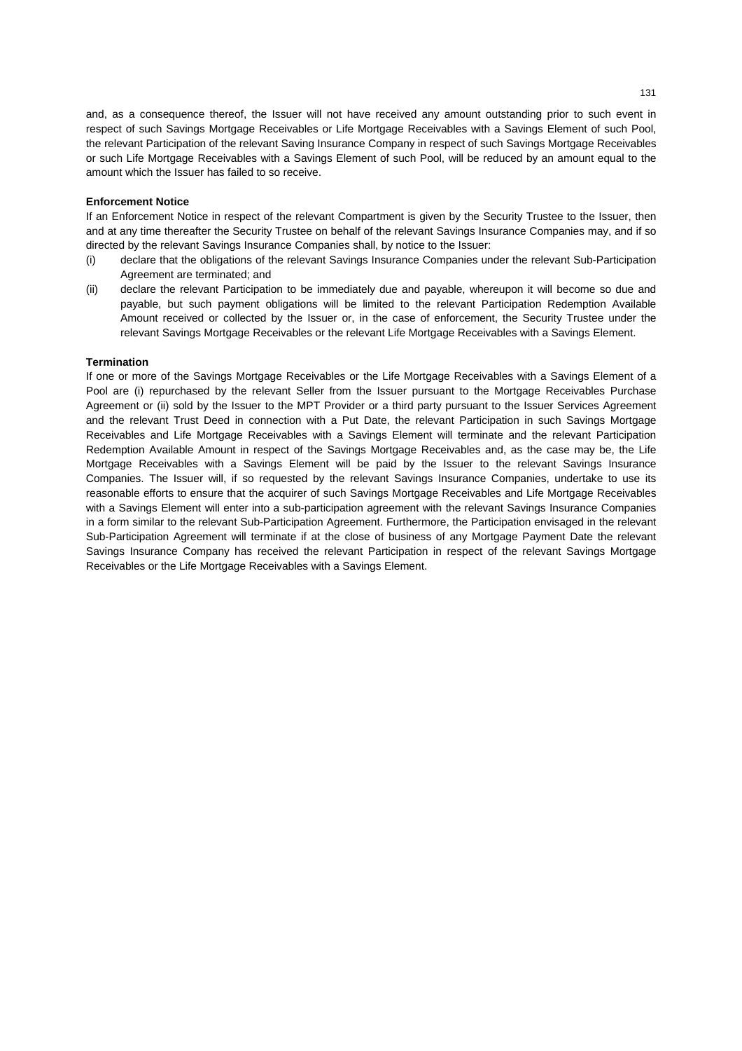and, as a consequence thereof, the Issuer will not have received any amount outstanding prior to such event in respect of such Savings Mortgage Receivables or Life Mortgage Receivables with a Savings Element of such Pool, the relevant Participation of the relevant Saving Insurance Company in respect of such Savings Mortgage Receivables or such Life Mortgage Receivables with a Savings Element of such Pool, will be reduced by an amount equal to the amount which the Issuer has failed to so receive.

**Enforcement Notice**

If an Enforcement Notice in respect of the relevant Compartment is given by the Security Trustee to the Issuer, then and at any time thereafter the Security Trustee on behalf of the relevant Savings Insurance Companies may, and if so directed by the relevant Savings Insurance Companies shall, by notice to the Issuer:

(i) declare that the obligations of the relevant Savings Insurance Companies under the relevant Sub-Participation Agreement are terminated; and

(ii) declare the relevant Participation to be immediately due and payable, whereupon it will become so due and payable, but such payment obligations will be limited to the relevant Participation Redemption Available Amount received or collected by the Issuer or, in the case of enforcement, the Security Trustee under the relevant Savings Mortgage Receivables or the relevant Life Mortgage Receivables with a Savings Element.

**Termination**

If one or more of the Savings Mortgage Receivables or the Life Mortgage Receivables with a Savings Element of a Pool are (i) repurchased by the relevant Seller from the Issuer pursuant to the Mortgage Receivables Purchase Agreement or (ii) sold by the Issuer to the MPT Provider or a third party pursuant to the Issuer Services Agreement and the relevant Trust Deed in connection with a Put Date, the relevant Participation in such Savings Mortgage Receivables and Life Mortgage Receivables with a Savings Element will terminate and the relevant Participation Redemption Available Amount in respect of the Savings Mortgage Receivables and, as the case may be, the Life Mortgage Receivables with a Savings Element will be paid by the Issuer to the relevant Savings Insurance Companies. The Issuer will, if so requested by the relevant Savings Insurance Companies, undertake to use its reasonable efforts to ensure that the acquirer of such Savings Mortgage Receivables and Life Mortgage Receivables with a Savings Element will enter into a sub-participation agreement with the relevant Savings Insurance Companies in a form similar to the relevant Sub-Participation Agreement. Furthermore, the Participation envisaged in the relevant Sub-Participation Agreement will terminate if at the close of business of any Mortgage Payment Date the relevant Savings Insurance Company has received the relevant Participation in respect of the relevant Savings Mortgage Receivables or the Life Mortgage Receivables with a Savings Element.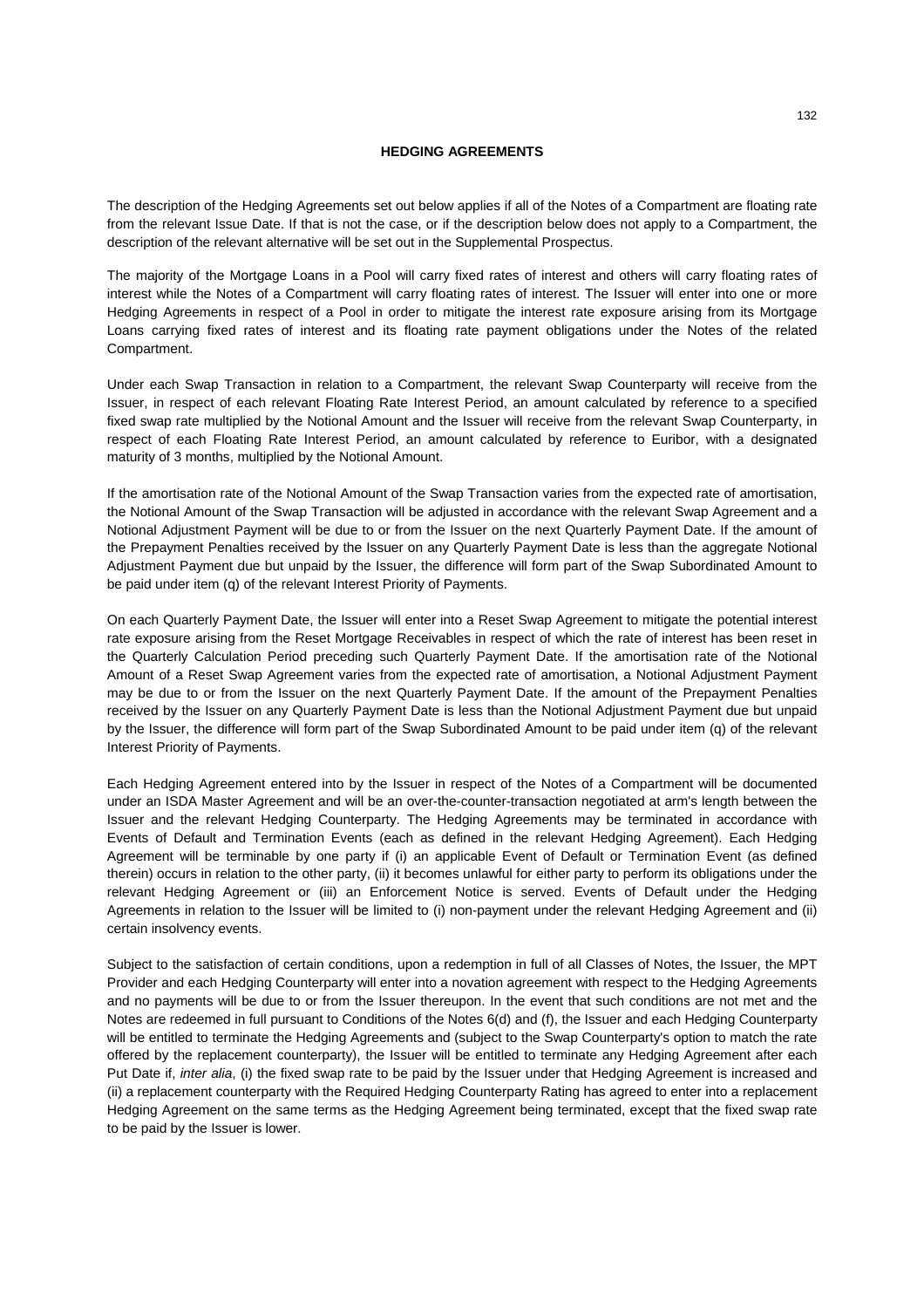## HEDGING AGREEMENTS

The description of the Hedging Agreements set out below applies if all of the Notes of a Compartment are floating rate from the relevant Issue Date. If that is not the case, or if the description below does not apply to a Compartment, the description of the relevant alternative will be set out in the Supplemental Prospectus.

The majority of the Mortgage Loans in a Pool will carry fixed rates of interest and others will carry floating rates of interest while the Notes of a Compartment will carry floating rates of interest. The Issuer will enter into one or more Hedging Agreements in respect of a Pool in order to mitigate the interest rate exposure arising from its Mortgage Loans carrying fixed rates of interest and its floating rate payment obligations under the Notes of the related Compartment.

Under each Swap Transaction in relation to a Compartment, the relevant Swap Counterparty will receive from the Issuer, in respect of each relevant Floating Rate Interest Period, an amount calculated by reference to a specified fixed swap rate multiplied by the Notional Amount and the Issuer will receive from the relevant Swap Counterparty, in respect of each Floating Rate Interest Period, an amount calculated by reference to Euribor, with a designated maturity of 3 months, multiplied by the Notional Amount.

If the amortisation rate of the Notional Amount of the Swap Transaction varies from the expected rate of amortisation, the Notional Amount of the Swap Transaction will be adjusted in accordance with the relevant Swap Agreement and a Notional Adjustment Payment will be due to or from the Issuer on the next Quarterly Payment Date. If the amount of the Prepayment Penalties received by the Issuer on any Quarterly Payment Date is less than the aggregate Notional Adjustment Payment due but unpaid by the Issuer, the difference will form part of the Swap Subordinated Amount to be paid under item (q) of the relevant Interest Priority of Payments.

On each Quarterly Payment Date, the Issuer will enter into a Reset Swap Agreement to mitigate the potential interest rate exposure arising from the Reset Mortgage Receivables in respect of which the rate of interest has been reset in the Quarterly Calculation Period preceding such Quarterly Payment Date. If the amortisation rate of the Notional Amount of a Reset Swap Agreement varies from the expected rate of amortisation, a Notional Adjustment Payment may be due to or from the Issuer on the next Quarterly Payment Date. If the amount of the Prepayment Penalties received by the Issuer on any Quarterly Payment Date is less than the Notional Adjustment Payment due but unpaid by the Issuer, the difference will form part of the Swap Subordinated Amount to be paid under item (q) of the relevant Interest Priority of Payments.

Each Hedging Agreement entered into by the Issuer in respect of the Notes of a Compartment will be documented under an ISDA Master Agreement and will be an over-the-counter-transaction negotiated at arm's length between the Issuer and the relevant Hedging Counterparty. The Hedging Agreements may be terminated in accordance with Events of Default and Termination Events (each as defined in the relevant Hedging Agreement). Each Hedging Agreement will be terminable by one party if (i) an applicable Event of Default or Termination Event (as defined therein) occurs in relation to the other party, (ii) it becomes unlawful for either party to perform its obligations under the relevant Hedging Agreement or (iii) an Enforcement Notice is served. Events of Default under the Hedging Agreements in relation to the Issuer will be limited to (i) non-payment under the relevant Hedging Agreement and (ii) certain insolvency events.

Subject to the satisfaction of certain conditions, upon a redemption in full of all Classes of Notes, the Issuer, the MPT Provider and each Hedging Counterparty will enter into a novation agreement with respect to the Hedging Agreements and no payments will be due to or from the Issuer thereupon. In the event that such conditions are not met and the Notes are redeemed in full pursuant to Conditions of the Notes 6(d) and (f), the Issuer and each Hedging Counterparty will be entitled to terminate the Hedging Agreements and (subject to the Swap Counterparty's option to match the rate offered by the replacement counterparty), the Issuer will be entitled to terminate any Hedging Agreement after each Put Date if, *inter alia*, (i) the fixed swap rate to be paid by the Issuer under that Hedging Agreement is increased and (ii) a replacement counterparty with the Required Hedging Counterparty Rating has agreed to enter into a replacement Hedging Agreement on the same terms as the Hedging Agreement being terminated, except that the fixed swap rate to be paid by the Issuer is lower.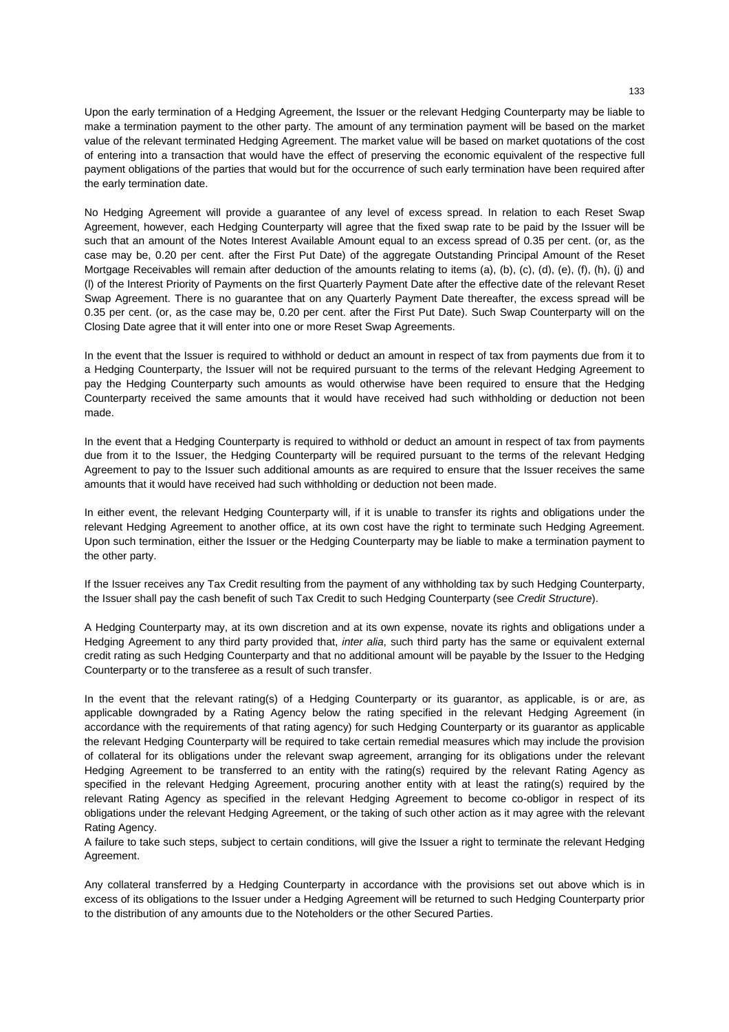Upon the early termination of a Hedging Agreement, the Issuer or the relevant Hedging Counterparty may be liable to make a termination payment to the other party. The amount of any termination payment will be based on the market value of the relevant terminated Hedging Agreement. The market value will be based on market quotations of the cost of entering into a transaction that would have the effect of preserving the economic equivalent of the respective full payment obligations of the parties that would but for the occurrence of such early termination have been required after the early termination date.

No Hedging Agreement will provide a guarantee of any level of excess spread. In relation to each Reset Swap Agreement, however, each Hedging Counterparty will agree that the fixed swap rate to be paid by the Issuer will be such that an amount of the Notes Interest Available Amount equal to an excess spread of 0.35 per cent. (or, as the case may be, 0.20 per cent. after the First Put Date) of the aggregate Outstanding Principal Amount of the Reset Mortgage Receivables will remain after deduction of the amounts relating to items (a), (b), (c), (d), (e), (f), (h), (j) and (l) of the Interest Priority of Payments on the first Quarterly Payment Date after the effective date of the relevant Reset Swap Agreement. There is no guarantee that on any Quarterly Payment Date thereafter, the excess spread will be 0.35 per cent. (or, as the case may be, 0.20 per cent. after the First Put Date). Such Swap Counterparty will on the Closing Date agree that it will enter into one or more Reset Swap Agreements.

In the event that the Issuer is required to withhold or deduct an amount in respect of tax from payments due from it to a Hedging Counterparty, the Issuer will not be required pursuant to the terms of the relevant Hedging Agreement to pay the Hedging Counterparty such amounts as would otherwise have been required to ensure that the Hedging Counterparty received the same amounts that it would have received had such withholding or deduction not been made.

In the event that a Hedging Counterparty is required to withhold or deduct an amount in respect of tax from payments due from it to the Issuer, the Hedging Counterparty will be required pursuant to the terms of the relevant Hedging Agreement to pay to the Issuer such additional amounts as are required to ensure that the Issuer receives the same amounts that it would have received had such withholding or deduction not been made.

In either event, the relevant Hedging Counterparty will, if it is unable to transfer its rights and obligations under the relevant Hedging Agreement to another office, at its own cost have the right to terminate such Hedging Agreement. Upon such termination, either the Issuer or the Hedging Counterparty may be liable to make a termination payment to the other party.

If the Issuer receives any Tax Credit resulting from the payment of any withholding tax by such Hedging Counterparty, the Issuer shall pay the cash benefit of such Tax Credit to such Hedging Counterparty (see *Credit Structure*).

A Hedging Counterparty may, at its own discretion and at its own expense, novate its rights and obligations under a Hedging Agreement to any third party provided that, *inter alia*, such third party has the same or equivalent external credit rating as such Hedging Counterparty and that no additional amount will be payable by the Issuer to the Hedging Counterparty or to the transferee as a result of such transfer.

In the event that the relevant rating(s) of a Hedging Counterparty or its guarantor, as applicable, is or are, as applicable downgraded by a Rating Agency below the rating specified in the relevant Hedging Agreement (in accordance with the requirements of that rating agency) for such Hedging Counterparty or its guarantor as applicable the relevant Hedging Counterparty will be required to take certain remedial measures which may include the provision of collateral for its obligations under the relevant swap agreement, arranging for its obligations under the relevant Hedging Agreement to be transferred to an entity with the rating(s) required by the relevant Rating Agency as specified in the relevant Hedging Agreement, procuring another entity with at least the rating(s) required by the relevant Rating Agency as specified in the relevant Hedging Agreement to become co-obligor in respect of its obligations under the relevant Hedging Agreement, or the taking of such other action as it may agree with the relevant Rating Agency.
A failure to take such steps, subject to certain conditions, will give the Issuer a right to terminate the relevant Hedging Agreement.

Any collateral transferred by a Hedging Counterparty in accordance with the provisions set out above which is in excess of its obligations to the Issuer under a Hedging Agreement will be returned to such Hedging Counterparty prior to the distribution of any amounts due to the Noteholders or the other Secured Parties.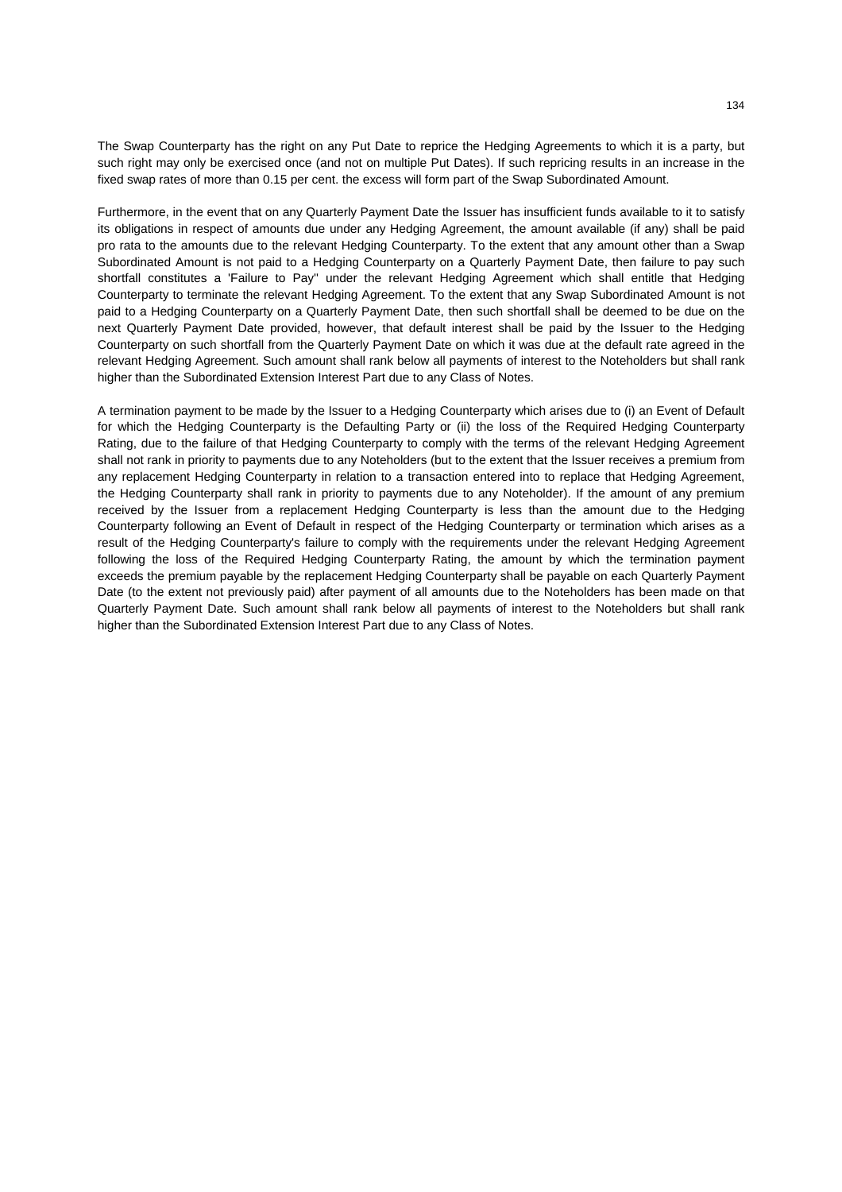The Swap Counterparty has the right on any Put Date to reprice the Hedging Agreements to which it is a party, but such right may only be exercised once (and not on multiple Put Dates). If such repricing results in an increase in the fixed swap rates of more than 0.15 per cent. the excess will form part of the Swap Subordinated Amount.

Furthermore, in the event that on any Quarterly Payment Date the Issuer has insufficient funds available to it to satisfy its obligations in respect of amounts due under any Hedging Agreement, the amount available (if any) shall be paid pro rata to the amounts due to the relevant Hedging Counterparty. To the extent that any amount other than a Swap Subordinated Amount is not paid to a Hedging Counterparty on a Quarterly Payment Date, then failure to pay such shortfall constitutes a 'Failure to Pay'' under the relevant Hedging Agreement which shall entitle that Hedging Counterparty to terminate the relevant Hedging Agreement. To the extent that any Swap Subordinated Amount is not paid to a Hedging Counterparty on a Quarterly Payment Date, then such shortfall shall be deemed to be due on the next Quarterly Payment Date provided, however, that default interest shall be paid by the Issuer to the Hedging Counterparty on such shortfall from the Quarterly Payment Date on which it was due at the default rate agreed in the relevant Hedging Agreement. Such amount shall rank below all payments of interest to the Noteholders but shall rank higher than the Subordinated Extension Interest Part due to any Class of Notes.

A termination payment to be made by the Issuer to a Hedging Counterparty which arises due to (i) an Event of Default for which the Hedging Counterparty is the Defaulting Party or (ii) the loss of the Required Hedging Counterparty Rating, due to the failure of that Hedging Counterparty to comply with the terms of the relevant Hedging Agreement shall not rank in priority to payments due to any Noteholders (but to the extent that the Issuer receives a premium from any replacement Hedging Counterparty in relation to a transaction entered into to replace that Hedging Agreement, the Hedging Counterparty shall rank in priority to payments due to any Noteholder). If the amount of any premium received by the Issuer from a replacement Hedging Counterparty is less than the amount due to the Hedging Counterparty following an Event of Default in respect of the Hedging Counterparty or termination which arises as a result of the Hedging Counterparty's failure to comply with the requirements under the relevant Hedging Agreement following the loss of the Required Hedging Counterparty Rating, the amount by which the termination payment exceeds the premium payable by the replacement Hedging Counterparty shall be payable on each Quarterly Payment Date (to the extent not previously paid) after payment of all amounts due to the Noteholders has been made on that Quarterly Payment Date. Such amount shall rank below all payments of interest to the Noteholders but shall rank higher than the Subordinated Extension Interest Part due to any Class of Notes.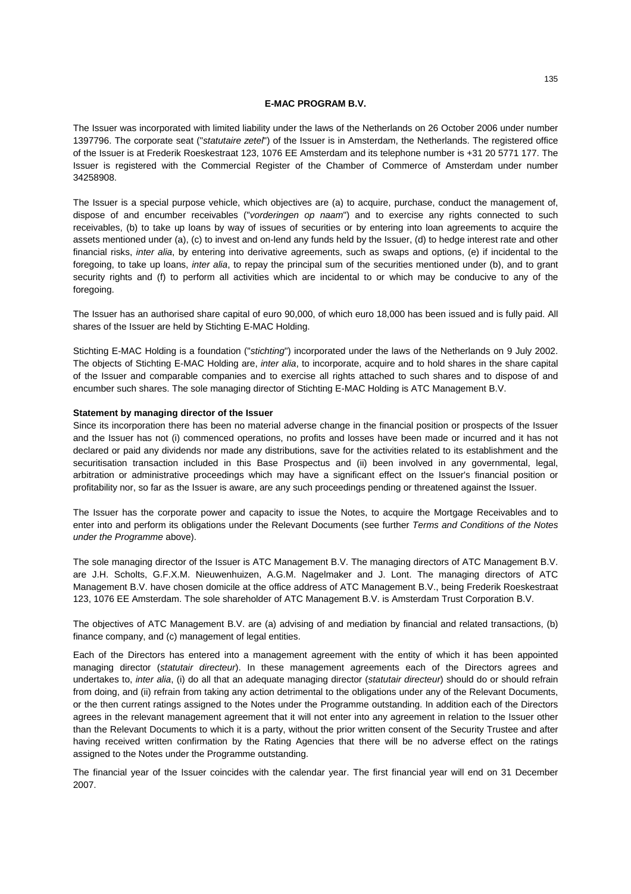## E-MAC PROGRAM B.V.

The Issuer was incorporated with limited liability under the laws of the Netherlands on 26 October 2006 under number 1397796. The corporate seat ("*statutaire zetel*") of the Issuer is in Amsterdam, the Netherlands. The registered office of the Issuer is at Frederik Roeskestraat 123, 1076 EE Amsterdam and its telephone number is +31 20 5771 177. The Issuer is registered with the Commercial Register of the Chamber of Commerce of Amsterdam under number 34258908.

The Issuer is a special purpose vehicle, which objectives are (a) to acquire, purchase, conduct the management of, dispose of and encumber receivables ("*vorderingen op naam*") and to exercise any rights connected to such receivables, (b) to take up loans by way of issues of securities or by entering into loan agreements to acquire the assets mentioned under (a), (c) to invest and on-lend any funds held by the Issuer, (d) to hedge interest rate and other financial risks, *inter alia*, by entering into derivative agreements, such as swaps and options, (e) if incidental to the foregoing, to take up loans, *inter alia*, to repay the principal sum of the securities mentioned under (b), and to grant security rights and (f) to perform all activities which are incidental to or which may be conducive to any of the foregoing.

The Issuer has an authorised share capital of euro 90,000, of which euro 18,000 has been issued and is fully paid. All shares of the Issuer are held by Stichting E-MAC Holding.

Stichting E-MAC Holding is a foundation ("*stichting*") incorporated under the laws of the Netherlands on 9 July 2002. The objects of Stichting E-MAC Holding are, *inter alia*, to incorporate, acquire and to hold shares in the share capital of the Issuer and comparable companies and to exercise all rights attached to such shares and to dispose of and encumber such shares. The sole managing director of Stichting E-MAC Holding is ATC Management B.V.

**Statement by managing director of the Issuer**

Since its incorporation there has been no material adverse change in the financial position or prospects of the Issuer and the Issuer has not (i) commenced operations, no profits and losses have been made or incurred and it has not declared or paid any dividends nor made any distributions, save for the activities related to its establishment and the securitisation transaction included in this Base Prospectus and (ii) been involved in any governmental, legal, arbitration or administrative proceedings which may have a significant effect on the Issuer's financial position or profitability nor, so far as the Issuer is aware, are any such proceedings pending or threatened against the Issuer.

The Issuer has the corporate power and capacity to issue the Notes, to acquire the Mortgage Receivables and to enter into and perform its obligations under the Relevant Documents (see further *Terms and Conditions of the Notes under the Programme* above).

The sole managing director of the Issuer is ATC Management B.V. The managing directors of ATC Management B.V. are J.H. Scholts, G.F.X.M. Nieuwenhuizen, A.G.M. Nagelmaker and J. Lont. The managing directors of ATC Management B.V. have chosen domicile at the office address of ATC Management B.V., being Frederik Roeskestraat 123, 1076 EE Amsterdam. The sole shareholder of ATC Management B.V. is Amsterdam Trust Corporation B.V.

The objectives of ATC Management B.V. are (a) advising of and mediation by financial and related transactions, (b) finance company, and (c) management of legal entities.

Each of the Directors has entered into a management agreement with the entity of which it has been appointed managing director (*statutair directeur*). In these management agreements each of the Directors agrees and undertakes to, *inter alia*, (i) do all that an adequate managing director (*statutair directeur*) should do or should refrain from doing, and (ii) refrain from taking any action detrimental to the obligations under any of the Relevant Documents, or the then current ratings assigned to the Notes under the Programme outstanding. In addition each of the Directors agrees in the relevant management agreement that it will not enter into any agreement in relation to the Issuer other than the Relevant Documents to which it is a party, without the prior written consent of the Security Trustee and after having received written confirmation by the Rating Agencies that there will be no adverse effect on the ratings assigned to the Notes under the Programme outstanding.

The financial year of the Issuer coincides with the calendar year. The first financial year will end on 31 December 2007.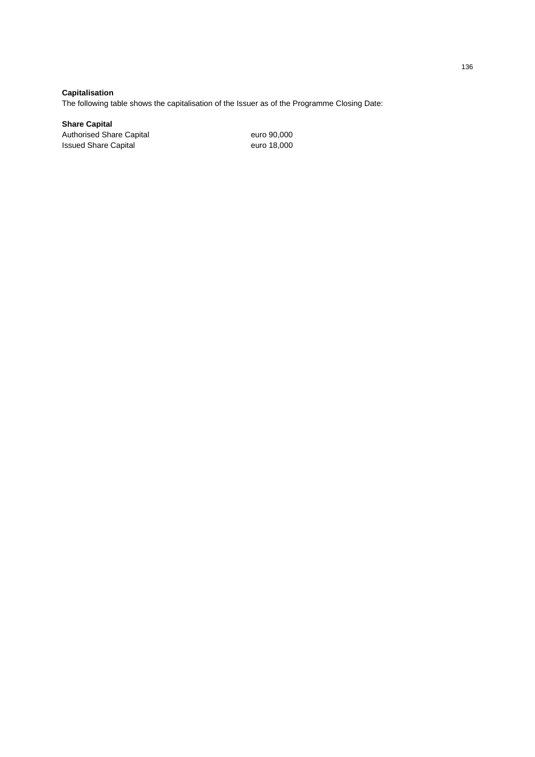**Capitalisation**

The following table shows the capitalisation of the Issuer as of the Programme Closing Date:

**Share Capital**

| | |
|---|---|
| Authorised Share Capital | euro 90,000 |
| Issued Share Capital | euro 18,000 |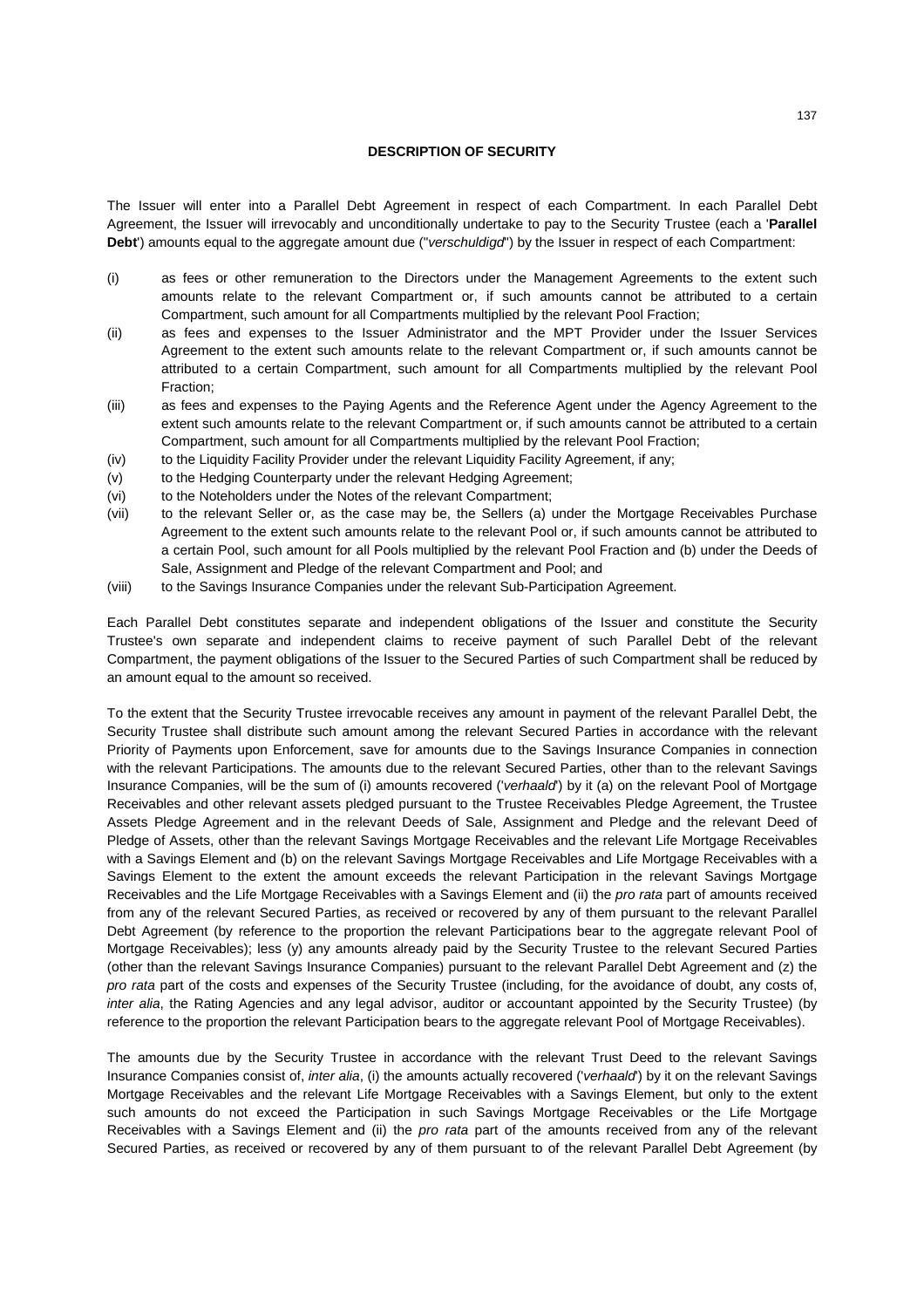## DESCRIPTION OF SECURITY

The Issuer will enter into a Parallel Debt Agreement in respect of each Compartment. In each Parallel Debt Agreement, the Issuer will irrevocably and unconditionally undertake to pay to the Security Trustee (each a '**Parallel Debt**') amounts equal to the aggregate amount due ("*verschuldigd*") by the Issuer in respect of each Compartment:

(i) as fees or other remuneration to the Directors under the Management Agreements to the extent such amounts relate to the relevant Compartment or, if such amounts cannot be attributed to a certain Compartment, such amount for all Compartments multiplied by the relevant Pool Fraction;

(ii) as fees and expenses to the Issuer Administrator and the MPT Provider under the Issuer Services Agreement to the extent such amounts relate to the relevant Compartment or, if such amounts cannot be attributed to a certain Compartment, such amount for all Compartments multiplied by the relevant Pool Fraction;

(iii) as fees and expenses to the Paying Agents and the Reference Agent under the Agency Agreement to the extent such amounts relate to the relevant Compartment or, if such amounts cannot be attributed to a certain Compartment, such amount for all Compartments multiplied by the relevant Pool Fraction;

(iv) to the Liquidity Facility Provider under the relevant Liquidity Facility Agreement, if any;

(v) to the Hedging Counterparty under the relevant Hedging Agreement;

(vi) to the Noteholders under the Notes of the relevant Compartment;

(vii) to the relevant Seller or, as the case may be, the Sellers (a) under the Mortgage Receivables Purchase Agreement to the extent such amounts relate to the relevant Pool or, if such amounts cannot be attributed to a certain Pool, such amount for all Pools multiplied by the relevant Pool Fraction and (b) under the Deeds of Sale, Assignment and Pledge of the relevant Compartment and Pool; and

(viii) to the Savings Insurance Companies under the relevant Sub-Participation Agreement.

Each Parallel Debt constitutes separate and independent obligations of the Issuer and constitute the Security Trustee's own separate and independent claims to receive payment of such Parallel Debt of the relevant Compartment, the payment obligations of the Issuer to the Secured Parties of such Compartment shall be reduced by an amount equal to the amount so received.

To the extent that the Security Trustee irrevocable receives any amount in payment of the relevant Parallel Debt, the Security Trustee shall distribute such amount among the relevant Secured Parties in accordance with the relevant Priority of Payments upon Enforcement, save for amounts due to the Savings Insurance Companies in connection with the relevant Participations. The amounts due to the relevant Secured Parties, other than to the relevant Savings Insurance Companies, will be the sum of (i) amounts recovered ('*verhaald*') by it (a) on the relevant Pool of Mortgage Receivables and other relevant assets pledged pursuant to the Trustee Receivables Pledge Agreement, the Trustee Assets Pledge Agreement and in the relevant Deeds of Sale, Assignment and Pledge and the relevant Deed of Pledge of Assets, other than the relevant Savings Mortgage Receivables and the relevant Life Mortgage Receivables with a Savings Element and (b) on the relevant Savings Mortgage Receivables and Life Mortgage Receivables with a Savings Element to the extent the amount exceeds the relevant Participation in the relevant Savings Mortgage Receivables and the Life Mortgage Receivables with a Savings Element and (ii) the *pro rata* part of amounts received from any of the relevant Secured Parties, as received or recovered by any of them pursuant to the relevant Parallel Debt Agreement (by reference to the proportion the relevant Participations bear to the aggregate relevant Pool of Mortgage Receivables); less (y) any amounts already paid by the Security Trustee to the relevant Secured Parties (other than the relevant Savings Insurance Companies) pursuant to the relevant Parallel Debt Agreement and (z) the *pro rata* part of the costs and expenses of the Security Trustee (including, for the avoidance of doubt, any costs of, *inter alia*, the Rating Agencies and any legal advisor, auditor or accountant appointed by the Security Trustee) (by reference to the proportion the relevant Participation bears to the aggregate relevant Pool of Mortgage Receivables).

The amounts due by the Security Trustee in accordance with the relevant Trust Deed to the relevant Savings Insurance Companies consist of, *inter alia*, (i) the amounts actually recovered ('*verhaald*') by it on the relevant Savings Mortgage Receivables and the relevant Life Mortgage Receivables with a Savings Element, but only to the extent such amounts do not exceed the Participation in such Savings Mortgage Receivables or the Life Mortgage Receivables with a Savings Element and (ii) the *pro rata* part of the amounts received from any of the relevant Secured Parties, as received or recovered by any of them pursuant to of the relevant Parallel Debt Agreement (by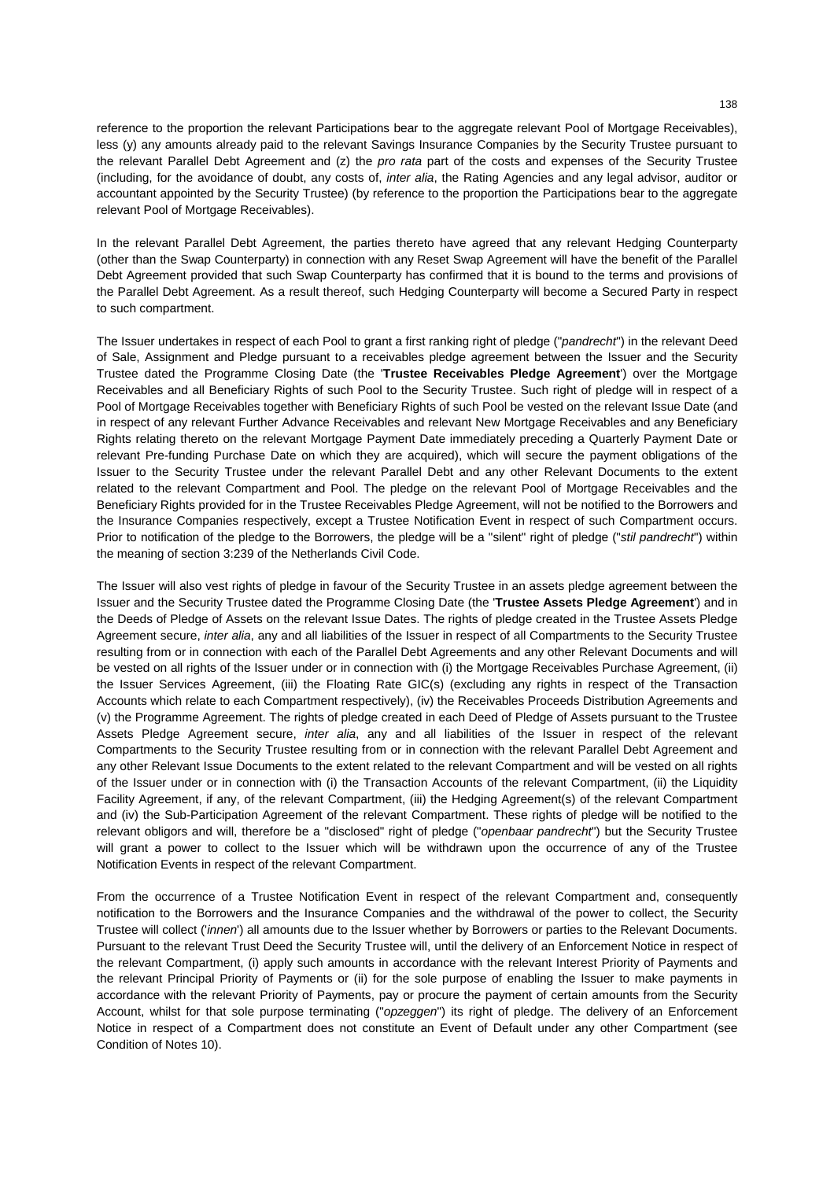reference to the proportion the relevant Participations bear to the aggregate relevant Pool of Mortgage Receivables), less (y) any amounts already paid to the relevant Savings Insurance Companies by the Security Trustee pursuant to the relevant Parallel Debt Agreement and (z) the *pro rata* part of the costs and expenses of the Security Trustee (including, for the avoidance of doubt, any costs of, *inter alia*, the Rating Agencies and any legal advisor, auditor or accountant appointed by the Security Trustee) (by reference to the proportion the Participations bear to the aggregate relevant Pool of Mortgage Receivables).

In the relevant Parallel Debt Agreement, the parties thereto have agreed that any relevant Hedging Counterparty (other than the Swap Counterparty) in connection with any Reset Swap Agreement will have the benefit of the Parallel Debt Agreement provided that such Swap Counterparty has confirmed that it is bound to the terms and provisions of the Parallel Debt Agreement. As a result thereof, such Hedging Counterparty will become a Secured Party in respect to such compartment.

The Issuer undertakes in respect of each Pool to grant a first ranking right of pledge ("*pandrecht*") in the relevant Deed of Sale, Assignment and Pledge pursuant to a receivables pledge agreement between the Issuer and the Security Trustee dated the Programme Closing Date (the '**Trustee Receivables Pledge Agreement**') over the Mortgage Receivables and all Beneficiary Rights of such Pool to the Security Trustee. Such right of pledge will in respect of a Pool of Mortgage Receivables together with Beneficiary Rights of such Pool be vested on the relevant Issue Date (and in respect of any relevant Further Advance Receivables and relevant New Mortgage Receivables and any Beneficiary Rights relating thereto on the relevant Mortgage Payment Date immediately preceding a Quarterly Payment Date or relevant Pre-funding Purchase Date on which they are acquired), which will secure the payment obligations of the Issuer to the Security Trustee under the relevant Parallel Debt and any other Relevant Documents to the extent related to the relevant Compartment and Pool. The pledge on the relevant Pool of Mortgage Receivables and the Beneficiary Rights provided for in the Trustee Receivables Pledge Agreement, will not be notified to the Borrowers and the Insurance Companies respectively, except a Trustee Notification Event in respect of such Compartment occurs. Prior to notification of the pledge to the Borrowers, the pledge will be a "silent" right of pledge ("*stil pandrecht*") within the meaning of section 3:239 of the Netherlands Civil Code.

The Issuer will also vest rights of pledge in favour of the Security Trustee in an assets pledge agreement between the Issuer and the Security Trustee dated the Programme Closing Date (the '**Trustee Assets Pledge Agreement**') and in the Deeds of Pledge of Assets on the relevant Issue Dates. The rights of pledge created in the Trustee Assets Pledge Agreement secure, *inter alia*, any and all liabilities of the Issuer in respect of all Compartments to the Security Trustee resulting from or in connection with each of the Parallel Debt Agreements and any other Relevant Documents and will be vested on all rights of the Issuer under or in connection with (i) the Mortgage Receivables Purchase Agreement, (ii) the Issuer Services Agreement, (iii) the Floating Rate GIC(s) (excluding any rights in respect of the Transaction Accounts which relate to each Compartment respectively), (iv) the Receivables Proceeds Distribution Agreements and (v) the Programme Agreement. The rights of pledge created in each Deed of Pledge of Assets pursuant to the Trustee Assets Pledge Agreement secure, *inter alia*, any and all liabilities of the Issuer in respect of the relevant Compartments to the Security Trustee resulting from or in connection with the relevant Parallel Debt Agreement and any other Relevant Issue Documents to the extent related to the relevant Compartment and will be vested on all rights of the Issuer under or in connection with (i) the Transaction Accounts of the relevant Compartment, (ii) the Liquidity Facility Agreement, if any, of the relevant Compartment, (iii) the Hedging Agreement(s) of the relevant Compartment and (iv) the Sub-Participation Agreement of the relevant Compartment. These rights of pledge will be notified to the relevant obligors and will, therefore be a "disclosed" right of pledge ("*openbaar pandrecht*") but the Security Trustee will grant a power to collect to the Issuer which will be withdrawn upon the occurrence of any of the Trustee Notification Events in respect of the relevant Compartment.

From the occurrence of a Trustee Notification Event in respect of the relevant Compartment and, consequently notification to the Borrowers and the Insurance Companies and the withdrawal of the power to collect, the Security Trustee will collect ('*innen*') all amounts due to the Issuer whether by Borrowers or parties to the Relevant Documents. Pursuant to the relevant Trust Deed the Security Trustee will, until the delivery of an Enforcement Notice in respect of the relevant Compartment, (i) apply such amounts in accordance with the relevant Interest Priority of Payments and the relevant Principal Priority of Payments or (ii) for the sole purpose of enabling the Issuer to make payments in accordance with the relevant Priority of Payments, pay or procure the payment of certain amounts from the Security Account, whilst for that sole purpose terminating ("*opzeggen*") its right of pledge. The delivery of an Enforcement Notice in respect of a Compartment does not constitute an Event of Default under any other Compartment (see Condition of Notes 10).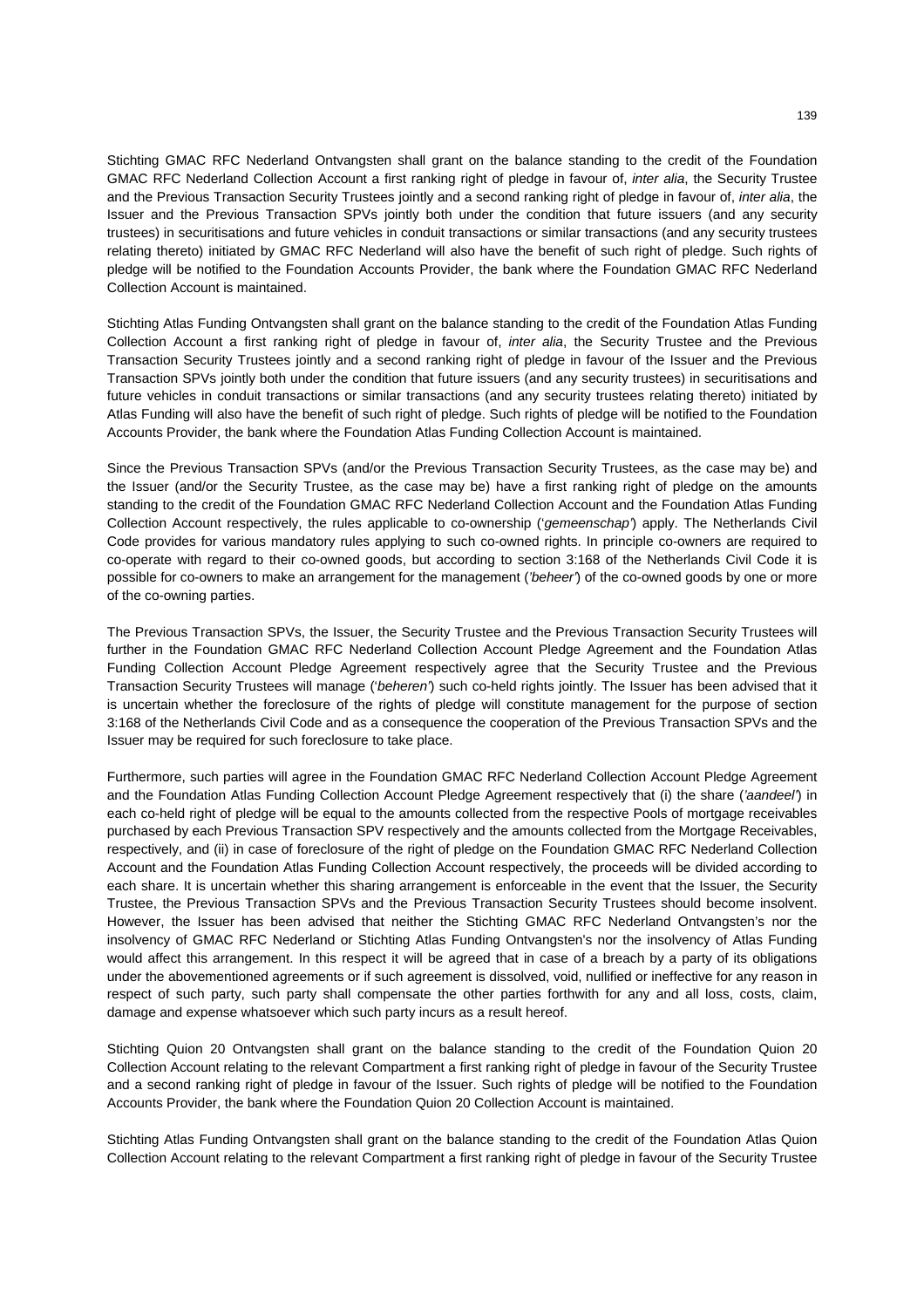Stichting GMAC RFC Nederland Ontvangsten shall grant on the balance standing to the credit of the Foundation GMAC RFC Nederland Collection Account a first ranking right of pledge in favour of, *inter alia*, the Security Trustee and the Previous Transaction Security Trustees jointly and a second ranking right of pledge in favour of, *inter alia*, the Issuer and the Previous Transaction SPVs jointly both under the condition that future issuers (and any security trustees) in securitisations and future vehicles in conduit transactions or similar transactions (and any security trustees relating thereto) initiated by GMAC RFC Nederland will also have the benefit of such right of pledge. Such rights of pledge will be notified to the Foundation Accounts Provider, the bank where the Foundation GMAC RFC Nederland Collection Account is maintained.

Stichting Atlas Funding Ontvangsten shall grant on the balance standing to the credit of the Foundation Atlas Funding Collection Account a first ranking right of pledge in favour of, *inter alia*, the Security Trustee and the Previous Transaction Security Trustees jointly and a second ranking right of pledge in favour of the Issuer and the Previous Transaction SPVs jointly both under the condition that future issuers (and any security trustees) in securitisations and future vehicles in conduit transactions or similar transactions (and any security trustees relating thereto) initiated by Atlas Funding will also have the benefit of such right of pledge. Such rights of pledge will be notified to the Foundation Accounts Provider, the bank where the Foundation Atlas Funding Collection Account is maintained.

Since the Previous Transaction SPVs (and/or the Previous Transaction Security Trustees, as the case may be) and the Issuer (and/or the Security Trustee, as the case may be) have a first ranking right of pledge on the amounts standing to the credit of the Foundation GMAC RFC Nederland Collection Account and the Foundation Atlas Funding Collection Account respectively, the rules applicable to co-ownership ('*gemeenschap*') apply. The Netherlands Civil Code provides for various mandatory rules applying to such co-owned rights. In principle co-owners are required to co-operate with regard to their co-owned goods, but according to section 3:168 of the Netherlands Civil Code it is possible for co-owners to make an arrangement for the management ('*beheer*') of the co-owned goods by one or more of the co-owning parties.

The Previous Transaction SPVs, the Issuer, the Security Trustee and the Previous Transaction Security Trustees will further in the Foundation GMAC RFC Nederland Collection Account Pledge Agreement and the Foundation Atlas Funding Collection Account Pledge Agreement respectively agree that the Security Trustee and the Previous Transaction Security Trustees will manage ('*beheren*') such co-held rights jointly. The Issuer has been advised that it is uncertain whether the foreclosure of the rights of pledge will constitute management for the purpose of section 3:168 of the Netherlands Civil Code and as a consequence the cooperation of the Previous Transaction SPVs and the Issuer may be required for such foreclosure to take place.

Furthermore, such parties will agree in the Foundation GMAC RFC Nederland Collection Account Pledge Agreement and the Foundation Atlas Funding Collection Account Pledge Agreement respectively that (i) the share ('*aandeel*') in each co-held right of pledge will be equal to the amounts collected from the respective Pools of mortgage receivables purchased by each Previous Transaction SPV respectively and the amounts collected from the Mortgage Receivables, respectively, and (ii) in case of foreclosure of the right of pledge on the Foundation GMAC RFC Nederland Collection Account and the Foundation Atlas Funding Collection Account respectively, the proceeds will be divided according to each share. It is uncertain whether this sharing arrangement is enforceable in the event that the Issuer, the Security Trustee, the Previous Transaction SPVs and the Previous Transaction Security Trustees should become insolvent. However, the Issuer has been advised that neither the Stichting GMAC RFC Nederland Ontvangsten's nor the insolvency of GMAC RFC Nederland or Stichting Atlas Funding Ontvangsten's nor the insolvency of Atlas Funding would affect this arrangement. In this respect it will be agreed that in case of a breach by a party of its obligations under the abovementioned agreements or if such agreement is dissolved, void, nullified or ineffective for any reason in respect of such party, such party shall compensate the other parties forthwith for any and all loss, costs, claim, damage and expense whatsoever which such party incurs as a result hereof.

Stichting Quion 20 Ontvangsten shall grant on the balance standing to the credit of the Foundation Quion 20 Collection Account relating to the relevant Compartment a first ranking right of pledge in favour of the Security Trustee and a second ranking right of pledge in favour of the Issuer. Such rights of pledge will be notified to the Foundation Accounts Provider, the bank where the Foundation Quion 20 Collection Account is maintained.

Stichting Atlas Funding Ontvangsten shall grant on the balance standing to the credit of the Foundation Atlas Quion Collection Account relating to the relevant Compartment a first ranking right of pledge in favour of the Security Trustee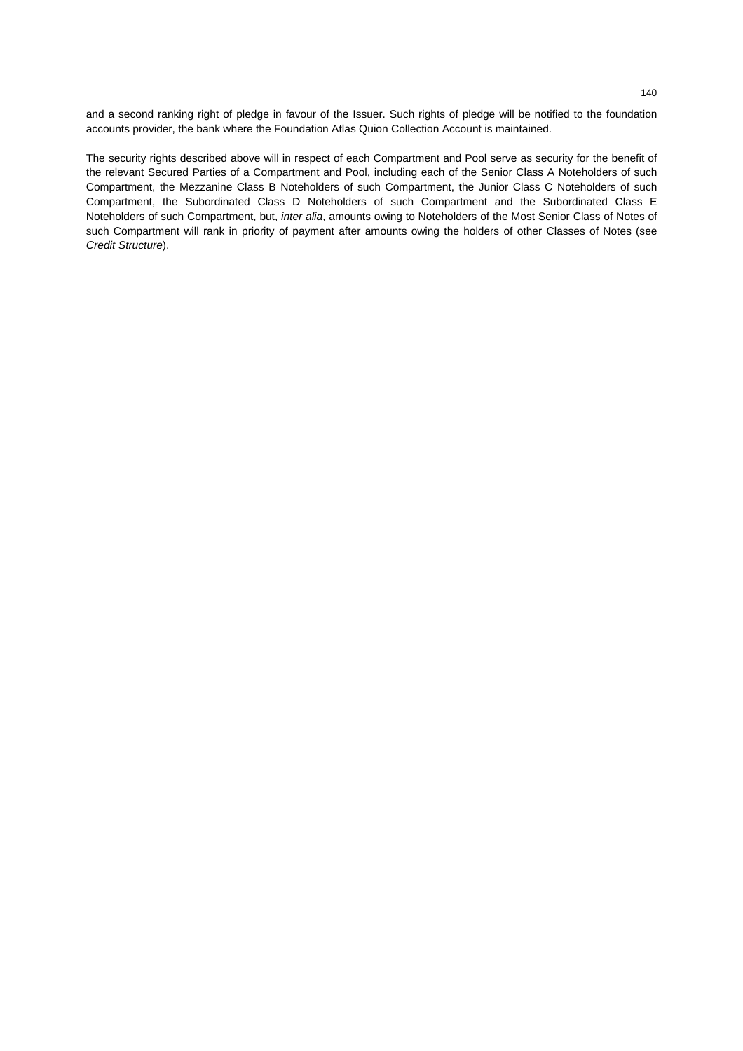and a second ranking right of pledge in favour of the Issuer. Such rights of pledge will be notified to the foundation accounts provider, the bank where the Foundation Atlas Quion Collection Account is maintained.

The security rights described above will in respect of each Compartment and Pool serve as security for the benefit of the relevant Secured Parties of a Compartment and Pool, including each of the Senior Class A Noteholders of such Compartment, the Mezzanine Class B Noteholders of such Compartment, the Junior Class C Noteholders of such Compartment, the Subordinated Class D Noteholders of such Compartment and the Subordinated Class E Noteholders of such Compartment, but, *inter alia*, amounts owing to Noteholders of the Most Senior Class of Notes of such Compartment will rank in priority of payment after amounts owing the holders of other Classes of Notes (see *Credit Structure*).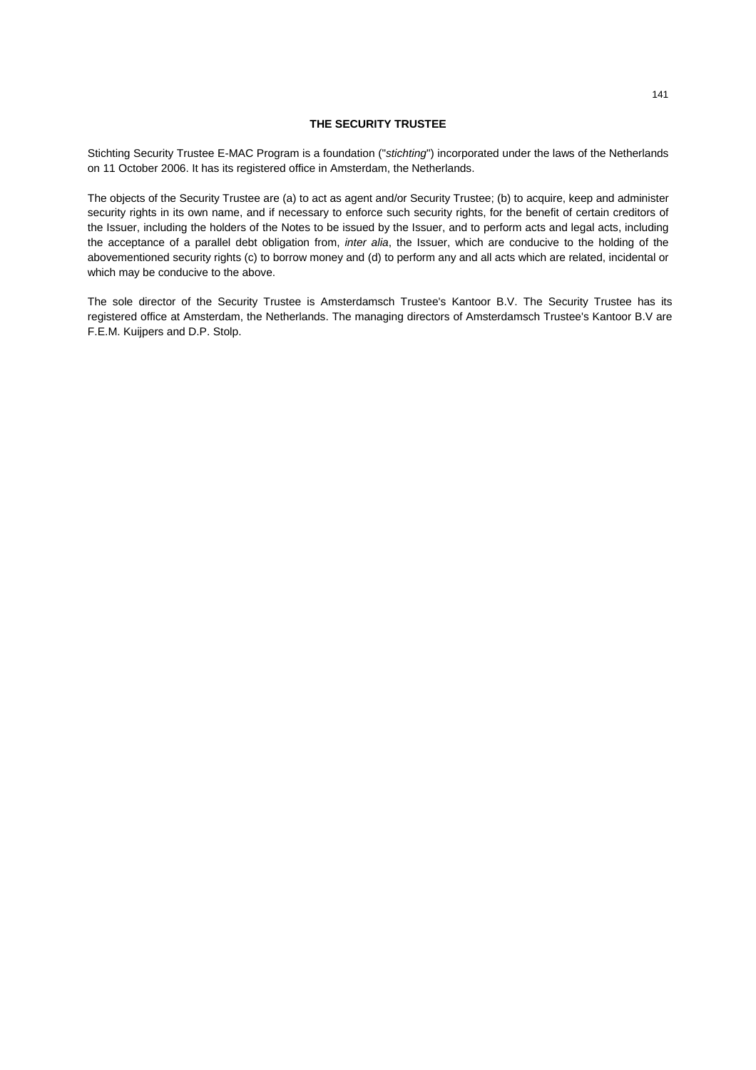## THE SECURITY TRUSTEE

Stichting Security Trustee E-MAC Program is a foundation ("*stichting*") incorporated under the laws of the Netherlands on 11 October 2006. It has its registered office in Amsterdam, the Netherlands.

The objects of the Security Trustee are (a) to act as agent and/or Security Trustee; (b) to acquire, keep and administer security rights in its own name, and if necessary to enforce such security rights, for the benefit of certain creditors of the Issuer, including the holders of the Notes to be issued by the Issuer, and to perform acts and legal acts, including the acceptance of a parallel debt obligation from, *inter alia*, the Issuer, which are conducive to the holding of the abovementioned security rights (c) to borrow money and (d) to perform any and all acts which are related, incidental or which may be conducive to the above.

The sole director of the Security Trustee is Amsterdamsch Trustee's Kantoor B.V. The Security Trustee has its registered office at Amsterdam, the Netherlands. The managing directors of Amsterdamsch Trustee's Kantoor B.V are F.E.M. Kuijpers and D.P. Stolp.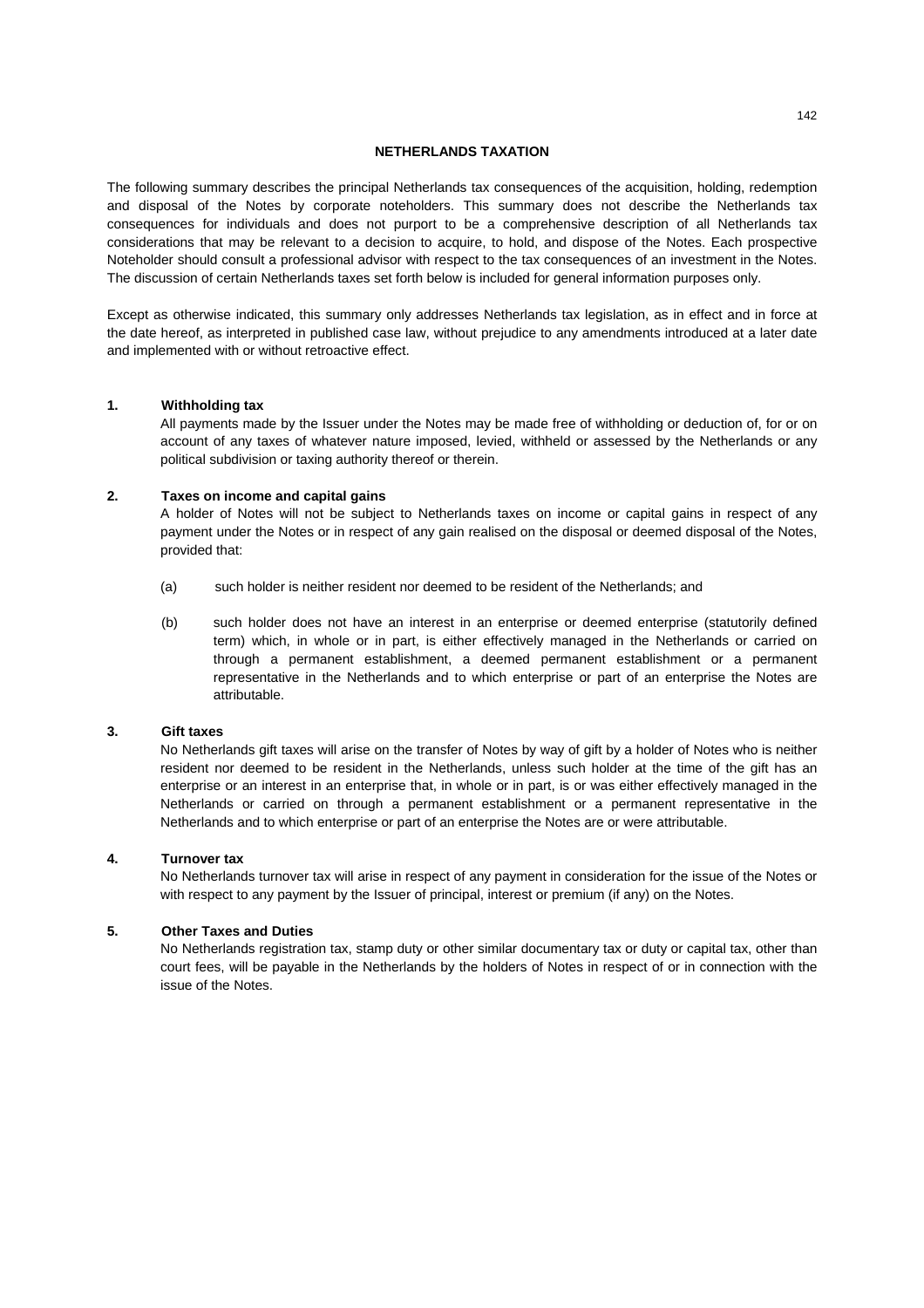## NETHERLANDS TAXATION

The following summary describes the principal Netherlands tax consequences of the acquisition, holding, redemption and disposal of the Notes by corporate noteholders. This summary does not describe the Netherlands tax consequences for individuals and does not purport to be a comprehensive description of all Netherlands tax considerations that may be relevant to a decision to acquire, to hold, and dispose of the Notes. Each prospective Noteholder should consult a professional advisor with respect to the tax consequences of an investment in the Notes. The discussion of certain Netherlands taxes set forth below is included for general information purposes only.

Except as otherwise indicated, this summary only addresses Netherlands tax legislation, as in effect and in force at the date hereof, as interpreted in published case law, without prejudice to any amendments introduced at a later date and implemented with or without retroactive effect.

### 1. Withholding tax

All payments made by the Issuer under the Notes may be made free of withholding or deduction of, for or on account of any taxes of whatever nature imposed, levied, withheld or assessed by the Netherlands or any political subdivision or taxing authority thereof or therein.

### 2. Taxes on income and capital gains

A holder of Notes will not be subject to Netherlands taxes on income or capital gains in respect of any payment under the Notes or in respect of any gain realised on the disposal or deemed disposal of the Notes, provided that:

(a) such holder is neither resident nor deemed to be resident of the Netherlands; and

(b) such holder does not have an interest in an enterprise or deemed enterprise (statutorily defined term) which, in whole or in part, is either effectively managed in the Netherlands or carried on through a permanent establishment, a deemed permanent establishment or a permanent representative in the Netherlands and to which enterprise or part of an enterprise the Notes are attributable.

### 3. Gift taxes

No Netherlands gift taxes will arise on the transfer of Notes by way of gift by a holder of Notes who is neither resident nor deemed to be resident in the Netherlands, unless such holder at the time of the gift has an enterprise or an interest in an enterprise that, in whole or in part, is or was either effectively managed in the Netherlands or carried on through a permanent establishment or a permanent representative in the Netherlands and to which enterprise or part of an enterprise the Notes are or were attributable.

### 4. Turnover tax

No Netherlands turnover tax will arise in respect of any payment in consideration for the issue of the Notes or with respect to any payment by the Issuer of principal, interest or premium (if any) on the Notes.

### 5. Other Taxes and Duties

No Netherlands registration tax, stamp duty or other similar documentary tax or duty or capital tax, other than court fees, will be payable in the Netherlands by the holders of Notes in respect of or in connection with the issue of the Notes.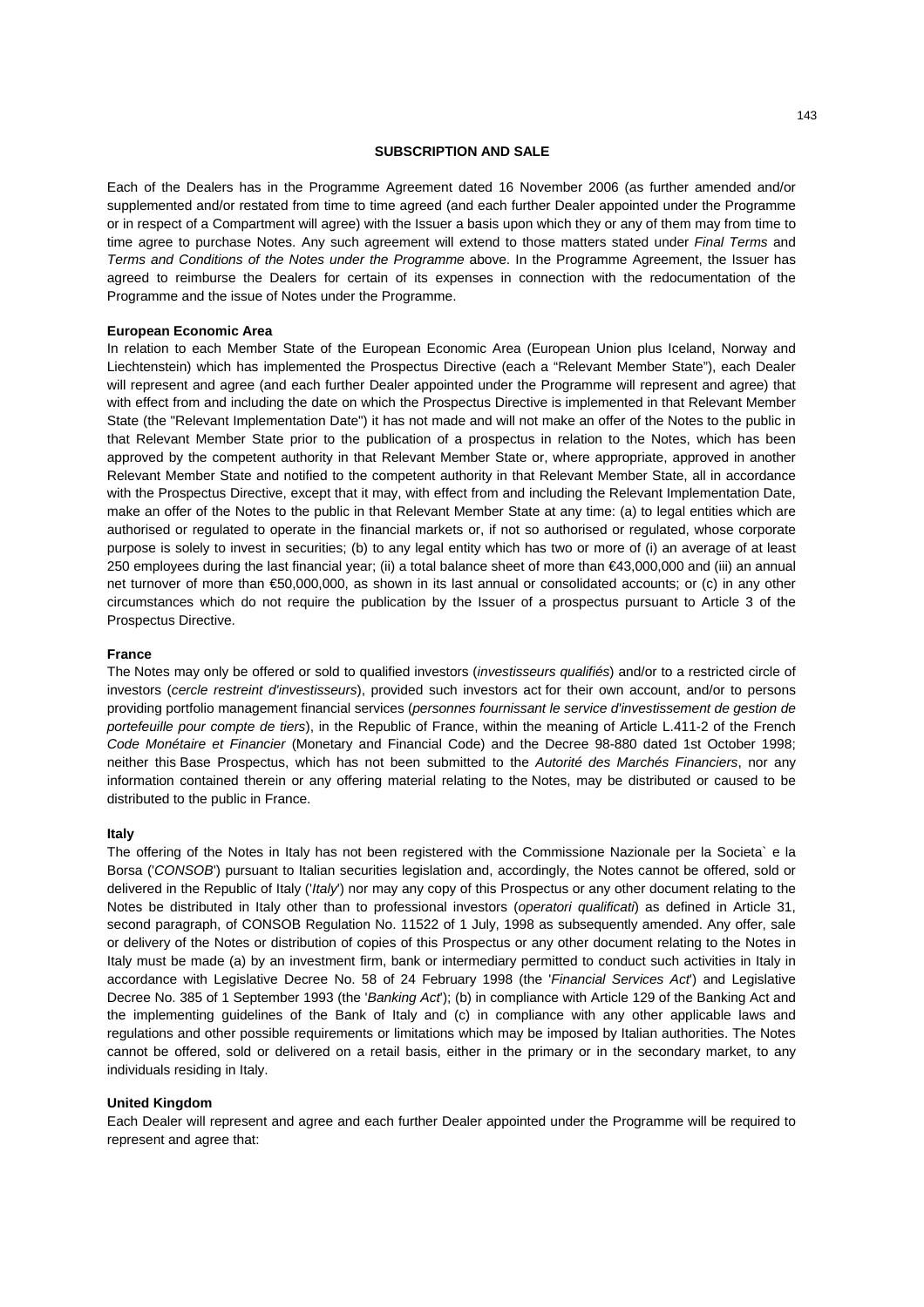## SUBSCRIPTION AND SALE

Each of the Dealers has in the Programme Agreement dated 16 November 2006 (as further amended and/or supplemented and/or restated from time to time agreed (and each further Dealer appointed under the Programme or in respect of a Compartment will agree) with the Issuer a basis upon which they or any of them may from time to time agree to purchase Notes. Any such agreement will extend to those matters stated under *Final Terms* and *Terms and Conditions of the Notes under the Programme* above. In the Programme Agreement, the Issuer has agreed to reimburse the Dealers for certain of its expenses in connection with the redocumentation of the Programme and the issue of Notes under the Programme.

### European Economic Area

In relation to each Member State of the European Economic Area (European Union plus Iceland, Norway and Liechtenstein) which has implemented the Prospectus Directive (each a "Relevant Member State"), each Dealer will represent and agree (and each further Dealer appointed under the Programme will represent and agree) that with effect from and including the date on which the Prospectus Directive is implemented in that Relevant Member State (the "Relevant Implementation Date") it has not made and will not make an offer of the Notes to the public in that Relevant Member State prior to the publication of a prospectus in relation to the Notes, which has been approved by the competent authority in that Relevant Member State or, where appropriate, approved in another Relevant Member State and notified to the competent authority in that Relevant Member State, all in accordance with the Prospectus Directive, except that it may, with effect from and including the Relevant Implementation Date, make an offer of the Notes to the public in that Relevant Member State at any time: (a) to legal entities which are authorised or regulated to operate in the financial markets or, if not so authorised or regulated, whose corporate purpose is solely to invest in securities; (b) to any legal entity which has two or more of (i) an average of at least 250 employees during the last financial year; (ii) a total balance sheet of more than €43,000,000 and (iii) an annual net turnover of more than €50,000,000, as shown in its last annual or consolidated accounts; or (c) in any other circumstances which do not require the publication by the Issuer of a prospectus pursuant to Article 3 of the Prospectus Directive.

### France

The Notes may only be offered or sold to qualified investors (*investisseurs qualifiés*) and/or to a restricted circle of investors (*cercle restreint d'investisseurs*), provided such investors act for their own account, and/or to persons providing portfolio management financial services (*personnes fournissant le service d'investissement de gestion de portefeuille pour compte de tiers*), in the Republic of France, within the meaning of Article L.411-2 of the French *Code Monétaire et Financier* (Monetary and Financial Code) and the Decree 98-880 dated 1st October 1998; neither this Base Prospectus, which has not been submitted to the *Autorité des Marchés Financiers*, nor any information contained therein or any offering material relating to the Notes, may be distributed or caused to be distributed to the public in France.

### Italy

The offering of the Notes in Italy has not been registered with the Commissione Nazionale per la Societa` e la Borsa ('*CONSOB*') pursuant to Italian securities legislation and, accordingly, the Notes cannot be offered, sold or delivered in the Republic of Italy ('*Italy*') nor may any copy of this Prospectus or any other document relating to the Notes be distributed in Italy other than to professional investors (*operatori qualificati*) as defined in Article 31, second paragraph, of CONSOB Regulation No. 11522 of 1 July, 1998 as subsequently amended. Any offer, sale or delivery of the Notes or distribution of copies of this Prospectus or any other document relating to the Notes in Italy must be made (a) by an investment firm, bank or intermediary permitted to conduct such activities in Italy in accordance with Legislative Decree No. 58 of 24 February 1998 (the '*Financial Services Act*') and Legislative Decree No. 385 of 1 September 1993 (the '*Banking Act*'); (b) in compliance with Article 129 of the Banking Act and the implementing guidelines of the Bank of Italy and (c) in compliance with any other applicable laws and regulations and other possible requirements or limitations which may be imposed by Italian authorities. The Notes cannot be offered, sold or delivered on a retail basis, either in the primary or in the secondary market, to any individuals residing in Italy.

### United Kingdom

Each Dealer will represent and agree and each further Dealer appointed under the Programme will be required to represent and agree that: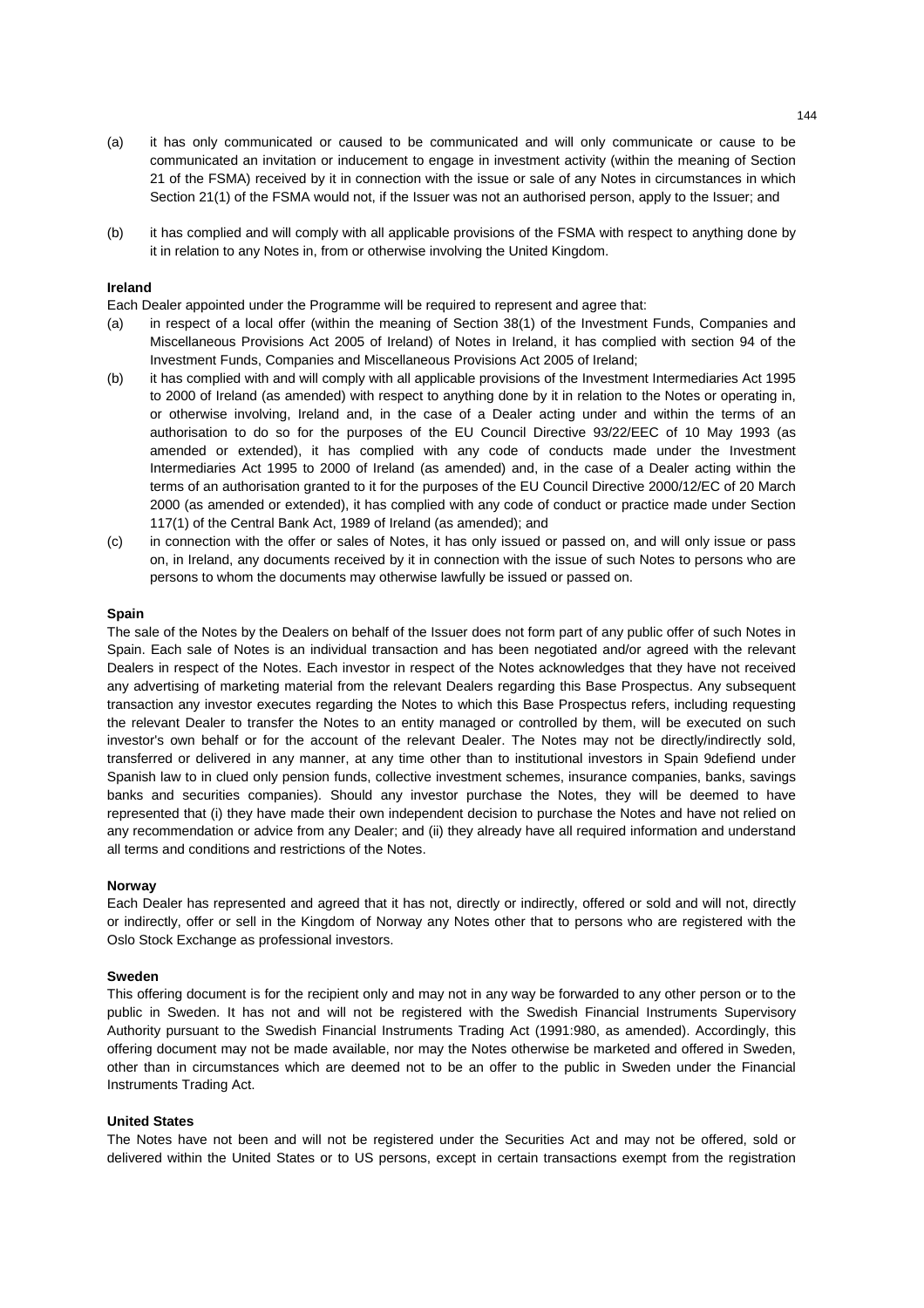(a) it has only communicated or caused to be communicated and will only communicate or cause to be communicated an invitation or inducement to engage in investment activity (within the meaning of Section 21 of the FSMA) received by it in connection with the issue or sale of any Notes in circumstances in which Section 21(1) of the FSMA would not, if the Issuer was not an authorised person, apply to the Issuer; and

(b) it has complied and will comply with all applicable provisions of the FSMA with respect to anything done by it in relation to any Notes in, from or otherwise involving the United Kingdom.

**Ireland**

Each Dealer appointed under the Programme will be required to represent and agree that:

(a) in respect of a local offer (within the meaning of Section 38(1) of the Investment Funds, Companies and Miscellaneous Provisions Act 2005 of Ireland) of Notes in Ireland, it has complied with section 94 of the Investment Funds, Companies and Miscellaneous Provisions Act 2005 of Ireland;

(b) it has complied with and will comply with all applicable provisions of the Investment Intermediaries Act 1995 to 2000 of Ireland (as amended) with respect to anything done by it in relation to the Notes or operating in, or otherwise involving, Ireland and, in the case of a Dealer acting under and within the terms of an authorisation to do so for the purposes of the EU Council Directive 93/22/EEC of 10 May 1993 (as amended or extended), it has complied with any code of conducts made under the Investment Intermediaries Act 1995 to 2000 of Ireland (as amended) and, in the case of a Dealer acting within the terms of an authorisation granted to it for the purposes of the EU Council Directive 2000/12/EC of 20 March 2000 (as amended or extended), it has complied with any code of conduct or practice made under Section 117(1) of the Central Bank Act, 1989 of Ireland (as amended); and

(c) in connection with the offer or sales of Notes, it has only issued or passed on, and will only issue or pass on, in Ireland, any documents received by it in connection with the issue of such Notes to persons who are persons to whom the documents may otherwise lawfully be issued or passed on.

**Spain**

The sale of the Notes by the Dealers on behalf of the Issuer does not form part of any public offer of such Notes in Spain. Each sale of Notes is an individual transaction and has been negotiated and/or agreed with the relevant Dealers in respect of the Notes. Each investor in respect of the Notes acknowledges that they have not received any advertising of marketing material from the relevant Dealers regarding this Base Prospectus. Any subsequent transaction any investor executes regarding the Notes to which this Base Prospectus refers, including requesting the relevant Dealer to transfer the Notes to an entity managed or controlled by them, will be executed on such investor's own behalf or for the account of the relevant Dealer. The Notes may not be directly/indirectly sold, transferred or delivered in any manner, at any time other than to institutional investors in Spain 9defiend under Spanish law to in clued only pension funds, collective investment schemes, insurance companies, banks, savings banks and securities companies). Should any investor purchase the Notes, they will be deemed to have represented that (i) they have made their own independent decision to purchase the Notes and have not relied on any recommendation or advice from any Dealer; and (ii) they already have all required information and understand all terms and conditions and restrictions of the Notes.

**Norway**

Each Dealer has represented and agreed that it has not, directly or indirectly, offered or sold and will not, directly or indirectly, offer or sell in the Kingdom of Norway any Notes other that to persons who are registered with the Oslo Stock Exchange as professional investors.

**Sweden**

This offering document is for the recipient only and may not in any way be forwarded to any other person or to the public in Sweden. It has not and will not be registered with the Swedish Financial Instruments Supervisory Authority pursuant to the Swedish Financial Instruments Trading Act (1991:980, as amended). Accordingly, this offering document may not be made available, nor may the Notes otherwise be marketed and offered in Sweden, other than in circumstances which are deemed not to be an offer to the public in Sweden under the Financial Instruments Trading Act.

**United States**

The Notes have not been and will not be registered under the Securities Act and may not be offered, sold or delivered within the United States or to US persons, except in certain transactions exempt from the registration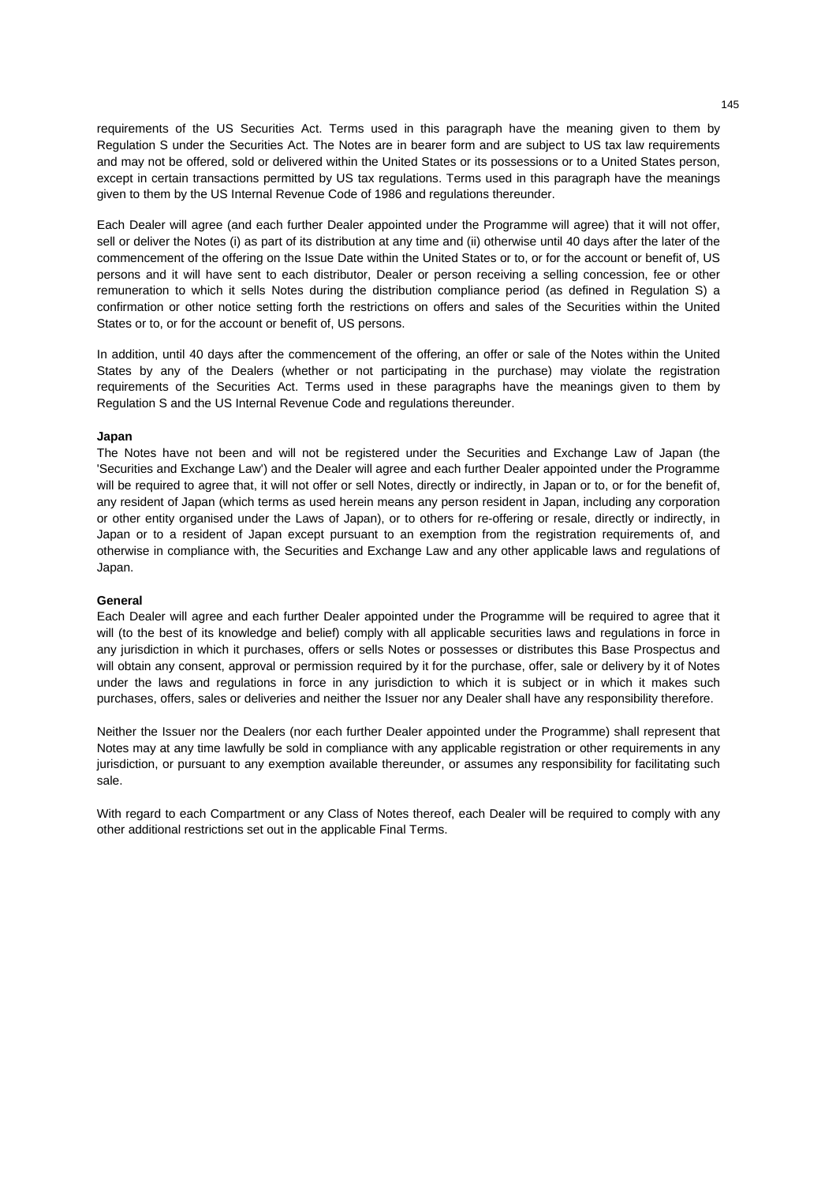requirements of the US Securities Act. Terms used in this paragraph have the meaning given to them by Regulation S under the Securities Act. The Notes are in bearer form and are subject to US tax law requirements and may not be offered, sold or delivered within the United States or its possessions or to a United States person, except in certain transactions permitted by US tax regulations. Terms used in this paragraph have the meanings given to them by the US Internal Revenue Code of 1986 and regulations thereunder.

Each Dealer will agree (and each further Dealer appointed under the Programme will agree) that it will not offer, sell or deliver the Notes (i) as part of its distribution at any time and (ii) otherwise until 40 days after the later of the commencement of the offering on the Issue Date within the United States or to, or for the account or benefit of, US persons and it will have sent to each distributor, Dealer or person receiving a selling concession, fee or other remuneration to which it sells Notes during the distribution compliance period (as defined in Regulation S) a confirmation or other notice setting forth the restrictions on offers and sales of the Securities within the United States or to, or for the account or benefit of, US persons.

In addition, until 40 days after the commencement of the offering, an offer or sale of the Notes within the United States by any of the Dealers (whether or not participating in the purchase) may violate the registration requirements of the Securities Act. Terms used in these paragraphs have the meanings given to them by Regulation S and the US Internal Revenue Code and regulations thereunder.

**Japan**

The Notes have not been and will not be registered under the Securities and Exchange Law of Japan (the 'Securities and Exchange Law') and the Dealer will agree and each further Dealer appointed under the Programme will be required to agree that, it will not offer or sell Notes, directly or indirectly, in Japan or to, or for the benefit of, any resident of Japan (which terms as used herein means any person resident in Japan, including any corporation or other entity organised under the Laws of Japan), or to others for re-offering or resale, directly or indirectly, in Japan or to a resident of Japan except pursuant to an exemption from the registration requirements of, and otherwise in compliance with, the Securities and Exchange Law and any other applicable laws and regulations of Japan.

**General**

Each Dealer will agree and each further Dealer appointed under the Programme will be required to agree that it will (to the best of its knowledge and belief) comply with all applicable securities laws and regulations in force in any jurisdiction in which it purchases, offers or sells Notes or possesses or distributes this Base Prospectus and will obtain any consent, approval or permission required by it for the purchase, offer, sale or delivery by it of Notes under the laws and regulations in force in any jurisdiction to which it is subject or in which it makes such purchases, offers, sales or deliveries and neither the Issuer nor any Dealer shall have any responsibility therefore.

Neither the Issuer nor the Dealers (nor each further Dealer appointed under the Programme) shall represent that Notes may at any time lawfully be sold in compliance with any applicable registration or other requirements in any jurisdiction, or pursuant to any exemption available thereunder, or assumes any responsibility for facilitating such sale.

With regard to each Compartment or any Class of Notes thereof, each Dealer will be required to comply with any other additional restrictions set out in the applicable Final Terms.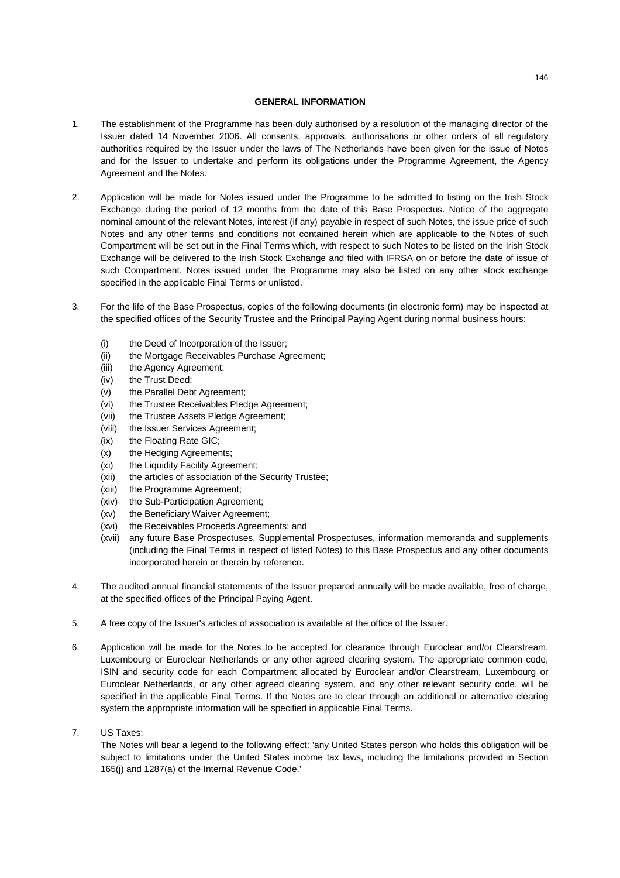## GENERAL INFORMATION

1. The establishment of the Programme has been duly authorised by a resolution of the managing director of the Issuer dated 14 November 2006. All consents, approvals, authorisations or other orders of all regulatory authorities required by the Issuer under the laws of The Netherlands have been given for the issue of Notes and for the Issuer to undertake and perform its obligations under the Programme Agreement, the Agency Agreement and the Notes.

2. Application will be made for Notes issued under the Programme to be admitted to listing on the Irish Stock Exchange during the period of 12 months from the date of this Base Prospectus. Notice of the aggregate nominal amount of the relevant Notes, interest (if any) payable in respect of such Notes, the issue price of such Notes and any other terms and conditions not contained herein which are applicable to the Notes of such Compartment will be set out in the Final Terms which, with respect to such Notes to be listed on the Irish Stock Exchange will be delivered to the Irish Stock Exchange and filed with IFRSA on or before the date of issue of such Compartment. Notes issued under the Programme may also be listed on any other stock exchange specified in the applicable Final Terms or unlisted.

3. For the life of the Base Prospectus, copies of the following documents (in electronic form) may be inspected at the specified offices of the Security Trustee and the Principal Paying Agent during normal business hours:

   (i) the Deed of Incorporation of the Issuer;
   (ii) the Mortgage Receivables Purchase Agreement;
   (iii) the Agency Agreement;
   (iv) the Trust Deed;
   (v) the Parallel Debt Agreement;
   (vi) the Trustee Receivables Pledge Agreement;
   (vii) the Trustee Assets Pledge Agreement;
   (viii) the Issuer Services Agreement;
   (ix) the Floating Rate GIC;
   (x) the Hedging Agreements;
   (xi) the Liquidity Facility Agreement;
   (xii) the articles of association of the Security Trustee;
   (xiii) the Programme Agreement;
   (xiv) the Sub-Participation Agreement;
   (xv) the Beneficiary Waiver Agreement;
   (xvi) the Receivables Proceeds Agreements; and
   (xvii) any future Base Prospectuses, Supplemental Prospectuses, information memoranda and supplements (including the Final Terms in respect of listed Notes) to this Base Prospectus and any other documents incorporated herein or therein by reference.

4. The audited annual financial statements of the Issuer prepared annually will be made available, free of charge, at the specified offices of the Principal Paying Agent.

5. A free copy of the Issuer's articles of association is available at the office of the Issuer.

6. Application will be made for the Notes to be accepted for clearance through Euroclear and/or Clearstream, Luxembourg or Euroclear Netherlands or any other agreed clearing system. The appropriate common code, ISIN and security code for each Compartment allocated by Euroclear and/or Clearstream, Luxembourg or Euroclear Netherlands, or any other agreed clearing system, and any other relevant security code, will be specified in the applicable Final Terms. If the Notes are to clear through an additional or alternative clearing system the appropriate information will be specified in applicable Final Terms.

7. US Taxes:
   The Notes will bear a legend to the following effect: 'any United States person who holds this obligation will be subject to limitations under the United States income tax laws, including the limitations provided in Section 165(j) and 1287(a) of the Internal Revenue Code.'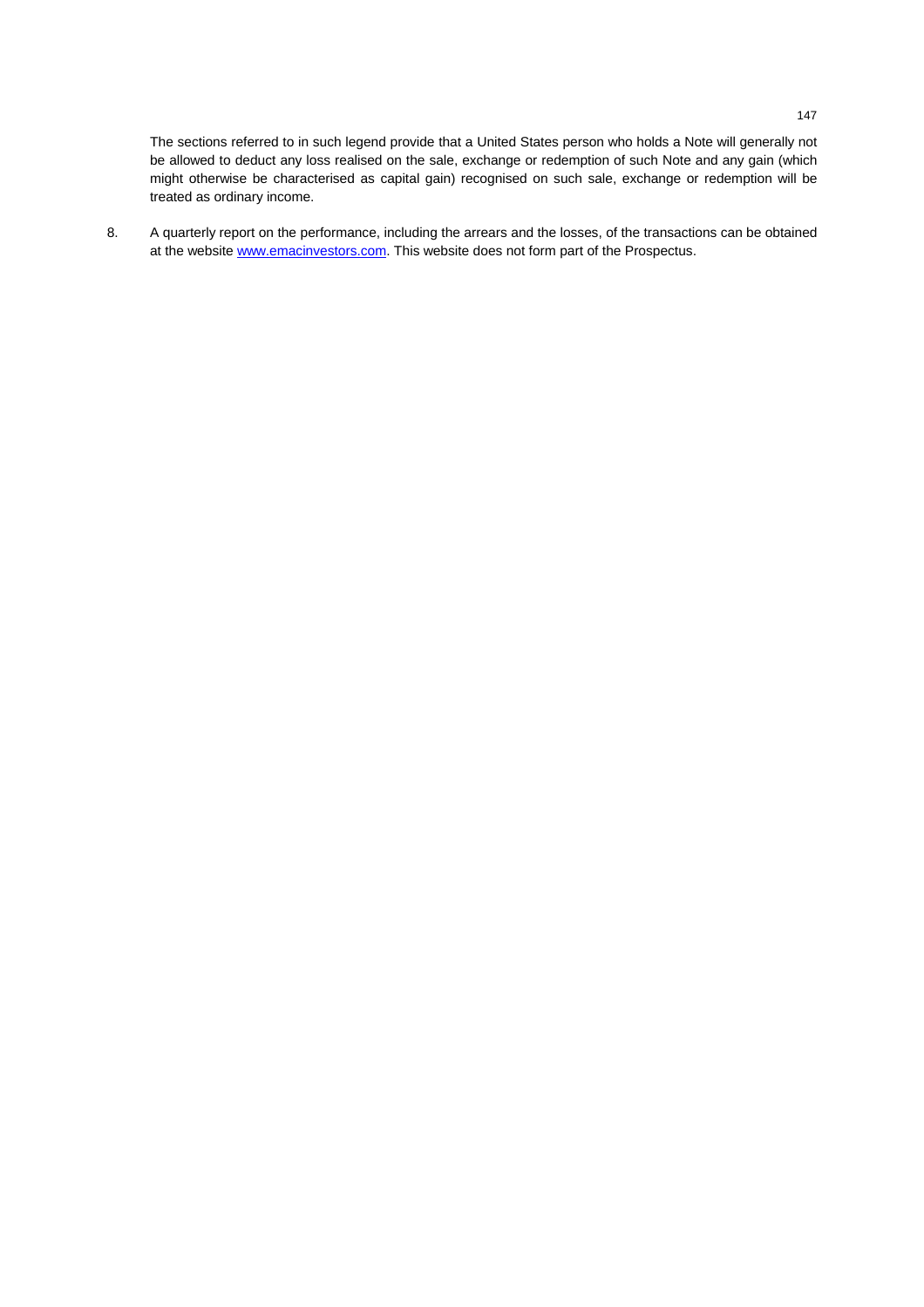The sections referred to in such legend provide that a United States person who holds a Note will generally not be allowed to deduct any loss realised on the sale, exchange or redemption of such Note and any gain (which might otherwise be characterised as capital gain) recognised on such sale, exchange or redemption will be treated as ordinary income.

8. A quarterly report on the performance, including the arrears and the losses, of the transactions can be obtained at the website www.emacinvestors.com. This website does not form part of the Prospectus.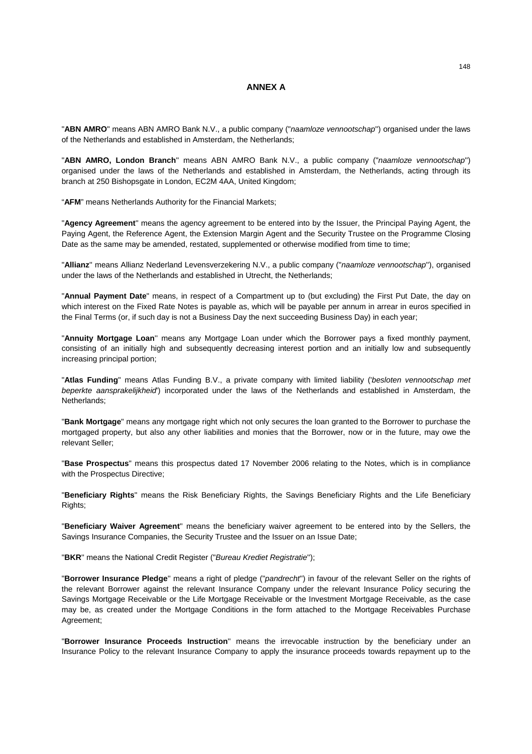# ANNEX A

"**ABN AMRO**" means ABN AMRO Bank N.V., a public company ("*naamloze vennootschap*") organised under the laws of the Netherlands and established in Amsterdam, the Netherlands;

"**ABN AMRO, London Branch**" means ABN AMRO Bank N.V., a public company ("*naamloze vennootschap*") organised under the laws of the Netherlands and established in Amsterdam, the Netherlands, acting through its branch at 250 Bishopsgate in London, EC2M 4AA, United Kingdom;

"**AFM**" means Netherlands Authority for the Financial Markets;

"**Agency Agreement**" means the agency agreement to be entered into by the Issuer, the Principal Paying Agent, the Paying Agent, the Reference Agent, the Extension Margin Agent and the Security Trustee on the Programme Closing Date as the same may be amended, restated, supplemented or otherwise modified from time to time;

"**Allianz**" means Allianz Nederland Levensverzekering N.V., a public company ("*naamloze vennootschap*"), organised under the laws of the Netherlands and established in Utrecht, the Netherlands;

"**Annual Payment Date**" means, in respect of a Compartment up to (but excluding) the First Put Date, the day on which interest on the Fixed Rate Notes is payable as, which will be payable per annum in arrear in euros specified in the Final Terms (or, if such day is not a Business Day the next succeeding Business Day) in each year;

"**Annuity Mortgage Loan**" means any Mortgage Loan under which the Borrower pays a fixed monthly payment, consisting of an initially high and subsequently decreasing interest portion and an initially low and subsequently increasing principal portion;

"**Atlas Funding**" means Atlas Funding B.V., a private company with limited liability ('*besloten vennootschap met beperkte aansprakelijkheid*') incorporated under the laws of the Netherlands and established in Amsterdam, the Netherlands;

"**Bank Mortgage**" means any mortgage right which not only secures the loan granted to the Borrower to purchase the mortgaged property, but also any other liabilities and monies that the Borrower, now or in the future, may owe the relevant Seller;

"**Base Prospectus**" means this prospectus dated 17 November 2006 relating to the Notes, which is in compliance with the Prospectus Directive;

"**Beneficiary Rights**" means the Risk Beneficiary Rights, the Savings Beneficiary Rights and the Life Beneficiary Rights;

"**Beneficiary Waiver Agreement**" means the beneficiary waiver agreement to be entered into by the Sellers, the Savings Insurance Companies, the Security Trustee and the Issuer on an Issue Date;

"**BKR**" means the National Credit Register ("*Bureau Krediet Registratie*");

"**Borrower Insurance Pledge**" means a right of pledge ("*pandrecht*") in favour of the relevant Seller on the rights of the relevant Borrower against the relevant Insurance Company under the relevant Insurance Policy securing the Savings Mortgage Receivable or the Life Mortgage Receivable or the Investment Mortgage Receivable, as the case may be, as created under the Mortgage Conditions in the form attached to the Mortgage Receivables Purchase Agreement;

"**Borrower Insurance Proceeds Instruction**" means the irrevocable instruction by the beneficiary under an Insurance Policy to the relevant Insurance Company to apply the insurance proceeds towards repayment up to the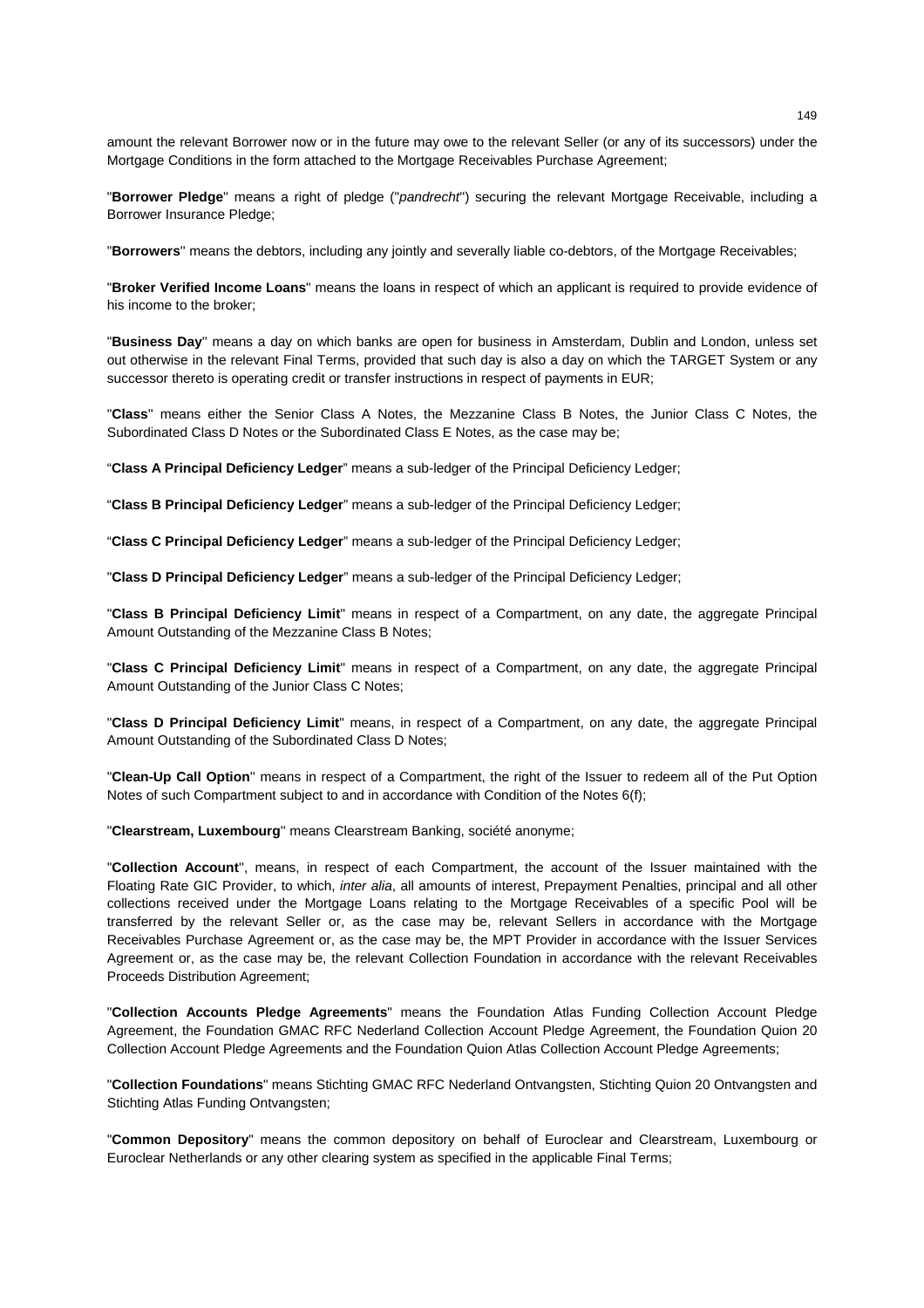amount the relevant Borrower now or in the future may owe to the relevant Seller (or any of its successors) under the Mortgage Conditions in the form attached to the Mortgage Receivables Purchase Agreement;

"**Borrower Pledge**" means a right of pledge ("*pandrecht*") securing the relevant Mortgage Receivable, including a Borrower Insurance Pledge;

"**Borrowers**" means the debtors, including any jointly and severally liable co-debtors, of the Mortgage Receivables;

"**Broker Verified Income Loans**" means the loans in respect of which an applicant is required to provide evidence of his income to the broker;

"**Business Day**" means a day on which banks are open for business in Amsterdam, Dublin and London, unless set out otherwise in the relevant Final Terms, provided that such day is also a day on which the TARGET System or any successor thereto is operating credit or transfer instructions in respect of payments in EUR;

"**Class**" means either the Senior Class A Notes, the Mezzanine Class B Notes, the Junior Class C Notes, the Subordinated Class D Notes or the Subordinated Class E Notes, as the case may be;

"**Class A Principal Deficiency Ledger**" means a sub-ledger of the Principal Deficiency Ledger;

"**Class B Principal Deficiency Ledger**" means a sub-ledger of the Principal Deficiency Ledger;

"**Class C Principal Deficiency Ledger**" means a sub-ledger of the Principal Deficiency Ledger;

"**Class D Principal Deficiency Ledger**" means a sub-ledger of the Principal Deficiency Ledger;

"**Class B Principal Deficiency Limit**" means in respect of a Compartment, on any date, the aggregate Principal Amount Outstanding of the Mezzanine Class B Notes;

"**Class C Principal Deficiency Limit**" means in respect of a Compartment, on any date, the aggregate Principal Amount Outstanding of the Junior Class C Notes;

"**Class D Principal Deficiency Limit**" means, in respect of a Compartment, on any date, the aggregate Principal Amount Outstanding of the Subordinated Class D Notes;

"**Clean-Up Call Option**" means in respect of a Compartment, the right of the Issuer to redeem all of the Put Option Notes of such Compartment subject to and in accordance with Condition of the Notes 6(f);

"**Clearstream, Luxembourg**" means Clearstream Banking, société anonyme;

"**Collection Account**", means, in respect of each Compartment, the account of the Issuer maintained with the Floating Rate GIC Provider, to which, *inter alia*, all amounts of interest, Prepayment Penalties, principal and all other collections received under the Mortgage Loans relating to the Mortgage Receivables of a specific Pool will be transferred by the relevant Seller or, as the case may be, relevant Sellers in accordance with the Mortgage Receivables Purchase Agreement or, as the case may be, the MPT Provider in accordance with the Issuer Services Agreement or, as the case may be, the relevant Collection Foundation in accordance with the relevant Receivables Proceeds Distribution Agreement;

"**Collection Accounts Pledge Agreements**" means the Foundation Atlas Funding Collection Account Pledge Agreement, the Foundation GMAC RFC Nederland Collection Account Pledge Agreement, the Foundation Quion 20 Collection Account Pledge Agreements and the Foundation Quion Atlas Collection Account Pledge Agreements;

"**Collection Foundations**" means Stichting GMAC RFC Nederland Ontvangsten, Stichting Quion 20 Ontvangsten and Stichting Atlas Funding Ontvangsten;

"**Common Depository**" means the common depository on behalf of Euroclear and Clearstream, Luxembourg or Euroclear Netherlands or any other clearing system as specified in the applicable Final Terms;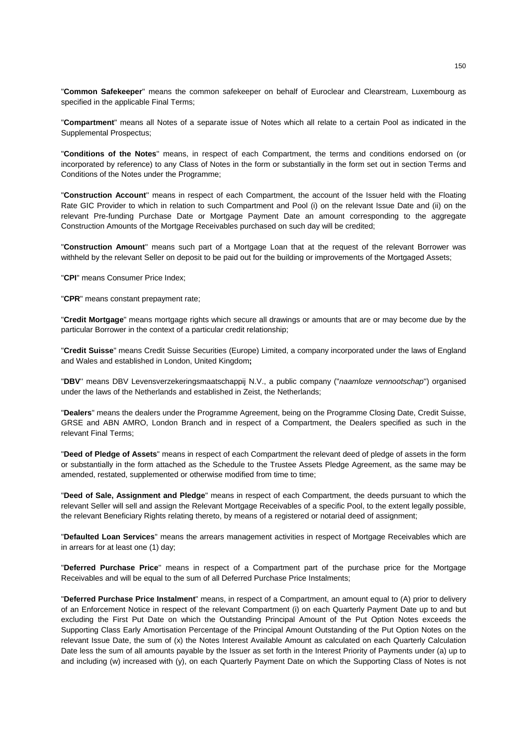"**Common Safekeeper**" means the common safekeeper on behalf of Euroclear and Clearstream, Luxembourg as specified in the applicable Final Terms;

"**Compartment**" means all Notes of a separate issue of Notes which all relate to a certain Pool as indicated in the Supplemental Prospectus;

"**Conditions of the Notes**" means, in respect of each Compartment, the terms and conditions endorsed on (or incorporated by reference) to any Class of Notes in the form or substantially in the form set out in section Terms and Conditions of the Notes under the Programme;

"**Construction Account**" means in respect of each Compartment, the account of the Issuer held with the Floating Rate GIC Provider to which in relation to such Compartment and Pool (i) on the relevant Issue Date and (ii) on the relevant Pre-funding Purchase Date or Mortgage Payment Date an amount corresponding to the aggregate Construction Amounts of the Mortgage Receivables purchased on such day will be credited;

"**Construction Amount**" means such part of a Mortgage Loan that at the request of the relevant Borrower was withheld by the relevant Seller on deposit to be paid out for the building or improvements of the Mortgaged Assets;

"**CPI**" means Consumer Price Index;

"**CPR**" means constant prepayment rate;

"**Credit Mortgage**" means mortgage rights which secure all drawings or amounts that are or may become due by the particular Borrower in the context of a particular credit relationship;

"**Credit Suisse**" means Credit Suisse Securities (Europe) Limited, a company incorporated under the laws of England and Wales and established in London, United Kingdom**;**

"**DBV**" means DBV Levensverzekeringsmaatschappij N.V., a public company ("*naamloze vennootschap*") organised under the laws of the Netherlands and established in Zeist, the Netherlands;

"**Dealers**" means the dealers under the Programme Agreement, being on the Programme Closing Date, Credit Suisse, GRSE and ABN AMRO, London Branch and in respect of a Compartment, the Dealers specified as such in the relevant Final Terms;

"**Deed of Pledge of Assets**" means in respect of each Compartment the relevant deed of pledge of assets in the form or substantially in the form attached as the Schedule to the Trustee Assets Pledge Agreement, as the same may be amended, restated, supplemented or otherwise modified from time to time;

"**Deed of Sale, Assignment and Pledge**" means in respect of each Compartment, the deeds pursuant to which the relevant Seller will sell and assign the Relevant Mortgage Receivables of a specific Pool, to the extent legally possible, the relevant Beneficiary Rights relating thereto, by means of a registered or notarial deed of assignment;

"**Defaulted Loan Services**" means the arrears management activities in respect of Mortgage Receivables which are in arrears for at least one (1) day;

"**Deferred Purchase Price**" means in respect of a Compartment part of the purchase price for the Mortgage Receivables and will be equal to the sum of all Deferred Purchase Price Instalments;

"**Deferred Purchase Price Instalment**" means, in respect of a Compartment, an amount equal to (A) prior to delivery of an Enforcement Notice in respect of the relevant Compartment (i) on each Quarterly Payment Date up to and but excluding the First Put Date on which the Outstanding Principal Amount of the Put Option Notes exceeds the Supporting Class Early Amortisation Percentage of the Principal Amount Outstanding of the Put Option Notes on the relevant Issue Date, the sum of (x) the Notes Interest Available Amount as calculated on each Quarterly Calculation Date less the sum of all amounts payable by the Issuer as set forth in the Interest Priority of Payments under (a) up to and including (w) increased with (y), on each Quarterly Payment Date on which the Supporting Class of Notes is not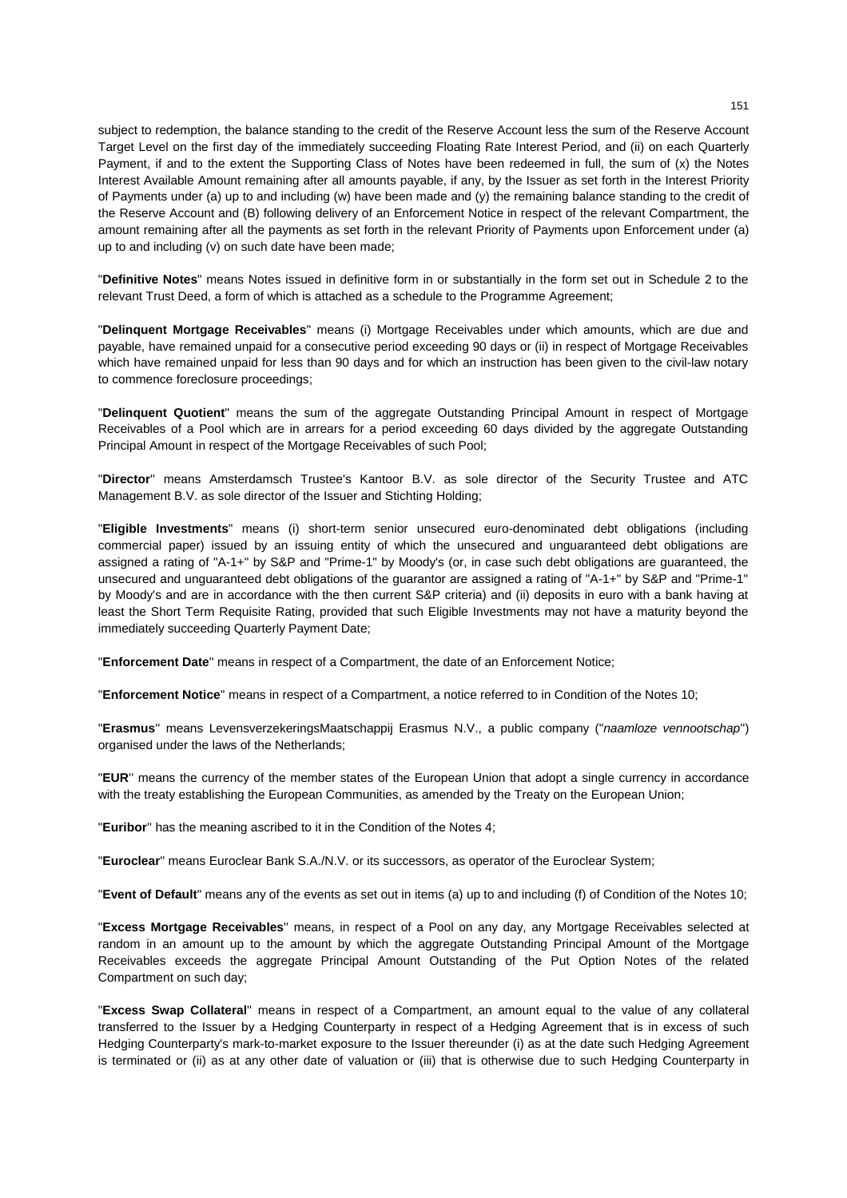subject to redemption, the balance standing to the credit of the Reserve Account less the sum of the Reserve Account Target Level on the first day of the immediately succeeding Floating Rate Interest Period, and (ii) on each Quarterly Payment, if and to the extent the Supporting Class of Notes have been redeemed in full, the sum of (x) the Notes Interest Available Amount remaining after all amounts payable, if any, by the Issuer as set forth in the Interest Priority of Payments under (a) up to and including (w) have been made and (y) the remaining balance standing to the credit of the Reserve Account and (B) following delivery of an Enforcement Notice in respect of the relevant Compartment, the amount remaining after all the payments as set forth in the relevant Priority of Payments upon Enforcement under (a) up to and including (v) on such date have been made;

"**Definitive Notes**" means Notes issued in definitive form in or substantially in the form set out in Schedule 2 to the relevant Trust Deed, a form of which is attached as a schedule to the Programme Agreement;

"**Delinquent Mortgage Receivables**" means (i) Mortgage Receivables under which amounts, which are due and payable, have remained unpaid for a consecutive period exceeding 90 days or (ii) in respect of Mortgage Receivables which have remained unpaid for less than 90 days and for which an instruction has been given to the civil-law notary to commence foreclosure proceedings;

"**Delinquent Quotient**" means the sum of the aggregate Outstanding Principal Amount in respect of Mortgage Receivables of a Pool which are in arrears for a period exceeding 60 days divided by the aggregate Outstanding Principal Amount in respect of the Mortgage Receivables of such Pool;

"**Director**" means Amsterdamsch Trustee's Kantoor B.V. as sole director of the Security Trustee and ATC Management B.V. as sole director of the Issuer and Stichting Holding;

"**Eligible Investments**" means (i) short-term senior unsecured euro-denominated debt obligations (including commercial paper) issued by an issuing entity of which the unsecured and unguaranteed debt obligations are assigned a rating of "A-1+" by S&P and "Prime-1" by Moody's (or, in case such debt obligations are guaranteed, the unsecured and unguaranteed debt obligations of the guarantor are assigned a rating of "A-1+" by S&P and "Prime-1" by Moody's and are in accordance with the then current S&P criteria) and (ii) deposits in euro with a bank having at least the Short Term Requisite Rating, provided that such Eligible Investments may not have a maturity beyond the immediately succeeding Quarterly Payment Date;

"**Enforcement Date**" means in respect of a Compartment, the date of an Enforcement Notice;

"**Enforcement Notice**" means in respect of a Compartment, a notice referred to in Condition of the Notes 10;

"**Erasmus**" means LevensverzekeringsMaatschappij Erasmus N.V., a public company ("*naamloze vennootschap*") organised under the laws of the Netherlands;

"**EUR**" means the currency of the member states of the European Union that adopt a single currency in accordance with the treaty establishing the European Communities, as amended by the Treaty on the European Union;

"**Euribor**" has the meaning ascribed to it in the Condition of the Notes 4;

"**Euroclear**" means Euroclear Bank S.A./N.V. or its successors, as operator of the Euroclear System;

"**Event of Default**" means any of the events as set out in items (a) up to and including (f) of Condition of the Notes 10;

"**Excess Mortgage Receivables**" means, in respect of a Pool on any day, any Mortgage Receivables selected at random in an amount up to the amount by which the aggregate Outstanding Principal Amount of the Mortgage Receivables exceeds the aggregate Principal Amount Outstanding of the Put Option Notes of the related Compartment on such day;

"**Excess Swap Collateral**" means in respect of a Compartment, an amount equal to the value of any collateral transferred to the Issuer by a Hedging Counterparty in respect of a Hedging Agreement that is in excess of such Hedging Counterparty's mark-to-market exposure to the Issuer thereunder (i) as at the date such Hedging Agreement is terminated or (ii) as at any other date of valuation or (iii) that is otherwise due to such Hedging Counterparty in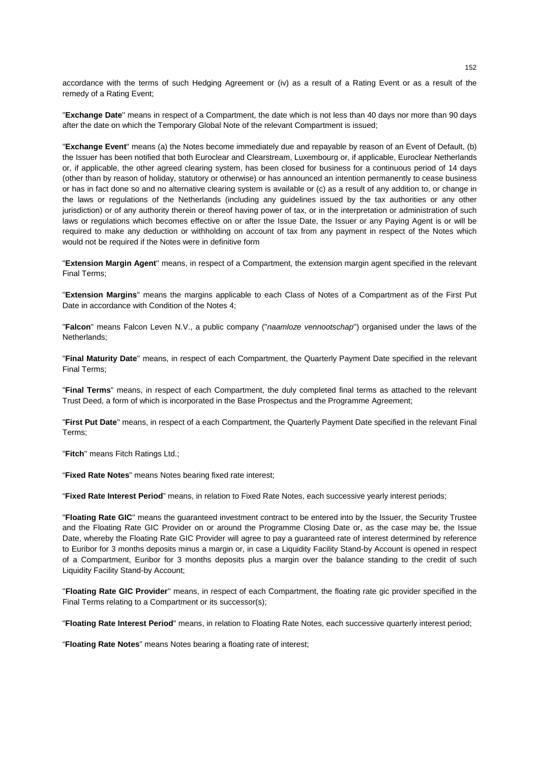accordance with the terms of such Hedging Agreement or (iv) as a result of a Rating Event or as a result of the remedy of a Rating Event;

"**Exchange Date**" means in respect of a Compartment, the date which is not less than 40 days nor more than 90 days after the date on which the Temporary Global Note of the relevant Compartment is issued;

"**Exchange Event**" means (a) the Notes become immediately due and repayable by reason of an Event of Default, (b) the Issuer has been notified that both Euroclear and Clearstream, Luxembourg or, if applicable, Euroclear Netherlands or, if applicable, the other agreed clearing system, has been closed for business for a continuous period of 14 days (other than by reason of holiday, statutory or otherwise) or has announced an intention permanently to cease business or has in fact done so and no alternative clearing system is available or (c) as a result of any addition to, or change in the laws or regulations of the Netherlands (including any guidelines issued by the tax authorities or any other jurisdiction) or of any authority therein or thereof having power of tax, or in the interpretation or administration of such laws or regulations which becomes effective on or after the Issue Date, the Issuer or any Paying Agent is or will be required to make any deduction or withholding on account of tax from any payment in respect of the Notes which would not be required if the Notes were in definitive form

"**Extension Margin Agent**" means, in respect of a Compartment, the extension margin agent specified in the relevant Final Terms;

"**Extension Margins**" means the margins applicable to each Class of Notes of a Compartment as of the First Put Date in accordance with Condition of the Notes 4;

"**Falcon**" means Falcon Leven N.V., a public company ("*naamloze vennootschap*") organised under the laws of the Netherlands;

"**Final Maturity Date**" means, in respect of each Compartment, the Quarterly Payment Date specified in the relevant Final Terms;

"**Final Terms**" means, in respect of each Compartment, the duly completed final terms as attached to the relevant Trust Deed, a form of which is incorporated in the Base Prospectus and the Programme Agreement;

"**First Put Date**" means, in respect of a each Compartment, the Quarterly Payment Date specified in the relevant Final Terms;

"**Fitch**" means Fitch Ratings Ltd.;

"**Fixed Rate Notes**" means Notes bearing fixed rate interest;

"**Fixed Rate Interest Period**" means, in relation to Fixed Rate Notes, each successive yearly interest periods;

"**Floating Rate GIC**" means the guaranteed investment contract to be entered into by the Issuer, the Security Trustee and the Floating Rate GIC Provider on or around the Programme Closing Date or, as the case may be, the Issue Date, whereby the Floating Rate GIC Provider will agree to pay a guaranteed rate of interest determined by reference to Euribor for 3 months deposits minus a margin or, in case a Liquidity Facility Stand-by Account is opened in respect of a Compartment, Euribor for 3 months deposits plus a margin over the balance standing to the credit of such Liquidity Facility Stand-by Account;

"**Floating Rate GIC Provider**" means, in respect of each Compartment, the floating rate gic provider specified in the Final Terms relating to a Compartment or its successor(s);

"**Floating Rate Interest Period**" means, in relation to Floating Rate Notes, each successive quarterly interest period;

"**Floating Rate Notes**" means Notes bearing a floating rate of interest;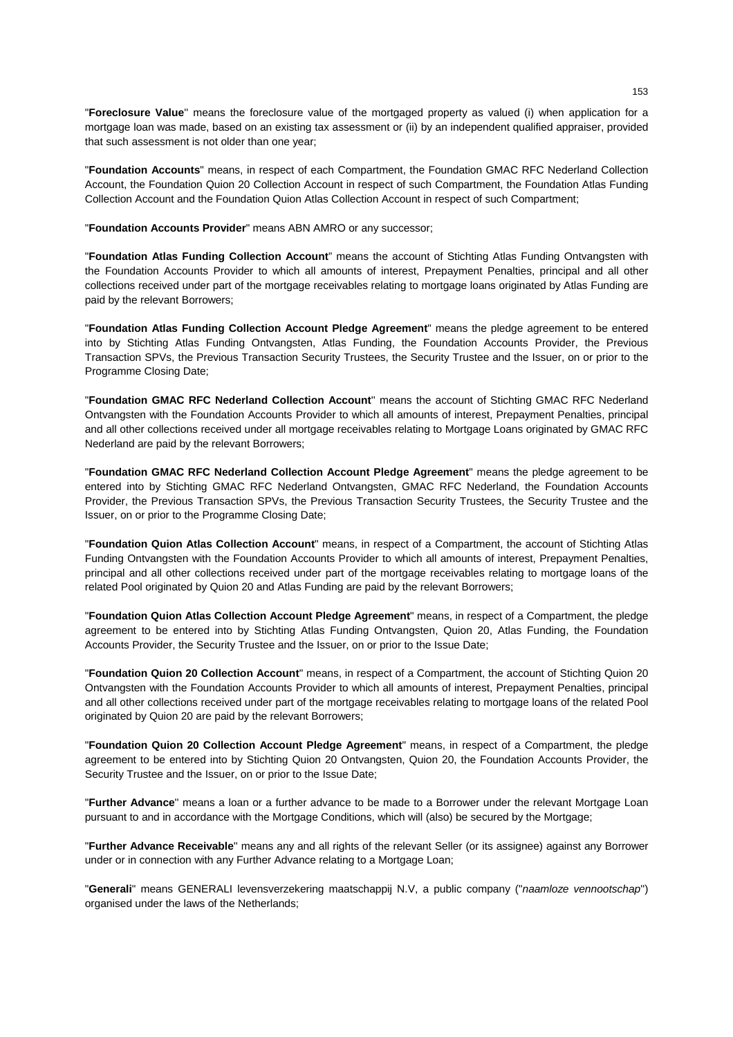"**Foreclosure Value**" means the foreclosure value of the mortgaged property as valued (i) when application for a mortgage loan was made, based on an existing tax assessment or (ii) by an independent qualified appraiser, provided that such assessment is not older than one year;

"**Foundation Accounts**" means, in respect of each Compartment, the Foundation GMAC RFC Nederland Collection Account, the Foundation Quion 20 Collection Account in respect of such Compartment, the Foundation Atlas Funding Collection Account and the Foundation Quion Atlas Collection Account in respect of such Compartment;

"**Foundation Accounts Provider**" means ABN AMRO or any successor;

"**Foundation Atlas Funding Collection Account**" means the account of Stichting Atlas Funding Ontvangsten with the Foundation Accounts Provider to which all amounts of interest, Prepayment Penalties, principal and all other collections received under part of the mortgage receivables relating to mortgage loans originated by Atlas Funding are paid by the relevant Borrowers;

"**Foundation Atlas Funding Collection Account Pledge Agreement**" means the pledge agreement to be entered into by Stichting Atlas Funding Ontvangsten, Atlas Funding, the Foundation Accounts Provider, the Previous Transaction SPVs, the Previous Transaction Security Trustees, the Security Trustee and the Issuer, on or prior to the Programme Closing Date;

"**Foundation GMAC RFC Nederland Collection Account**" means the account of Stichting GMAC RFC Nederland Ontvangsten with the Foundation Accounts Provider to which all amounts of interest, Prepayment Penalties, principal and all other collections received under all mortgage receivables relating to Mortgage Loans originated by GMAC RFC Nederland are paid by the relevant Borrowers;

"**Foundation GMAC RFC Nederland Collection Account Pledge Agreement**" means the pledge agreement to be entered into by Stichting GMAC RFC Nederland Ontvangsten, GMAC RFC Nederland, the Foundation Accounts Provider, the Previous Transaction SPVs, the Previous Transaction Security Trustees, the Security Trustee and the Issuer, on or prior to the Programme Closing Date;

"**Foundation Quion Atlas Collection Account**" means, in respect of a Compartment, the account of Stichting Atlas Funding Ontvangsten with the Foundation Accounts Provider to which all amounts of interest, Prepayment Penalties, principal and all other collections received under part of the mortgage receivables relating to mortgage loans of the related Pool originated by Quion 20 and Atlas Funding are paid by the relevant Borrowers;

"**Foundation Quion Atlas Collection Account Pledge Agreement**" means, in respect of a Compartment, the pledge agreement to be entered into by Stichting Atlas Funding Ontvangsten, Quion 20, Atlas Funding, the Foundation Accounts Provider, the Security Trustee and the Issuer, on or prior to the Issue Date;

"**Foundation Quion 20 Collection Account**" means, in respect of a Compartment, the account of Stichting Quion 20 Ontvangsten with the Foundation Accounts Provider to which all amounts of interest, Prepayment Penalties, principal and all other collections received under part of the mortgage receivables relating to mortgage loans of the related Pool originated by Quion 20 are paid by the relevant Borrowers;

"**Foundation Quion 20 Collection Account Pledge Agreement**" means, in respect of a Compartment, the pledge agreement to be entered into by Stichting Quion 20 Ontvangsten, Quion 20, the Foundation Accounts Provider, the Security Trustee and the Issuer, on or prior to the Issue Date;

"**Further Advance**" means a loan or a further advance to be made to a Borrower under the relevant Mortgage Loan pursuant to and in accordance with the Mortgage Conditions, which will (also) be secured by the Mortgage;

"**Further Advance Receivable**" means any and all rights of the relevant Seller (or its assignee) against any Borrower under or in connection with any Further Advance relating to a Mortgage Loan;

"**Generali**" means GENERALI levensverzekering maatschappij N.V, a public company ("*naamloze vennootschap*") organised under the laws of the Netherlands;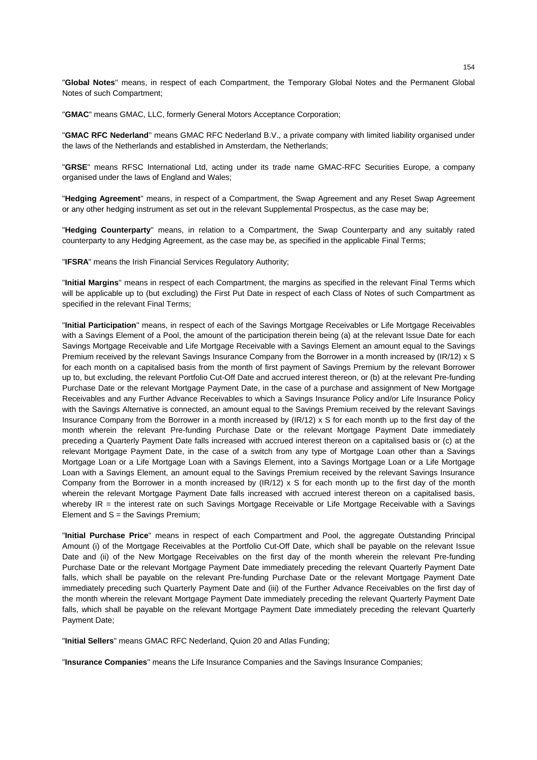"**Global Notes**" means, in respect of each Compartment, the Temporary Global Notes and the Permanent Global Notes of such Compartment;

"**GMAC**" means GMAC, LLC, formerly General Motors Acceptance Corporation;

"**GMAC RFC Nederland**" means GMAC RFC Nederland B.V., a private company with limited liability organised under the laws of the Netherlands and established in Amsterdam, the Netherlands;

"**GRSE**" means RFSC International Ltd, acting under its trade name GMAC-RFC Securities Europe, a company organised under the laws of England and Wales;

"**Hedging Agreement**" means, in respect of a Compartment, the Swap Agreement and any Reset Swap Agreement or any other hedging instrument as set out in the relevant Supplemental Prospectus, as the case may be;

"**Hedging Counterparty**" means, in relation to a Compartment, the Swap Counterparty and any suitably rated counterparty to any Hedging Agreement, as the case may be, as specified in the applicable Final Terms;

"**IFSRA**" means the Irish Financial Services Regulatory Authority;

"**Initial Margins**" means in respect of each Compartment, the margins as specified in the relevant Final Terms which will be applicable up to (but excluding) the First Put Date in respect of each Class of Notes of such Compartment as specified in the relevant Final Terms;

"**Initial Participation**" means, in respect of each of the Savings Mortgage Receivables or Life Mortgage Receivables with a Savings Element of a Pool, the amount of the participation therein being (a) at the relevant Issue Date for each Savings Mortgage Receivable and Life Mortgage Receivable with a Savings Element an amount equal to the Savings Premium received by the relevant Savings Insurance Company from the Borrower in a month increased by (IR/12) x S for each month on a capitalised basis from the month of first payment of Savings Premium by the relevant Borrower up to, but excluding, the relevant Portfolio Cut-Off Date and accrued interest thereon, or (b) at the relevant Pre-funding Purchase Date or the relevant Mortgage Payment Date, in the case of a purchase and assignment of New Mortgage Receivables and any Further Advance Receivables to which a Savings Insurance Policy and/or Life Insurance Policy with the Savings Alternative is connected, an amount equal to the Savings Premium received by the relevant Savings Insurance Company from the Borrower in a month increased by (IR/12) x S for each month up to the first day of the month wherein the relevant Pre-funding Purchase Date or the relevant Mortgage Payment Date immediately preceding a Quarterly Payment Date falls increased with accrued interest thereon on a capitalised basis or (c) at the relevant Mortgage Payment Date, in the case of a switch from any type of Mortgage Loan other than a Savings Mortgage Loan or a Life Mortgage Loan with a Savings Element, into a Savings Mortgage Loan or a Life Mortgage Loan with a Savings Element, an amount equal to the Savings Premium received by the relevant Savings Insurance Company from the Borrower in a month increased by (IR/12) x S for each month up to the first day of the month wherein the relevant Mortgage Payment Date falls increased with accrued interest thereon on a capitalised basis, whereby IR = the interest rate on such Savings Mortgage Receivable or Life Mortgage Receivable with a Savings Element and S = the Savings Premium;

"**Initial Purchase Price**" means in respect of each Compartment and Pool, the aggregate Outstanding Principal Amount (i) of the Mortgage Receivables at the Portfolio Cut-Off Date, which shall be payable on the relevant Issue Date and (ii) of the New Mortgage Receivables on the first day of the month wherein the relevant Pre-funding Purchase Date or the relevant Mortgage Payment Date immediately preceding the relevant Quarterly Payment Date falls, which shall be payable on the relevant Pre-funding Purchase Date or the relevant Mortgage Payment Date immediately preceding such Quarterly Payment Date and (iii) of the Further Advance Receivables on the first day of the month wherein the relevant Mortgage Payment Date immediately preceding the relevant Quarterly Payment Date falls, which shall be payable on the relevant Mortgage Payment Date immediately preceding the relevant Quarterly Payment Date;

"**Initial Sellers**" means GMAC RFC Nederland, Quion 20 and Atlas Funding;

"**Insurance Companies**" means the Life Insurance Companies and the Savings Insurance Companies;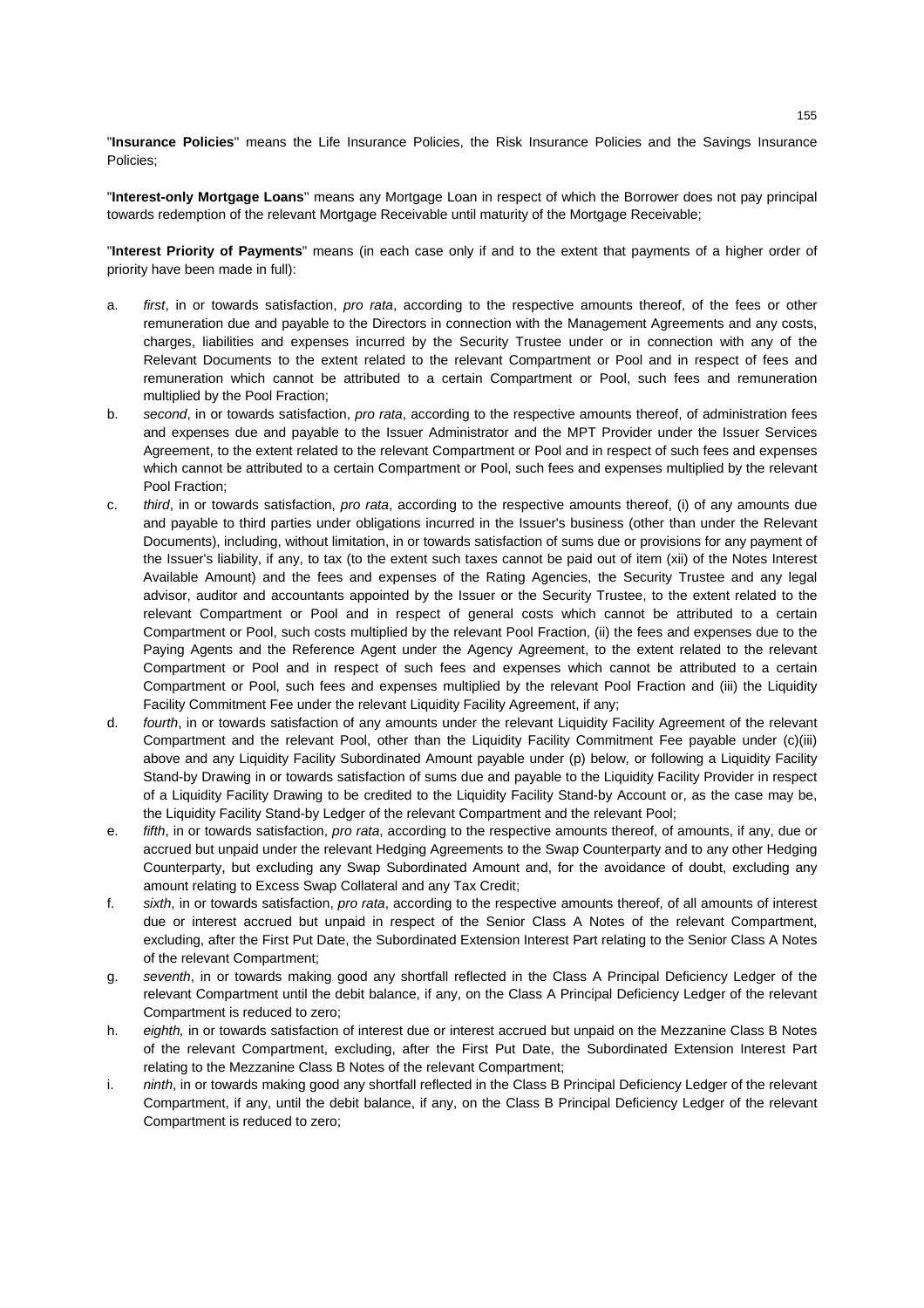"**Insurance Policies**" means the Life Insurance Policies, the Risk Insurance Policies and the Savings Insurance Policies;

"**Interest-only Mortgage Loans**" means any Mortgage Loan in respect of which the Borrower does not pay principal towards redemption of the relevant Mortgage Receivable until maturity of the Mortgage Receivable;

"**Interest Priority of Payments**" means (in each case only if and to the extent that payments of a higher order of priority have been made in full):

a. *first*, in or towards satisfaction, *pro rata*, according to the respective amounts thereof, of the fees or other remuneration due and payable to the Directors in connection with the Management Agreements and any costs, charges, liabilities and expenses incurred by the Security Trustee under or in connection with any of the Relevant Documents to the extent related to the relevant Compartment or Pool and in respect of fees and remuneration which cannot be attributed to a certain Compartment or Pool, such fees and remuneration multiplied by the Pool Fraction;
b. *second*, in or towards satisfaction, *pro rata*, according to the respective amounts thereof, of administration fees and expenses due and payable to the Issuer Administrator and the MPT Provider under the Issuer Services Agreement, to the extent related to the relevant Compartment or Pool and in respect of such fees and expenses which cannot be attributed to a certain Compartment or Pool, such fees and expenses multiplied by the relevant Pool Fraction;
c. *third*, in or towards satisfaction, *pro rata*, according to the respective amounts thereof, (i) of any amounts due and payable to third parties under obligations incurred in the Issuer's business (other than under the Relevant Documents), including, without limitation, in or towards satisfaction of sums due or provisions for any payment of the Issuer's liability, if any, to tax (to the extent such taxes cannot be paid out of item (xii) of the Notes Interest Available Amount) and the fees and expenses of the Rating Agencies, the Security Trustee and any legal advisor, auditor and accountants appointed by the Issuer or the Security Trustee, to the extent related to the relevant Compartment or Pool and in respect of general costs which cannot be attributed to a certain Compartment or Pool, such costs multiplied by the relevant Pool Fraction, (ii) the fees and expenses due to the Paying Agents and the Reference Agent under the Agency Agreement, to the extent related to the relevant Compartment or Pool and in respect of such fees and expenses which cannot be attributed to a certain Compartment or Pool, such fees and expenses multiplied by the relevant Pool Fraction and (iii) the Liquidity Facility Commitment Fee under the relevant Liquidity Facility Agreement, if any;
d. *fourth*, in or towards satisfaction of any amounts under the relevant Liquidity Facility Agreement of the relevant Compartment and the relevant Pool, other than the Liquidity Facility Commitment Fee payable under (c)(iii) above and any Liquidity Facility Subordinated Amount payable under (p) below, or following a Liquidity Facility Stand-by Drawing in or towards satisfaction of sums due and payable to the Liquidity Facility Provider in respect of a Liquidity Facility Drawing to be credited to the Liquidity Facility Stand-by Account or, as the case may be, the Liquidity Facility Stand-by Ledger of the relevant Compartment and the relevant Pool;
e. *fifth*, in or towards satisfaction, *pro rata*, according to the respective amounts thereof, of amounts, if any, due or accrued but unpaid under the relevant Hedging Agreements to the Swap Counterparty and to any other Hedging Counterparty, but excluding any Swap Subordinated Amount and, for the avoidance of doubt, excluding any amount relating to Excess Swap Collateral and any Tax Credit;
f. *sixth*, in or towards satisfaction, *pro rata*, according to the respective amounts thereof, of all amounts of interest due or interest accrued but unpaid in respect of the Senior Class A Notes of the relevant Compartment, excluding, after the First Put Date, the Subordinated Extension Interest Part relating to the Senior Class A Notes of the relevant Compartment;
g. *seventh*, in or towards making good any shortfall reflected in the Class A Principal Deficiency Ledger of the relevant Compartment until the debit balance, if any, on the Class A Principal Deficiency Ledger of the relevant Compartment is reduced to zero;
h. *eighth,* in or towards satisfaction of interest due or interest accrued but unpaid on the Mezzanine Class B Notes of the relevant Compartment, excluding, after the First Put Date, the Subordinated Extension Interest Part relating to the Mezzanine Class B Notes of the relevant Compartment;
i. *ninth*, in or towards making good any shortfall reflected in the Class B Principal Deficiency Ledger of the relevant Compartment, if any, until the debit balance, if any, on the Class B Principal Deficiency Ledger of the relevant Compartment is reduced to zero;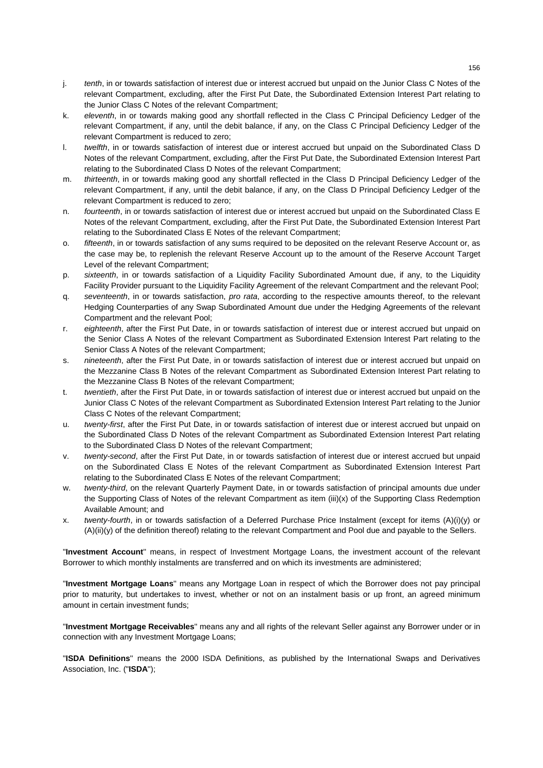j. *tenth*, in or towards satisfaction of interest due or interest accrued but unpaid on the Junior Class C Notes of the relevant Compartment, excluding, after the First Put Date, the Subordinated Extension Interest Part relating to the Junior Class C Notes of the relevant Compartment;

k. *eleventh*, in or towards making good any shortfall reflected in the Class C Principal Deficiency Ledger of the relevant Compartment, if any, until the debit balance, if any, on the Class C Principal Deficiency Ledger of the relevant Compartment is reduced to zero;

l. *twelfth*, in or towards satisfaction of interest due or interest accrued but unpaid on the Subordinated Class D Notes of the relevant Compartment, excluding, after the First Put Date, the Subordinated Extension Interest Part relating to the Subordinated Class D Notes of the relevant Compartment;

m. *thirteenth*, in or towards making good any shortfall reflected in the Class D Principal Deficiency Ledger of the relevant Compartment, if any, until the debit balance, if any, on the Class D Principal Deficiency Ledger of the relevant Compartment is reduced to zero;

n. *fourteenth*, in or towards satisfaction of interest due or interest accrued but unpaid on the Subordinated Class E Notes of the relevant Compartment, excluding, after the First Put Date, the Subordinated Extension Interest Part relating to the Subordinated Class E Notes of the relevant Compartment;

o. *fifteenth*, in or towards satisfaction of any sums required to be deposited on the relevant Reserve Account or, as the case may be, to replenish the relevant Reserve Account up to the amount of the Reserve Account Target Level of the relevant Compartment;

p. *sixteenth*, in or towards satisfaction of a Liquidity Facility Subordinated Amount due, if any, to the Liquidity Facility Provider pursuant to the Liquidity Facility Agreement of the relevant Compartment and the relevant Pool;

q. *seventeenth*, in or towards satisfaction, *pro rata*, according to the respective amounts thereof, to the relevant Hedging Counterparties of any Swap Subordinated Amount due under the Hedging Agreements of the relevant Compartment and the relevant Pool;

r. *eighteenth*, after the First Put Date, in or towards satisfaction of interest due or interest accrued but unpaid on the Senior Class A Notes of the relevant Compartment as Subordinated Extension Interest Part relating to the Senior Class A Notes of the relevant Compartment;

s. *nineteenth*, after the First Put Date, in or towards satisfaction of interest due or interest accrued but unpaid on the Mezzanine Class B Notes of the relevant Compartment as Subordinated Extension Interest Part relating to the Mezzanine Class B Notes of the relevant Compartment;

t. *twentieth*, after the First Put Date, in or towards satisfaction of interest due or interest accrued but unpaid on the Junior Class C Notes of the relevant Compartment as Subordinated Extension Interest Part relating to the Junior Class C Notes of the relevant Compartment;

u. *twenty-first*, after the First Put Date, in or towards satisfaction of interest due or interest accrued but unpaid on the Subordinated Class D Notes of the relevant Compartment as Subordinated Extension Interest Part relating to the Subordinated Class D Notes of the relevant Compartment;

v. *twenty-second*, after the First Put Date, in or towards satisfaction of interest due or interest accrued but unpaid on the Subordinated Class E Notes of the relevant Compartment as Subordinated Extension Interest Part relating to the Subordinated Class E Notes of the relevant Compartment;

w. *twenty-third*, on the relevant Quarterly Payment Date, in or towards satisfaction of principal amounts due under the Supporting Class of Notes of the relevant Compartment as item (iii)(x) of the Supporting Class Redemption Available Amount; and

x. *twenty-fourth*, in or towards satisfaction of a Deferred Purchase Price Instalment (except for items (A)(i)(y) or (A)(ii)(y) of the definition thereof) relating to the relevant Compartment and Pool due and payable to the Sellers.

"**Investment Account**" means, in respect of Investment Mortgage Loans, the investment account of the relevant Borrower to which monthly instalments are transferred and on which its investments are administered;

"**Investment Mortgage Loans**" means any Mortgage Loan in respect of which the Borrower does not pay principal prior to maturity, but undertakes to invest, whether or not on an instalment basis or up front, an agreed minimum amount in certain investment funds;

"**Investment Mortgage Receivables**" means any and all rights of the relevant Seller against any Borrower under or in connection with any Investment Mortgage Loans;

"**ISDA Definitions**" means the 2000 ISDA Definitions, as published by the International Swaps and Derivatives Association, Inc. ("**ISDA**");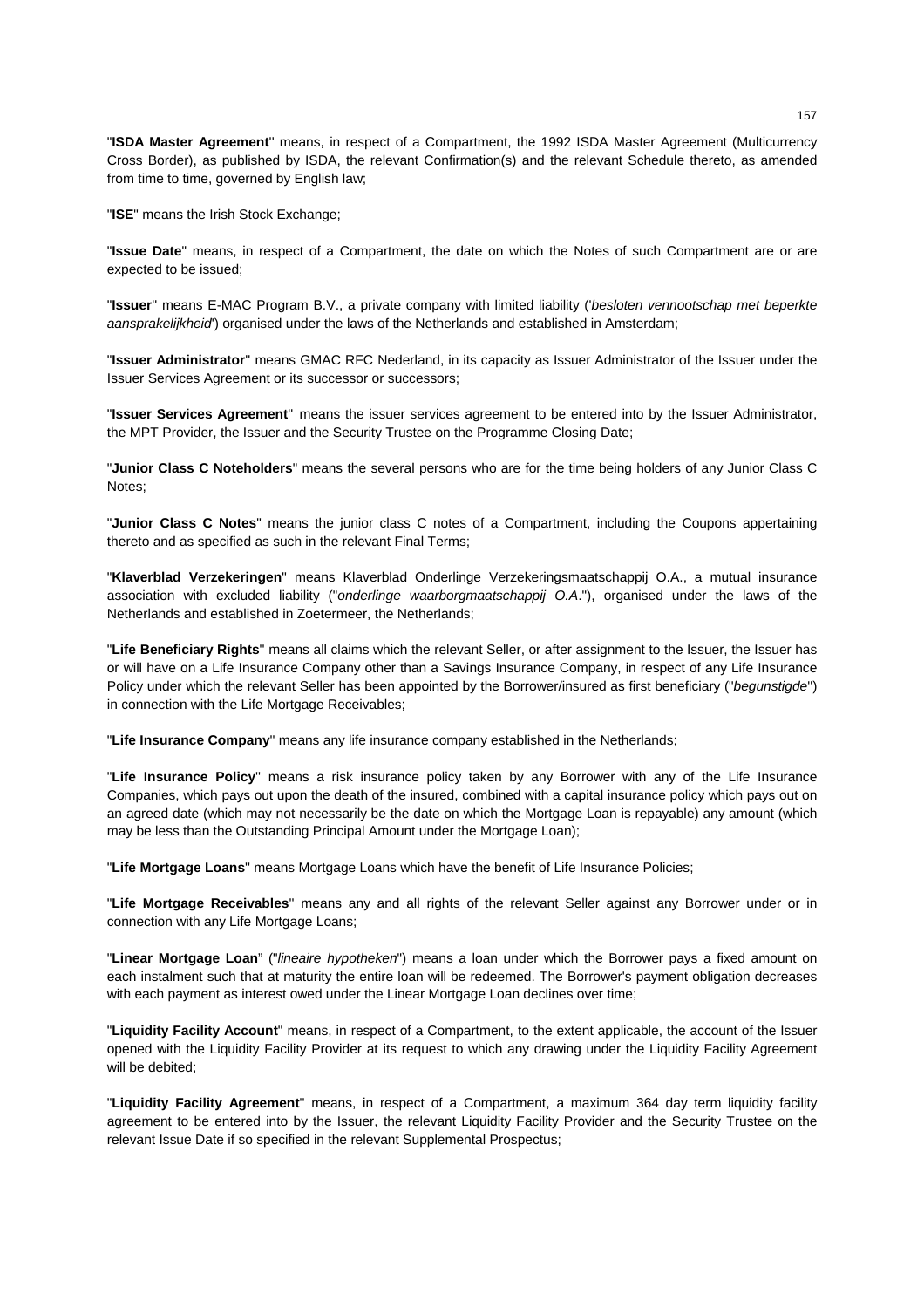"**ISDA Master Agreement**" means, in respect of a Compartment, the 1992 ISDA Master Agreement (Multicurrency Cross Border), as published by ISDA, the relevant Confirmation(s) and the relevant Schedule thereto, as amended from time to time, governed by English law;

"**ISE**" means the Irish Stock Exchange;

"**Issue Date**" means, in respect of a Compartment, the date on which the Notes of such Compartment are or are expected to be issued;

"**Issuer**" means E-MAC Program B.V., a private company with limited liability ('*besloten vennootschap met beperkte aansprakelijkheid*') organised under the laws of the Netherlands and established in Amsterdam;

"**Issuer Administrator**" means GMAC RFC Nederland, in its capacity as Issuer Administrator of the Issuer under the Issuer Services Agreement or its successor or successors;

"**Issuer Services Agreement**" means the issuer services agreement to be entered into by the Issuer Administrator, the MPT Provider, the Issuer and the Security Trustee on the Programme Closing Date;

"**Junior Class C Noteholders**" means the several persons who are for the time being holders of any Junior Class C Notes;

"**Junior Class C Notes**" means the junior class C notes of a Compartment, including the Coupons appertaining thereto and as specified as such in the relevant Final Terms;

"**Klaverblad Verzekeringen**" means Klaverblad Onderlinge Verzekeringsmaatschappij O.A., a mutual insurance association with excluded liability ("*onderlinge waarborgmaatschappij O.A.*"), organised under the laws of the Netherlands and established in Zoetermeer, the Netherlands;

"**Life Beneficiary Rights**" means all claims which the relevant Seller, or after assignment to the Issuer, the Issuer has or will have on a Life Insurance Company other than a Savings Insurance Company, in respect of any Life Insurance Policy under which the relevant Seller has been appointed by the Borrower/insured as first beneficiary ("*begunstigde*") in connection with the Life Mortgage Receivables;

"**Life Insurance Company**" means any life insurance company established in the Netherlands;

"**Life Insurance Policy**" means a risk insurance policy taken by any Borrower with any of the Life Insurance Companies, which pays out upon the death of the insured, combined with a capital insurance policy which pays out on an agreed date (which may not necessarily be the date on which the Mortgage Loan is repayable) any amount (which may be less than the Outstanding Principal Amount under the Mortgage Loan);

"**Life Mortgage Loans**" means Mortgage Loans which have the benefit of Life Insurance Policies;

"**Life Mortgage Receivables**" means any and all rights of the relevant Seller against any Borrower under or in connection with any Life Mortgage Loans;

"**Linear Mortgage Loan**" ("*lineaire hypotheken*") means a loan under which the Borrower pays a fixed amount on each instalment such that at maturity the entire loan will be redeemed. The Borrower's payment obligation decreases with each payment as interest owed under the Linear Mortgage Loan declines over time;

"**Liquidity Facility Account**" means, in respect of a Compartment, to the extent applicable, the account of the Issuer opened with the Liquidity Facility Provider at its request to which any drawing under the Liquidity Facility Agreement will be debited;

"**Liquidity Facility Agreement**" means, in respect of a Compartment, a maximum 364 day term liquidity facility agreement to be entered into by the Issuer, the relevant Liquidity Facility Provider and the Security Trustee on the relevant Issue Date if so specified in the relevant Supplemental Prospectus;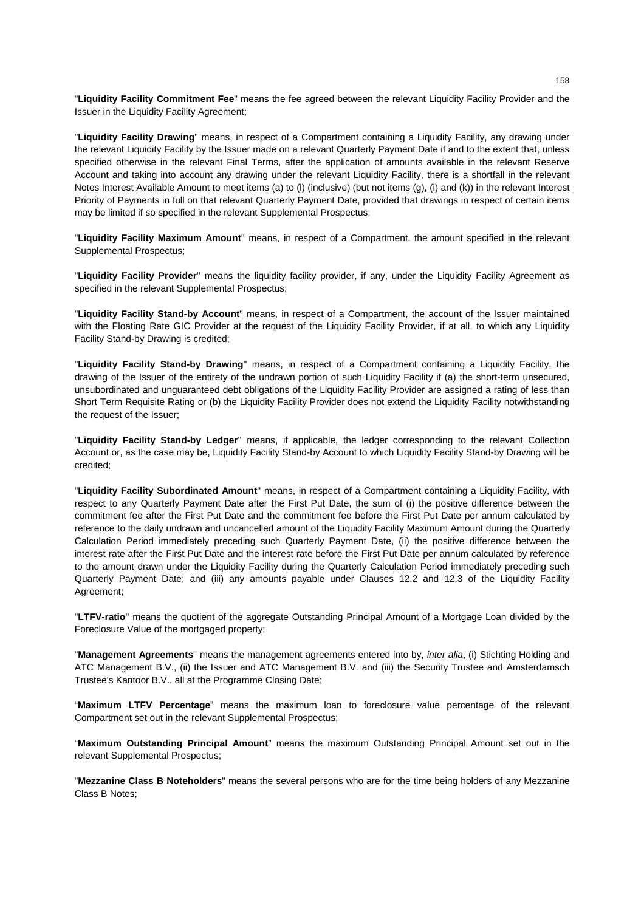"**Liquidity Facility Commitment Fee**" means the fee agreed between the relevant Liquidity Facility Provider and the Issuer in the Liquidity Facility Agreement;

"**Liquidity Facility Drawing**" means, in respect of a Compartment containing a Liquidity Facility, any drawing under the relevant Liquidity Facility by the Issuer made on a relevant Quarterly Payment Date if and to the extent that, unless specified otherwise in the relevant Final Terms, after the application of amounts available in the relevant Reserve Account and taking into account any drawing under the relevant Liquidity Facility, there is a shortfall in the relevant Notes Interest Available Amount to meet items (a) to (l) (inclusive) (but not items (g), (i) and (k)) in the relevant Interest Priority of Payments in full on that relevant Quarterly Payment Date, provided that drawings in respect of certain items may be limited if so specified in the relevant Supplemental Prospectus;

"**Liquidity Facility Maximum Amount**" means, in respect of a Compartment, the amount specified in the relevant Supplemental Prospectus;

"**Liquidity Facility Provider**" means the liquidity facility provider, if any, under the Liquidity Facility Agreement as specified in the relevant Supplemental Prospectus;

"**Liquidity Facility Stand-by Account**" means, in respect of a Compartment, the account of the Issuer maintained with the Floating Rate GIC Provider at the request of the Liquidity Facility Provider, if at all, to which any Liquidity Facility Stand-by Drawing is credited;

"**Liquidity Facility Stand-by Drawing**" means, in respect of a Compartment containing a Liquidity Facility, the drawing of the Issuer of the entirety of the undrawn portion of such Liquidity Facility if (a) the short-term unsecured, unsubordinated and unguaranteed debt obligations of the Liquidity Facility Provider are assigned a rating of less than Short Term Requisite Rating or (b) the Liquidity Facility Provider does not extend the Liquidity Facility notwithstanding the request of the Issuer;

"**Liquidity Facility Stand-by Ledger**" means, if applicable, the ledger corresponding to the relevant Collection Account or, as the case may be, Liquidity Facility Stand-by Account to which Liquidity Facility Stand-by Drawing will be credited;

"**Liquidity Facility Subordinated Amount**" means, in respect of a Compartment containing a Liquidity Facility, with respect to any Quarterly Payment Date after the First Put Date, the sum of (i) the positive difference between the commitment fee after the First Put Date and the commitment fee before the First Put Date per annum calculated by reference to the daily undrawn and uncancelled amount of the Liquidity Facility Maximum Amount during the Quarterly Calculation Period immediately preceding such Quarterly Payment Date, (ii) the positive difference between the interest rate after the First Put Date and the interest rate before the First Put Date per annum calculated by reference to the amount drawn under the Liquidity Facility during the Quarterly Calculation Period immediately preceding such Quarterly Payment Date; and (iii) any amounts payable under Clauses 12.2 and 12.3 of the Liquidity Facility Agreement;

"**LTFV-ratio**" means the quotient of the aggregate Outstanding Principal Amount of a Mortgage Loan divided by the Foreclosure Value of the mortgaged property;

"**Management Agreements**" means the management agreements entered into by, *inter alia*, (i) Stichting Holding and ATC Management B.V., (ii) the Issuer and ATC Management B.V. and (iii) the Security Trustee and Amsterdamsch Trustee's Kantoor B.V., all at the Programme Closing Date;

"**Maximum LTFV Percentage**" means the maximum loan to foreclosure value percentage of the relevant Compartment set out in the relevant Supplemental Prospectus;

"**Maximum Outstanding Principal Amount**" means the maximum Outstanding Principal Amount set out in the relevant Supplemental Prospectus;

"**Mezzanine Class B Noteholders**" means the several persons who are for the time being holders of any Mezzanine Class B Notes;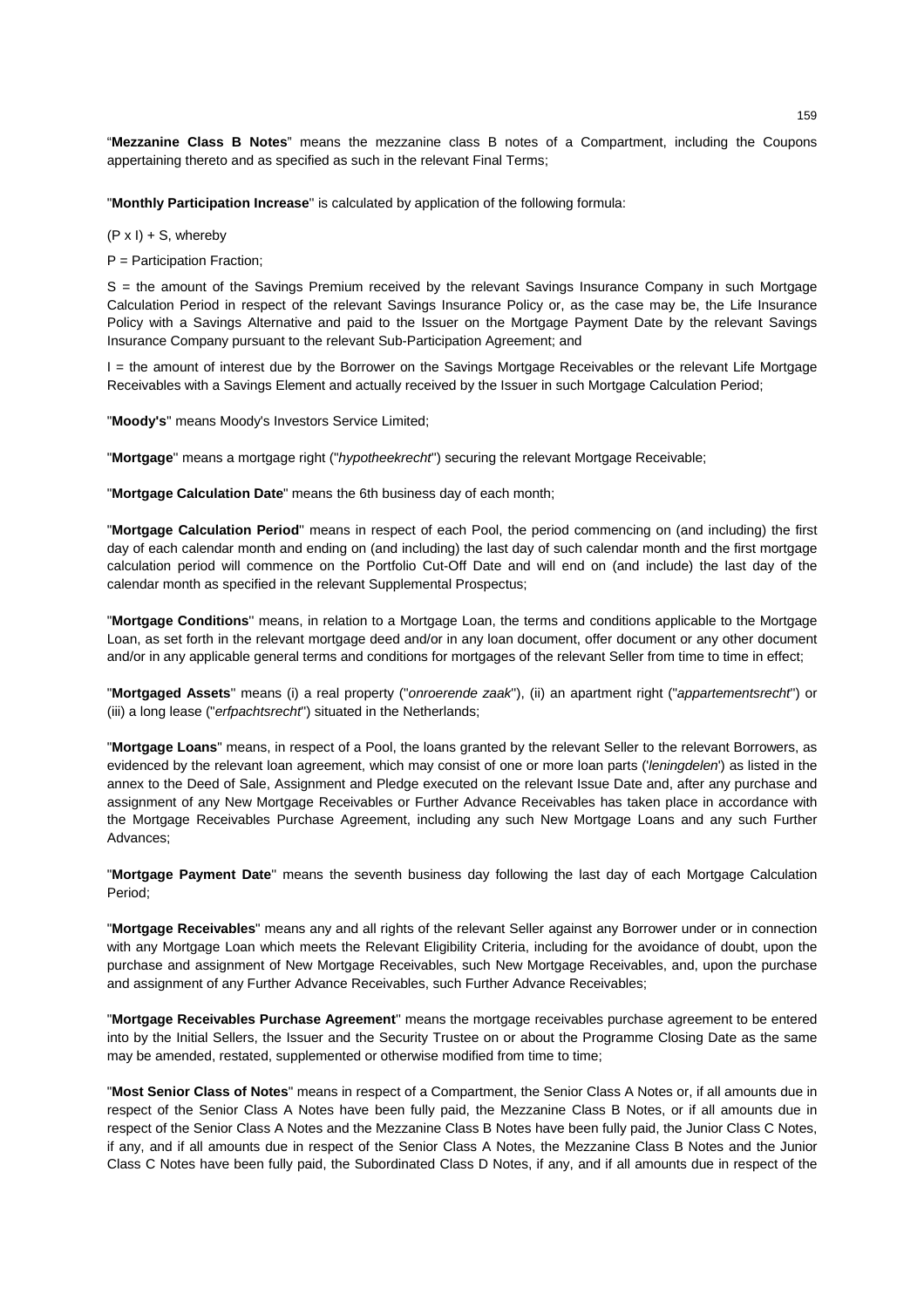"**Mezzanine Class B Notes**" means the mezzanine class B notes of a Compartment, including the Coupons appertaining thereto and as specified as such in the relevant Final Terms;

"**Monthly Participation Increase**" is calculated by application of the following formula:

(P x I) + S, whereby

P = Participation Fraction;

S = the amount of the Savings Premium received by the relevant Savings Insurance Company in such Mortgage Calculation Period in respect of the relevant Savings Insurance Policy or, as the case may be, the Life Insurance Policy with a Savings Alternative and paid to the Issuer on the Mortgage Payment Date by the relevant Savings Insurance Company pursuant to the relevant Sub-Participation Agreement; and

I = the amount of interest due by the Borrower on the Savings Mortgage Receivables or the relevant Life Mortgage Receivables with a Savings Element and actually received by the Issuer in such Mortgage Calculation Period;

"**Moody's**" means Moody's Investors Service Limited;

"**Mortgage**" means a mortgage right ("*hypotheekrecht*") securing the relevant Mortgage Receivable;

"**Mortgage Calculation Date**" means the 6th business day of each month;

"**Mortgage Calculation Period**" means in respect of each Pool, the period commencing on (and including) the first day of each calendar month and ending on (and including) the last day of such calendar month and the first mortgage calculation period will commence on the Portfolio Cut-Off Date and will end on (and include) the last day of the calendar month as specified in the relevant Supplemental Prospectus;

"**Mortgage Conditions**" means, in relation to a Mortgage Loan, the terms and conditions applicable to the Mortgage Loan, as set forth in the relevant mortgage deed and/or in any loan document, offer document or any other document and/or in any applicable general terms and conditions for mortgages of the relevant Seller from time to time in effect;

"**Mortgaged Assets**" means (i) a real property ("*onroerende zaak*"), (ii) an apartment right ("*appartementsrecht*") or (iii) a long lease ("*erfpachtsrecht*") situated in the Netherlands;

"**Mortgage Loans**" means, in respect of a Pool, the loans granted by the relevant Seller to the relevant Borrowers, as evidenced by the relevant loan agreement, which may consist of one or more loan parts ('*leningdelen*') as listed in the annex to the Deed of Sale, Assignment and Pledge executed on the relevant Issue Date and, after any purchase and assignment of any New Mortgage Receivables or Further Advance Receivables has taken place in accordance with the Mortgage Receivables Purchase Agreement, including any such New Mortgage Loans and any such Further Advances;

"**Mortgage Payment Date**" means the seventh business day following the last day of each Mortgage Calculation Period;

"**Mortgage Receivables**" means any and all rights of the relevant Seller against any Borrower under or in connection with any Mortgage Loan which meets the Relevant Eligibility Criteria, including for the avoidance of doubt, upon the purchase and assignment of New Mortgage Receivables, such New Mortgage Receivables, and, upon the purchase and assignment of any Further Advance Receivables, such Further Advance Receivables;

"**Mortgage Receivables Purchase Agreement**" means the mortgage receivables purchase agreement to be entered into by the Initial Sellers, the Issuer and the Security Trustee on or about the Programme Closing Date as the same may be amended, restated, supplemented or otherwise modified from time to time;

"**Most Senior Class of Notes**" means in respect of a Compartment, the Senior Class A Notes or, if all amounts due in respect of the Senior Class A Notes have been fully paid, the Mezzanine Class B Notes, or if all amounts due in respect of the Senior Class A Notes and the Mezzanine Class B Notes have been fully paid, the Junior Class C Notes, if any, and if all amounts due in respect of the Senior Class A Notes, the Mezzanine Class B Notes and the Junior Class C Notes have been fully paid, the Subordinated Class D Notes, if any, and if all amounts due in respect of the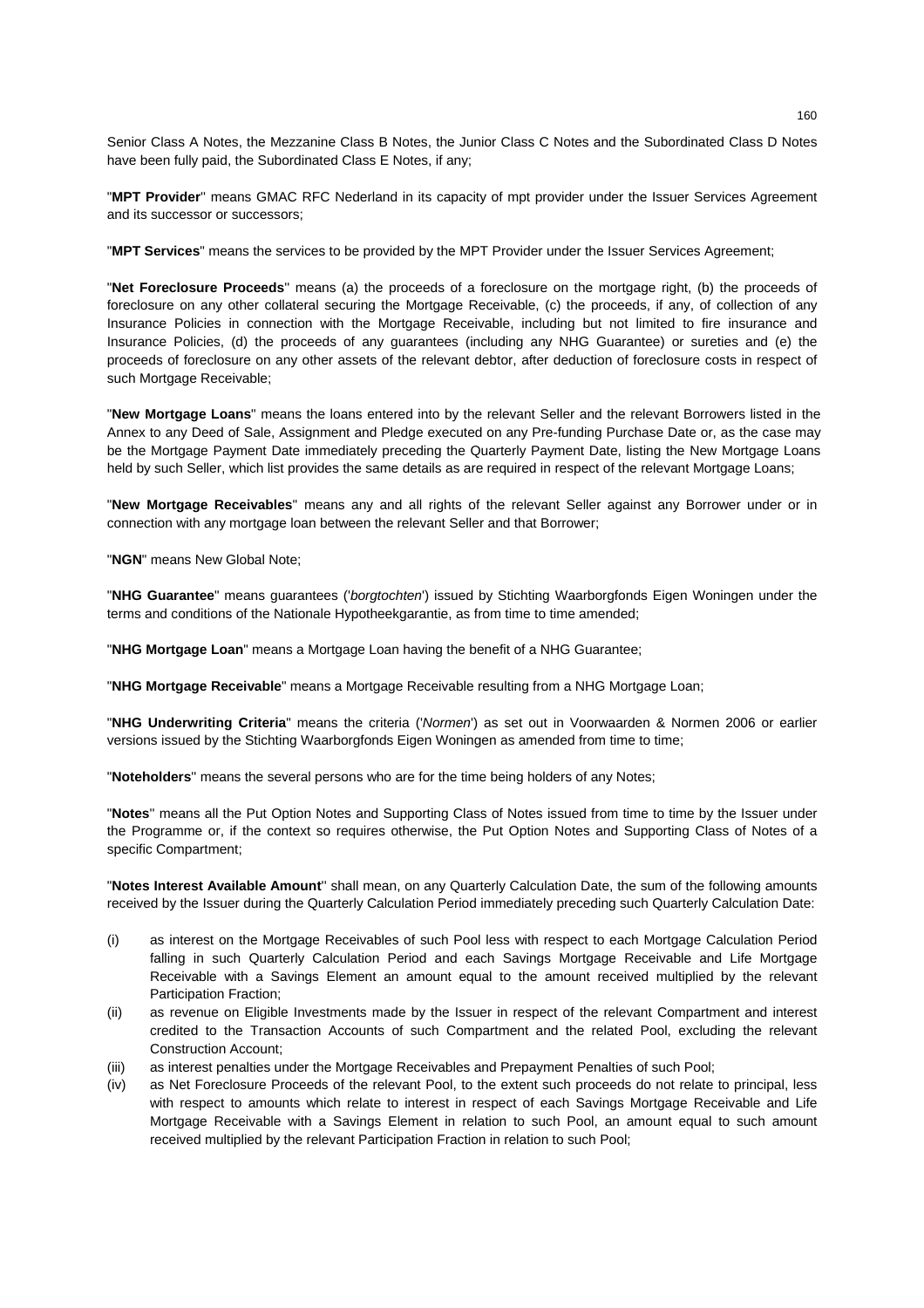Senior Class A Notes, the Mezzanine Class B Notes, the Junior Class C Notes and the Subordinated Class D Notes have been fully paid, the Subordinated Class E Notes, if any;

"**MPT Provider**" means GMAC RFC Nederland in its capacity of mpt provider under the Issuer Services Agreement and its successor or successors;

"**MPT Services**" means the services to be provided by the MPT Provider under the Issuer Services Agreement;

"**Net Foreclosure Proceeds**" means (a) the proceeds of a foreclosure on the mortgage right, (b) the proceeds of foreclosure on any other collateral securing the Mortgage Receivable, (c) the proceeds, if any, of collection of any Insurance Policies in connection with the Mortgage Receivable, including but not limited to fire insurance and Insurance Policies, (d) the proceeds of any guarantees (including any NHG Guarantee) or sureties and (e) the proceeds of foreclosure on any other assets of the relevant debtor, after deduction of foreclosure costs in respect of such Mortgage Receivable;

"**New Mortgage Loans**" means the loans entered into by the relevant Seller and the relevant Borrowers listed in the Annex to any Deed of Sale, Assignment and Pledge executed on any Pre-funding Purchase Date or, as the case may be the Mortgage Payment Date immediately preceding the Quarterly Payment Date, listing the New Mortgage Loans held by such Seller, which list provides the same details as are required in respect of the relevant Mortgage Loans;

"**New Mortgage Receivables**" means any and all rights of the relevant Seller against any Borrower under or in connection with any mortgage loan between the relevant Seller and that Borrower;

"**NGN**" means New Global Note;

"**NHG Guarantee**" means guarantees ('*borgtochten*') issued by Stichting Waarborgfonds Eigen Woningen under the terms and conditions of the Nationale Hypotheekgarantie, as from time to time amended;

"**NHG Mortgage Loan**" means a Mortgage Loan having the benefit of a NHG Guarantee;

"**NHG Mortgage Receivable**" means a Mortgage Receivable resulting from a NHG Mortgage Loan;

"**NHG Underwriting Criteria**" means the criteria ('*Normen*') as set out in Voorwaarden & Normen 2006 or earlier versions issued by the Stichting Waarborgfonds Eigen Woningen as amended from time to time;

"**Noteholders**" means the several persons who are for the time being holders of any Notes;

"**Notes**" means all the Put Option Notes and Supporting Class of Notes issued from time to time by the Issuer under the Programme or, if the context so requires otherwise, the Put Option Notes and Supporting Class of Notes of a specific Compartment;

"**Notes Interest Available Amount**" shall mean, on any Quarterly Calculation Date, the sum of the following amounts received by the Issuer during the Quarterly Calculation Period immediately preceding such Quarterly Calculation Date:

(i) as interest on the Mortgage Receivables of such Pool less with respect to each Mortgage Calculation Period falling in such Quarterly Calculation Period and each Savings Mortgage Receivable and Life Mortgage Receivable with a Savings Element an amount equal to the amount received multiplied by the relevant Participation Fraction;

(ii) as revenue on Eligible Investments made by the Issuer in respect of the relevant Compartment and interest credited to the Transaction Accounts of such Compartment and the related Pool, excluding the relevant Construction Account;

(iii) as interest penalties under the Mortgage Receivables and Prepayment Penalties of such Pool;

(iv) as Net Foreclosure Proceeds of the relevant Pool, to the extent such proceeds do not relate to principal, less with respect to amounts which relate to interest in respect of each Savings Mortgage Receivable and Life Mortgage Receivable with a Savings Element in relation to such Pool, an amount equal to such amount received multiplied by the relevant Participation Fraction in relation to such Pool;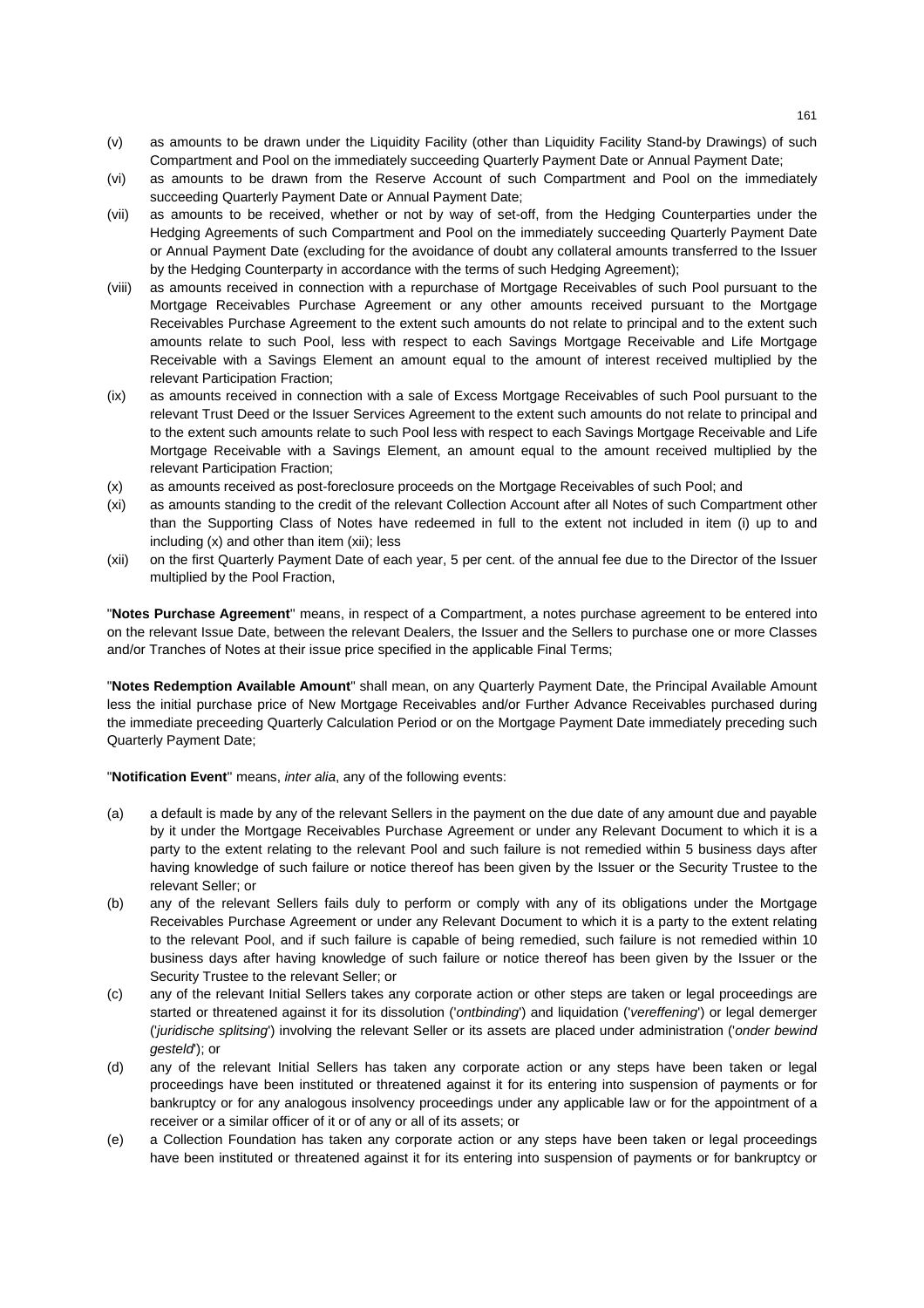(v) as amounts to be drawn under the Liquidity Facility (other than Liquidity Facility Stand-by Drawings) of such Compartment and Pool on the immediately succeeding Quarterly Payment Date or Annual Payment Date;

(vi) as amounts to be drawn from the Reserve Account of such Compartment and Pool on the immediately succeeding Quarterly Payment Date or Annual Payment Date;

(vii) as amounts to be received, whether or not by way of set-off, from the Hedging Counterparties under the Hedging Agreements of such Compartment and Pool on the immediately succeeding Quarterly Payment Date or Annual Payment Date (excluding for the avoidance of doubt any collateral amounts transferred to the Issuer by the Hedging Counterparty in accordance with the terms of such Hedging Agreement);

(viii) as amounts received in connection with a repurchase of Mortgage Receivables of such Pool pursuant to the Mortgage Receivables Purchase Agreement or any other amounts received pursuant to the Mortgage Receivables Purchase Agreement to the extent such amounts do not relate to principal and to the extent such amounts relate to such Pool, less with respect to each Savings Mortgage Receivable and Life Mortgage Receivable with a Savings Element an amount equal to the amount of interest received multiplied by the relevant Participation Fraction;

(ix) as amounts received in connection with a sale of Excess Mortgage Receivables of such Pool pursuant to the relevant Trust Deed or the Issuer Services Agreement to the extent such amounts do not relate to principal and to the extent such amounts relate to such Pool less with respect to each Savings Mortgage Receivable and Life Mortgage Receivable with a Savings Element, an amount equal to the amount received multiplied by the relevant Participation Fraction;

(x) as amounts received as post-foreclosure proceeds on the Mortgage Receivables of such Pool; and

(xi) as amounts standing to the credit of the relevant Collection Account after all Notes of such Compartment other than the Supporting Class of Notes have redeemed in full to the extent not included in item (i) up to and including (x) and other than item (xii); less

(xii) on the first Quarterly Payment Date of each year, 5 per cent. of the annual fee due to the Director of the Issuer multiplied by the Pool Fraction,

"**Notes Purchase Agreement**" means, in respect of a Compartment, a notes purchase agreement to be entered into on the relevant Issue Date, between the relevant Dealers, the Issuer and the Sellers to purchase one or more Classes and/or Tranches of Notes at their issue price specified in the applicable Final Terms;

"**Notes Redemption Available Amount**" shall mean, on any Quarterly Payment Date, the Principal Available Amount less the initial purchase price of New Mortgage Receivables and/or Further Advance Receivables purchased during the immediate preceeding Quarterly Calculation Period or on the Mortgage Payment Date immediately preceding such Quarterly Payment Date;

"**Notification Event**" means, *inter alia*, any of the following events:

(a) a default is made by any of the relevant Sellers in the payment on the due date of any amount due and payable by it under the Mortgage Receivables Purchase Agreement or under any Relevant Document to which it is a party to the extent relating to the relevant Pool and such failure is not remedied within 5 business days after having knowledge of such failure or notice thereof has been given by the Issuer or the Security Trustee to the relevant Seller; or

(b) any of the relevant Sellers fails duly to perform or comply with any of its obligations under the Mortgage Receivables Purchase Agreement or under any Relevant Document to which it is a party to the extent relating to the relevant Pool, and if such failure is capable of being remedied, such failure is not remedied within 10 business days after having knowledge of such failure or notice thereof has been given by the Issuer or the Security Trustee to the relevant Seller; or

(c) any of the relevant Initial Sellers takes any corporate action or other steps are taken or legal proceedings are started or threatened against it for its dissolution ('*ontbinding*') and liquidation ('*vereffening*') or legal demerger ('*juridische splitsing*') involving the relevant Seller or its assets are placed under administration ('*onder bewind gesteld*'); or

(d) any of the relevant Initial Sellers has taken any corporate action or any steps have been taken or legal proceedings have been instituted or threatened against it for its entering into suspension of payments or for bankruptcy or for any analogous insolvency proceedings under any applicable law or for the appointment of a receiver or a similar officer of it or of any or all of its assets; or

(e) a Collection Foundation has taken any corporate action or any steps have been taken or legal proceedings have been instituted or threatened against it for its entering into suspension of payments or for bankruptcy or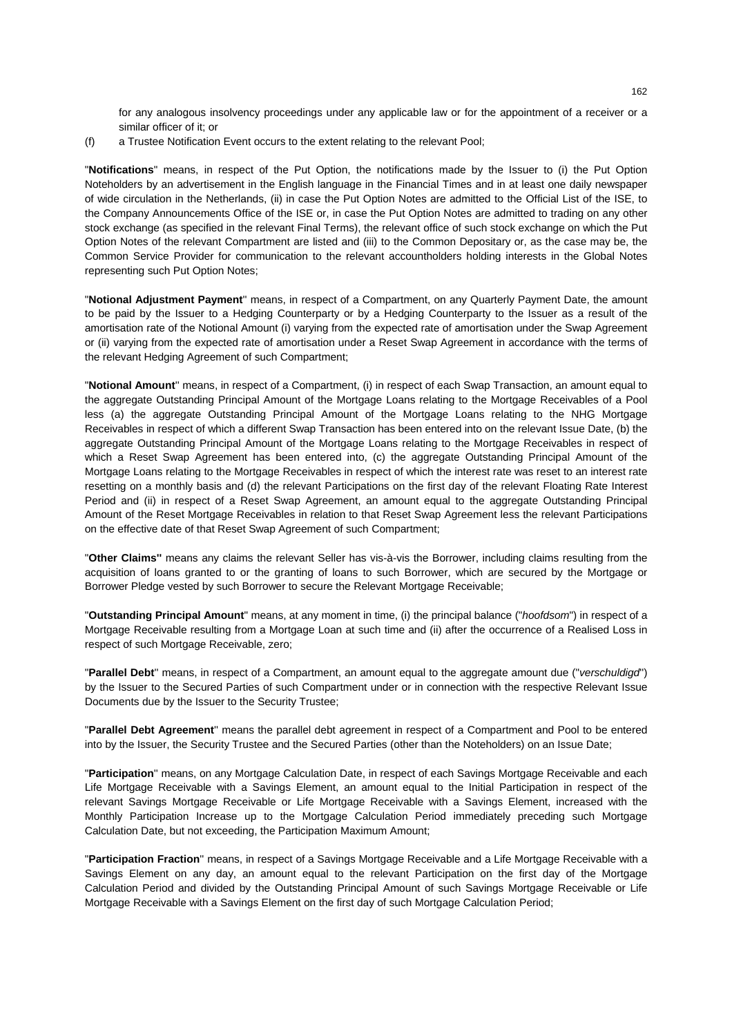for any analogous insolvency proceedings under any applicable law or for the appointment of a receiver or a similar officer of it; or

(f) a Trustee Notification Event occurs to the extent relating to the relevant Pool;

"**Notifications**" means, in respect of the Put Option, the notifications made by the Issuer to (i) the Put Option Noteholders by an advertisement in the English language in the Financial Times and in at least one daily newspaper of wide circulation in the Netherlands, (ii) in case the Put Option Notes are admitted to the Official List of the ISE, to the Company Announcements Office of the ISE or, in case the Put Option Notes are admitted to trading on any other stock exchange (as specified in the relevant Final Terms), the relevant office of such stock exchange on which the Put Option Notes of the relevant Compartment are listed and (iii) to the Common Depositary or, as the case may be, the Common Service Provider for communication to the relevant accountholders holding interests in the Global Notes representing such Put Option Notes;

"**Notional Adjustment Payment**" means, in respect of a Compartment, on any Quarterly Payment Date, the amount to be paid by the Issuer to a Hedging Counterparty or by a Hedging Counterparty to the Issuer as a result of the amortisation rate of the Notional Amount (i) varying from the expected rate of amortisation under the Swap Agreement or (ii) varying from the expected rate of amortisation under a Reset Swap Agreement in accordance with the terms of the relevant Hedging Agreement of such Compartment;

"**Notional Amount**" means, in respect of a Compartment, (i) in respect of each Swap Transaction, an amount equal to the aggregate Outstanding Principal Amount of the Mortgage Loans relating to the Mortgage Receivables of a Pool less (a) the aggregate Outstanding Principal Amount of the Mortgage Loans relating to the NHG Mortgage Receivables in respect of which a different Swap Transaction has been entered into on the relevant Issue Date, (b) the aggregate Outstanding Principal Amount of the Mortgage Loans relating to the Mortgage Receivables in respect of which a Reset Swap Agreement has been entered into, (c) the aggregate Outstanding Principal Amount of the Mortgage Loans relating to the Mortgage Receivables in respect of which the interest rate was reset to an interest rate resetting on a monthly basis and (d) the relevant Participations on the first day of the relevant Floating Rate Interest Period and (ii) in respect of a Reset Swap Agreement, an amount equal to the aggregate Outstanding Principal Amount of the Reset Mortgage Receivables in relation to that Reset Swap Agreement less the relevant Participations on the effective date of that Reset Swap Agreement of such Compartment;

"**Other Claims**" means any claims the relevant Seller has vis-à-vis the Borrower, including claims resulting from the acquisition of loans granted to or the granting of loans to such Borrower, which are secured by the Mortgage or Borrower Pledge vested by such Borrower to secure the Relevant Mortgage Receivable;

"**Outstanding Principal Amount**" means, at any moment in time, (i) the principal balance ("*hoofdsom*") in respect of a Mortgage Receivable resulting from a Mortgage Loan at such time and (ii) after the occurrence of a Realised Loss in respect of such Mortgage Receivable, zero;

"**Parallel Debt**" means, in respect of a Compartment, an amount equal to the aggregate amount due ("*verschuldigd*") by the Issuer to the Secured Parties of such Compartment under or in connection with the respective Relevant Issue Documents due by the Issuer to the Security Trustee;

"**Parallel Debt Agreement**" means the parallel debt agreement in respect of a Compartment and Pool to be entered into by the Issuer, the Security Trustee and the Secured Parties (other than the Noteholders) on an Issue Date;

"**Participation**" means, on any Mortgage Calculation Date, in respect of each Savings Mortgage Receivable and each Life Mortgage Receivable with a Savings Element, an amount equal to the Initial Participation in respect of the relevant Savings Mortgage Receivable or Life Mortgage Receivable with a Savings Element, increased with the Monthly Participation Increase up to the Mortgage Calculation Period immediately preceding such Mortgage Calculation Date, but not exceeding, the Participation Maximum Amount;

"**Participation Fraction**" means, in respect of a Savings Mortgage Receivable and a Life Mortgage Receivable with a Savings Element on any day, an amount equal to the relevant Participation on the first day of the Mortgage Calculation Period and divided by the Outstanding Principal Amount of such Savings Mortgage Receivable or Life Mortgage Receivable with a Savings Element on the first day of such Mortgage Calculation Period;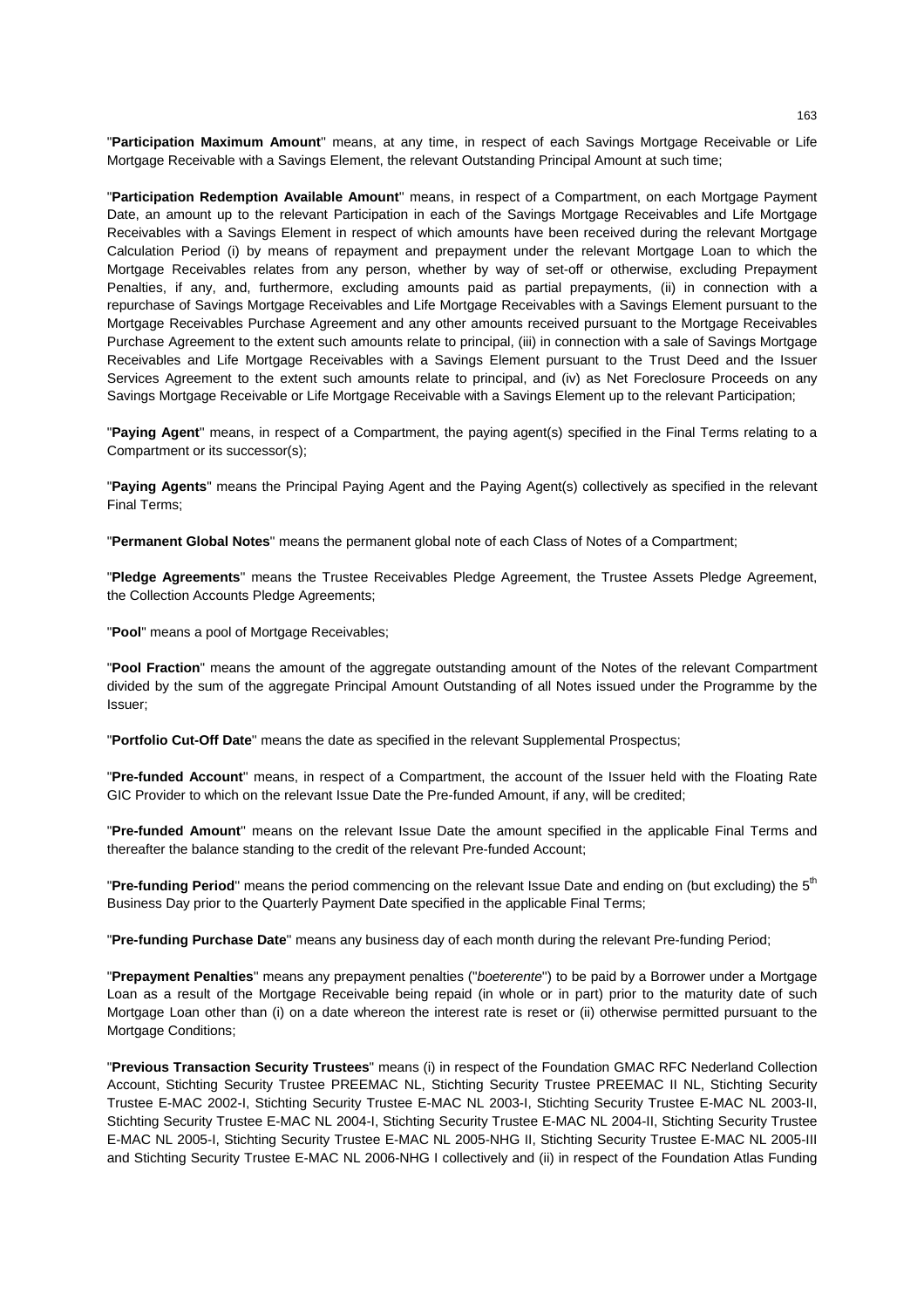"**Participation Maximum Amount**" means, at any time, in respect of each Savings Mortgage Receivable or Life Mortgage Receivable with a Savings Element, the relevant Outstanding Principal Amount at such time;

"**Participation Redemption Available Amount**" means, in respect of a Compartment, on each Mortgage Payment Date, an amount up to the relevant Participation in each of the Savings Mortgage Receivables and Life Mortgage Receivables with a Savings Element in respect of which amounts have been received during the relevant Mortgage Calculation Period (i) by means of repayment and prepayment under the relevant Mortgage Loan to which the Mortgage Receivables relates from any person, whether by way of set-off or otherwise, excluding Prepayment Penalties, if any, and, furthermore, excluding amounts paid as partial prepayments, (ii) in connection with a repurchase of Savings Mortgage Receivables and Life Mortgage Receivables with a Savings Element pursuant to the Mortgage Receivables Purchase Agreement and any other amounts received pursuant to the Mortgage Receivables Purchase Agreement to the extent such amounts relate to principal, (iii) in connection with a sale of Savings Mortgage Receivables and Life Mortgage Receivables with a Savings Element pursuant to the Trust Deed and the Issuer Services Agreement to the extent such amounts relate to principal, and (iv) as Net Foreclosure Proceeds on any Savings Mortgage Receivable or Life Mortgage Receivable with a Savings Element up to the relevant Participation;

"**Paying Agent**" means, in respect of a Compartment, the paying agent(s) specified in the Final Terms relating to a Compartment or its successor(s);

"**Paying Agents**" means the Principal Paying Agent and the Paying Agent(s) collectively as specified in the relevant Final Terms;

"**Permanent Global Notes**" means the permanent global note of each Class of Notes of a Compartment;

"**Pledge Agreements**" means the Trustee Receivables Pledge Agreement, the Trustee Assets Pledge Agreement, the Collection Accounts Pledge Agreements;

"**Pool**" means a pool of Mortgage Receivables;

"**Pool Fraction**" means the amount of the aggregate outstanding amount of the Notes of the relevant Compartment divided by the sum of the aggregate Principal Amount Outstanding of all Notes issued under the Programme by the Issuer;

"**Portfolio Cut-Off Date**" means the date as specified in the relevant Supplemental Prospectus;

"**Pre-funded Account**" means, in respect of a Compartment, the account of the Issuer held with the Floating Rate GIC Provider to which on the relevant Issue Date the Pre-funded Amount, if any, will be credited;

"**Pre-funded Amount**" means on the relevant Issue Date the amount specified in the applicable Final Terms and thereafter the balance standing to the credit of the relevant Pre-funded Account;

"**Pre-funding Period**" means the period commencing on the relevant Issue Date and ending on (but excluding) the 5th Business Day prior to the Quarterly Payment Date specified in the applicable Final Terms;

"**Pre-funding Purchase Date**" means any business day of each month during the relevant Pre-funding Period;

"**Prepayment Penalties**" means any prepayment penalties ("*boeterente*") to be paid by a Borrower under a Mortgage Loan as a result of the Mortgage Receivable being repaid (in whole or in part) prior to the maturity date of such Mortgage Loan other than (i) on a date whereon the interest rate is reset or (ii) otherwise permitted pursuant to the Mortgage Conditions;

"**Previous Transaction Security Trustees**" means (i) in respect of the Foundation GMAC RFC Nederland Collection Account, Stichting Security Trustee PREEMAC NL, Stichting Security Trustee PREEMAC II NL, Stichting Security Trustee E-MAC 2002-I, Stichting Security Trustee E-MAC NL 2003-I, Stichting Security Trustee E-MAC NL 2003-II, Stichting Security Trustee E-MAC NL 2004-I, Stichting Security Trustee E-MAC NL 2004-II, Stichting Security Trustee E-MAC NL 2005-I, Stichting Security Trustee E-MAC NL 2005-NHG II, Stichting Security Trustee E-MAC NL 2005-III and Stichting Security Trustee E-MAC NL 2006-NHG I collectively and (ii) in respect of the Foundation Atlas Funding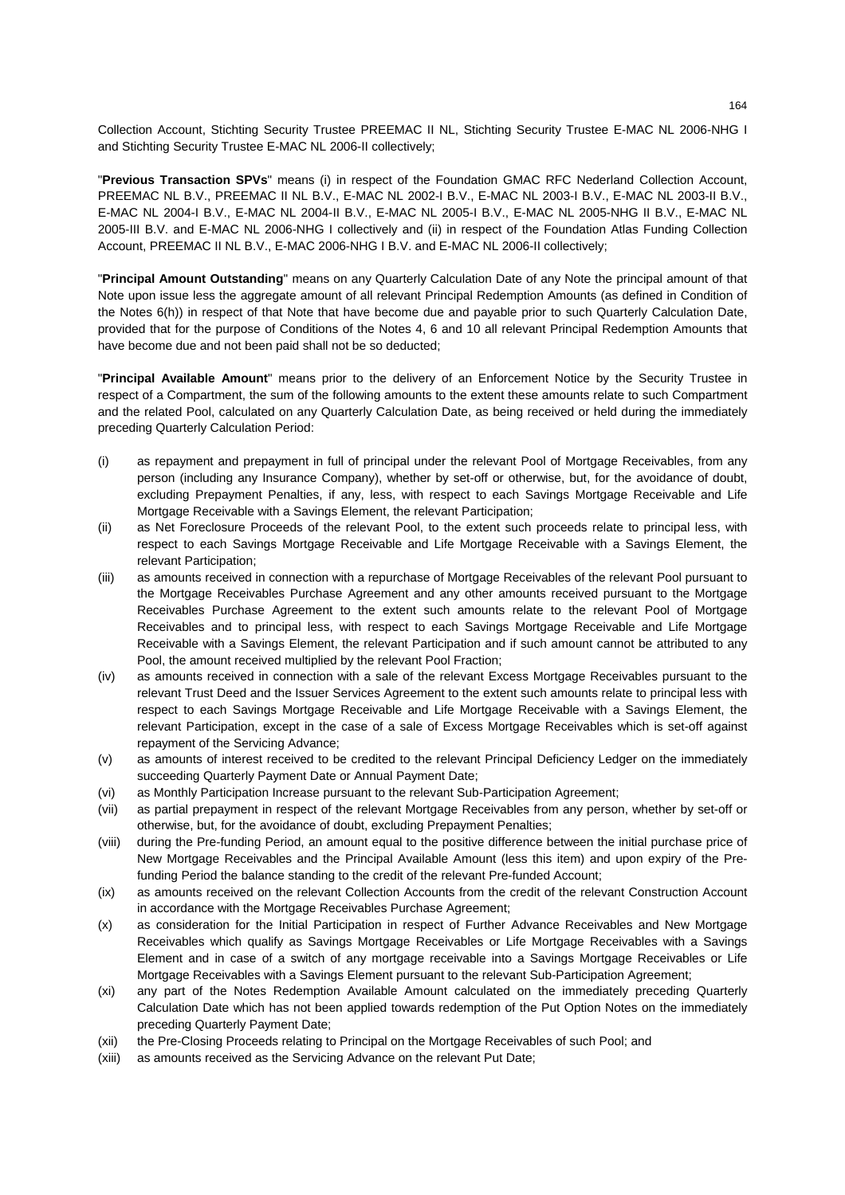Collection Account, Stichting Security Trustee PREEMAC II NL, Stichting Security Trustee E-MAC NL 2006-NHG I and Stichting Security Trustee E-MAC NL 2006-II collectively;

"**Previous Transaction SPVs**" means (i) in respect of the Foundation GMAC RFC Nederland Collection Account, PREEMAC NL B.V., PREEMAC II NL B.V., E-MAC NL 2002-I B.V., E-MAC NL 2003-I B.V., E-MAC NL 2003-II B.V., E-MAC NL 2004-I B.V., E-MAC NL 2004-II B.V., E-MAC NL 2005-I B.V., E-MAC NL 2005-NHG II B.V., E-MAC NL 2005-III B.V. and E-MAC NL 2006-NHG I collectively and (ii) in respect of the Foundation Atlas Funding Collection Account, PREEMAC II NL B.V., E-MAC 2006-NHG I B.V. and E-MAC NL 2006-II collectively;

"**Principal Amount Outstanding**" means on any Quarterly Calculation Date of any Note the principal amount of that Note upon issue less the aggregate amount of all relevant Principal Redemption Amounts (as defined in Condition of the Notes 6(h)) in respect of that Note that have become due and payable prior to such Quarterly Calculation Date, provided that for the purpose of Conditions of the Notes 4, 6 and 10 all relevant Principal Redemption Amounts that have become due and not been paid shall not be so deducted;

"**Principal Available Amount**" means prior to the delivery of an Enforcement Notice by the Security Trustee in respect of a Compartment, the sum of the following amounts to the extent these amounts relate to such Compartment and the related Pool, calculated on any Quarterly Calculation Date, as being received or held during the immediately preceding Quarterly Calculation Period:

(i) as repayment and prepayment in full of principal under the relevant Pool of Mortgage Receivables, from any person (including any Insurance Company), whether by set-off or otherwise, but, for the avoidance of doubt, excluding Prepayment Penalties, if any, less, with respect to each Savings Mortgage Receivable and Life Mortgage Receivable with a Savings Element, the relevant Participation;

(ii) as Net Foreclosure Proceeds of the relevant Pool, to the extent such proceeds relate to principal less, with respect to each Savings Mortgage Receivable and Life Mortgage Receivable with a Savings Element, the relevant Participation;

(iii) as amounts received in connection with a repurchase of Mortgage Receivables of the relevant Pool pursuant to the Mortgage Receivables Purchase Agreement and any other amounts received pursuant to the Mortgage Receivables Purchase Agreement to the extent such amounts relate to the relevant Pool of Mortgage Receivables and to principal less, with respect to each Savings Mortgage Receivable and Life Mortgage Receivable with a Savings Element, the relevant Participation and if such amount cannot be attributed to any Pool, the amount received multiplied by the relevant Pool Fraction;

(iv) as amounts received in connection with a sale of the relevant Excess Mortgage Receivables pursuant to the relevant Trust Deed and the Issuer Services Agreement to the extent such amounts relate to principal less with respect to each Savings Mortgage Receivable and Life Mortgage Receivable with a Savings Element, the relevant Participation, except in the case of a sale of Excess Mortgage Receivables which is set-off against repayment of the Servicing Advance;

(v) as amounts of interest received to be credited to the relevant Principal Deficiency Ledger on the immediately succeeding Quarterly Payment Date or Annual Payment Date;

(vi) as Monthly Participation Increase pursuant to the relevant Sub-Participation Agreement;

(vii) as partial prepayment in respect of the relevant Mortgage Receivables from any person, whether by set-off or otherwise, but, for the avoidance of doubt, excluding Prepayment Penalties;

(viii) during the Pre-funding Period, an amount equal to the positive difference between the initial purchase price of New Mortgage Receivables and the Principal Available Amount (less this item) and upon expiry of the Pre-funding Period the balance standing to the credit of the relevant Pre-funded Account;

(ix) as amounts received on the relevant Collection Accounts from the credit of the relevant Construction Account in accordance with the Mortgage Receivables Purchase Agreement;

(x) as consideration for the Initial Participation in respect of Further Advance Receivables and New Mortgage Receivables which qualify as Savings Mortgage Receivables or Life Mortgage Receivables with a Savings Element and in case of a switch of any mortgage receivable into a Savings Mortgage Receivables or Life Mortgage Receivables with a Savings Element pursuant to the relevant Sub-Participation Agreement;

(xi) any part of the Notes Redemption Available Amount calculated on the immediately preceding Quarterly Calculation Date which has not been applied towards redemption of the Put Option Notes on the immediately preceding Quarterly Payment Date;

(xii) the Pre-Closing Proceeds relating to Principal on the Mortgage Receivables of such Pool; and

(xiii) as amounts received as the Servicing Advance on the relevant Put Date;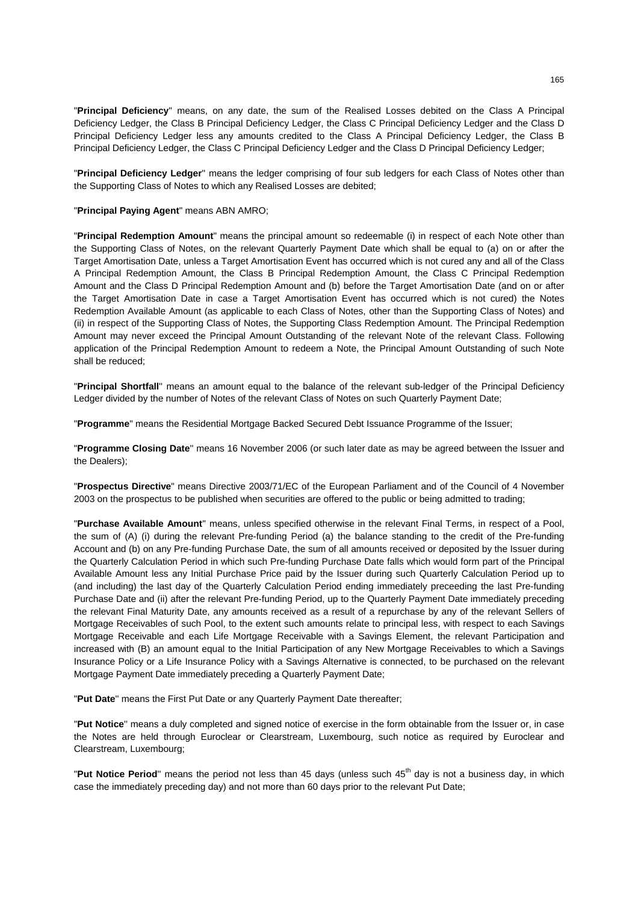"**Principal Deficiency**" means, on any date, the sum of the Realised Losses debited on the Class A Principal Deficiency Ledger, the Class B Principal Deficiency Ledger, the Class C Principal Deficiency Ledger and the Class D Principal Deficiency Ledger less any amounts credited to the Class A Principal Deficiency Ledger, the Class B Principal Deficiency Ledger, the Class C Principal Deficiency Ledger and the Class D Principal Deficiency Ledger;

"**Principal Deficiency Ledger**" means the ledger comprising of four sub ledgers for each Class of Notes other than the Supporting Class of Notes to which any Realised Losses are debited;

"**Principal Paying Agent**" means ABN AMRO;

"**Principal Redemption Amount**" means the principal amount so redeemable (i) in respect of each Note other than the Supporting Class of Notes, on the relevant Quarterly Payment Date which shall be equal to (a) on or after the Target Amortisation Date, unless a Target Amortisation Event has occurred which is not cured any and all of the Class A Principal Redemption Amount, the Class B Principal Redemption Amount, the Class C Principal Redemption Amount and the Class D Principal Redemption Amount and (b) before the Target Amortisation Date (and on or after the Target Amortisation Date in case a Target Amortisation Event has occurred which is not cured) the Notes Redemption Available Amount (as applicable to each Class of Notes, other than the Supporting Class of Notes) and (ii) in respect of the Supporting Class of Notes, the Supporting Class Redemption Amount. The Principal Redemption Amount may never exceed the Principal Amount Outstanding of the relevant Note of the relevant Class. Following application of the Principal Redemption Amount to redeem a Note, the Principal Amount Outstanding of such Note shall be reduced;

"**Principal Shortfall**" means an amount equal to the balance of the relevant sub-ledger of the Principal Deficiency Ledger divided by the number of Notes of the relevant Class of Notes on such Quarterly Payment Date;

"**Programme**" means the Residential Mortgage Backed Secured Debt Issuance Programme of the Issuer;

"**Programme Closing Date**" means 16 November 2006 (or such later date as may be agreed between the Issuer and the Dealers);

"**Prospectus Directive**" means Directive 2003/71/EC of the European Parliament and of the Council of 4 November 2003 on the prospectus to be published when securities are offered to the public or being admitted to trading;

"**Purchase Available Amount**" means, unless specified otherwise in the relevant Final Terms, in respect of a Pool, the sum of (A) (i) during the relevant Pre-funding Period (a) the balance standing to the credit of the Pre-funding Account and (b) on any Pre-funding Purchase Date, the sum of all amounts received or deposited by the Issuer during the Quarterly Calculation Period in which such Pre-funding Purchase Date falls which would form part of the Principal Available Amount less any Initial Purchase Price paid by the Issuer during such Quarterly Calculation Period up to (and including) the last day of the Quarterly Calculation Period ending immediately preceeding the last Pre-funding Purchase Date and (ii) after the relevant Pre-funding Period, up to the Quarterly Payment Date immediately preceding the relevant Final Maturity Date, any amounts received as a result of a repurchase by any of the relevant Sellers of Mortgage Receivables of such Pool, to the extent such amounts relate to principal less, with respect to each Savings Mortgage Receivable and each Life Mortgage Receivable with a Savings Element, the relevant Participation and increased with (B) an amount equal to the Initial Participation of any New Mortgage Receivables to which a Savings Insurance Policy or a Life Insurance Policy with a Savings Alternative is connected, to be purchased on the relevant Mortgage Payment Date immediately preceding a Quarterly Payment Date;

"**Put Date**" means the First Put Date or any Quarterly Payment Date thereafter;

"**Put Notice**" means a duly completed and signed notice of exercise in the form obtainable from the Issuer or, in case the Notes are held through Euroclear or Clearstream, Luxembourg, such notice as required by Euroclear and Clearstream, Luxembourg;

"**Put Notice Period**" means the period not less than 45 days (unless such 45th day is not a business day, in which case the immediately preceding day) and not more than 60 days prior to the relevant Put Date;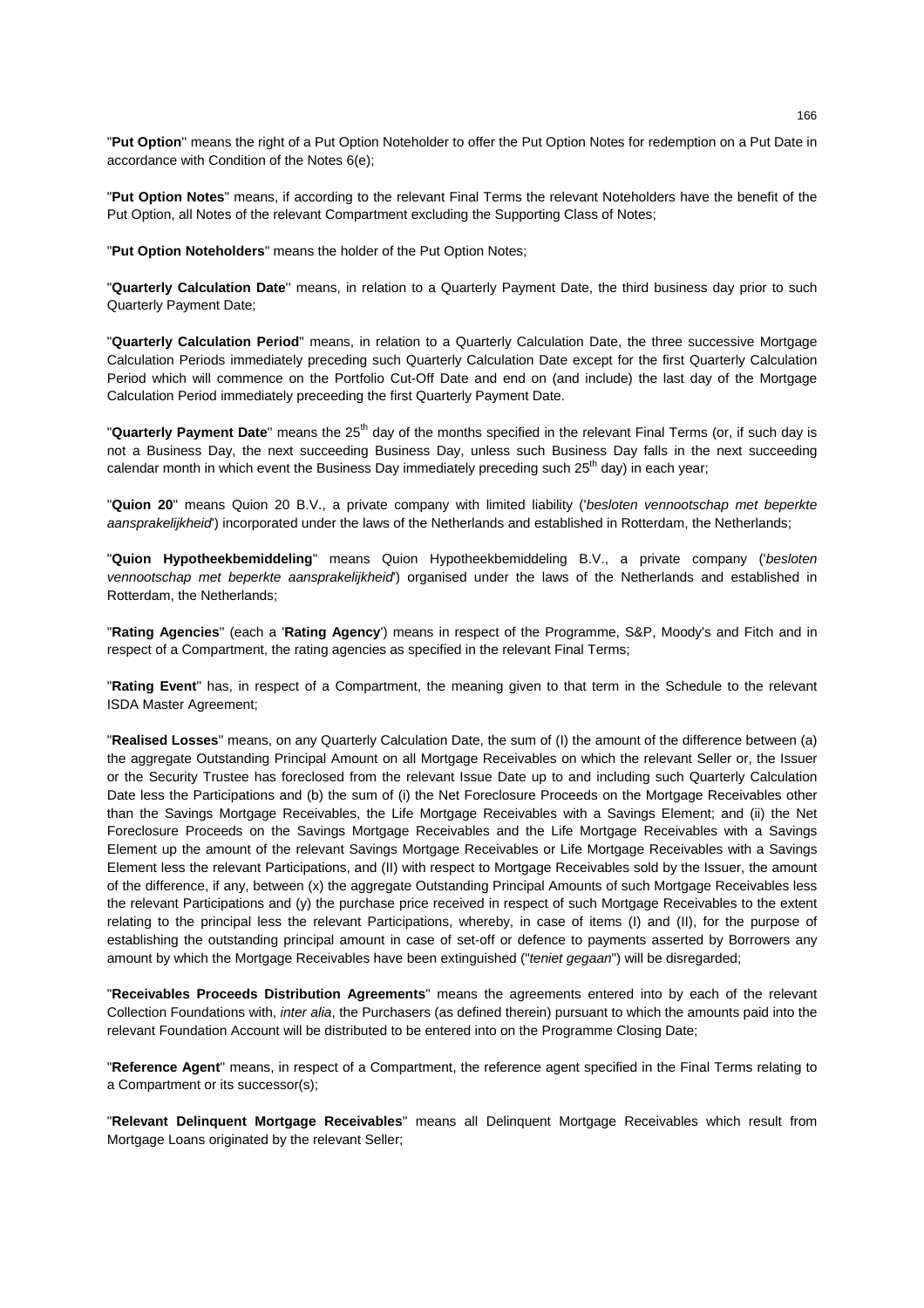"**Put Option**" means the right of a Put Option Noteholder to offer the Put Option Notes for redemption on a Put Date in accordance with Condition of the Notes 6(e);

"**Put Option Notes**" means, if according to the relevant Final Terms the relevant Noteholders have the benefit of the Put Option, all Notes of the relevant Compartment excluding the Supporting Class of Notes;

"**Put Option Noteholders**" means the holder of the Put Option Notes;

"**Quarterly Calculation Date**" means, in relation to a Quarterly Payment Date, the third business day prior to such Quarterly Payment Date;

"**Quarterly Calculation Period**" means, in relation to a Quarterly Calculation Date, the three successive Mortgage Calculation Periods immediately preceding such Quarterly Calculation Date except for the first Quarterly Calculation Period which will commence on the Portfolio Cut-Off Date and end on (and include) the last day of the Mortgage Calculation Period immediately preceeding the first Quarterly Payment Date.

"**Quarterly Payment Date**" means the 25th day of the months specified in the relevant Final Terms (or, if such day is not a Business Day, the next succeeding Business Day, unless such Business Day falls in the next succeeding calendar month in which event the Business Day immediately preceding such 25th day) in each year;

"**Quion 20**" means Quion 20 B.V., a private company with limited liability ('*besloten vennootschap met beperkte aansprakelijkheid*') incorporated under the laws of the Netherlands and established in Rotterdam, the Netherlands;

"**Quion Hypotheekbemiddeling**" means Quion Hypotheekbemiddeling B.V., a private company ('*besloten vennootschap met beperkte aansprakelijkheid*') organised under the laws of the Netherlands and established in Rotterdam, the Netherlands;

"**Rating Agencies**" (each a '**Rating Agency**') means in respect of the Programme, S&P, Moody's and Fitch and in respect of a Compartment, the rating agencies as specified in the relevant Final Terms;

"**Rating Event**" has, in respect of a Compartment, the meaning given to that term in the Schedule to the relevant ISDA Master Agreement;

"**Realised Losses**" means, on any Quarterly Calculation Date, the sum of (I) the amount of the difference between (a) the aggregate Outstanding Principal Amount on all Mortgage Receivables on which the relevant Seller or, the Issuer or the Security Trustee has foreclosed from the relevant Issue Date up to and including such Quarterly Calculation Date less the Participations and (b) the sum of (i) the Net Foreclosure Proceeds on the Mortgage Receivables other than the Savings Mortgage Receivables, the Life Mortgage Receivables with a Savings Element; and (ii) the Net Foreclosure Proceeds on the Savings Mortgage Receivables and the Life Mortgage Receivables with a Savings Element up the amount of the relevant Savings Mortgage Receivables or Life Mortgage Receivables with a Savings Element less the relevant Participations, and (II) with respect to Mortgage Receivables sold by the Issuer, the amount of the difference, if any, between (x) the aggregate Outstanding Principal Amounts of such Mortgage Receivables less the relevant Participations and (y) the purchase price received in respect of such Mortgage Receivables to the extent relating to the principal less the relevant Participations, whereby, in case of items (I) and (II), for the purpose of establishing the outstanding principal amount in case of set-off or defence to payments asserted by Borrowers any amount by which the Mortgage Receivables have been extinguished ("*teniet gegaan*") will be disregarded;

"**Receivables Proceeds Distribution Agreements**" means the agreements entered into by each of the relevant Collection Foundations with, *inter alia*, the Purchasers (as defined therein) pursuant to which the amounts paid into the relevant Foundation Account will be distributed to be entered into on the Programme Closing Date;

"**Reference Agent**" means, in respect of a Compartment, the reference agent specified in the Final Terms relating to a Compartment or its successor(s);

"**Relevant Delinquent Mortgage Receivables**" means all Delinquent Mortgage Receivables which result from Mortgage Loans originated by the relevant Seller;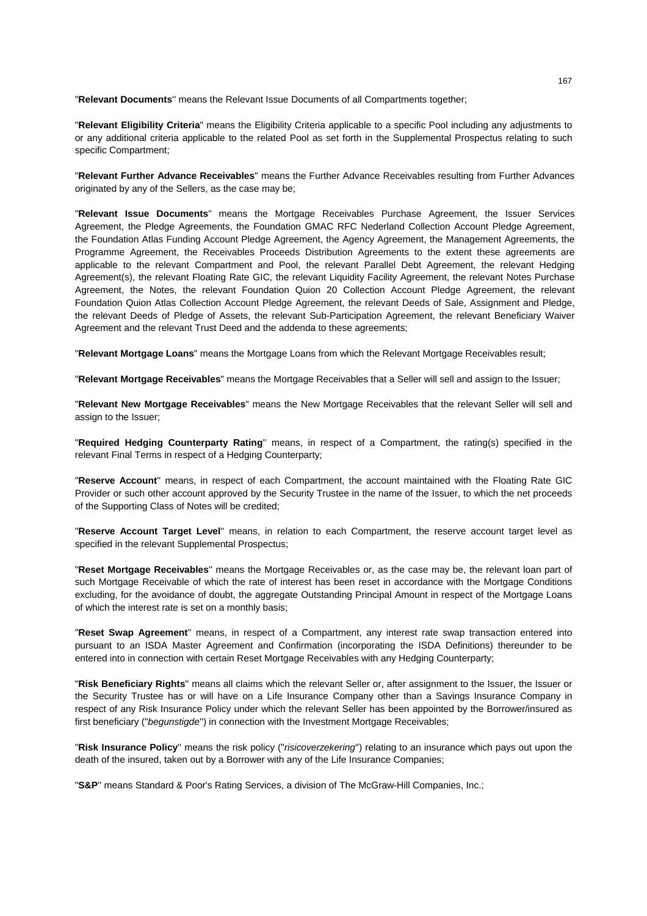"**Relevant Documents**" means the Relevant Issue Documents of all Compartments together;

"**Relevant Eligibility Criteria**" means the Eligibility Criteria applicable to a specific Pool including any adjustments to or any additional criteria applicable to the related Pool as set forth in the Supplemental Prospectus relating to such specific Compartment;

"**Relevant Further Advance Receivables**" means the Further Advance Receivables resulting from Further Advances originated by any of the Sellers, as the case may be;

"**Relevant Issue Documents**" means the Mortgage Receivables Purchase Agreement, the Issuer Services Agreement, the Pledge Agreements, the Foundation GMAC RFC Nederland Collection Account Pledge Agreement, the Foundation Atlas Funding Account Pledge Agreement, the Agency Agreement, the Management Agreements, the Programme Agreement, the Receivables Proceeds Distribution Agreements to the extent these agreements are applicable to the relevant Compartment and Pool, the relevant Parallel Debt Agreement, the relevant Hedging Agreement(s), the relevant Floating Rate GIC, the relevant Liquidity Facility Agreement, the relevant Notes Purchase Agreement, the Notes, the relevant Foundation Quion 20 Collection Account Pledge Agreement, the relevant Foundation Quion Atlas Collection Account Pledge Agreement, the relevant Deeds of Sale, Assignment and Pledge, the relevant Deeds of Pledge of Assets, the relevant Sub-Participation Agreement, the relevant Beneficiary Waiver Agreement and the relevant Trust Deed and the addenda to these agreements;

"**Relevant Mortgage Loans**" means the Mortgage Loans from which the Relevant Mortgage Receivables result;

"**Relevant Mortgage Receivables**" means the Mortgage Receivables that a Seller will sell and assign to the Issuer;

"**Relevant New Mortgage Receivables**" means the New Mortgage Receivables that the relevant Seller will sell and assign to the Issuer;

"**Required Hedging Counterparty Rating**" means, in respect of a Compartment, the rating(s) specified in the relevant Final Terms in respect of a Hedging Counterparty;

"**Reserve Account**" means, in respect of each Compartment, the account maintained with the Floating Rate GIC Provider or such other account approved by the Security Trustee in the name of the Issuer, to which the net proceeds of the Supporting Class of Notes will be credited;

"**Reserve Account Target Level**" means, in relation to each Compartment, the reserve account target level as specified in the relevant Supplemental Prospectus;

"**Reset Mortgage Receivables**" means the Mortgage Receivables or, as the case may be, the relevant loan part of such Mortgage Receivable of which the rate of interest has been reset in accordance with the Mortgage Conditions excluding, for the avoidance of doubt, the aggregate Outstanding Principal Amount in respect of the Mortgage Loans of which the interest rate is set on a monthly basis;

"**Reset Swap Agreement**" means, in respect of a Compartment, any interest rate swap transaction entered into pursuant to an ISDA Master Agreement and Confirmation (incorporating the ISDA Definitions) thereunder to be entered into in connection with certain Reset Mortgage Receivables with any Hedging Counterparty;

"**Risk Beneficiary Rights**" means all claims which the relevant Seller or, after assignment to the Issuer, the Issuer or the Security Trustee has or will have on a Life Insurance Company other than a Savings Insurance Company in respect of any Risk Insurance Policy under which the relevant Seller has been appointed by the Borrower/insured as first beneficiary ("*begunstigde*") in connection with the Investment Mortgage Receivables;

"**Risk Insurance Policy**" means the risk policy ("*risicoverzekering*") relating to an insurance which pays out upon the death of the insured, taken out by a Borrower with any of the Life Insurance Companies;

"**S&P**" means Standard & Poor's Rating Services, a division of The McGraw-Hill Companies, Inc.;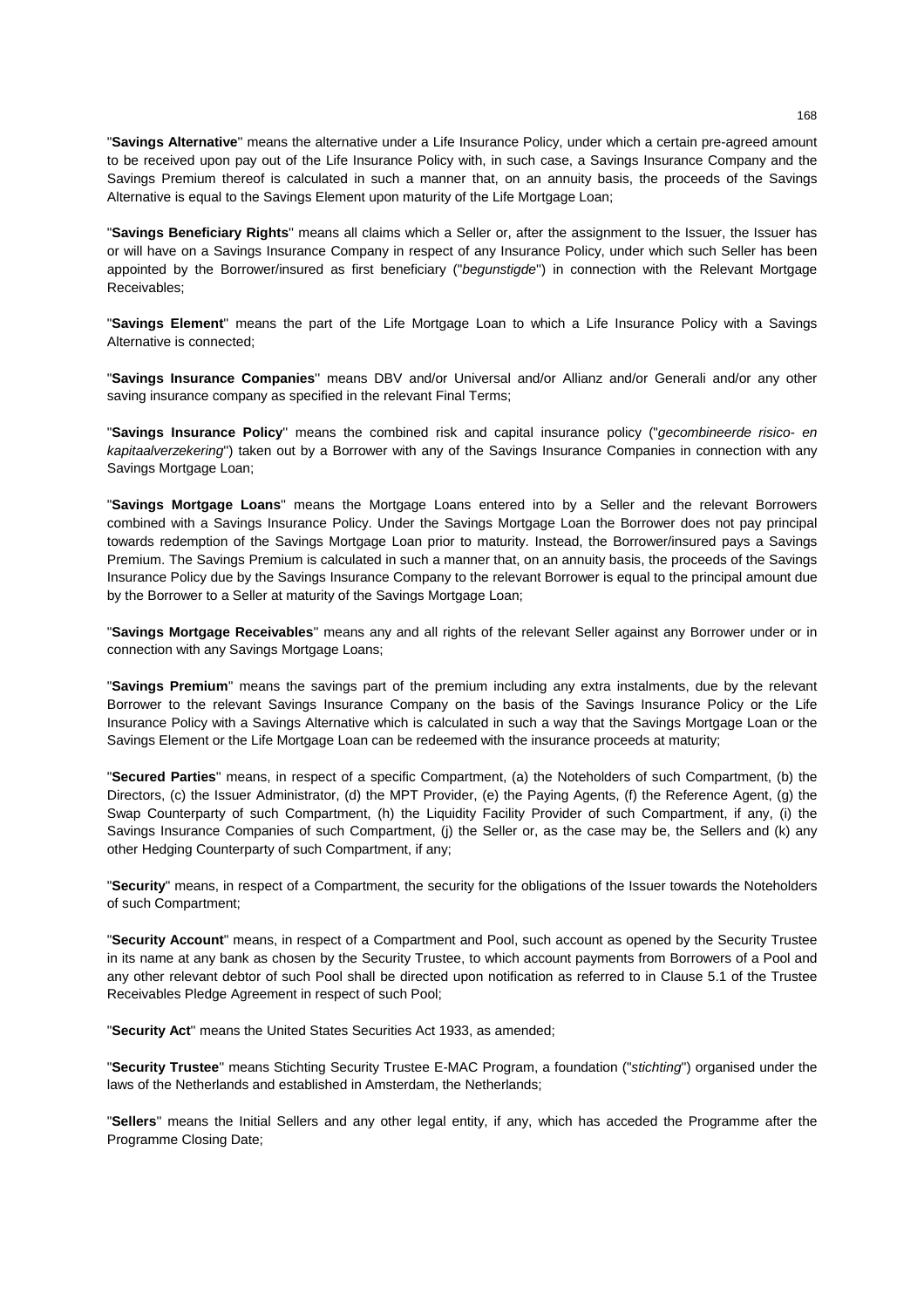"**Savings Alternative**" means the alternative under a Life Insurance Policy, under which a certain pre-agreed amount to be received upon pay out of the Life Insurance Policy with, in such case, a Savings Insurance Company and the Savings Premium thereof is calculated in such a manner that, on an annuity basis, the proceeds of the Savings Alternative is equal to the Savings Element upon maturity of the Life Mortgage Loan;

"**Savings Beneficiary Rights**" means all claims which a Seller or, after the assignment to the Issuer, the Issuer has or will have on a Savings Insurance Company in respect of any Insurance Policy, under which such Seller has been appointed by the Borrower/insured as first beneficiary ("*begunstigde*") in connection with the Relevant Mortgage Receivables;

"**Savings Element**" means the part of the Life Mortgage Loan to which a Life Insurance Policy with a Savings Alternative is connected;

"**Savings Insurance Companies**" means DBV and/or Universal and/or Allianz and/or Generali and/or any other saving insurance company as specified in the relevant Final Terms;

"**Savings Insurance Policy**" means the combined risk and capital insurance policy ("*gecombineerde risico- en kapitaalverzekering*") taken out by a Borrower with any of the Savings Insurance Companies in connection with any Savings Mortgage Loan;

"**Savings Mortgage Loans**" means the Mortgage Loans entered into by a Seller and the relevant Borrowers combined with a Savings Insurance Policy. Under the Savings Mortgage Loan the Borrower does not pay principal towards redemption of the Savings Mortgage Loan prior to maturity. Instead, the Borrower/insured pays a Savings Premium. The Savings Premium is calculated in such a manner that, on an annuity basis, the proceeds of the Savings Insurance Policy due by the Savings Insurance Company to the relevant Borrower is equal to the principal amount due by the Borrower to a Seller at maturity of the Savings Mortgage Loan;

"**Savings Mortgage Receivables**" means any and all rights of the relevant Seller against any Borrower under or in connection with any Savings Mortgage Loans;

"**Savings Premium**" means the savings part of the premium including any extra instalments, due by the relevant Borrower to the relevant Savings Insurance Company on the basis of the Savings Insurance Policy or the Life Insurance Policy with a Savings Alternative which is calculated in such a way that the Savings Mortgage Loan or the Savings Element or the Life Mortgage Loan can be redeemed with the insurance proceeds at maturity;

"**Secured Parties**" means, in respect of a specific Compartment, (a) the Noteholders of such Compartment, (b) the Directors, (c) the Issuer Administrator, (d) the MPT Provider, (e) the Paying Agents, (f) the Reference Agent, (g) the Swap Counterparty of such Compartment, (h) the Liquidity Facility Provider of such Compartment, if any, (i) the Savings Insurance Companies of such Compartment, (j) the Seller or, as the case may be, the Sellers and (k) any other Hedging Counterparty of such Compartment, if any;

"**Security**" means, in respect of a Compartment, the security for the obligations of the Issuer towards the Noteholders of such Compartment;

"**Security Account**" means, in respect of a Compartment and Pool, such account as opened by the Security Trustee in its name at any bank as chosen by the Security Trustee, to which account payments from Borrowers of a Pool and any other relevant debtor of such Pool shall be directed upon notification as referred to in Clause 5.1 of the Trustee Receivables Pledge Agreement in respect of such Pool;

"**Security Act**" means the United States Securities Act 1933, as amended;

"**Security Trustee**" means Stichting Security Trustee E-MAC Program, a foundation ("*stichting*") organised under the laws of the Netherlands and established in Amsterdam, the Netherlands;

"**Sellers**" means the Initial Sellers and any other legal entity, if any, which has acceded the Programme after the Programme Closing Date;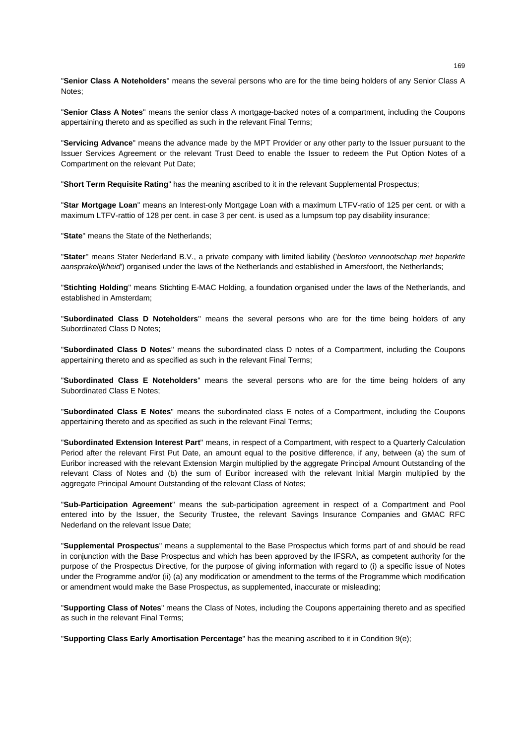"**Senior Class A Noteholders**" means the several persons who are for the time being holders of any Senior Class A Notes;

"**Senior Class A Notes**" means the senior class A mortgage-backed notes of a compartment, including the Coupons appertaining thereto and as specified as such in the relevant Final Terms;

"**Servicing Advance**" means the advance made by the MPT Provider or any other party to the Issuer pursuant to the Issuer Services Agreement or the relevant Trust Deed to enable the Issuer to redeem the Put Option Notes of a Compartment on the relevant Put Date;

"**Short Term Requisite Rating**" has the meaning ascribed to it in the relevant Supplemental Prospectus;

"**Star Mortgage Loan**" means an Interest-only Mortgage Loan with a maximum LTFV-ratio of 125 per cent. or with a maximum LTFV-rattio of 128 per cent. in case 3 per cent. is used as a lumpsum top pay disability insurance;

"**State**" means the State of the Netherlands;

"**Stater**" means Stater Nederland B.V., a private company with limited liability ('*besloten vennootschap met beperkte aansprakelijkheid*') organised under the laws of the Netherlands and established in Amersfoort, the Netherlands;

"**Stichting Holding**" means Stichting E-MAC Holding, a foundation organised under the laws of the Netherlands, and established in Amsterdam;

"**Subordinated Class D Noteholders**" means the several persons who are for the time being holders of any Subordinated Class D Notes;

"**Subordinated Class D Notes**" means the subordinated class D notes of a Compartment, including the Coupons appertaining thereto and as specified as such in the relevant Final Terms;

"**Subordinated Class E Noteholders**" means the several persons who are for the time being holders of any Subordinated Class E Notes;

"**Subordinated Class E Notes**" means the subordinated class E notes of a Compartment, including the Coupons appertaining thereto and as specified as such in the relevant Final Terms;

"**Subordinated Extension Interest Part**" means, in respect of a Compartment, with respect to a Quarterly Calculation Period after the relevant First Put Date, an amount equal to the positive difference, if any, between (a) the sum of Euribor increased with the relevant Extension Margin multiplied by the aggregate Principal Amount Outstanding of the relevant Class of Notes and (b) the sum of Euribor increased with the relevant Initial Margin multiplied by the aggregate Principal Amount Outstanding of the relevant Class of Notes;

"**Sub-Participation Agreement**" means the sub-participation agreement in respect of a Compartment and Pool entered into by the Issuer, the Security Trustee, the relevant Savings Insurance Companies and GMAC RFC Nederland on the relevant Issue Date;

"**Supplemental Prospectus**" means a supplemental to the Base Prospectus which forms part of and should be read in conjunction with the Base Prospectus and which has been approved by the IFSRA, as competent authority for the purpose of the Prospectus Directive, for the purpose of giving information with regard to (i) a specific issue of Notes under the Programme and/or (ii) (a) any modification or amendment to the terms of the Programme which modification or amendment would make the Base Prospectus, as supplemented, inaccurate or misleading;

"**Supporting Class of Notes**" means the Class of Notes, including the Coupons appertaining thereto and as specified as such in the relevant Final Terms;

"**Supporting Class Early Amortisation Percentage**" has the meaning ascribed to it in Condition 9(e);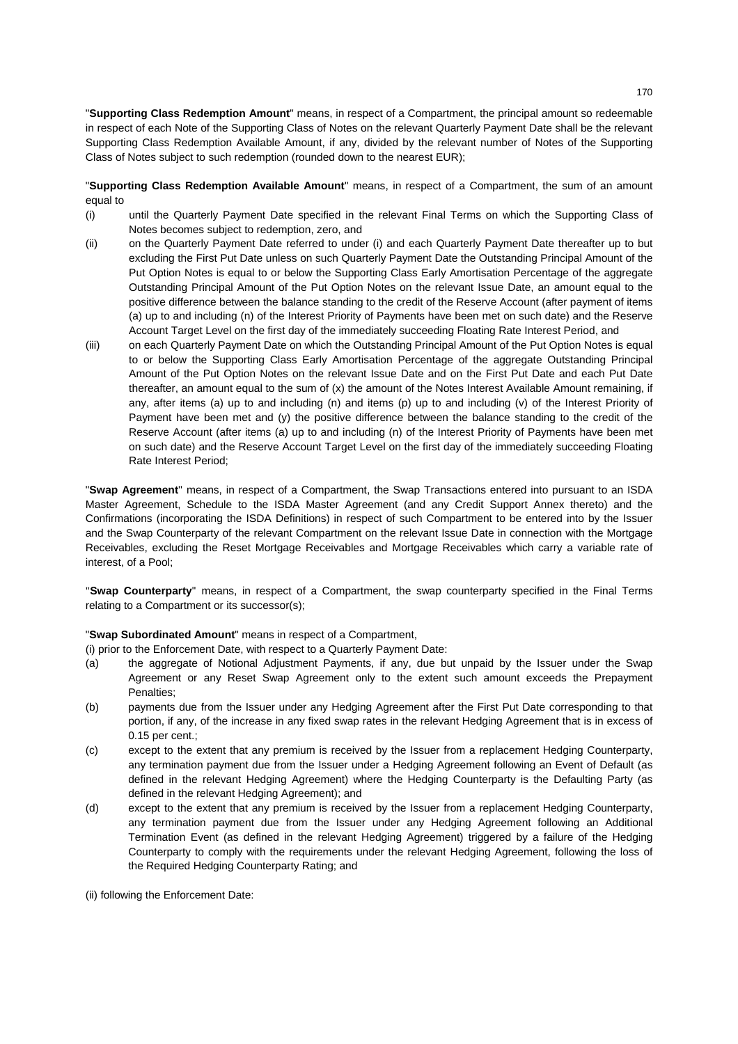"**Supporting Class Redemption Amount**" means, in respect of a Compartment, the principal amount so redeemable in respect of each Note of the Supporting Class of Notes on the relevant Quarterly Payment Date shall be the relevant Supporting Class Redemption Available Amount, if any, divided by the relevant number of Notes of the Supporting Class of Notes subject to such redemption (rounded down to the nearest EUR);

"**Supporting Class Redemption Available Amount**" means, in respect of a Compartment, the sum of an amount equal to

(i) until the Quarterly Payment Date specified in the relevant Final Terms on which the Supporting Class of Notes becomes subject to redemption, zero, and

(ii) on the Quarterly Payment Date referred to under (i) and each Quarterly Payment Date thereafter up to but excluding the First Put Date unless on such Quarterly Payment Date the Outstanding Principal Amount of the Put Option Notes is equal to or below the Supporting Class Early Amortisation Percentage of the aggregate Outstanding Principal Amount of the Put Option Notes on the relevant Issue Date, an amount equal to the positive difference between the balance standing to the credit of the Reserve Account (after payment of items (a) up to and including (n) of the Interest Priority of Payments have been met on such date) and the Reserve Account Target Level on the first day of the immediately succeeding Floating Rate Interest Period, and

(iii) on each Quarterly Payment Date on which the Outstanding Principal Amount of the Put Option Notes is equal to or below the Supporting Class Early Amortisation Percentage of the aggregate Outstanding Principal Amount of the Put Option Notes on the relevant Issue Date and on the First Put Date and each Put Date thereafter, an amount equal to the sum of (x) the amount of the Notes Interest Available Amount remaining, if any, after items (a) up to and including (n) and items (p) up to and including (v) of the Interest Priority of Payment have been met and (y) the positive difference between the balance standing to the credit of the Reserve Account (after items (a) up to and including (n) of the Interest Priority of Payments have been met on such date) and the Reserve Account Target Level on the first day of the immediately succeeding Floating Rate Interest Period;

"**Swap Agreement**" means, in respect of a Compartment, the Swap Transactions entered into pursuant to an ISDA Master Agreement, Schedule to the ISDA Master Agreement (and any Credit Support Annex thereto) and the Confirmations (incorporating the ISDA Definitions) in respect of such Compartment to be entered into by the Issuer and the Swap Counterparty of the relevant Compartment on the relevant Issue Date in connection with the Mortgage Receivables, excluding the Reset Mortgage Receivables and Mortgage Receivables which carry a variable rate of interest, of a Pool;

"**Swap Counterparty**" means, in respect of a Compartment, the swap counterparty specified in the Final Terms relating to a Compartment or its successor(s);

"**Swap Subordinated Amount**" means in respect of a Compartment,

(i) prior to the Enforcement Date, with respect to a Quarterly Payment Date:

(a) the aggregate of Notional Adjustment Payments, if any, due but unpaid by the Issuer under the Swap Agreement or any Reset Swap Agreement only to the extent such amount exceeds the Prepayment Penalties;

(b) payments due from the Issuer under any Hedging Agreement after the First Put Date corresponding to that portion, if any, of the increase in any fixed swap rates in the relevant Hedging Agreement that is in excess of 0.15 per cent.;

(c) except to the extent that any premium is received by the Issuer from a replacement Hedging Counterparty, any termination payment due from the Issuer under a Hedging Agreement following an Event of Default (as defined in the relevant Hedging Agreement) where the Hedging Counterparty is the Defaulting Party (as defined in the relevant Hedging Agreement); and

(d) except to the extent that any premium is received by the Issuer from a replacement Hedging Counterparty, any termination payment due from the Issuer under any Hedging Agreement following an Additional Termination Event (as defined in the relevant Hedging Agreement) triggered by a failure of the Hedging Counterparty to comply with the requirements under the relevant Hedging Agreement, following the loss of the Required Hedging Counterparty Rating; and

(ii) following the Enforcement Date: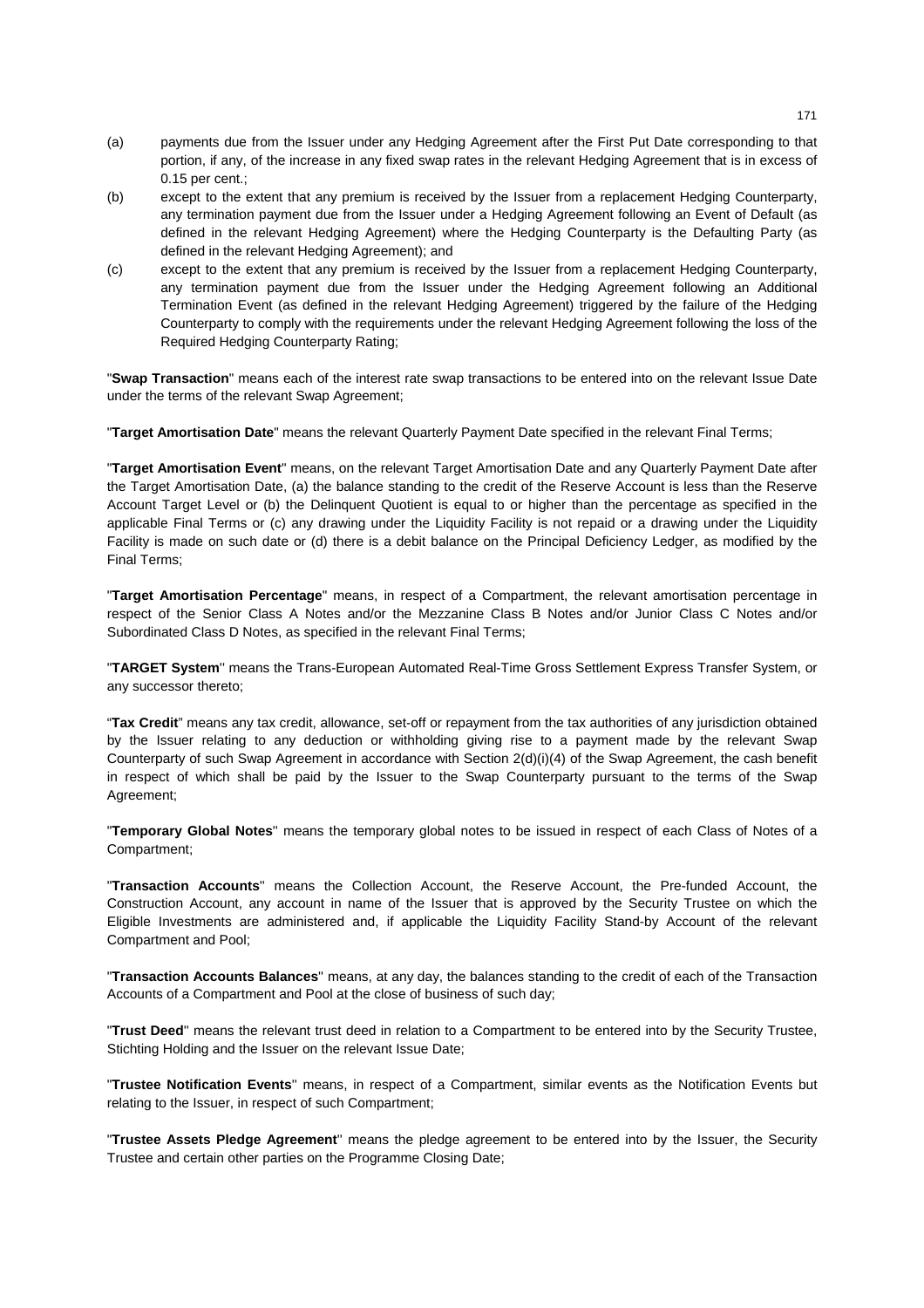(a) payments due from the Issuer under any Hedging Agreement after the First Put Date corresponding to that portion, if any, of the increase in any fixed swap rates in the relevant Hedging Agreement that is in excess of 0.15 per cent.;

(b) except to the extent that any premium is received by the Issuer from a replacement Hedging Counterparty, any termination payment due from the Issuer under a Hedging Agreement following an Event of Default (as defined in the relevant Hedging Agreement) where the Hedging Counterparty is the Defaulting Party (as defined in the relevant Hedging Agreement); and

(c) except to the extent that any premium is received by the Issuer from a replacement Hedging Counterparty, any termination payment due from the Issuer under the Hedging Agreement following an Additional Termination Event (as defined in the relevant Hedging Agreement) triggered by the failure of the Hedging Counterparty to comply with the requirements under the relevant Hedging Agreement following the loss of the Required Hedging Counterparty Rating;

"**Swap Transaction**" means each of the interest rate swap transactions to be entered into on the relevant Issue Date under the terms of the relevant Swap Agreement;

"**Target Amortisation Date**" means the relevant Quarterly Payment Date specified in the relevant Final Terms;

"**Target Amortisation Event**" means, on the relevant Target Amortisation Date and any Quarterly Payment Date after the Target Amortisation Date, (a) the balance standing to the credit of the Reserve Account is less than the Reserve Account Target Level or (b) the Delinquent Quotient is equal to or higher than the percentage as specified in the applicable Final Terms or (c) any drawing under the Liquidity Facility is not repaid or a drawing under the Liquidity Facility is made on such date or (d) there is a debit balance on the Principal Deficiency Ledger, as modified by the Final Terms;

"**Target Amortisation Percentage**" means, in respect of a Compartment, the relevant amortisation percentage in respect of the Senior Class A Notes and/or the Mezzanine Class B Notes and/or Junior Class C Notes and/or Subordinated Class D Notes, as specified in the relevant Final Terms;

"**TARGET System**" means the Trans-European Automated Real-Time Gross Settlement Express Transfer System, or any successor thereto;

"**Tax Credit**" means any tax credit, allowance, set-off or repayment from the tax authorities of any jurisdiction obtained by the Issuer relating to any deduction or withholding giving rise to a payment made by the relevant Swap Counterparty of such Swap Agreement in accordance with Section 2(d)(i)(4) of the Swap Agreement, the cash benefit in respect of which shall be paid by the Issuer to the Swap Counterparty pursuant to the terms of the Swap Agreement;

"**Temporary Global Notes**" means the temporary global notes to be issued in respect of each Class of Notes of a Compartment;

"**Transaction Accounts**" means the Collection Account, the Reserve Account, the Pre-funded Account, the Construction Account, any account in name of the Issuer that is approved by the Security Trustee on which the Eligible Investments are administered and, if applicable the Liquidity Facility Stand-by Account of the relevant Compartment and Pool;

"**Transaction Accounts Balances**" means, at any day, the balances standing to the credit of each of the Transaction Accounts of a Compartment and Pool at the close of business of such day;

"**Trust Deed**" means the relevant trust deed in relation to a Compartment to be entered into by the Security Trustee, Stichting Holding and the Issuer on the relevant Issue Date;

"**Trustee Notification Events**" means, in respect of a Compartment, similar events as the Notification Events but relating to the Issuer, in respect of such Compartment;

"**Trustee Assets Pledge Agreement**" means the pledge agreement to be entered into by the Issuer, the Security Trustee and certain other parties on the Programme Closing Date;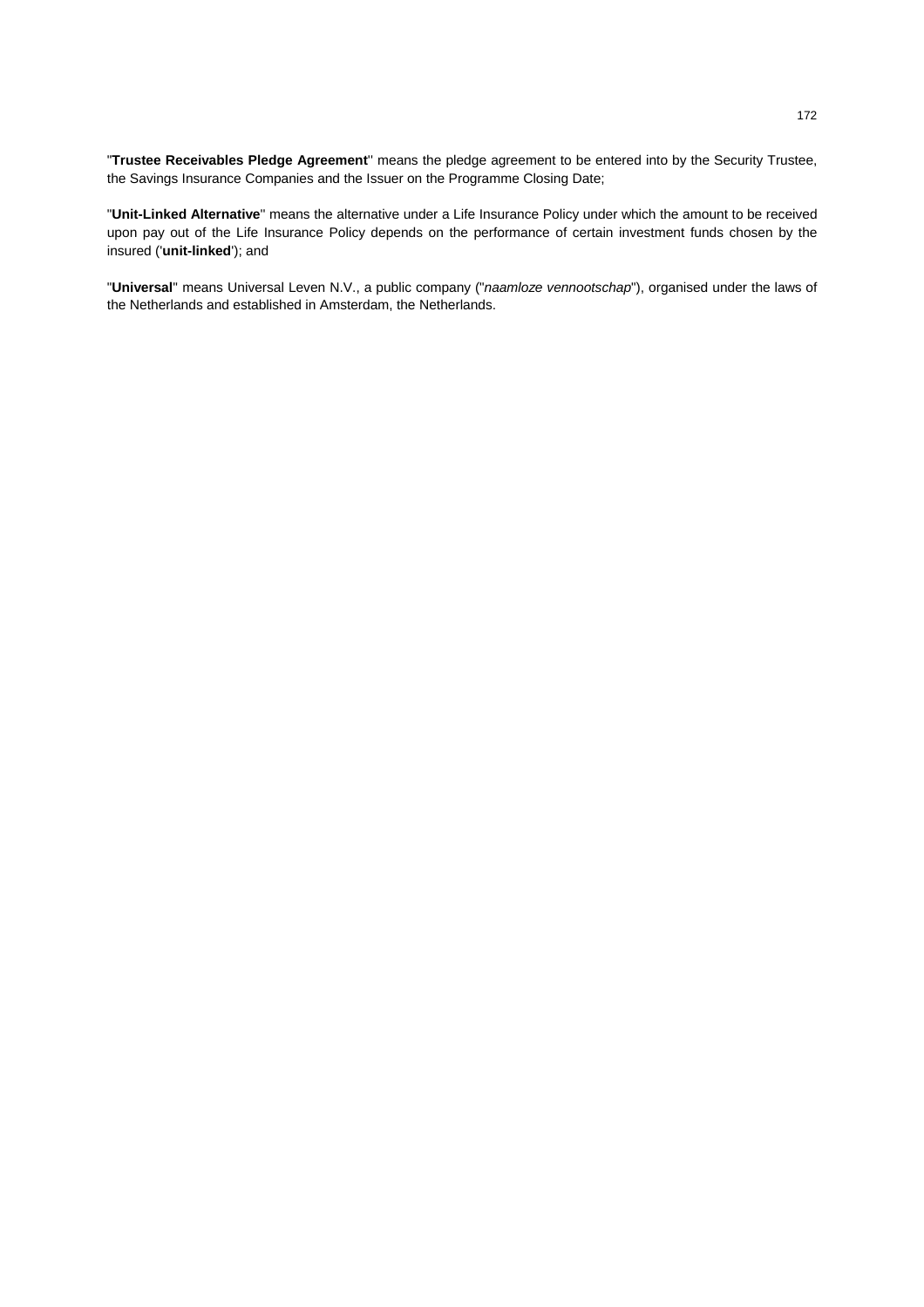"**Trustee Receivables Pledge Agreement**" means the pledge agreement to be entered into by the Security Trustee, the Savings Insurance Companies and the Issuer on the Programme Closing Date;

"**Unit-Linked Alternative**" means the alternative under a Life Insurance Policy under which the amount to be received upon pay out of the Life Insurance Policy depends on the performance of certain investment funds chosen by the insured ('**unit-linked**'); and

"**Universal**" means Universal Leven N.V., a public company ("*naamloze vennootschap*"), organised under the laws of the Netherlands and established in Amsterdam, the Netherlands.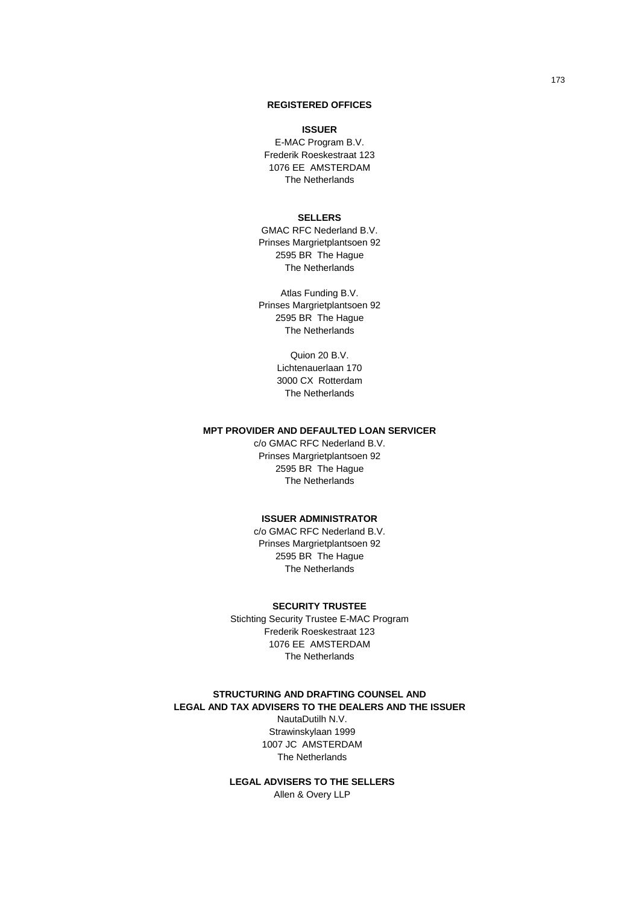## REGISTERED OFFICES

### ISSUER

E-MAC Program B.V.
Frederik Roeskestraat 123
1076 EE AMSTERDAM
The Netherlands

### SELLERS

GMAC RFC Nederland B.V.
Prinses Margrietplantsoen 92
2595 BR The Hague
The Netherlands

Atlas Funding B.V.
Prinses Margrietplantsoen 92
2595 BR The Hague
The Netherlands

Quion 20 B.V.
Lichtenauerlaan 170
3000 CX Rotterdam
The Netherlands

### MPT PROVIDER AND DEFAULTED LOAN SERVICER

c/o GMAC RFC Nederland B.V.
Prinses Margrietplantsoen 92
2595 BR The Hague
The Netherlands

### ISSUER ADMINISTRATOR

c/o GMAC RFC Nederland B.V.
Prinses Margrietplantsoen 92
2595 BR The Hague
The Netherlands

### SECURITY TRUSTEE

Stichting Security Trustee E-MAC Program
Frederik Roeskestraat 123
1076 EE AMSTERDAM
The Netherlands

### STRUCTURING AND DRAFTING COUNSEL AND LEGAL AND TAX ADVISERS TO THE DEALERS AND THE ISSUER

NautaDutilh N.V.
Strawinskylaan 1999
1007 JC AMSTERDAM
The Netherlands

### LEGAL ADVISERS TO THE SELLERS

Allen & Overy LLP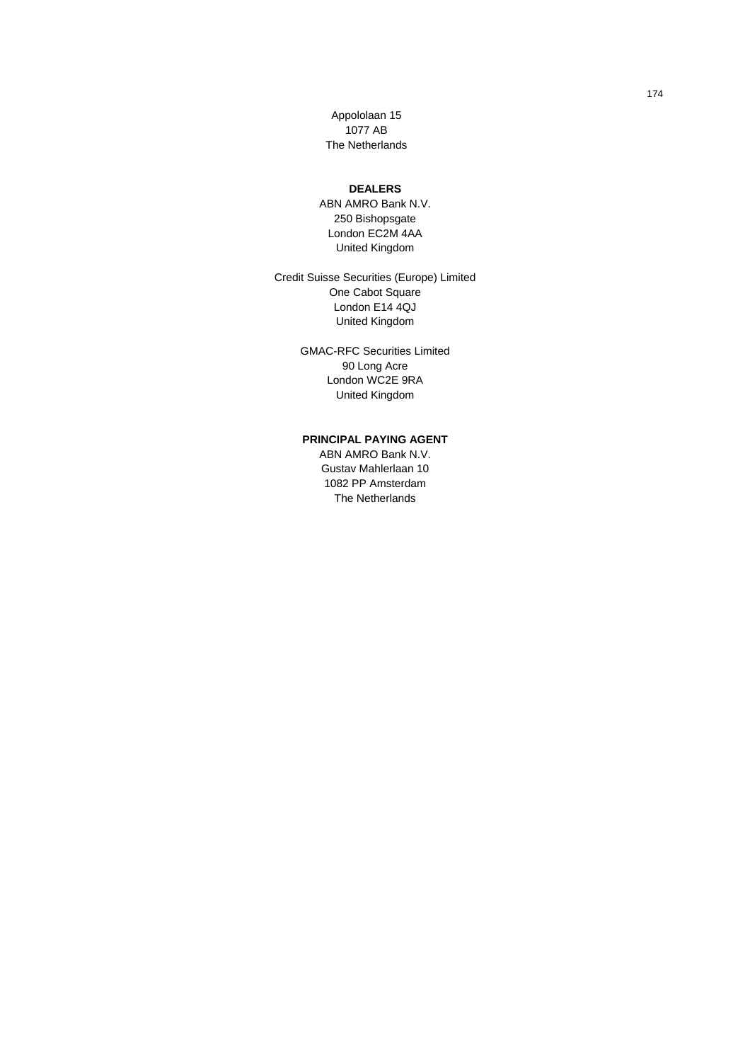Appololaan 15
1077 AB
The Netherlands

**DEALERS**

ABN AMRO Bank N.V.
250 Bishopsgate
London EC2M 4AA
United Kingdom

Credit Suisse Securities (Europe) Limited
One Cabot Square
London E14 4QJ
United Kingdom

GMAC-RFC Securities Limited
90 Long Acre
London WC2E 9RA
United Kingdom

**PRINCIPAL PAYING AGENT**

ABN AMRO Bank N.V.
Gustav Mahlerlaan 10
1082 PP Amsterdam
The Netherlands